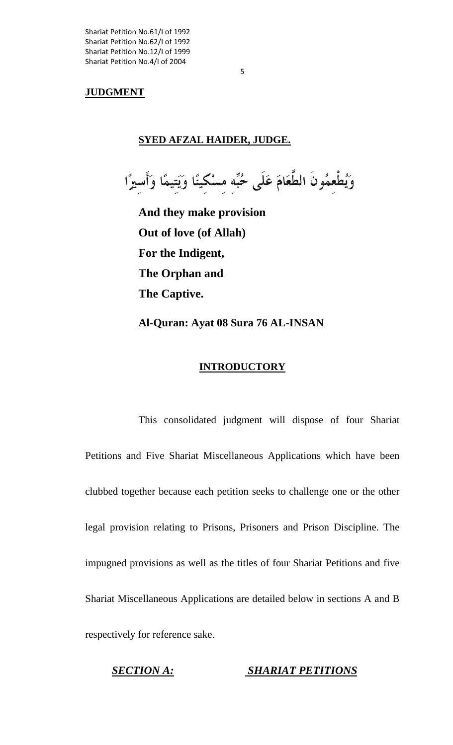**JUDGMENT**

**SYED AFZAL HAIDER, JUDGE.**

وَيُطْعِمُونَ الطَّعَامَ عَلَى حُبِّهِ مِسْكِينًا وَيَتِيمًا وَأَسِيرًا

**And they make provision**
**Out of love (of Allah)**
**For the Indigent,**
**The Orphan and**
**The Captive.**

**Al-Quran: Ayat 08 Sura 76 AL-INSAN**

## INTRODUCTORY

This consolidated judgment will dispose of four Shariat Petitions and Five Shariat Miscellaneous Applications which have been clubbed together because each petition seeks to challenge one or the other legal provision relating to Prisons, Prisoners and Prison Discipline. The impugned provisions as well as the titles of four Shariat Petitions and five Shariat Miscellaneous Applications are detailed below in sections A and B respectively for reference sake.

***SECTION A: SHARIAT PETITIONS***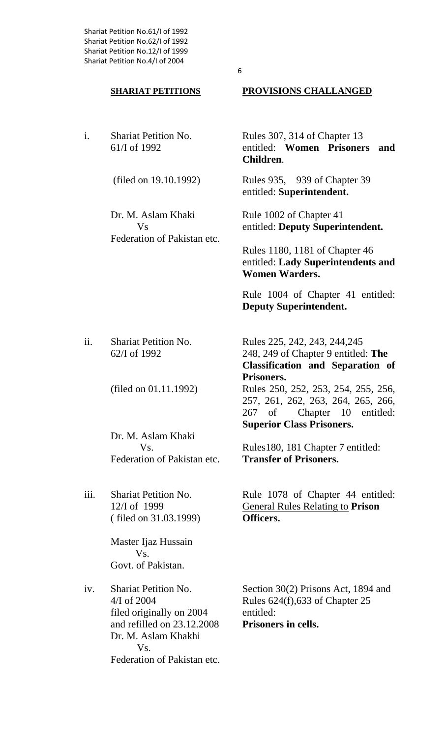| **SHARIAT PETITIONS** | | **PROVISIONS CHALLANGED** |
|---|---|---|
| i. | Shariat Petition No. 61/I of 1992<br><br>(filed on 19.10.1992)<br><br>Dr. M. Aslam Khaki<br>Vs<br>Federation of Pakistan etc. | Rules 307, 314 of Chapter 13 entitled: **Women Prisoners and Children**.<br><br>Rules 935, 939 of Chapter 39 entitled: **Superintendent.**<br><br>Rule 1002 of Chapter 41 entitled: **Deputy Superintendent.**<br><br>Rules 1180, 1181 of Chapter 46 entitled: **Lady Superintendents and Women Warders.**<br><br>Rule 1004 of Chapter 41 entitled: **Deputy Superintendent.** |
| ii. | Shariat Petition No. 62/I of 1992<br><br>(filed on 01.11.1992)<br><br>Dr. M. Aslam Khaki<br>Vs.<br>Federation of Pakistan etc. | Rules 225, 242, 243, 244,245 248, 249 of Chapter 9 entitled: **The Classification and Separation of Prisoners.**<br>Rules 250, 252, 253, 254, 255, 256, 257, 261, 262, 263, 264, 265, 266, 267 of Chapter 10 entitled: **Superior Class Prisoners.**<br><br>Rules180, 181 Chapter 7 entitled: **Transfer of Prisoners.** |
| iii. | Shariat Petition No. 12/I of 1999<br>( filed on 31.03.1999)<br><br>Master Ijaz Hussain<br>Vs.<br>Govt. of Pakistan. | Rule 1078 of Chapter 44 entitled: General Rules Relating to **Prison Officers.** |
| iv. | Shariat Petition No. 4/I of 2004<br>filed originally on 2004<br>and refilled on 23.12.2008<br>Dr. M. Aslam Khakhi<br>Vs.<br>Federation of Pakistan etc. | Section 30(2) Prisons Act, 1894 and Rules 624(f),633 of Chapter 25 entitled:<br>**Prisoners in cells.** |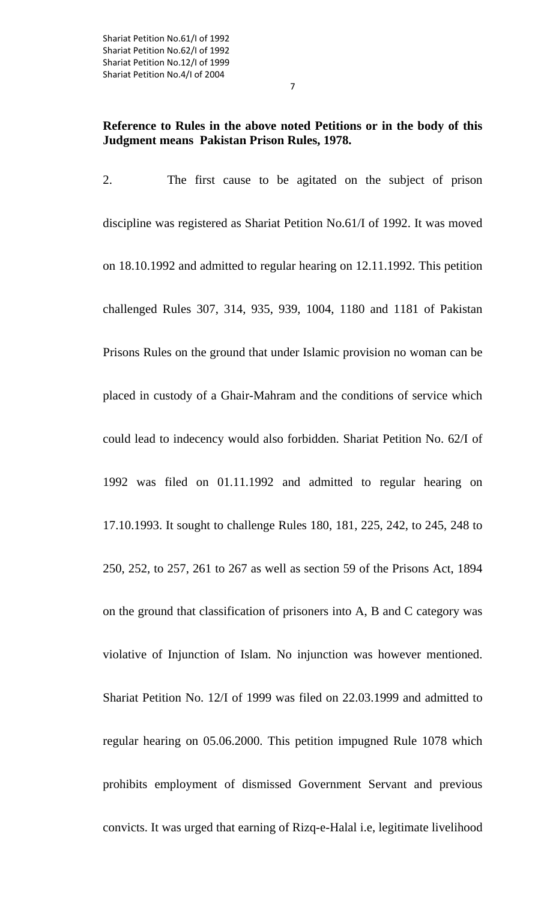**Reference to Rules in the above noted Petitions or in the body of this Judgment means Pakistan Prison Rules, 1978.**

2. The first cause to be agitated on the subject of prison discipline was registered as Shariat Petition No.61/I of 1992. It was moved on 18.10.1992 and admitted to regular hearing on 12.11.1992. This petition challenged Rules 307, 314, 935, 939, 1004, 1180 and 1181 of Pakistan Prisons Rules on the ground that under Islamic provision no woman can be placed in custody of a Ghair-Mahram and the conditions of service which could lead to indecency would also forbidden. Shariat Petition No. 62/I of 1992 was filed on 01.11.1992 and admitted to regular hearing on 17.10.1993. It sought to challenge Rules 180, 181, 225, 242, to 245, 248 to 250, 252, to 257, 261 to 267 as well as section 59 of the Prisons Act, 1894 on the ground that classification of prisoners into A, B and C category was violative of Injunction of Islam. No injunction was however mentioned. Shariat Petition No. 12/I of 1999 was filed on 22.03.1999 and admitted to regular hearing on 05.06.2000. This petition impugned Rule 1078 which prohibits employment of dismissed Government Servant and previous convicts. It was urged that earning of Rizq-e-Halal i.e, legitimate livelihood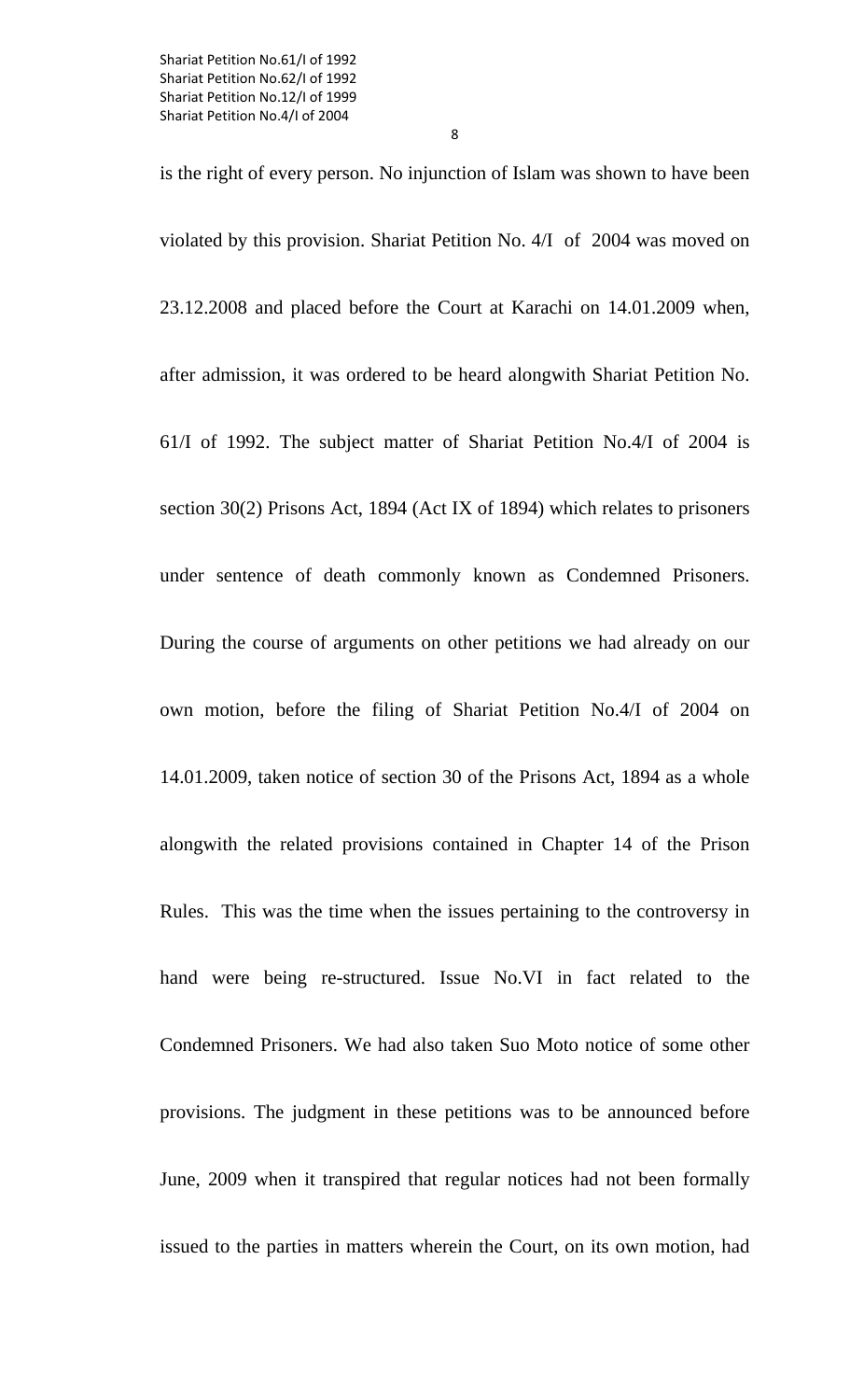is the right of every person. No injunction of Islam was shown to have been violated by this provision. Shariat Petition No. 4/I of 2004 was moved on 23.12.2008 and placed before the Court at Karachi on 14.01.2009 when, after admission, it was ordered to be heard alongwith Shariat Petition No. 61/I of 1992. The subject matter of Shariat Petition No.4/I of 2004 is section 30(2) Prisons Act, 1894 (Act IX of 1894) which relates to prisoners under sentence of death commonly known as Condemned Prisoners. During the course of arguments on other petitions we had already on our own motion, before the filing of Shariat Petition No.4/I of 2004 on 14.01.2009, taken notice of section 30 of the Prisons Act, 1894 as a whole alongwith the related provisions contained in Chapter 14 of the Prison Rules. This was the time when the issues pertaining to the controversy in hand were being re-structured. Issue No.VI in fact related to the Condemned Prisoners. We had also taken Suo Moto notice of some other provisions. The judgment in these petitions was to be announced before June, 2009 when it transpired that regular notices had not been formally issued to the parties in matters wherein the Court, on its own motion, had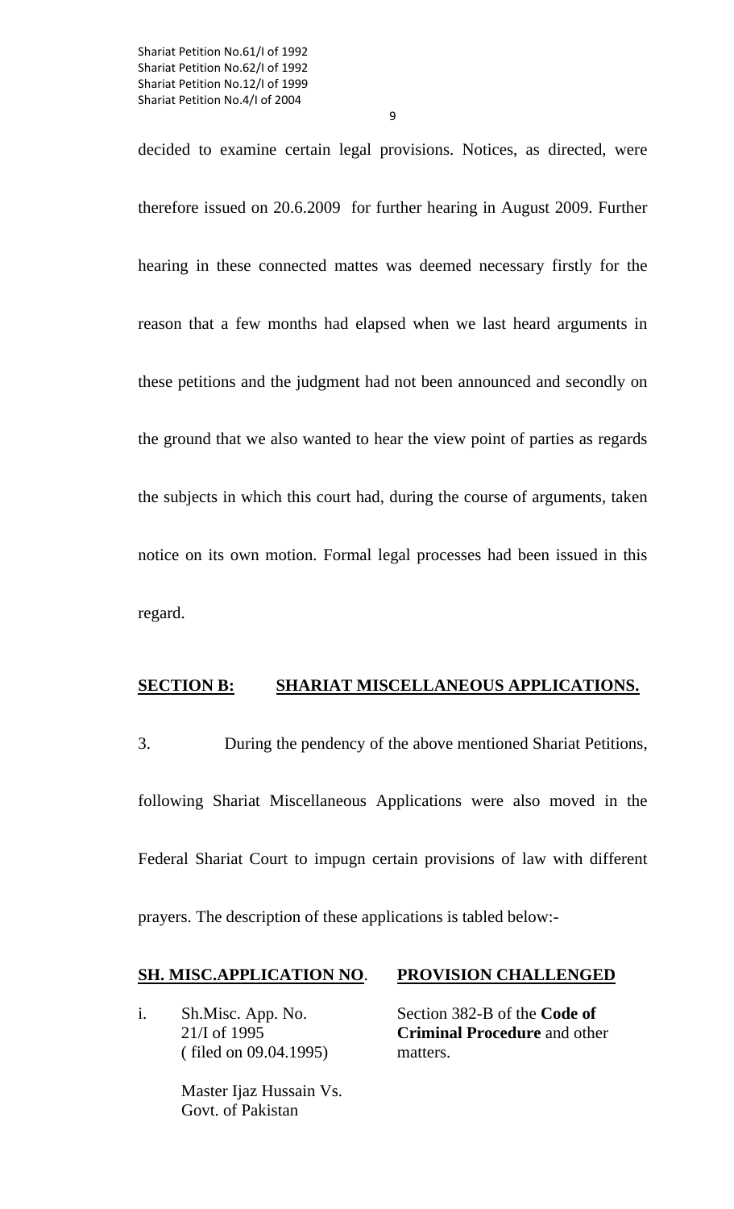decided to examine certain legal provisions. Notices, as directed, were therefore issued on 20.6.2009 for further hearing in August 2009. Further hearing in these connected mattes was deemed necessary firstly for the reason that a few months had elapsed when we last heard arguments in these petitions and the judgment had not been announced and secondly on the ground that we also wanted to hear the view point of parties as regards the subjects in which this court had, during the course of arguments, taken notice on its own motion. Formal legal processes had been issued in this regard.

## SECTION B: SHARIAT MISCELLANEOUS APPLICATIONS.

3. During the pendency of the above mentioned Shariat Petitions, following Shariat Miscellaneous Applications were also moved in the Federal Shariat Court to impugn certain provisions of law with different prayers. The description of these applications is tabled below:-

| | **SH. MISC.APPLICATION NO.** | **PROVISION CHALLENGED** |
|---|---|---|
| i. | Sh.Misc. App. No. 21/I of 1995 ( filed on 09.04.1995)<br><br>Master Ijaz Hussain Vs. Govt. of Pakistan | Section 382-B of the **Code of Criminal Procedure** and other matters. |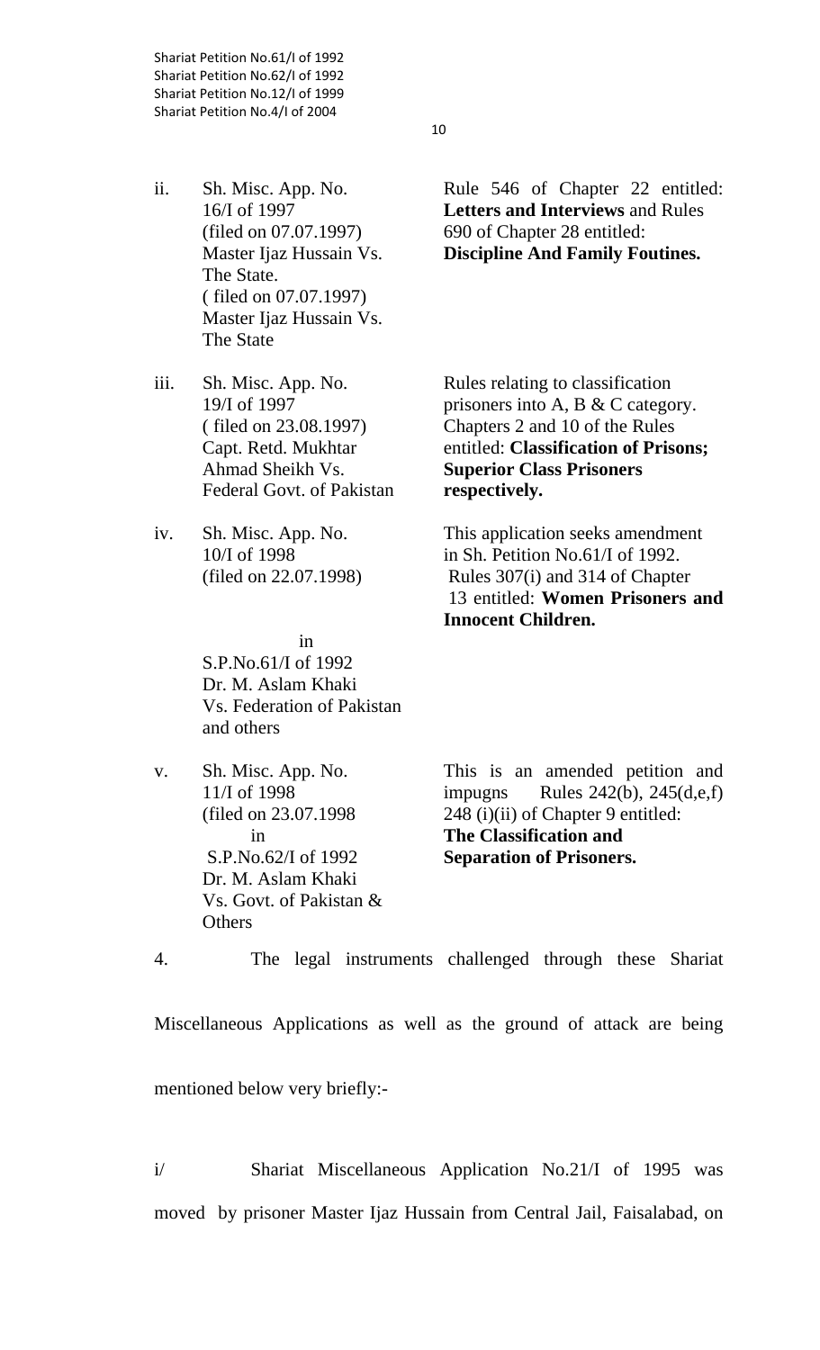| | | |
|---|---|---|
| ii. | Sh. Misc. App. No. 16/I of 1997 (filed on 07.07.1997) Master Ijaz Hussain Vs. The State. ( filed on 07.07.1997) Master Ijaz Hussain Vs. The State | Rule 546 of Chapter 22 entitled: **Letters and Interviews** and Rules 690 of Chapter 28 entitled: **Discipline And Family Foutines.** |
| iii. | Sh. Misc. App. No. 19/I of 1997 ( filed on 23.08.1997) Capt. Retd. Mukhtar Ahmad Sheikh Vs. Federal Govt. of Pakistan | Rules relating to classification prisoners into A, B & C category. Chapters 2 and 10 of the Rules entitled: **Classification of Prisons; Superior Class Prisoners respectively.** |
| iv. | Sh. Misc. App. No. 10/I of 1998 (filed on 22.07.1998) in S.P.No.61/I of 1992 Dr. M. Aslam Khaki Vs. Federation of Pakistan and others | This application seeks amendment in Sh. Petition No.61/I of 1992. Rules 307(i) and 314 of Chapter 13 entitled: **Women Prisoners and Innocent Children.** |
| v. | Sh. Misc. App. No. 11/I of 1998 (filed on 23.07.1998 in S.P.No.62/I of 1992 Dr. M. Aslam Khaki Vs. Govt. of Pakistan & Others | This is an amended petition and impugns Rules 242(b), 245(d,e,f) 248 (i)(ii) of Chapter 9 entitled: **The Classification and Separation of Prisoners.** |

4. The legal instruments challenged through these Shariat Miscellaneous Applications as well as the ground of attack are being mentioned below very briefly:-

i/ Shariat Miscellaneous Application No.21/I of 1995 was moved by prisoner Master Ijaz Hussain from Central Jail, Faisalabad, on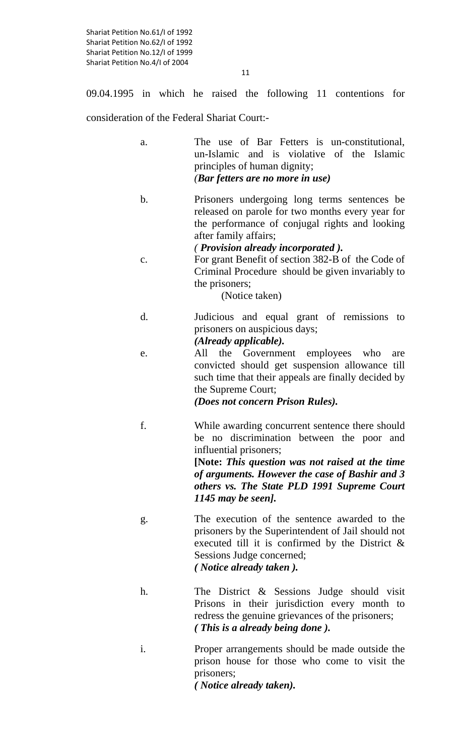09.04.1995 in which he raised the following 11 contentions for consideration of the Federal Shariat Court:-

a. The use of Bar Fetters is un-constitutional, un-Islamic and is violative of the Islamic principles of human dignity;
*(Bar fetters are no more in use)*

b. Prisoners undergoing long terms sentences be released on parole for two months every year for the performance of conjugal rights and looking after family affairs;
*( Provision already incorporated ).*

c. For grant Benefit of section 382-B of the Code of Criminal Procedure should be given invariably to the prisoners;
(Notice taken)

d. Judicious and equal grant of remissions to prisoners on auspicious days;
*(Already applicable).*

e. All the Government employees who are convicted should get suspension allowance till such time that their appeals are finally decided by the Supreme Court;
*(Does not concern Prison Rules).*

f. While awarding concurrent sentence there should be no discrimination between the poor and influential prisoners;
**[Note:** ***This question was not raised at the time of arguments. However the case of Bashir and 3 others vs. The State PLD 1991 Supreme Court 1145 may be seen].***

g. The execution of the sentence awarded to the prisoners by the Superintendent of Jail should not executed till it is confirmed by the District & Sessions Judge concerned;
*( Notice already taken ).*

h. The District & Sessions Judge should visit Prisons in their jurisdiction every month to redress the genuine grievances of the prisoners;
*( This is a already being done ).*

i. Proper arrangements should be made outside the prison house for those who come to visit the prisoners;
*( Notice already taken).*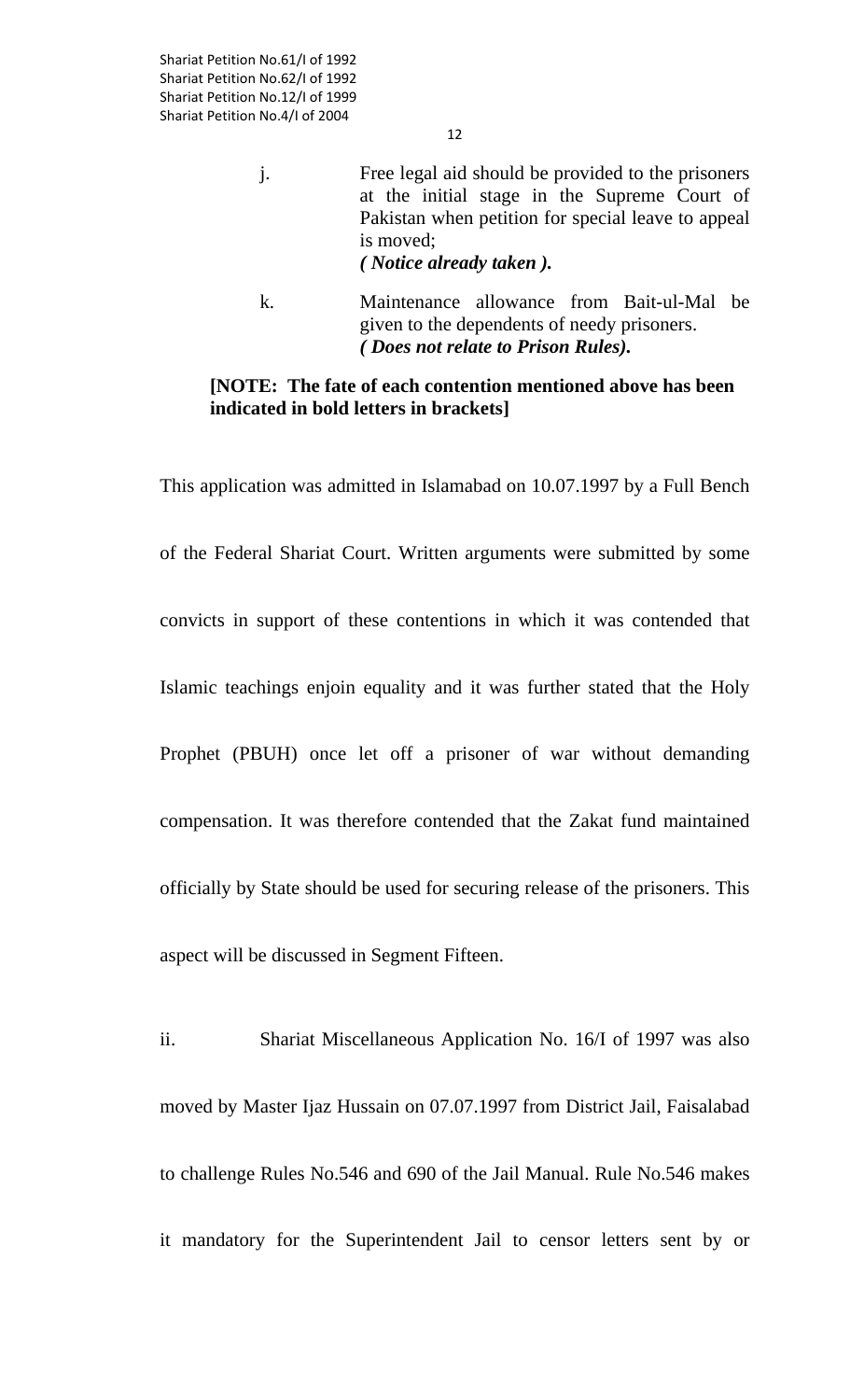j. Free legal aid should be provided to the prisoners at the initial stage in the Supreme Court of Pakistan when petition for special leave to appeal is moved;
***( Notice already taken ).***

k. Maintenance allowance from Bait-ul-Mal be given to the dependents of needy prisoners.
***( Does not relate to Prison Rules).***

**[NOTE: The fate of each contention mentioned above has been indicated in bold letters in brackets]**

This application was admitted in Islamabad on 10.07.1997 by a Full Bench of the Federal Shariat Court. Written arguments were submitted by some convicts in support of these contentions in which it was contended that Islamic teachings enjoin equality and it was further stated that the Holy Prophet (PBUH) once let off a prisoner of war without demanding compensation. It was therefore contended that the Zakat fund maintained officially by State should be used for securing release of the prisoners. This aspect will be discussed in Segment Fifteen.

ii. Shariat Miscellaneous Application No. 16/I of 1997 was also moved by Master Ijaz Hussain on 07.07.1997 from District Jail, Faisalabad to challenge Rules No.546 and 690 of the Jail Manual. Rule No.546 makes it mandatory for the Superintendent Jail to censor letters sent by or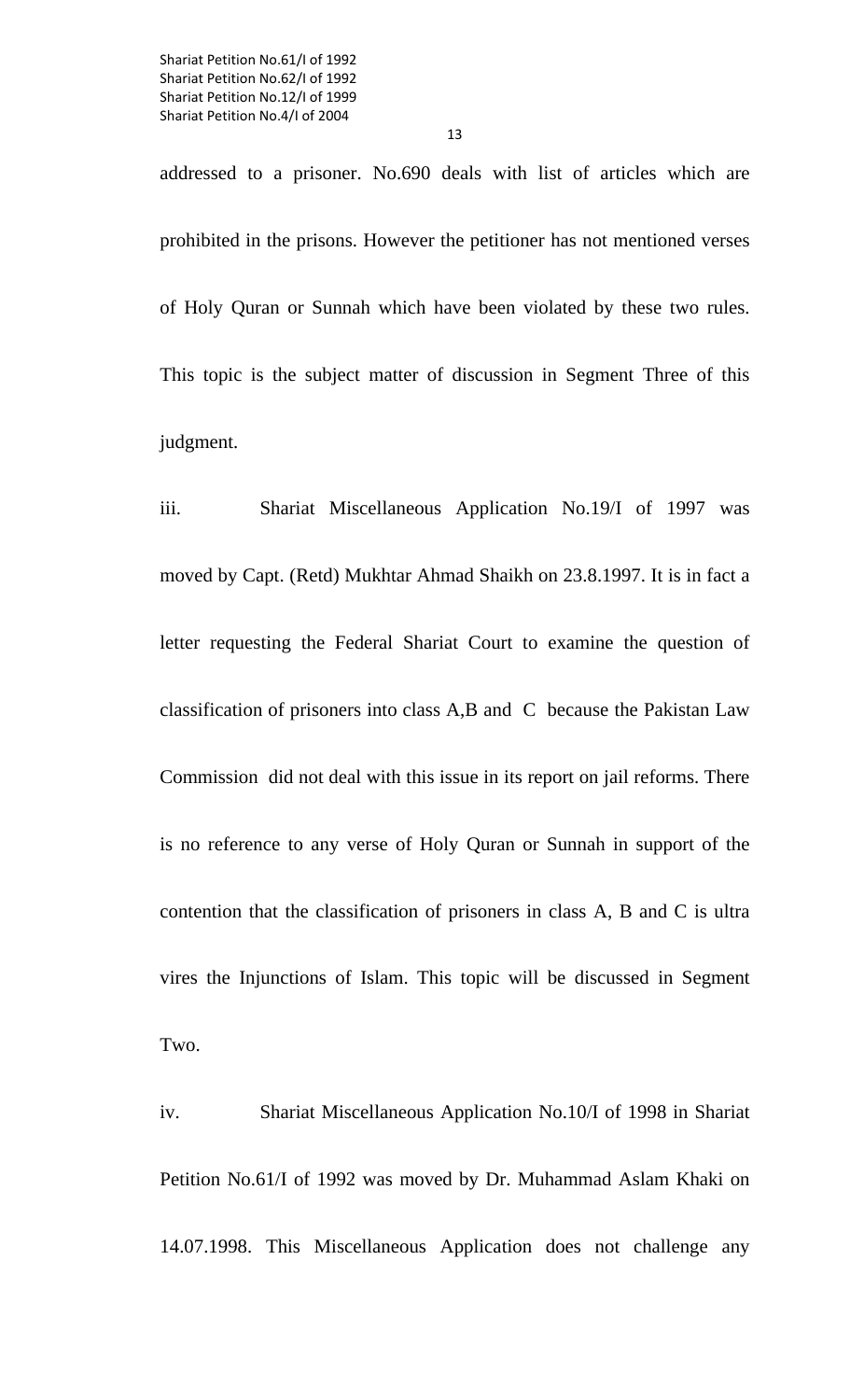addressed to a prisoner. No.690 deals with list of articles which are prohibited in the prisons. However the petitioner has not mentioned verses of Holy Quran or Sunnah which have been violated by these two rules. This topic is the subject matter of discussion in Segment Three of this judgment.

iii. Shariat Miscellaneous Application No.19/I of 1997 was moved by Capt. (Retd) Mukhtar Ahmad Shaikh on 23.8.1997. It is in fact a letter requesting the Federal Shariat Court to examine the question of classification of prisoners into class A,B and C because the Pakistan Law Commission did not deal with this issue in its report on jail reforms. There is no reference to any verse of Holy Quran or Sunnah in support of the contention that the classification of prisoners in class A, B and C is ultra vires the Injunctions of Islam. This topic will be discussed in Segment Two.

iv. Shariat Miscellaneous Application No.10/I of 1998 in Shariat Petition No.61/I of 1992 was moved by Dr. Muhammad Aslam Khaki on 14.07.1998. This Miscellaneous Application does not challenge any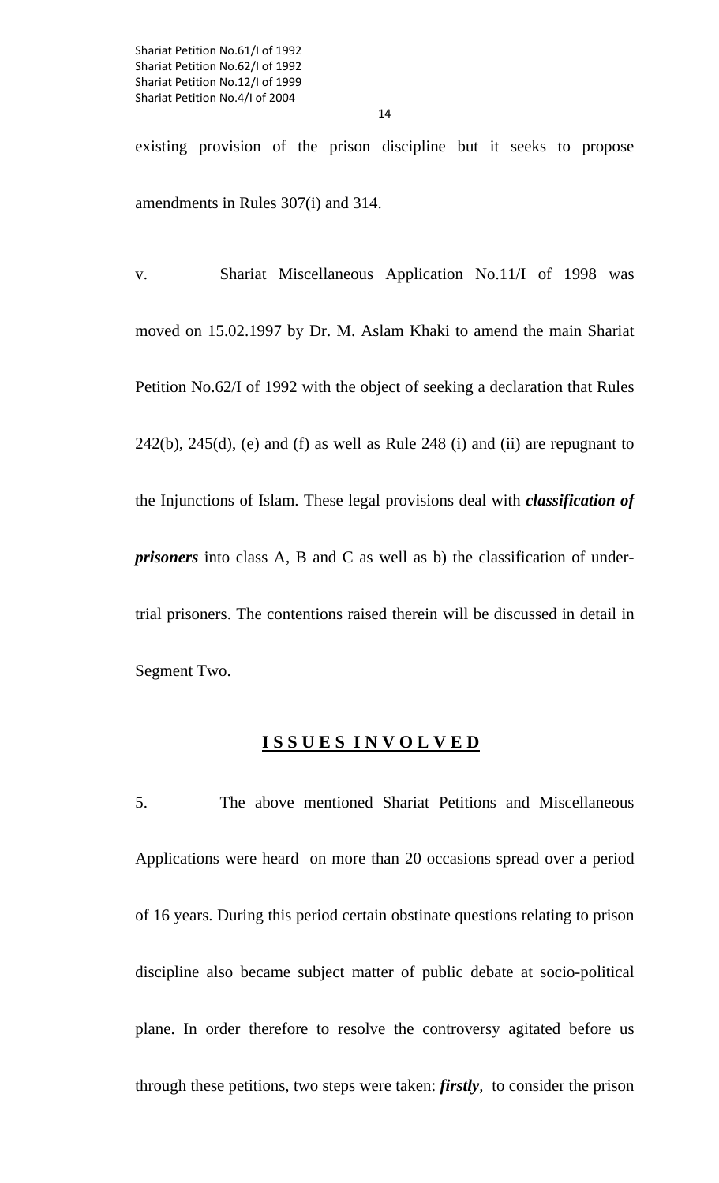existing provision of the prison discipline but it seeks to propose amendments in Rules 307(i) and 314.

v. Shariat Miscellaneous Application No.11/I of 1998 was moved on 15.02.1997 by Dr. M. Aslam Khaki to amend the main Shariat Petition No.62/I of 1992 with the object of seeking a declaration that Rules 242(b), 245(d), (e) and (f) as well as Rule 248 (i) and (ii) are repugnant to the Injunctions of Islam. These legal provisions deal with ***classification of prisoners*** into class A, B and C as well as b) the classification of under-trial prisoners. The contentions raised therein will be discussed in detail in Segment Two.

## ISSUES INVOLVED

5. The above mentioned Shariat Petitions and Miscellaneous Applications were heard on more than 20 occasions spread over a period of 16 years. During this period certain obstinate questions relating to prison discipline also became subject matter of public debate at socio-political plane. In order therefore to resolve the controversy agitated before us through these petitions, two steps were taken: ***firstly***, to consider the prison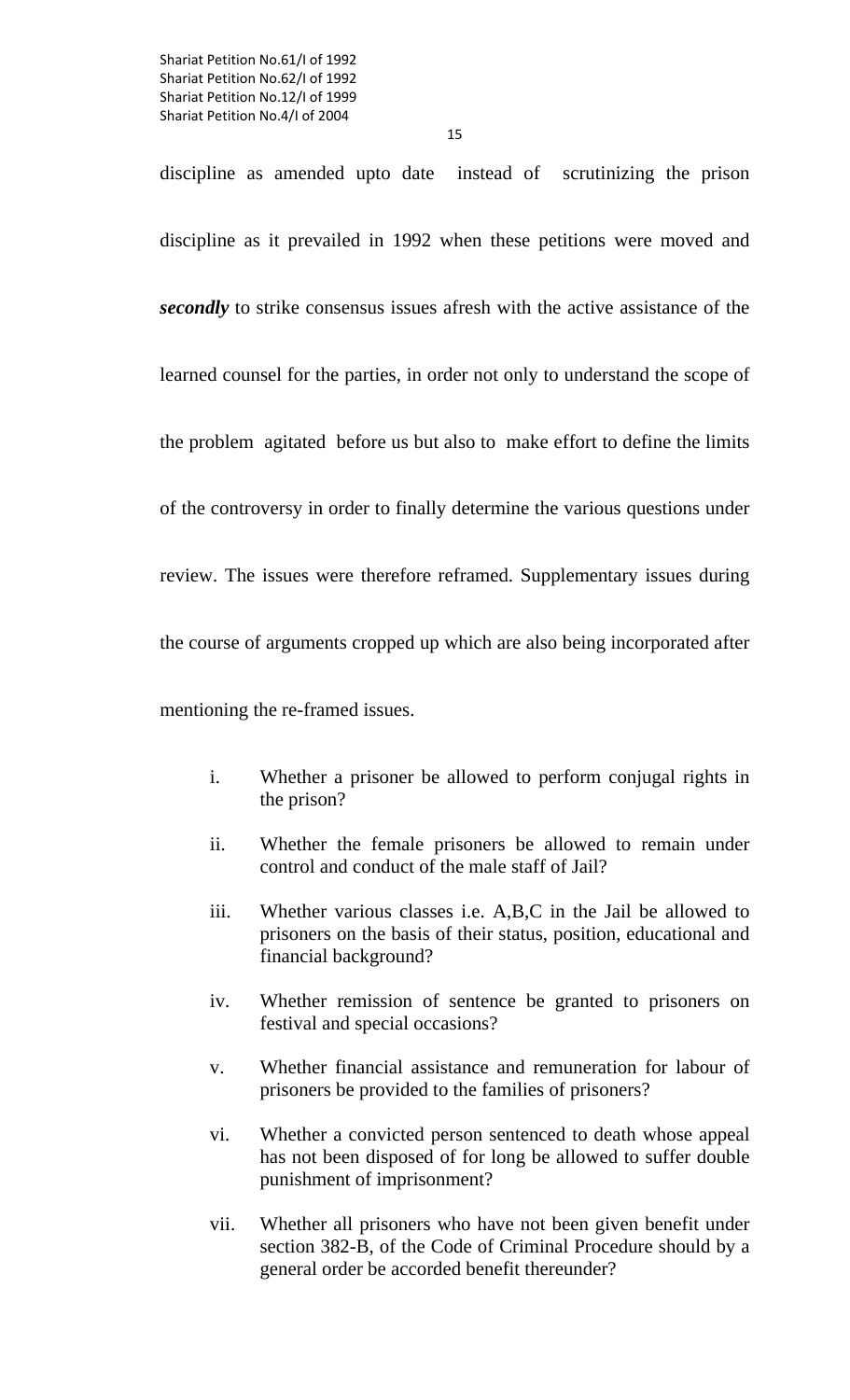discipline as amended upto date instead of scrutinizing the prison discipline as it prevailed in 1992 when these petitions were moved and ***secondly*** to strike consensus issues afresh with the active assistance of the learned counsel for the parties, in order not only to understand the scope of the problem agitated before us but also to make effort to define the limits of the controversy in order to finally determine the various questions under review. The issues were therefore reframed. Supplementary issues during the course of arguments cropped up which are also being incorporated after mentioning the re-framed issues.

i. Whether a prisoner be allowed to perform conjugal rights in the prison?

ii. Whether the female prisoners be allowed to remain under control and conduct of the male staff of Jail?

iii. Whether various classes i.e. A,B,C in the Jail be allowed to prisoners on the basis of their status, position, educational and financial background?

iv. Whether remission of sentence be granted to prisoners on festival and special occasions?

v. Whether financial assistance and remuneration for labour of prisoners be provided to the families of prisoners?

vi. Whether a convicted person sentenced to death whose appeal has not been disposed of for long be allowed to suffer double punishment of imprisonment?

vii. Whether all prisoners who have not been given benefit under section 382-B, of the Code of Criminal Procedure should by a general order be accorded benefit thereunder?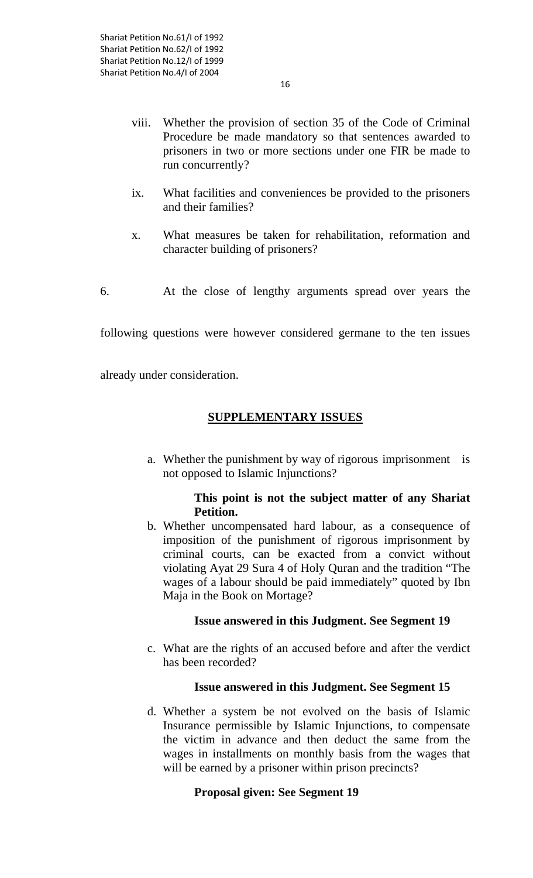viii. Whether the provision of section 35 of the Code of Criminal Procedure be made mandatory so that sentences awarded to prisoners in two or more sections under one FIR be made to run concurrently?

ix. What facilities and conveniences be provided to the prisoners and their families?

x. What measures be taken for rehabilitation, reformation and character building of prisoners?

6. At the close of lengthy arguments spread over years the following questions were however considered germane to the ten issues already under consideration.

**SUPPLEMENTARY ISSUES**

a. Whether the punishment by way of rigorous imprisonment is not opposed to Islamic Injunctions?

**This point is not the subject matter of any Shariat Petition.**

b. Whether uncompensated hard labour, as a consequence of imposition of the punishment of rigorous imprisonment by criminal courts, can be exacted from a convict without violating Ayat 29 Sura 4 of Holy Quran and the tradition "The wages of a labour should be paid immediately" quoted by Ibn Maja in the Book on Mortage?

**Issue answered in this Judgment. See Segment 19**

c. What are the rights of an accused before and after the verdict has been recorded?

**Issue answered in this Judgment. See Segment 15**

d. Whether a system be not evolved on the basis of Islamic Insurance permissible by Islamic Injunctions, to compensate the victim in advance and then deduct the same from the wages in installments on monthly basis from the wages that will be earned by a prisoner within prison precincts?

**Proposal given: See Segment 19**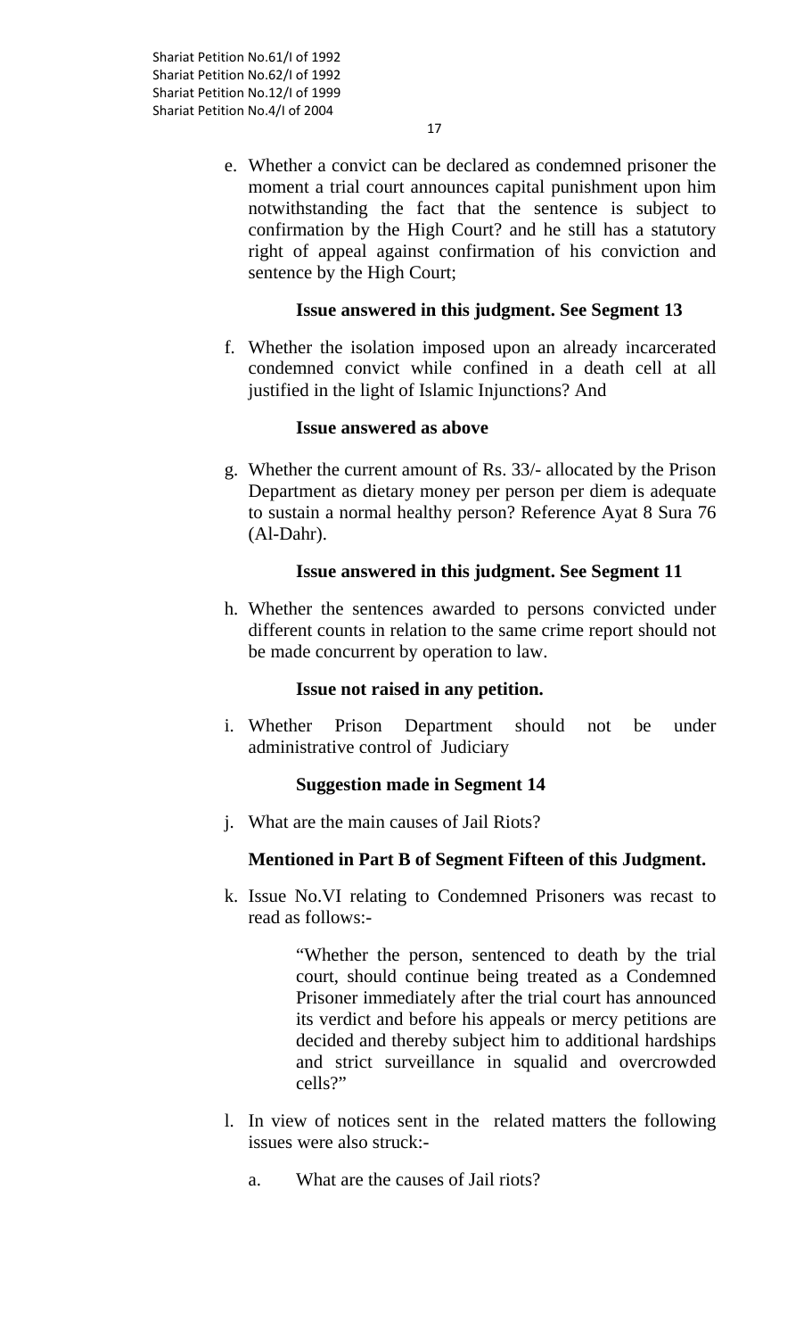e. Whether a convict can be declared as condemned prisoner the moment a trial court announces capital punishment upon him notwithstanding the fact that the sentence is subject to confirmation by the High Court? and he still has a statutory right of appeal against confirmation of his conviction and sentence by the High Court;

   **Issue answered in this judgment. See Segment 13**

f. Whether the isolation imposed upon an already incarcerated condemned convict while confined in a death cell at all justified in the light of Islamic Injunctions? And

   **Issue answered as above**

g. Whether the current amount of Rs. 33/- allocated by the Prison Department as dietary money per person per diem is adequate to sustain a normal healthy person? Reference Ayat 8 Sura 76 (Al-Dahr).

   **Issue answered in this judgment. See Segment 11**

h. Whether the sentences awarded to persons convicted under different counts in relation to the same crime report should not be made concurrent by operation to law.

   **Issue not raised in any petition.**

i. Whether Prison Department should not be under administrative control of Judiciary

   **Suggestion made in Segment 14**

j. What are the main causes of Jail Riots?

   **Mentioned in Part B of Segment Fifteen of this Judgment.**

k. Issue No.VI relating to Condemned Prisoners was recast to read as follows:-

   > "Whether the person, sentenced to death by the trial court, should continue being treated as a Condemned Prisoner immediately after the trial court has announced its verdict and before his appeals or mercy petitions are decided and thereby subject him to additional hardships and strict surveillance in squalid and overcrowded cells?"

l. In view of notices sent in the related matters the following issues were also struck:-

   a. What are the causes of Jail riots?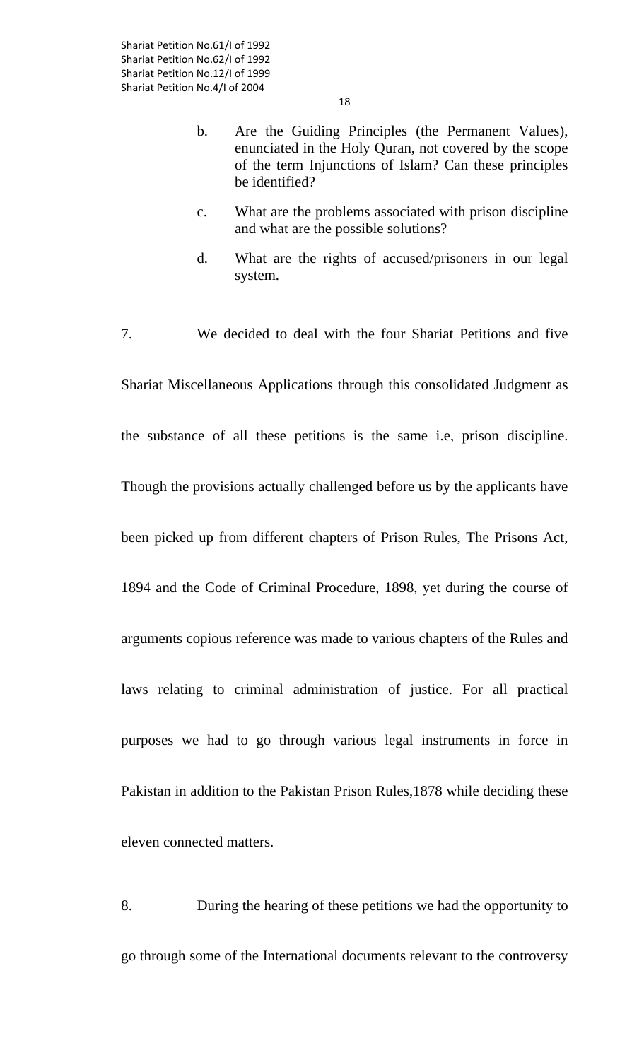b. Are the Guiding Principles (the Permanent Values), enunciated in the Holy Quran, not covered by the scope of the term Injunctions of Islam? Can these principles be identified?

c. What are the problems associated with prison discipline and what are the possible solutions?

d. What are the rights of accused/prisoners in our legal system.

7. We decided to deal with the four Shariat Petitions and five Shariat Miscellaneous Applications through this consolidated Judgment as the substance of all these petitions is the same i.e, prison discipline. Though the provisions actually challenged before us by the applicants have been picked up from different chapters of Prison Rules, The Prisons Act, 1894 and the Code of Criminal Procedure, 1898, yet during the course of arguments copious reference was made to various chapters of the Rules and laws relating to criminal administration of justice. For all practical purposes we had to go through various legal instruments in force in Pakistan in addition to the Pakistan Prison Rules,1878 while deciding these eleven connected matters.

8. During the hearing of these petitions we had the opportunity to go through some of the International documents relevant to the controversy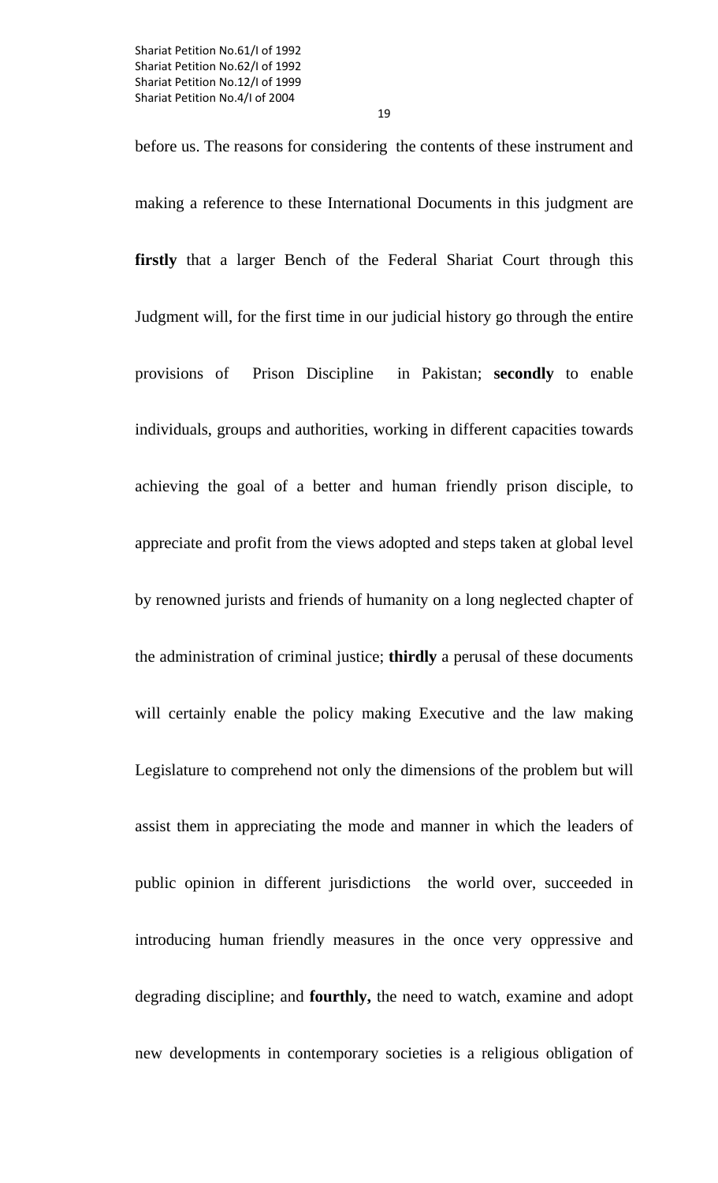before us. The reasons for considering the contents of these instrument and making a reference to these International Documents in this judgment are **firstly** that a larger Bench of the Federal Shariat Court through this Judgment will, for the first time in our judicial history go through the entire provisions of Prison Discipline in Pakistan; **secondly** to enable individuals, groups and authorities, working in different capacities towards achieving the goal of a better and human friendly prison disciple, to appreciate and profit from the views adopted and steps taken at global level by renowned jurists and friends of humanity on a long neglected chapter of the administration of criminal justice; **thirdly** a perusal of these documents will certainly enable the policy making Executive and the law making Legislature to comprehend not only the dimensions of the problem but will assist them in appreciating the mode and manner in which the leaders of public opinion in different jurisdictions the world over, succeeded in introducing human friendly measures in the once very oppressive and degrading discipline; and **fourthly,** the need to watch, examine and adopt new developments in contemporary societies is a religious obligation of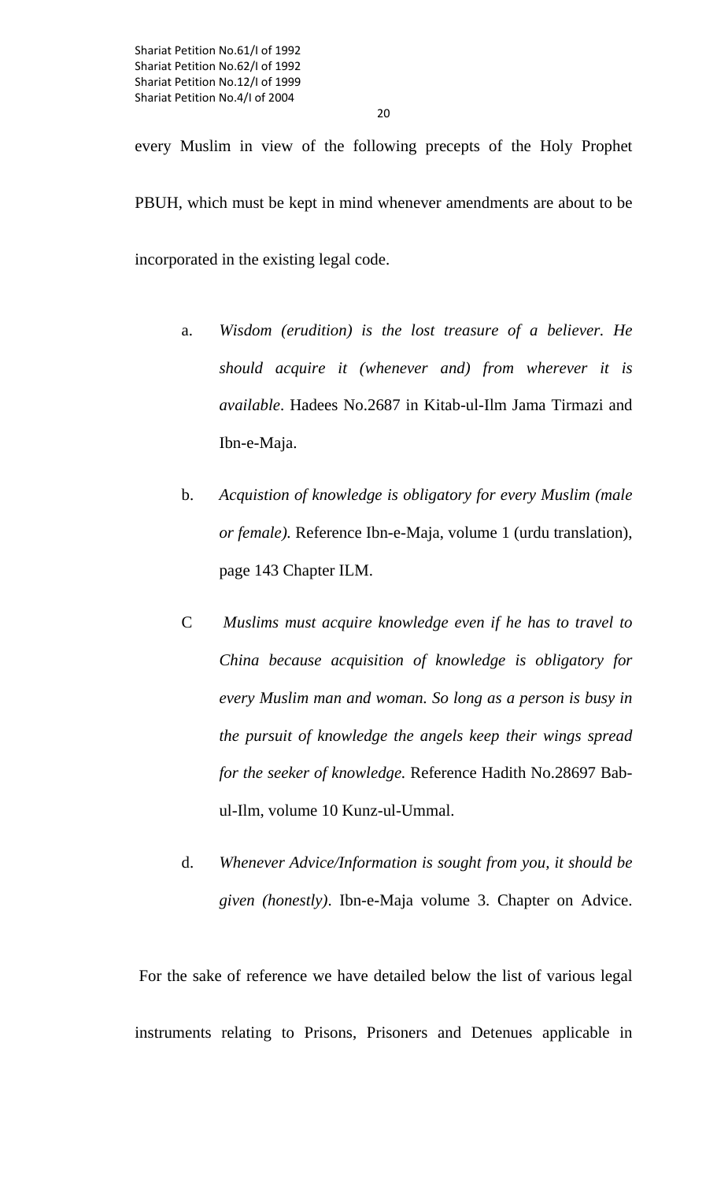every Muslim in view of the following precepts of the Holy Prophet PBUH, which must be kept in mind whenever amendments are about to be incorporated in the existing legal code.

a. *Wisdom (erudition) is the lost treasure of a believer. He should acquire it (whenever and) from wherever it is available*. Hadees No.2687 in Kitab-ul-Ilm Jama Tirmazi and Ibn-e-Maja.

b. *Acquistion of knowledge is obligatory for every Muslim (male or female).* Reference Ibn-e-Maja, volume 1 (urdu translation), page 143 Chapter ILM.

C *Muslims must acquire knowledge even if he has to travel to China because acquisition of knowledge is obligatory for every Muslim man and woman. So long as a person is busy in the pursuit of knowledge the angels keep their wings spread for the seeker of knowledge.* Reference Hadith No.28697 Bab-ul-Ilm, volume 10 Kunz-ul-Ummal.

d. *Whenever Advice/Information is sought from you, it should be given (honestly)*. Ibn-e-Maja volume 3. Chapter on Advice.

For the sake of reference we have detailed below the list of various legal instruments relating to Prisons, Prisoners and Detenues applicable in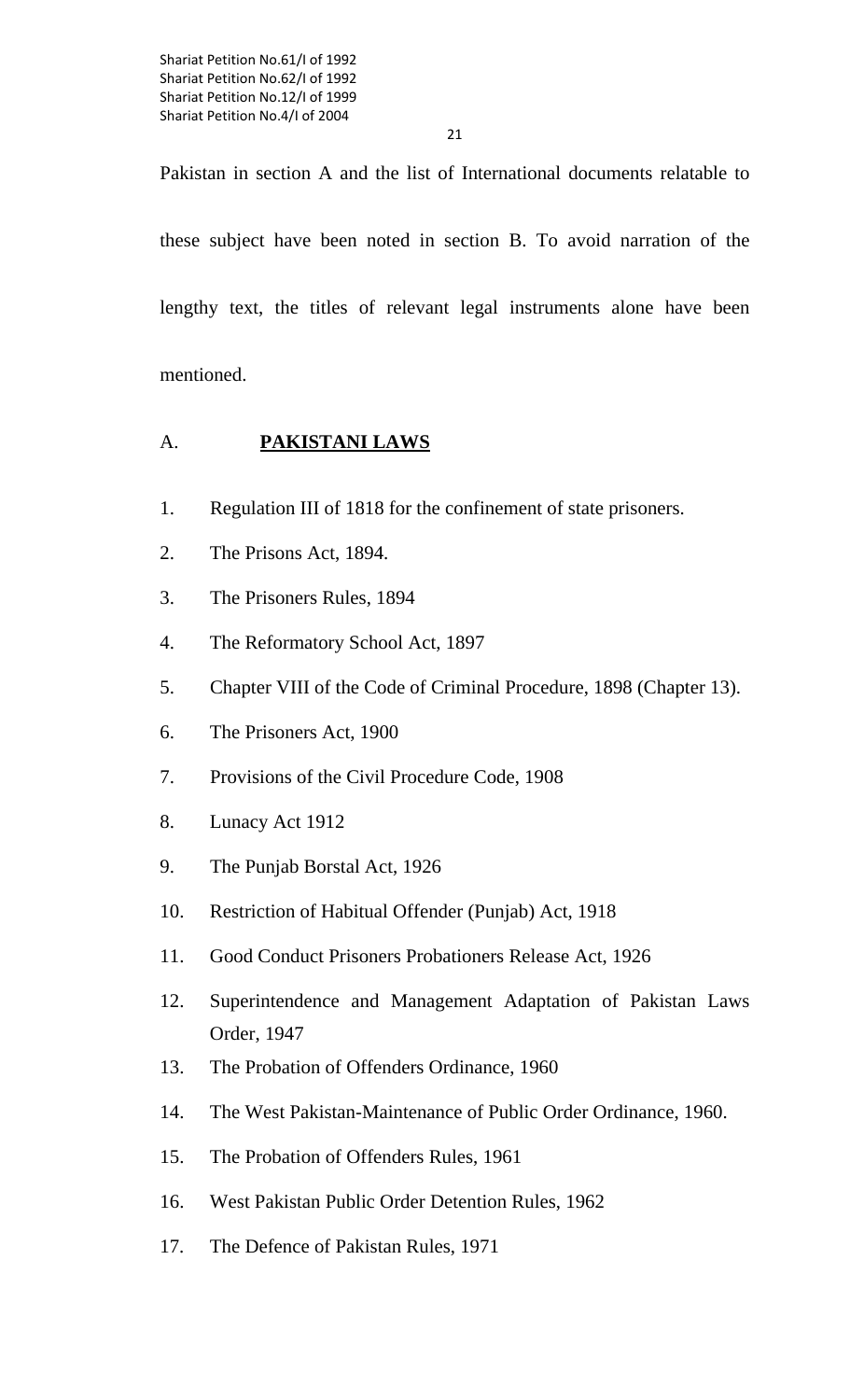Pakistan in section A and the list of International documents relatable to these subject have been noted in section B. To avoid narration of the lengthy text, the titles of relevant legal instruments alone have been mentioned.

A. **PAKISTANI LAWS**

1. Regulation III of 1818 for the confinement of state prisoners.
2. The Prisons Act, 1894.
3. The Prisoners Rules, 1894
4. The Reformatory School Act, 1897
5. Chapter VIII of the Code of Criminal Procedure, 1898 (Chapter 13).
6. The Prisoners Act, 1900
7. Provisions of the Civil Procedure Code, 1908
8. Lunacy Act 1912
9. The Punjab Borstal Act, 1926
10. Restriction of Habitual Offender (Punjab) Act, 1918
11. Good Conduct Prisoners Probationers Release Act, 1926
12. Superintendence and Management Adaptation of Pakistan Laws Order, 1947
13. The Probation of Offenders Ordinance, 1960
14. The West Pakistan-Maintenance of Public Order Ordinance, 1960.
15. The Probation of Offenders Rules, 1961
16. West Pakistan Public Order Detention Rules, 1962
17. The Defence of Pakistan Rules, 1971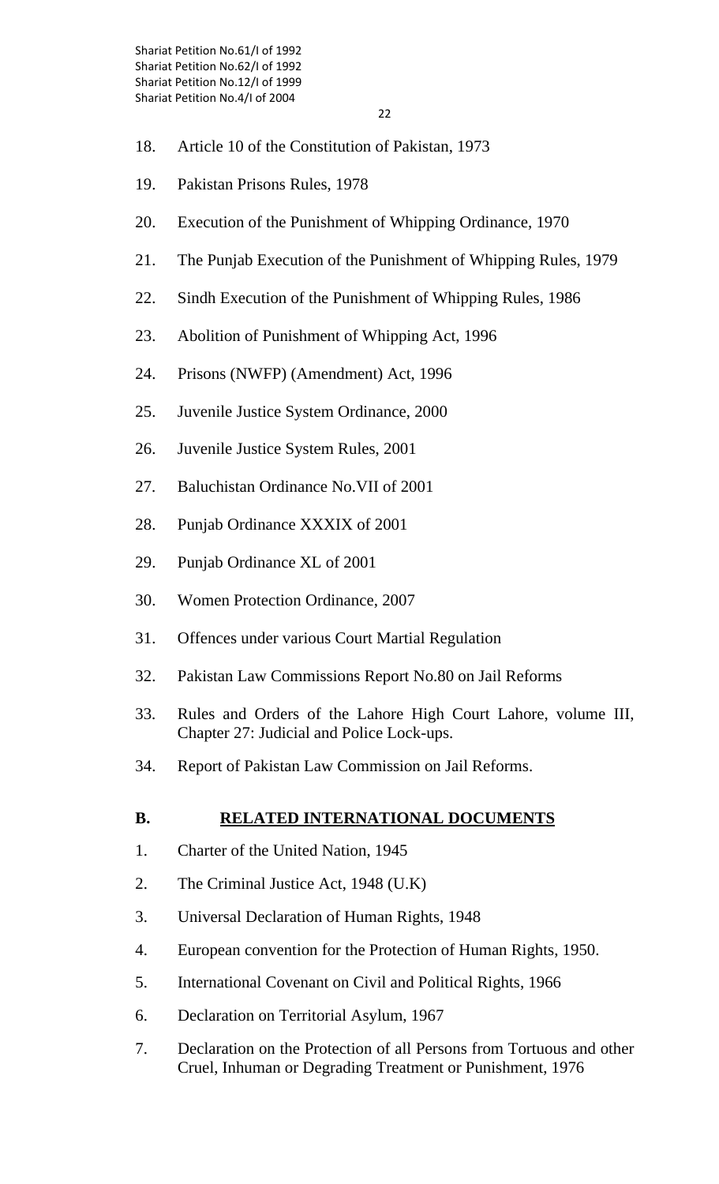18. Article 10 of the Constitution of Pakistan, 1973

19. Pakistan Prisons Rules, 1978

20. Execution of the Punishment of Whipping Ordinance, 1970

21. The Punjab Execution of the Punishment of Whipping Rules, 1979

22. Sindh Execution of the Punishment of Whipping Rules, 1986

23. Abolition of Punishment of Whipping Act, 1996

24. Prisons (NWFP) (Amendment) Act, 1996

25. Juvenile Justice System Ordinance, 2000

26. Juvenile Justice System Rules, 2001

27. Baluchistan Ordinance No.VII of 2001

28. Punjab Ordinance XXXIX of 2001

29. Punjab Ordinance XL of 2001

30. Women Protection Ordinance, 2007

31. Offences under various Court Martial Regulation

32. Pakistan Law Commissions Report No.80 on Jail Reforms

33. Rules and Orders of the Lahore High Court Lahore, volume III, Chapter 27: Judicial and Police Lock-ups.

34. Report of Pakistan Law Commission on Jail Reforms.

## B. RELATED INTERNATIONAL DOCUMENTS

1. Charter of the United Nation, 1945

2. The Criminal Justice Act, 1948 (U.K)

3. Universal Declaration of Human Rights, 1948

4. European convention for the Protection of Human Rights, 1950.

5. International Covenant on Civil and Political Rights, 1966

6. Declaration on Territorial Asylum, 1967

7. Declaration on the Protection of all Persons from Tortuous and other Cruel, Inhuman or Degrading Treatment or Punishment, 1976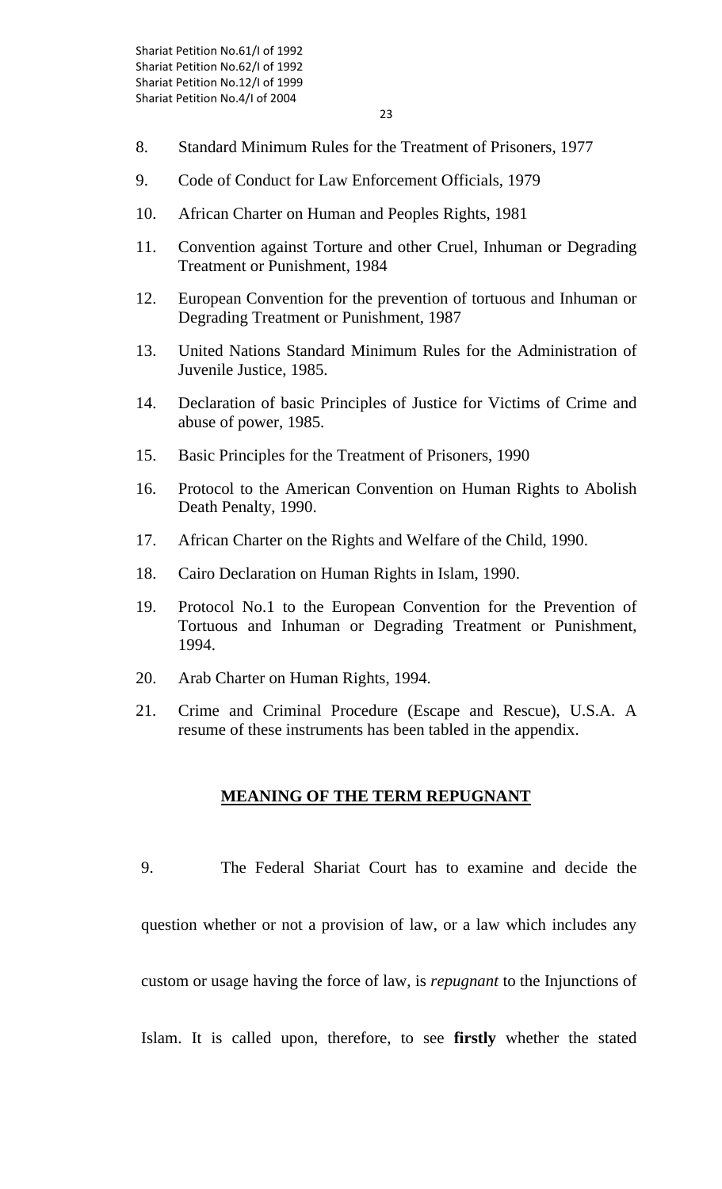8. Standard Minimum Rules for the Treatment of Prisoners, 1977

9. Code of Conduct for Law Enforcement Officials, 1979

10. African Charter on Human and Peoples Rights, 1981

11. Convention against Torture and other Cruel, Inhuman or Degrading Treatment or Punishment, 1984

12. European Convention for the prevention of tortuous and Inhuman or Degrading Treatment or Punishment, 1987

13. United Nations Standard Minimum Rules for the Administration of Juvenile Justice, 1985.

14. Declaration of basic Principles of Justice for Victims of Crime and abuse of power, 1985.

15. Basic Principles for the Treatment of Prisoners, 1990

16. Protocol to the American Convention on Human Rights to Abolish Death Penalty, 1990.

17. African Charter on the Rights and Welfare of the Child, 1990.

18. Cairo Declaration on Human Rights in Islam, 1990.

19. Protocol No.1 to the European Convention for the Prevention of Tortuous and Inhuman or Degrading Treatment or Punishment, 1994.

20. Arab Charter on Human Rights, 1994.

21. Crime and Criminal Procedure (Escape and Rescue), U.S.A. A resume of these instruments has been tabled in the appendix.

## **MEANING OF THE TERM REPUGNANT**

9. The Federal Shariat Court has to examine and decide the question whether or not a provision of law, or a law which includes any custom or usage having the force of law, is *repugnant* to the Injunctions of Islam. It is called upon, therefore, to see **firstly** whether the stated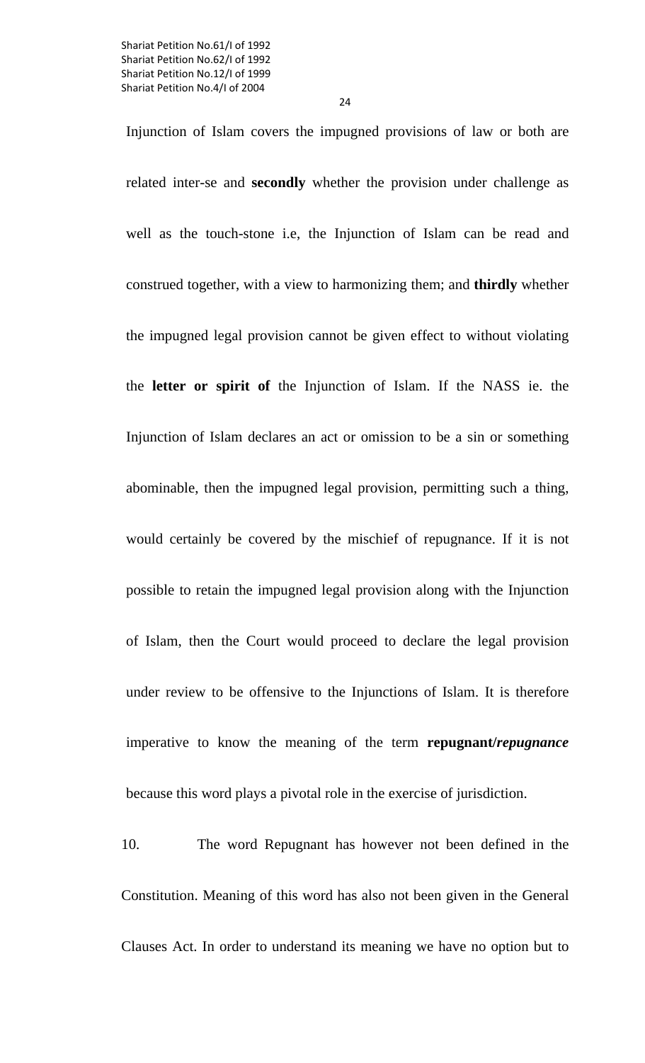Injunction of Islam covers the impugned provisions of law or both are related inter-se and **secondly** whether the provision under challenge as well as the touch-stone i.e, the Injunction of Islam can be read and construed together, with a view to harmonizing them; and **thirdly** whether the impugned legal provision cannot be given effect to without violating the **letter or spirit of** the Injunction of Islam. If the NASS ie. the Injunction of Islam declares an act or omission to be a sin or something abominable, then the impugned legal provision, permitting such a thing, would certainly be covered by the mischief of repugnance. If it is not possible to retain the impugned legal provision along with the Injunction of Islam, then the Court would proceed to declare the legal provision under review to be offensive to the Injunctions of Islam. It is therefore imperative to know the meaning of the term **repugnant/*repugnance*** because this word plays a pivotal role in the exercise of jurisdiction.

10. The word Repugnant has however not been defined in the Constitution. Meaning of this word has also not been given in the General Clauses Act. In order to understand its meaning we have no option but to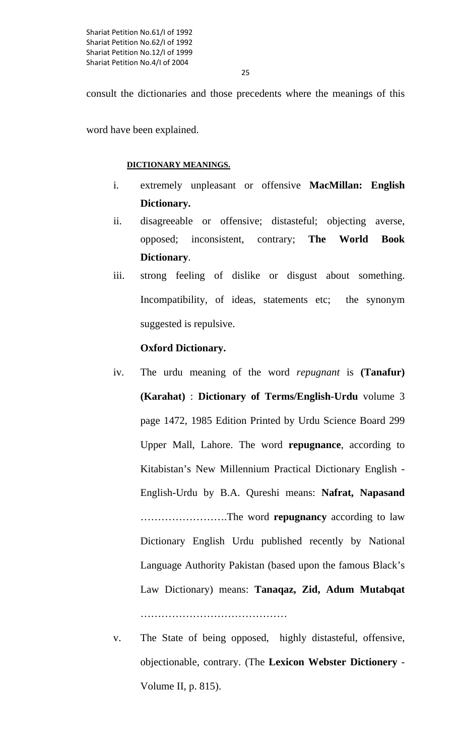consult the dictionaries and those precedents where the meanings of this word have been explained.

**DICTIONARY MEANINGS.**

i. extremely unpleasant or offensive **MacMillan: English Dictionary.**

ii. disagreeable or offensive; distasteful; objecting averse, opposed; inconsistent, contrary; **The World Book Dictionary**.

iii. strong feeling of dislike or disgust about something. Incompatibility, of ideas, statements etc; the synonym suggested is repulsive.

**Oxford Dictionary.**

iv. The urdu meaning of the word *repugnant* is **(Tanafur) (Karahat)** : **Dictionary of Terms/English-Urdu** volume 3 page 1472, 1985 Edition Printed by Urdu Science Board 299 Upper Mall, Lahore. The word **repugnance**, according to Kitabistan's New Millennium Practical Dictionary English - English-Urdu by B.A. Qureshi means: **Nafrat, Napasand** …………………….The word **repugnancy** according to law Dictionary English Urdu published recently by National Language Authority Pakistan (based upon the famous Black's Law Dictionary) means: **Tanaqaz, Zid, Adum Mutabqat** ……………………………………

v. The State of being opposed, highly distasteful, offensive, objectionable, contrary. (The **Lexicon Webster Dictionery** - Volume II, p. 815).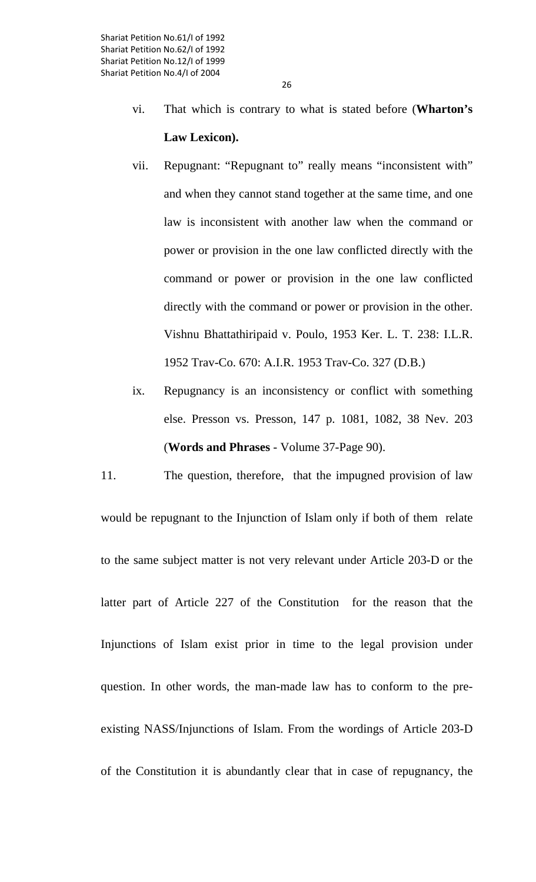vi. That which is contrary to what is stated before (**Wharton's Law Lexicon).**

vii. Repugnant: "Repugnant to" really means "inconsistent with" and when they cannot stand together at the same time, and one law is inconsistent with another law when the command or power or provision in the one law conflicted directly with the command or power or provision in the one law conflicted directly with the command or power or provision in the other. Vishnu Bhattathiripaid v. Poulo, 1953 Ker. L. T. 238: I.L.R. 1952 Trav-Co. 670: A.I.R. 1953 Trav-Co. 327 (D.B.)

ix. Repugnancy is an inconsistency or conflict with something else. Presson vs. Presson, 147 p. 1081, 1082, 38 Nev. 203 (**Words and Phrases** - Volume 37-Page 90).

11. The question, therefore, that the impugned provision of law would be repugnant to the Injunction of Islam only if both of them relate to the same subject matter is not very relevant under Article 203-D or the latter part of Article 227 of the Constitution for the reason that the Injunctions of Islam exist prior in time to the legal provision under question. In other words, the man-made law has to conform to the pre-existing NASS/Injunctions of Islam. From the wordings of Article 203-D of the Constitution it is abundantly clear that in case of repugnancy, the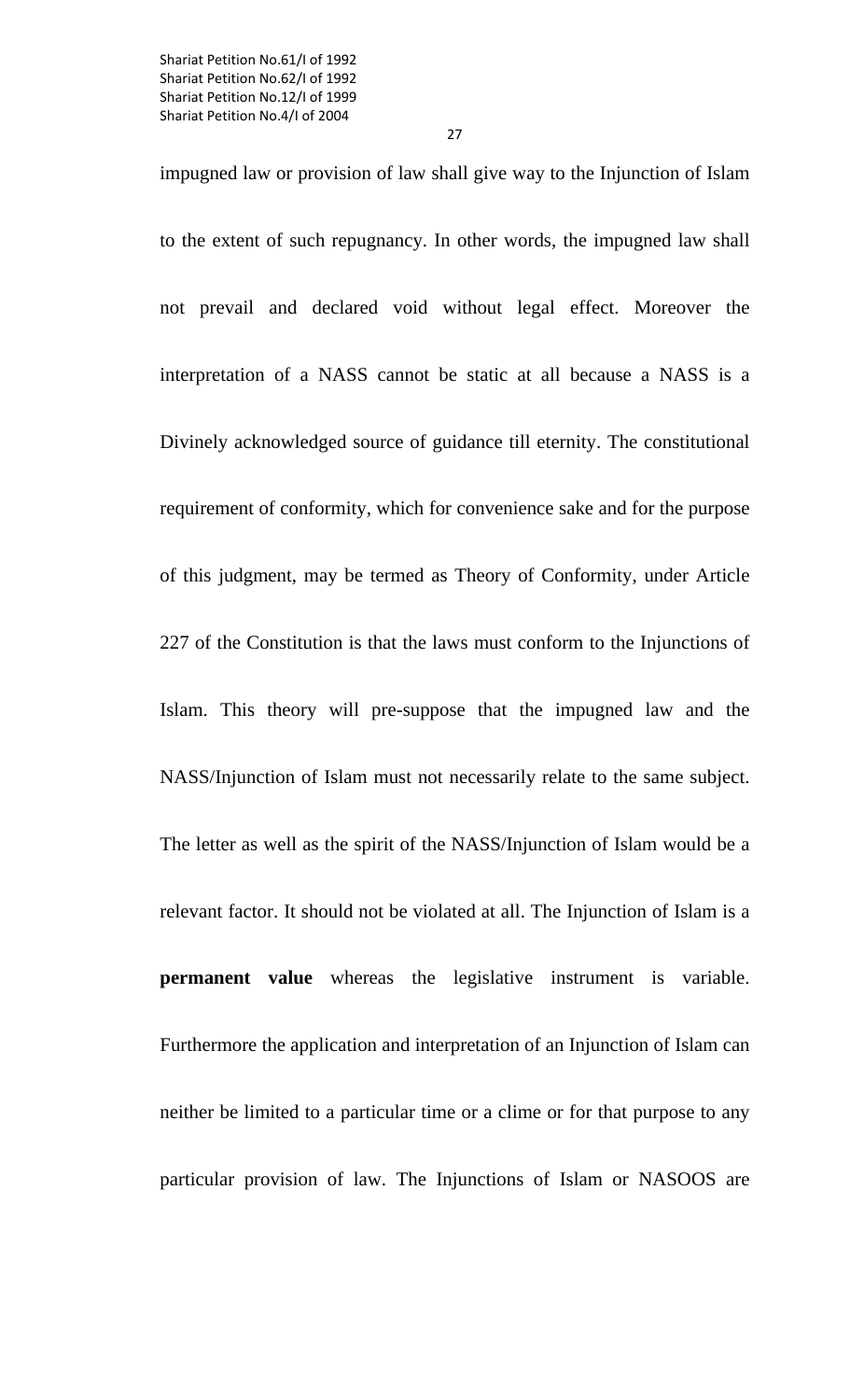impugned law or provision of law shall give way to the Injunction of Islam to the extent of such repugnancy. In other words, the impugned law shall not prevail and declared void without legal effect. Moreover the interpretation of a NASS cannot be static at all because a NASS is a Divinely acknowledged source of guidance till eternity. The constitutional requirement of conformity, which for convenience sake and for the purpose of this judgment, may be termed as Theory of Conformity, under Article 227 of the Constitution is that the laws must conform to the Injunctions of Islam. This theory will pre-suppose that the impugned law and the NASS/Injunction of Islam must not necessarily relate to the same subject. The letter as well as the spirit of the NASS/Injunction of Islam would be a relevant factor. It should not be violated at all. The Injunction of Islam is a **permanent value** whereas the legislative instrument is variable. Furthermore the application and interpretation of an Injunction of Islam can neither be limited to a particular time or a clime or for that purpose to any particular provision of law. The Injunctions of Islam or NASOOS are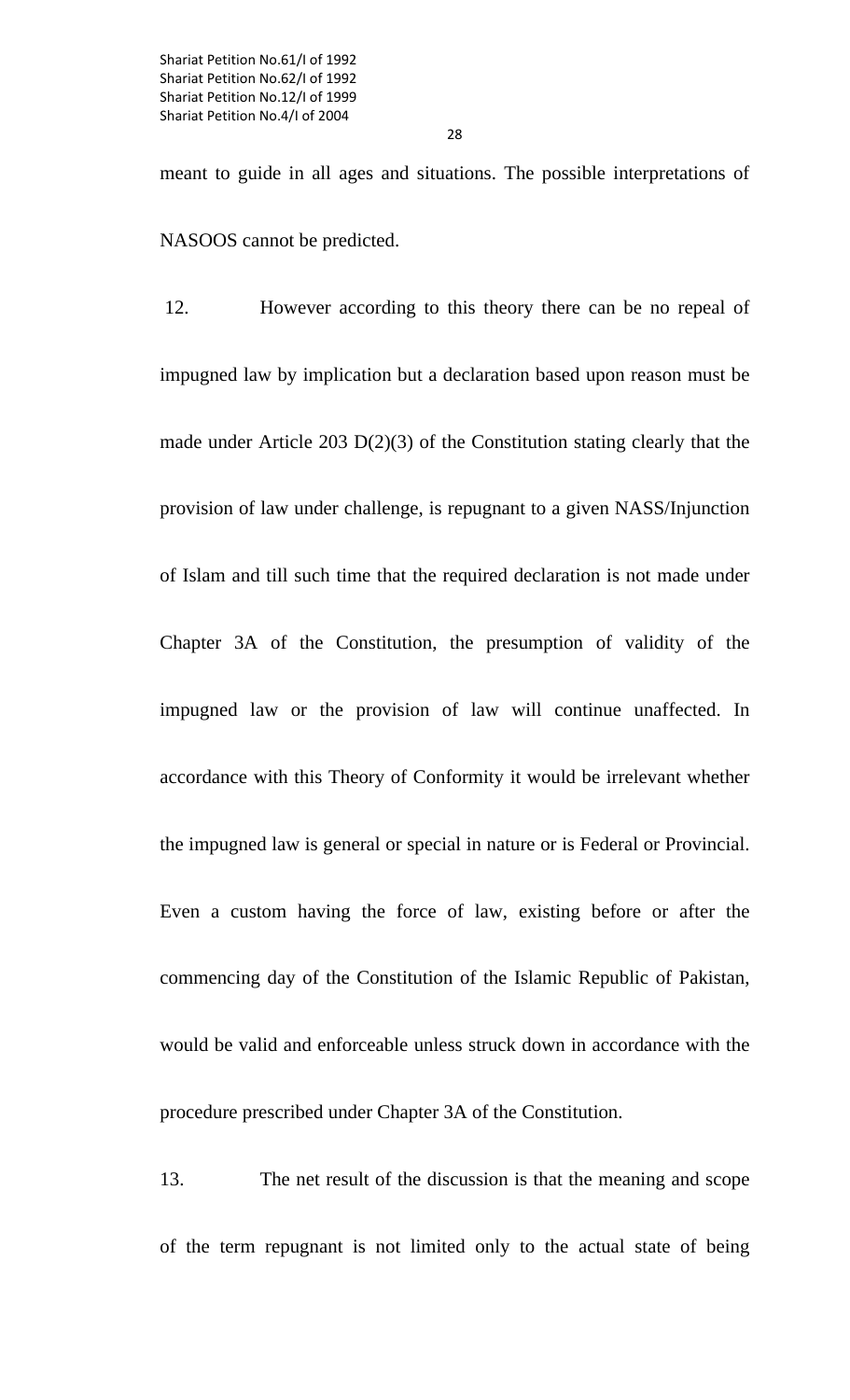meant to guide in all ages and situations. The possible interpretations of NASOOS cannot be predicted.

12. However according to this theory there can be no repeal of impugned law by implication but a declaration based upon reason must be made under Article 203 D(2)(3) of the Constitution stating clearly that the provision of law under challenge, is repugnant to a given NASS/Injunction of Islam and till such time that the required declaration is not made under Chapter 3A of the Constitution, the presumption of validity of the impugned law or the provision of law will continue unaffected. In accordance with this Theory of Conformity it would be irrelevant whether the impugned law is general or special in nature or is Federal or Provincial. Even a custom having the force of law, existing before or after the commencing day of the Constitution of the Islamic Republic of Pakistan, would be valid and enforceable unless struck down in accordance with the procedure prescribed under Chapter 3A of the Constitution.

13. The net result of the discussion is that the meaning and scope of the term repugnant is not limited only to the actual state of being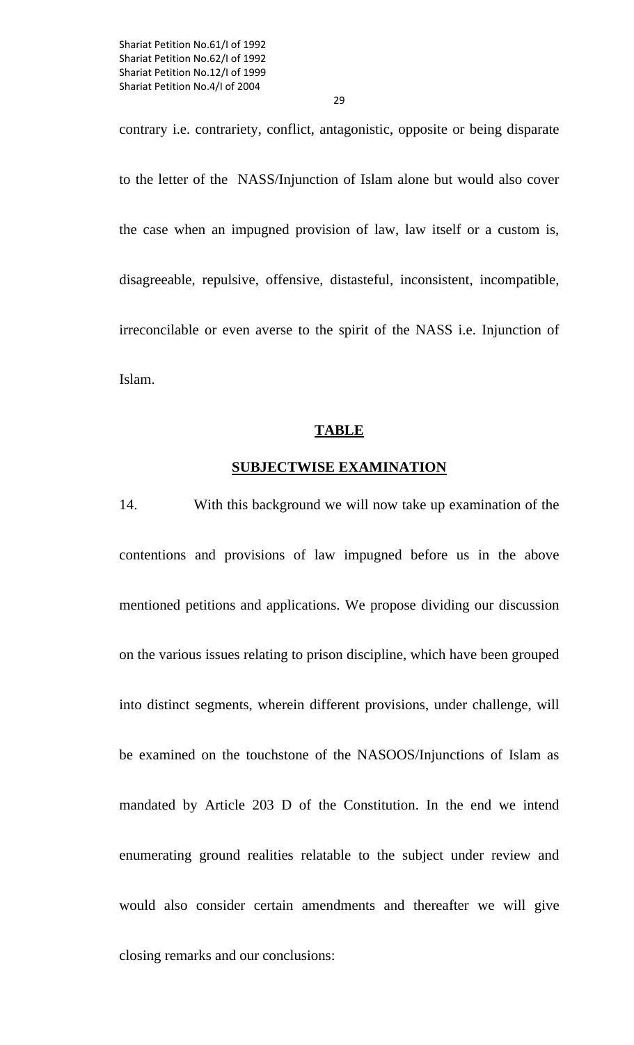contrary i.e. contrariety, conflict, antagonistic, opposite or being disparate to the letter of the NASS/Injunction of Islam alone but would also cover the case when an impugned provision of law, law itself or a custom is, disagreeable, repulsive, offensive, distasteful, inconsistent, incompatible, irreconcilable or even averse to the spirit of the NASS i.e. Injunction of Islam.

## TABLE

## SUBJECTWISE EXAMINATION

14. With this background we will now take up examination of the contentions and provisions of law impugned before us in the above mentioned petitions and applications. We propose dividing our discussion on the various issues relating to prison discipline, which have been grouped into distinct segments, wherein different provisions, under challenge, will be examined on the touchstone of the NASOOS/Injunctions of Islam as mandated by Article 203 D of the Constitution. In the end we intend enumerating ground realities relatable to the subject under review and would also consider certain amendments and thereafter we will give closing remarks and our conclusions: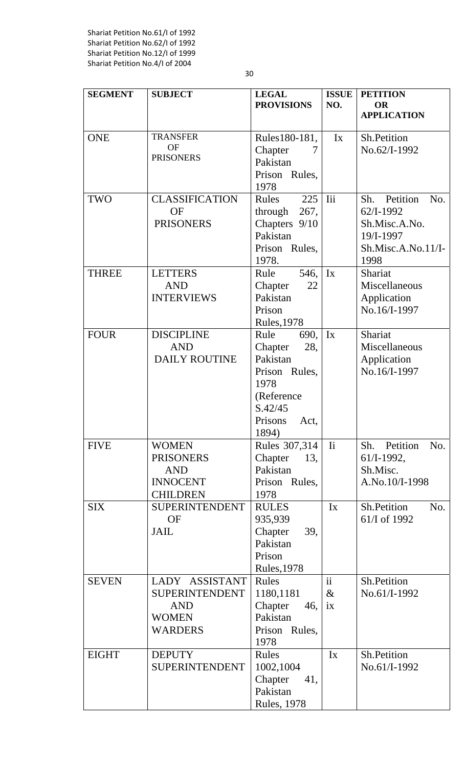| SEGMENT | SUBJECT | LEGAL PROVISIONS | ISSUE NO. | PETITION OR APPLICATION |
|---|---|---|---|---|
| ONE | TRANSFER OF PRISONERS | Rules180-181, Chapter 7 Pakistan Prison Rules, 1978 | Ix | Sh.Petition No.62/I-1992 |
| TWO | CLASSIFICATION OF PRISONERS | Rules 225 through 267, Chapters 9/10 Pakistan Prison Rules, 1978. | Iii | Sh. Petition No. 62/I-1992 Sh.Misc.A.No. 19/I-1997 Sh.Misc.A.No.11/I-1998 |
| THREE | LETTERS AND INTERVIEWS | Rule 546, Chapter 22 Pakistan Prison Rules,1978 | Ix | Shariat Miscellaneous Application No.16/I-1997 |
| FOUR | DISCIPLINE AND DAILY ROUTINE | Rule 690, Chapter 28, Pakistan Prison Rules, 1978 (Reference S.42/45 Prisons Act, 1894) | Ix | Shariat Miscellaneous Application No.16/I-1997 |
| FIVE | WOMEN PRISONERS AND INNOCENT CHILDREN | Rules 307,314 Chapter 13, Pakistan Prison Rules, 1978 | Ii | Sh. Petition No. 61/I-1992, Sh.Misc. A.No.10/I-1998 |
| SIX | SUPERINTENDENT OF JAIL | RULES 935,939 Chapter 39, Pakistan Prison Rules,1978 | Ix | Sh.Petition No. 61/I of 1992 |
| SEVEN | LADY ASSISTANT SUPERINTENDENT AND WOMEN WARDERS | Rules 1180,1181 Chapter 46, Pakistan Prison Rules, 1978 | ii & ix | Sh.Petition No.61/I-1992 |
| EIGHT | DEPUTY SUPERINTENDENT | Rules 1002,1004 Chapter 41, Pakistan Rules, 1978 | Ix | Sh.Petition No.61/I-1992 |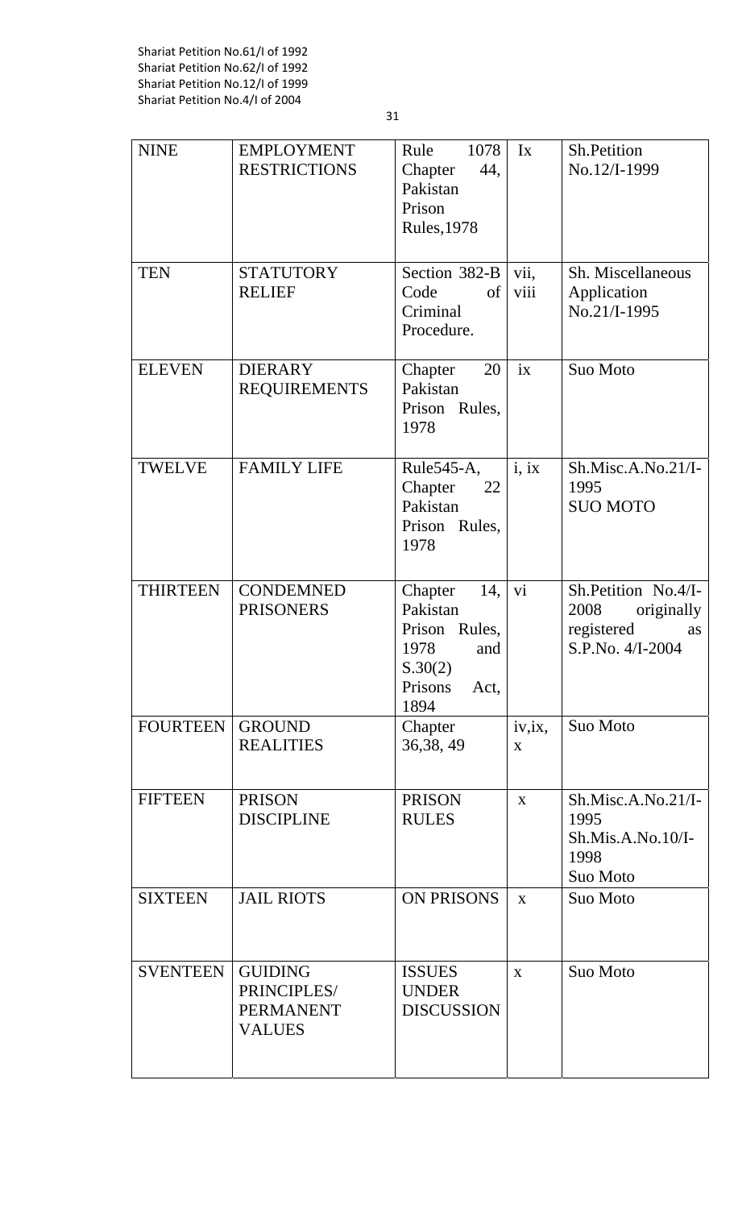| | | | | |
|---|---|---|---|---|
| NINE | EMPLOYMENT RESTRICTIONS | Rule 1078 Chapter 44, Pakistan Prison Rules,1978 | Ix | Sh.Petition No.12/I-1999 |
| TEN | STATUTORY RELIEF | Section 382-B Code of Criminal Procedure. | vii, viii | Sh. Miscellaneous Application No.21/I-1995 |
| ELEVEN | DIERARY REQUIREMENTS | Chapter 20 Pakistan Prison Rules, 1978 | ix | Suo Moto |
| TWELVE | FAMILY LIFE | Rule545-A, Chapter 22 Pakistan Prison Rules, 1978 | i, ix | Sh.Misc.A.No.21/I-1995 SUO MOTO |
| THIRTEEN | CONDEMNED PRISONERS | Chapter 14, Pakistan Prison Rules, 1978 and S.30(2) Prisons Act, 1894 | vi | Sh.Petition No.4/I-2008 originally registered as S.P.No. 4/I-2004 |
| FOURTEEN | GROUND REALITIES | Chapter 36,38, 49 | iv,ix, x | Suo Moto |
| FIFTEEN | PRISON DISCIPLINE | PRISON RULES | x | Sh.Misc.A.No.21/I-1995 Sh.Mis.A.No.10/I-1998 Suo Moto |
| SIXTEEN | JAIL RIOTS | ON PRISONS | x | Suo Moto |
| SVENTEEN | GUIDING PRINCIPLES/ PERMANENT VALUES | ISSUES UNDER DISCUSSION | x | Suo Moto |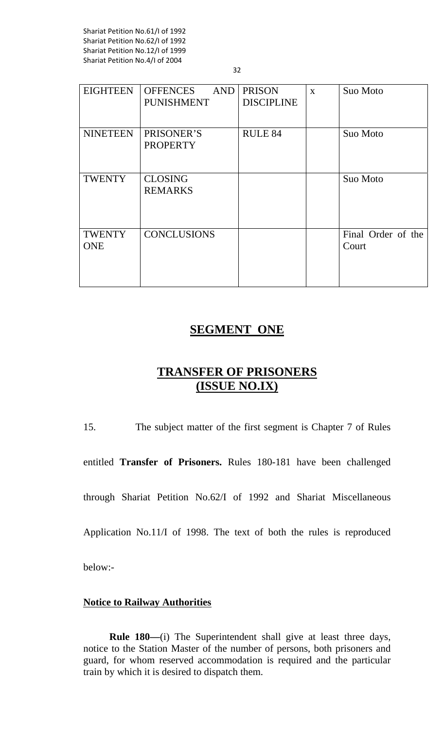| | | | | |
|---|---|---|---|---|
| EIGHTEEN | OFFENCES AND PUNISHMENT | PRISON DISCIPLINE | x | Suo Moto |
| NINETEEN | PRISONER'S PROPERTY | RULE 84 | | Suo Moto |
| TWENTY | CLOSING REMARKS | | | Suo Moto |
| TWENTY ONE | CONCLUSIONS | | | Final Order of the Court |

# SEGMENT ONE

## TRANSFER OF PRISONERS (ISSUE NO.IX)

15. The subject matter of the first segment is Chapter 7 of Rules entitled **Transfer of Prisoners.** Rules 180-181 have been challenged through Shariat Petition No.62/I of 1992 and Shariat Miscellaneous Application No.11/I of 1998. The text of both the rules is reproduced below:-

**Notice to Railway Authorities**

**Rule 180—**(i) The Superintendent shall give at least three days, notice to the Station Master of the number of persons, both prisoners and guard, for whom reserved accommodation is required and the particular train by which it is desired to dispatch them.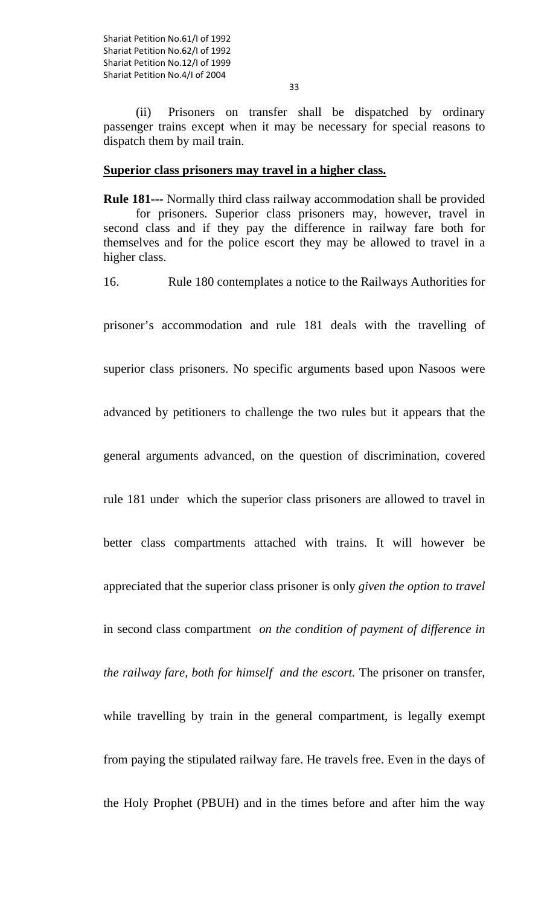(ii) Prisoners on transfer shall be dispatched by ordinary passenger trains except when it may be necessary for special reasons to dispatch them by mail train.

**Superior class prisoners may travel in a higher class.**

**Rule 181---** Normally third class railway accommodation shall be provided for prisoners. Superior class prisoners may, however, travel in second class and if they pay the difference in railway fare both for themselves and for the police escort they may be allowed to travel in a higher class.

16. Rule 180 contemplates a notice to the Railways Authorities for prisoner's accommodation and rule 181 deals with the travelling of superior class prisoners. No specific arguments based upon Nasoos were advanced by petitioners to challenge the two rules but it appears that the general arguments advanced, on the question of discrimination, covered rule 181 under which the superior class prisoners are allowed to travel in better class compartments attached with trains. It will however be appreciated that the superior class prisoner is only *given the option to travel* in second class compartment *on the condition of payment of difference in the railway fare, both for himself and the escort.* The prisoner on transfer, while travelling by train in the general compartment, is legally exempt from paying the stipulated railway fare. He travels free. Even in the days of the Holy Prophet (PBUH) and in the times before and after him the way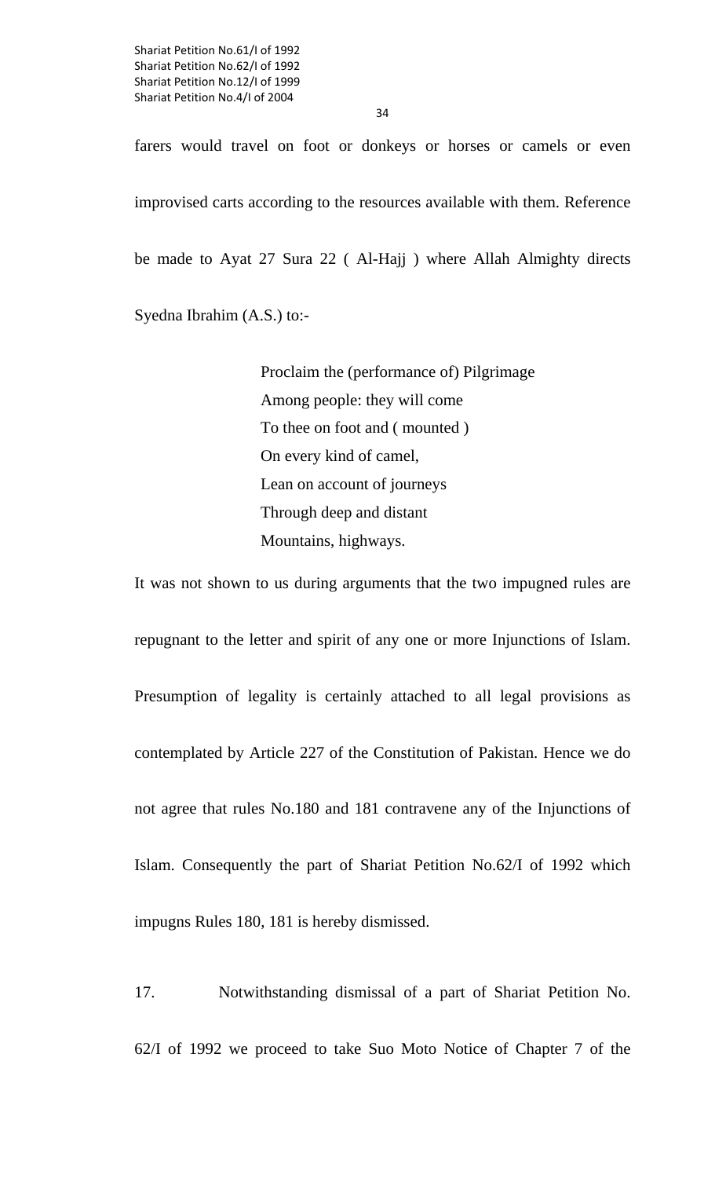farers would travel on foot or donkeys or horses or camels or even improvised carts according to the resources available with them. Reference be made to Ayat 27 Sura 22 ( Al-Hajj ) where Allah Almighty directs Syedna Ibrahim (A.S.) to:-

> Proclaim the (performance of) Pilgrimage
> Among people: they will come
> To thee on foot and ( mounted )
> On every kind of camel,
> Lean on account of journeys
> Through deep and distant
> Mountains, highways.

It was not shown to us during arguments that the two impugned rules are repugnant to the letter and spirit of any one or more Injunctions of Islam. Presumption of legality is certainly attached to all legal provisions as contemplated by Article 227 of the Constitution of Pakistan. Hence we do not agree that rules No.180 and 181 contravene any of the Injunctions of Islam. Consequently the part of Shariat Petition No.62/I of 1992 which impugns Rules 180, 181 is hereby dismissed.

17. Notwithstanding dismissal of a part of Shariat Petition No. 62/I of 1992 we proceed to take Suo Moto Notice of Chapter 7 of the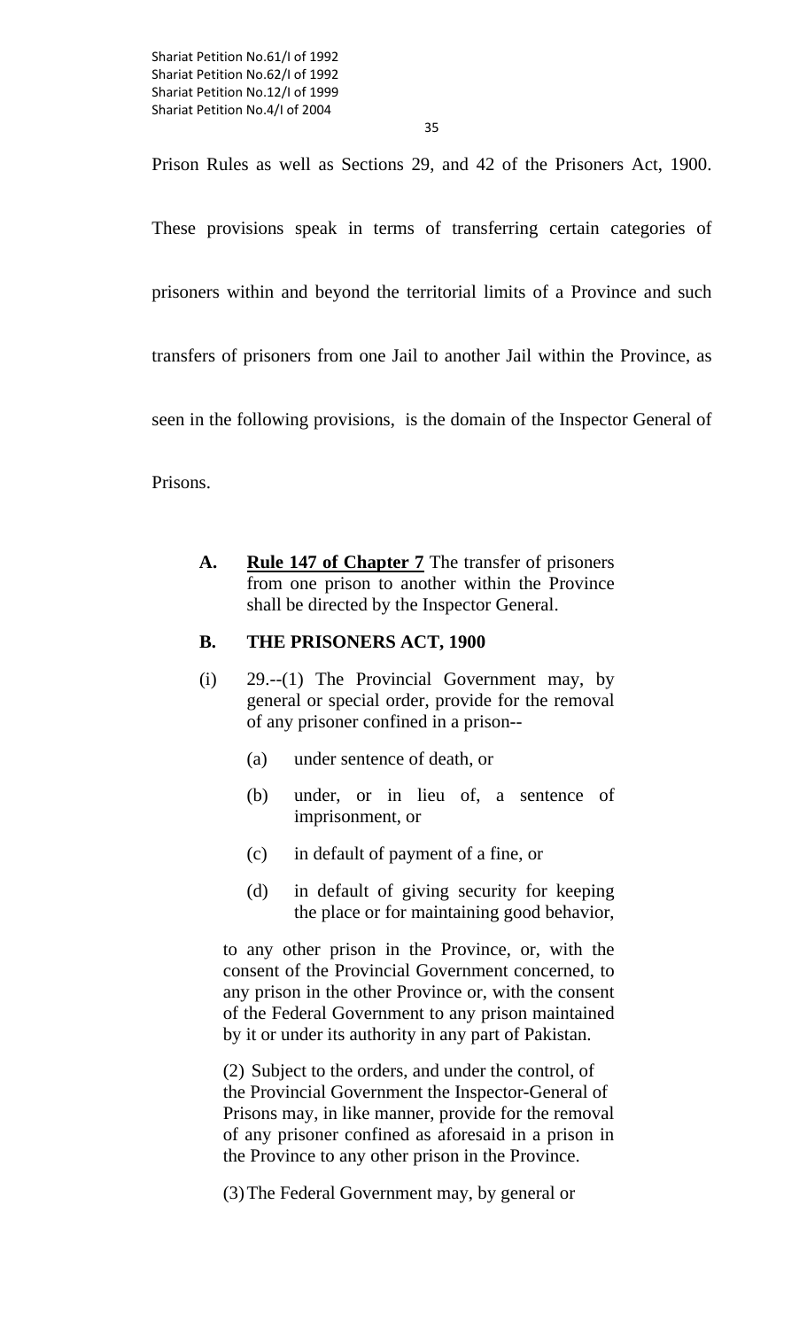Prison Rules as well as Sections 29, and 42 of the Prisoners Act, 1900. These provisions speak in terms of transferring certain categories of prisoners within and beyond the territorial limits of a Province and such transfers of prisoners from one Jail to another Jail within the Province, as seen in the following provisions, is the domain of the Inspector General of Prisons.

> **A.** **<u>Rule 147 of Chapter 7</u>** The transfer of prisoners from one prison to another within the Province shall be directed by the Inspector General.
>
> **B.** **THE PRISONERS ACT, 1900**
>
> (i) 29.--(1) The Provincial Government may, by general or special order, provide for the removal of any prisoner confined in a prison--
>
> (a) under sentence of death, or
>
> (b) under, or in lieu of, a sentence of imprisonment, or
>
> (c) in default of payment of a fine, or
>
> (d) in default of giving security for keeping the place or for maintaining good behavior,
>
> to any other prison in the Province, or, with the consent of the Provincial Government concerned, to any prison in the other Province or, with the consent of the Federal Government to any prison maintained by it or under its authority in any part of Pakistan.
>
> (2) Subject to the orders, and under the control, of the Provincial Government the Inspector-General of Prisons may, in like manner, provide for the removal of any prisoner confined as aforesaid in a prison in the Province to any other prison in the Province.
>
> (3) The Federal Government may, by general or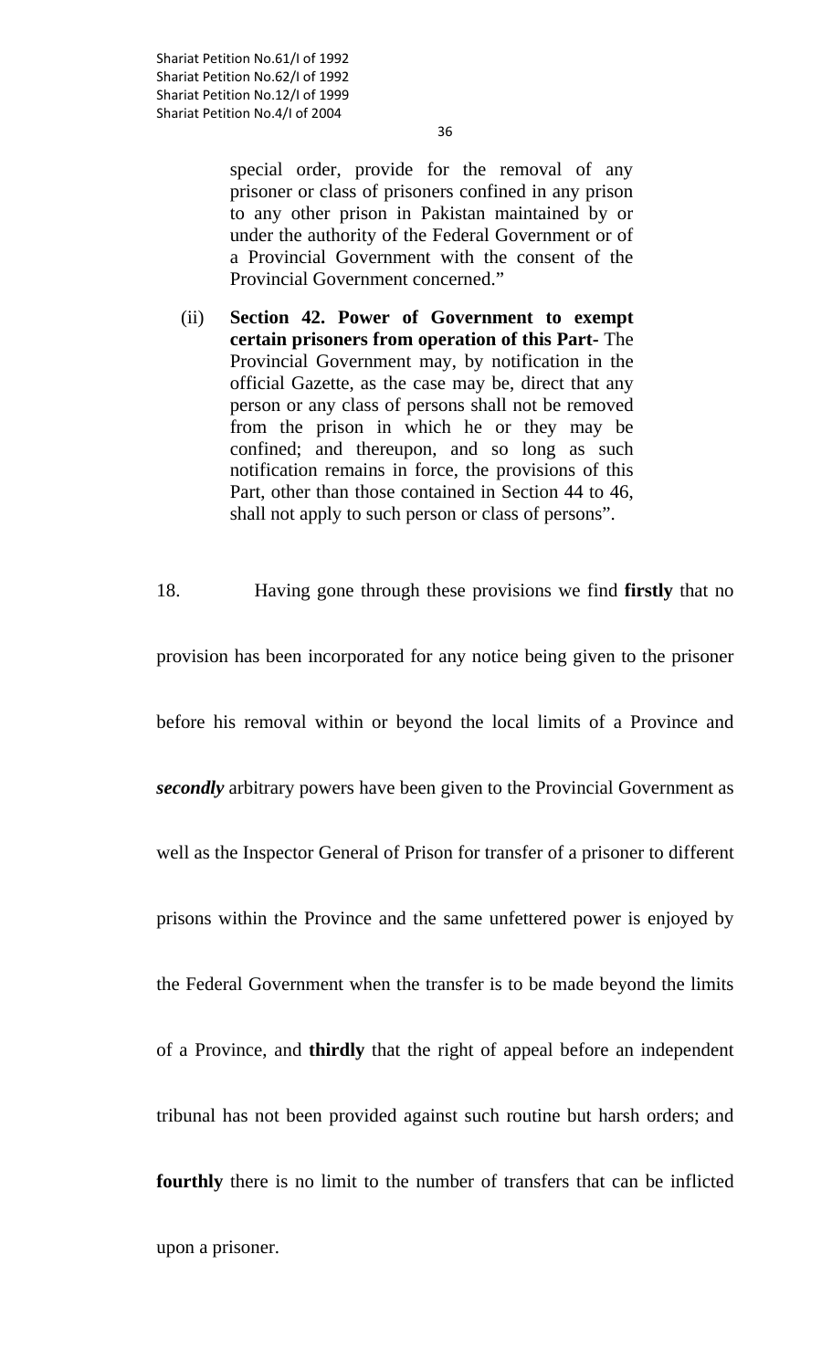special order, provide for the removal of any prisoner or class of prisoners confined in any prison to any other prison in Pakistan maintained by or under the authority of the Federal Government or of a Provincial Government with the consent of the Provincial Government concerned."

(ii) **Section 42. Power of Government to exempt certain prisoners from operation of this Part-** The Provincial Government may, by notification in the official Gazette, as the case may be, direct that any person or any class of persons shall not be removed from the prison in which he or they may be confined; and thereupon, and so long as such notification remains in force, the provisions of this Part, other than those contained in Section 44 to 46, shall not apply to such person or class of persons".

18. Having gone through these provisions we find **firstly** that no provision has been incorporated for any notice being given to the prisoner before his removal within or beyond the local limits of a Province and ***secondly*** arbitrary powers have been given to the Provincial Government as well as the Inspector General of Prison for transfer of a prisoner to different prisons within the Province and the same unfettered power is enjoyed by the Federal Government when the transfer is to be made beyond the limits of a Province, and **thirdly** that the right of appeal before an independent tribunal has not been provided against such routine but harsh orders; and **fourthly** there is no limit to the number of transfers that can be inflicted upon a prisoner.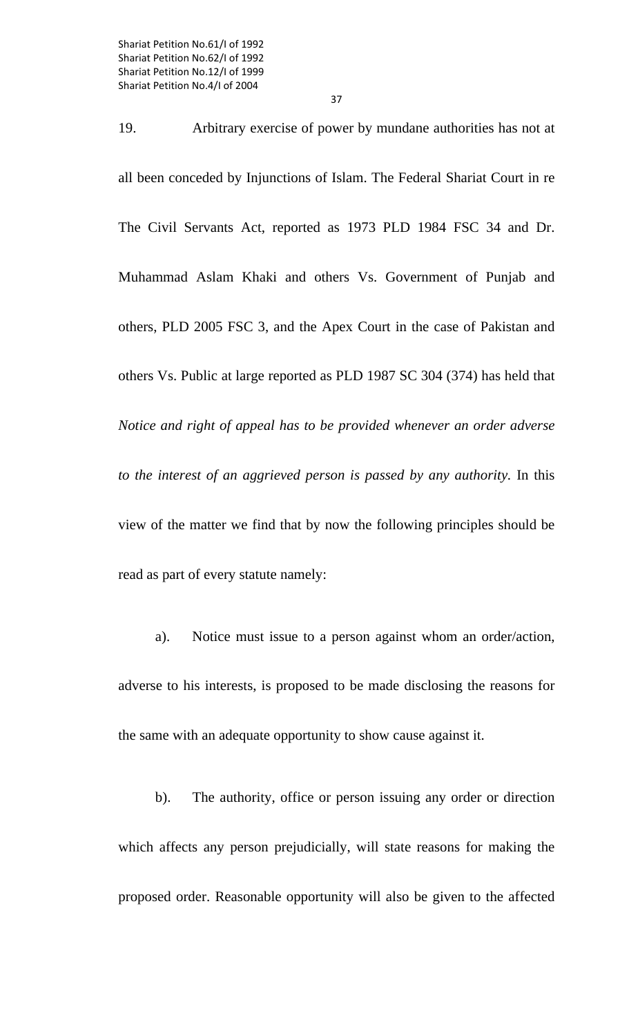19. Arbitrary exercise of power by mundane authorities has not at all been conceded by Injunctions of Islam. The Federal Shariat Court in re The Civil Servants Act, reported as 1973 PLD 1984 FSC 34 and Dr. Muhammad Aslam Khaki and others Vs. Government of Punjab and others, PLD 2005 FSC 3, and the Apex Court in the case of Pakistan and others Vs. Public at large reported as PLD 1987 SC 304 (374) has held that *Notice and right of appeal has to be provided whenever an order adverse to the interest of an aggrieved person is passed by any authority.* In this view of the matter we find that by now the following principles should be read as part of every statute namely:

a). Notice must issue to a person against whom an order/action, adverse to his interests, is proposed to be made disclosing the reasons for the same with an adequate opportunity to show cause against it.

b). The authority, office or person issuing any order or direction which affects any person prejudicially, will state reasons for making the proposed order. Reasonable opportunity will also be given to the affected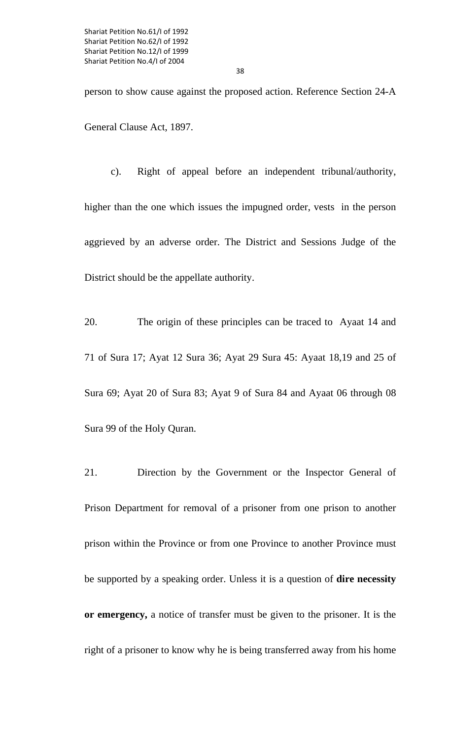person to show cause against the proposed action. Reference Section 24-A General Clause Act, 1897.

c). Right of appeal before an independent tribunal/authority, higher than the one which issues the impugned order, vests in the person aggrieved by an adverse order. The District and Sessions Judge of the District should be the appellate authority.

20. The origin of these principles can be traced to Ayaat 14 and 71 of Sura 17; Ayat 12 Sura 36; Ayat 29 Sura 45: Ayaat 18,19 and 25 of Sura 69; Ayat 20 of Sura 83; Ayat 9 of Sura 84 and Ayaat 06 through 08 Sura 99 of the Holy Quran.

21. Direction by the Government or the Inspector General of Prison Department for removal of a prisoner from one prison to another prison within the Province or from one Province to another Province must be supported by a speaking order. Unless it is a question of **dire necessity or emergency,** a notice of transfer must be given to the prisoner. It is the right of a prisoner to know why he is being transferred away from his home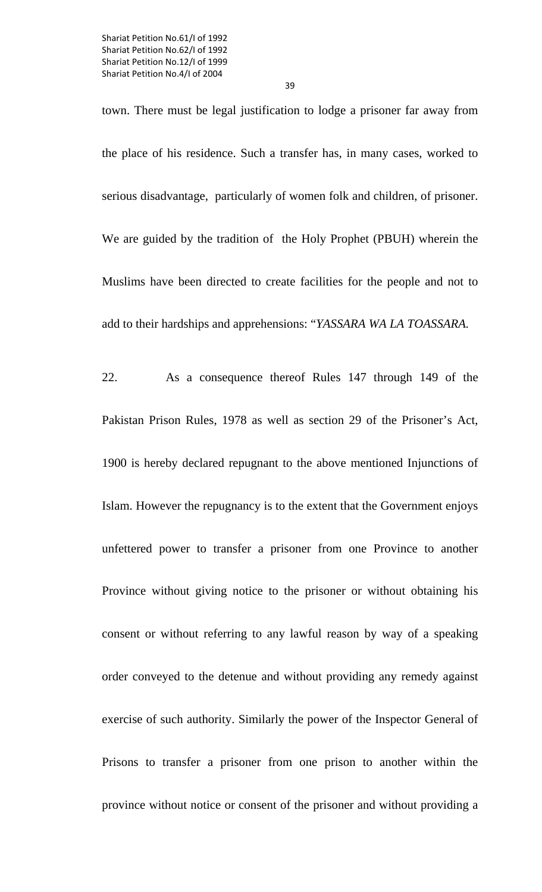town. There must be legal justification to lodge a prisoner far away from the place of his residence. Such a transfer has, in many cases, worked to serious disadvantage, particularly of women folk and children, of prisoner. We are guided by the tradition of the Holy Prophet (PBUH) wherein the Muslims have been directed to create facilities for the people and not to add to their hardships and apprehensions: "*YASSARA WA LA TOASSARA.*

22. As a consequence thereof Rules 147 through 149 of the Pakistan Prison Rules, 1978 as well as section 29 of the Prisoner's Act, 1900 is hereby declared repugnant to the above mentioned Injunctions of Islam. However the repugnancy is to the extent that the Government enjoys unfettered power to transfer a prisoner from one Province to another Province without giving notice to the prisoner or without obtaining his consent or without referring to any lawful reason by way of a speaking order conveyed to the detenue and without providing any remedy against exercise of such authority. Similarly the power of the Inspector General of Prisons to transfer a prisoner from one prison to another within the province without notice or consent of the prisoner and without providing a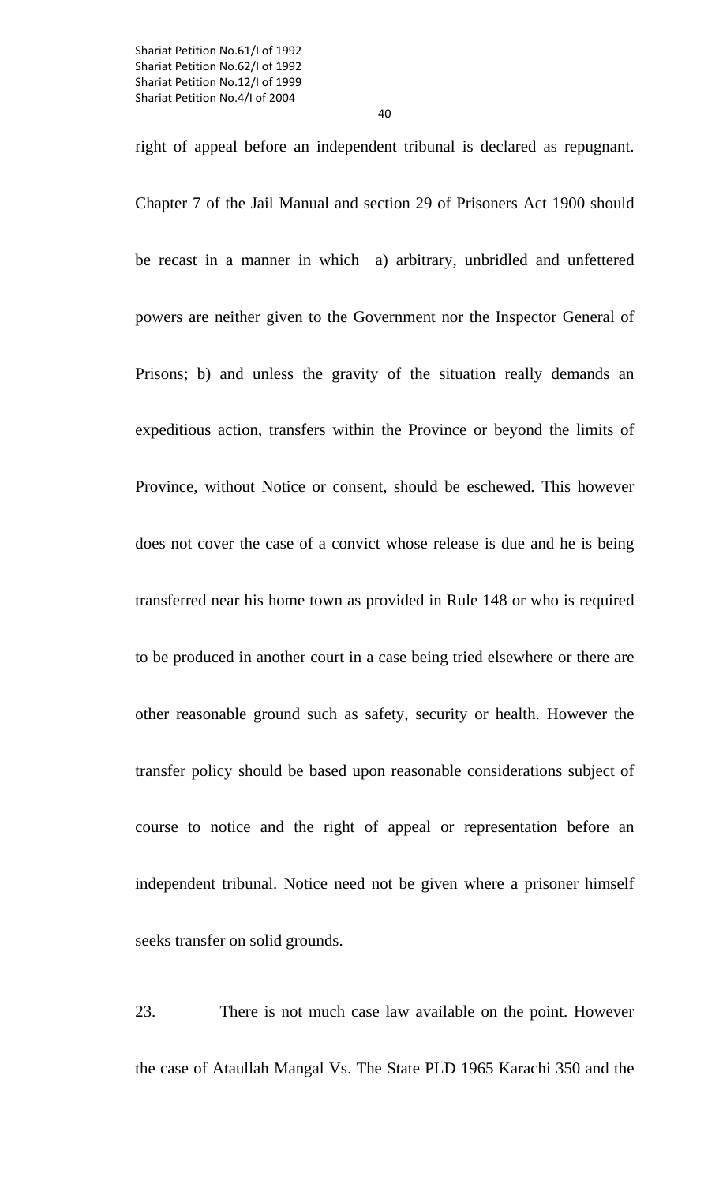right of appeal before an independent tribunal is declared as repugnant. Chapter 7 of the Jail Manual and section 29 of Prisoners Act 1900 should be recast in a manner in which a) arbitrary, unbridled and unfettered powers are neither given to the Government nor the Inspector General of Prisons; b) and unless the gravity of the situation really demands an expeditious action, transfers within the Province or beyond the limits of Province, without Notice or consent, should be eschewed. This however does not cover the case of a convict whose release is due and he is being transferred near his home town as provided in Rule 148 or who is required to be produced in another court in a case being tried elsewhere or there are other reasonable ground such as safety, security or health. However the transfer policy should be based upon reasonable considerations subject of course to notice and the right of appeal or representation before an independent tribunal. Notice need not be given where a prisoner himself seeks transfer on solid grounds.

23. There is not much case law available on the point. However the case of Ataullah Mangal Vs. The State PLD 1965 Karachi 350 and the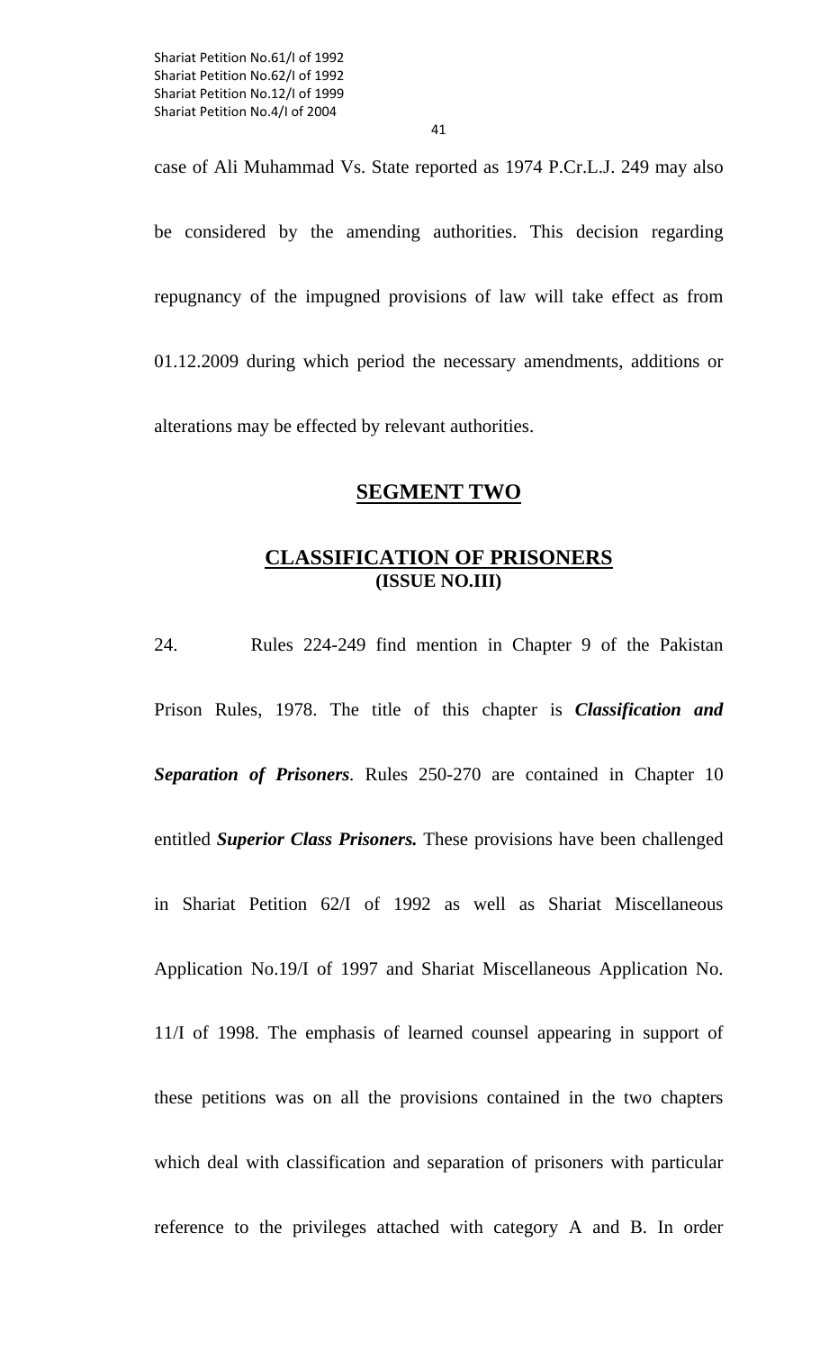case of Ali Muhammad Vs. State reported as 1974 P.Cr.L.J. 249 may also be considered by the amending authorities. This decision regarding repugnancy of the impugned provisions of law will take effect as from 01.12.2009 during which period the necessary amendments, additions or alterations may be effected by relevant authorities.

## SEGMENT TWO

## CLASSIFICATION OF PRISONERS
### (ISSUE NO.III)

24. Rules 224-249 find mention in Chapter 9 of the Pakistan Prison Rules, 1978. The title of this chapter is ***Classification and Separation of Prisoners***. Rules 250-270 are contained in Chapter 10 entitled ***Superior Class Prisoners.*** These provisions have been challenged in Shariat Petition 62/I of 1992 as well as Shariat Miscellaneous Application No.19/I of 1997 and Shariat Miscellaneous Application No. 11/I of 1998. The emphasis of learned counsel appearing in support of these petitions was on all the provisions contained in the two chapters which deal with classification and separation of prisoners with particular reference to the privileges attached with category A and B. In order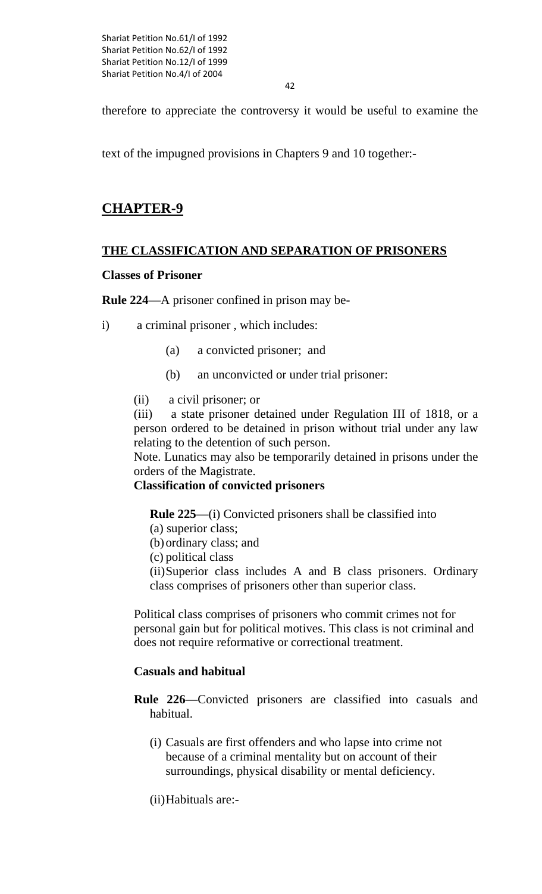therefore to appreciate the controversy it would be useful to examine the text of the impugned provisions in Chapters 9 and 10 together:-

## CHAPTER-9

### THE CLASSIFICATION AND SEPARATION OF PRISONERS

**Classes of Prisoner**

**Rule 224**—A prisoner confined in prison may be-

i) a criminal prisoner , which includes:

  (a) a convicted prisoner; and

  (b) an unconvicted or under trial prisoner:

(ii) a civil prisoner; or

(iii) a state prisoner detained under Regulation III of 1818, or a person ordered to be detained in prison without trial under any law relating to the detention of such person.

Note. Lunatics may also be temporarily detained in prisons under the orders of the Magistrate.

**Classification of convicted prisoners**

**Rule 225**—(i) Convicted prisoners shall be classified into

(a) superior class;

(b) ordinary class; and

(c) political class

(ii) Superior class includes A and B class prisoners. Ordinary class comprises of prisoners other than superior class.

Political class comprises of prisoners who commit crimes not for personal gain but for political motives. This class is not criminal and does not require reformative or correctional treatment.

**Casuals and habitual**

**Rule 226**—Convicted prisoners are classified into casuals and habitual.

(i) Casuals are first offenders and who lapse into crime not because of a criminal mentality but on account of their surroundings, physical disability or mental deficiency.

(ii) Habituals are:-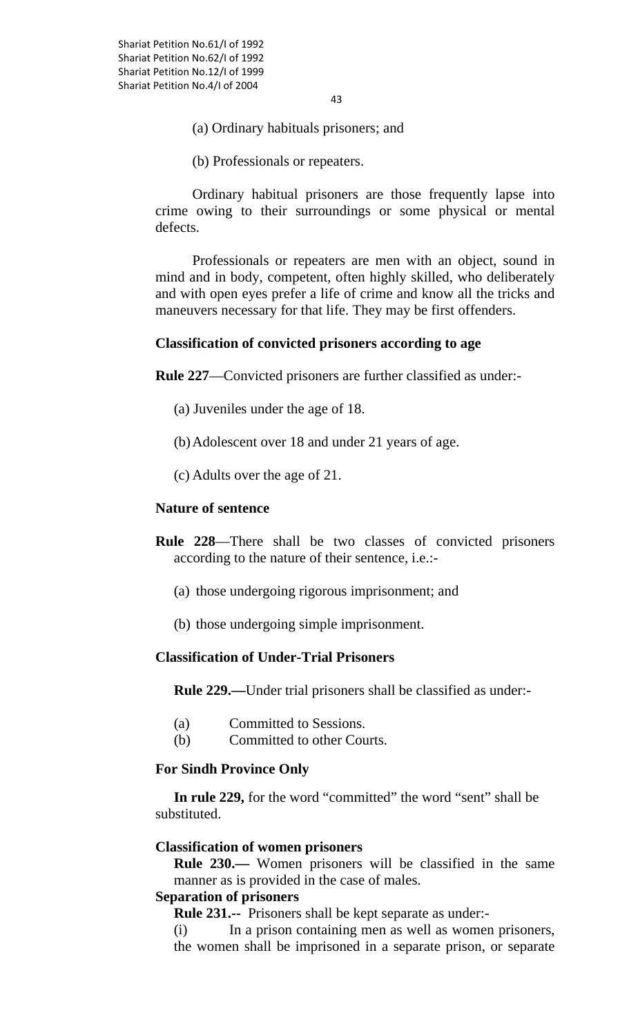(a) Ordinary habituals prisoners; and

(b) Professionals or repeaters.

Ordinary habitual prisoners are those frequently lapse into crime owing to their surroundings or some physical or mental defects.

Professionals or repeaters are men with an object, sound in mind and in body, competent, often highly skilled, who deliberately and with open eyes prefer a life of crime and know all the tricks and maneuvers necessary for that life. They may be first offenders.

**Classification of convicted prisoners according to age**

**Rule 227**—Convicted prisoners are further classified as under:-

(a) Juveniles under the age of 18.

(b) Adolescent over 18 and under 21 years of age.

(c) Adults over the age of 21.

**Nature of sentence**

**Rule 228**—There shall be two classes of convicted prisoners according to the nature of their sentence, i.e.:-

(a) those undergoing rigorous imprisonment; and

(b) those undergoing simple imprisonment.

**Classification of Under-Trial Prisoners**

**Rule 229.—**Under trial prisoners shall be classified as under:-

(a) Committed to Sessions.
(b) Committed to other Courts.

**For Sindh Province Only**

**In rule 229,** for the word "committed" the word "sent" shall be substituted.

**Classification of women prisoners**

**Rule 230.—** Women prisoners will be classified in the same manner as is provided in the case of males.

**Separation of prisoners**

**Rule 231.--** Prisoners shall be kept separate as under:-

(i) In a prison containing men as well as women prisoners, the women shall be imprisoned in a separate prison, or separate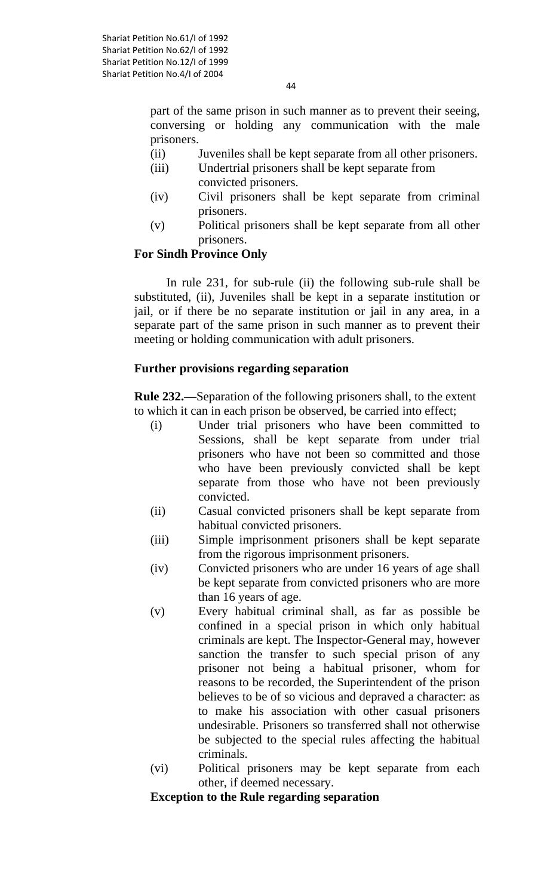part of the same prison in such manner as to prevent their seeing, conversing or holding any communication with the male prisoners.

(ii) Juveniles shall be kept separate from all other prisoners.

(iii) Undertrial prisoners shall be kept separate from convicted prisoners.

(iv) Civil prisoners shall be kept separate from criminal prisoners.

(v) Political prisoners shall be kept separate from all other prisoners.

**For Sindh Province Only**

In rule 231, for sub-rule (ii) the following sub-rule shall be substituted, (ii), Juveniles shall be kept in a separate institution or jail, or if there be no separate institution or jail in any area, in a separate part of the same prison in such manner as to prevent their meeting or holding communication with adult prisoners.

**Further provisions regarding separation**

**Rule 232.—**Separation of the following prisoners shall, to the extent to which it can in each prison be observed, be carried into effect;

(i) Under trial prisoners who have been committed to Sessions, shall be kept separate from under trial prisoners who have not been so committed and those who have been previously convicted shall be kept separate from those who have not been previously convicted.

(ii) Casual convicted prisoners shall be kept separate from habitual convicted prisoners.

(iii) Simple imprisonment prisoners shall be kept separate from the rigorous imprisonment prisoners.

(iv) Convicted prisoners who are under 16 years of age shall be kept separate from convicted prisoners who are more than 16 years of age.

(v) Every habitual criminal shall, as far as possible be confined in a special prison in which only habitual criminals are kept. The Inspector-General may, however sanction the transfer to such special prison of any prisoner not being a habitual prisoner, whom for reasons to be recorded, the Superintendent of the prison believes to be of so vicious and depraved a character: as to make his association with other casual prisoners undesirable. Prisoners so transferred shall not otherwise be subjected to the special rules affecting the habitual criminals.

(vi) Political prisoners may be kept separate from each other, if deemed necessary.

**Exception to the Rule regarding separation**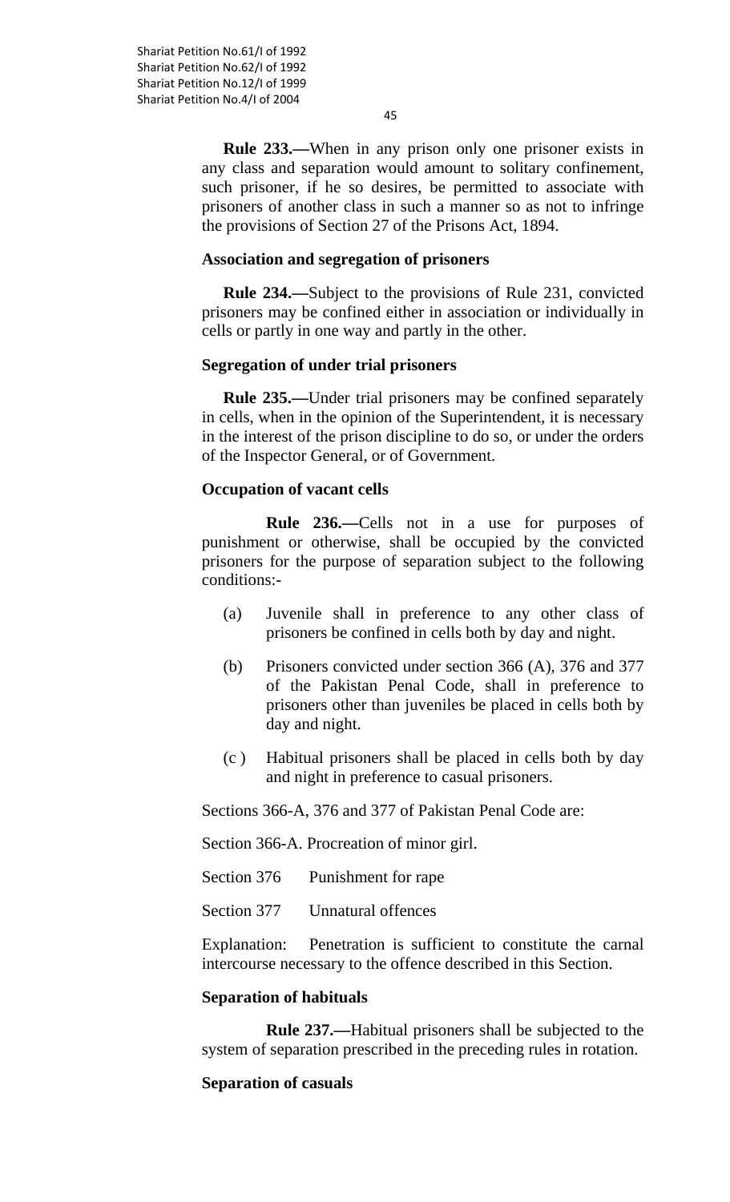**Rule 233.—**When in any prison only one prisoner exists in any class and separation would amount to solitary confinement, such prisoner, if he so desires, be permitted to associate with prisoners of another class in such a manner so as not to infringe the provisions of Section 27 of the Prisons Act, 1894.

**Association and segregation of prisoners**

**Rule 234.—**Subject to the provisions of Rule 231, convicted prisoners may be confined either in association or individually in cells or partly in one way and partly in the other.

**Segregation of under trial prisoners**

**Rule 235.—**Under trial prisoners may be confined separately in cells, when in the opinion of the Superintendent, it is necessary in the interest of the prison discipline to do so, or under the orders of the Inspector General, or of Government.

**Occupation of vacant cells**

**Rule 236.—**Cells not in a use for purposes of punishment or otherwise, shall be occupied by the convicted prisoners for the purpose of separation subject to the following conditions:-

(a) Juvenile shall in preference to any other class of prisoners be confined in cells both by day and night.

(b) Prisoners convicted under section 366 (A), 376 and 377 of the Pakistan Penal Code, shall in preference to prisoners other than juveniles be placed in cells both by day and night.

(c ) Habitual prisoners shall be placed in cells both by day and night in preference to casual prisoners.

Sections 366-A, 376 and 377 of Pakistan Penal Code are:

Section 366-A. Procreation of minor girl.

Section 376 Punishment for rape

Section 377 Unnatural offences

Explanation: Penetration is sufficient to constitute the carnal intercourse necessary to the offence described in this Section.

**Separation of habituals**

**Rule 237.—**Habitual prisoners shall be subjected to the system of separation prescribed in the preceding rules in rotation.

**Separation of casuals**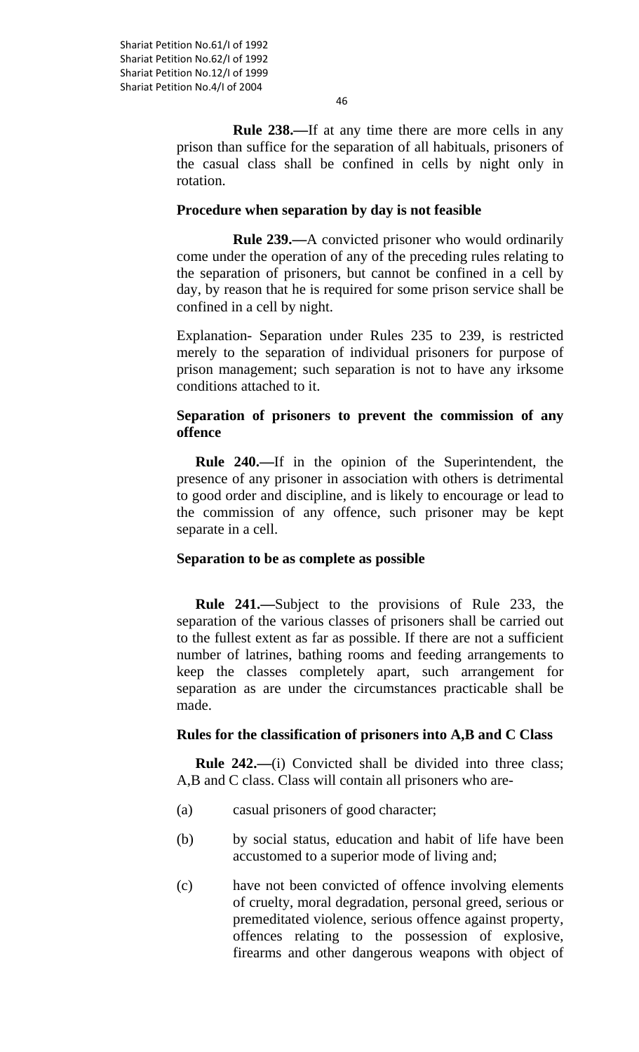**Rule 238.—**If at any time there are more cells in any prison than suffice for the separation of all habituals, prisoners of the casual class shall be confined in cells by night only in rotation.

**Procedure when separation by day is not feasible**

**Rule 239.—**A convicted prisoner who would ordinarily come under the operation of any of the preceding rules relating to the separation of prisoners, but cannot be confined in a cell by day, by reason that he is required for some prison service shall be confined in a cell by night.

Explanation- Separation under Rules 235 to 239, is restricted merely to the separation of individual prisoners for purpose of prison management; such separation is not to have any irksome conditions attached to it.

**Separation of prisoners to prevent the commission of any offence**

**Rule 240.—**If in the opinion of the Superintendent, the presence of any prisoner in association with others is detrimental to good order and discipline, and is likely to encourage or lead to the commission of any offence, such prisoner may be kept separate in a cell.

**Separation to be as complete as possible**

**Rule 241.—**Subject to the provisions of Rule 233, the separation of the various classes of prisoners shall be carried out to the fullest extent as far as possible. If there are not a sufficient number of latrines, bathing rooms and feeding arrangements to keep the classes completely apart, such arrangement for separation as are under the circumstances practicable shall be made.

**Rules for the classification of prisoners into A,B and C Class**

**Rule 242.—**(i) Convicted shall be divided into three class; A,B and C class. Class will contain all prisoners who are-

(a) casual prisoners of good character;

(b) by social status, education and habit of life have been accustomed to a superior mode of living and;

(c) have not been convicted of offence involving elements of cruelty, moral degradation, personal greed, serious or premeditated violence, serious offence against property, offences relating to the possession of explosive, firearms and other dangerous weapons with object of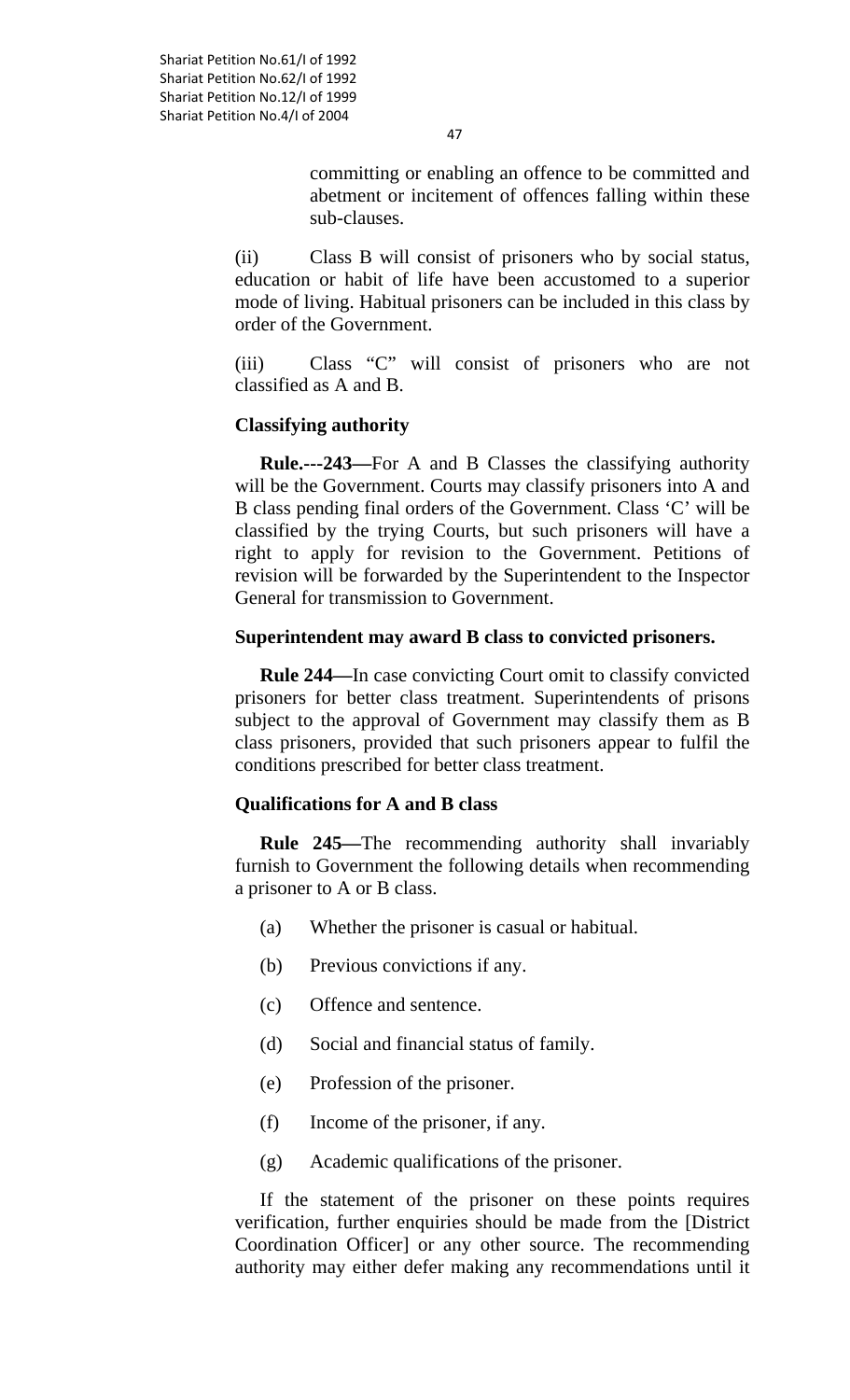committing or enabling an offence to be committed and abetment or incitement of offences falling within these sub-clauses.

(ii) Class B will consist of prisoners who by social status, education or habit of life have been accustomed to a superior mode of living. Habitual prisoners can be included in this class by order of the Government.

(iii) Class "C" will consist of prisoners who are not classified as A and B.

**Classifying authority**

**Rule.---243—**For A and B Classes the classifying authority will be the Government. Courts may classify prisoners into A and B class pending final orders of the Government. Class 'C' will be classified by the trying Courts, but such prisoners will have a right to apply for revision to the Government. Petitions of revision will be forwarded by the Superintendent to the Inspector General for transmission to Government.

**Superintendent may award B class to convicted prisoners.**

**Rule 244—**In case convicting Court omit to classify convicted prisoners for better class treatment. Superintendents of prisons subject to the approval of Government may classify them as B class prisoners, provided that such prisoners appear to fulfil the conditions prescribed for better class treatment.

**Qualifications for A and B class**

**Rule 245—**The recommending authority shall invariably furnish to Government the following details when recommending a prisoner to A or B class.

(a) Whether the prisoner is casual or habitual.

(b) Previous convictions if any.

(c) Offence and sentence.

(d) Social and financial status of family.

(e) Profession of the prisoner.

(f) Income of the prisoner, if any.

(g) Academic qualifications of the prisoner.

If the statement of the prisoner on these points requires verification, further enquiries should be made from the [District Coordination Officer] or any other source. The recommending authority may either defer making any recommendations until it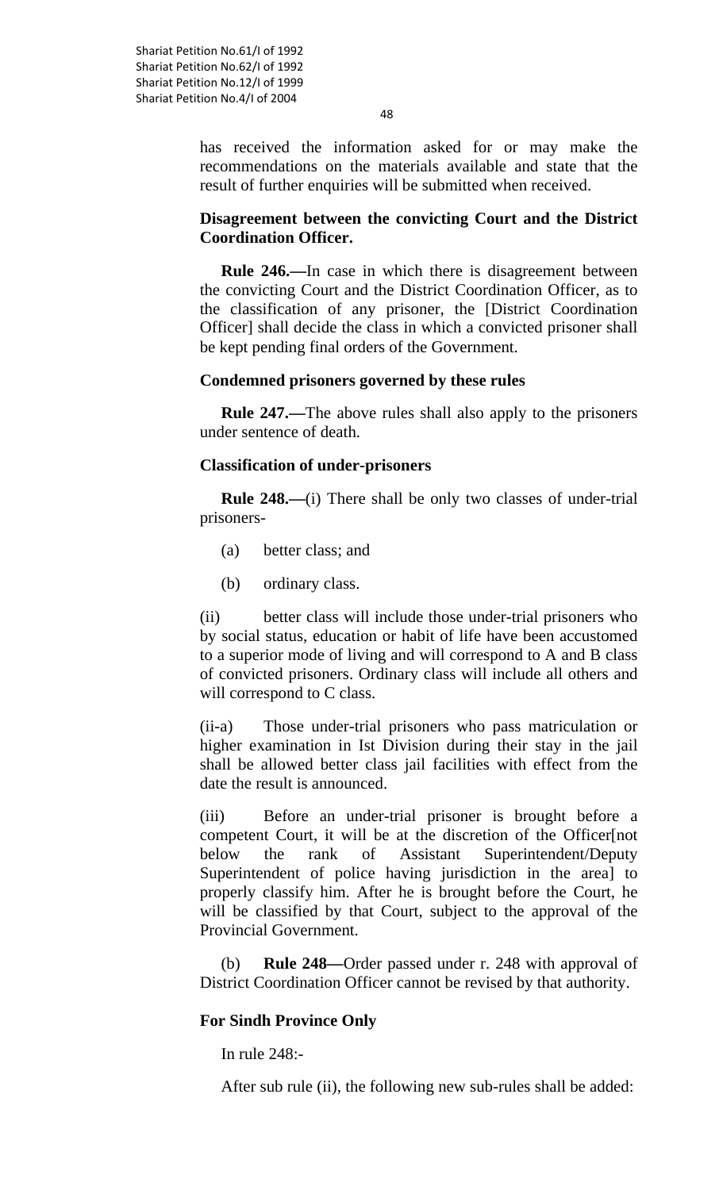has received the information asked for or may make the recommendations on the materials available and state that the result of further enquiries will be submitted when received.

**Disagreement between the convicting Court and the District Coordination Officer.**

**Rule 246.—**In case in which there is disagreement between the convicting Court and the District Coordination Officer, as to the classification of any prisoner, the [District Coordination Officer] shall decide the class in which a convicted prisoner shall be kept pending final orders of the Government.

**Condemned prisoners governed by these rules**

**Rule 247.—**The above rules shall also apply to the prisoners under sentence of death.

**Classification of under-prisoners**

**Rule 248.—**(i) There shall be only two classes of under-trial prisoners-

(a) better class; and

(b) ordinary class.

(ii) better class will include those under-trial prisoners who by social status, education or habit of life have been accustomed to a superior mode of living and will correspond to A and B class of convicted prisoners. Ordinary class will include all others and will correspond to C class.

(ii-a) Those under-trial prisoners who pass matriculation or higher examination in Ist Division during their stay in the jail shall be allowed better class jail facilities with effect from the date the result is announced.

(iii) Before an under-trial prisoner is brought before a competent Court, it will be at the discretion of the Officer[not below the rank of Assistant Superintendent/Deputy Superintendent of police having jurisdiction in the area] to properly classify him. After he is brought before the Court, he will be classified by that Court, subject to the approval of the Provincial Government.

(b) **Rule 248—**Order passed under r. 248 with approval of District Coordination Officer cannot be revised by that authority.

**For Sindh Province Only**

In rule 248:-

After sub rule (ii), the following new sub-rules shall be added: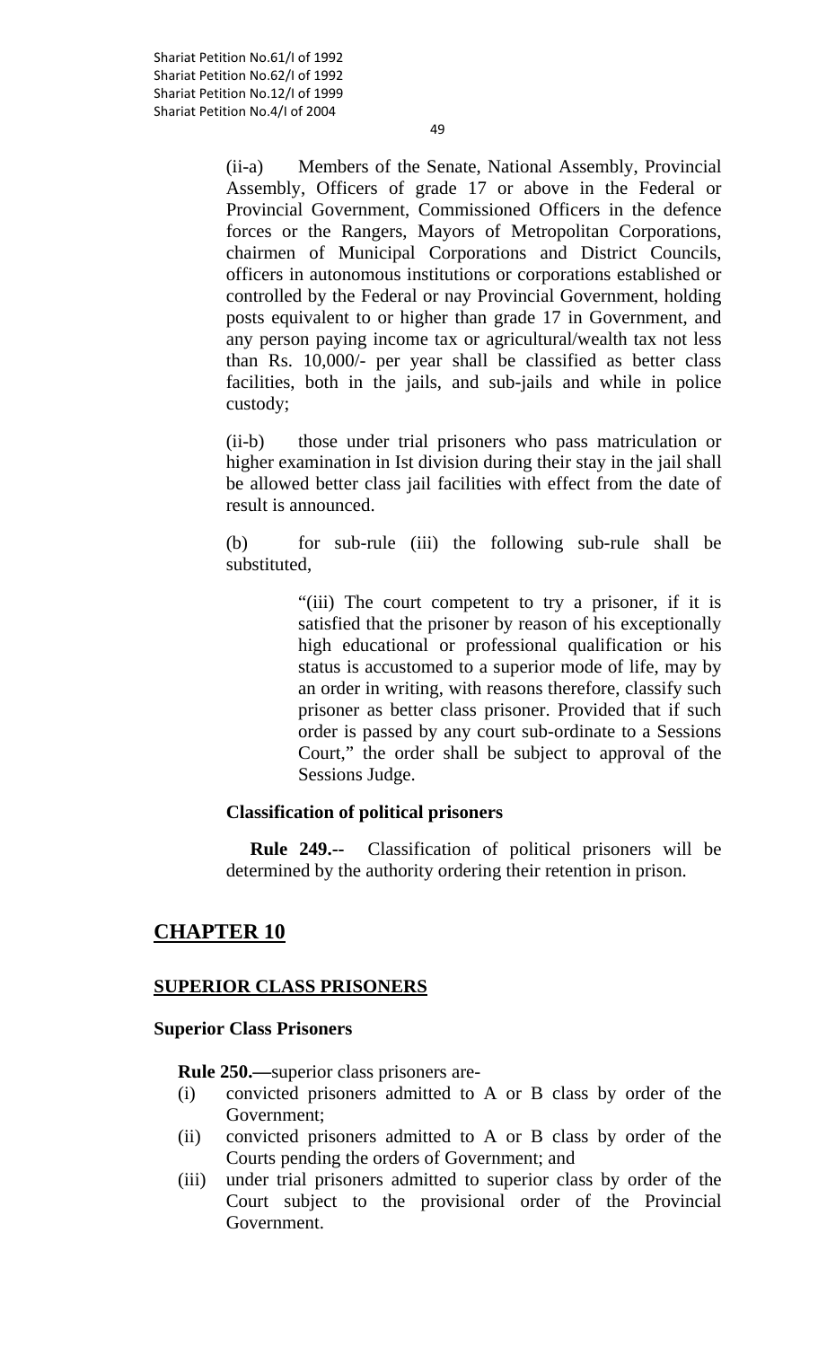(ii-a) Members of the Senate, National Assembly, Provincial Assembly, Officers of grade 17 or above in the Federal or Provincial Government, Commissioned Officers in the defence forces or the Rangers, Mayors of Metropolitan Corporations, chairmen of Municipal Corporations and District Councils, officers in autonomous institutions or corporations established or controlled by the Federal or nay Provincial Government, holding posts equivalent to or higher than grade 17 in Government, and any person paying income tax or agricultural/wealth tax not less than Rs. 10,000/- per year shall be classified as better class facilities, both in the jails, and sub-jails and while in police custody;

(ii-b) those under trial prisoners who pass matriculation or higher examination in Ist division during their stay in the jail shall be allowed better class jail facilities with effect from the date of result is announced.

(b) for sub-rule (iii) the following sub-rule shall be substituted,

> "(iii) The court competent to try a prisoner, if it is satisfied that the prisoner by reason of his exceptionally high educational or professional qualification or his status is accustomed to a superior mode of life, may by an order in writing, with reasons therefore, classify such prisoner as better class prisoner. Provided that if such order is passed by any court sub-ordinate to a Sessions Court," the order shall be subject to approval of the Sessions Judge.

**Classification of political prisoners**

**Rule 249.--** Classification of political prisoners will be determined by the authority ordering their retention in prison.

# CHAPTER 10

## SUPERIOR CLASS PRISONERS

**Superior Class Prisoners**

**Rule 250.—**superior class prisoners are-

(i) convicted prisoners admitted to A or B class by order of the Government;
(ii) convicted prisoners admitted to A or B class by order of the Courts pending the orders of Government; and
(iii) under trial prisoners admitted to superior class by order of the Court subject to the provisional order of the Provincial Government.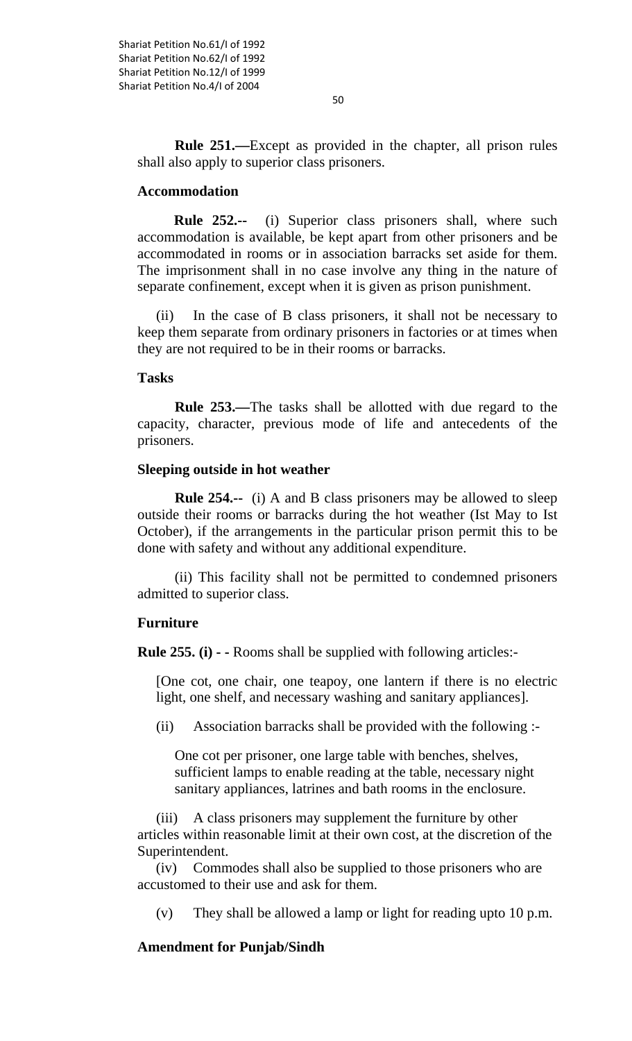**Rule 251.—**Except as provided in the chapter, all prison rules shall also apply to superior class prisoners.

**Accommodation**

**Rule 252.--** (i) Superior class prisoners shall, where such accommodation is available, be kept apart from other prisoners and be accommodated in rooms or in association barracks set aside for them. The imprisonment shall in no case involve any thing in the nature of separate confinement, except when it is given as prison punishment.

(ii) In the case of B class prisoners, it shall not be necessary to keep them separate from ordinary prisoners in factories or at times when they are not required to be in their rooms or barracks.

**Tasks**

**Rule 253.—**The tasks shall be allotted with due regard to the capacity, character, previous mode of life and antecedents of the prisoners.

**Sleeping outside in hot weather**

**Rule 254.--** (i) A and B class prisoners may be allowed to sleep outside their rooms or barracks during the hot weather (Ist May to Ist October), if the arrangements in the particular prison permit this to be done with safety and without any additional expenditure.

(ii) This facility shall not be permitted to condemned prisoners admitted to superior class.

**Furniture**

**Rule 255. (i) - -** Rooms shall be supplied with following articles:-

[One cot, one chair, one teapoy, one lantern if there is no electric light, one shelf, and necessary washing and sanitary appliances].

(ii) Association barracks shall be provided with the following :-

One cot per prisoner, one large table with benches, shelves, sufficient lamps to enable reading at the table, necessary night sanitary appliances, latrines and bath rooms in the enclosure.

(iii) A class prisoners may supplement the furniture by other articles within reasonable limit at their own cost, at the discretion of the Superintendent.

(iv) Commodes shall also be supplied to those prisoners who are accustomed to their use and ask for them.

(v) They shall be allowed a lamp or light for reading upto 10 p.m.

**Amendment for Punjab/Sindh**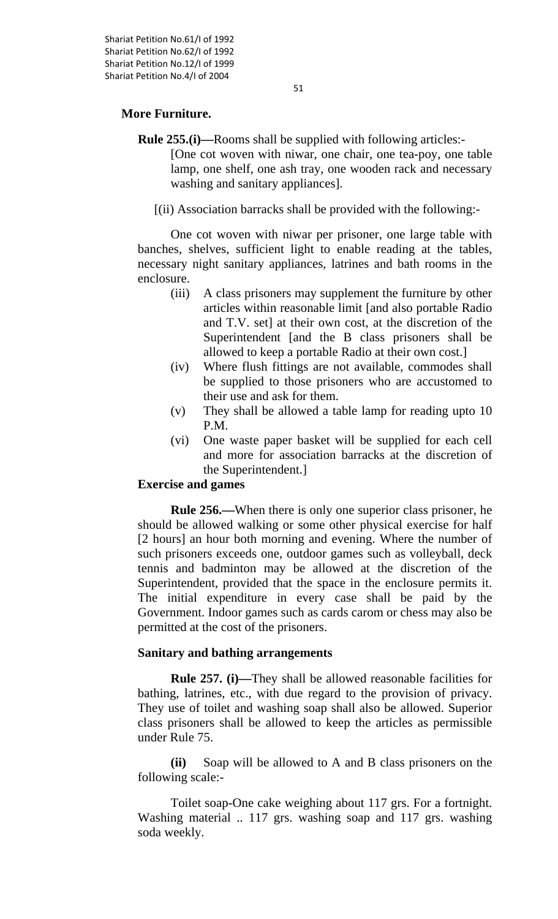**More Furniture.**

**Rule 255.(i)—**Rooms shall be supplied with following articles:-

[One cot woven with niwar, one chair, one tea-poy, one table lamp, one shelf, one ash tray, one wooden rack and necessary washing and sanitary appliances].

[(ii) Association barracks shall be provided with the following:-

One cot woven with niwar per prisoner, one large table with banches, shelves, sufficient light to enable reading at the tables, necessary night sanitary appliances, latrines and bath rooms in the enclosure.

- (iii) A class prisoners may supplement the furniture by other articles within reasonable limit [and also portable Radio and T.V. set] at their own cost, at the discretion of the Superintendent [and the B class prisoners shall be allowed to keep a portable Radio at their own cost.]
- (iv) Where flush fittings are not available, commodes shall be supplied to those prisoners who are accustomed to their use and ask for them.
- (v) They shall be allowed a table lamp for reading upto 10 P.M.
- (vi) One waste paper basket will be supplied for each cell and more for association barracks at the discretion of the Superintendent.]

**Exercise and games**

**Rule 256.—**When there is only one superior class prisoner, he should be allowed walking or some other physical exercise for half [2 hours] an hour both morning and evening. Where the number of such prisoners exceeds one, outdoor games such as volleyball, deck tennis and badminton may be allowed at the discretion of the Superintendent, provided that the space in the enclosure permits it. The initial expenditure in every case shall be paid by the Government. Indoor games such as cards carom or chess may also be permitted at the cost of the prisoners.

**Sanitary and bathing arrangements**

**Rule 257. (i)—**They shall be allowed reasonable facilities for bathing, latrines, etc., with due regard to the provision of privacy. They use of toilet and washing soap shall also be allowed. Superior class prisoners shall be allowed to keep the articles as permissible under Rule 75.

**(ii)** Soap will be allowed to A and B class prisoners on the following scale:-

Toilet soap-One cake weighing about 117 grs. For a fortnight. Washing material .. 117 grs. washing soap and 117 grs. washing soda weekly.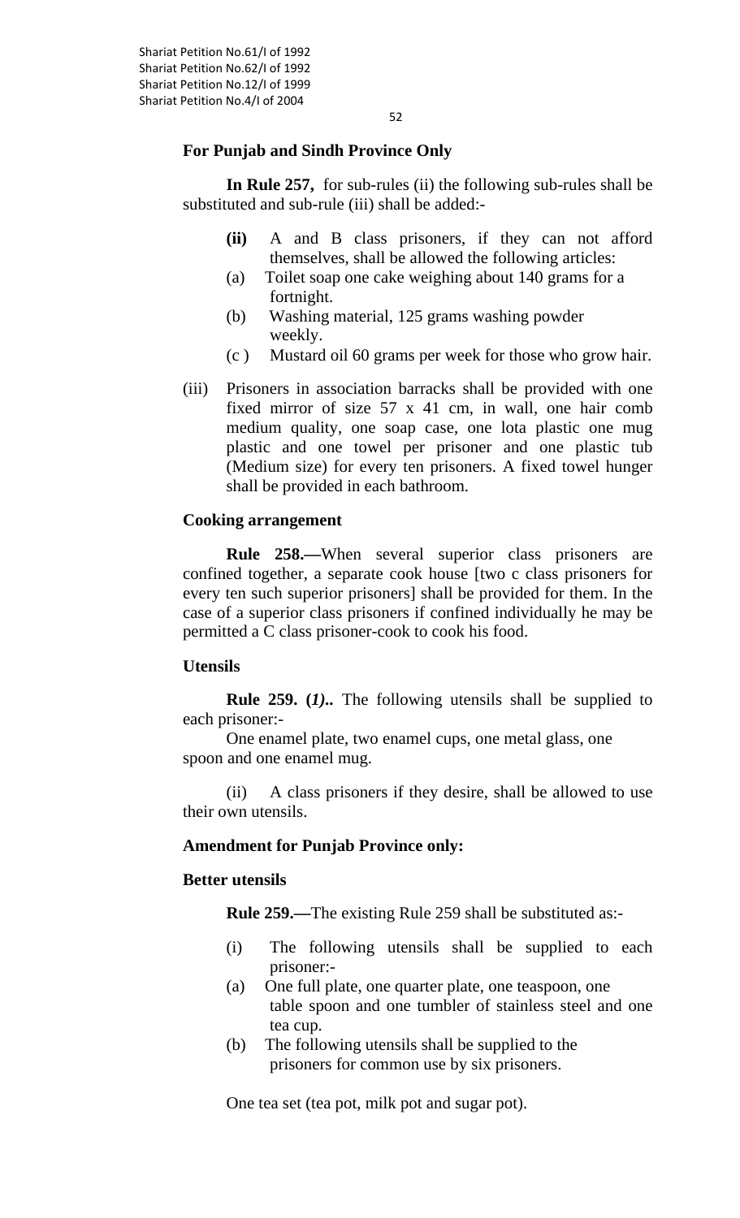**For Punjab and Sindh Province Only**

**In Rule 257,** for sub-rules (ii) the following sub-rules shall be substituted and sub-rule (iii) shall be added:-

**(ii)** A and B class prisoners, if they can not afford themselves, shall be allowed the following articles:

(a) Toilet soap one cake weighing about 140 grams for a fortnight.

(b) Washing material, 125 grams washing powder weekly.

(c ) Mustard oil 60 grams per week for those who grow hair.

(iii) Prisoners in association barracks shall be provided with one fixed mirror of size 57 x 41 cm, in wall, one hair comb medium quality, one soap case, one lota plastic one mug plastic and one towel per prisoner and one plastic tub (Medium size) for every ten prisoners. A fixed towel hunger shall be provided in each bathroom.

**Cooking arrangement**

**Rule 258.—**When several superior class prisoners are confined together, a separate cook house [two c class prisoners for every ten such superior prisoners] shall be provided for them. In the case of a superior class prisoners if confined individually he may be permitted a C class prisoner-cook to cook his food.

**Utensils**

**Rule 259. (*1*)..** The following utensils shall be supplied to each prisoner:-

One enamel plate, two enamel cups, one metal glass, one spoon and one enamel mug.

(ii) A class prisoners if they desire, shall be allowed to use their own utensils.

**Amendment for Punjab Province only:**

**Better utensils**

**Rule 259.—**The existing Rule 259 shall be substituted as:-

(i) The following utensils shall be supplied to each prisoner:-

(a) One full plate, one quarter plate, one teaspoon, one table spoon and one tumbler of stainless steel and one tea cup.

(b) The following utensils shall be supplied to the prisoners for common use by six prisoners.

One tea set (tea pot, milk pot and sugar pot).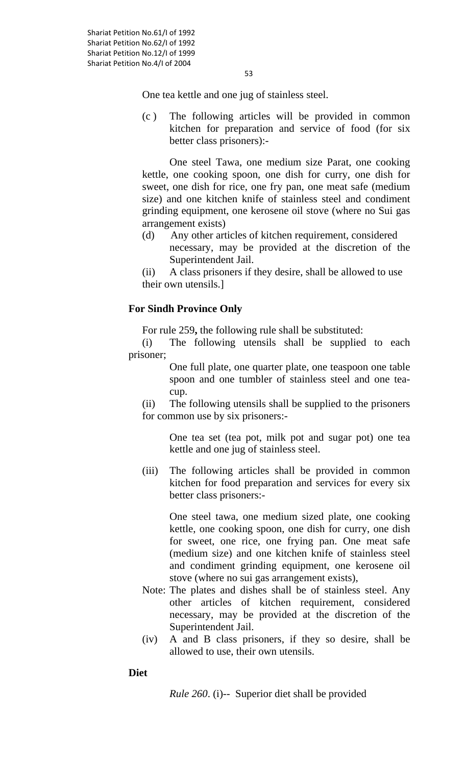One tea kettle and one jug of stainless steel.

(c ) The following articles will be provided in common kitchen for preparation and service of food (for six better class prisoners):-

One steel Tawa, one medium size Parat, one cooking kettle, one cooking spoon, one dish for curry, one dish for sweet, one dish for rice, one fry pan, one meat safe (medium size) and one kitchen knife of stainless steel and condiment grinding equipment, one kerosene oil stove (where no Sui gas arrangement exists)

(d) Any other articles of kitchen requirement, considered necessary, may be provided at the discretion of the Superintendent Jail.

(ii) A class prisoners if they desire, shall be allowed to use their own utensils.]

**For Sindh Province Only**

For rule 259**,** the following rule shall be substituted:

(i) The following utensils shall be supplied to each prisoner;

One full plate, one quarter plate, one teaspoon one table spoon and one tumbler of stainless steel and one tea-cup.

(ii) The following utensils shall be supplied to the prisoners for common use by six prisoners:-

One tea set (tea pot, milk pot and sugar pot) one tea kettle and one jug of stainless steel.

(iii) The following articles shall be provided in common kitchen for food preparation and services for every six better class prisoners:-

One steel tawa, one medium sized plate, one cooking kettle, one cooking spoon, one dish for curry, one dish for sweet, one rice, one frying pan. One meat safe (medium size) and one kitchen knife of stainless steel and condiment grinding equipment, one kerosene oil stove (where no sui gas arrangement exists),

Note: The plates and dishes shall be of stainless steel. Any other articles of kitchen requirement, considered necessary, may be provided at the discretion of the Superintendent Jail.

(iv) A and B class prisoners, if they so desire, shall be allowed to use, their own utensils.

**Diet**

*Rule 260*. (i)-- Superior diet shall be provided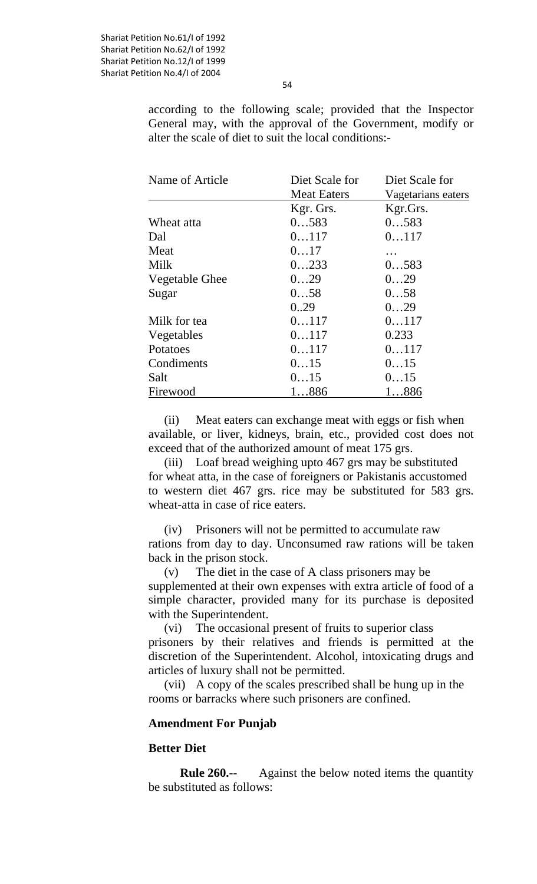according to the following scale; provided that the Inspector General may, with the approval of the Government, modify or alter the scale of diet to suit the local conditions:-

| Name of Article | Diet Scale for Meat Eaters | Diet Scale for Vagetarians eaters |
|---|---|---|
| | Kgr. Grs. | Kgr.Grs. |
| Wheat atta | 0…583 | 0…583 |
| Dal | 0…117 | 0…117 |
| Meat | 0…17 | … |
| Milk | 0…233 | 0…583 |
| Vegetable Ghee | 0…29 | 0…29 |
| Sugar | 0…58 | 0…58 |
| | 0..29 | 0…29 |
| Milk for tea | 0…117 | 0…117 |
| Vegetables | 0…117 | 0.233 |
| Potatoes | 0…117 | 0…117 |
| Condiments | 0…15 | 0…15 |
| Salt | 0…15 | 0…15 |
| Firewood | 1…886 | 1…886 |

(ii) Meat eaters can exchange meat with eggs or fish when available, or liver, kidneys, brain, etc., provided cost does not exceed that of the authorized amount of meat 175 grs.

(iii) Loaf bread weighing upto 467 grs may be substituted for wheat atta, in the case of foreigners or Pakistanis accustomed to western diet 467 grs. rice may be substituted for 583 grs. wheat-atta in case of rice eaters.

(iv) Prisoners will not be permitted to accumulate raw rations from day to day. Unconsumed raw rations will be taken back in the prison stock.

(v) The diet in the case of A class prisoners may be supplemented at their own expenses with extra article of food of a simple character, provided many for its purchase is deposited with the Superintendent.

(vi) The occasional present of fruits to superior class prisoners by their relatives and friends is permitted at the discretion of the Superintendent. Alcohol, intoxicating drugs and articles of luxury shall not be permitted.

(vii) A copy of the scales prescribed shall be hung up in the rooms or barracks where such prisoners are confined.

**Amendment For Punjab**

**Better Diet**

**Rule 260.--** Against the below noted items the quantity be substituted as follows: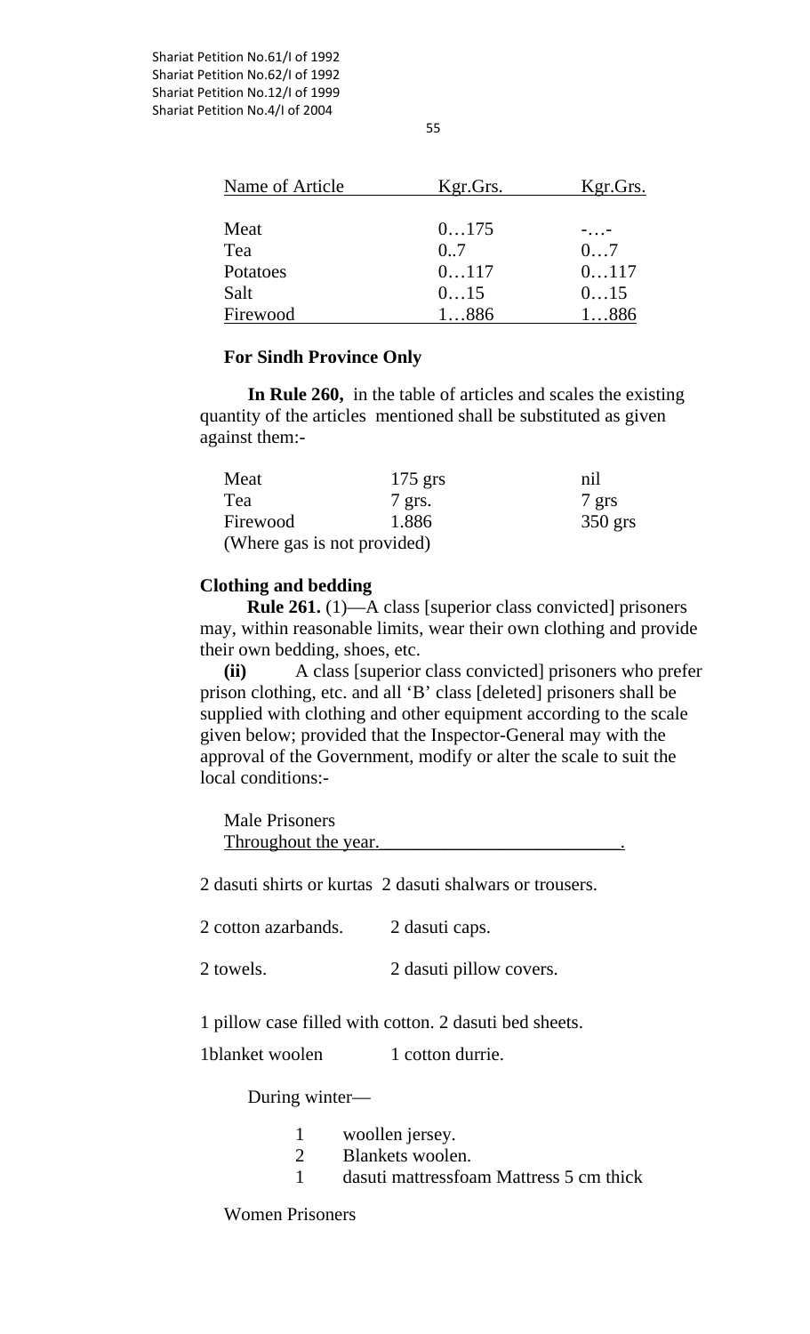| Name of Article | Kgr.Grs. | Kgr.Grs. |
|---|---|---|
| Meat | 0…175 | -…- |
| Tea | 0..7 | 0…7 |
| Potatoes | 0…117 | 0…117 |
| Salt | 0…15 | 0…15 |
| Firewood | 1…886 | 1…886 |

**For Sindh Province Only**

**In Rule 260,** in the table of articles and scales the existing quantity of the articles mentioned shall be substituted as given against them:-

| | | |
|---|---|---|
| Meat | 175 grs | nil |
| Tea | 7 grs. | 7 grs |
| Firewood | 1.886 | 350 grs |
| (Where gas is not provided) | | |

**Clothing and bedding**

**Rule 261.** (1)—A class [superior class convicted] prisoners may, within reasonable limits, wear their own clothing and provide their own bedding, shoes, etc.

**(ii)** A class [superior class convicted] prisoners who prefer prison clothing, etc. and all 'B' class [deleted] prisoners shall be supplied with clothing and other equipment according to the scale given below; provided that the Inspector-General may with the approval of the Government, modify or alter the scale to suit the local conditions:-

Male Prisoners

Throughout the year.

2 dasuti shirts or kurtas 2 dasuti shalwars or trousers.

2 cotton azarbands. 2 dasuti caps.

2 towels. 2 dasuti pillow covers.

1 pillow case filled with cotton. 2 dasuti bed sheets.

1blanket woolen 1 cotton durrie.

During winter—

1 woollen jersey.

2 Blankets woolen.

1 dasuti mattressfoam Mattress 5 cm thick

Women Prisoners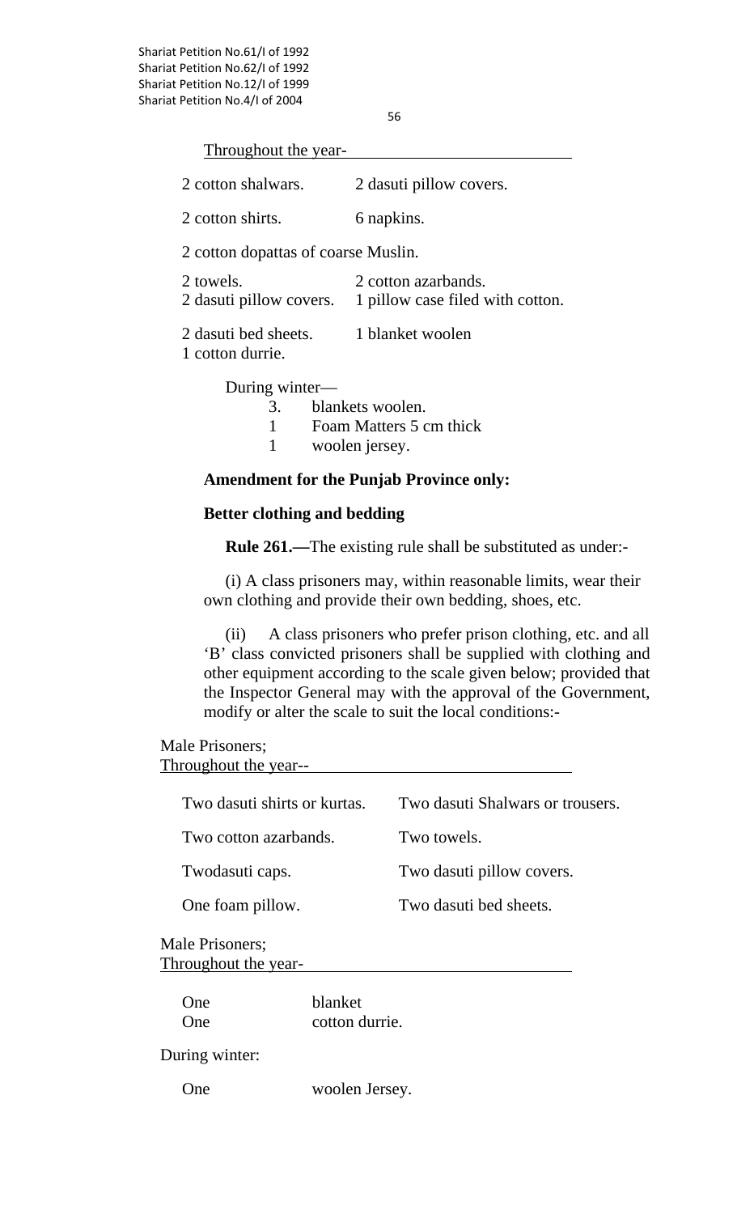Throughout the year-

| | |
|---|---|
| 2 cotton shalwars. | 2 dasuti pillow covers. |
| 2 cotton shirts. | 6 napkins. |
| 2 cotton dopattas of coarse Muslin. | |
| 2 towels. | 2 cotton azarbands. |
| 2 dasuti pillow covers. | 1 pillow case filed with cotton. |
| 2 dasuti bed sheets. | 1 blanket woolen |
| 1 cotton durrie. | |

During winter—

3. blankets woolen.
1 Foam Matters 5 cm thick
1 woolen jersey.

**Amendment for the Punjab Province only:**

**Better clothing and bedding**

**Rule 261.—**The existing rule shall be substituted as under:-

(i) A class prisoners may, within reasonable limits, wear their own clothing and provide their own bedding, shoes, etc.

(ii) A class prisoners who prefer prison clothing, etc. and all 'B' class convicted prisoners shall be supplied with clothing and other equipment according to the scale given below; provided that the Inspector General may with the approval of the Government, modify or alter the scale to suit the local conditions:-

Male Prisoners;
Throughout the year--

| | |
|---|---|
| Two dasuti shirts or kurtas. | Two dasuti Shalwars or trousers. |
| Two cotton azarbands. | Two towels. |
| Twodasuti caps. | Two dasuti pillow covers. |
| One foam pillow. | Two dasuti bed sheets. |

Male Prisoners;
Throughout the year-

| | |
|---|---|
| One | blanket |
| One | cotton durrie. |

During winter:

| | |
|---|---|
| One | woolen Jersey. |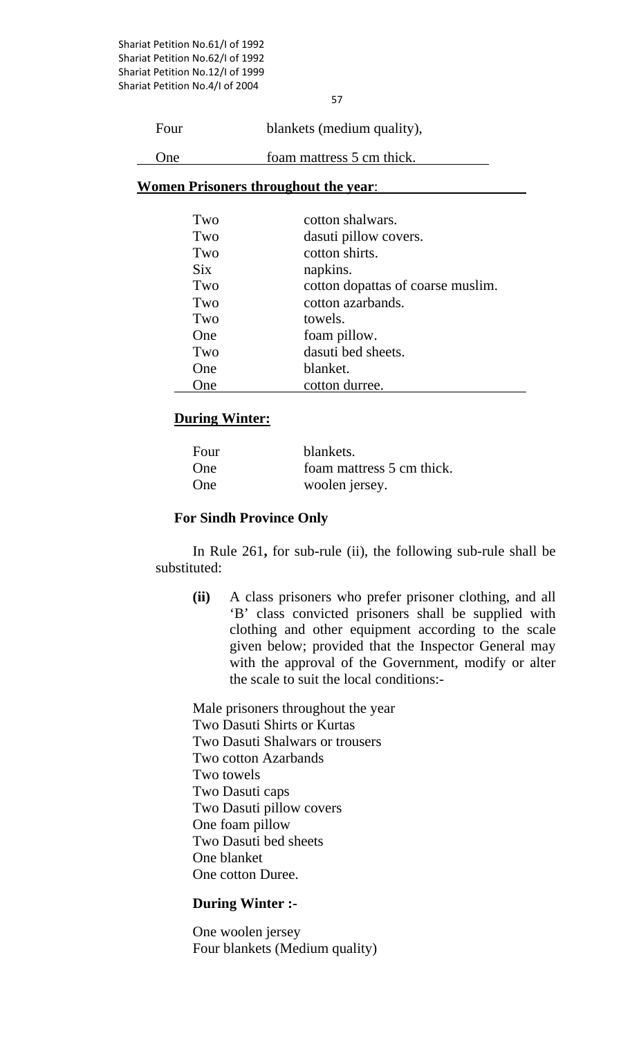| | |
|---|---|
| Four | blankets (medium quality), |
| One | foam mattress 5 cm thick. |

**Women Prisoners throughout the year**:

| | |
|---|---|
| Two | cotton shalwars. |
| Two | dasuti pillow covers. |
| Two | cotton shirts. |
| Six | napkins. |
| Two | cotton dopattas of coarse muslim. |
| Two | cotton azarbands. |
| Two | towels. |
| One | foam pillow. |
| Two | dasuti bed sheets. |
| One | blanket. |
| One | cotton durree. |

**During Winter:**

| | |
|---|---|
| Four | blankets. |
| One | foam mattress 5 cm thick. |
| One | woolen jersey. |

**For Sindh Province Only**

In Rule 261**,** for sub-rule (ii), the following sub-rule shall be substituted:

> **(ii)** A class prisoners who prefer prisoner clothing, and all 'B' class convicted prisoners shall be supplied with clothing and other equipment according to the scale given below; provided that the Inspector General may with the approval of the Government, modify or alter the scale to suit the local conditions:-

Male prisoners throughout the year
Two Dasuti Shirts or Kurtas
Two Dasuti Shalwars or trousers
Two cotton Azarbands
Two towels
Two Dasuti caps
Two Dasuti pillow covers
One foam pillow
Two Dasuti bed sheets
One blanket
One cotton Duree.

**During Winter :-**

One woolen jersey
Four blankets (Medium quality)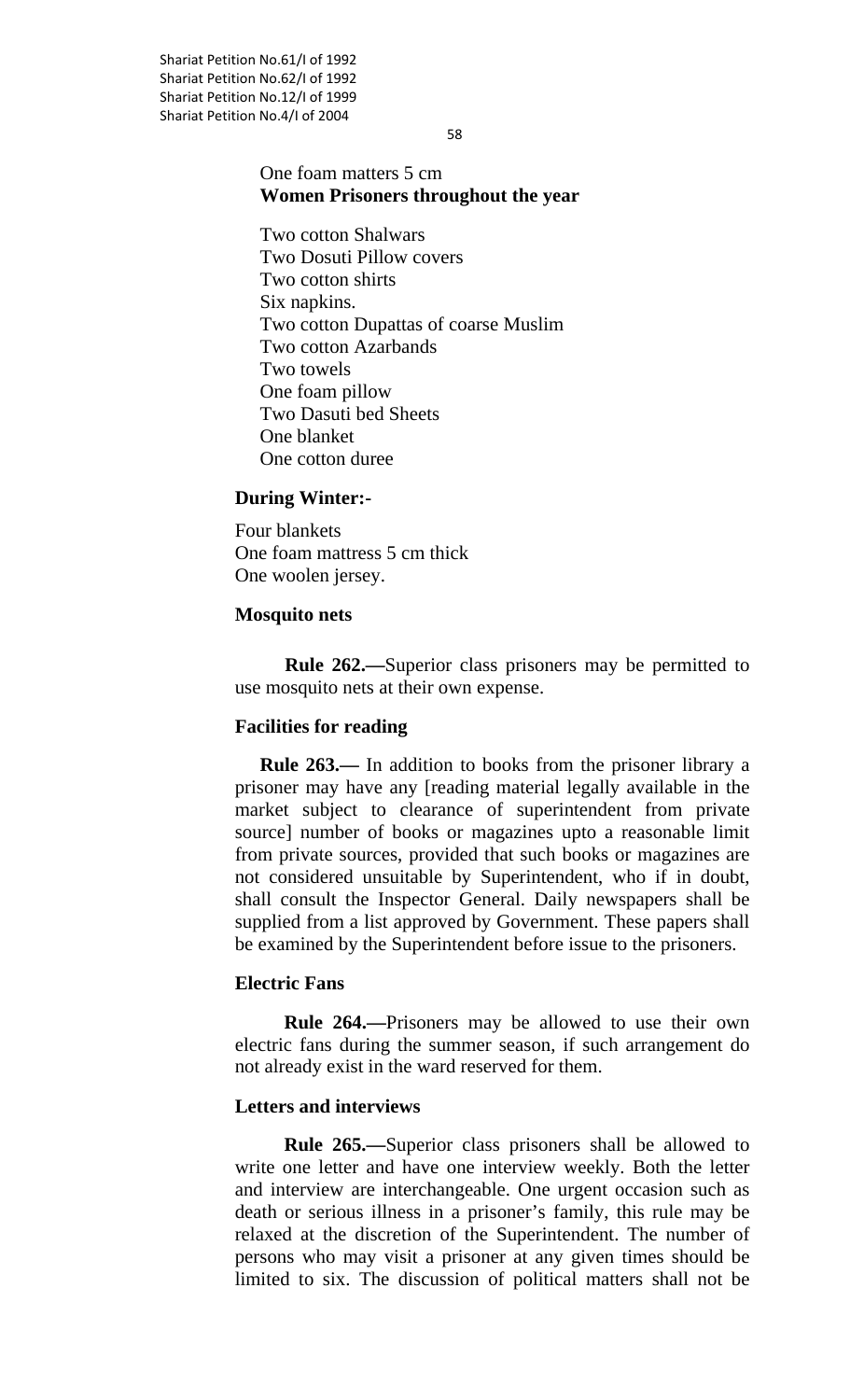One foam matters 5 cm

**Women Prisoners throughout the year**

Two cotton Shalwars
Two Dosuti Pillow covers
Two cotton shirts
Six napkins.
Two cotton Dupattas of coarse Muslim
Two cotton Azarbands
Two towels
One foam pillow
Two Dasuti bed Sheets
One blanket
One cotton duree

**During Winter:-**

Four blankets
One foam mattress 5 cm thick
One woolen jersey.

**Mosquito nets**

**Rule 262.—**Superior class prisoners may be permitted to use mosquito nets at their own expense.

**Facilities for reading**

**Rule 263.—** In addition to books from the prisoner library a prisoner may have any [reading material legally available in the market subject to clearance of superintendent from private source] number of books or magazines upto a reasonable limit from private sources, provided that such books or magazines are not considered unsuitable by Superintendent, who if in doubt, shall consult the Inspector General. Daily newspapers shall be supplied from a list approved by Government. These papers shall be examined by the Superintendent before issue to the prisoners.

**Electric Fans**

**Rule 264.—**Prisoners may be allowed to use their own electric fans during the summer season, if such arrangement do not already exist in the ward reserved for them.

**Letters and interviews**

**Rule 265.—**Superior class prisoners shall be allowed to write one letter and have one interview weekly. Both the letter and interview are interchangeable. One urgent occasion such as death or serious illness in a prisoner's family, this rule may be relaxed at the discretion of the Superintendent. The number of persons who may visit a prisoner at any given times should be limited to six. The discussion of political matters shall not be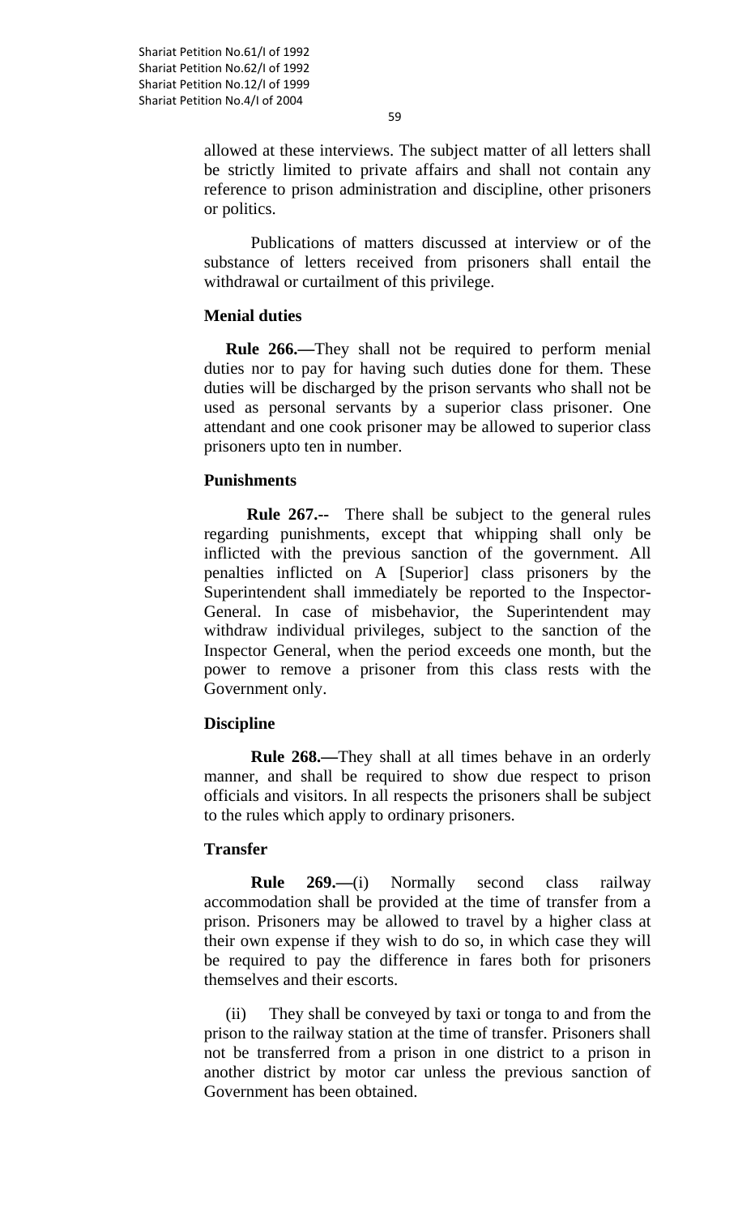allowed at these interviews. The subject matter of all letters shall be strictly limited to private affairs and shall not contain any reference to prison administration and discipline, other prisoners or politics.

Publications of matters discussed at interview or of the substance of letters received from prisoners shall entail the withdrawal or curtailment of this privilege.

**Menial duties**

**Rule 266.—**They shall not be required to perform menial duties nor to pay for having such duties done for them. These duties will be discharged by the prison servants who shall not be used as personal servants by a superior class prisoner. One attendant and one cook prisoner may be allowed to superior class prisoners upto ten in number.

**Punishments**

**Rule 267.--** There shall be subject to the general rules regarding punishments, except that whipping shall only be inflicted with the previous sanction of the government. All penalties inflicted on A [Superior] class prisoners by the Superintendent shall immediately be reported to the Inspector-General. In case of misbehavior, the Superintendent may withdraw individual privileges, subject to the sanction of the Inspector General, when the period exceeds one month, but the power to remove a prisoner from this class rests with the Government only.

**Discipline**

**Rule 268.—**They shall at all times behave in an orderly manner, and shall be required to show due respect to prison officials and visitors. In all respects the prisoners shall be subject to the rules which apply to ordinary prisoners.

**Transfer**

**Rule 269.—**(i) Normally second class railway accommodation shall be provided at the time of transfer from a prison. Prisoners may be allowed to travel by a higher class at their own expense if they wish to do so, in which case they will be required to pay the difference in fares both for prisoners themselves and their escorts.

(ii) They shall be conveyed by taxi or tonga to and from the prison to the railway station at the time of transfer. Prisoners shall not be transferred from a prison in one district to a prison in another district by motor car unless the previous sanction of Government has been obtained.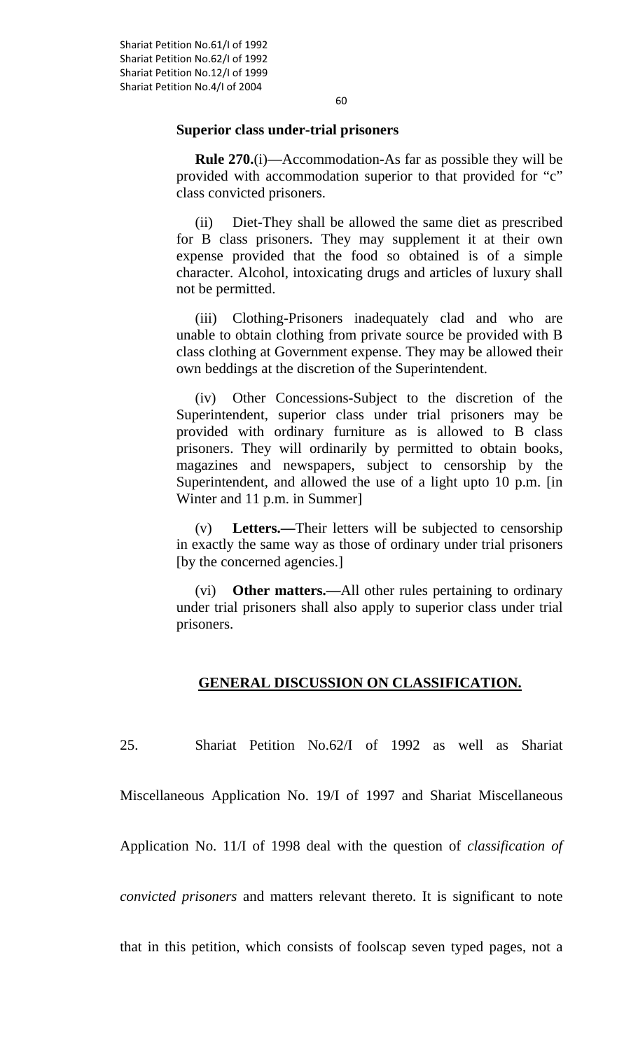**Superior class under-trial prisoners**

**Rule 270.**(i)—Accommodation-As far as possible they will be provided with accommodation superior to that provided for "c" class convicted prisoners.

(ii) Diet-They shall be allowed the same diet as prescribed for B class prisoners. They may supplement it at their own expense provided that the food so obtained is of a simple character. Alcohol, intoxicating drugs and articles of luxury shall not be permitted.

(iii) Clothing-Prisoners inadequately clad and who are unable to obtain clothing from private source be provided with B class clothing at Government expense. They may be allowed their own beddings at the discretion of the Superintendent.

(iv) Other Concessions-Subject to the discretion of the Superintendent, superior class under trial prisoners may be provided with ordinary furniture as is allowed to B class prisoners. They will ordinarily by permitted to obtain books, magazines and newspapers, subject to censorship by the Superintendent, and allowed the use of a light upto 10 p.m. [in Winter and 11 p.m. in Summer]

(v) **Letters.—**Their letters will be subjected to censorship in exactly the same way as those of ordinary under trial prisoners [by the concerned agencies.]

(vi) **Other matters.—**All other rules pertaining to ordinary under trial prisoners shall also apply to superior class under trial prisoners.

## GENERAL DISCUSSION ON CLASSIFICATION.

25. Shariat Petition No.62/I of 1992 as well as Shariat Miscellaneous Application No. 19/I of 1997 and Shariat Miscellaneous Application No. 11/I of 1998 deal with the question of *classification of convicted prisoners* and matters relevant thereto. It is significant to note that in this petition, which consists of foolscap seven typed pages, not a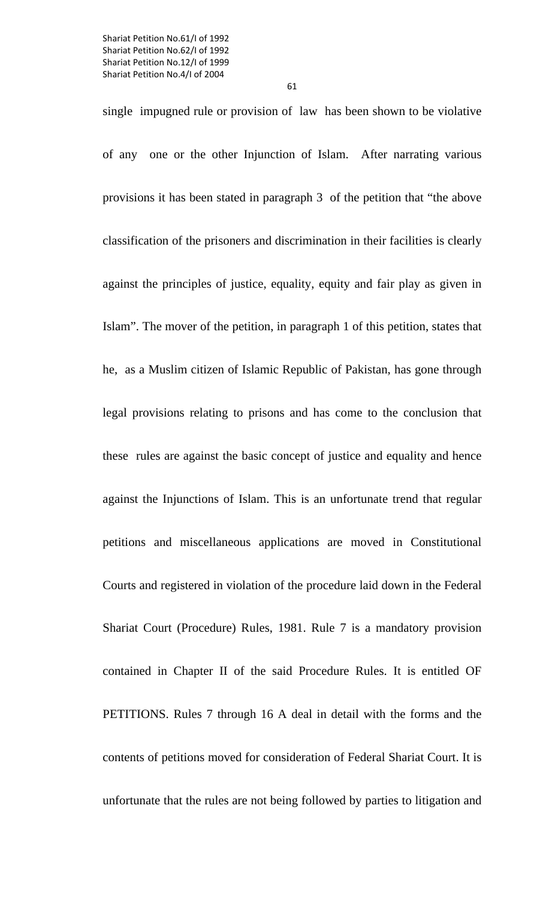single impugned rule or provision of law has been shown to be violative of any one or the other Injunction of Islam. After narrating various provisions it has been stated in paragraph 3 of the petition that "the above classification of the prisoners and discrimination in their facilities is clearly against the principles of justice, equality, equity and fair play as given in Islam". The mover of the petition, in paragraph 1 of this petition, states that he, as a Muslim citizen of Islamic Republic of Pakistan, has gone through legal provisions relating to prisons and has come to the conclusion that these rules are against the basic concept of justice and equality and hence against the Injunctions of Islam. This is an unfortunate trend that regular petitions and miscellaneous applications are moved in Constitutional Courts and registered in violation of the procedure laid down in the Federal Shariat Court (Procedure) Rules, 1981. Rule 7 is a mandatory provision contained in Chapter II of the said Procedure Rules. It is entitled OF PETITIONS. Rules 7 through 16 A deal in detail with the forms and the contents of petitions moved for consideration of Federal Shariat Court. It is unfortunate that the rules are not being followed by parties to litigation and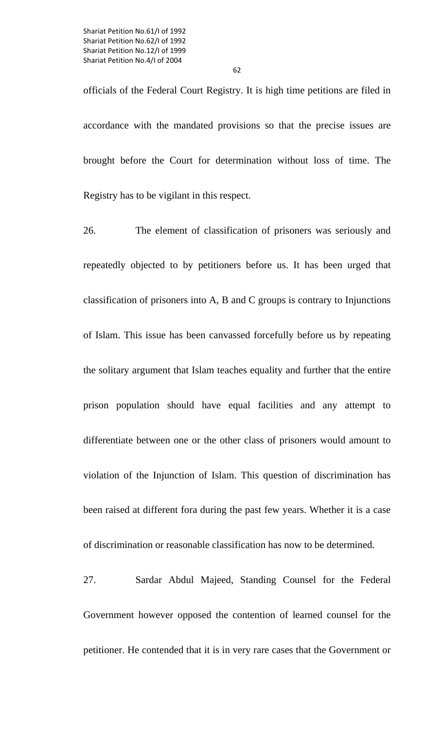officials of the Federal Court Registry. It is high time petitions are filed in accordance with the mandated provisions so that the precise issues are brought before the Court for determination without loss of time. The Registry has to be vigilant in this respect.

26. The element of classification of prisoners was seriously and repeatedly objected to by petitioners before us. It has been urged that classification of prisoners into A, B and C groups is contrary to Injunctions of Islam. This issue has been canvassed forcefully before us by repeating the solitary argument that Islam teaches equality and further that the entire prison population should have equal facilities and any attempt to differentiate between one or the other class of prisoners would amount to violation of the Injunction of Islam. This question of discrimination has been raised at different fora during the past few years. Whether it is a case of discrimination or reasonable classification has now to be determined.

27. Sardar Abdul Majeed, Standing Counsel for the Federal Government however opposed the contention of learned counsel for the petitioner. He contended that it is in very rare cases that the Government or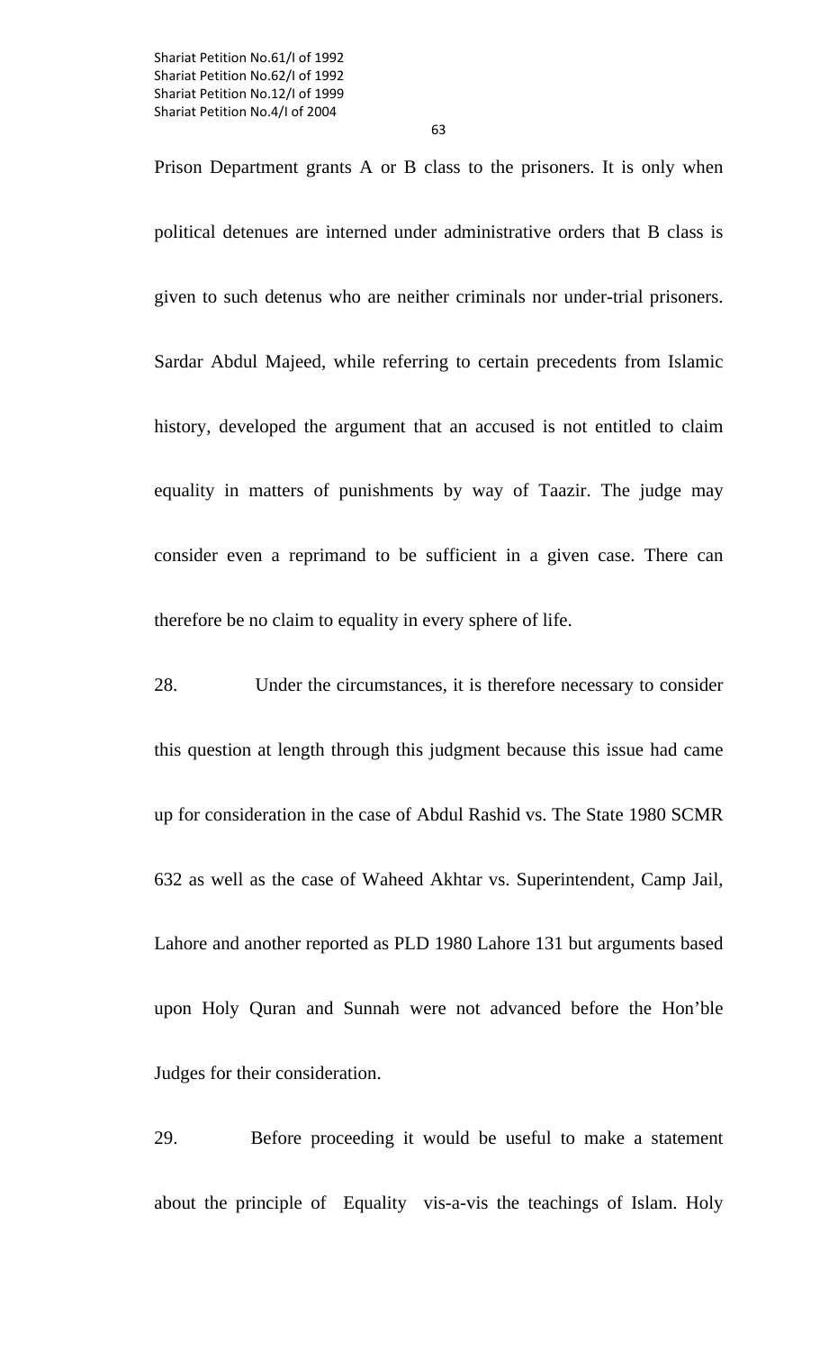Prison Department grants A or B class to the prisoners. It is only when political detenues are interned under administrative orders that B class is given to such detenus who are neither criminals nor under-trial prisoners. Sardar Abdul Majeed, while referring to certain precedents from Islamic history, developed the argument that an accused is not entitled to claim equality in matters of punishments by way of Taazir. The judge may consider even a reprimand to be sufficient in a given case. There can therefore be no claim to equality in every sphere of life.

28. Under the circumstances, it is therefore necessary to consider this question at length through this judgment because this issue had came up for consideration in the case of Abdul Rashid vs. The State 1980 SCMR 632 as well as the case of Waheed Akhtar vs. Superintendent, Camp Jail, Lahore and another reported as PLD 1980 Lahore 131 but arguments based upon Holy Quran and Sunnah were not advanced before the Hon'ble Judges for their consideration.

29. Before proceeding it would be useful to make a statement about the principle of Equality vis-a-vis the teachings of Islam. Holy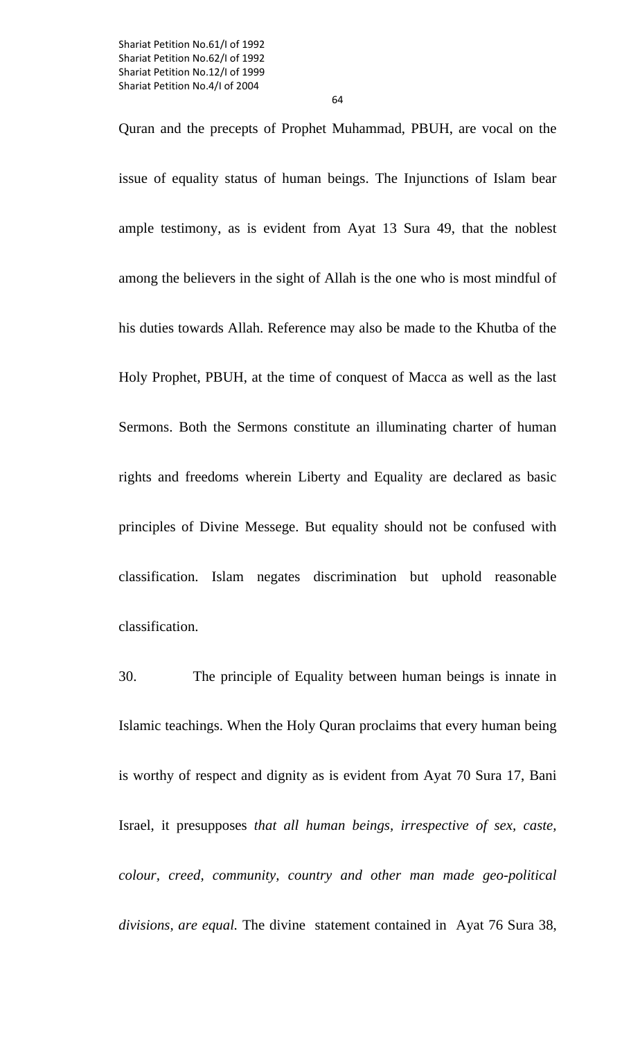Quran and the precepts of Prophet Muhammad, PBUH, are vocal on the issue of equality status of human beings. The Injunctions of Islam bear ample testimony, as is evident from Ayat 13 Sura 49, that the noblest among the believers in the sight of Allah is the one who is most mindful of his duties towards Allah. Reference may also be made to the Khutba of the Holy Prophet, PBUH, at the time of conquest of Macca as well as the last Sermons. Both the Sermons constitute an illuminating charter of human rights and freedoms wherein Liberty and Equality are declared as basic principles of Divine Messege. But equality should not be confused with classification. Islam negates discrimination but uphold reasonable classification.

30. The principle of Equality between human beings is innate in Islamic teachings. When the Holy Quran proclaims that every human being is worthy of respect and dignity as is evident from Ayat 70 Sura 17, Bani Israel, it presupposes *that all human beings, irrespective of sex, caste, colour, creed, community, country and other man made geo-political divisions, are equal.* The divine statement contained in Ayat 76 Sura 38,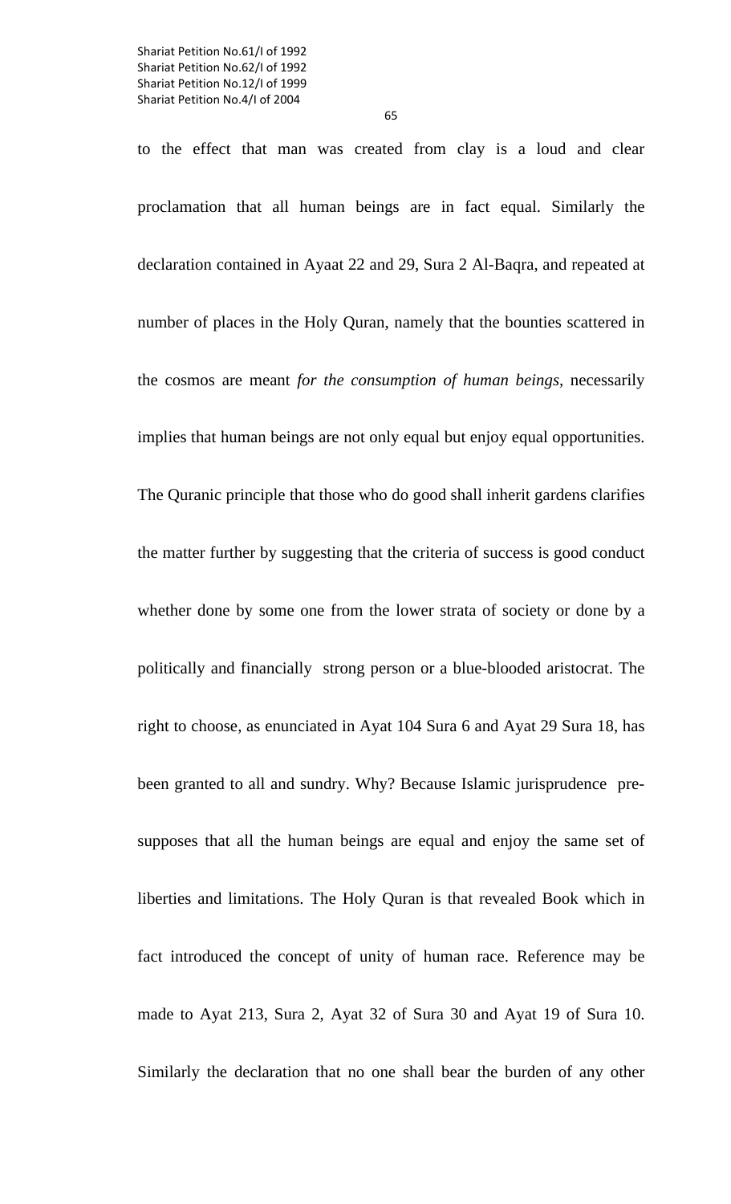to the effect that man was created from clay is a loud and clear proclamation that all human beings are in fact equal. Similarly the declaration contained in Ayaat 22 and 29, Sura 2 Al-Baqra, and repeated at number of places in the Holy Quran, namely that the bounties scattered in the cosmos are meant *for the consumption of human beings*, necessarily implies that human beings are not only equal but enjoy equal opportunities. The Quranic principle that those who do good shall inherit gardens clarifies the matter further by suggesting that the criteria of success is good conduct whether done by some one from the lower strata of society or done by a politically and financially strong person or a blue-blooded aristocrat. The right to choose, as enunciated in Ayat 104 Sura 6 and Ayat 29 Sura 18, has been granted to all and sundry. Why? Because Islamic jurisprudence pre-supposes that all the human beings are equal and enjoy the same set of liberties and limitations. The Holy Quran is that revealed Book which in fact introduced the concept of unity of human race. Reference may be made to Ayat 213, Sura 2, Ayat 32 of Sura 30 and Ayat 19 of Sura 10. Similarly the declaration that no one shall bear the burden of any other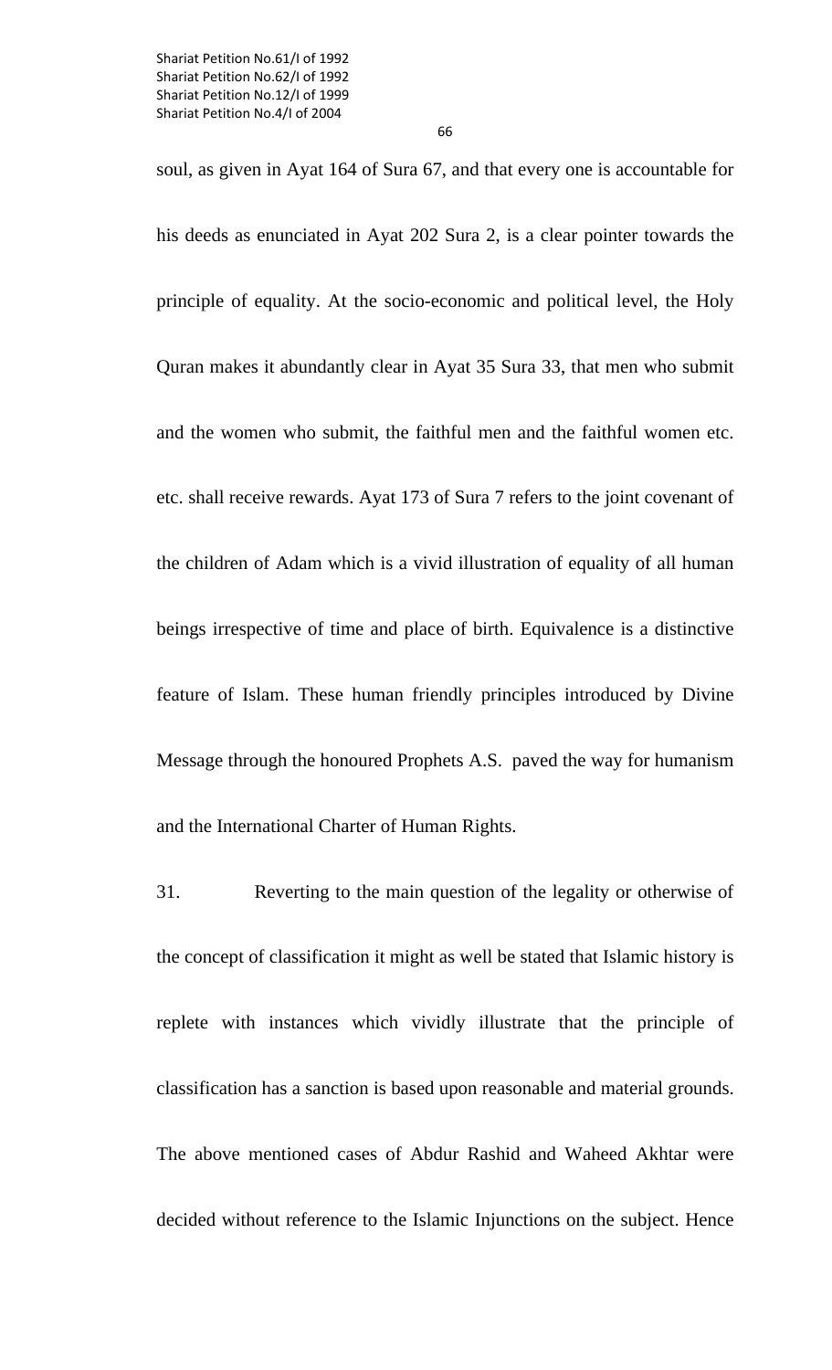soul, as given in Ayat 164 of Sura 67, and that every one is accountable for his deeds as enunciated in Ayat 202 Sura 2, is a clear pointer towards the principle of equality. At the socio-economic and political level, the Holy Quran makes it abundantly clear in Ayat 35 Sura 33, that men who submit and the women who submit, the faithful men and the faithful women etc. etc. shall receive rewards. Ayat 173 of Sura 7 refers to the joint covenant of the children of Adam which is a vivid illustration of equality of all human beings irrespective of time and place of birth. Equivalence is a distinctive feature of Islam. These human friendly principles introduced by Divine Message through the honoured Prophets A.S. paved the way for humanism and the International Charter of Human Rights.

31. Reverting to the main question of the legality or otherwise of the concept of classification it might as well be stated that Islamic history is replete with instances which vividly illustrate that the principle of classification has a sanction is based upon reasonable and material grounds. The above mentioned cases of Abdur Rashid and Waheed Akhtar were decided without reference to the Islamic Injunctions on the subject. Hence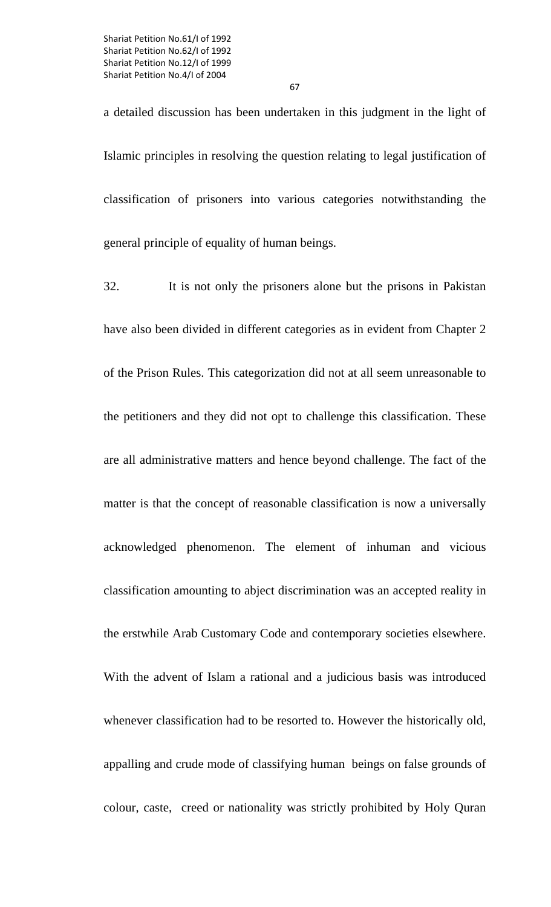a detailed discussion has been undertaken in this judgment in the light of Islamic principles in resolving the question relating to legal justification of classification of prisoners into various categories notwithstanding the general principle of equality of human beings.

32. It is not only the prisoners alone but the prisons in Pakistan have also been divided in different categories as in evident from Chapter 2 of the Prison Rules. This categorization did not at all seem unreasonable to the petitioners and they did not opt to challenge this classification. These are all administrative matters and hence beyond challenge. The fact of the matter is that the concept of reasonable classification is now a universally acknowledged phenomenon. The element of inhuman and vicious classification amounting to abject discrimination was an accepted reality in the erstwhile Arab Customary Code and contemporary societies elsewhere. With the advent of Islam a rational and a judicious basis was introduced whenever classification had to be resorted to. However the historically old, appalling and crude mode of classifying human beings on false grounds of colour, caste, creed or nationality was strictly prohibited by Holy Quran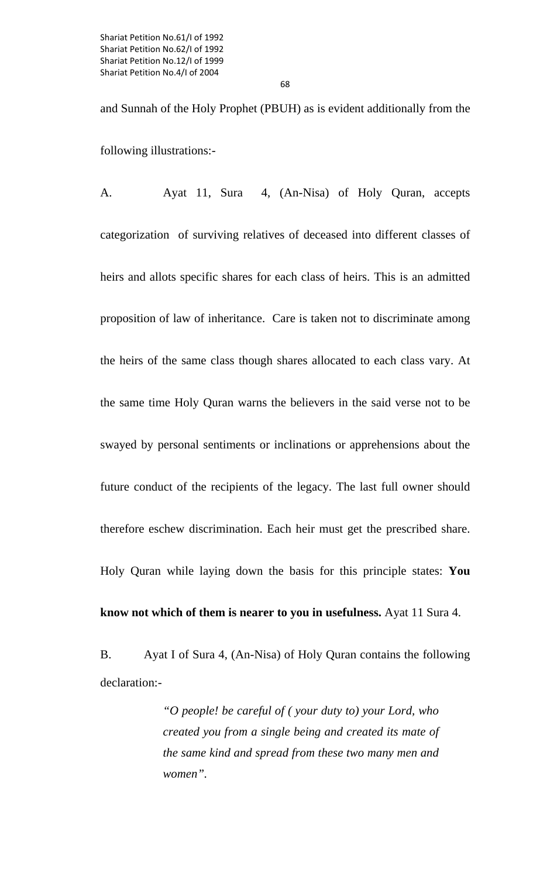and Sunnah of the Holy Prophet (PBUH) as is evident additionally from the following illustrations:-

A. Ayat 11, Sura 4, (An-Nisa) of Holy Quran, accepts categorization of surviving relatives of deceased into different classes of heirs and allots specific shares for each class of heirs. This is an admitted proposition of law of inheritance. Care is taken not to discriminate among the heirs of the same class though shares allocated to each class vary. At the same time Holy Quran warns the believers in the said verse not to be swayed by personal sentiments or inclinations or apprehensions about the future conduct of the recipients of the legacy. The last full owner should therefore eschew discrimination. Each heir must get the prescribed share. Holy Quran while laying down the basis for this principle states: **You know not which of them is nearer to you in usefulness.** Ayat 11 Sura 4.

B. Ayat I of Sura 4, (An-Nisa) of Holy Quran contains the following declaration:-

> *"O people! be careful of ( your duty to) your Lord, who created you from a single being and created its mate of the same kind and spread from these two many men and women".*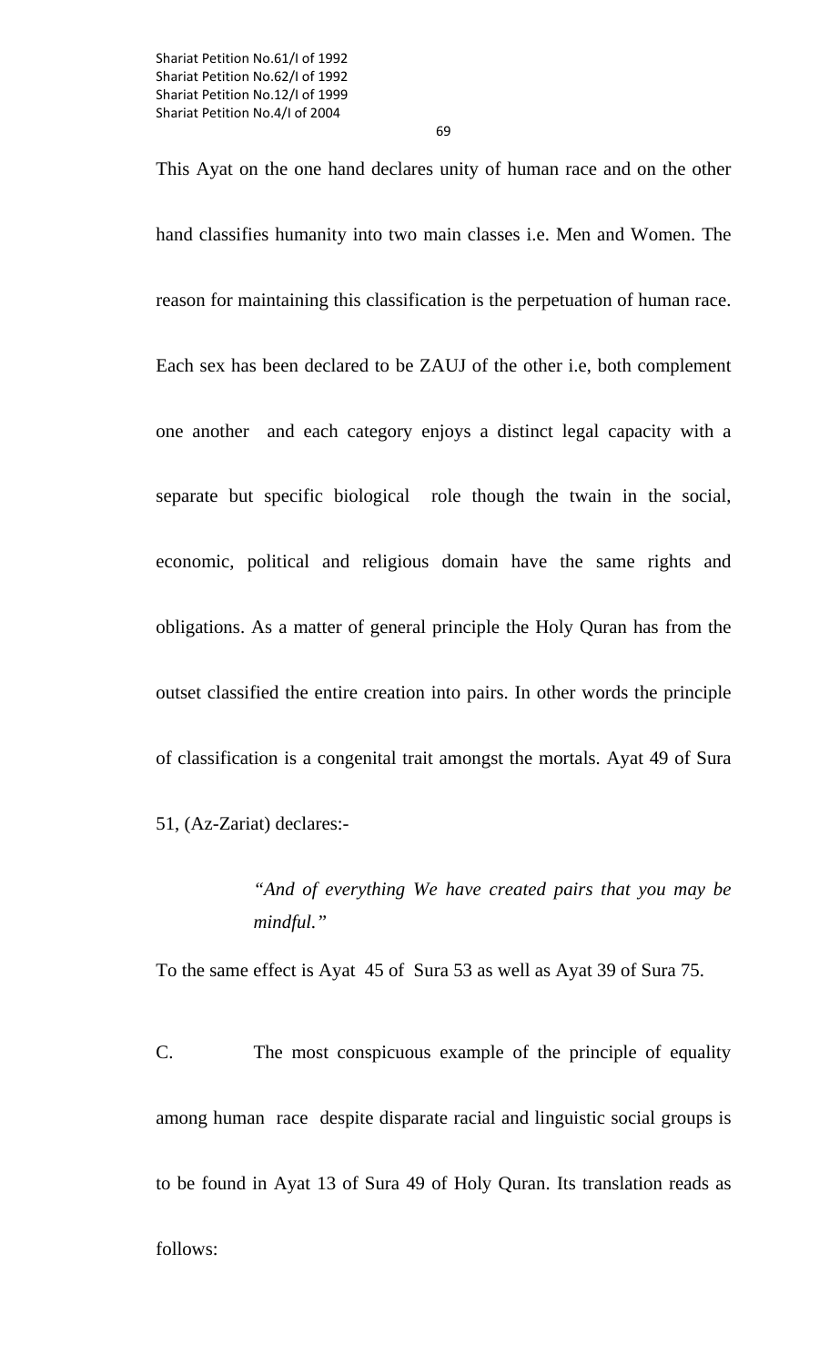This Ayat on the one hand declares unity of human race and on the other hand classifies humanity into two main classes i.e. Men and Women. The reason for maintaining this classification is the perpetuation of human race. Each sex has been declared to be ZAUJ of the other i.e, both complement one another and each category enjoys a distinct legal capacity with a separate but specific biological role though the twain in the social, economic, political and religious domain have the same rights and obligations. As a matter of general principle the Holy Quran has from the outset classified the entire creation into pairs. In other words the principle of classification is a congenital trait amongst the mortals. Ayat 49 of Sura 51, (Az-Zariat) declares:-

> *"And of everything We have created pairs that you may be mindful."*

To the same effect is Ayat 45 of Sura 53 as well as Ayat 39 of Sura 75.

C. The most conspicuous example of the principle of equality among human race despite disparate racial and linguistic social groups is to be found in Ayat 13 of Sura 49 of Holy Quran. Its translation reads as follows: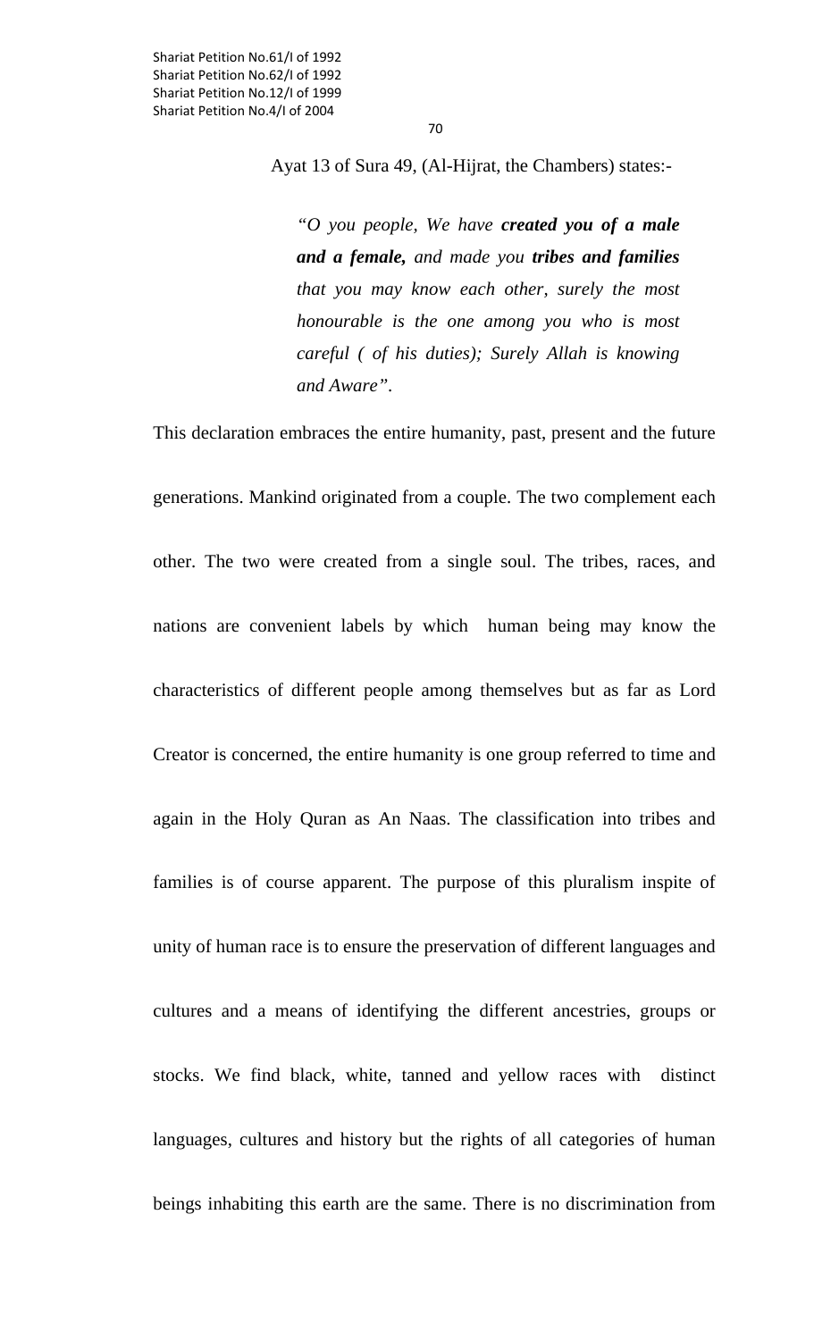Ayat 13 of Sura 49, (Al-Hijrat, the Chambers) states:-

> *"O you people, We have **created you of a male and a female,** and made you **tribes and families** that you may know each other, surely the most honourable is the one among you who is most careful ( of his duties); Surely Allah is knowing and Aware".*

This declaration embraces the entire humanity, past, present and the future generations. Mankind originated from a couple. The two complement each other. The two were created from a single soul. The tribes, races, and nations are convenient labels by which human being may know the characteristics of different people among themselves but as far as Lord Creator is concerned, the entire humanity is one group referred to time and again in the Holy Quran as An Naas. The classification into tribes and families is of course apparent. The purpose of this pluralism inspite of unity of human race is to ensure the preservation of different languages and cultures and a means of identifying the different ancestries, groups or stocks. We find black, white, tanned and yellow races with distinct languages, cultures and history but the rights of all categories of human beings inhabiting this earth are the same. There is no discrimination from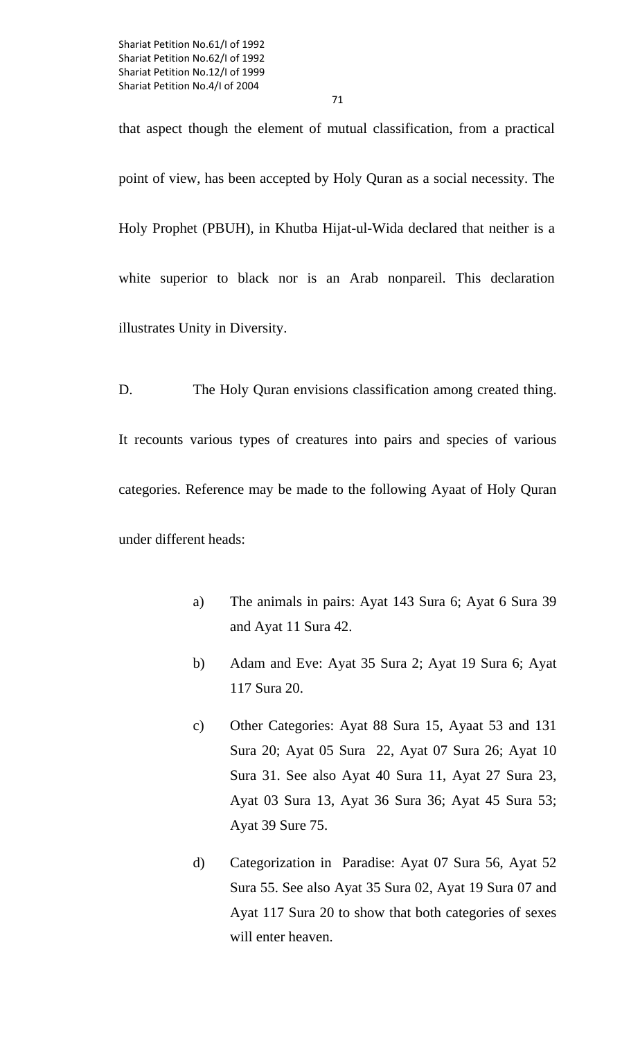that aspect though the element of mutual classification, from a practical point of view, has been accepted by Holy Quran as a social necessity. The Holy Prophet (PBUH), in Khutba Hijat-ul-Wida declared that neither is a white superior to black nor is an Arab nonpareil. This declaration illustrates Unity in Diversity.

D. The Holy Quran envisions classification among created thing. It recounts various types of creatures into pairs and species of various categories. Reference may be made to the following Ayaat of Holy Quran under different heads:

a) The animals in pairs: Ayat 143 Sura 6; Ayat 6 Sura 39 and Ayat 11 Sura 42.

b) Adam and Eve: Ayat 35 Sura 2; Ayat 19 Sura 6; Ayat 117 Sura 20.

c) Other Categories: Ayat 88 Sura 15, Ayaat 53 and 131 Sura 20; Ayat 05 Sura 22, Ayat 07 Sura 26; Ayat 10 Sura 31. See also Ayat 40 Sura 11, Ayat 27 Sura 23, Ayat 03 Sura 13, Ayat 36 Sura 36; Ayat 45 Sura 53; Ayat 39 Sure 75.

d) Categorization in Paradise: Ayat 07 Sura 56, Ayat 52 Sura 55. See also Ayat 35 Sura 02, Ayat 19 Sura 07 and Ayat 117 Sura 20 to show that both categories of sexes will enter heaven.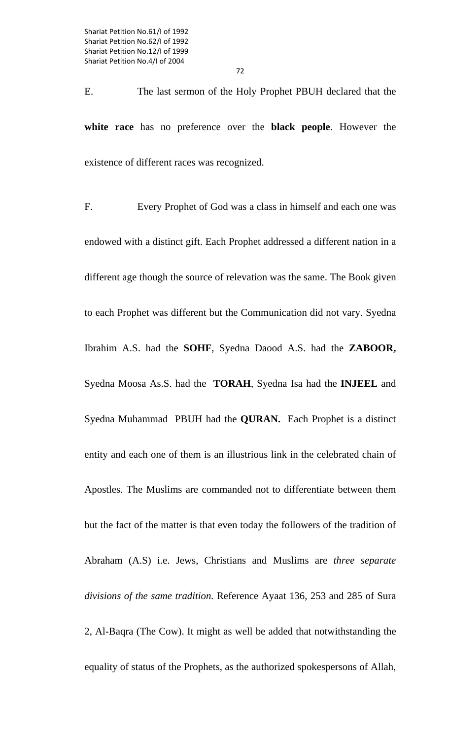E. The last sermon of the Holy Prophet PBUH declared that the **white race** has no preference over the **black people**. However the existence of different races was recognized.

F. Every Prophet of God was a class in himself and each one was endowed with a distinct gift. Each Prophet addressed a different nation in a different age though the source of relevation was the same. The Book given to each Prophet was different but the Communication did not vary. Syedna Ibrahim A.S. had the **SOHF**, Syedna Daood A.S. had the **ZABOOR,** Syedna Moosa As.S. had the **TORAH**, Syedna Isa had the **INJEEL** and Syedna Muhammad PBUH had the **QURAN.** Each Prophet is a distinct entity and each one of them is an illustrious link in the celebrated chain of Apostles. The Muslims are commanded not to differentiate between them but the fact of the matter is that even today the followers of the tradition of Abraham (A.S) i.e. Jews, Christians and Muslims are *three separate divisions of the same tradition.* Reference Ayaat 136, 253 and 285 of Sura 2, Al-Baqra (The Cow). It might as well be added that notwithstanding the equality of status of the Prophets, as the authorized spokespersons of Allah,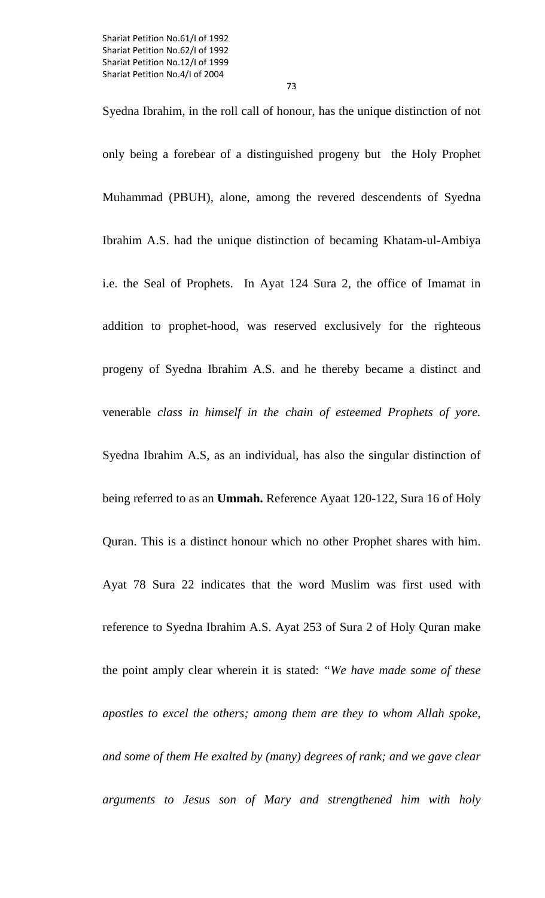Syedna Ibrahim, in the roll call of honour, has the unique distinction of not only being a forebear of a distinguished progeny but the Holy Prophet Muhammad (PBUH), alone, among the revered descendents of Syedna Ibrahim A.S. had the unique distinction of becaming Khatam-ul-Ambiya i.e. the Seal of Prophets. In Ayat 124 Sura 2, the office of Imamat in addition to prophet-hood, was reserved exclusively for the righteous progeny of Syedna Ibrahim A.S. and he thereby became a distinct and venerable *class in himself in the chain of esteemed Prophets of yore.* Syedna Ibrahim A.S, as an individual, has also the singular distinction of being referred to as an **Ummah.** Reference Ayaat 120-122, Sura 16 of Holy Quran. This is a distinct honour which no other Prophet shares with him. Ayat 78 Sura 22 indicates that the word Muslim was first used with reference to Syedna Ibrahim A.S. Ayat 253 of Sura 2 of Holy Quran make the point amply clear wherein it is stated: *"We have made some of these apostles to excel the others; among them are they to whom Allah spoke, and some of them He exalted by (many) degrees of rank; and we gave clear arguments to Jesus son of Mary and strengthened him with holy*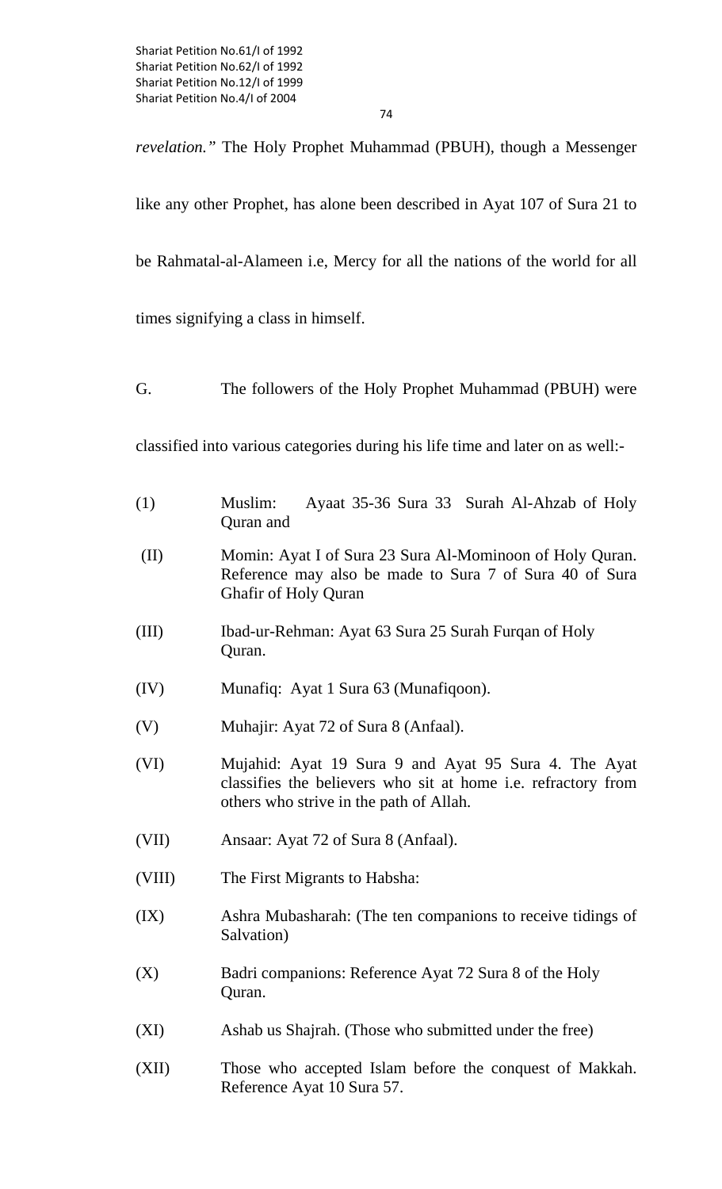*revelation."* The Holy Prophet Muhammad (PBUH), though a Messenger like any other Prophet, has alone been described in Ayat 107 of Sura 21 to be Rahmatal-al-Alameen i.e, Mercy for all the nations of the world for all times signifying a class in himself.

G. The followers of the Holy Prophet Muhammad (PBUH) were classified into various categories during his life time and later on as well:-

(1) Muslim: Ayaat 35-36 Sura 33 Surah Al-Ahzab of Holy Quran and

(II) Momin: Ayat I of Sura 23 Sura Al-Mominoon of Holy Quran. Reference may also be made to Sura 7 of Sura 40 of Sura Ghafir of Holy Quran

(III) Ibad-ur-Rehman: Ayat 63 Sura 25 Surah Furqan of Holy Quran.

(IV) Munafiq: Ayat 1 Sura 63 (Munafiqoon).

(V) Muhajir: Ayat 72 of Sura 8 (Anfaal).

(VI) Mujahid: Ayat 19 Sura 9 and Ayat 95 Sura 4. The Ayat classifies the believers who sit at home i.e. refractory from others who strive in the path of Allah.

(VII) Ansaar: Ayat 72 of Sura 8 (Anfaal).

(VIII) The First Migrants to Habsha:

(IX) Ashra Mubasharah: (The ten companions to receive tidings of Salvation)

(X) Badri companions: Reference Ayat 72 Sura 8 of the Holy Quran.

(XI) Ashab us Shajrah. (Those who submitted under the free)

(XII) Those who accepted Islam before the conquest of Makkah. Reference Ayat 10 Sura 57.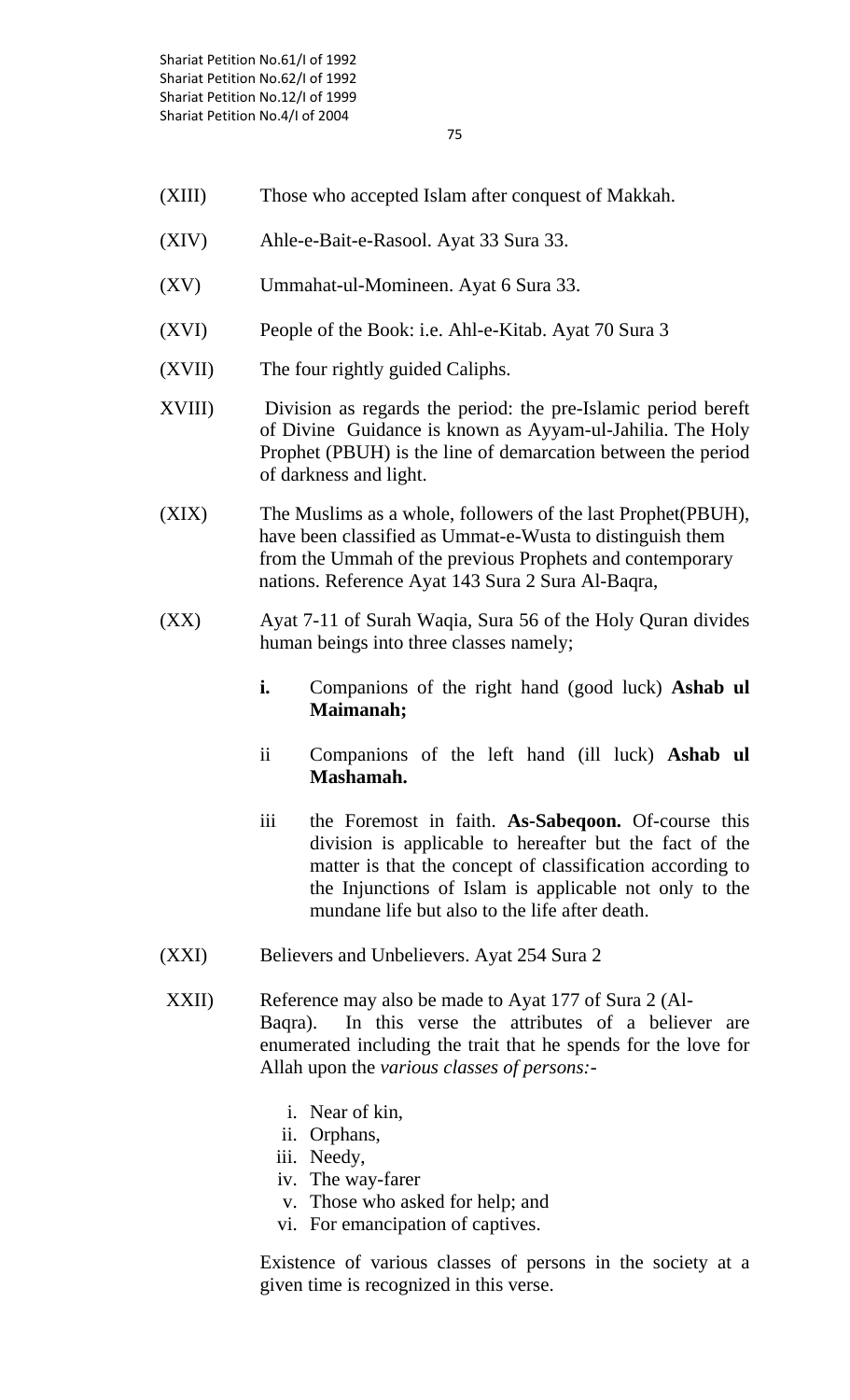(XIII) Those who accepted Islam after conquest of Makkah.

(XIV) Ahle-e-Bait-e-Rasool. Ayat 33 Sura 33.

(XV) Ummahat-ul-Momineen. Ayat 6 Sura 33.

(XVI) People of the Book: i.e. Ahl-e-Kitab. Ayat 70 Sura 3

(XVII) The four rightly guided Caliphs.

XVIII) Division as regards the period: the pre-Islamic period bereft of Divine Guidance is known as Ayyam-ul-Jahilia. The Holy Prophet (PBUH) is the line of demarcation between the period of darkness and light.

(XIX) The Muslims as a whole, followers of the last Prophet(PBUH), have been classified as Ummat-e-Wusta to distinguish them from the Ummah of the previous Prophets and contemporary nations. Reference Ayat 143 Sura 2 Sura Al-Baqra,

(XX) Ayat 7-11 of Surah Waqia, Sura 56 of the Holy Quran divides human beings into three classes namely;

> **i.** Companions of the right hand (good luck) **Ashab ul Maimanah;**
>
> ii Companions of the left hand (ill luck) **Ashab ul Mashamah.**
>
> iii the Foremost in faith. **As-Sabeqoon.** Of-course this division is applicable to hereafter but the fact of the matter is that the concept of classification according to the Injunctions of Islam is applicable not only to the mundane life but also to the life after death.

(XXI) Believers and Unbelievers. Ayat 254 Sura 2

XXII) Reference may also be made to Ayat 177 of Sura 2 (Al-Baqra). In this verse the attributes of a believer are enumerated including the trait that he spends for the love for Allah upon the *various classes of persons:-*

> i. Near of kin,
> ii. Orphans,
> iii. Needy,
> iv. The way-farer
> v. Those who asked for help; and
> vi. For emancipation of captives.

Existence of various classes of persons in the society at a given time is recognized in this verse.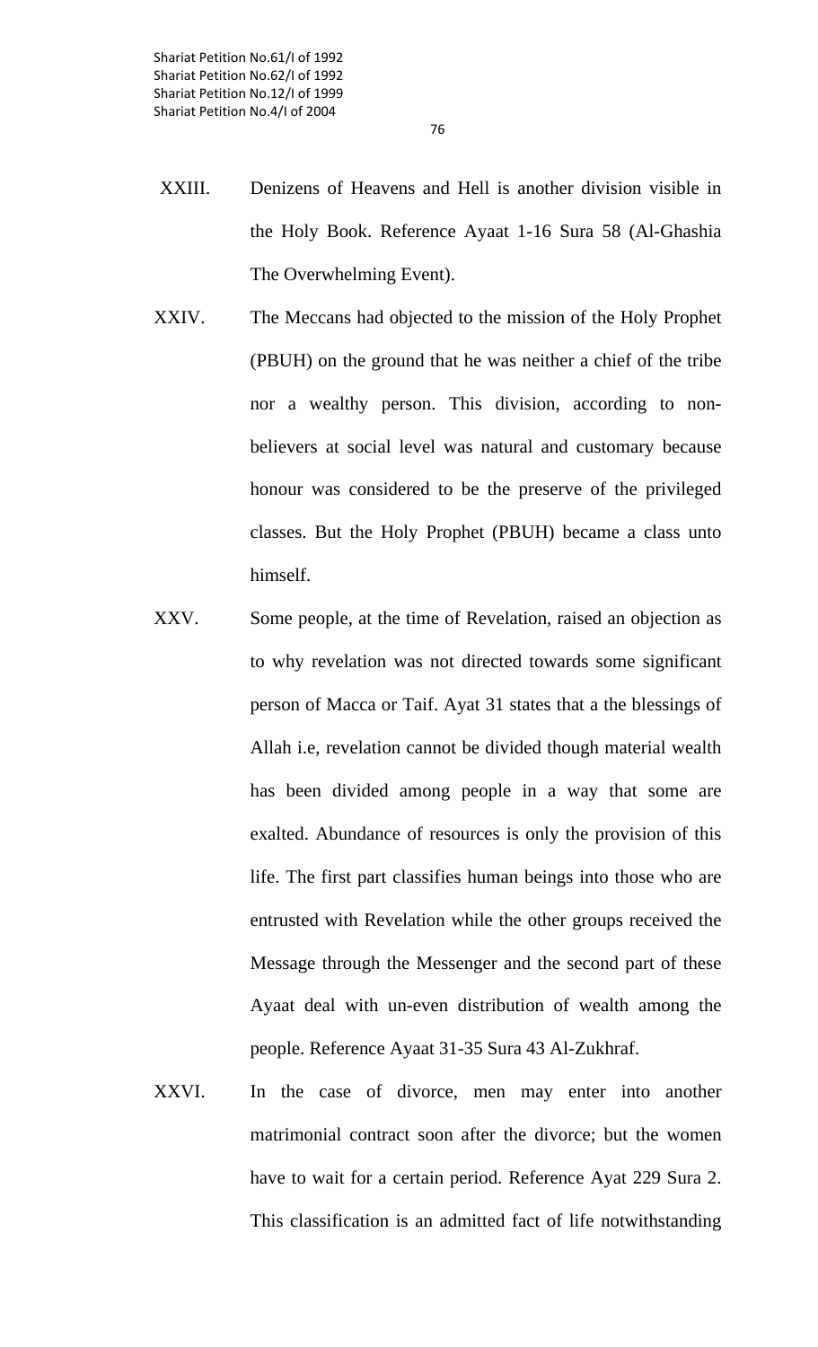XXIII. Denizens of Heavens and Hell is another division visible in the Holy Book. Reference Ayaat 1-16 Sura 58 (Al-Ghashia The Overwhelming Event).

XXIV. The Meccans had objected to the mission of the Holy Prophet (PBUH) on the ground that he was neither a chief of the tribe nor a wealthy person. This division, according to non-believers at social level was natural and customary because honour was considered to be the preserve of the privileged classes. But the Holy Prophet (PBUH) became a class unto himself.

XXV. Some people, at the time of Revelation, raised an objection as to why revelation was not directed towards some significant person of Macca or Taif. Ayat 31 states that a the blessings of Allah i.e, revelation cannot be divided though material wealth has been divided among people in a way that some are exalted. Abundance of resources is only the provision of this life. The first part classifies human beings into those who are entrusted with Revelation while the other groups received the Message through the Messenger and the second part of these Ayaat deal with un-even distribution of wealth among the people. Reference Ayaat 31-35 Sura 43 Al-Zukhraf.

XXVI. In the case of divorce, men may enter into another matrimonial contract soon after the divorce; but the women have to wait for a certain period. Reference Ayat 229 Sura 2. This classification is an admitted fact of life notwithstanding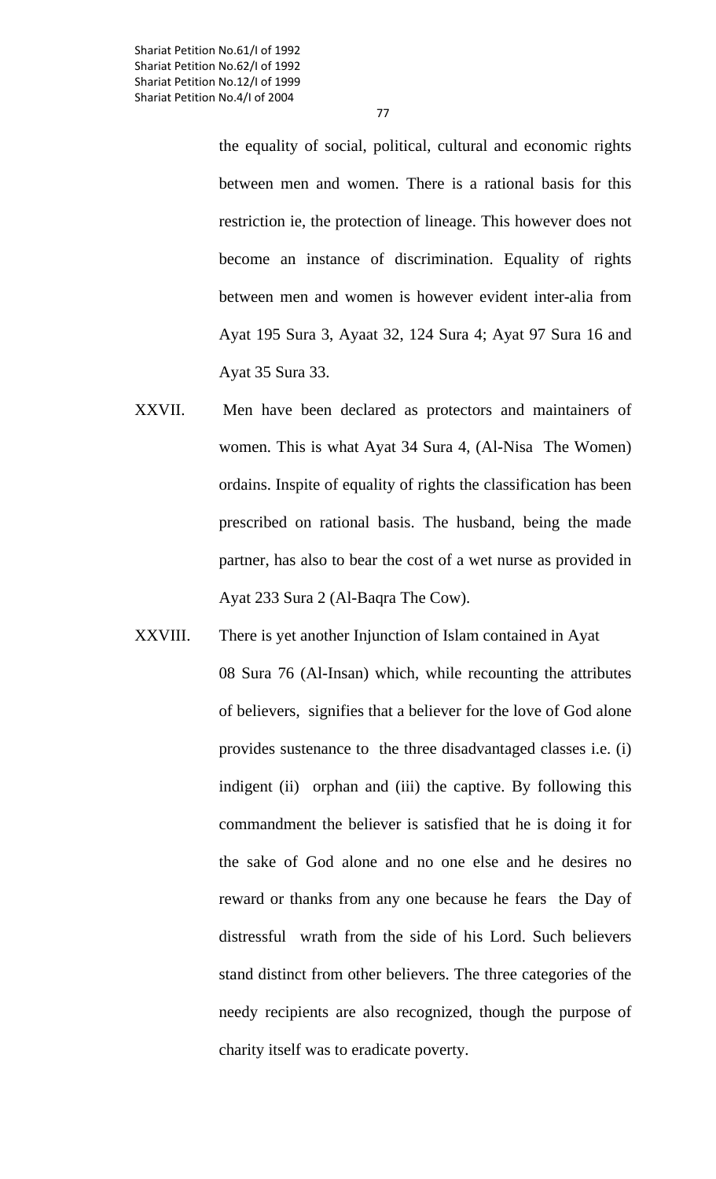the equality of social, political, cultural and economic rights between men and women. There is a rational basis for this restriction ie, the protection of lineage. This however does not become an instance of discrimination. Equality of rights between men and women is however evident inter-alia from Ayat 195 Sura 3, Ayaat 32, 124 Sura 4; Ayat 97 Sura 16 and Ayat 35 Sura 33.

XXVII. Men have been declared as protectors and maintainers of women. This is what Ayat 34 Sura 4, (Al-Nisa The Women) ordains. Inspite of equality of rights the classification has been prescribed on rational basis. The husband, being the made partner, has also to bear the cost of a wet nurse as provided in Ayat 233 Sura 2 (Al-Baqra The Cow).

XXVIII. There is yet another Injunction of Islam contained in Ayat 08 Sura 76 (Al-Insan) which, while recounting the attributes of believers, signifies that a believer for the love of God alone provides sustenance to the three disadvantaged classes i.e. (i) indigent (ii) orphan and (iii) the captive. By following this commandment the believer is satisfied that he is doing it for the sake of God alone and no one else and he desires no reward or thanks from any one because he fears the Day of distressful wrath from the side of his Lord. Such believers stand distinct from other believers. The three categories of the needy recipients are also recognized, though the purpose of charity itself was to eradicate poverty.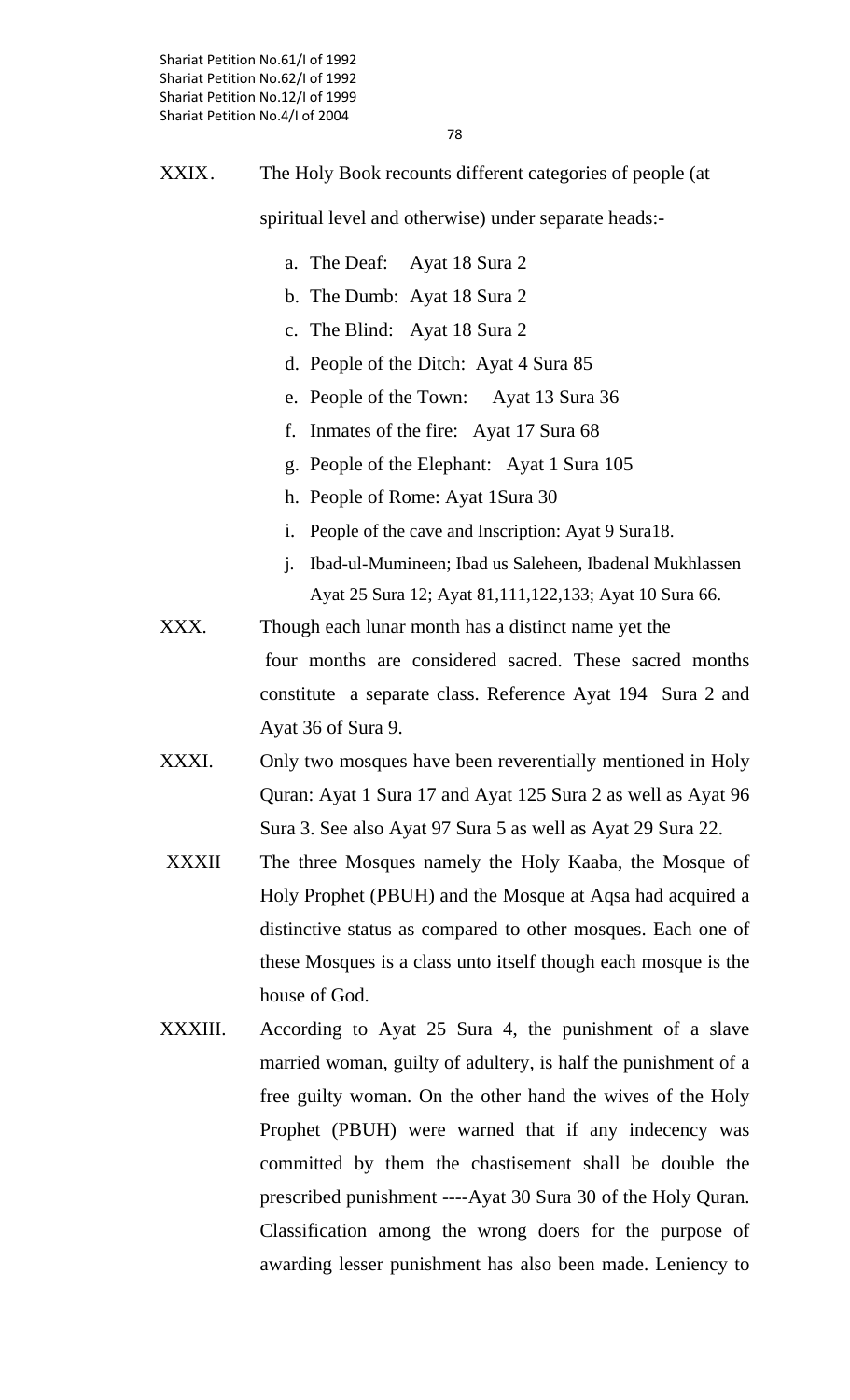XXIX. The Holy Book recounts different categories of people (at spiritual level and otherwise) under separate heads:-

a. The Deaf: Ayat 18 Sura 2
b. The Dumb: Ayat 18 Sura 2
c. The Blind: Ayat 18 Sura 2
d. People of the Ditch: Ayat 4 Sura 85
e. People of the Town: Ayat 13 Sura 36
f. Inmates of the fire: Ayat 17 Sura 68
g. People of the Elephant: Ayat 1 Sura 105
h. People of Rome: Ayat 1Sura 30
i. People of the cave and Inscription: Ayat 9 Sura18.
j. Ibad-ul-Mumineen; Ibad us Saleheen, Ibadenal Mukhlassen Ayat 25 Sura 12; Ayat 81,111,122,133; Ayat 10 Sura 66.

XXX. Though each lunar month has a distinct name yet the four months are considered sacred. These sacred months constitute a separate class. Reference Ayat 194 Sura 2 and Ayat 36 of Sura 9.

XXXI. Only two mosques have been reverentially mentioned in Holy Quran: Ayat 1 Sura 17 and Ayat 125 Sura 2 as well as Ayat 96 Sura 3. See also Ayat 97 Sura 5 as well as Ayat 29 Sura 22.

XXXII The three Mosques namely the Holy Kaaba, the Mosque of Holy Prophet (PBUH) and the Mosque at Aqsa had acquired a distinctive status as compared to other mosques. Each one of these Mosques is a class unto itself though each mosque is the house of God.

XXXIII. According to Ayat 25 Sura 4, the punishment of a slave married woman, guilty of adultery, is half the punishment of a free guilty woman. On the other hand the wives of the Holy Prophet (PBUH) were warned that if any indecency was committed by them the chastisement shall be double the prescribed punishment ----Ayat 30 Sura 30 of the Holy Quran. Classification among the wrong doers for the purpose of awarding lesser punishment has also been made. Leniency to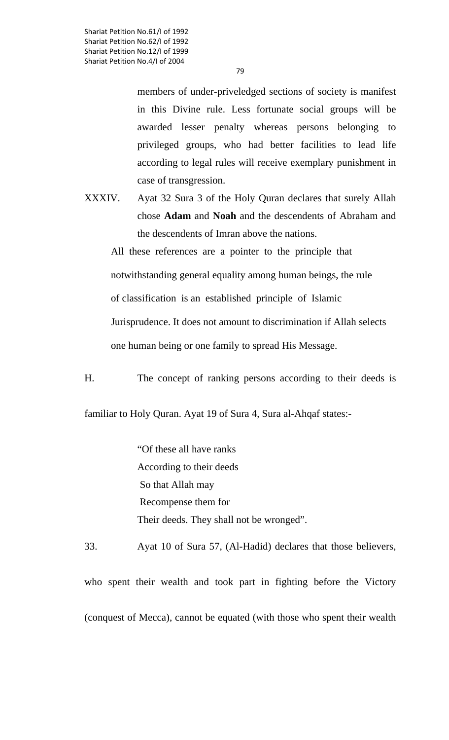members of under-priveledged sections of society is manifest in this Divine rule. Less fortunate social groups will be awarded lesser penalty whereas persons belonging to privileged groups, who had better facilities to lead life according to legal rules will receive exemplary punishment in case of transgression.

XXXIV. Ayat 32 Sura 3 of the Holy Quran declares that surely Allah chose **Adam** and **Noah** and the descendents of Abraham and the descendents of Imran above the nations.

All these references are a pointer to the principle that notwithstanding general equality among human beings, the rule of classification is an established principle of Islamic Jurisprudence. It does not amount to discrimination if Allah selects one human being or one family to spread His Message.

H. The concept of ranking persons according to their deeds is familiar to Holy Quran. Ayat 19 of Sura 4, Sura al-Ahqaf states:-

> "Of these all have ranks
> According to their deeds
> So that Allah may
> Recompense them for
> Their deeds. They shall not be wronged".

33. Ayat 10 of Sura 57, (Al-Hadid) declares that those believers, who spent their wealth and took part in fighting before the Victory (conquest of Mecca), cannot be equated (with those who spent their wealth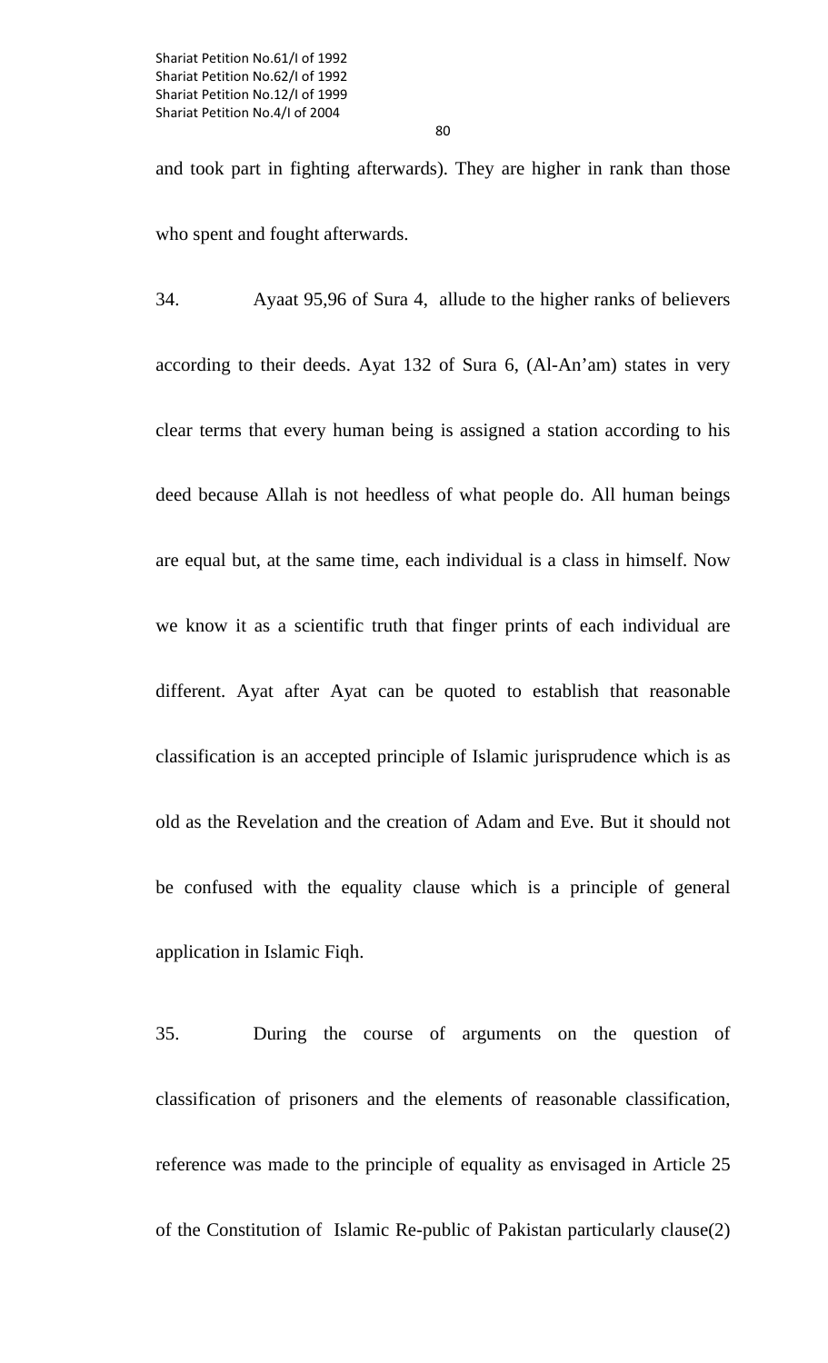and took part in fighting afterwards). They are higher in rank than those who spent and fought afterwards.

34. Ayaat 95,96 of Sura 4, allude to the higher ranks of believers according to their deeds. Ayat 132 of Sura 6, (Al-An'am) states in very clear terms that every human being is assigned a station according to his deed because Allah is not heedless of what people do. All human beings are equal but, at the same time, each individual is a class in himself. Now we know it as a scientific truth that finger prints of each individual are different. Ayat after Ayat can be quoted to establish that reasonable classification is an accepted principle of Islamic jurisprudence which is as old as the Revelation and the creation of Adam and Eve. But it should not be confused with the equality clause which is a principle of general application in Islamic Fiqh.

35. During the course of arguments on the question of classification of prisoners and the elements of reasonable classification, reference was made to the principle of equality as envisaged in Article 25 of the Constitution of Islamic Re-public of Pakistan particularly clause(2)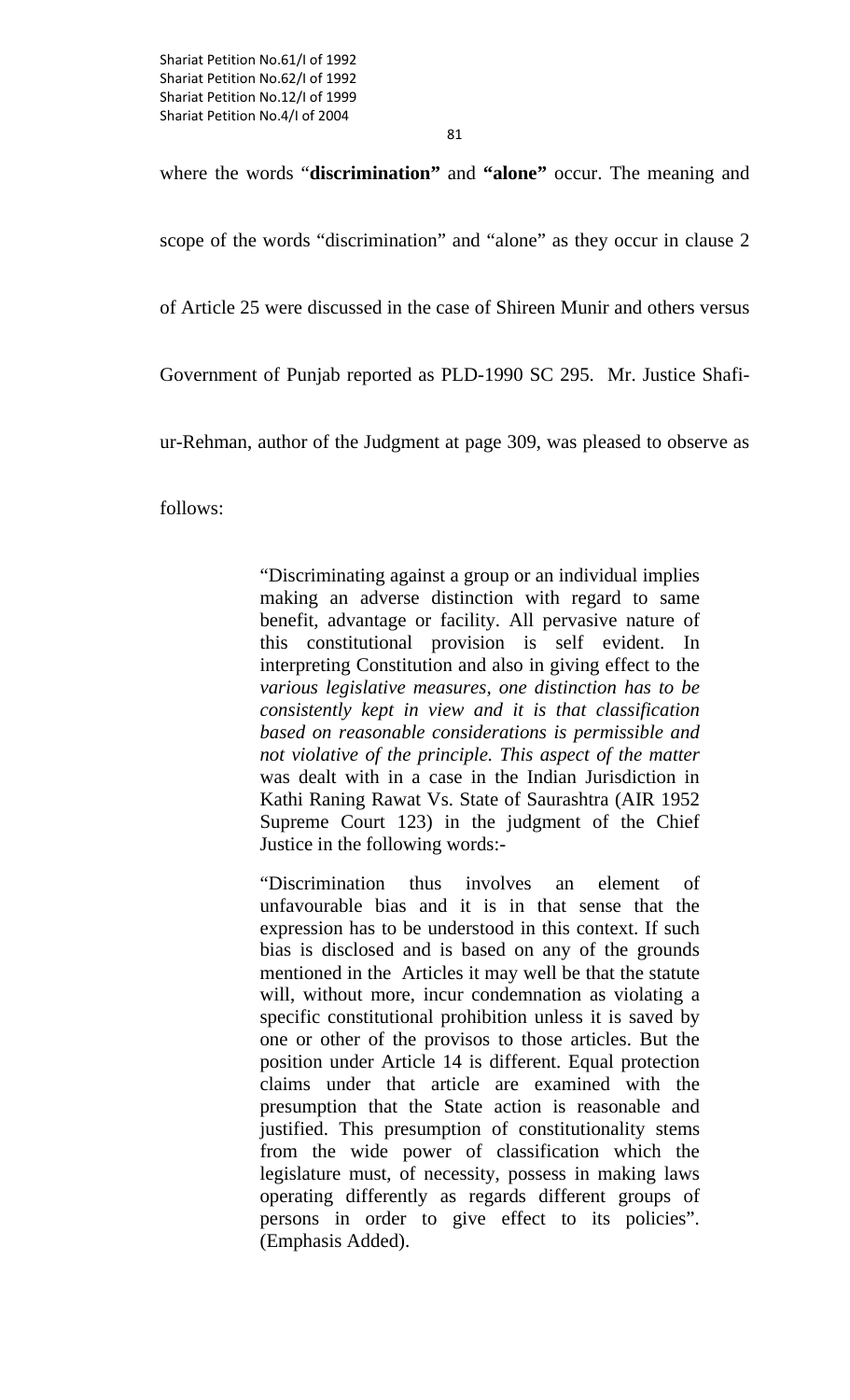where the words "**discrimination"** and **"alone"** occur. The meaning and scope of the words "discrimination" and "alone" as they occur in clause 2 of Article 25 were discussed in the case of Shireen Munir and others versus Government of Punjab reported as PLD-1990 SC 295. Mr. Justice Shafi-ur-Rehman, author of the Judgment at page 309, was pleased to observe as follows:

> "Discriminating against a group or an individual implies making an adverse distinction with regard to same benefit, advantage or facility. All pervasive nature of this constitutional provision is self evident. In interpreting Constitution and also in giving effect to the *various legislative measures, one distinction has to be consistently kept in view and it is that classification based on reasonable considerations is permissible and not violative of the principle. This aspect of the matter* was dealt with in a case in the Indian Jurisdiction in Kathi Raning Rawat Vs. State of Saurashtra (AIR 1952 Supreme Court 123) in the judgment of the Chief Justice in the following words:-
>
> "Discrimination thus involves an element of unfavourable bias and it is in that sense that the expression has to be understood in this context. If such bias is disclosed and is based on any of the grounds mentioned in the Articles it may well be that the statute will, without more, incur condemnation as violating a specific constitutional prohibition unless it is saved by one or other of the provisos to those articles. But the position under Article 14 is different. Equal protection claims under that article are examined with the presumption that the State action is reasonable and justified. This presumption of constitutionality stems from the wide power of classification which the legislature must, of necessity, possess in making laws operating differently as regards different groups of persons in order to give effect to its policies". (Emphasis Added).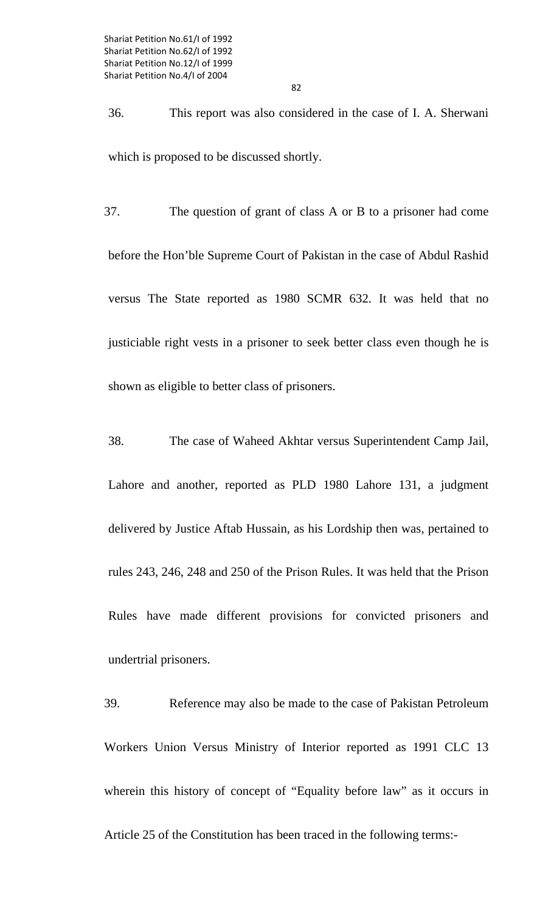36. This report was also considered in the case of I. A. Sherwani which is proposed to be discussed shortly.

37. The question of grant of class A or B to a prisoner had come before the Hon'ble Supreme Court of Pakistan in the case of Abdul Rashid versus The State reported as 1980 SCMR 632. It was held that no justiciable right vests in a prisoner to seek better class even though he is shown as eligible to better class of prisoners.

38. The case of Waheed Akhtar versus Superintendent Camp Jail, Lahore and another, reported as PLD 1980 Lahore 131, a judgment delivered by Justice Aftab Hussain, as his Lordship then was, pertained to rules 243, 246, 248 and 250 of the Prison Rules. It was held that the Prison Rules have made different provisions for convicted prisoners and undertrial prisoners.

39. Reference may also be made to the case of Pakistan Petroleum Workers Union Versus Ministry of Interior reported as 1991 CLC 13 wherein this history of concept of "Equality before law" as it occurs in Article 25 of the Constitution has been traced in the following terms:-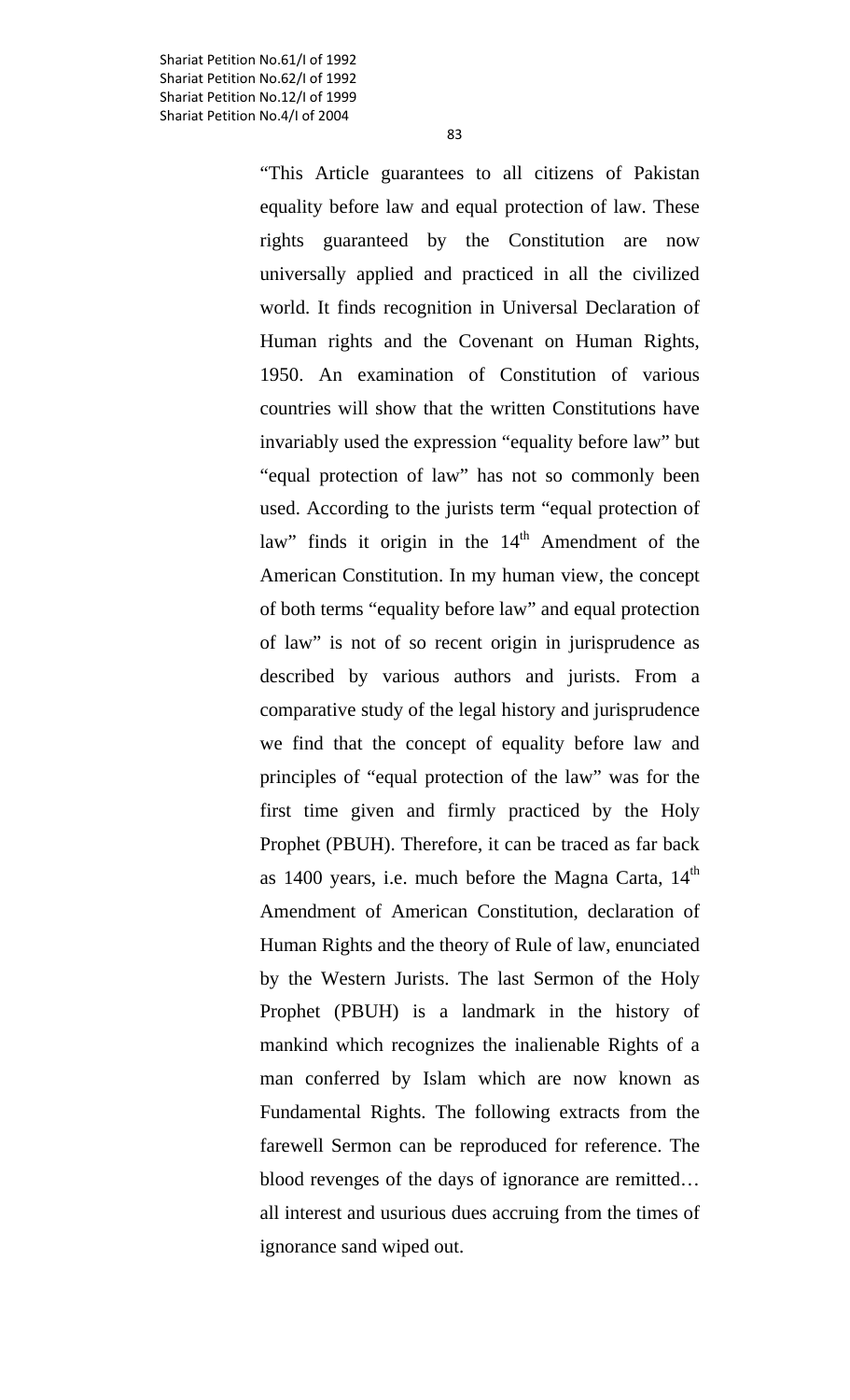"This Article guarantees to all citizens of Pakistan equality before law and equal protection of law. These rights guaranteed by the Constitution are now universally applied and practiced in all the civilized world. It finds recognition in Universal Declaration of Human rights and the Covenant on Human Rights, 1950. An examination of Constitution of various countries will show that the written Constitutions have invariably used the expression "equality before law" but "equal protection of law" has not so commonly been used. According to the jurists term "equal protection of law" finds it origin in the 14th Amendment of the American Constitution. In my human view, the concept of both terms "equality before law" and equal protection of law" is not of so recent origin in jurisprudence as described by various authors and jurists. From a comparative study of the legal history and jurisprudence we find that the concept of equality before law and principles of "equal protection of the law" was for the first time given and firmly practiced by the Holy Prophet (PBUH). Therefore, it can be traced as far back as 1400 years, i.e. much before the Magna Carta, 14th Amendment of American Constitution, declaration of Human Rights and the theory of Rule of law, enunciated by the Western Jurists. The last Sermon of the Holy Prophet (PBUH) is a landmark in the history of mankind which recognizes the inalienable Rights of a man conferred by Islam which are now known as Fundamental Rights. The following extracts from the farewell Sermon can be reproduced for reference. The blood revenges of the days of ignorance are remitted… all interest and usurious dues accruing from the times of ignorance sand wiped out.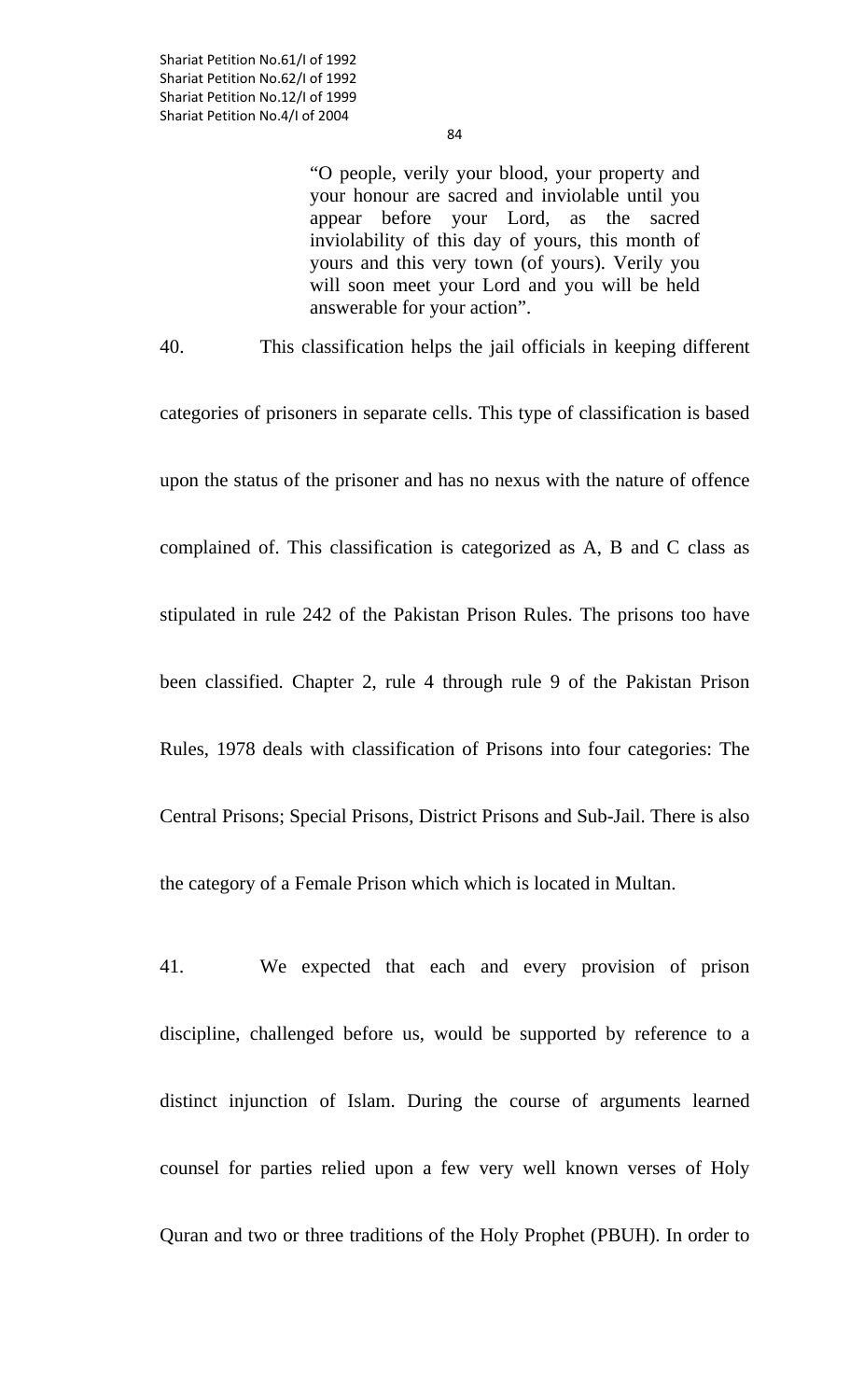> "O people, verily your blood, your property and your honour are sacred and inviolable until you appear before your Lord, as the sacred inviolability of this day of yours, this month of yours and this very town (of yours). Verily you will soon meet your Lord and you will be held answerable for your action".

40. This classification helps the jail officials in keeping different categories of prisoners in separate cells. This type of classification is based upon the status of the prisoner and has no nexus with the nature of offence complained of. This classification is categorized as A, B and C class as stipulated in rule 242 of the Pakistan Prison Rules. The prisons too have been classified. Chapter 2, rule 4 through rule 9 of the Pakistan Prison Rules, 1978 deals with classification of Prisons into four categories: The Central Prisons; Special Prisons, District Prisons and Sub-Jail. There is also the category of a Female Prison which which is located in Multan.

41. We expected that each and every provision of prison discipline, challenged before us, would be supported by reference to a distinct injunction of Islam. During the course of arguments learned counsel for parties relied upon a few very well known verses of Holy Quran and two or three traditions of the Holy Prophet (PBUH). In order to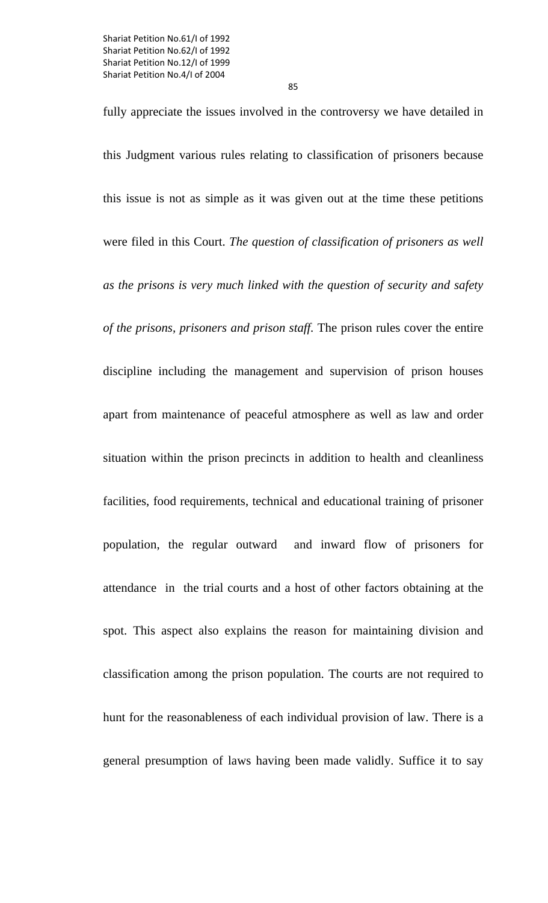fully appreciate the issues involved in the controversy we have detailed in this Judgment various rules relating to classification of prisoners because this issue is not as simple as it was given out at the time these petitions were filed in this Court. *The question of classification of prisoners as well as the prisons is very much linked with the question of security and safety of the prisons, prisoners and prison staff.* The prison rules cover the entire discipline including the management and supervision of prison houses apart from maintenance of peaceful atmosphere as well as law and order situation within the prison precincts in addition to health and cleanliness facilities, food requirements, technical and educational training of prisoner population, the regular outward and inward flow of prisoners for attendance in the trial courts and a host of other factors obtaining at the spot. This aspect also explains the reason for maintaining division and classification among the prison population. The courts are not required to hunt for the reasonableness of each individual provision of law. There is a general presumption of laws having been made validly. Suffice it to say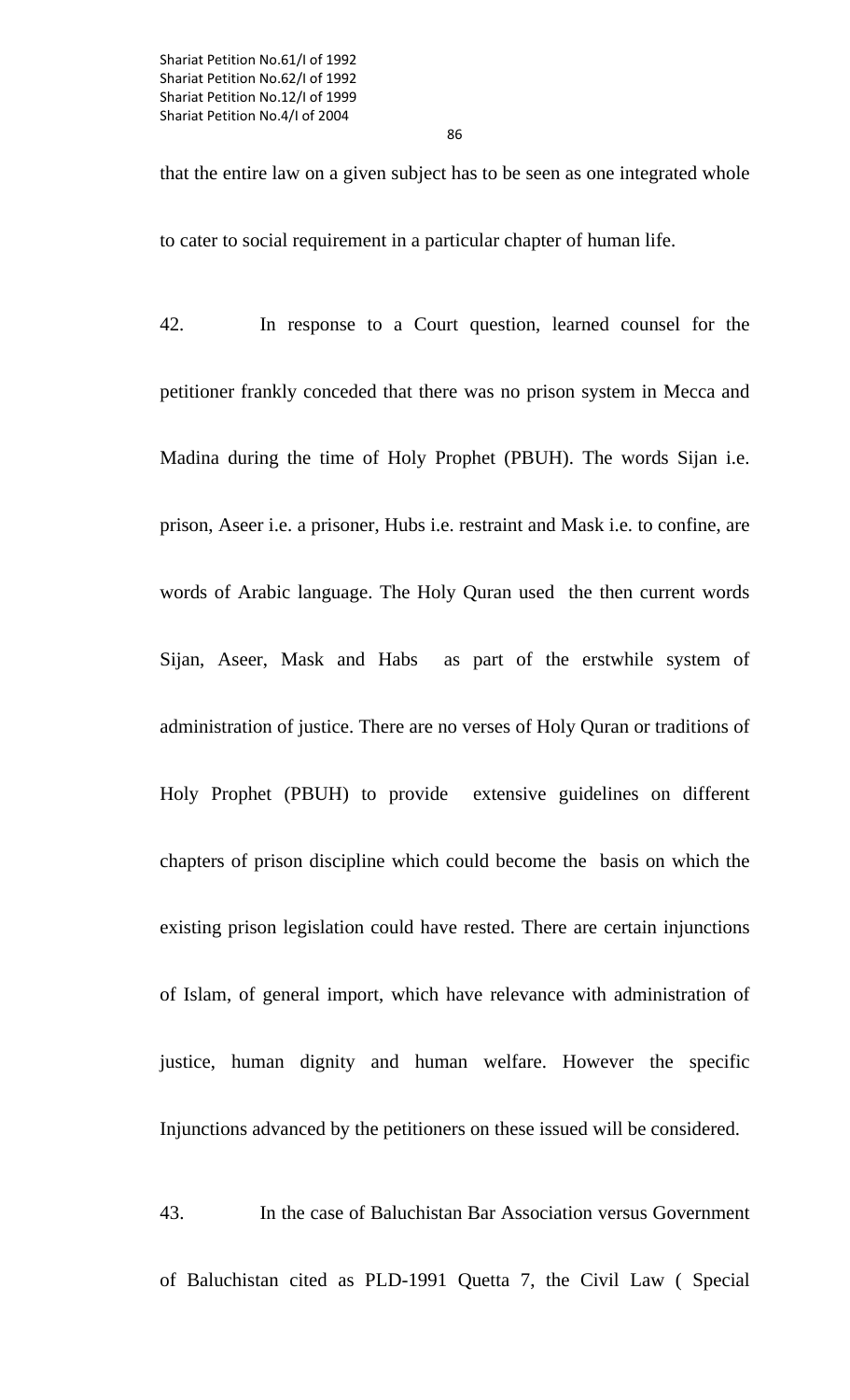that the entire law on a given subject has to be seen as one integrated whole to cater to social requirement in a particular chapter of human life.

42. In response to a Court question, learned counsel for the petitioner frankly conceded that there was no prison system in Mecca and Madina during the time of Holy Prophet (PBUH). The words Sijan i.e. prison, Aseer i.e. a prisoner, Hubs i.e. restraint and Mask i.e. to confine, are words of Arabic language. The Holy Quran used the then current words Sijan, Aseer, Mask and Habs as part of the erstwhile system of administration of justice. There are no verses of Holy Quran or traditions of Holy Prophet (PBUH) to provide extensive guidelines on different chapters of prison discipline which could become the basis on which the existing prison legislation could have rested. There are certain injunctions of Islam, of general import, which have relevance with administration of justice, human dignity and human welfare. However the specific Injunctions advanced by the petitioners on these issued will be considered.

43. In the case of Baluchistan Bar Association versus Government of Baluchistan cited as PLD-1991 Quetta 7, the Civil Law ( Special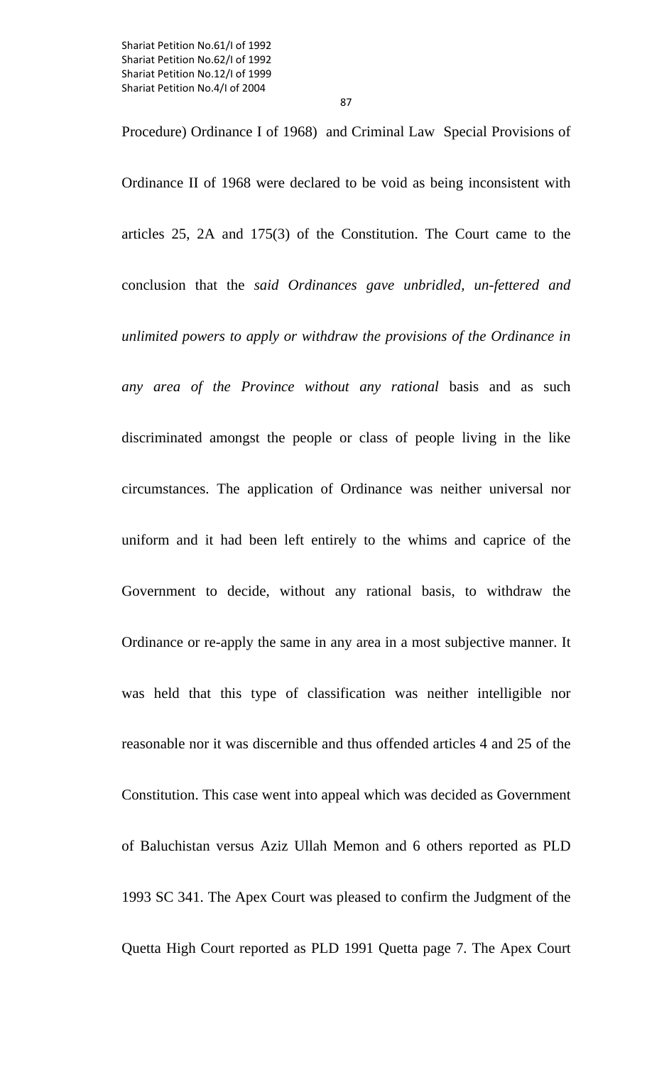Procedure) Ordinance I of 1968) and Criminal Law Special Provisions of Ordinance II of 1968 were declared to be void as being inconsistent with articles 25, 2A and 175(3) of the Constitution. The Court came to the conclusion that the *said Ordinances gave unbridled, un-fettered and unlimited powers to apply or withdraw the provisions of the Ordinance in any area of the Province without any rational* basis and as such discriminated amongst the people or class of people living in the like circumstances. The application of Ordinance was neither universal nor uniform and it had been left entirely to the whims and caprice of the Government to decide, without any rational basis, to withdraw the Ordinance or re-apply the same in any area in a most subjective manner. It was held that this type of classification was neither intelligible nor reasonable nor it was discernible and thus offended articles 4 and 25 of the Constitution. This case went into appeal which was decided as Government of Baluchistan versus Aziz Ullah Memon and 6 others reported as PLD 1993 SC 341. The Apex Court was pleased to confirm the Judgment of the Quetta High Court reported as PLD 1991 Quetta page 7. The Apex Court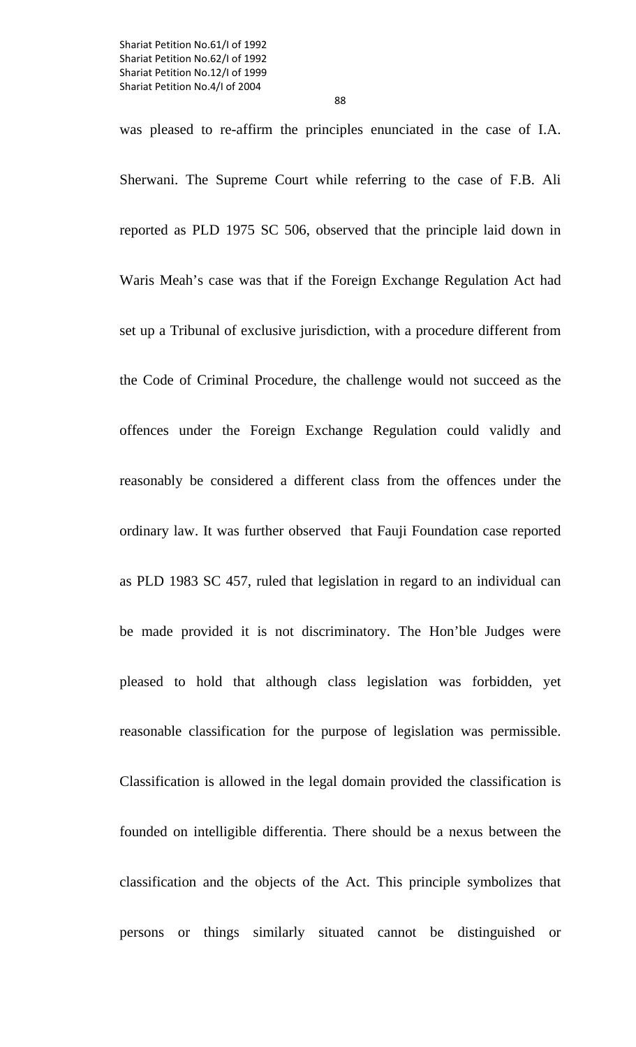was pleased to re-affirm the principles enunciated in the case of I.A. Sherwani. The Supreme Court while referring to the case of F.B. Ali reported as PLD 1975 SC 506, observed that the principle laid down in Waris Meah's case was that if the Foreign Exchange Regulation Act had set up a Tribunal of exclusive jurisdiction, with a procedure different from the Code of Criminal Procedure, the challenge would not succeed as the offences under the Foreign Exchange Regulation could validly and reasonably be considered a different class from the offences under the ordinary law. It was further observed that Fauji Foundation case reported as PLD 1983 SC 457, ruled that legislation in regard to an individual can be made provided it is not discriminatory. The Hon'ble Judges were pleased to hold that although class legislation was forbidden, yet reasonable classification for the purpose of legislation was permissible. Classification is allowed in the legal domain provided the classification is founded on intelligible differentia. There should be a nexus between the classification and the objects of the Act. This principle symbolizes that persons or things similarly situated cannot be distinguished or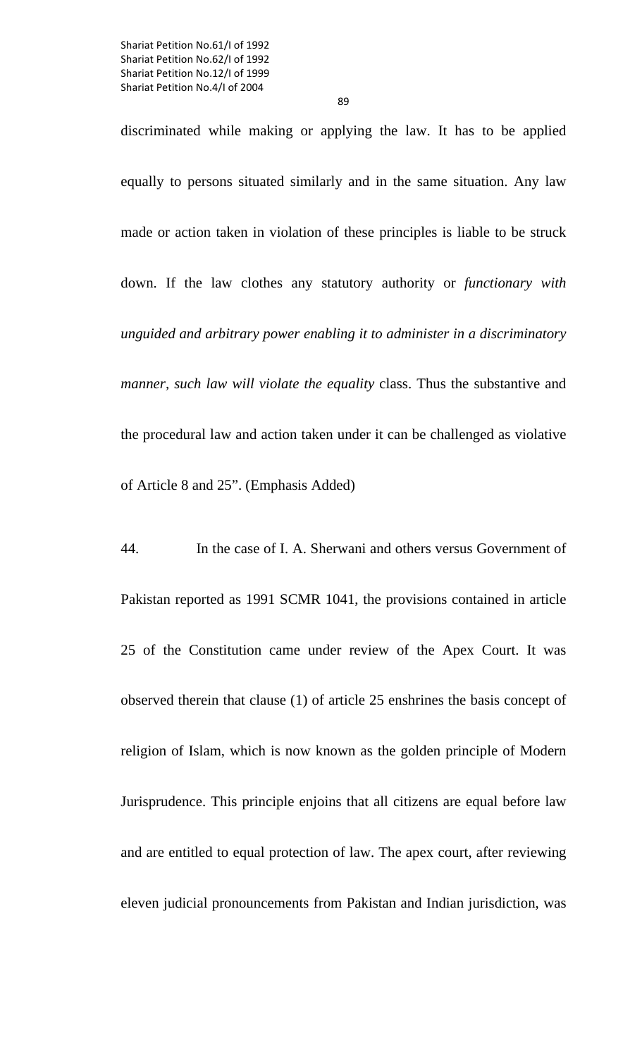discriminated while making or applying the law. It has to be applied equally to persons situated similarly and in the same situation. Any law made or action taken in violation of these principles is liable to be struck down. If the law clothes any statutory authority or *functionary with unguided and arbitrary power enabling it to administer in a discriminatory manner, such law will violate the equality* class. Thus the substantive and the procedural law and action taken under it can be challenged as violative of Article 8 and 25". (Emphasis Added)

44. In the case of I. A. Sherwani and others versus Government of Pakistan reported as 1991 SCMR 1041, the provisions contained in article 25 of the Constitution came under review of the Apex Court. It was observed therein that clause (1) of article 25 enshrines the basis concept of religion of Islam, which is now known as the golden principle of Modern Jurisprudence. This principle enjoins that all citizens are equal before law and are entitled to equal protection of law. The apex court, after reviewing eleven judicial pronouncements from Pakistan and Indian jurisdiction, was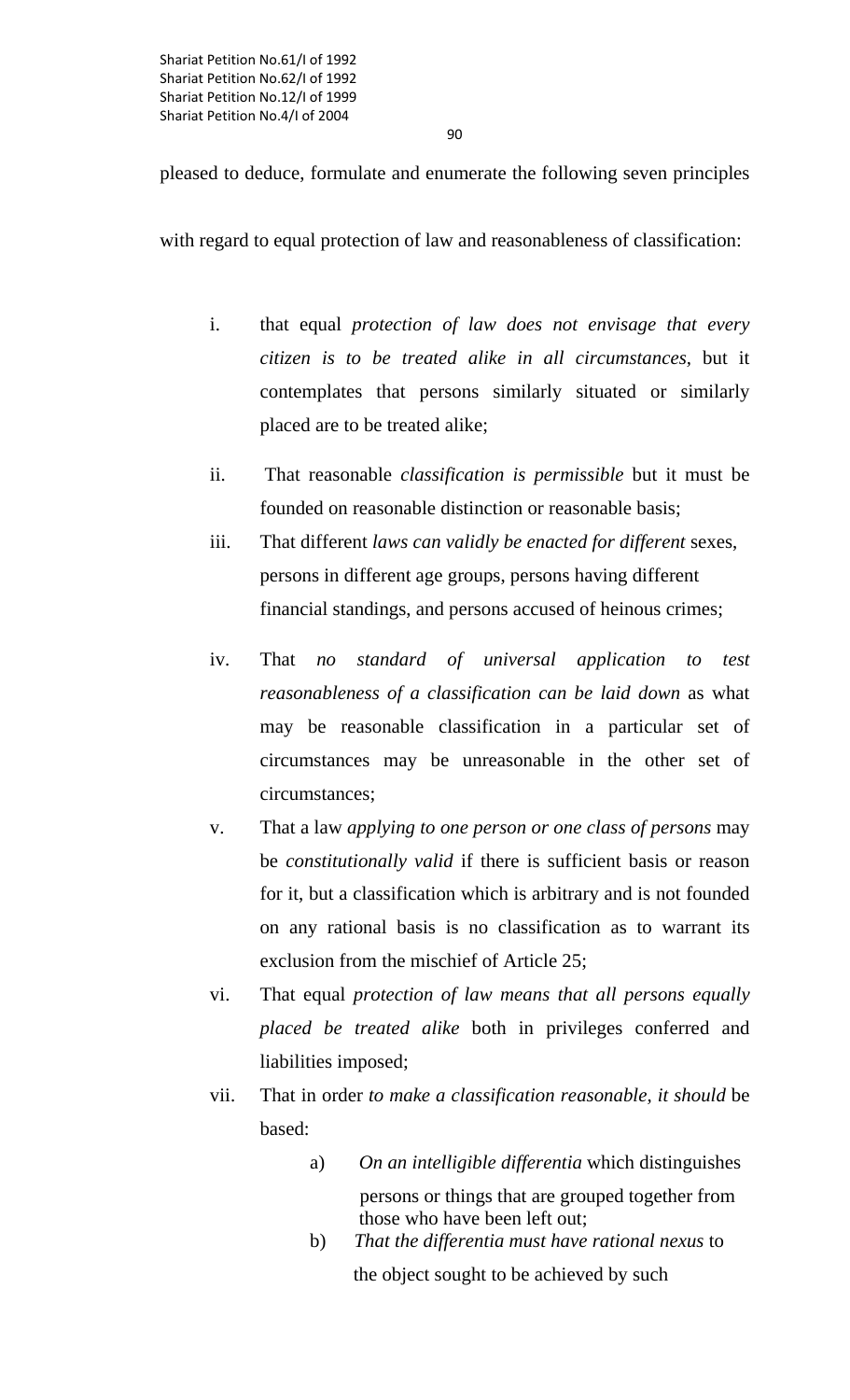pleased to deduce, formulate and enumerate the following seven principles with regard to equal protection of law and reasonableness of classification:

i. that equal *protection of law does not envisage that every citizen is to be treated alike in all circumstances*, but it contemplates that persons similarly situated or similarly placed are to be treated alike;

ii. That reasonable *classification is permissible* but it must be founded on reasonable distinction or reasonable basis;

iii. That different *laws can validly be enacted for different* sexes, persons in different age groups, persons having different financial standings, and persons accused of heinous crimes;

iv. That *no standard of universal application to test reasonableness of a classification can be laid down* as what may be reasonable classification in a particular set of circumstances may be unreasonable in the other set of circumstances;

v. That a law *applying to one person or one class of persons* may be *constitutionally valid* if there is sufficient basis or reason for it, but a classification which is arbitrary and is not founded on any rational basis is no classification as to warrant its exclusion from the mischief of Article 25;

vi. That equal *protection of law means that all persons equally placed be treated alike* both in privileges conferred and liabilities imposed;

vii. That in order *to make a classification reasonable, it should* be based:

   a) *On an intelligible differentia* which distinguishes persons or things that are grouped together from those who have been left out;

   b) *That the differentia must have rational nexus* to the object sought to be achieved by such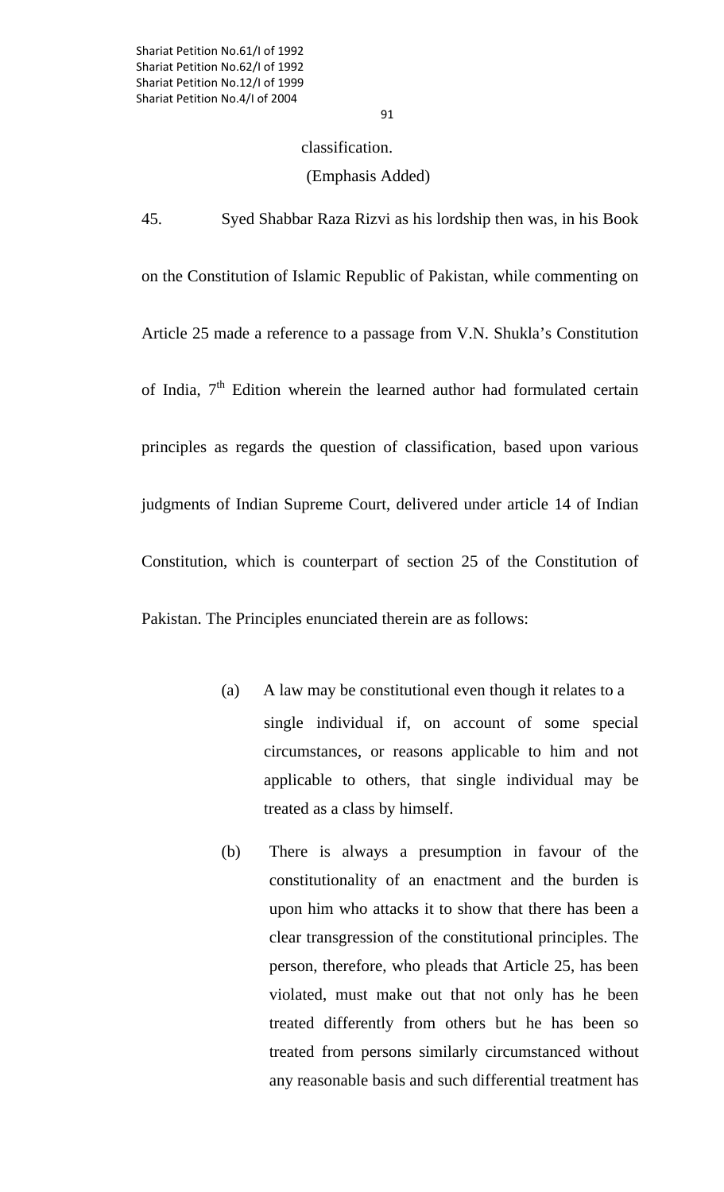classification.

(Emphasis Added)

45. Syed Shabbar Raza Rizvi as his lordship then was, in his Book on the Constitution of Islamic Republic of Pakistan, while commenting on Article 25 made a reference to a passage from V.N. Shukla's Constitution of India, 7th Edition wherein the learned author had formulated certain principles as regards the question of classification, based upon various judgments of Indian Supreme Court, delivered under article 14 of Indian Constitution, which is counterpart of section 25 of the Constitution of Pakistan. The Principles enunciated therein are as follows:

> (a) A law may be constitutional even though it relates to a single individual if, on account of some special circumstances, or reasons applicable to him and not applicable to others, that single individual may be treated as a class by himself.
>
> (b) There is always a presumption in favour of the constitutionality of an enactment and the burden is upon him who attacks it to show that there has been a clear transgression of the constitutional principles. The person, therefore, who pleads that Article 25, has been violated, must make out that not only has he been treated differently from others but he has been so treated from persons similarly circumstanced without any reasonable basis and such differential treatment has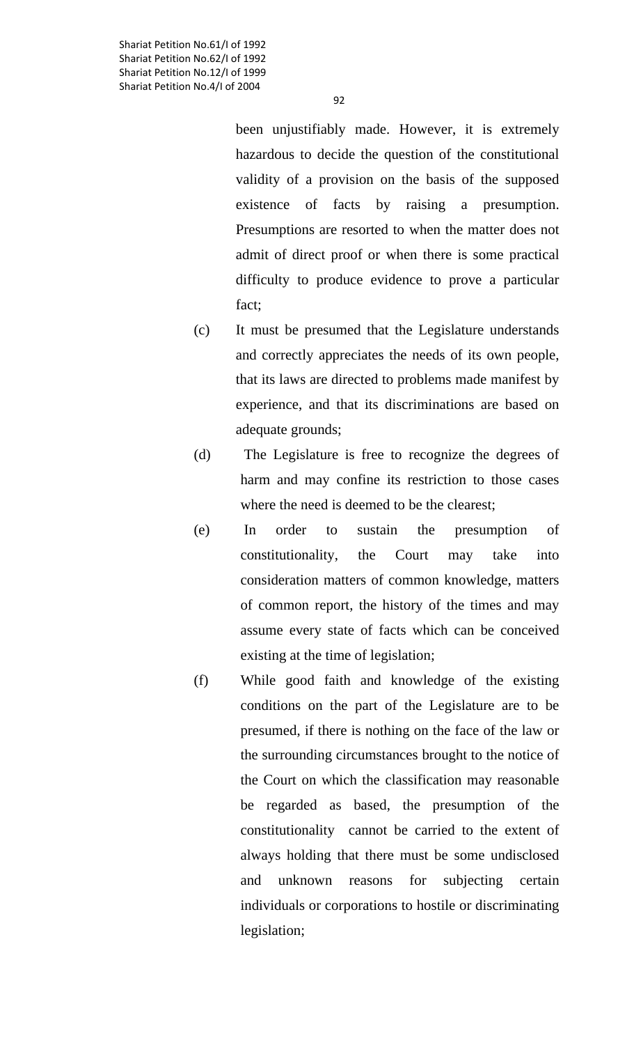been unjustifiably made. However, it is extremely hazardous to decide the question of the constitutional validity of a provision on the basis of the supposed existence of facts by raising a presumption. Presumptions are resorted to when the matter does not admit of direct proof or when there is some practical difficulty to produce evidence to prove a particular fact;

(c) It must be presumed that the Legislature understands and correctly appreciates the needs of its own people, that its laws are directed to problems made manifest by experience, and that its discriminations are based on adequate grounds;

(d) The Legislature is free to recognize the degrees of harm and may confine its restriction to those cases where the need is deemed to be the clearest;

(e) In order to sustain the presumption of constitutionality, the Court may take into consideration matters of common knowledge, matters of common report, the history of the times and may assume every state of facts which can be conceived existing at the time of legislation;

(f) While good faith and knowledge of the existing conditions on the part of the Legislature are to be presumed, if there is nothing on the face of the law or the surrounding circumstances brought to the notice of the Court on which the classification may reasonable be regarded as based, the presumption of the constitutionality cannot be carried to the extent of always holding that there must be some undisclosed and unknown reasons for subjecting certain individuals or corporations to hostile or discriminating legislation;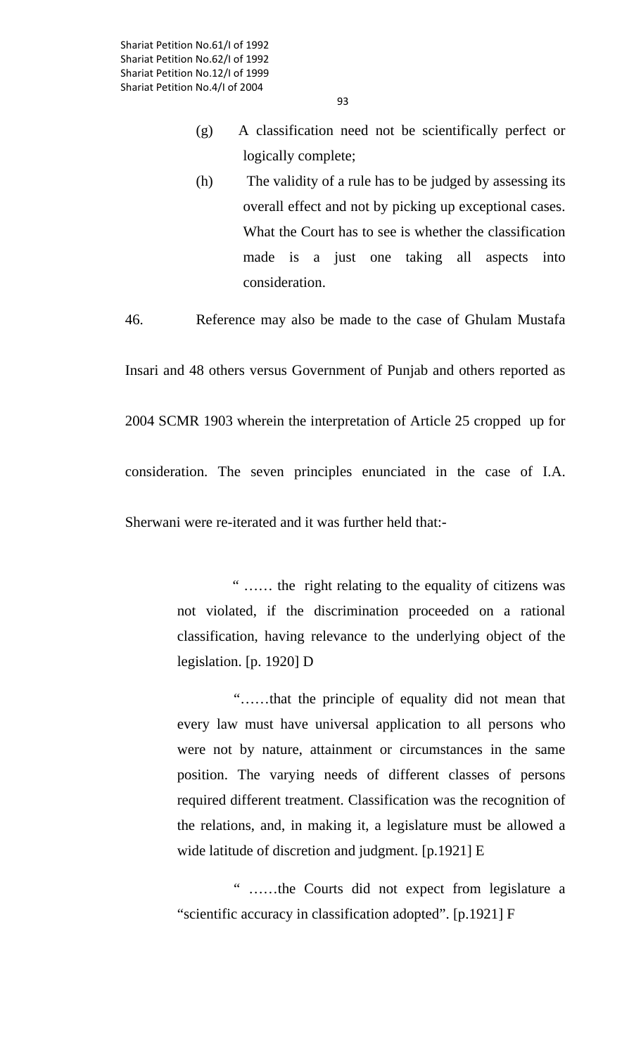(g) A classification need not be scientifically perfect or logically complete;

(h) The validity of a rule has to be judged by assessing its overall effect and not by picking up exceptional cases. What the Court has to see is whether the classification made is a just one taking all aspects into consideration.

46. Reference may also be made to the case of Ghulam Mustafa Insari and 48 others versus Government of Punjab and others reported as 2004 SCMR 1903 wherein the interpretation of Article 25 cropped up for consideration. The seven principles enunciated in the case of I.A. Sherwani were re-iterated and it was further held that:-

> " …… the right relating to the equality of citizens was not violated, if the discrimination proceeded on a rational classification, having relevance to the underlying object of the legislation. [p. 1920] D
>
> "……that the principle of equality did not mean that every law must have universal application to all persons who were not by nature, attainment or circumstances in the same position. The varying needs of different classes of persons required different treatment. Classification was the recognition of the relations, and, in making it, a legislature must be allowed a wide latitude of discretion and judgment. [p.1921] E
>
> " ……the Courts did not expect from legislature a "scientific accuracy in classification adopted". [p.1921] F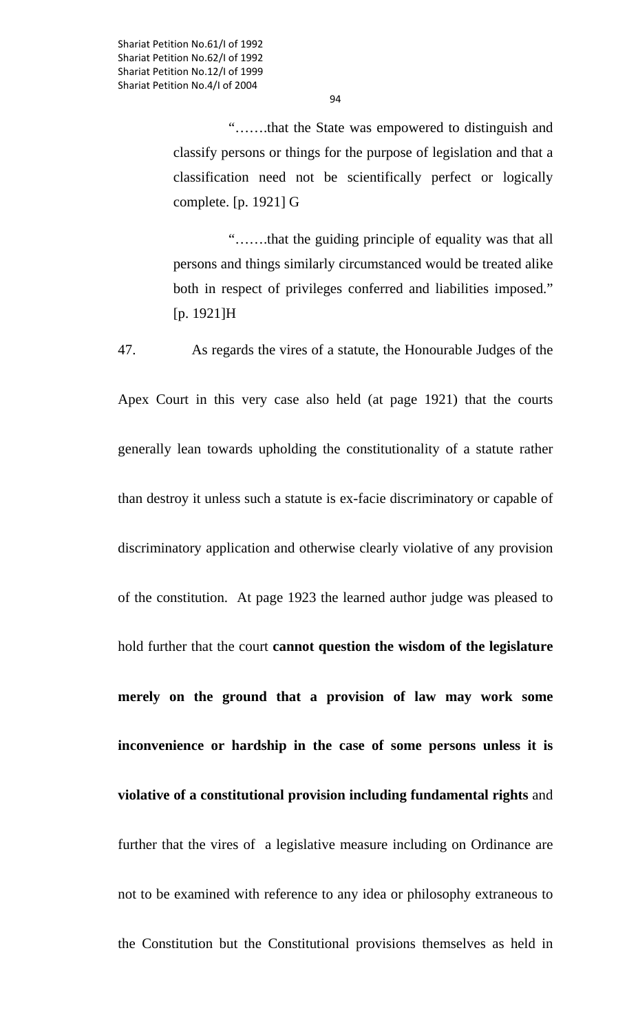> ".......that the State was empowered to distinguish and classify persons or things for the purpose of legislation and that a classification need not be scientifically perfect or logically complete. [p. 1921] G

> ".......that the guiding principle of equality was that all persons and things similarly circumstanced would be treated alike both in respect of privileges conferred and liabilities imposed." [p. 1921]H

47. As regards the vires of a statute, the Honourable Judges of the Apex Court in this very case also held (at page 1921) that the courts generally lean towards upholding the constitutionality of a statute rather than destroy it unless such a statute is ex-facie discriminatory or capable of discriminatory application and otherwise clearly violative of any provision of the constitution. At page 1923 the learned author judge was pleased to hold further that the court **cannot question the wisdom of the legislature merely on the ground that a provision of law may work some inconvenience or hardship in the case of some persons unless it is violative of a constitutional provision including fundamental rights** and further that the vires of a legislative measure including on Ordinance are not to be examined with reference to any idea or philosophy extraneous to the Constitution but the Constitutional provisions themselves as held in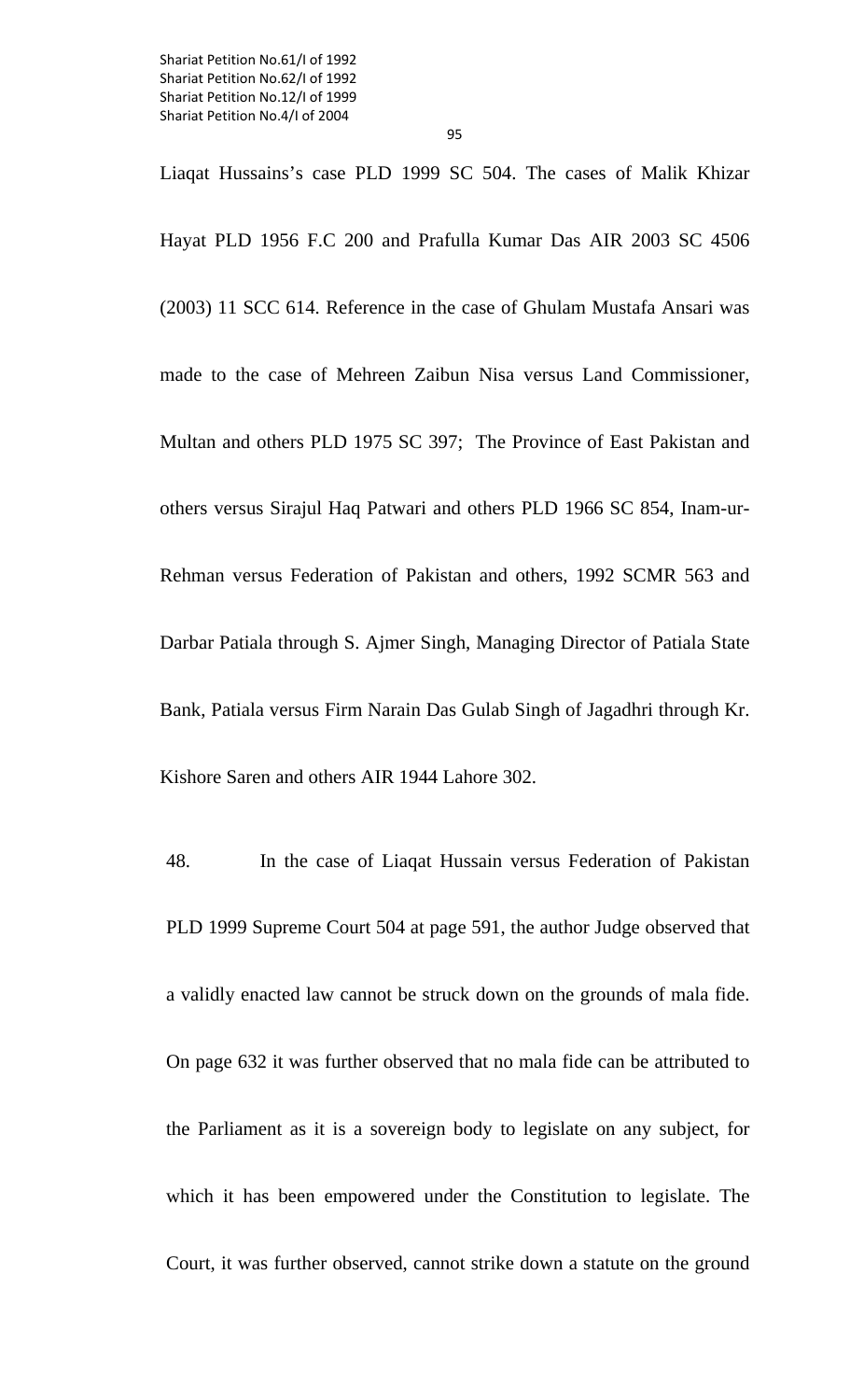Liaqat Hussains's case PLD 1999 SC 504. The cases of Malik Khizar Hayat PLD 1956 F.C 200 and Prafulla Kumar Das AIR 2003 SC 4506 (2003) 11 SCC 614. Reference in the case of Ghulam Mustafa Ansari was made to the case of Mehreen Zaibun Nisa versus Land Commissioner, Multan and others PLD 1975 SC 397; The Province of East Pakistan and others versus Sirajul Haq Patwari and others PLD 1966 SC 854, Inam-ur-Rehman versus Federation of Pakistan and others, 1992 SCMR 563 and Darbar Patiala through S. Ajmer Singh, Managing Director of Patiala State Bank, Patiala versus Firm Narain Das Gulab Singh of Jagadhri through Kr. Kishore Saren and others AIR 1944 Lahore 302.

48. In the case of Liaqat Hussain versus Federation of Pakistan PLD 1999 Supreme Court 504 at page 591, the author Judge observed that a validly enacted law cannot be struck down on the grounds of mala fide. On page 632 it was further observed that no mala fide can be attributed to the Parliament as it is a sovereign body to legislate on any subject, for which it has been empowered under the Constitution to legislate. The Court, it was further observed, cannot strike down a statute on the ground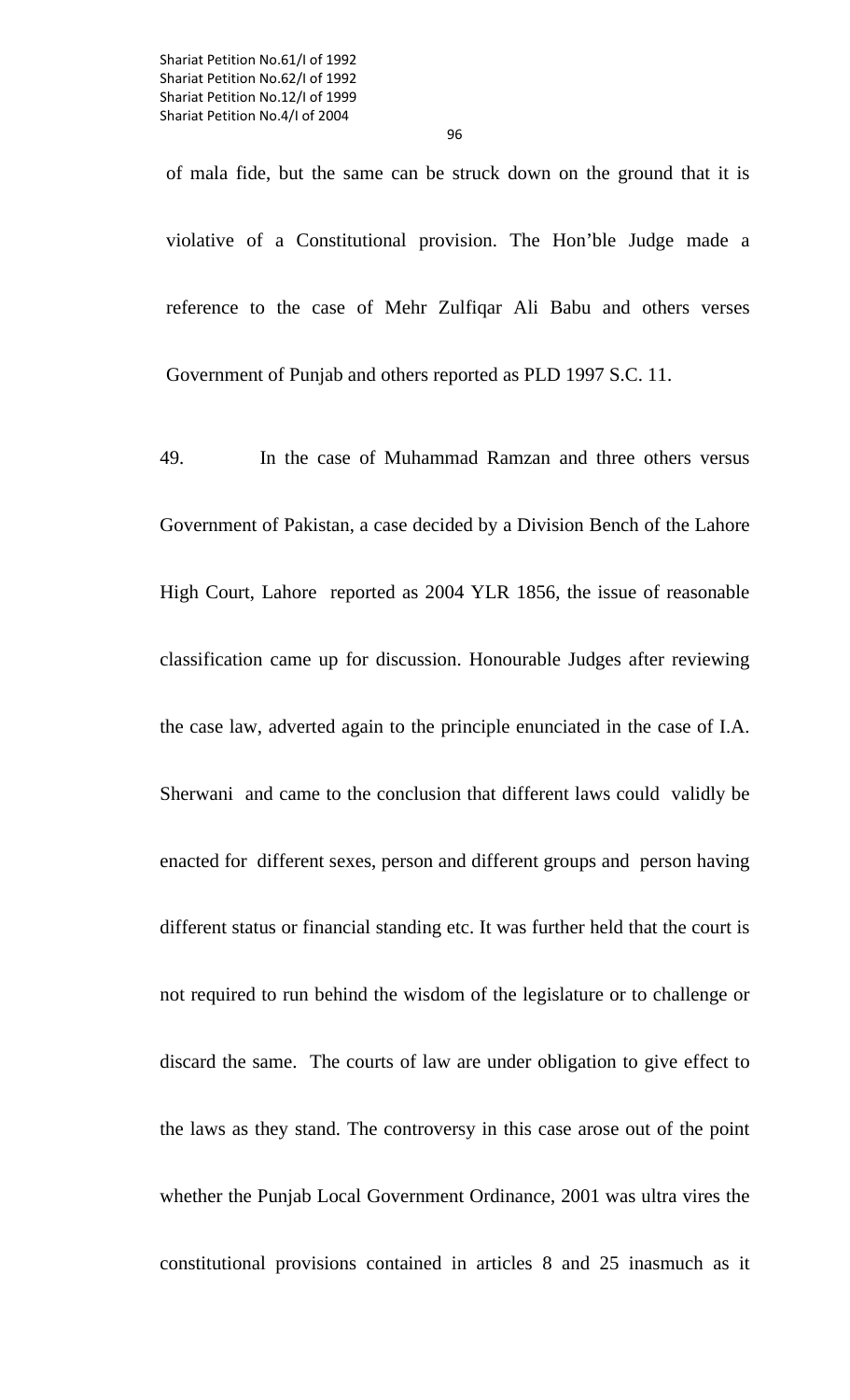of mala fide, but the same can be struck down on the ground that it is violative of a Constitutional provision. The Hon'ble Judge made a reference to the case of Mehr Zulfiqar Ali Babu and others verses Government of Punjab and others reported as PLD 1997 S.C. 11.

49. In the case of Muhammad Ramzan and three others versus Government of Pakistan, a case decided by a Division Bench of the Lahore High Court, Lahore reported as 2004 YLR 1856, the issue of reasonable classification came up for discussion. Honourable Judges after reviewing the case law, adverted again to the principle enunciated in the case of I.A. Sherwani and came to the conclusion that different laws could validly be enacted for different sexes, person and different groups and person having different status or financial standing etc. It was further held that the court is not required to run behind the wisdom of the legislature or to challenge or discard the same. The courts of law are under obligation to give effect to the laws as they stand. The controversy in this case arose out of the point whether the Punjab Local Government Ordinance, 2001 was ultra vires the constitutional provisions contained in articles 8 and 25 inasmuch as it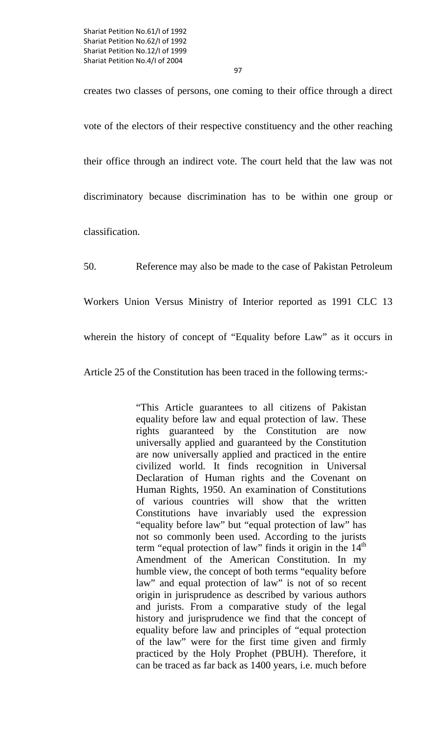creates two classes of persons, one coming to their office through a direct vote of the electors of their respective constituency and the other reaching their office through an indirect vote. The court held that the law was not discriminatory because discrimination has to be within one group or classification.

50. Reference may also be made to the case of Pakistan Petroleum Workers Union Versus Ministry of Interior reported as 1991 CLC 13 wherein the history of concept of "Equality before Law" as it occurs in Article 25 of the Constitution has been traced in the following terms:-

> "This Article guarantees to all citizens of Pakistan equality before law and equal protection of law. These rights guaranteed by the Constitution are now universally applied and guaranteed by the Constitution are now universally applied and practiced in the entire civilized world. It finds recognition in Universal Declaration of Human rights and the Covenant on Human Rights, 1950. An examination of Constitutions of various countries will show that the written Constitutions have invariably used the expression "equality before law" but "equal protection of law" has not so commonly been used. According to the jurists term "equal protection of law" finds it origin in the 14th Amendment of the American Constitution. In my humble view, the concept of both terms "equality before law" and equal protection of law" is not of so recent origin in jurisprudence as described by various authors and jurists. From a comparative study of the legal history and jurisprudence we find that the concept of equality before law and principles of "equal protection of the law" were for the first time given and firmly practiced by the Holy Prophet (PBUH). Therefore, it can be traced as far back as 1400 years, i.e. much before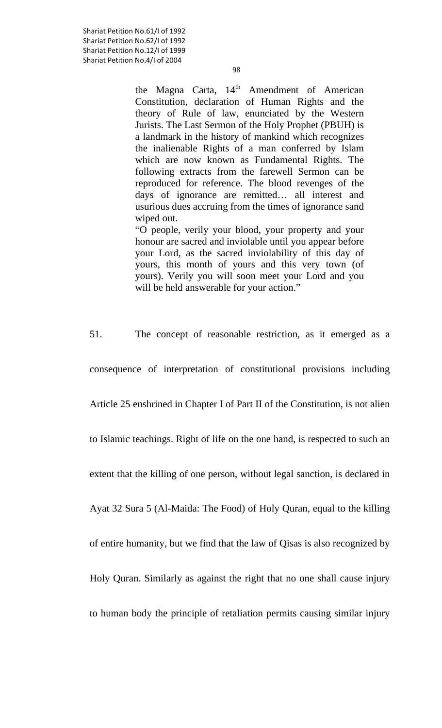> the Magna Carta, 14th Amendment of American Constitution, declaration of Human Rights and the theory of Rule of law, enunciated by the Western Jurists. The Last Sermon of the Holy Prophet (PBUH) is a landmark in the history of mankind which recognizes the inalienable Rights of a man conferred by Islam which are now known as Fundamental Rights. The following extracts from the farewell Sermon can be reproduced for reference. The blood revenges of the days of ignorance are remitted… all interest and usurious dues accruing from the times of ignorance sand wiped out.
>
> "O people, verily your blood, your property and your honour are sacred and inviolable until you appear before your Lord, as the sacred inviolability of this day of yours, this month of yours and this very town (of yours). Verily you will soon meet your Lord and you will be held answerable for your action."

51. The concept of reasonable restriction, as it emerged as a consequence of interpretation of constitutional provisions including Article 25 enshrined in Chapter I of Part II of the Constitution, is not alien to Islamic teachings. Right of life on the one hand, is respected to such an extent that the killing of one person, without legal sanction, is declared in Ayat 32 Sura 5 (Al-Maida: The Food) of Holy Quran, equal to the killing of entire humanity, but we find that the law of Qisas is also recognized by Holy Quran. Similarly as against the right that no one shall cause injury to human body the principle of retaliation permits causing similar injury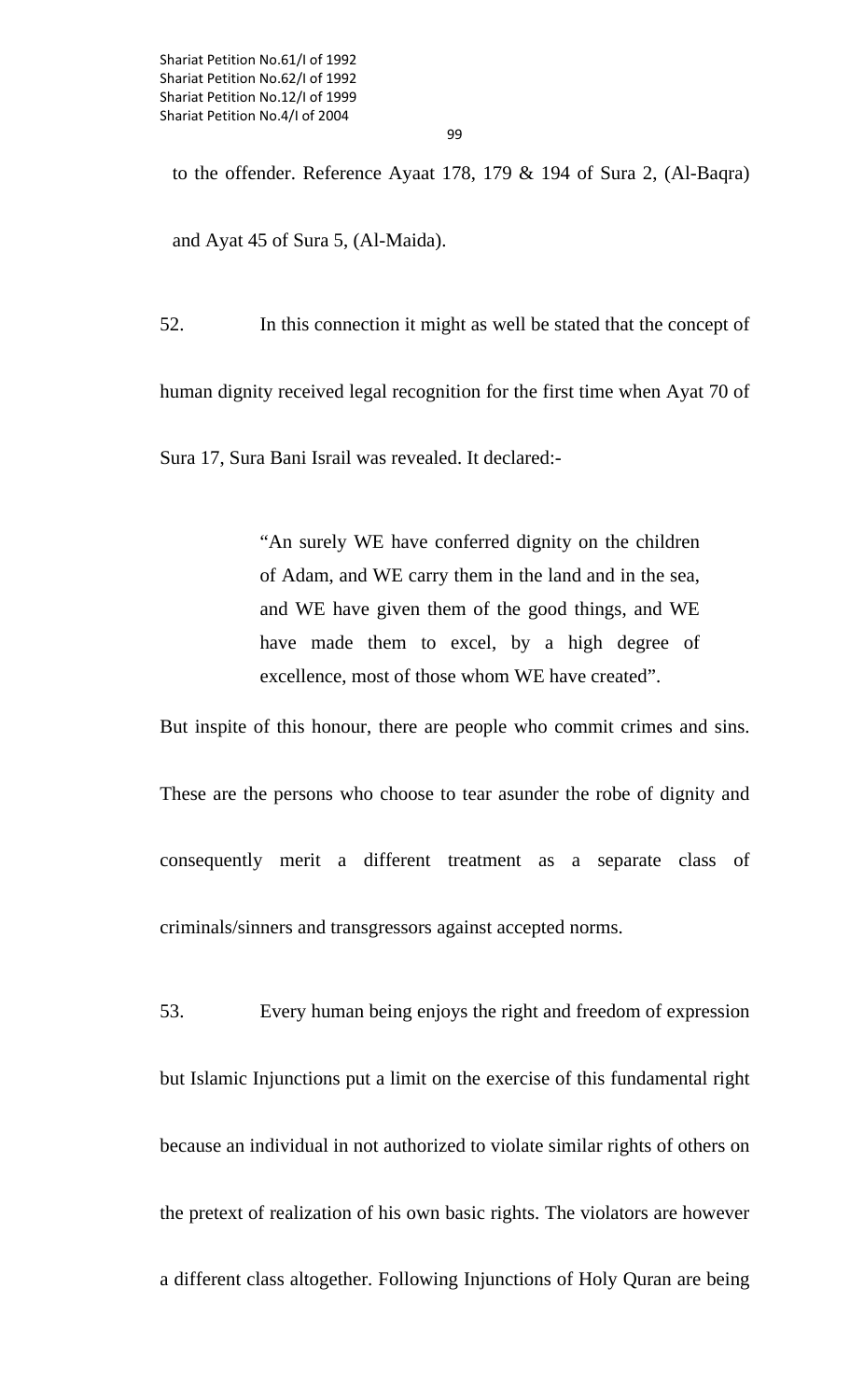to the offender. Reference Ayaat 178, 179 & 194 of Sura 2, (Al-Baqra) and Ayat 45 of Sura 5, (Al-Maida).

52. In this connection it might as well be stated that the concept of human dignity received legal recognition for the first time when Ayat 70 of Sura 17, Sura Bani Israil was revealed. It declared:-

> "An surely WE have conferred dignity on the children of Adam, and WE carry them in the land and in the sea, and WE have given them of the good things, and WE have made them to excel, by a high degree of excellence, most of those whom WE have created".

But inspite of this honour, there are people who commit crimes and sins. These are the persons who choose to tear asunder the robe of dignity and consequently merit a different treatment as a separate class of criminals/sinners and transgressors against accepted norms.

53. Every human being enjoys the right and freedom of expression but Islamic Injunctions put a limit on the exercise of this fundamental right because an individual in not authorized to violate similar rights of others on the pretext of realization of his own basic rights. The violators are however a different class altogether. Following Injunctions of Holy Quran are being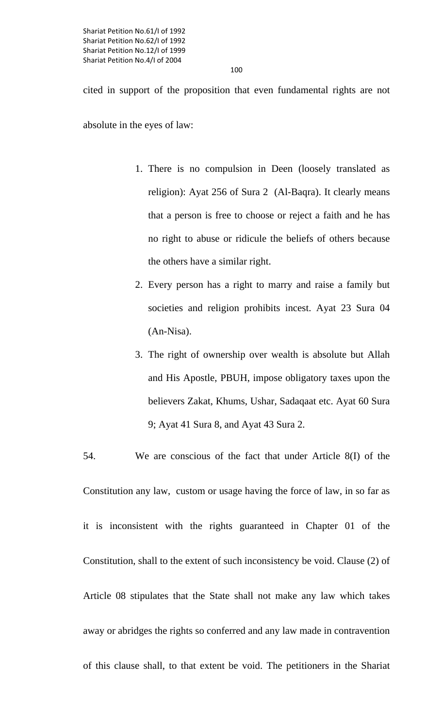cited in support of the proposition that even fundamental rights are not absolute in the eyes of law:

1. There is no compulsion in Deen (loosely translated as religion): Ayat 256 of Sura 2 (Al-Baqra). It clearly means that a person is free to choose or reject a faith and he has no right to abuse or ridicule the beliefs of others because the others have a similar right.
2. Every person has a right to marry and raise a family but societies and religion prohibits incest. Ayat 23 Sura 04 (An-Nisa).
3. The right of ownership over wealth is absolute but Allah and His Apostle, PBUH, impose obligatory taxes upon the believers Zakat, Khums, Ushar, Sadaqaat etc. Ayat 60 Sura 9; Ayat 41 Sura 8, and Ayat 43 Sura 2.

54. We are conscious of the fact that under Article 8(I) of the Constitution any law, custom or usage having the force of law, in so far as it is inconsistent with the rights guaranteed in Chapter 01 of the Constitution, shall to the extent of such inconsistency be void. Clause (2) of Article 08 stipulates that the State shall not make any law which takes away or abridges the rights so conferred and any law made in contravention of this clause shall, to that extent be void. The petitioners in the Shariat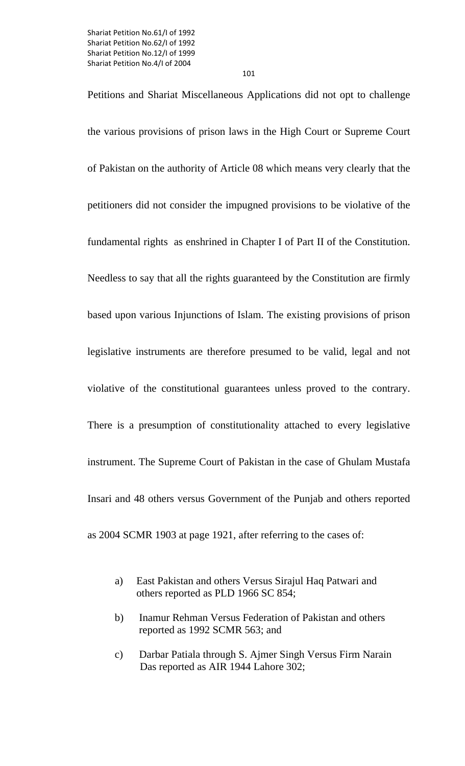Petitions and Shariat Miscellaneous Applications did not opt to challenge the various provisions of prison laws in the High Court or Supreme Court of Pakistan on the authority of Article 08 which means very clearly that the petitioners did not consider the impugned provisions to be violative of the fundamental rights as enshrined in Chapter I of Part II of the Constitution. Needless to say that all the rights guaranteed by the Constitution are firmly based upon various Injunctions of Islam. The existing provisions of prison legislative instruments are therefore presumed to be valid, legal and not violative of the constitutional guarantees unless proved to the contrary. There is a presumption of constitutionality attached to every legislative instrument. The Supreme Court of Pakistan in the case of Ghulam Mustafa Insari and 48 others versus Government of the Punjab and others reported as 2004 SCMR 1903 at page 1921, after referring to the cases of:

a) East Pakistan and others Versus Sirajul Haq Patwari and others reported as PLD 1966 SC 854;

b) Inamur Rehman Versus Federation of Pakistan and others reported as 1992 SCMR 563; and

c) Darbar Patiala through S. Ajmer Singh Versus Firm Narain Das reported as AIR 1944 Lahore 302;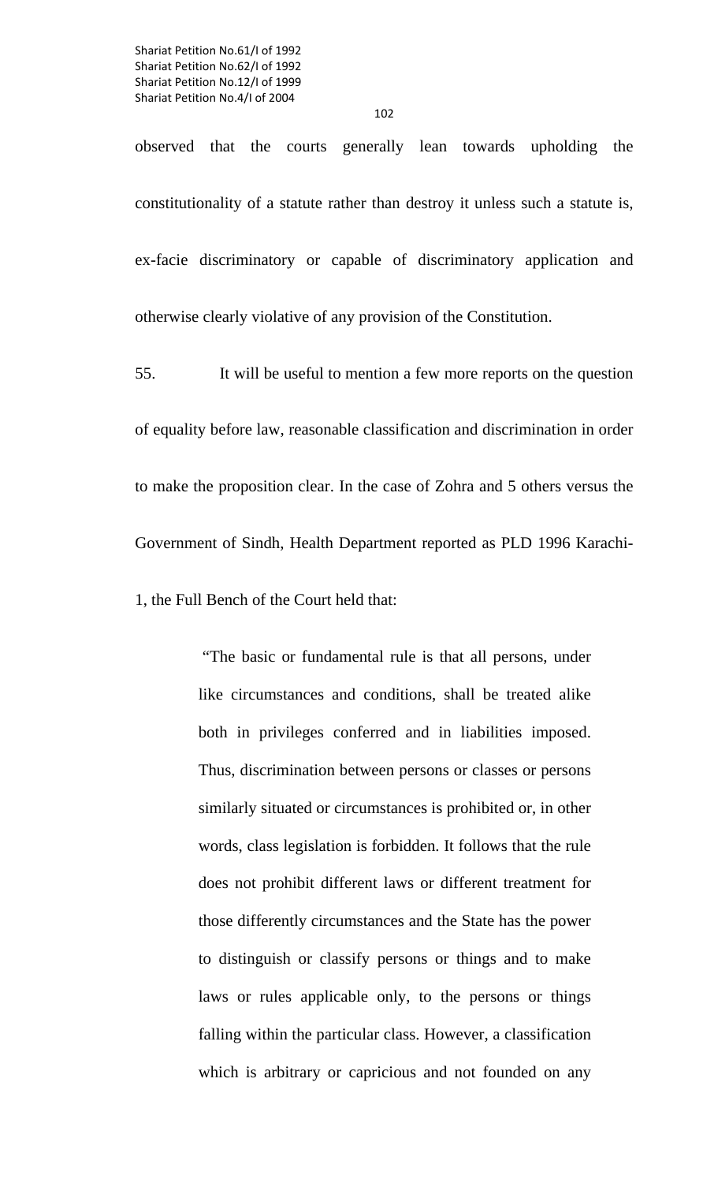observed that the courts generally lean towards upholding the constitutionality of a statute rather than destroy it unless such a statute is, ex-facie discriminatory or capable of discriminatory application and otherwise clearly violative of any provision of the Constitution.

55. It will be useful to mention a few more reports on the question of equality before law, reasonable classification and discrimination in order to make the proposition clear. In the case of Zohra and 5 others versus the Government of Sindh, Health Department reported as PLD 1996 Karachi-1, the Full Bench of the Court held that:

> "The basic or fundamental rule is that all persons, under like circumstances and conditions, shall be treated alike both in privileges conferred and in liabilities imposed. Thus, discrimination between persons or classes or persons similarly situated or circumstances is prohibited or, in other words, class legislation is forbidden. It follows that the rule does not prohibit different laws or different treatment for those differently circumstances and the State has the power to distinguish or classify persons or things and to make laws or rules applicable only, to the persons or things falling within the particular class. However, a classification which is arbitrary or capricious and not founded on any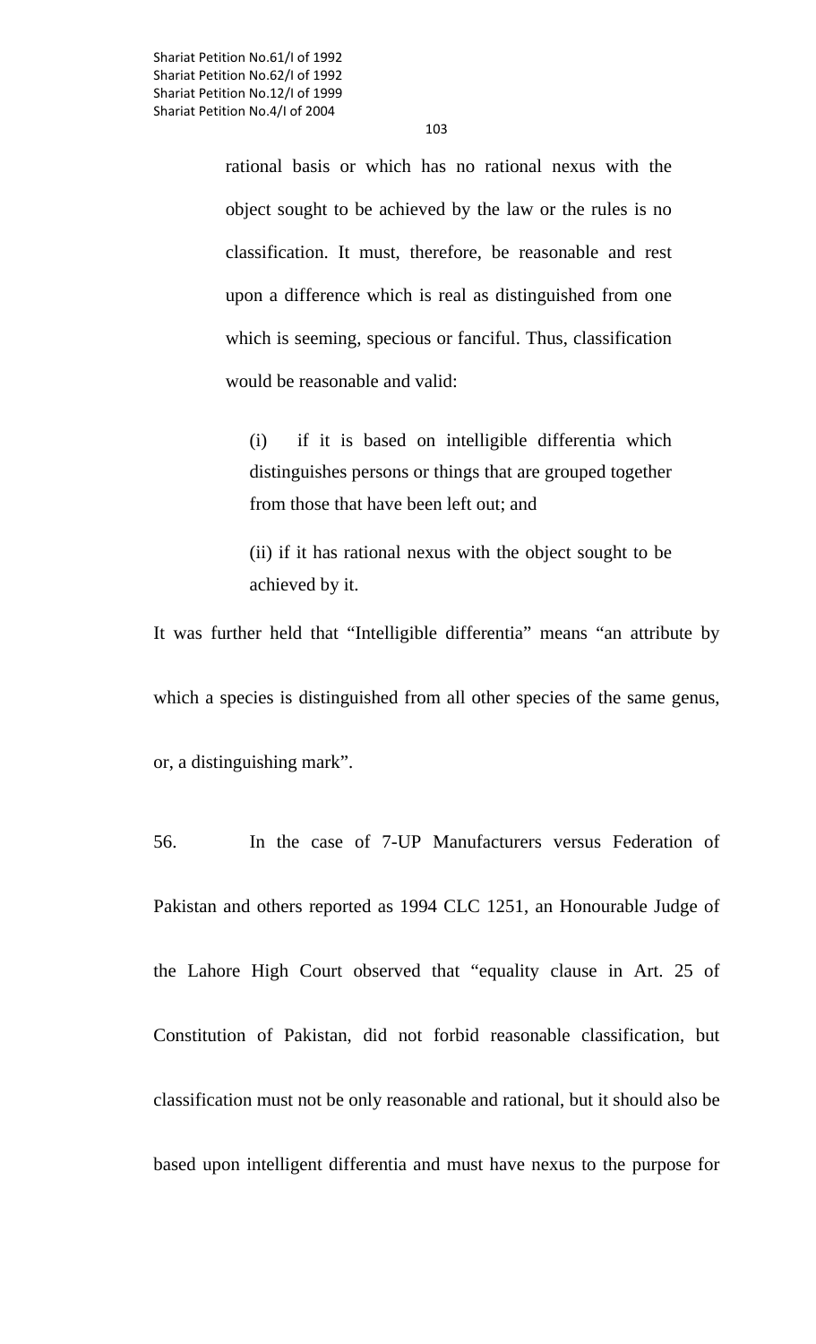> rational basis or which has no rational nexus with the object sought to be achieved by the law or the rules is no classification. It must, therefore, be reasonable and rest upon a difference which is real as distinguished from one which is seeming, specious or fanciful. Thus, classification would be reasonable and valid:
>
> > (i) if it is based on intelligible differentia which distinguishes persons or things that are grouped together from those that have been left out; and
> >
> > (ii) if it has rational nexus with the object sought to be achieved by it.

It was further held that "Intelligible differentia" means "an attribute by which a species is distinguished from all other species of the same genus, or, a distinguishing mark".

56. In the case of 7-UP Manufacturers versus Federation of Pakistan and others reported as 1994 CLC 1251, an Honourable Judge of the Lahore High Court observed that "equality clause in Art. 25 of Constitution of Pakistan, did not forbid reasonable classification, but classification must not be only reasonable and rational, but it should also be based upon intelligent differentia and must have nexus to the purpose for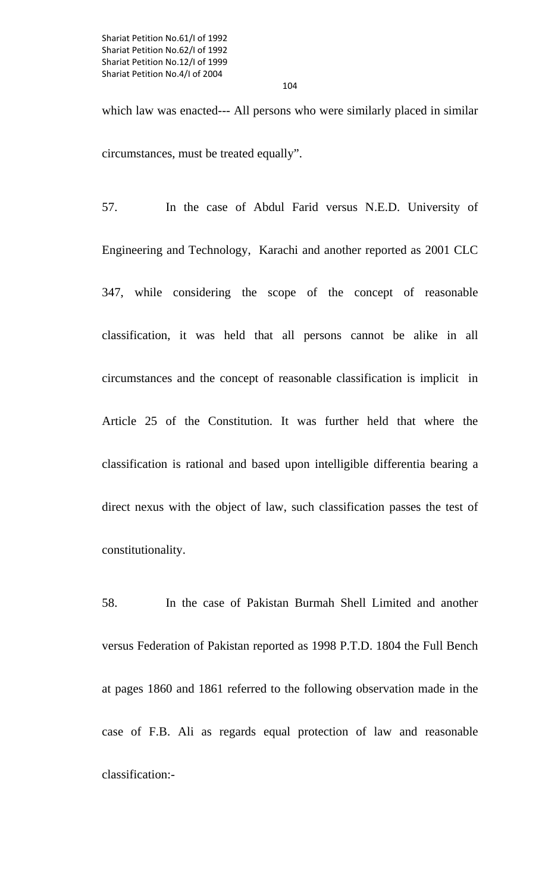which law was enacted--- All persons who were similarly placed in similar circumstances, must be treated equally".

57. In the case of Abdul Farid versus N.E.D. University of Engineering and Technology, Karachi and another reported as 2001 CLC 347, while considering the scope of the concept of reasonable classification, it was held that all persons cannot be alike in all circumstances and the concept of reasonable classification is implicit in Article 25 of the Constitution. It was further held that where the classification is rational and based upon intelligible differentia bearing a direct nexus with the object of law, such classification passes the test of constitutionality.

58. In the case of Pakistan Burmah Shell Limited and another versus Federation of Pakistan reported as 1998 P.T.D. 1804 the Full Bench at pages 1860 and 1861 referred to the following observation made in the case of F.B. Ali as regards equal protection of law and reasonable classification:-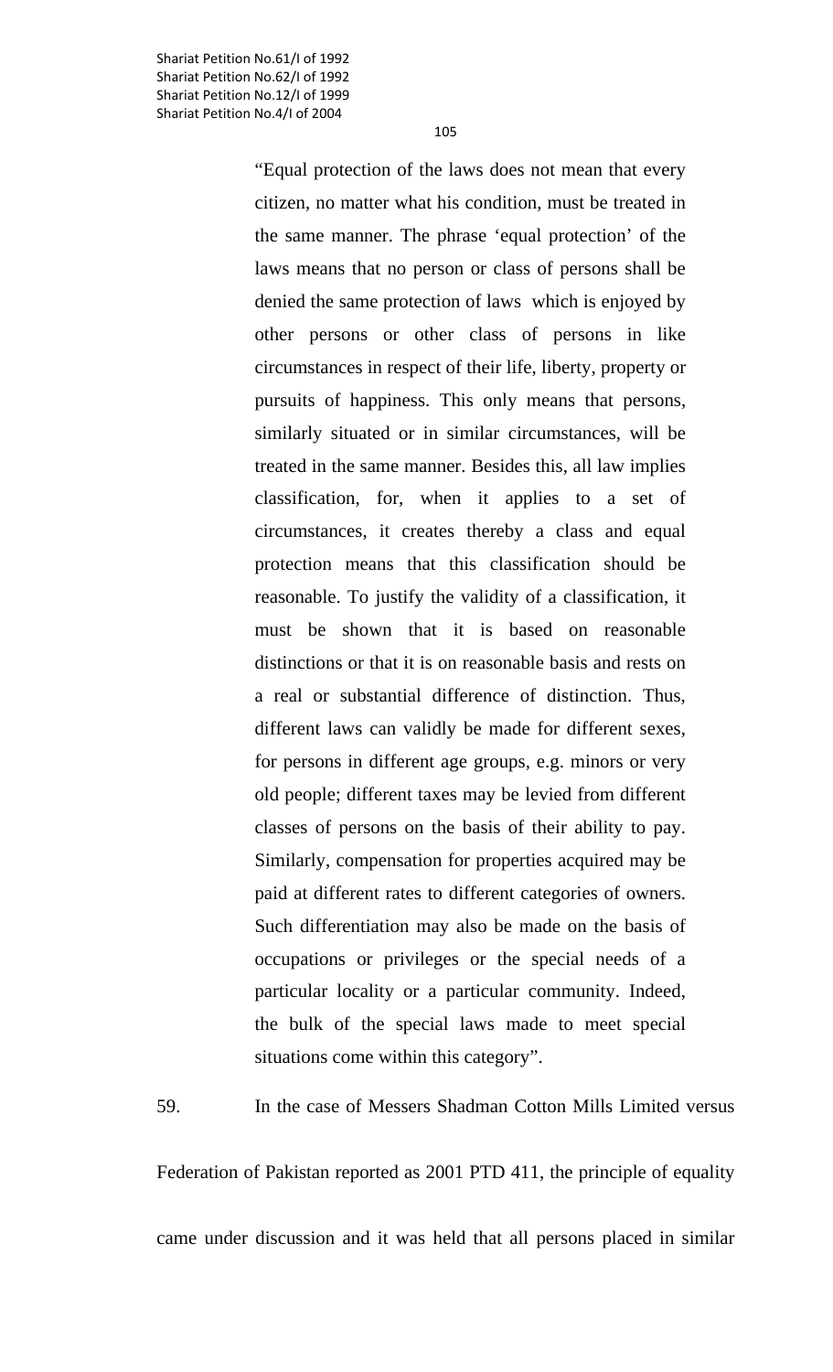> "Equal protection of the laws does not mean that every citizen, no matter what his condition, must be treated in the same manner. The phrase 'equal protection' of the laws means that no person or class of persons shall be denied the same protection of laws which is enjoyed by other persons or other class of persons in like circumstances in respect of their life, liberty, property or pursuits of happiness. This only means that persons, similarly situated or in similar circumstances, will be treated in the same manner. Besides this, all law implies classification, for, when it applies to a set of circumstances, it creates thereby a class and equal protection means that this classification should be reasonable. To justify the validity of a classification, it must be shown that it is based on reasonable distinctions or that it is on reasonable basis and rests on a real or substantial difference of distinction. Thus, different laws can validly be made for different sexes, for persons in different age groups, e.g. minors or very old people; different taxes may be levied from different classes of persons on the basis of their ability to pay. Similarly, compensation for properties acquired may be paid at different rates to different categories of owners. Such differentiation may also be made on the basis of occupations or privileges or the special needs of a particular locality or a particular community. Indeed, the bulk of the special laws made to meet special situations come within this category".

59. In the case of Messers Shadman Cotton Mills Limited versus Federation of Pakistan reported as 2001 PTD 411, the principle of equality came under discussion and it was held that all persons placed in similar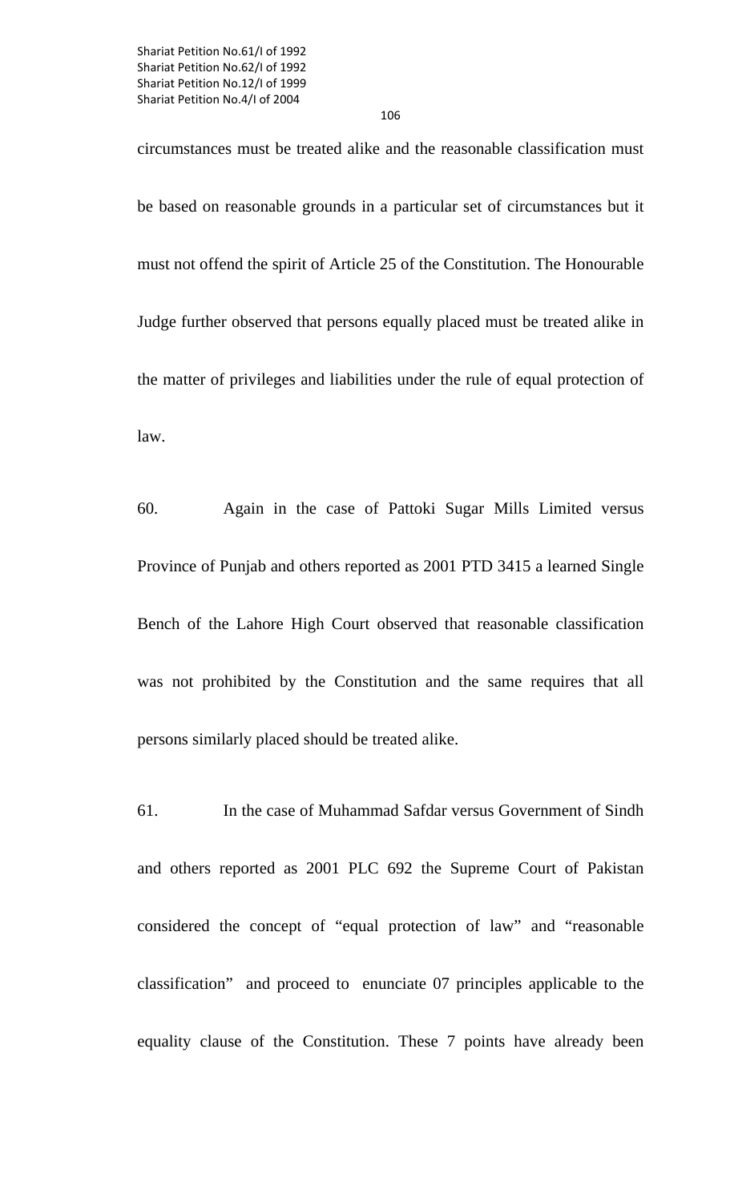circumstances must be treated alike and the reasonable classification must be based on reasonable grounds in a particular set of circumstances but it must not offend the spirit of Article 25 of the Constitution. The Honourable Judge further observed that persons equally placed must be treated alike in the matter of privileges and liabilities under the rule of equal protection of law.

60. Again in the case of Pattoki Sugar Mills Limited versus Province of Punjab and others reported as 2001 PTD 3415 a learned Single Bench of the Lahore High Court observed that reasonable classification was not prohibited by the Constitution and the same requires that all persons similarly placed should be treated alike.

61. In the case of Muhammad Safdar versus Government of Sindh and others reported as 2001 PLC 692 the Supreme Court of Pakistan considered the concept of "equal protection of law" and "reasonable classification" and proceed to enunciate 07 principles applicable to the equality clause of the Constitution. These 7 points have already been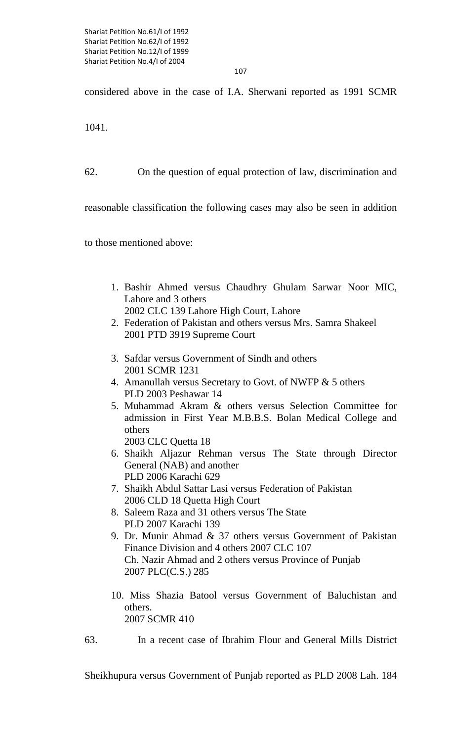considered above in the case of I.A. Sherwani reported as 1991 SCMR 1041.

62. On the question of equal protection of law, discrimination and reasonable classification the following cases may also be seen in addition to those mentioned above:

1. Bashir Ahmed versus Chaudhry Ghulam Sarwar Noor MIC, Lahore and 3 others
   2002 CLC 139 Lahore High Court, Lahore
2. Federation of Pakistan and others versus Mrs. Samra Shakeel
   2001 PTD 3919 Supreme Court
3. Safdar versus Government of Sindh and others
   2001 SCMR 1231
4. Amanullah versus Secretary to Govt. of NWFP & 5 others
   PLD 2003 Peshawar 14
5. Muhammad Akram & others versus Selection Committee for admission in First Year M.B.B.S. Bolan Medical College and others
   2003 CLC Quetta 18
6. Shaikh Aljazur Rehman versus The State through Director General (NAB) and another
   PLD 2006 Karachi 629
7. Shaikh Abdul Sattar Lasi versus Federation of Pakistan
   2006 CLD 18 Quetta High Court
8. Saleem Raza and 31 others versus The State
   PLD 2007 Karachi 139
9. Dr. Munir Ahmad & 37 others versus Government of Pakistan Finance Division and 4 others 2007 CLC 107
   Ch. Nazir Ahmad and 2 others versus Province of Punjab
   2007 PLC(C.S.) 285
10. Miss Shazia Batool versus Government of Baluchistan and others.
    2007 SCMR 410

63. In a recent case of Ibrahim Flour and General Mills District Sheikhupura versus Government of Punjab reported as PLD 2008 Lah. 184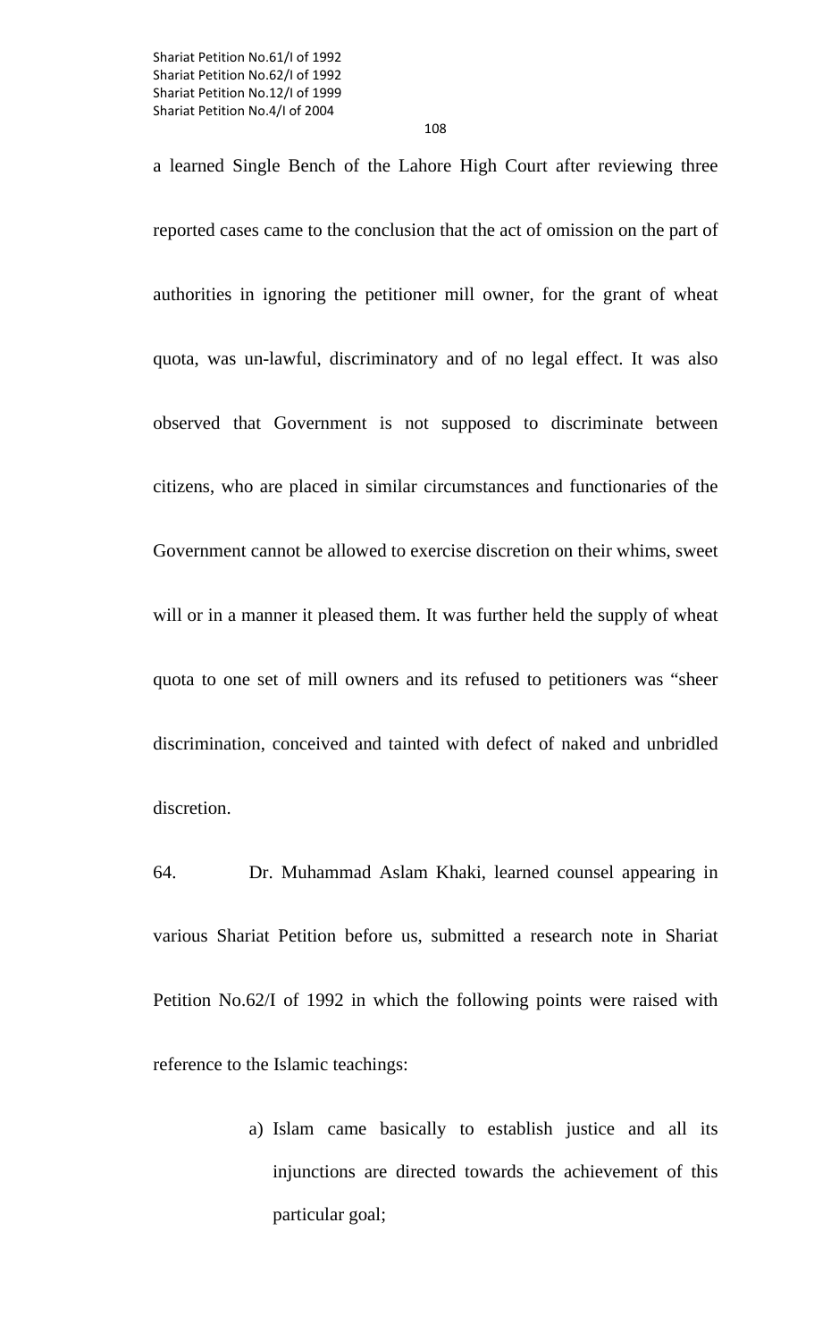a learned Single Bench of the Lahore High Court after reviewing three reported cases came to the conclusion that the act of omission on the part of authorities in ignoring the petitioner mill owner, for the grant of wheat quota, was un-lawful, discriminatory and of no legal effect. It was also observed that Government is not supposed to discriminate between citizens, who are placed in similar circumstances and functionaries of the Government cannot be allowed to exercise discretion on their whims, sweet will or in a manner it pleased them. It was further held the supply of wheat quota to one set of mill owners and its refused to petitioners was "sheer discrimination, conceived and tainted with defect of naked and unbridled discretion.

64. Dr. Muhammad Aslam Khaki, learned counsel appearing in various Shariat Petition before us, submitted a research note in Shariat Petition No.62/I of 1992 in which the following points were raised with reference to the Islamic teachings:

a) Islam came basically to establish justice and all its injunctions are directed towards the achievement of this particular goal;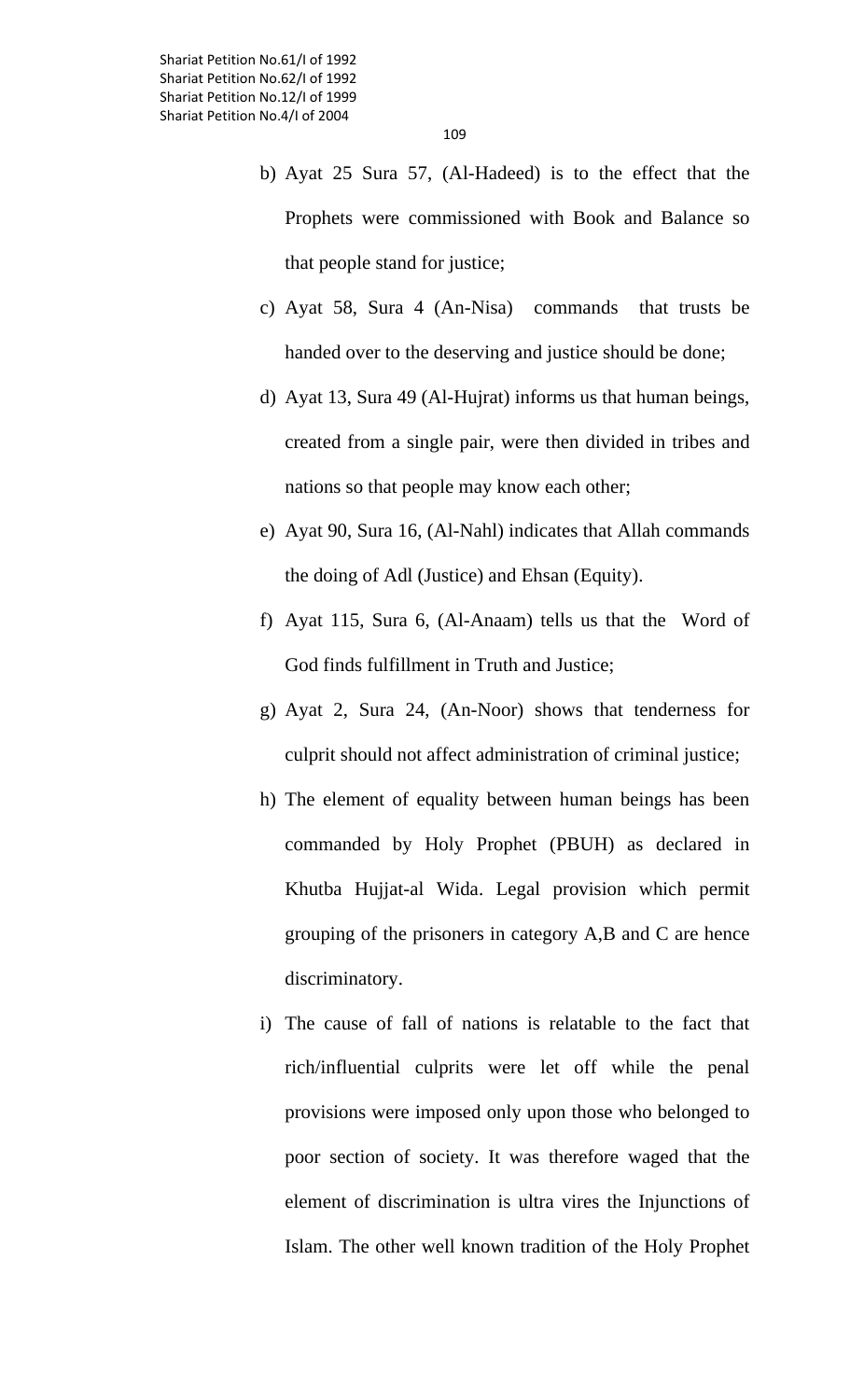b) Ayat 25 Sura 57, (Al-Hadeed) is to the effect that the Prophets were commissioned with Book and Balance so that people stand for justice;

c) Ayat 58, Sura 4 (An-Nisa) commands that trusts be handed over to the deserving and justice should be done;

d) Ayat 13, Sura 49 (Al-Hujrat) informs us that human beings, created from a single pair, were then divided in tribes and nations so that people may know each other;

e) Ayat 90, Sura 16, (Al-Nahl) indicates that Allah commands the doing of Adl (Justice) and Ehsan (Equity).

f) Ayat 115, Sura 6, (Al-Anaam) tells us that the Word of God finds fulfillment in Truth and Justice;

g) Ayat 2, Sura 24, (An-Noor) shows that tenderness for culprit should not affect administration of criminal justice;

h) The element of equality between human beings has been commanded by Holy Prophet (PBUH) as declared in Khutba Hujjat-al Wida. Legal provision which permit grouping of the prisoners in category A,B and C are hence discriminatory.

i) The cause of fall of nations is relatable to the fact that rich/influential culprits were let off while the penal provisions were imposed only upon those who belonged to poor section of society. It was therefore waged that the element of discrimination is ultra vires the Injunctions of Islam. The other well known tradition of the Holy Prophet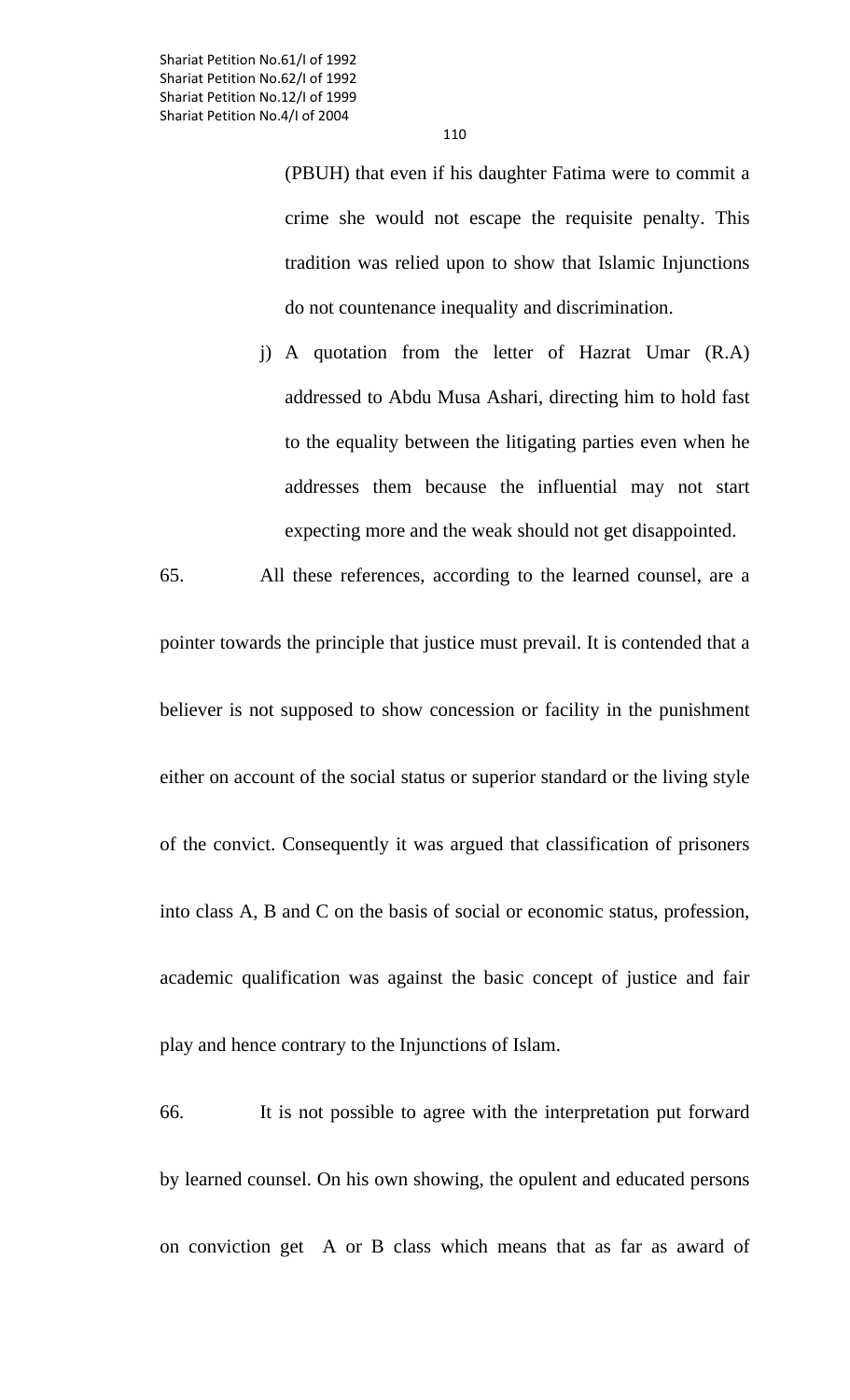(PBUH) that even if his daughter Fatima were to commit a crime she would not escape the requisite penalty. This tradition was relied upon to show that Islamic Injunctions do not countenance inequality and discrimination.

j) A quotation from the letter of Hazrat Umar (R.A) addressed to Abdu Musa Ashari, directing him to hold fast to the equality between the litigating parties even when he addresses them because the influential may not start expecting more and the weak should not get disappointed.

65. All these references, according to the learned counsel, are a pointer towards the principle that justice must prevail. It is contended that a believer is not supposed to show concession or facility in the punishment either on account of the social status or superior standard or the living style of the convict. Consequently it was argued that classification of prisoners into class A, B and C on the basis of social or economic status, profession, academic qualification was against the basic concept of justice and fair play and hence contrary to the Injunctions of Islam.

66. It is not possible to agree with the interpretation put forward by learned counsel. On his own showing, the opulent and educated persons on conviction get A or B class which means that as far as award of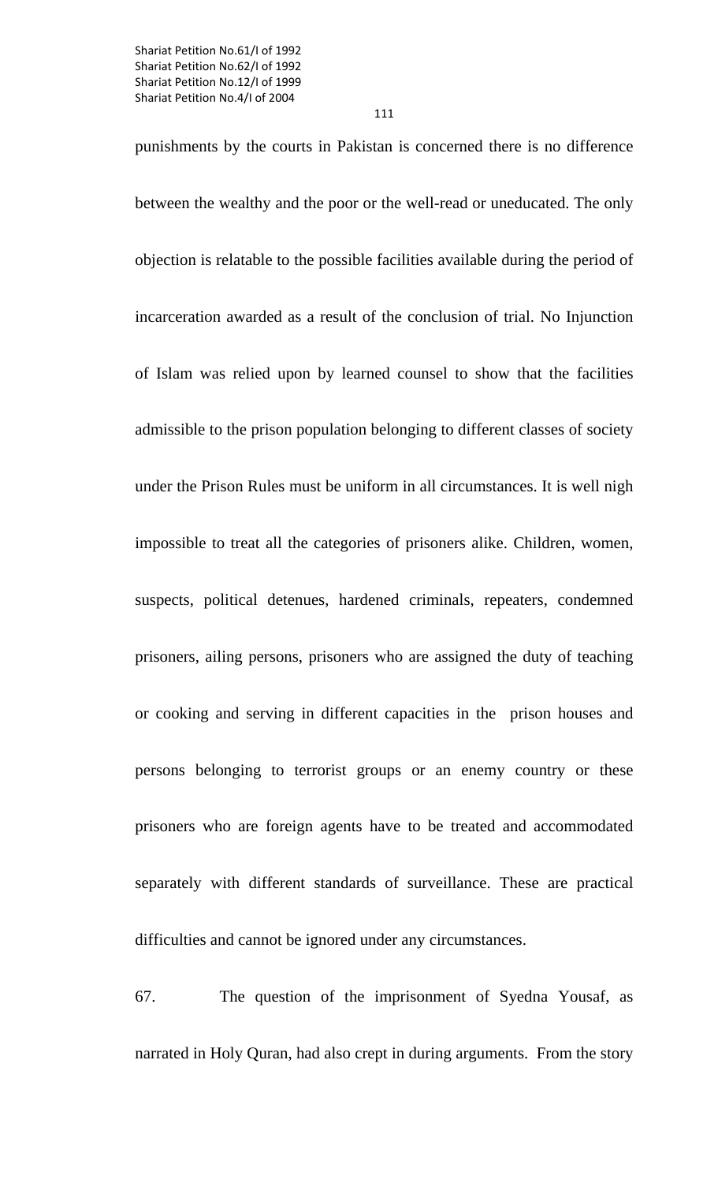punishments by the courts in Pakistan is concerned there is no difference between the wealthy and the poor or the well-read or uneducated. The only objection is relatable to the possible facilities available during the period of incarceration awarded as a result of the conclusion of trial. No Injunction of Islam was relied upon by learned counsel to show that the facilities admissible to the prison population belonging to different classes of society under the Prison Rules must be uniform in all circumstances. It is well nigh impossible to treat all the categories of prisoners alike. Children, women, suspects, political detenues, hardened criminals, repeaters, condemned prisoners, ailing persons, prisoners who are assigned the duty of teaching or cooking and serving in different capacities in the prison houses and persons belonging to terrorist groups or an enemy country or these prisoners who are foreign agents have to be treated and accommodated separately with different standards of surveillance. These are practical difficulties and cannot be ignored under any circumstances.

67. The question of the imprisonment of Syedna Yousaf, as narrated in Holy Quran, had also crept in during arguments. From the story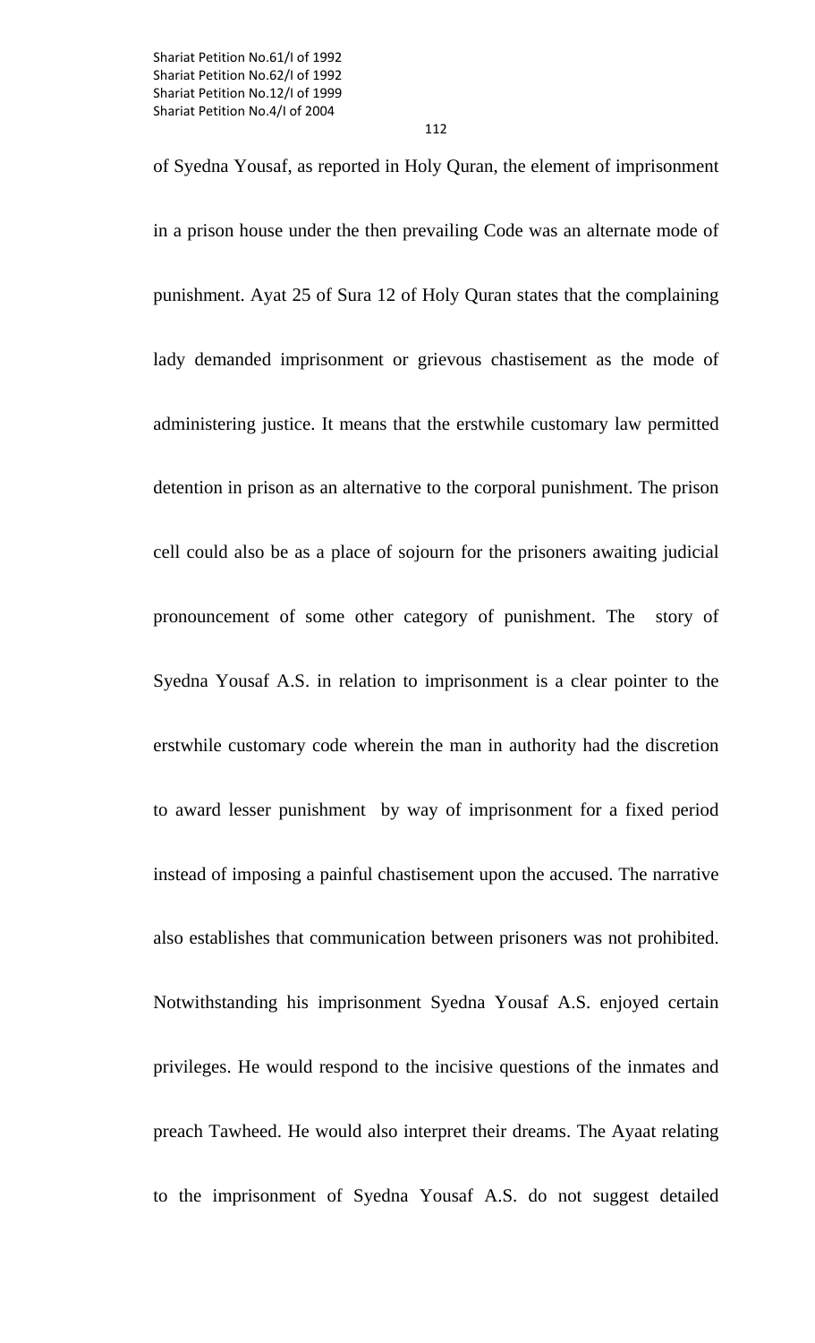of Syedna Yousaf, as reported in Holy Quran, the element of imprisonment in a prison house under the then prevailing Code was an alternate mode of punishment. Ayat 25 of Sura 12 of Holy Quran states that the complaining lady demanded imprisonment or grievous chastisement as the mode of administering justice. It means that the erstwhile customary law permitted detention in prison as an alternative to the corporal punishment. The prison cell could also be as a place of sojourn for the prisoners awaiting judicial pronouncement of some other category of punishment. The story of Syedna Yousaf A.S. in relation to imprisonment is a clear pointer to the erstwhile customary code wherein the man in authority had the discretion to award lesser punishment by way of imprisonment for a fixed period instead of imposing a painful chastisement upon the accused. The narrative also establishes that communication between prisoners was not prohibited. Notwithstanding his imprisonment Syedna Yousaf A.S. enjoyed certain privileges. He would respond to the incisive questions of the inmates and preach Tawheed. He would also interpret their dreams. The Ayaat relating to the imprisonment of Syedna Yousaf A.S. do not suggest detailed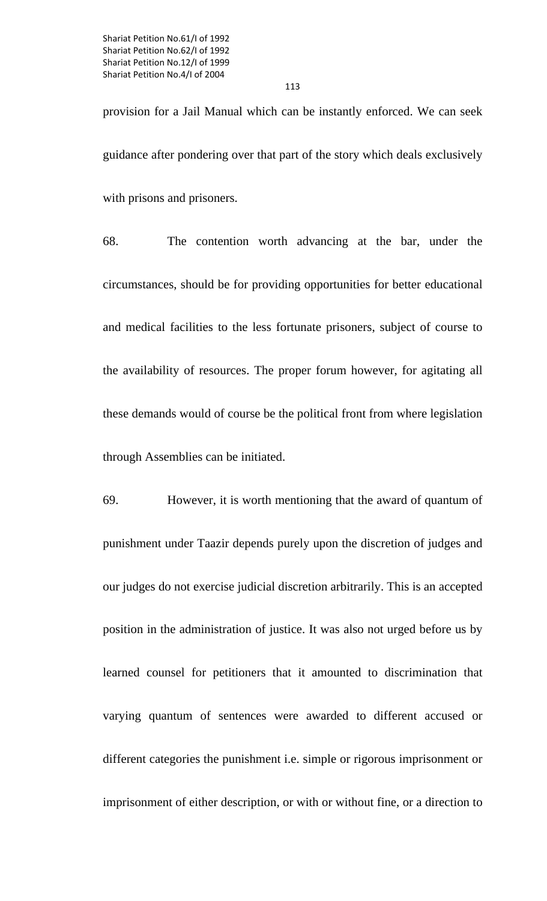provision for a Jail Manual which can be instantly enforced. We can seek guidance after pondering over that part of the story which deals exclusively with prisons and prisoners.

68. The contention worth advancing at the bar, under the circumstances, should be for providing opportunities for better educational and medical facilities to the less fortunate prisoners, subject of course to the availability of resources. The proper forum however, for agitating all these demands would of course be the political front from where legislation through Assemblies can be initiated.

69. However, it is worth mentioning that the award of quantum of punishment under Taazir depends purely upon the discretion of judges and our judges do not exercise judicial discretion arbitrarily. This is an accepted position in the administration of justice. It was also not urged before us by learned counsel for petitioners that it amounted to discrimination that varying quantum of sentences were awarded to different accused or different categories the punishment i.e. simple or rigorous imprisonment or imprisonment of either description, or with or without fine, or a direction to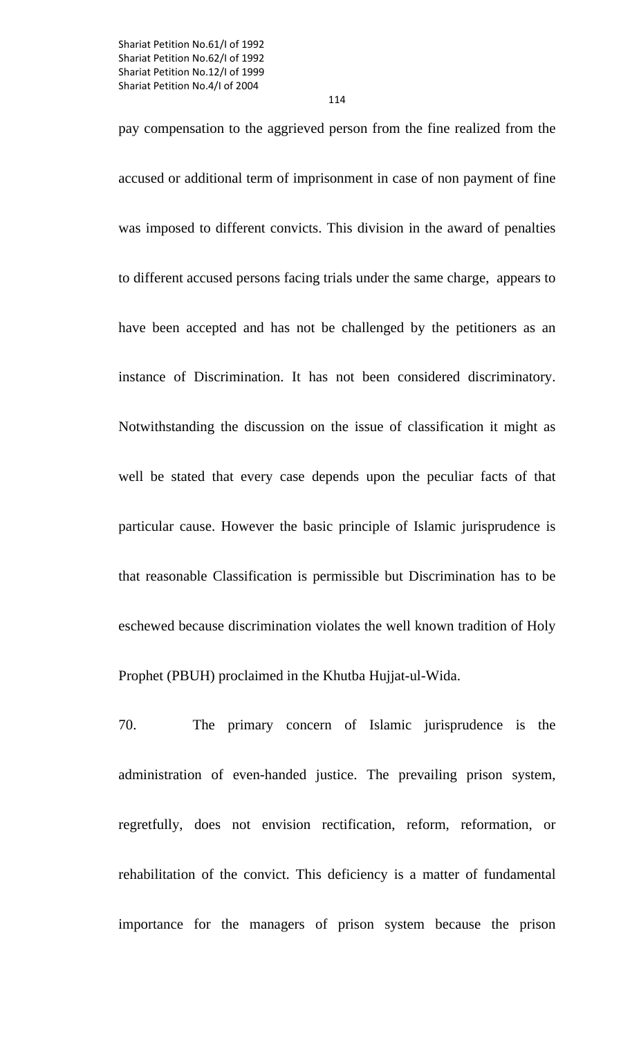pay compensation to the aggrieved person from the fine realized from the accused or additional term of imprisonment in case of non payment of fine was imposed to different convicts. This division in the award of penalties to different accused persons facing trials under the same charge, appears to have been accepted and has not be challenged by the petitioners as an instance of Discrimination. It has not been considered discriminatory. Notwithstanding the discussion on the issue of classification it might as well be stated that every case depends upon the peculiar facts of that particular cause. However the basic principle of Islamic jurisprudence is that reasonable Classification is permissible but Discrimination has to be eschewed because discrimination violates the well known tradition of Holy Prophet (PBUH) proclaimed in the Khutba Hujjat-ul-Wida.

70. The primary concern of Islamic jurisprudence is the administration of even-handed justice. The prevailing prison system, regretfully, does not envision rectification, reform, reformation, or rehabilitation of the convict. This deficiency is a matter of fundamental importance for the managers of prison system because the prison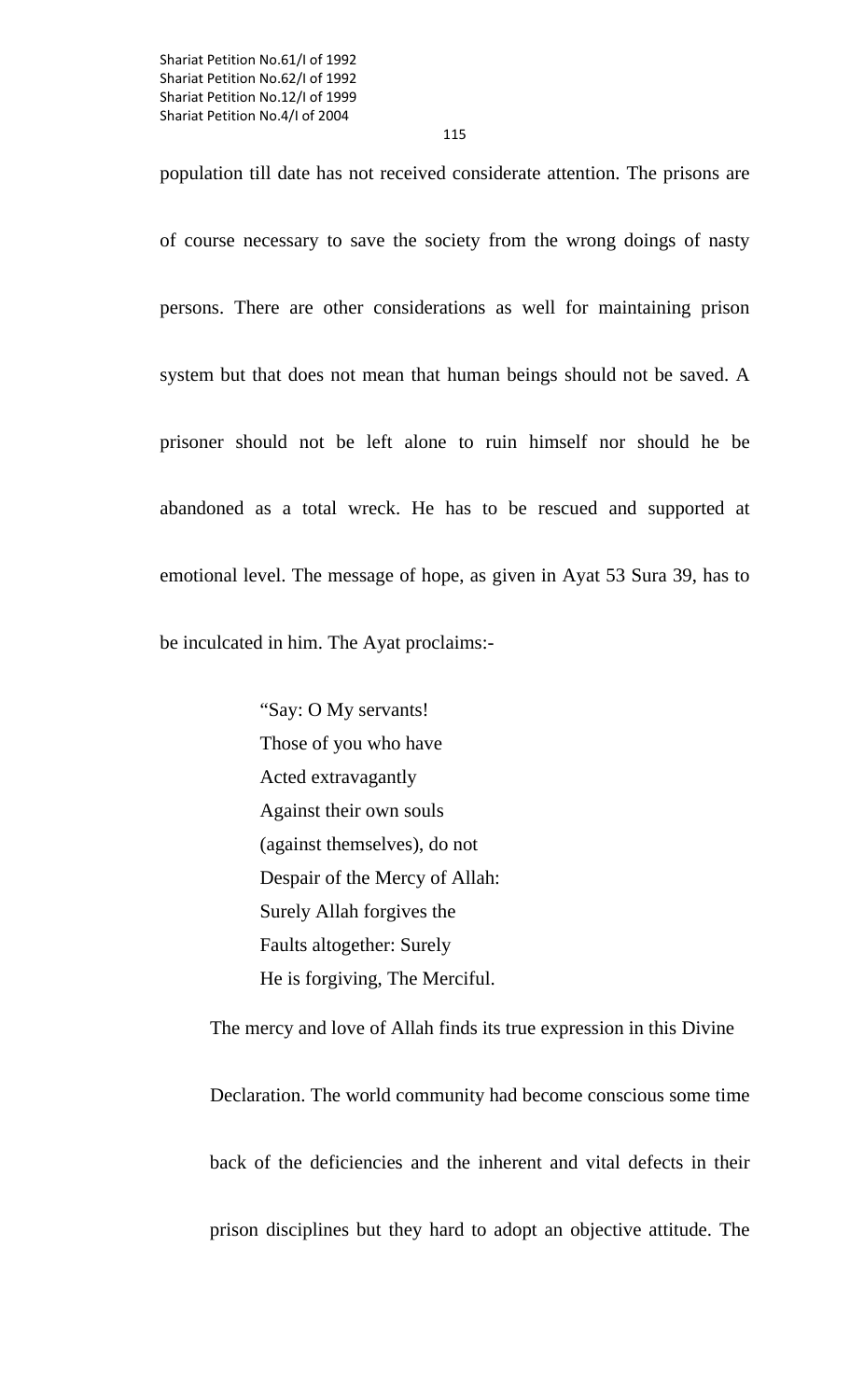population till date has not received considerate attention. The prisons are of course necessary to save the society from the wrong doings of nasty persons. There are other considerations as well for maintaining prison system but that does not mean that human beings should not be saved. A prisoner should not be left alone to ruin himself nor should he be abandoned as a total wreck. He has to be rescued and supported at emotional level. The message of hope, as given in Ayat 53 Sura 39, has to be inculcated in him. The Ayat proclaims:-

> "Say: O My servants!
> Those of you who have
> Acted extravagantly
> Against their own souls
> (against themselves), do not
> Despair of the Mercy of Allah:
> Surely Allah forgives the
> Faults altogether: Surely
> He is forgiving, The Merciful.

The mercy and love of Allah finds its true expression in this Divine Declaration. The world community had become conscious some time back of the deficiencies and the inherent and vital defects in their prison disciplines but they hard to adopt an objective attitude. The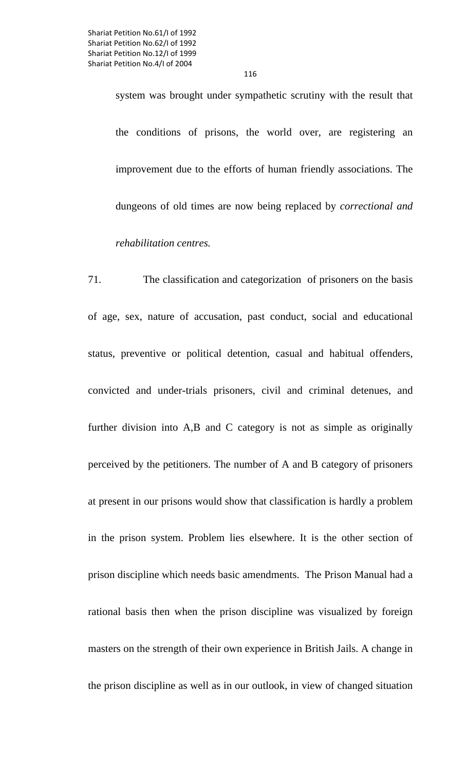system was brought under sympathetic scrutiny with the result that the conditions of prisons, the world over, are registering an improvement due to the efforts of human friendly associations. The dungeons of old times are now being replaced by *correctional and rehabilitation centres.*

71. The classification and categorization of prisoners on the basis of age, sex, nature of accusation, past conduct, social and educational status, preventive or political detention, casual and habitual offenders, convicted and under-trials prisoners, civil and criminal detenues, and further division into A,B and C category is not as simple as originally perceived by the petitioners. The number of A and B category of prisoners at present in our prisons would show that classification is hardly a problem in the prison system. Problem lies elsewhere. It is the other section of prison discipline which needs basic amendments. The Prison Manual had a rational basis then when the prison discipline was visualized by foreign masters on the strength of their own experience in British Jails. A change in the prison discipline as well as in our outlook, in view of changed situation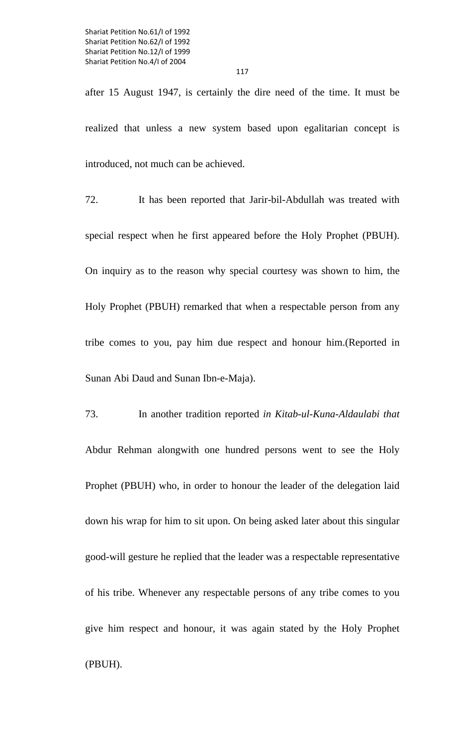after 15 August 1947, is certainly the dire need of the time. It must be realized that unless a new system based upon egalitarian concept is introduced, not much can be achieved.

72. It has been reported that Jarir-bil-Abdullah was treated with special respect when he first appeared before the Holy Prophet (PBUH). On inquiry as to the reason why special courtesy was shown to him, the Holy Prophet (PBUH) remarked that when a respectable person from any tribe comes to you, pay him due respect and honour him.(Reported in Sunan Abi Daud and Sunan Ibn-e-Maja).

73. In another tradition reported *in Kitab-ul-Kuna-Aldaulabi that* Abdur Rehman alongwith one hundred persons went to see the Holy Prophet (PBUH) who, in order to honour the leader of the delegation laid down his wrap for him to sit upon. On being asked later about this singular good-will gesture he replied that the leader was a respectable representative of his tribe. Whenever any respectable persons of any tribe comes to you give him respect and honour, it was again stated by the Holy Prophet (PBUH).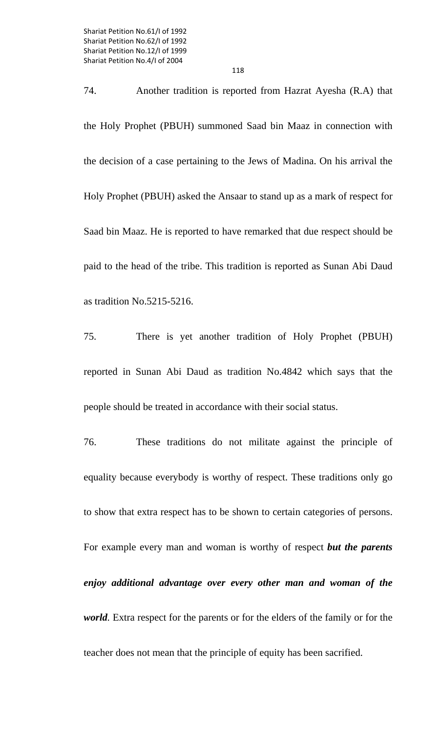74. Another tradition is reported from Hazrat Ayesha (R.A) that the Holy Prophet (PBUH) summoned Saad bin Maaz in connection with the decision of a case pertaining to the Jews of Madina. On his arrival the Holy Prophet (PBUH) asked the Ansaar to stand up as a mark of respect for Saad bin Maaz. He is reported to have remarked that due respect should be paid to the head of the tribe. This tradition is reported as Sunan Abi Daud as tradition No.5215-5216.

75. There is yet another tradition of Holy Prophet (PBUH) reported in Sunan Abi Daud as tradition No.4842 which says that the people should be treated in accordance with their social status.

76. These traditions do not militate against the principle of equality because everybody is worthy of respect. These traditions only go to show that extra respect has to be shown to certain categories of persons. For example every man and woman is worthy of respect ***but the parents enjoy additional advantage over every other man and woman of the world***. Extra respect for the parents or for the elders of the family or for the teacher does not mean that the principle of equity has been sacrified.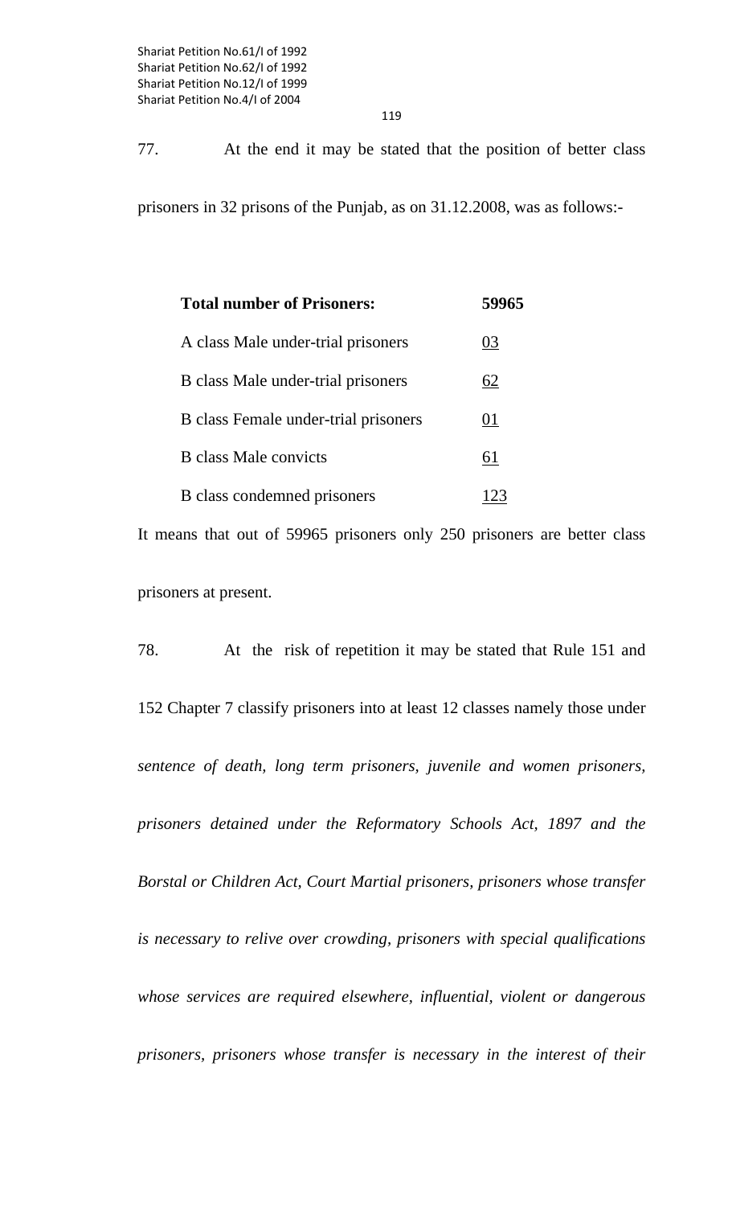77. At the end it may be stated that the position of better class prisoners in 32 prisons of the Punjab, as on 31.12.2008, was as follows:-

| | |
|---|---|
| **Total number of Prisoners:** | **59965** |
| A class Male under-trial prisoners | 03 |
| B class Male under-trial prisoners | 62 |
| B class Female under-trial prisoners | 01 |
| B class Male convicts | 61 |
| B class condemned prisoners | 123 |

It means that out of 59965 prisoners only 250 prisoners are better class prisoners at present.

78. At the risk of repetition it may be stated that Rule 151 and 152 Chapter 7 classify prisoners into at least 12 classes namely those under *sentence of death, long term prisoners, juvenile and women prisoners, prisoners detained under the Reformatory Schools Act, 1897 and the Borstal or Children Act, Court Martial prisoners, prisoners whose transfer is necessary to relive over crowding, prisoners with special qualifications whose services are required elsewhere, influential, violent or dangerous prisoners, prisoners whose transfer is necessary in the interest of their*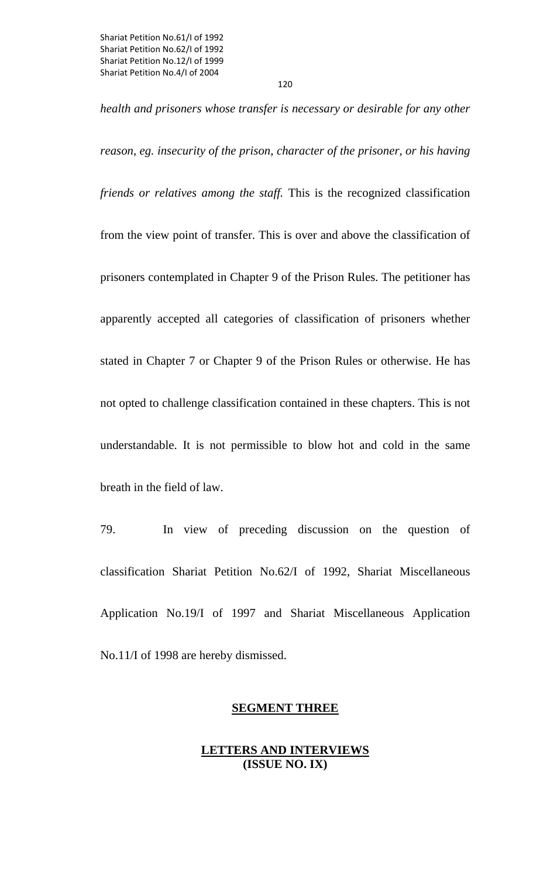*health and prisoners whose transfer is necessary or desirable for any other reason, eg. insecurity of the prison, character of the prisoner, or his having friends or relatives among the staff.* This is the recognized classification from the view point of transfer. This is over and above the classification of prisoners contemplated in Chapter 9 of the Prison Rules. The petitioner has apparently accepted all categories of classification of prisoners whether stated in Chapter 7 or Chapter 9 of the Prison Rules or otherwise. He has not opted to challenge classification contained in these chapters. This is not understandable. It is not permissible to blow hot and cold in the same breath in the field of law.

79. In view of preceding discussion on the question of classification Shariat Petition No.62/I of 1992, Shariat Miscellaneous Application No.19/I of 1997 and Shariat Miscellaneous Application No.11/I of 1998 are hereby dismissed.

## SEGMENT THREE

### LETTERS AND INTERVIEWS
### (ISSUE NO. IX)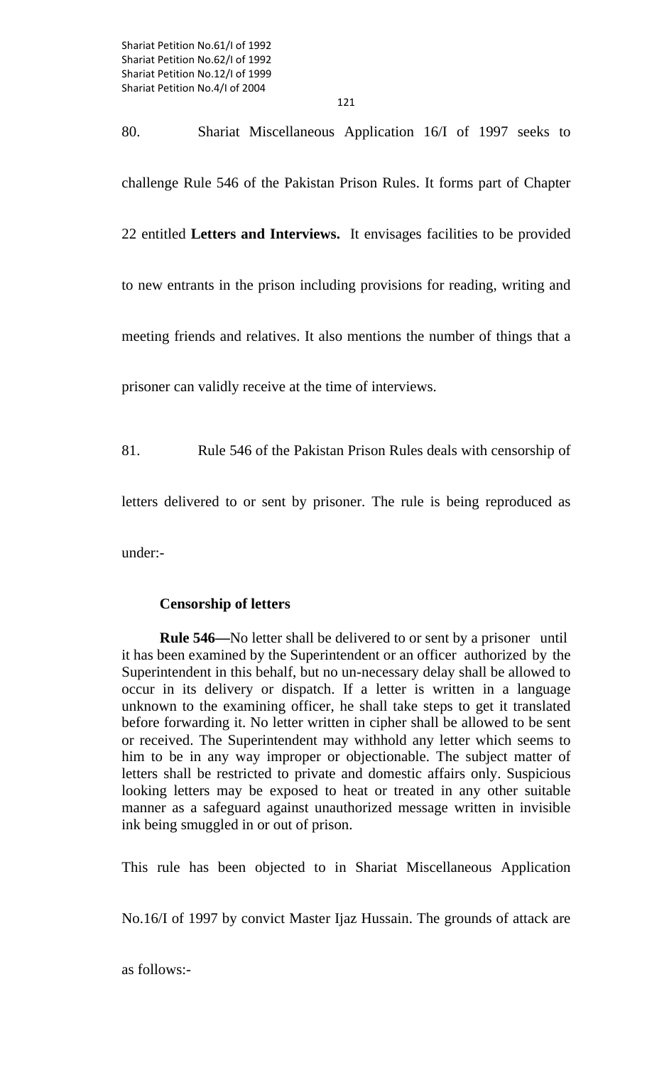80. Shariat Miscellaneous Application 16/I of 1997 seeks to challenge Rule 546 of the Pakistan Prison Rules. It forms part of Chapter 22 entitled **Letters and Interviews.** It envisages facilities to be provided to new entrants in the prison including provisions for reading, writing and meeting friends and relatives. It also mentions the number of things that a prisoner can validly receive at the time of interviews.

81. Rule 546 of the Pakistan Prison Rules deals with censorship of letters delivered to or sent by prisoner. The rule is being reproduced as under:-

**Censorship of letters**

**Rule 546—**No letter shall be delivered to or sent by a prisoner until it has been examined by the Superintendent or an officer authorized by the Superintendent in this behalf, but no un-necessary delay shall be allowed to occur in its delivery or dispatch. If a letter is written in a language unknown to the examining officer, he shall take steps to get it translated before forwarding it. No letter written in cipher shall be allowed to be sent or received. The Superintendent may withhold any letter which seems to him to be in any way improper or objectionable. The subject matter of letters shall be restricted to private and domestic affairs only. Suspicious looking letters may be exposed to heat or treated in any other suitable manner as a safeguard against unauthorized message written in invisible ink being smuggled in or out of prison.

This rule has been objected to in Shariat Miscellaneous Application No.16/I of 1997 by convict Master Ijaz Hussain. The grounds of attack are as follows:-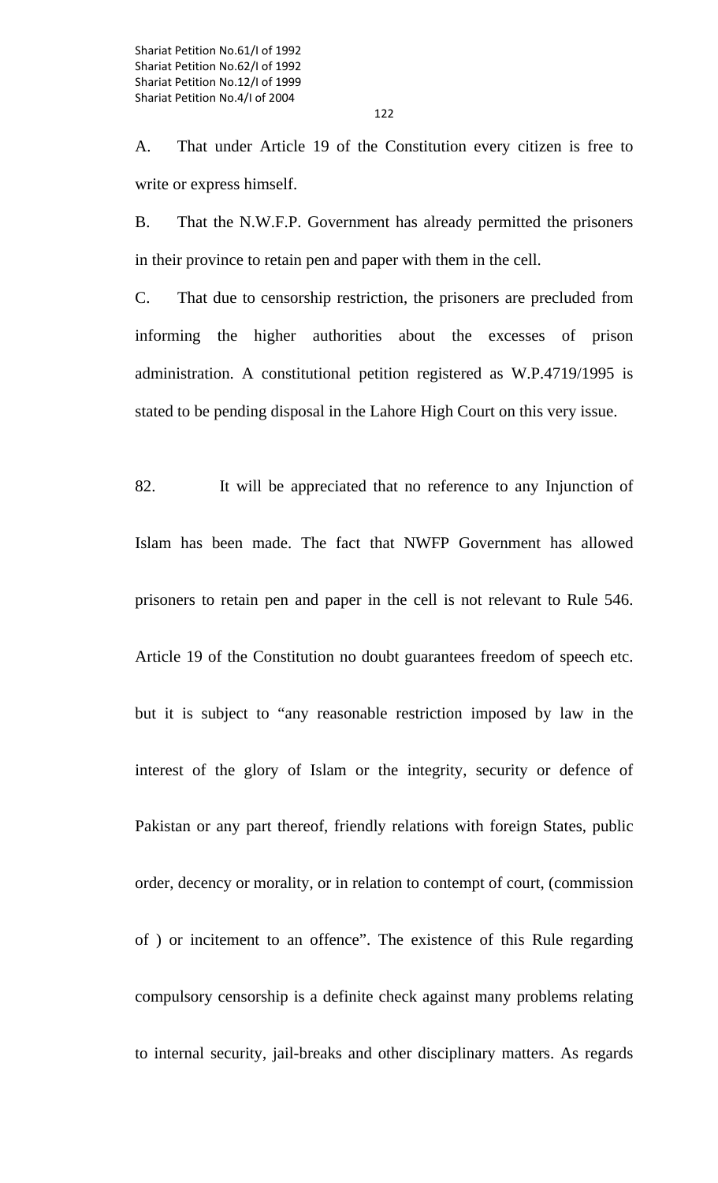A. That under Article 19 of the Constitution every citizen is free to write or express himself.

B. That the N.W.F.P. Government has already permitted the prisoners in their province to retain pen and paper with them in the cell.

C. That due to censorship restriction, the prisoners are precluded from informing the higher authorities about the excesses of prison administration. A constitutional petition registered as W.P.4719/1995 is stated to be pending disposal in the Lahore High Court on this very issue.

82. It will be appreciated that no reference to any Injunction of Islam has been made. The fact that NWFP Government has allowed prisoners to retain pen and paper in the cell is not relevant to Rule 546. Article 19 of the Constitution no doubt guarantees freedom of speech etc. but it is subject to "any reasonable restriction imposed by law in the interest of the glory of Islam or the integrity, security or defence of Pakistan or any part thereof, friendly relations with foreign States, public order, decency or morality, or in relation to contempt of court, (commission of ) or incitement to an offence". The existence of this Rule regarding compulsory censorship is a definite check against many problems relating to internal security, jail-breaks and other disciplinary matters. As regards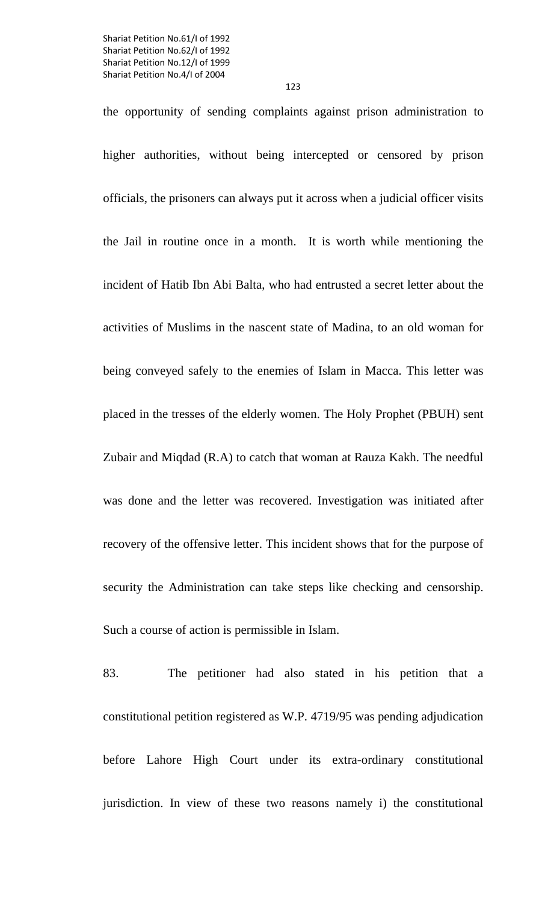the opportunity of sending complaints against prison administration to higher authorities, without being intercepted or censored by prison officials, the prisoners can always put it across when a judicial officer visits the Jail in routine once in a month. It is worth while mentioning the incident of Hatib Ibn Abi Balta, who had entrusted a secret letter about the activities of Muslims in the nascent state of Madina, to an old woman for being conveyed safely to the enemies of Islam in Macca. This letter was placed in the tresses of the elderly women. The Holy Prophet (PBUH) sent Zubair and Miqdad (R.A) to catch that woman at Rauza Kakh. The needful was done and the letter was recovered. Investigation was initiated after recovery of the offensive letter. This incident shows that for the purpose of security the Administration can take steps like checking and censorship. Such a course of action is permissible in Islam.

83. The petitioner had also stated in his petition that a constitutional petition registered as W.P. 4719/95 was pending adjudication before Lahore High Court under its extra-ordinary constitutional jurisdiction. In view of these two reasons namely i) the constitutional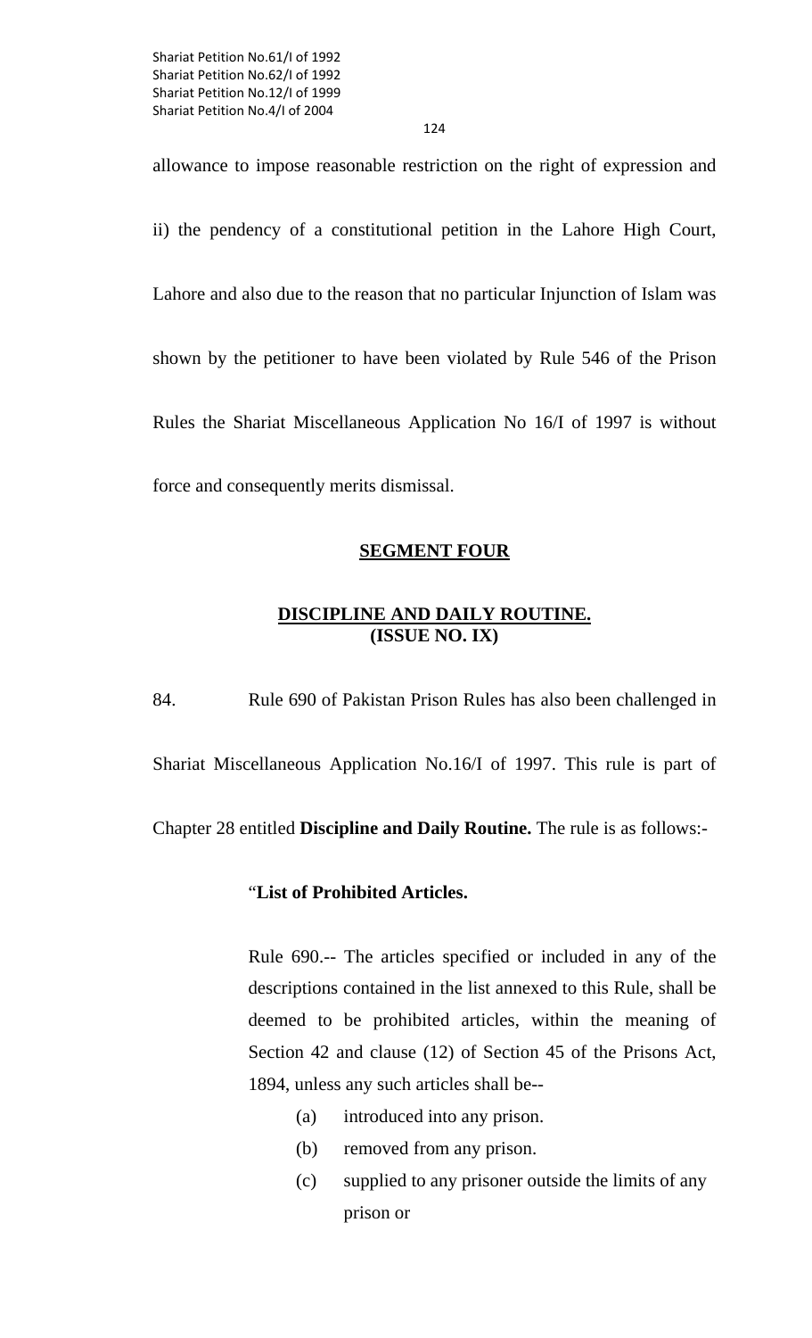allowance to impose reasonable restriction on the right of expression and ii) the pendency of a constitutional petition in the Lahore High Court, Lahore and also due to the reason that no particular Injunction of Islam was shown by the petitioner to have been violated by Rule 546 of the Prison Rules the Shariat Miscellaneous Application No 16/I of 1997 is without force and consequently merits dismissal.

## SEGMENT FOUR

### DISCIPLINE AND DAILY ROUTINE.
### (ISSUE NO. IX)

84. Rule 690 of Pakistan Prison Rules has also been challenged in Shariat Miscellaneous Application No.16/I of 1997. This rule is part of Chapter 28 entitled **Discipline and Daily Routine.** The rule is as follows:-

> "**List of Prohibited Articles.**
>
> Rule 690.-- The articles specified or included in any of the descriptions contained in the list annexed to this Rule, shall be deemed to be prohibited articles, within the meaning of Section 42 and clause (12) of Section 45 of the Prisons Act, 1894, unless any such articles shall be--
>
> (a) introduced into any prison.
>
> (b) removed from any prison.
>
> (c) supplied to any prisoner outside the limits of any prison or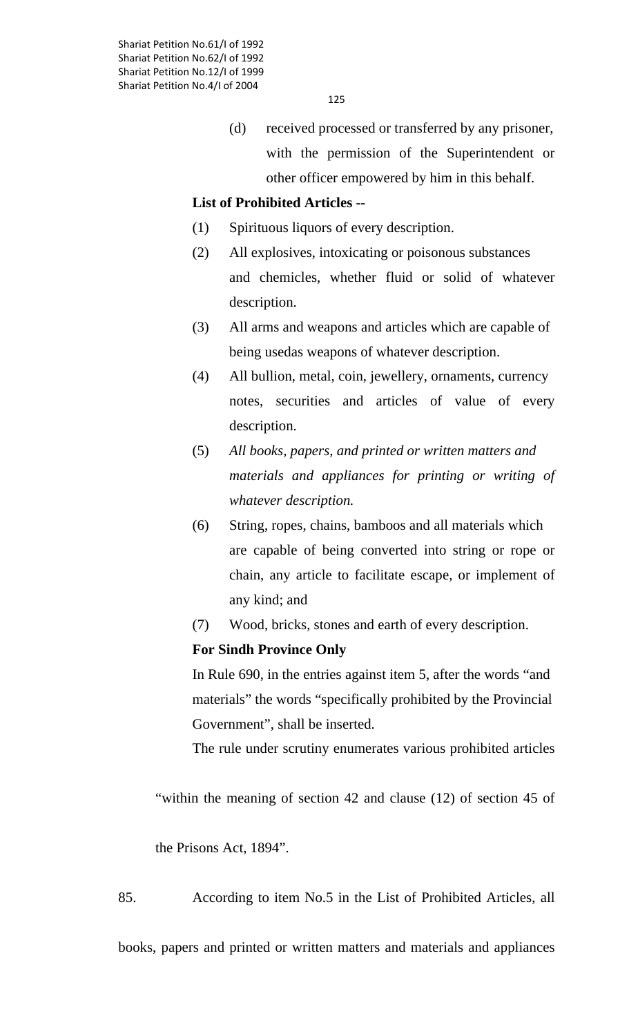(d) received processed or transferred by any prisoner, with the permission of the Superintendent or other officer empowered by him in this behalf.

**List of Prohibited Articles --**

(1) Spirituous liquors of every description.

(2) All explosives, intoxicating or poisonous substances and chemicles, whether fluid or solid of whatever description.

(3) All arms and weapons and articles which are capable of being usedas weapons of whatever description.

(4) All bullion, metal, coin, jewellery, ornaments, currency notes, securities and articles of value of every description.

(5) *All books, papers, and printed or written matters and materials and appliances for printing or writing of whatever description.*

(6) String, ropes, chains, bamboos and all materials which are capable of being converted into string or rope or chain, any article to facilitate escape, or implement of any kind; and

(7) Wood, bricks, stones and earth of every description.

**For Sindh Province Only**

In Rule 690, in the entries against item 5, after the words "and materials" the words "specifically prohibited by the Provincial Government", shall be inserted.

The rule under scrutiny enumerates various prohibited articles "within the meaning of section 42 and clause (12) of section 45 of the Prisons Act, 1894".

85. According to item No.5 in the List of Prohibited Articles, all books, papers and printed or written matters and materials and appliances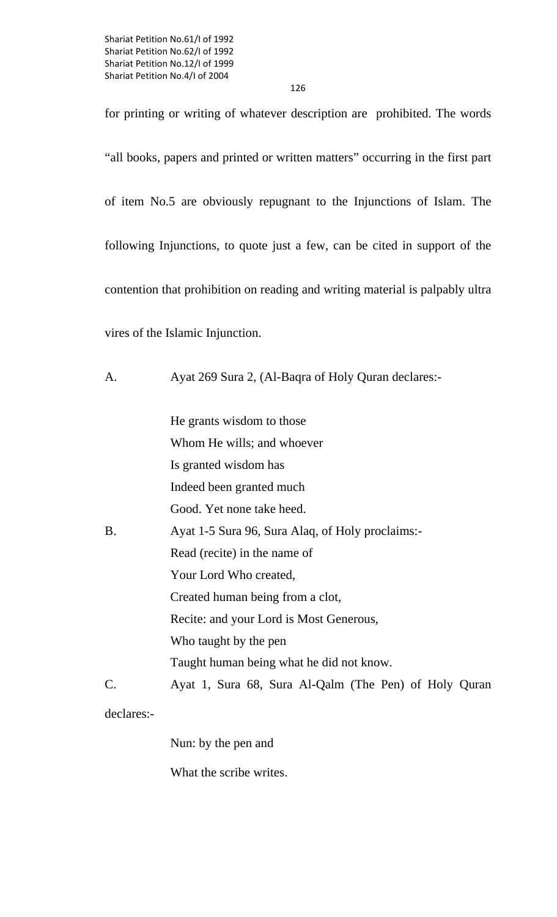for printing or writing of whatever description are prohibited. The words "all books, papers and printed or written matters" occurring in the first part of item No.5 are obviously repugnant to the Injunctions of Islam. The following Injunctions, to quote just a few, can be cited in support of the contention that prohibition on reading and writing material is palpably ultra vires of the Islamic Injunction.

A. Ayat 269 Sura 2, (Al-Baqra of Holy Quran declares:-

> He grants wisdom to those
> Whom He wills; and whoever
> Is granted wisdom has
> Indeed been granted much
> Good. Yet none take heed.

B. Ayat 1-5 Sura 96, Sura Alaq, of Holy proclaims:-

> Read (recite) in the name of
> Your Lord Who created,
> Created human being from a clot,
> Recite: and your Lord is Most Generous,
> Who taught by the pen
> Taught human being what he did not know.

C. Ayat 1, Sura 68, Sura Al-Qalm (The Pen) of Holy Quran declares:-

> Nun: by the pen and
> What the scribe writes.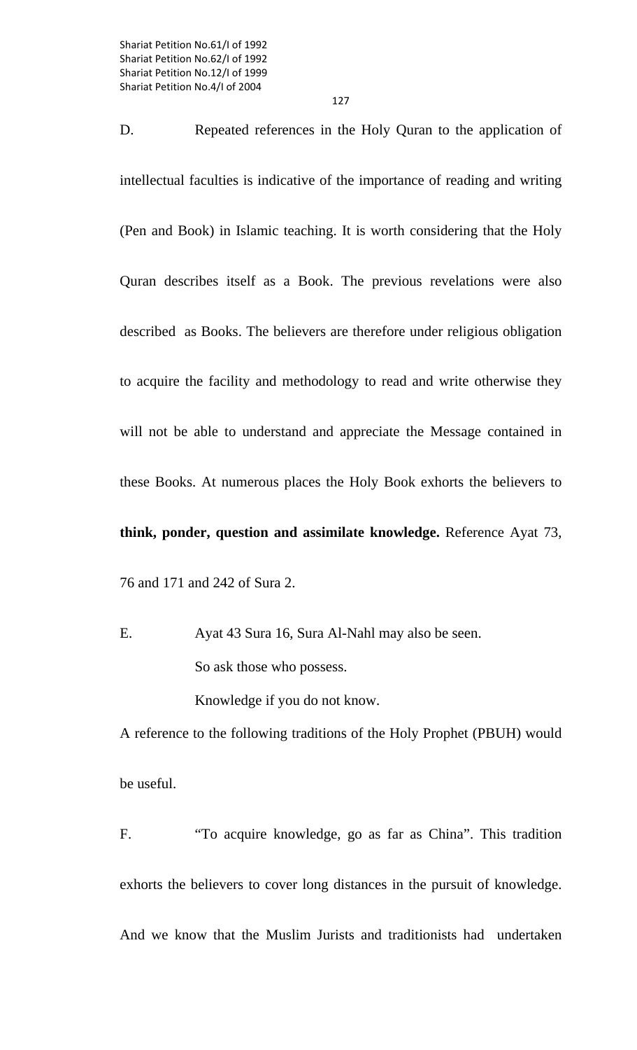D. Repeated references in the Holy Quran to the application of intellectual faculties is indicative of the importance of reading and writing (Pen and Book) in Islamic teaching. It is worth considering that the Holy Quran describes itself as a Book. The previous revelations were also described as Books. The believers are therefore under religious obligation to acquire the facility and methodology to read and write otherwise they will not be able to understand and appreciate the Message contained in these Books. At numerous places the Holy Book exhorts the believers to **think, ponder, question and assimilate knowledge.** Reference Ayat 73, 76 and 171 and 242 of Sura 2.

E. Ayat 43 Sura 16, Sura Al-Nahl may also be seen.

So ask those who possess.

Knowledge if you do not know.

A reference to the following traditions of the Holy Prophet (PBUH) would be useful.

F. "To acquire knowledge, go as far as China". This tradition exhorts the believers to cover long distances in the pursuit of knowledge. And we know that the Muslim Jurists and traditionists had undertaken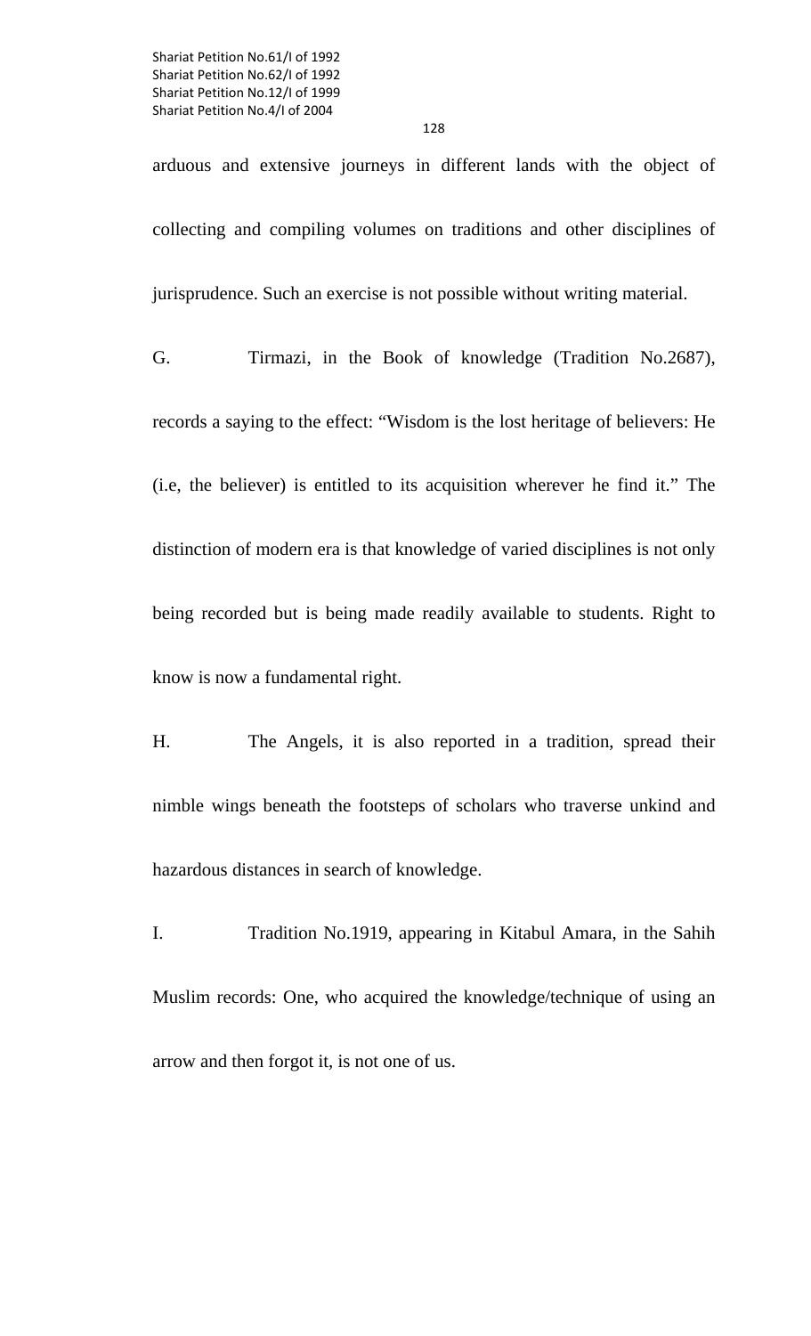arduous and extensive journeys in different lands with the object of collecting and compiling volumes on traditions and other disciplines of jurisprudence. Such an exercise is not possible without writing material.

G. Tirmazi, in the Book of knowledge (Tradition No.2687), records a saying to the effect: "Wisdom is the lost heritage of believers: He (i.e, the believer) is entitled to its acquisition wherever he find it." The distinction of modern era is that knowledge of varied disciplines is not only being recorded but is being made readily available to students. Right to know is now a fundamental right.

H. The Angels, it is also reported in a tradition, spread their nimble wings beneath the footsteps of scholars who traverse unkind and hazardous distances in search of knowledge.

I. Tradition No.1919, appearing in Kitabul Amara, in the Sahih Muslim records: One, who acquired the knowledge/technique of using an arrow and then forgot it, is not one of us.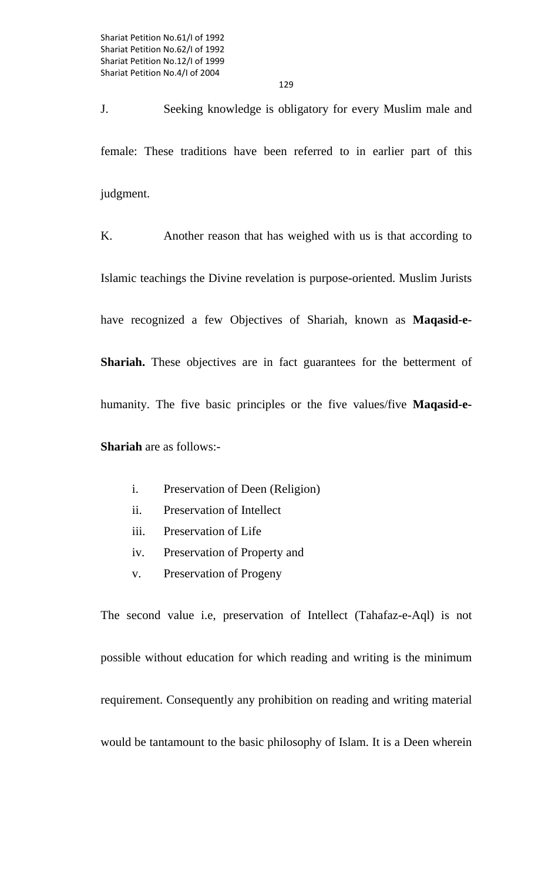J. Seeking knowledge is obligatory for every Muslim male and female: These traditions have been referred to in earlier part of this judgment.

K. Another reason that has weighed with us is that according to Islamic teachings the Divine revelation is purpose-oriented. Muslim Jurists have recognized a few Objectives of Shariah, known as **Maqasid-e-Shariah.** These objectives are in fact guarantees for the betterment of humanity. The five basic principles or the five values/five **Maqasid-e-Shariah** are as follows:-

i. Preservation of Deen (Religion)
ii. Preservation of Intellect
iii. Preservation of Life
iv. Preservation of Property and
v. Preservation of Progeny

The second value i.e, preservation of Intellect (Tahafaz-e-Aql) is not possible without education for which reading and writing is the minimum requirement. Consequently any prohibition on reading and writing material would be tantamount to the basic philosophy of Islam. It is a Deen wherein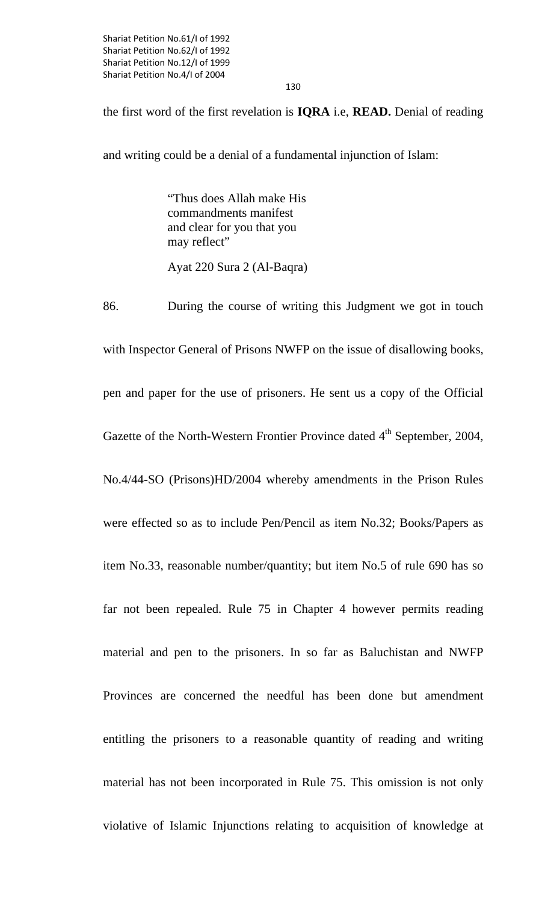the first word of the first revelation is **IQRA** i.e, **READ.** Denial of reading and writing could be a denial of a fundamental injunction of Islam:

> "Thus does Allah make His commandments manifest and clear for you that you may reflect"
>
> Ayat 220 Sura 2 (Al-Baqra)

86. During the course of writing this Judgment we got in touch with Inspector General of Prisons NWFP on the issue of disallowing books, pen and paper for the use of prisoners. He sent us a copy of the Official Gazette of the North-Western Frontier Province dated 4th September, 2004, No.4/44-SO (Prisons)HD/2004 whereby amendments in the Prison Rules were effected so as to include Pen/Pencil as item No.32; Books/Papers as item No.33, reasonable number/quantity; but item No.5 of rule 690 has so far not been repealed. Rule 75 in Chapter 4 however permits reading material and pen to the prisoners. In so far as Baluchistan and NWFP Provinces are concerned the needful has been done but amendment entitling the prisoners to a reasonable quantity of reading and writing material has not been incorporated in Rule 75. This omission is not only violative of Islamic Injunctions relating to acquisition of knowledge at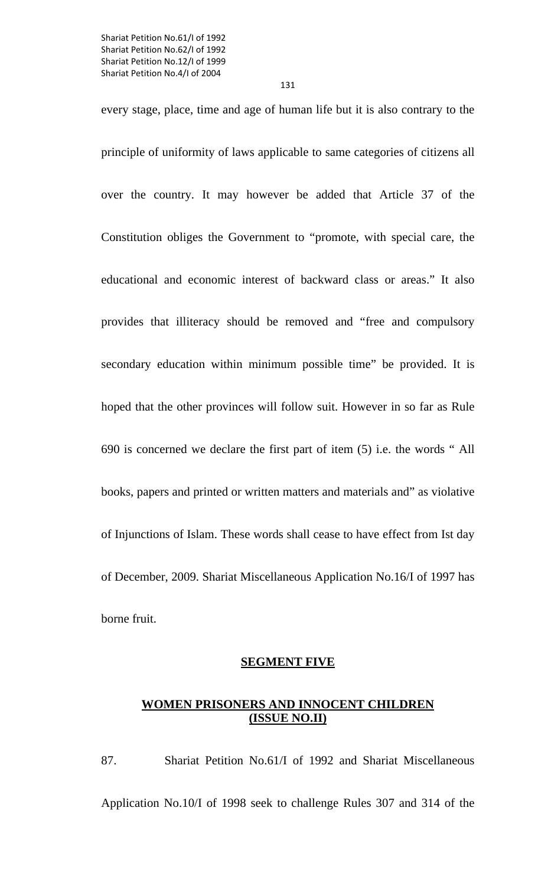every stage, place, time and age of human life but it is also contrary to the principle of uniformity of laws applicable to same categories of citizens all over the country. It may however be added that Article 37 of the Constitution obliges the Government to "promote, with special care, the educational and economic interest of backward class or areas." It also provides that illiteracy should be removed and "free and compulsory secondary education within minimum possible time" be provided. It is hoped that the other provinces will follow suit. However in so far as Rule 690 is concerned we declare the first part of item (5) i.e. the words " All books, papers and printed or written matters and materials and" as violative of Injunctions of Islam. These words shall cease to have effect from Ist day of December, 2009. Shariat Miscellaneous Application No.16/I of 1997 has borne fruit.

## **SEGMENT FIVE**

## **WOMEN PRISONERS AND INNOCENT CHILDREN (ISSUE NO.II)**

87. Shariat Petition No.61/I of 1992 and Shariat Miscellaneous Application No.10/I of 1998 seek to challenge Rules 307 and 314 of the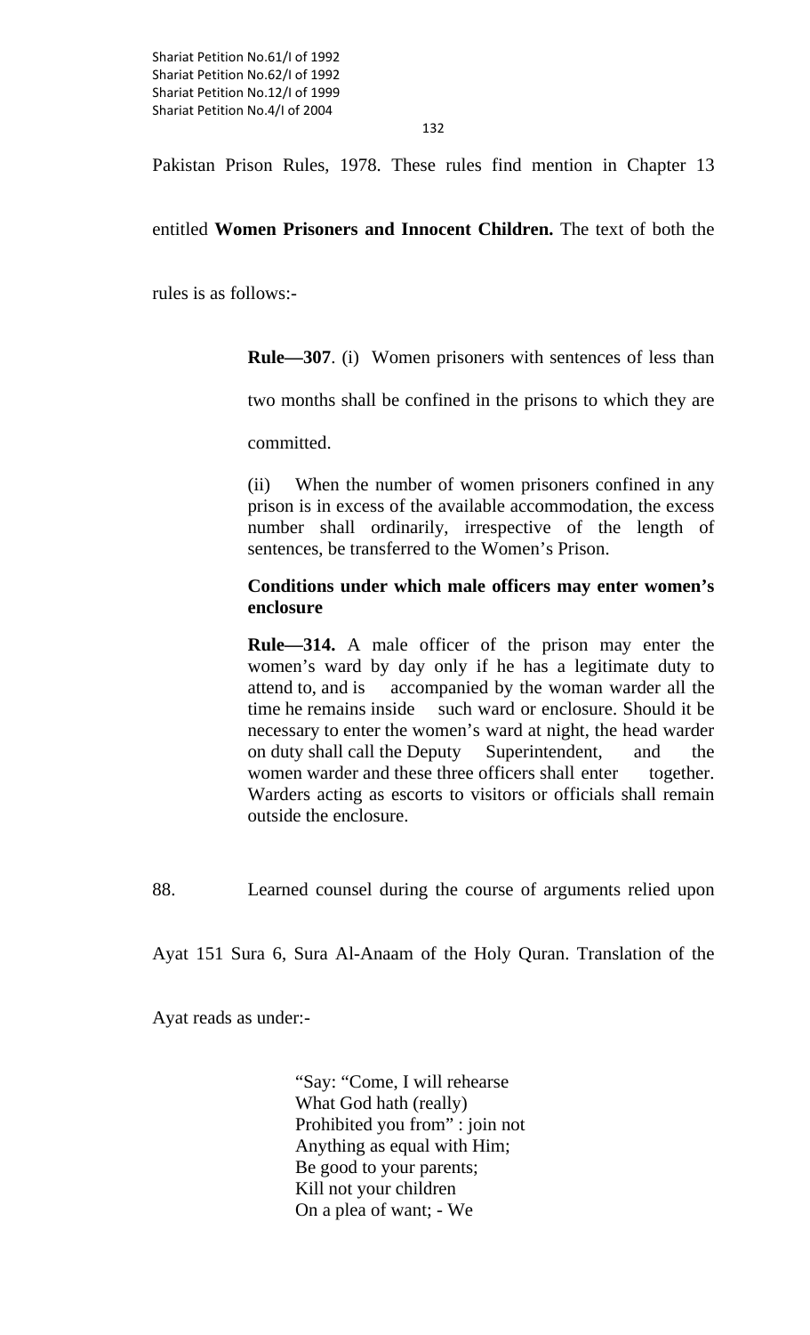Pakistan Prison Rules, 1978. These rules find mention in Chapter 13 entitled **Women Prisoners and Innocent Children.** The text of both the rules is as follows:-

> **Rule—307**. (i) Women prisoners with sentences of less than two months shall be confined in the prisons to which they are committed.
>
> (ii) When the number of women prisoners confined in any prison is in excess of the available accommodation, the excess number shall ordinarily, irrespective of the length of sentences, be transferred to the Women's Prison.
>
> **Conditions under which male officers may enter women's enclosure**
>
> **Rule—314.** A male officer of the prison may enter the women's ward by day only if he has a legitimate duty to attend to, and is accompanied by the woman warder all the time he remains inside such ward or enclosure. Should it be necessary to enter the women's ward at night, the head warder on duty shall call the Deputy Superintendent, and the women warder and these three officers shall enter together. Warders acting as escorts to visitors or officials shall remain outside the enclosure.

88. Learned counsel during the course of arguments relied upon Ayat 151 Sura 6, Sura Al-Anaam of the Holy Quran. Translation of the Ayat reads as under:-

> "Say: "Come, I will rehearse
> What God hath (really)
> Prohibited you from" : join not
> Anything as equal with Him;
> Be good to your parents;
> Kill not your children
> On a plea of want; - We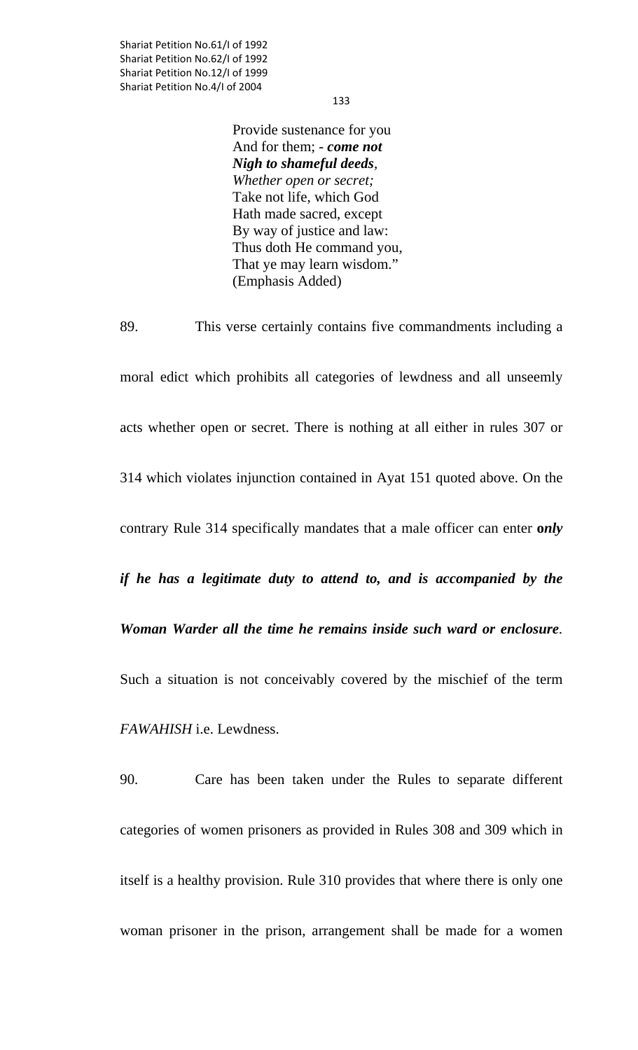> Provide sustenance for you
> And for them; - ***come not***
> ***Nigh to shameful deeds***,
> *Whether open or secret;*
> Take not life, which God
> Hath made sacred, except
> By way of justice and law:
> Thus doth He command you,
> That ye may learn wisdom."
> (Emphasis Added)

89. This verse certainly contains five commandments including a moral edict which prohibits all categories of lewdness and all unseemly acts whether open or secret. There is nothing at all either in rules 307 or 314 which violates injunction contained in Ayat 151 quoted above. On the contrary Rule 314 specifically mandates that a male officer can enter ***only if he has a legitimate duty to attend to, and is accompanied by the Woman Warder all the time he remains inside such ward or enclosure***. Such a situation is not conceivably covered by the mischief of the term *FAWAHISH* i.e. Lewdness.

90. Care has been taken under the Rules to separate different categories of women prisoners as provided in Rules 308 and 309 which in itself is a healthy provision. Rule 310 provides that where there is only one woman prisoner in the prison, arrangement shall be made for a women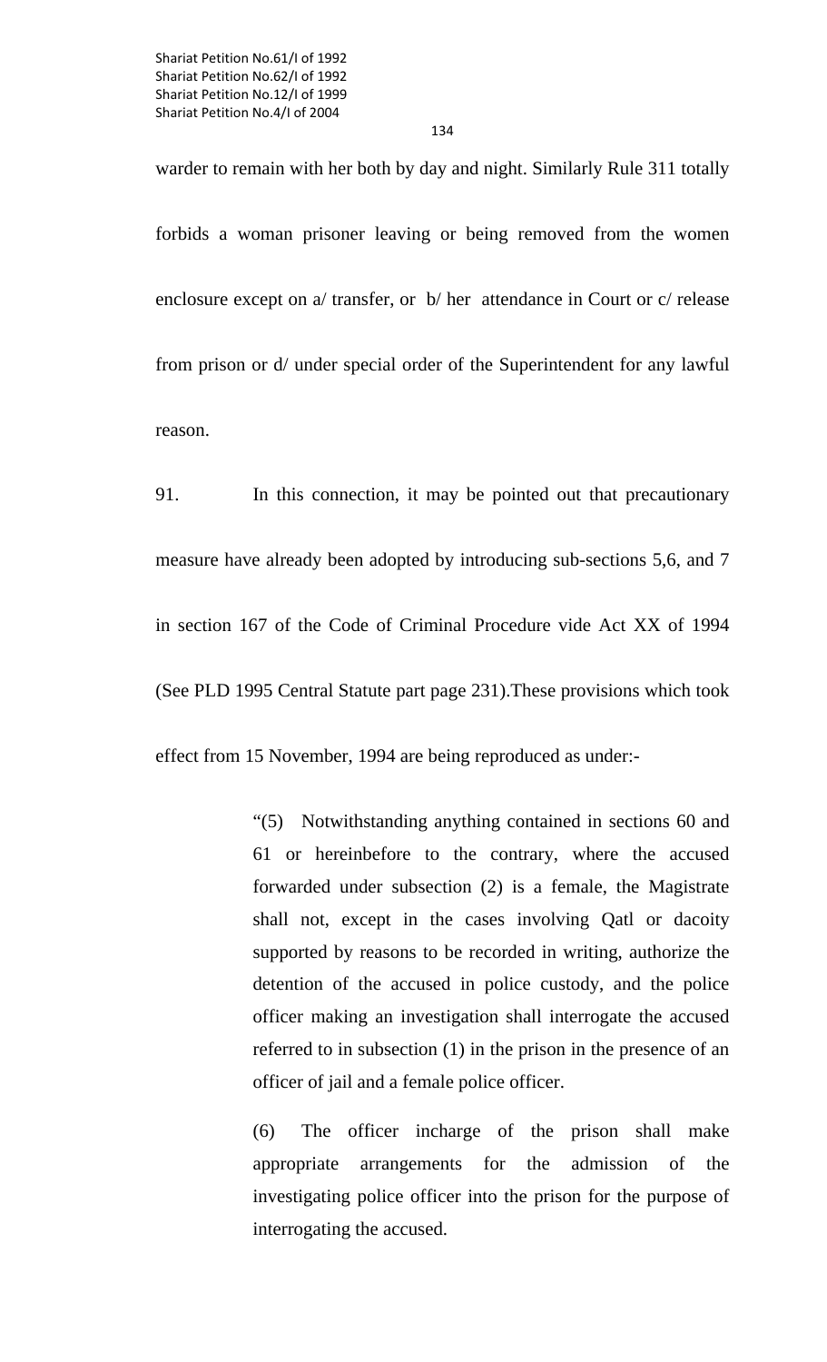warder to remain with her both by day and night. Similarly Rule 311 totally forbids a woman prisoner leaving or being removed from the women enclosure except on a/ transfer, or b/ her attendance in Court or c/ release from prison or d/ under special order of the Superintendent for any lawful reason.

91. In this connection, it may be pointed out that precautionary measure have already been adopted by introducing sub-sections 5,6, and 7 in section 167 of the Code of Criminal Procedure vide Act XX of 1994 (See PLD 1995 Central Statute part page 231).These provisions which took effect from 15 November, 1994 are being reproduced as under:-

> "(5) Notwithstanding anything contained in sections 60 and 61 or hereinbefore to the contrary, where the accused forwarded under subsection (2) is a female, the Magistrate shall not, except in the cases involving Qatl or dacoity supported by reasons to be recorded in writing, authorize the detention of the accused in police custody, and the police officer making an investigation shall interrogate the accused referred to in subsection (1) in the prison in the presence of an officer of jail and a female police officer.
>
> (6) The officer incharge of the prison shall make appropriate arrangements for the admission of the investigating police officer into the prison for the purpose of interrogating the accused.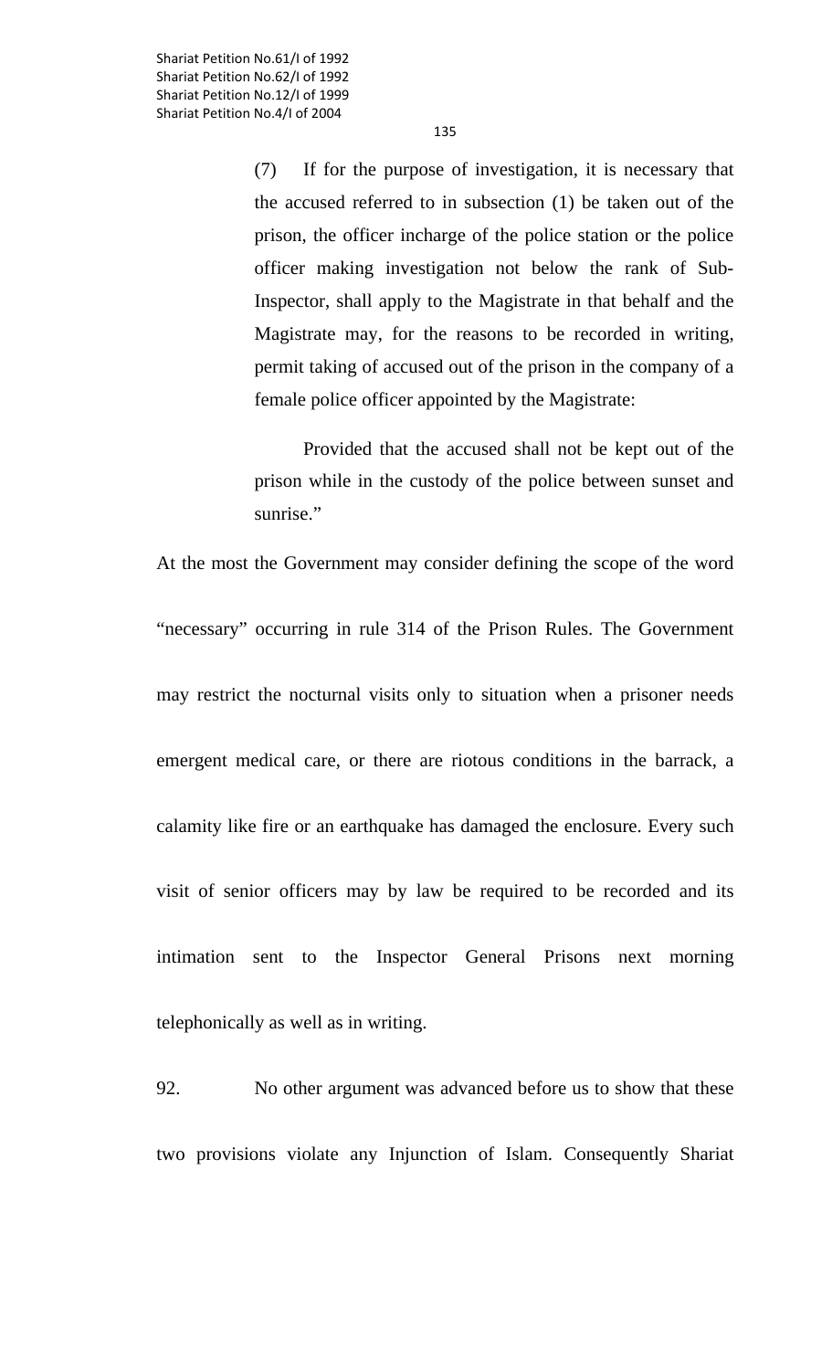> (7) If for the purpose of investigation, it is necessary that the accused referred to in subsection (1) be taken out of the prison, the officer incharge of the police station or the police officer making investigation not below the rank of Sub-Inspector, shall apply to the Magistrate in that behalf and the Magistrate may, for the reasons to be recorded in writing, permit taking of accused out of the prison in the company of a female police officer appointed by the Magistrate:
>
> Provided that the accused shall not be kept out of the prison while in the custody of the police between sunset and sunrise."

At the most the Government may consider defining the scope of the word "necessary" occurring in rule 314 of the Prison Rules. The Government may restrict the nocturnal visits only to situation when a prisoner needs emergent medical care, or there are riotous conditions in the barrack, a calamity like fire or an earthquake has damaged the enclosure. Every such visit of senior officers may by law be required to be recorded and its intimation sent to the Inspector General Prisons next morning telephonically as well as in writing.

92. No other argument was advanced before us to show that these two provisions violate any Injunction of Islam. Consequently Shariat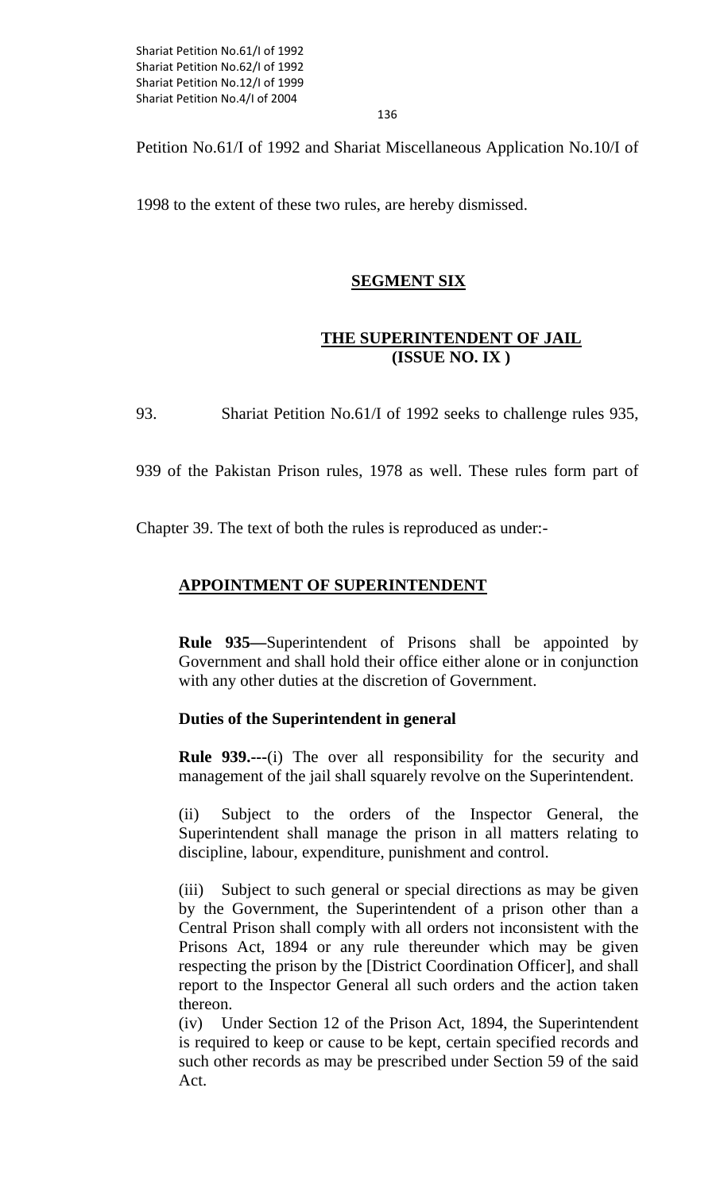Petition No.61/I of 1992 and Shariat Miscellaneous Application No.10/I of 1998 to the extent of these two rules, are hereby dismissed.

## SEGMENT SIX

### THE SUPERINTENDENT OF JAIL (ISSUE NO. IX )

93. Shariat Petition No.61/I of 1992 seeks to challenge rules 935, 939 of the Pakistan Prison rules, 1978 as well. These rules form part of Chapter 39. The text of both the rules is reproduced as under:-

> **APPOINTMENT OF SUPERINTENDENT**
>
> **Rule 935—**Superintendent of Prisons shall be appointed by Government and shall hold their office either alone or in conjunction with any other duties at the discretion of Government.
>
> **Duties of the Superintendent in general**
>
> **Rule 939.---**(i) The over all responsibility for the security and management of the jail shall squarely revolve on the Superintendent.
>
> (ii) Subject to the orders of the Inspector General, the Superintendent shall manage the prison in all matters relating to discipline, labour, expenditure, punishment and control.
>
> (iii) Subject to such general or special directions as may be given by the Government, the Superintendent of a prison other than a Central Prison shall comply with all orders not inconsistent with the Prisons Act, 1894 or any rule thereunder which may be given respecting the prison by the [District Coordination Officer], and shall report to the Inspector General all such orders and the action taken thereon.
>
> (iv) Under Section 12 of the Prison Act, 1894, the Superintendent is required to keep or cause to be kept, certain specified records and such other records as may be prescribed under Section 59 of the said Act.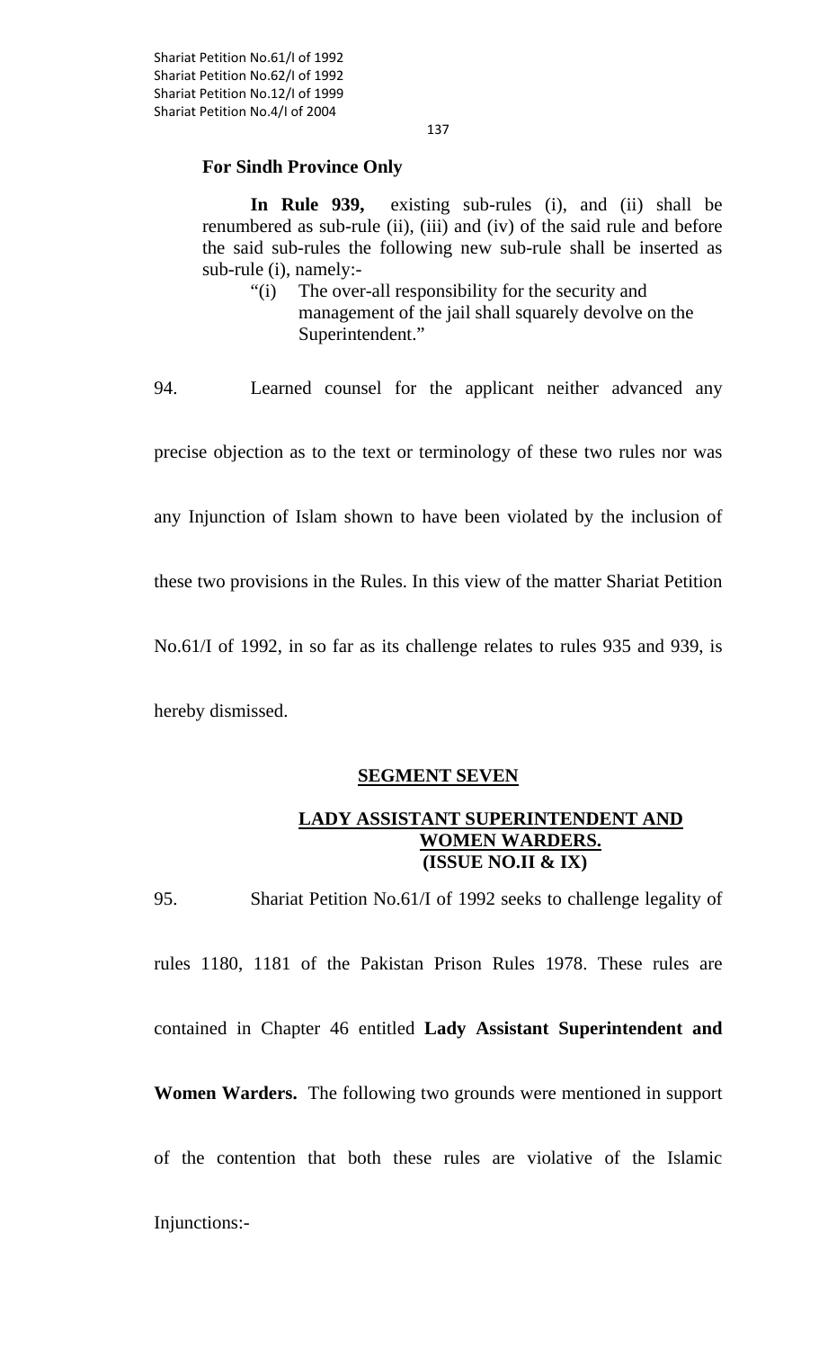**For Sindh Province Only**

**In Rule 939,** existing sub-rules (i), and (ii) shall be renumbered as sub-rule (ii), (iii) and (iv) of the said rule and before the said sub-rules the following new sub-rule shall be inserted as sub-rule (i), namely:-

> "(i) The over-all responsibility for the security and management of the jail shall squarely devolve on the Superintendent."

94. Learned counsel for the applicant neither advanced any precise objection as to the text or terminology of these two rules nor was any Injunction of Islam shown to have been violated by the inclusion of these two provisions in the Rules. In this view of the matter Shariat Petition No.61/I of 1992, in so far as its challenge relates to rules 935 and 939, is hereby dismissed.

## SEGMENT SEVEN

### LADY ASSISTANT SUPERINTENDENT AND WOMEN WARDERS. (ISSUE NO.II & IX)

95. Shariat Petition No.61/I of 1992 seeks to challenge legality of rules 1180, 1181 of the Pakistan Prison Rules 1978. These rules are contained in Chapter 46 entitled **Lady Assistant Superintendent and Women Warders.** The following two grounds were mentioned in support of the contention that both these rules are violative of the Islamic Injunctions:-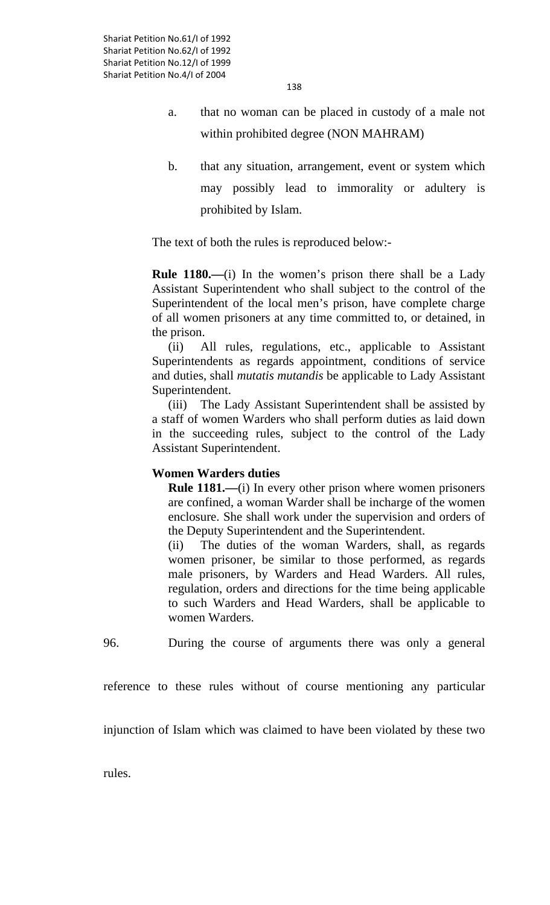a. that no woman can be placed in custody of a male not within prohibited degree (NON MAHRAM)

b. that any situation, arrangement, event or system which may possibly lead to immorality or adultery is prohibited by Islam.

The text of both the rules is reproduced below:-

> **Rule 1180.—**(i) In the women's prison there shall be a Lady Assistant Superintendent who shall subject to the control of the Superintendent of the local men's prison, have complete charge of all women prisoners at any time committed to, or detained, in the prison.
>
> (ii) All rules, regulations, etc., applicable to Assistant Superintendents as regards appointment, conditions of service and duties, shall *mutatis mutandis* be applicable to Lady Assistant Superintendent.
>
> (iii) The Lady Assistant Superintendent shall be assisted by a staff of women Warders who shall perform duties as laid down in the succeeding rules, subject to the control of the Lady Assistant Superintendent.
>
> **Women Warders duties**
>
> **Rule 1181.—**(i) In every other prison where women prisoners are confined, a woman Warder shall be incharge of the women enclosure. She shall work under the supervision and orders of the Deputy Superintendent and the Superintendent.
>
> (ii) The duties of the woman Warders, shall, as regards women prisoner, be similar to those performed, as regards male prisoners, by Warders and Head Warders. All rules, regulation, orders and directions for the time being applicable to such Warders and Head Warders, shall be applicable to women Warders.

96. During the course of arguments there was only a general reference to these rules without of course mentioning any particular injunction of Islam which was claimed to have been violated by these two rules.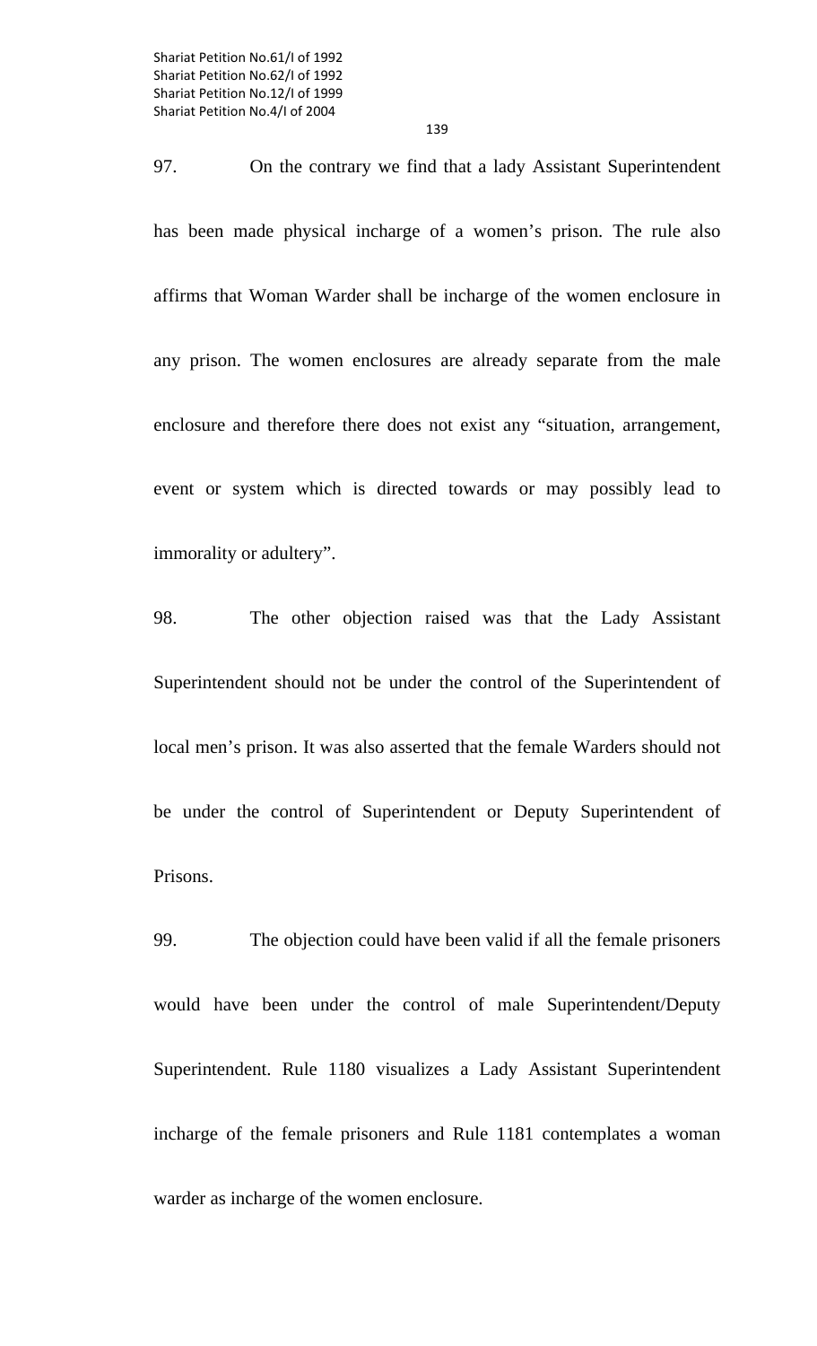97. On the contrary we find that a lady Assistant Superintendent has been made physical incharge of a women's prison. The rule also affirms that Woman Warder shall be incharge of the women enclosure in any prison. The women enclosures are already separate from the male enclosure and therefore there does not exist any "situation, arrangement, event or system which is directed towards or may possibly lead to immorality or adultery".

98. The other objection raised was that the Lady Assistant Superintendent should not be under the control of the Superintendent of local men's prison. It was also asserted that the female Warders should not be under the control of Superintendent or Deputy Superintendent of Prisons.

99. The objection could have been valid if all the female prisoners would have been under the control of male Superintendent/Deputy Superintendent. Rule 1180 visualizes a Lady Assistant Superintendent incharge of the female prisoners and Rule 1181 contemplates a woman warder as incharge of the women enclosure.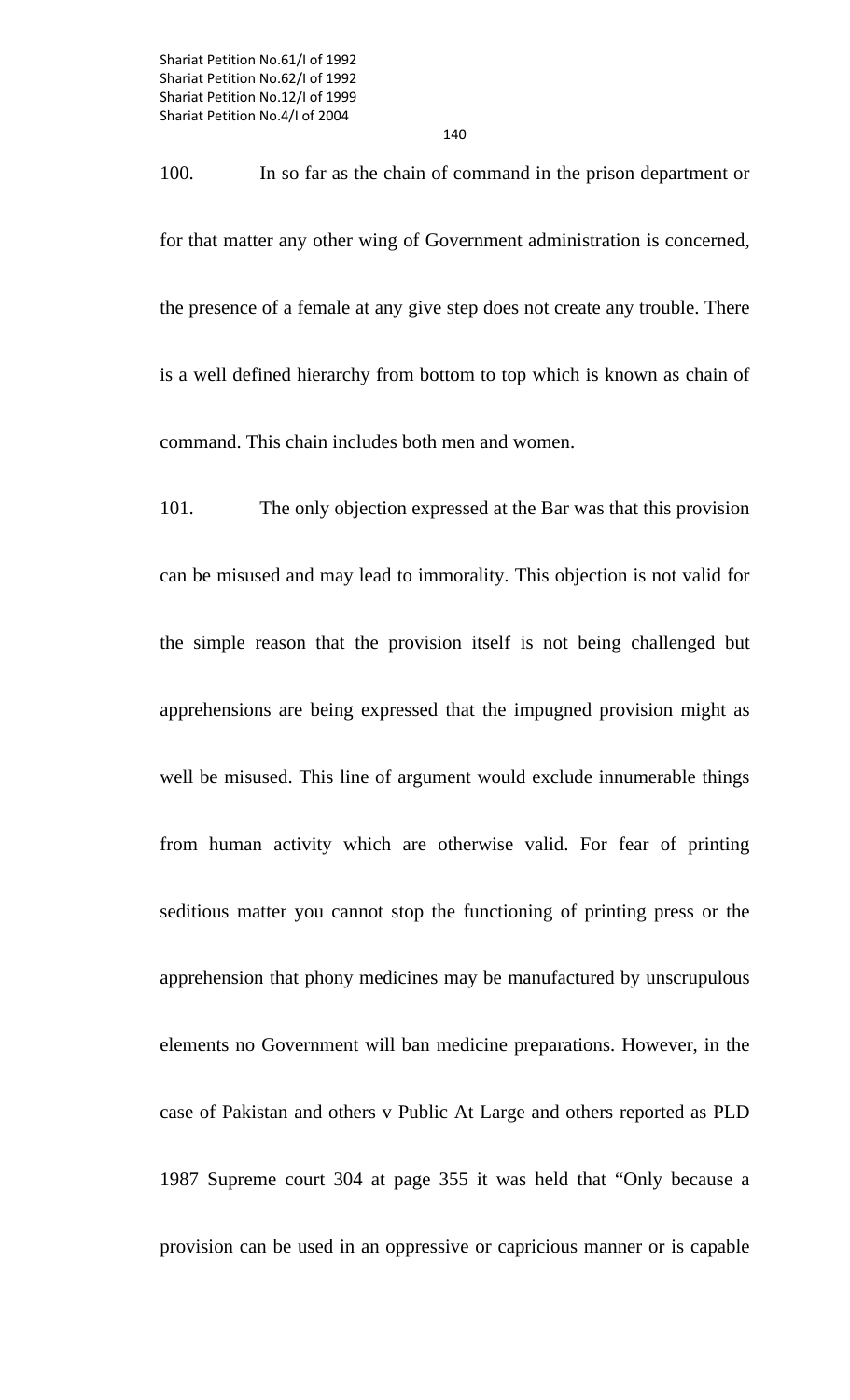100. In so far as the chain of command in the prison department or for that matter any other wing of Government administration is concerned, the presence of a female at any give step does not create any trouble. There is a well defined hierarchy from bottom to top which is known as chain of command. This chain includes both men and women.

101. The only objection expressed at the Bar was that this provision can be misused and may lead to immorality. This objection is not valid for the simple reason that the provision itself is not being challenged but apprehensions are being expressed that the impugned provision might as well be misused. This line of argument would exclude innumerable things from human activity which are otherwise valid. For fear of printing seditious matter you cannot stop the functioning of printing press or the apprehension that phony medicines may be manufactured by unscrupulous elements no Government will ban medicine preparations. However, in the case of Pakistan and others v Public At Large and others reported as PLD 1987 Supreme court 304 at page 355 it was held that "Only because a provision can be used in an oppressive or capricious manner or is capable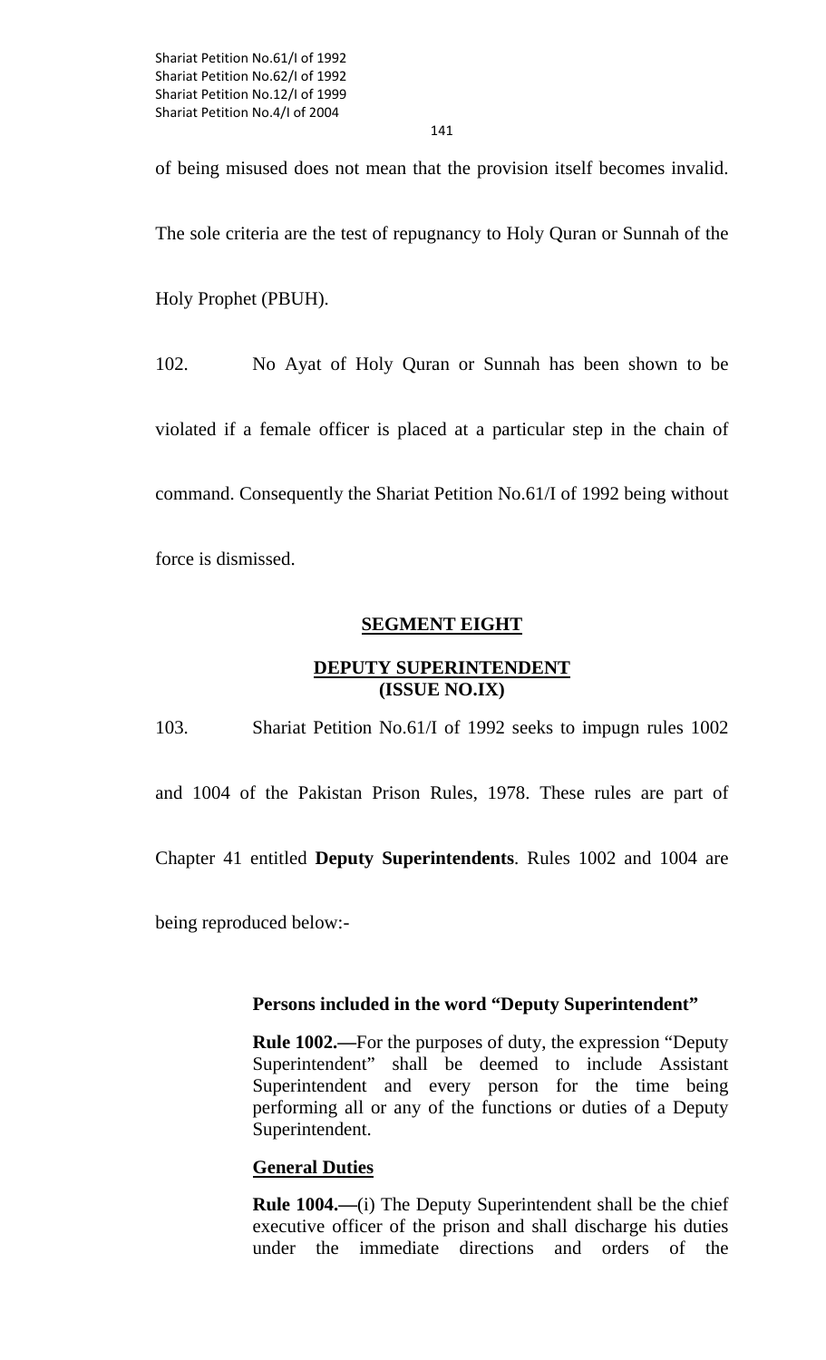of being misused does not mean that the provision itself becomes invalid. The sole criteria are the test of repugnancy to Holy Quran or Sunnah of the Holy Prophet (PBUH).

102. No Ayat of Holy Quran or Sunnah has been shown to be violated if a female officer is placed at a particular step in the chain of command. Consequently the Shariat Petition No.61/I of 1992 being without force is dismissed.

## SEGMENT EIGHT

### DEPUTY SUPERINTENDENT
### (ISSUE NO.IX)

103. Shariat Petition No.61/I of 1992 seeks to impugn rules 1002 and 1004 of the Pakistan Prison Rules, 1978. These rules are part of Chapter 41 entitled **Deputy Superintendents**. Rules 1002 and 1004 are being reproduced below:-

> **Persons included in the word "Deputy Superintendent"**
>
> **Rule 1002.—**For the purposes of duty, the expression "Deputy Superintendent" shall be deemed to include Assistant Superintendent and every person for the time being performing all or any of the functions or duties of a Deputy Superintendent.
>
> **General Duties**
>
> **Rule 1004.—**(i) The Deputy Superintendent shall be the chief executive officer of the prison and shall discharge his duties under the immediate directions and orders of the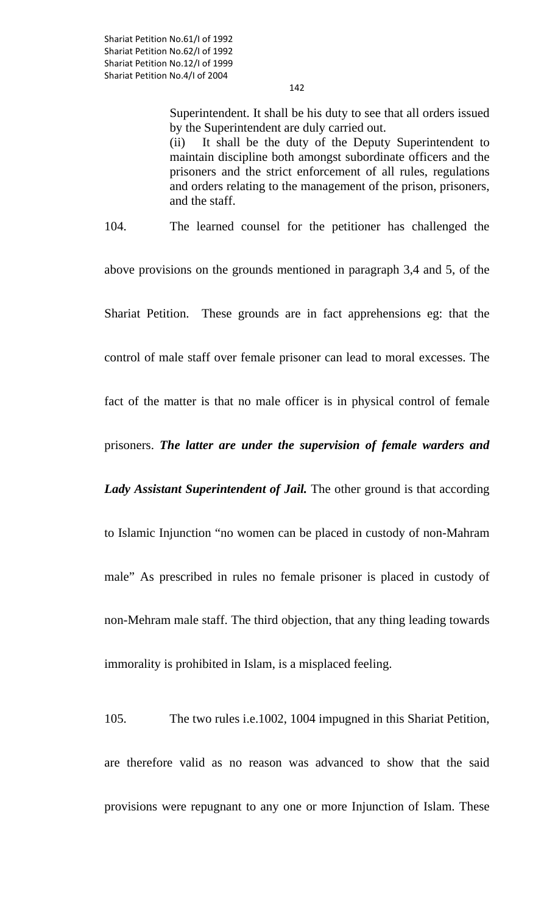Superintendent. It shall be his duty to see that all orders issued by the Superintendent are duly carried out.

(ii) It shall be the duty of the Deputy Superintendent to maintain discipline both amongst subordinate officers and the prisoners and the strict enforcement of all rules, regulations and orders relating to the management of the prison, prisoners, and the staff.

104. The learned counsel for the petitioner has challenged the above provisions on the grounds mentioned in paragraph 3,4 and 5, of the Shariat Petition. These grounds are in fact apprehensions eg: that the control of male staff over female prisoner can lead to moral excesses. The fact of the matter is that no male officer is in physical control of female prisoners. ***The latter are under the supervision of female warders and Lady Assistant Superintendent of Jail.*** The other ground is that according to Islamic Injunction "no women can be placed in custody of non-Mahram male" As prescribed in rules no female prisoner is placed in custody of non-Mehram male staff. The third objection, that any thing leading towards immorality is prohibited in Islam, is a misplaced feeling.

105. The two rules i.e.1002, 1004 impugned in this Shariat Petition, are therefore valid as no reason was advanced to show that the said provisions were repugnant to any one or more Injunction of Islam. These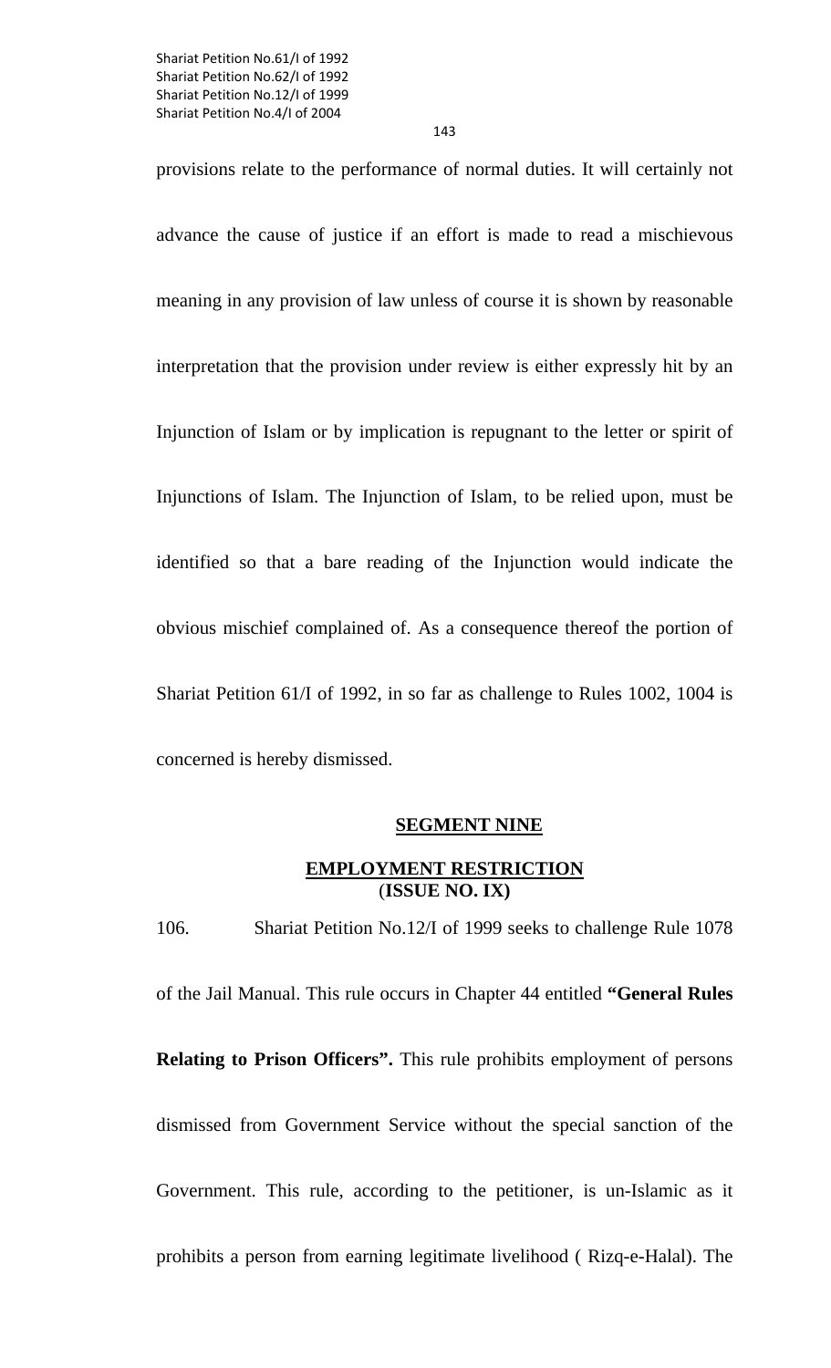provisions relate to the performance of normal duties. It will certainly not advance the cause of justice if an effort is made to read a mischievous meaning in any provision of law unless of course it is shown by reasonable interpretation that the provision under review is either expressly hit by an Injunction of Islam or by implication is repugnant to the letter or spirit of Injunctions of Islam. The Injunction of Islam, to be relied upon, must be identified so that a bare reading of the Injunction would indicate the obvious mischief complained of. As a consequence thereof the portion of Shariat Petition 61/I of 1992, in so far as challenge to Rules 1002, 1004 is concerned is hereby dismissed.

## SEGMENT NINE

## EMPLOYMENT RESTRICTION
## (ISSUE NO. IX)

106. Shariat Petition No.12/I of 1999 seeks to challenge Rule 1078 of the Jail Manual. This rule occurs in Chapter 44 entitled **"General Rules Relating to Prison Officers".** This rule prohibits employment of persons dismissed from Government Service without the special sanction of the Government. This rule, according to the petitioner, is un-Islamic as it prohibits a person from earning legitimate livelihood ( Rizq-e-Halal). The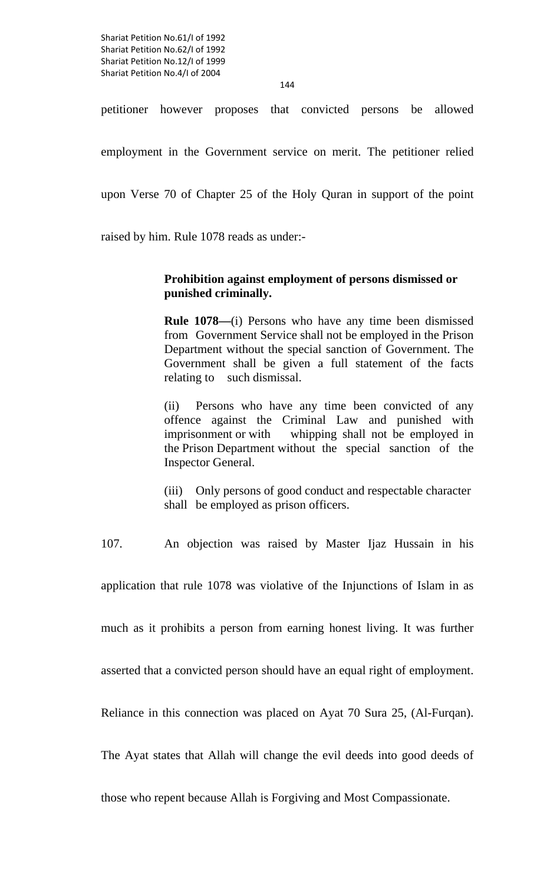petitioner however proposes that convicted persons be allowed employment in the Government service on merit. The petitioner relied upon Verse 70 of Chapter 25 of the Holy Quran in support of the point raised by him. Rule 1078 reads as under:-

> **Prohibition against employment of persons dismissed or punished criminally.**
>
> **Rule 1078—**(i) Persons who have any time been dismissed from Government Service shall not be employed in the Prison Department without the special sanction of Government. The Government shall be given a full statement of the facts relating to such dismissal.
>
> (ii) Persons who have any time been convicted of any offence against the Criminal Law and punished with imprisonment or with whipping shall not be employed in the Prison Department without the special sanction of the Inspector General.
>
> (iii) Only persons of good conduct and respectable character shall be employed as prison officers.

107. An objection was raised by Master Ijaz Hussain in his application that rule 1078 was violative of the Injunctions of Islam in as much as it prohibits a person from earning honest living. It was further asserted that a convicted person should have an equal right of employment. Reliance in this connection was placed on Ayat 70 Sura 25, (Al-Furqan). The Ayat states that Allah will change the evil deeds into good deeds of those who repent because Allah is Forgiving and Most Compassionate.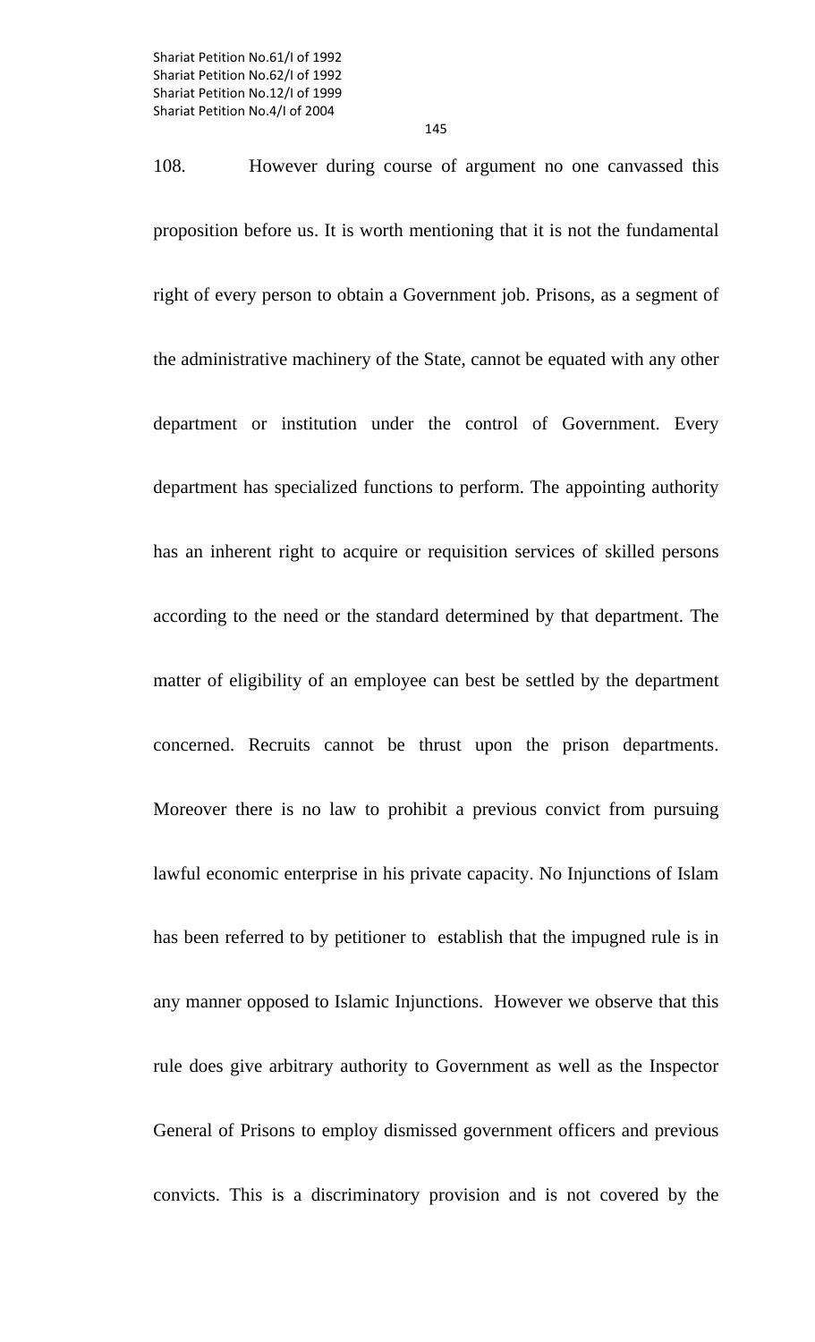108. However during course of argument no one canvassed this proposition before us. It is worth mentioning that it is not the fundamental right of every person to obtain a Government job. Prisons, as a segment of the administrative machinery of the State, cannot be equated with any other department or institution under the control of Government. Every department has specialized functions to perform. The appointing authority has an inherent right to acquire or requisition services of skilled persons according to the need or the standard determined by that department. The matter of eligibility of an employee can best be settled by the department concerned. Recruits cannot be thrust upon the prison departments. Moreover there is no law to prohibit a previous convict from pursuing lawful economic enterprise in his private capacity. No Injunctions of Islam has been referred to by petitioner to establish that the impugned rule is in any manner opposed to Islamic Injunctions. However we observe that this rule does give arbitrary authority to Government as well as the Inspector General of Prisons to employ dismissed government officers and previous convicts. This is a discriminatory provision and is not covered by the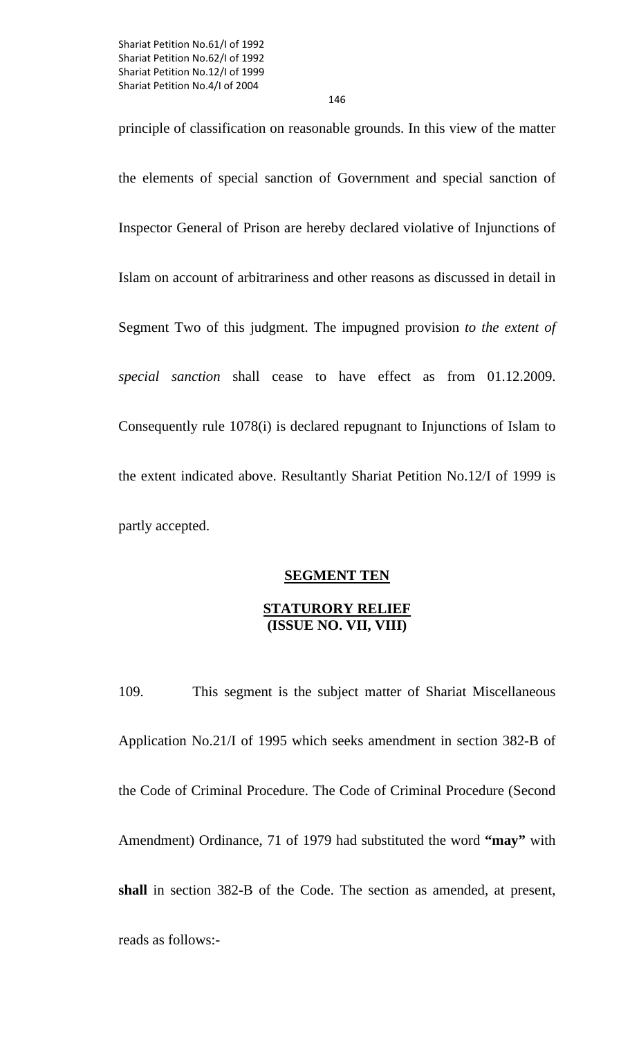principle of classification on reasonable grounds. In this view of the matter the elements of special sanction of Government and special sanction of Inspector General of Prison are hereby declared violative of Injunctions of Islam on account of arbitrariness and other reasons as discussed in detail in Segment Two of this judgment. The impugned provision *to the extent of special sanction* shall cease to have effect as from 01.12.2009. Consequently rule 1078(i) is declared repugnant to Injunctions of Islam to the extent indicated above. Resultantly Shariat Petition No.12/I of 1999 is partly accepted.

## SEGMENT TEN

## STATURORY RELIEF
## (ISSUE NO. VII, VIII)

109. This segment is the subject matter of Shariat Miscellaneous Application No.21/I of 1995 which seeks amendment in section 382-B of the Code of Criminal Procedure. The Code of Criminal Procedure (Second Amendment) Ordinance, 71 of 1979 had substituted the word **"may"** with **shall** in section 382-B of the Code. The section as amended, at present, reads as follows:-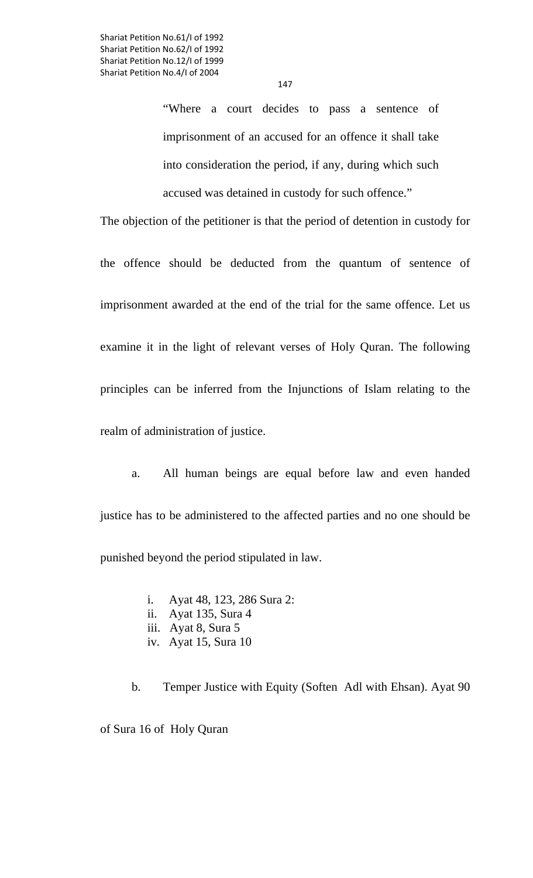> "Where a court decides to pass a sentence of imprisonment of an accused for an offence it shall take into consideration the period, if any, during which such accused was detained in custody for such offence."

The objection of the petitioner is that the period of detention in custody for the offence should be deducted from the quantum of sentence of imprisonment awarded at the end of the trial for the same offence. Let us examine it in the light of relevant verses of Holy Quran. The following principles can be inferred from the Injunctions of Islam relating to the realm of administration of justice.

a. All human beings are equal before law and even handed justice has to be administered to the affected parties and no one should be punished beyond the period stipulated in law.

- i. Ayat 48, 123, 286 Sura 2:
- ii. Ayat 135, Sura 4
- iii. Ayat 8, Sura 5
- iv. Ayat 15, Sura 10

b. Temper Justice with Equity (Soften Adl with Ehsan). Ayat 90 of Sura 16 of Holy Quran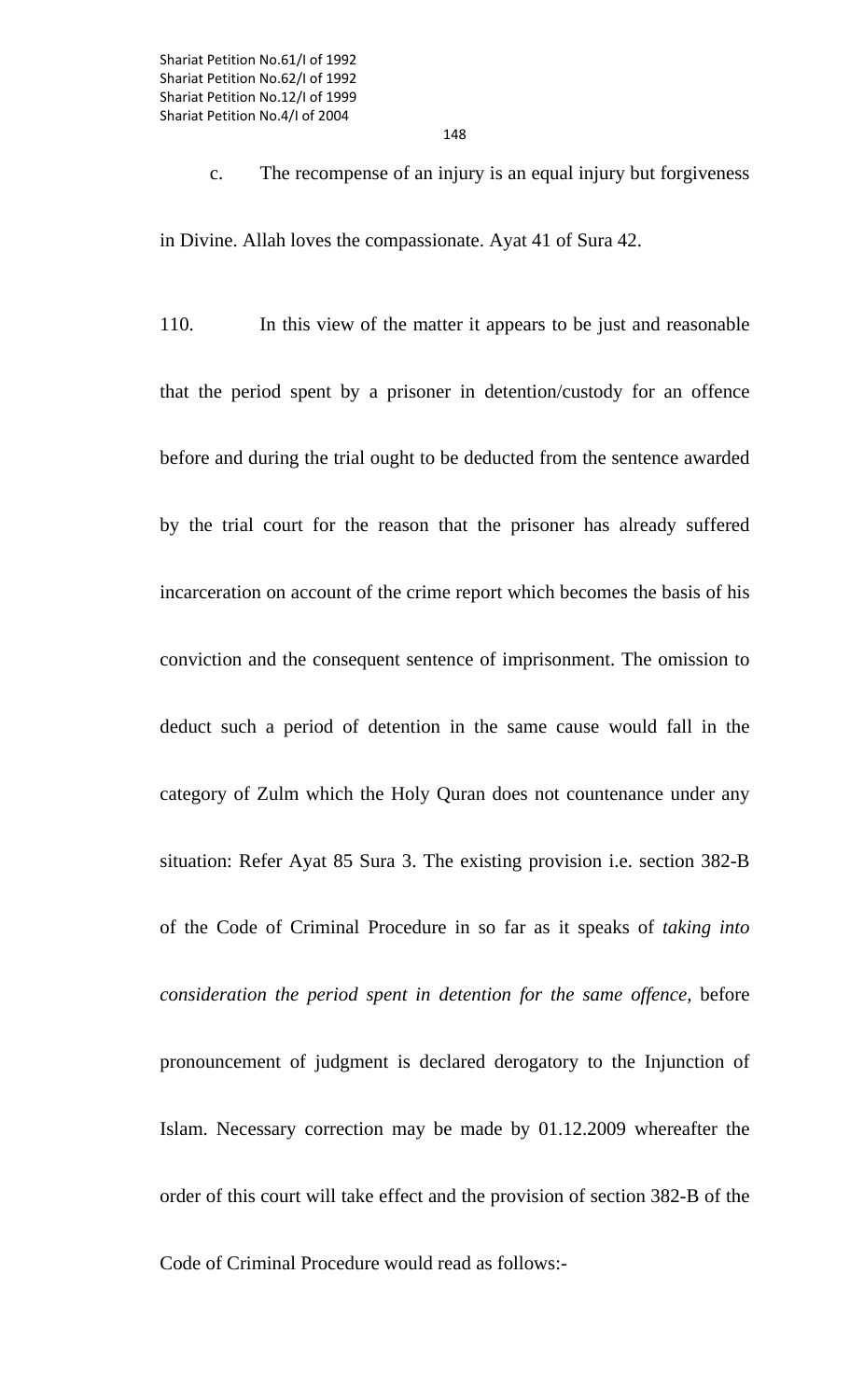c. The recompense of an injury is an equal injury but forgiveness in Divine. Allah loves the compassionate. Ayat 41 of Sura 42.

110. In this view of the matter it appears to be just and reasonable that the period spent by a prisoner in detention/custody for an offence before and during the trial ought to be deducted from the sentence awarded by the trial court for the reason that the prisoner has already suffered incarceration on account of the crime report which becomes the basis of his conviction and the consequent sentence of imprisonment. The omission to deduct such a period of detention in the same cause would fall in the category of Zulm which the Holy Quran does not countenance under any situation: Refer Ayat 85 Sura 3. The existing provision i.e. section 382-B of the Code of Criminal Procedure in so far as it speaks of *taking into consideration the period spent in detention for the same offence*, before pronouncement of judgment is declared derogatory to the Injunction of Islam. Necessary correction may be made by 01.12.2009 whereafter the order of this court will take effect and the provision of section 382-B of the Code of Criminal Procedure would read as follows:-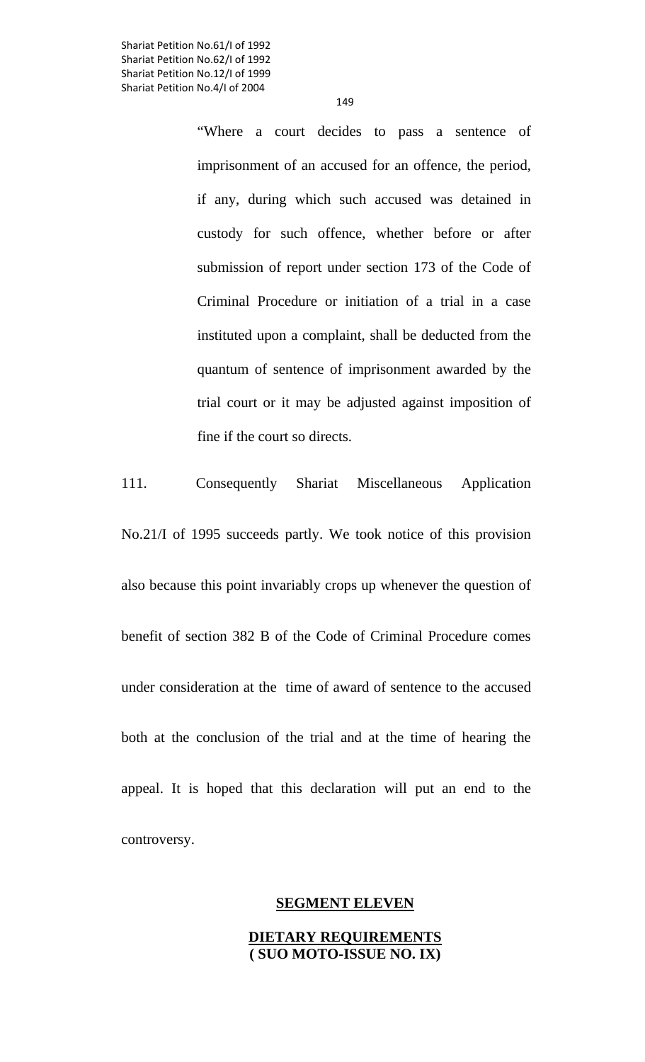> "Where a court decides to pass a sentence of imprisonment of an accused for an offence, the period, if any, during which such accused was detained in custody for such offence, whether before or after submission of report under section 173 of the Code of Criminal Procedure or initiation of a trial in a case instituted upon a complaint, shall be deducted from the quantum of sentence of imprisonment awarded by the trial court or it may be adjusted against imposition of fine if the court so directs.

111. Consequently Shariat Miscellaneous Application No.21/I of 1995 succeeds partly. We took notice of this provision also because this point invariably crops up whenever the question of benefit of section 382 B of the Code of Criminal Procedure comes under consideration at the time of award of sentence to the accused both at the conclusion of the trial and at the time of hearing the appeal. It is hoped that this declaration will put an end to the controversy.

## SEGMENT ELEVEN

## DIETARY REQUIREMENTS ( SUO MOTO-ISSUE NO. IX)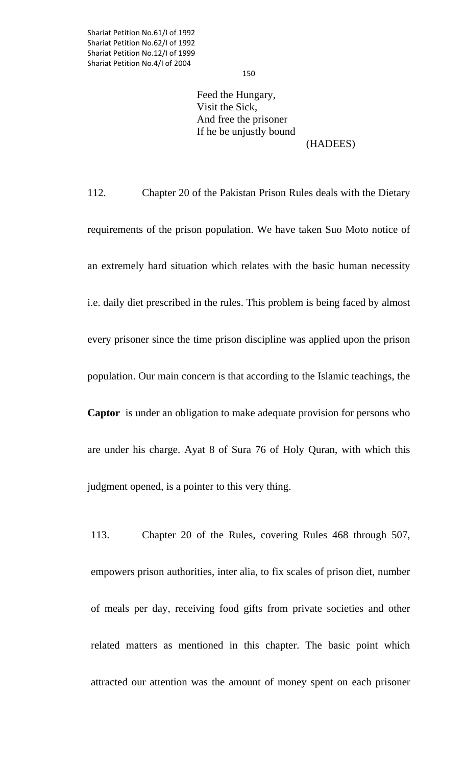Feed the Hungary,  
Visit the Sick,  
And free the prisoner  
If he be unjustly bound  
(HADEES)

112. Chapter 20 of the Pakistan Prison Rules deals with the Dietary requirements of the prison population. We have taken Suo Moto notice of an extremely hard situation which relates with the basic human necessity i.e. daily diet prescribed in the rules. This problem is being faced by almost every prisoner since the time prison discipline was applied upon the prison population. Our main concern is that according to the Islamic teachings, the **Captor** is under an obligation to make adequate provision for persons who are under his charge. Ayat 8 of Sura 76 of Holy Quran, with which this judgment opened, is a pointer to this very thing.

113. Chapter 20 of the Rules, covering Rules 468 through 507, empowers prison authorities, inter alia, to fix scales of prison diet, number of meals per day, receiving food gifts from private societies and other related matters as mentioned in this chapter. The basic point which attracted our attention was the amount of money spent on each prisoner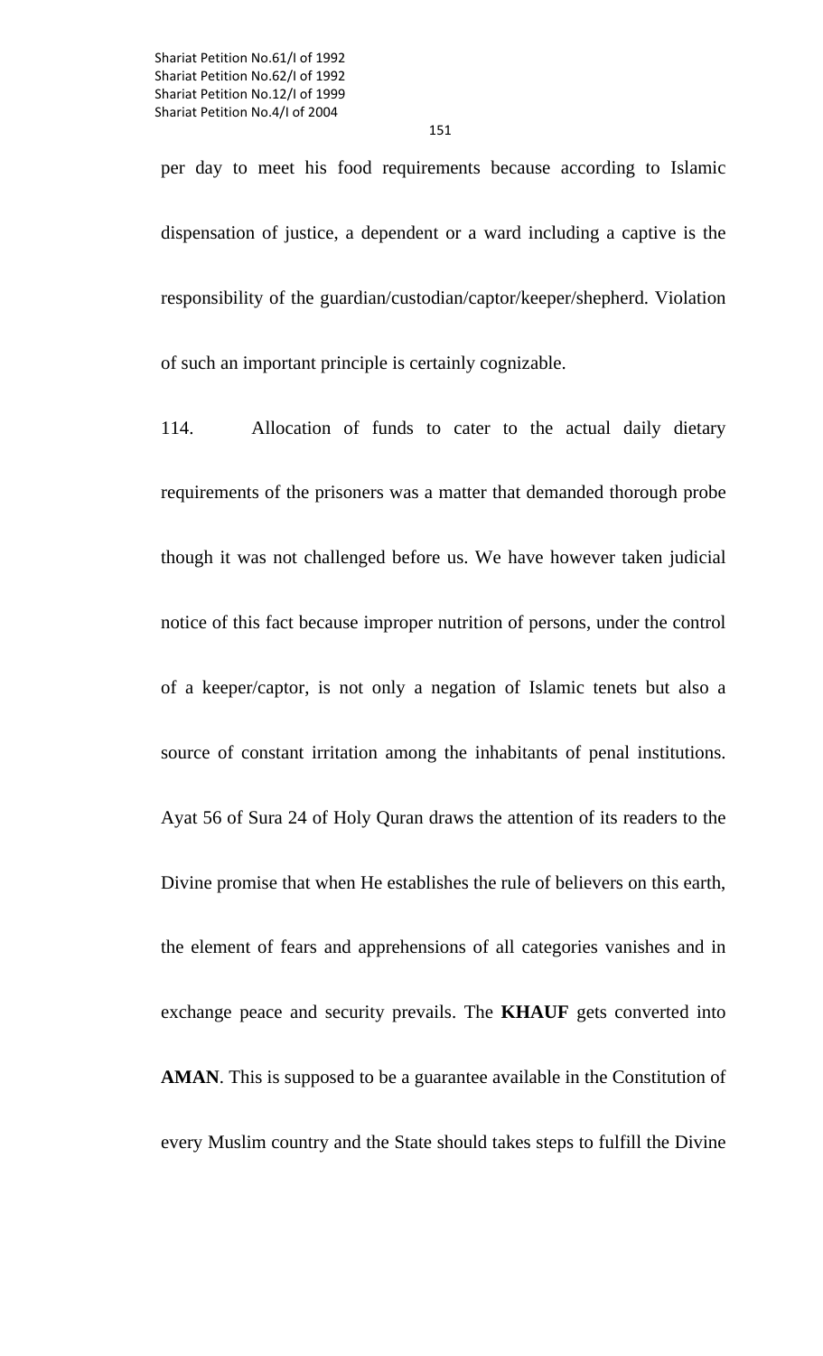per day to meet his food requirements because according to Islamic dispensation of justice, a dependent or a ward including a captive is the responsibility of the guardian/custodian/captor/keeper/shepherd. Violation of such an important principle is certainly cognizable.

114. Allocation of funds to cater to the actual daily dietary requirements of the prisoners was a matter that demanded thorough probe though it was not challenged before us. We have however taken judicial notice of this fact because improper nutrition of persons, under the control of a keeper/captor, is not only a negation of Islamic tenets but also a source of constant irritation among the inhabitants of penal institutions. Ayat 56 of Sura 24 of Holy Quran draws the attention of its readers to the Divine promise that when He establishes the rule of believers on this earth, the element of fears and apprehensions of all categories vanishes and in exchange peace and security prevails. The **KHAUF** gets converted into **AMAN**. This is supposed to be a guarantee available in the Constitution of every Muslim country and the State should takes steps to fulfill the Divine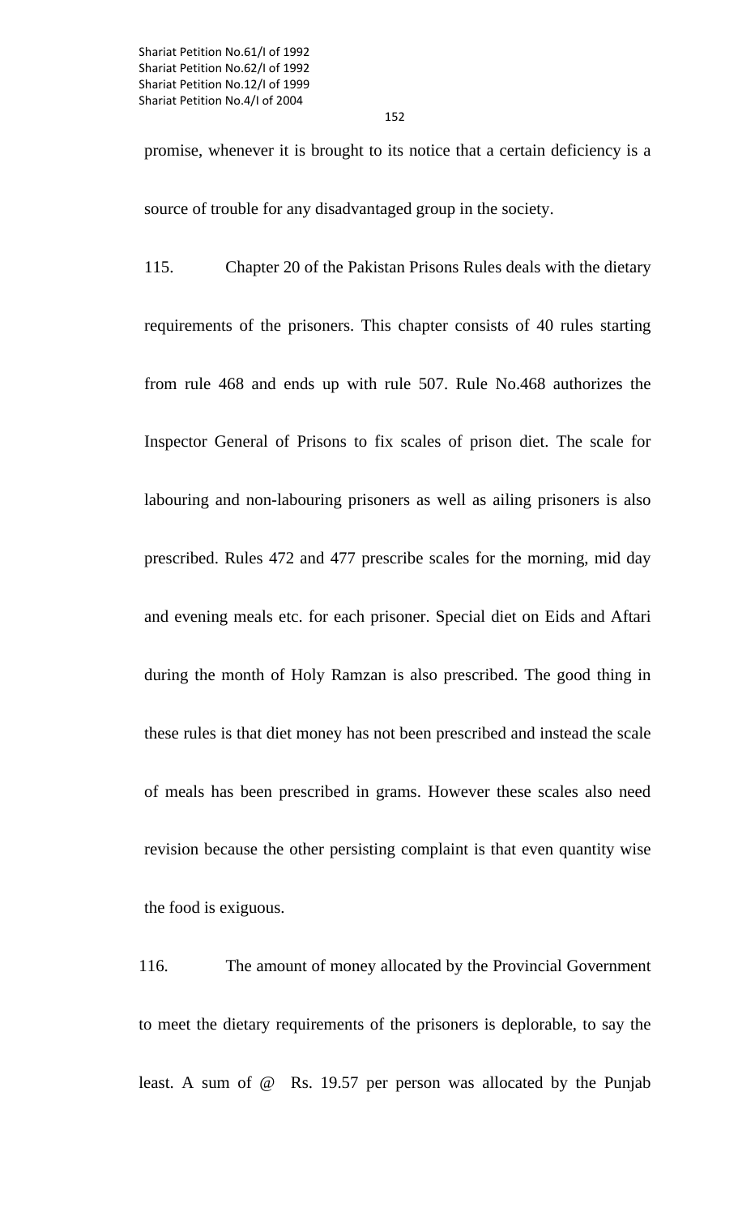promise, whenever it is brought to its notice that a certain deficiency is a source of trouble for any disadvantaged group in the society.

115. Chapter 20 of the Pakistan Prisons Rules deals with the dietary requirements of the prisoners. This chapter consists of 40 rules starting from rule 468 and ends up with rule 507. Rule No.468 authorizes the Inspector General of Prisons to fix scales of prison diet. The scale for labouring and non-labouring prisoners as well as ailing prisoners is also prescribed. Rules 472 and 477 prescribe scales for the morning, mid day and evening meals etc. for each prisoner. Special diet on Eids and Aftari during the month of Holy Ramzan is also prescribed. The good thing in these rules is that diet money has not been prescribed and instead the scale of meals has been prescribed in grams. However these scales also need revision because the other persisting complaint is that even quantity wise the food is exiguous.

116. The amount of money allocated by the Provincial Government to meet the dietary requirements of the prisoners is deplorable, to say the least. A sum of @ Rs. 19.57 per person was allocated by the Punjab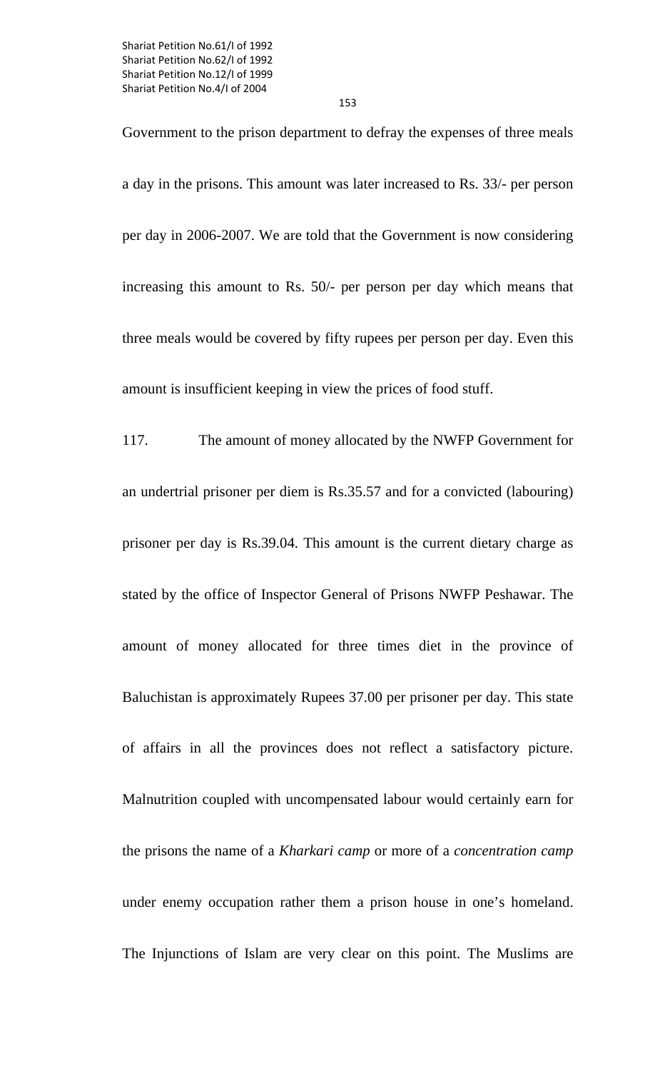Government to the prison department to defray the expenses of three meals a day in the prisons. This amount was later increased to Rs. 33/- per person per day in 2006-2007. We are told that the Government is now considering increasing this amount to Rs. 50/- per person per day which means that three meals would be covered by fifty rupees per person per day. Even this amount is insufficient keeping in view the prices of food stuff.

117. The amount of money allocated by the NWFP Government for an undertrial prisoner per diem is Rs.35.57 and for a convicted (labouring) prisoner per day is Rs.39.04. This amount is the current dietary charge as stated by the office of Inspector General of Prisons NWFP Peshawar. The amount of money allocated for three times diet in the province of Baluchistan is approximately Rupees 37.00 per prisoner per day. This state of affairs in all the provinces does not reflect a satisfactory picture. Malnutrition coupled with uncompensated labour would certainly earn for the prisons the name of a *Kharkari camp* or more of a *concentration camp* under enemy occupation rather them a prison house in one's homeland. The Injunctions of Islam are very clear on this point. The Muslims are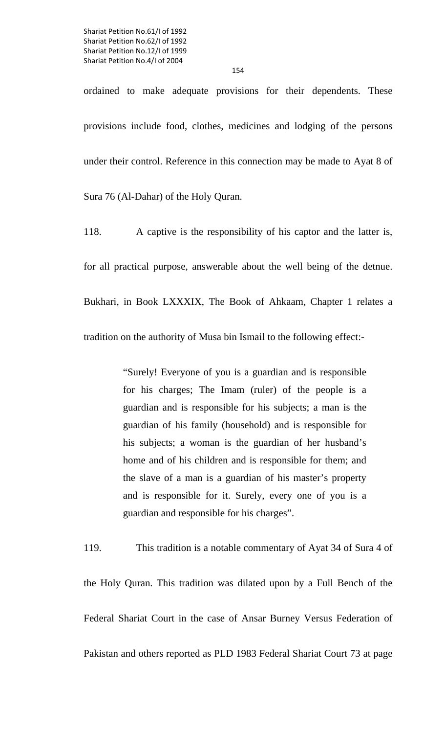ordained to make adequate provisions for their dependents. These provisions include food, clothes, medicines and lodging of the persons under their control. Reference in this connection may be made to Ayat 8 of Sura 76 (Al-Dahar) of the Holy Quran.

118. A captive is the responsibility of his captor and the latter is, for all practical purpose, answerable about the well being of the detnue. Bukhari, in Book LXXXIX, The Book of Ahkaam, Chapter 1 relates a tradition on the authority of Musa bin Ismail to the following effect:-

> "Surely! Everyone of you is a guardian and is responsible for his charges; The Imam (ruler) of the people is a guardian and is responsible for his subjects; a man is the guardian of his family (household) and is responsible for his subjects; a woman is the guardian of her husband's home and of his children and is responsible for them; and the slave of a man is a guardian of his master's property and is responsible for it. Surely, every one of you is a guardian and responsible for his charges".

119. This tradition is a notable commentary of Ayat 34 of Sura 4 of the Holy Quran. This tradition was dilated upon by a Full Bench of the Federal Shariat Court in the case of Ansar Burney Versus Federation of Pakistan and others reported as PLD 1983 Federal Shariat Court 73 at page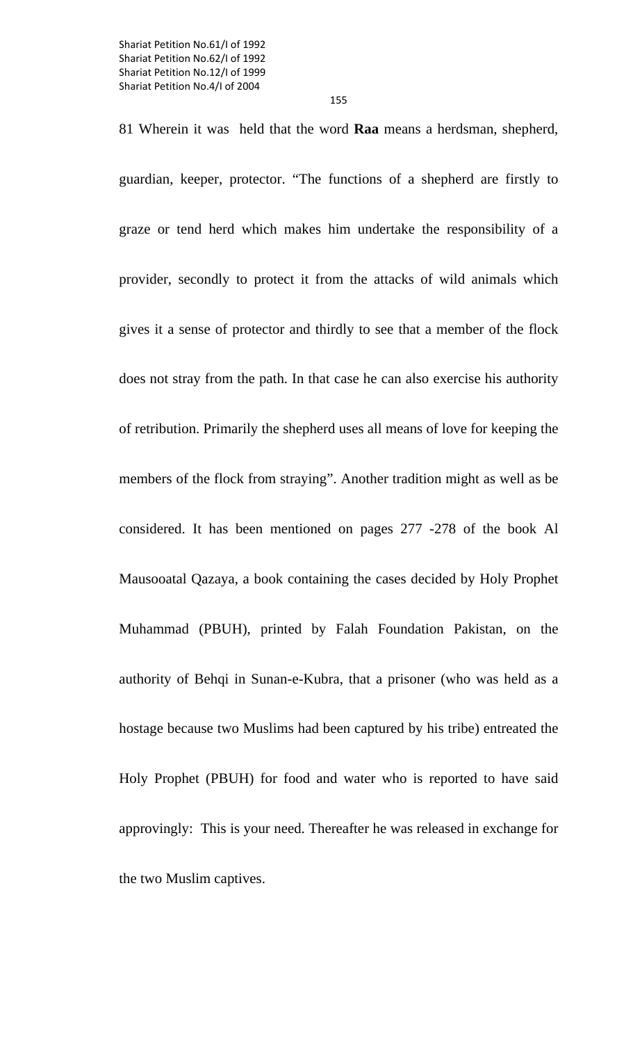81 Wherein it was held that the word **Raa** means a herdsman, shepherd, guardian, keeper, protector. "The functions of a shepherd are firstly to graze or tend herd which makes him undertake the responsibility of a provider, secondly to protect it from the attacks of wild animals which gives it a sense of protector and thirdly to see that a member of the flock does not stray from the path. In that case he can also exercise his authority of retribution. Primarily the shepherd uses all means of love for keeping the members of the flock from straying". Another tradition might as well as be considered. It has been mentioned on pages 277 -278 of the book Al Mausooatal Qazaya, a book containing the cases decided by Holy Prophet Muhammad (PBUH), printed by Falah Foundation Pakistan, on the authority of Behqi in Sunan-e-Kubra, that a prisoner (who was held as a hostage because two Muslims had been captured by his tribe) entreated the Holy Prophet (PBUH) for food and water who is reported to have said approvingly: This is your need. Thereafter he was released in exchange for the two Muslim captives.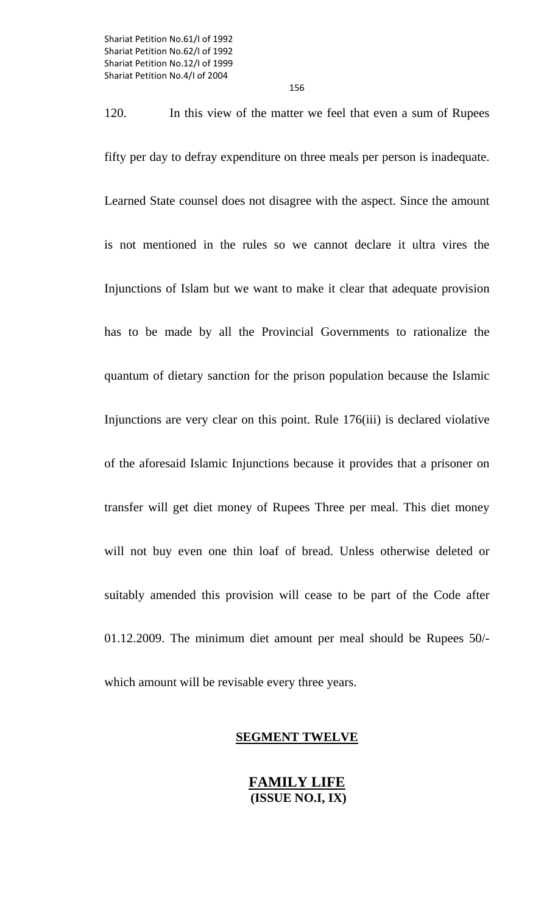120. In this view of the matter we feel that even a sum of Rupees fifty per day to defray expenditure on three meals per person is inadequate. Learned State counsel does not disagree with the aspect. Since the amount is not mentioned in the rules so we cannot declare it ultra vires the Injunctions of Islam but we want to make it clear that adequate provision has to be made by all the Provincial Governments to rationalize the quantum of dietary sanction for the prison population because the Islamic Injunctions are very clear on this point. Rule 176(iii) is declared violative of the aforesaid Islamic Injunctions because it provides that a prisoner on transfer will get diet money of Rupees Three per meal. This diet money will not buy even one thin loaf of bread. Unless otherwise deleted or suitably amended this provision will cease to be part of the Code after 01.12.2009. The minimum diet amount per meal should be Rupees 50/- which amount will be revisable every three years.

## SEGMENT TWELVE

## FAMILY LIFE
**(ISSUE NO.I, IX)**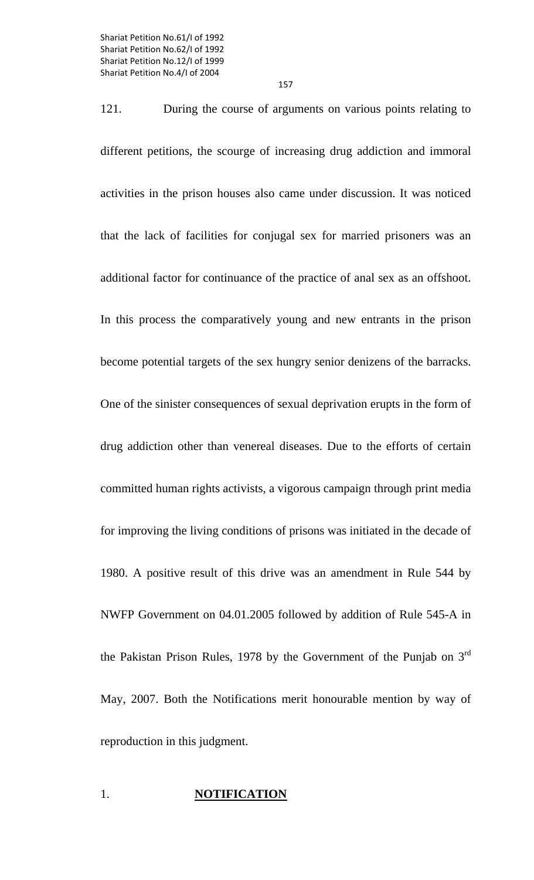121. During the course of arguments on various points relating to different petitions, the scourge of increasing drug addiction and immoral activities in the prison houses also came under discussion. It was noticed that the lack of facilities for conjugal sex for married prisoners was an additional factor for continuance of the practice of anal sex as an offshoot. In this process the comparatively young and new entrants in the prison become potential targets of the sex hungry senior denizens of the barracks. One of the sinister consequences of sexual deprivation erupts in the form of drug addiction other than venereal diseases. Due to the efforts of certain committed human rights activists, a vigorous campaign through print media for improving the living conditions of prisons was initiated in the decade of 1980. A positive result of this drive was an amendment in Rule 544 by NWFP Government on 04.01.2005 followed by addition of Rule 545-A in the Pakistan Prison Rules, 1978 by the Government of the Punjab on 3rd May, 2007. Both the Notifications merit honourable mention by way of reproduction in this judgment.

1. **NOTIFICATION**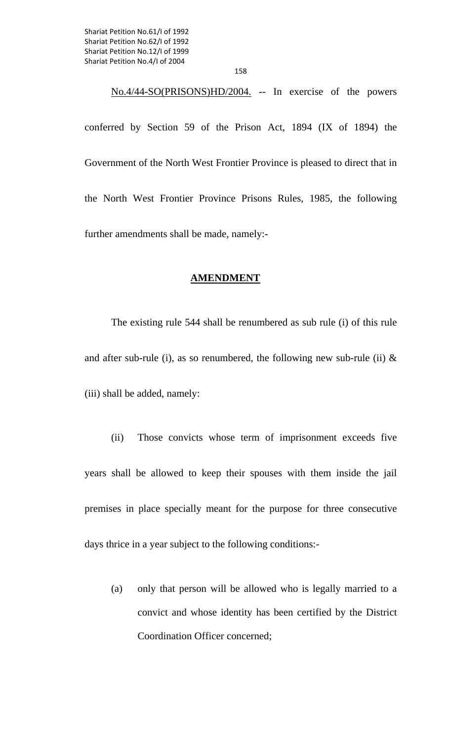No.4/44-SO(PRISONS)HD/2004. -- In exercise of the powers conferred by Section 59 of the Prison Act, 1894 (IX of 1894) the Government of the North West Frontier Province is pleased to direct that in the North West Frontier Province Prisons Rules, 1985, the following further amendments shall be made, namely:-

**AMENDMENT**

The existing rule 544 shall be renumbered as sub rule (i) of this rule and after sub-rule (i), as so renumbered, the following new sub-rule (ii) & (iii) shall be added, namely:

(ii) Those convicts whose term of imprisonment exceeds five years shall be allowed to keep their spouses with them inside the jail premises in place specially meant for the purpose for three consecutive days thrice in a year subject to the following conditions:-

(a) only that person will be allowed who is legally married to a convict and whose identity has been certified by the District Coordination Officer concerned;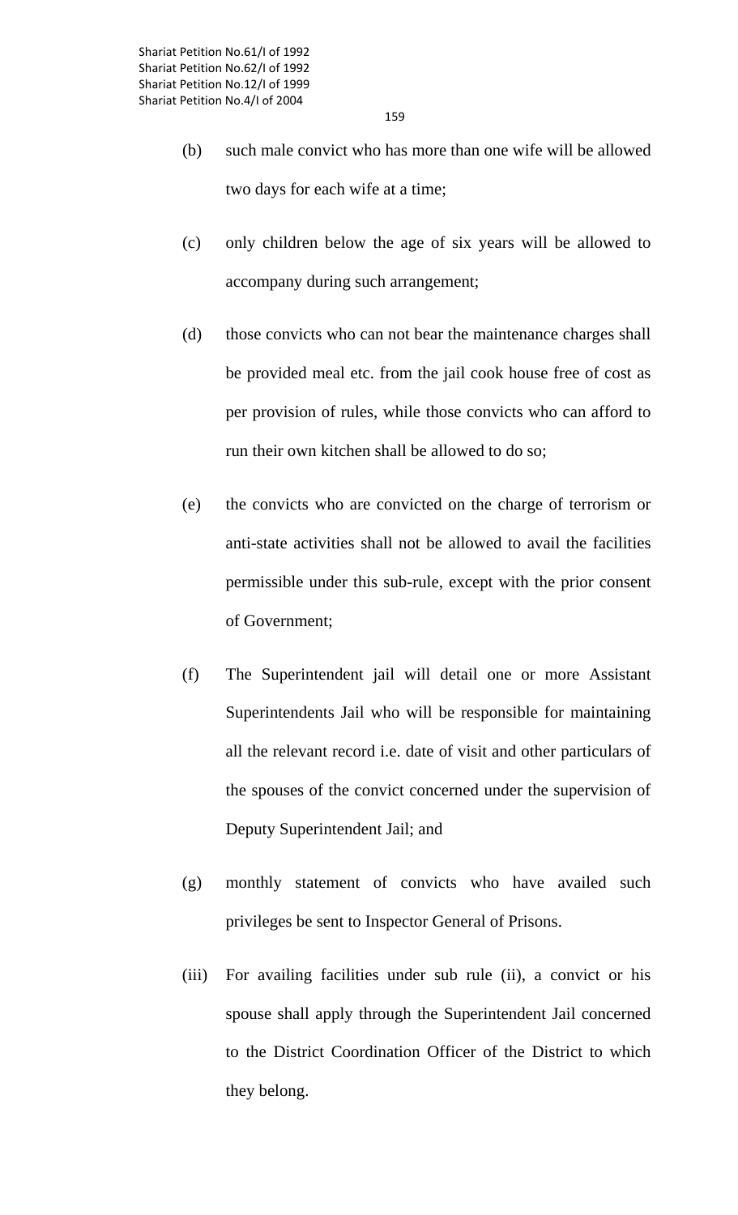(b) such male convict who has more than one wife will be allowed two days for each wife at a time;

(c) only children below the age of six years will be allowed to accompany during such arrangement;

(d) those convicts who can not bear the maintenance charges shall be provided meal etc. from the jail cook house free of cost as per provision of rules, while those convicts who can afford to run their own kitchen shall be allowed to do so;

(e) the convicts who are convicted on the charge of terrorism or anti-state activities shall not be allowed to avail the facilities permissible under this sub-rule, except with the prior consent of Government;

(f) The Superintendent jail will detail one or more Assistant Superintendents Jail who will be responsible for maintaining all the relevant record i.e. date of visit and other particulars of the spouses of the convict concerned under the supervision of Deputy Superintendent Jail; and

(g) monthly statement of convicts who have availed such privileges be sent to Inspector General of Prisons.

(iii) For availing facilities under sub rule (ii), a convict or his spouse shall apply through the Superintendent Jail concerned to the District Coordination Officer of the District to which they belong.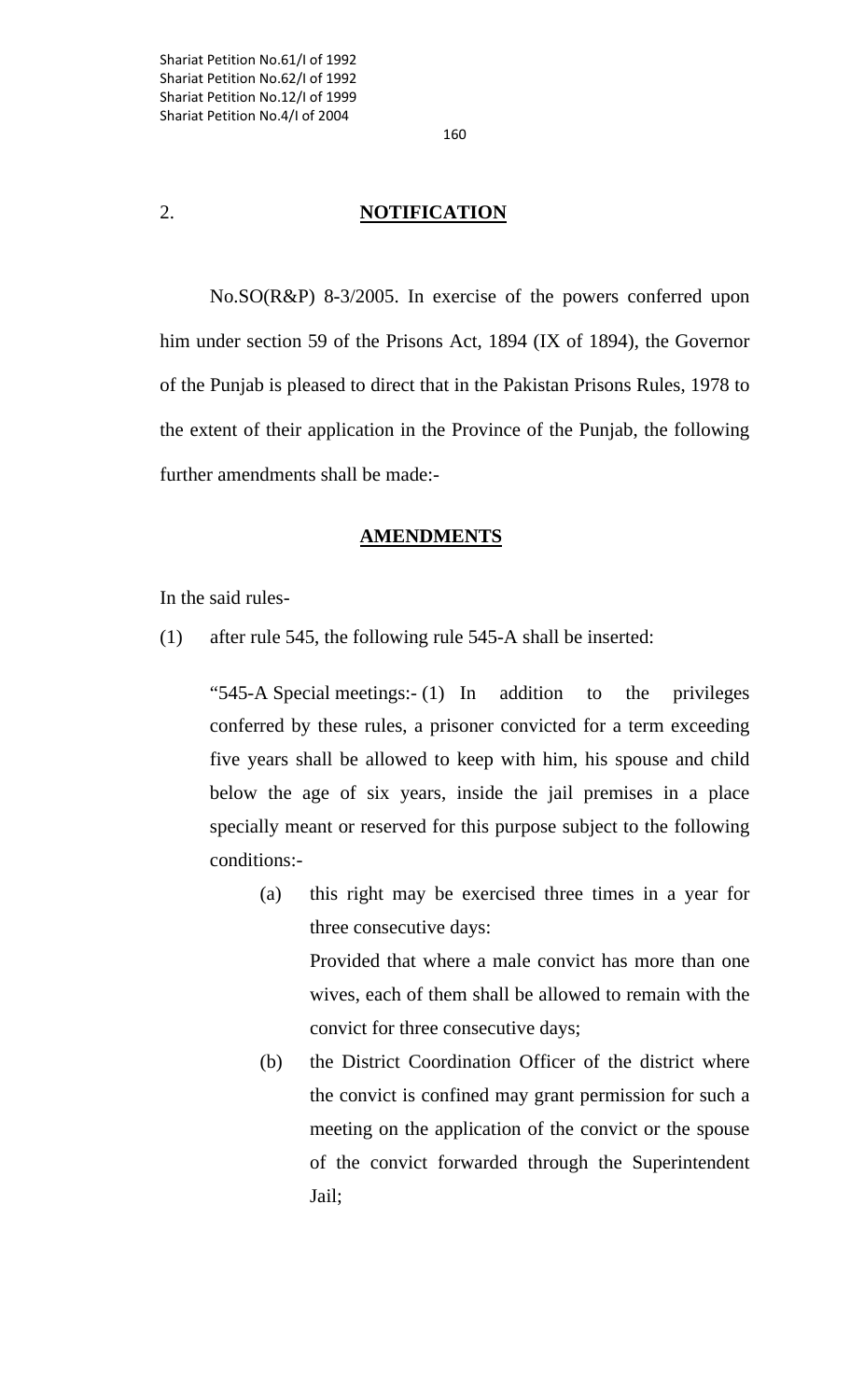2. **NOTIFICATION**

No.SO(R&P) 8-3/2005. In exercise of the powers conferred upon him under section 59 of the Prisons Act, 1894 (IX of 1894), the Governor of the Punjab is pleased to direct that in the Pakistan Prisons Rules, 1978 to the extent of their application in the Province of the Punjab, the following further amendments shall be made:-

**AMENDMENTS**

In the said rules-

(1) after rule 545, the following rule 545-A shall be inserted:

"545-A Special meetings:- (1) In addition to the privileges conferred by these rules, a prisoner convicted for a term exceeding five years shall be allowed to keep with him, his spouse and child below the age of six years, inside the jail premises in a place specially meant or reserved for this purpose subject to the following conditions:-

(a) this right may be exercised three times in a year for three consecutive days:

Provided that where a male convict has more than one wives, each of them shall be allowed to remain with the convict for three consecutive days;

(b) the District Coordination Officer of the district where the convict is confined may grant permission for such a meeting on the application of the convict or the spouse of the convict forwarded through the Superintendent Jail;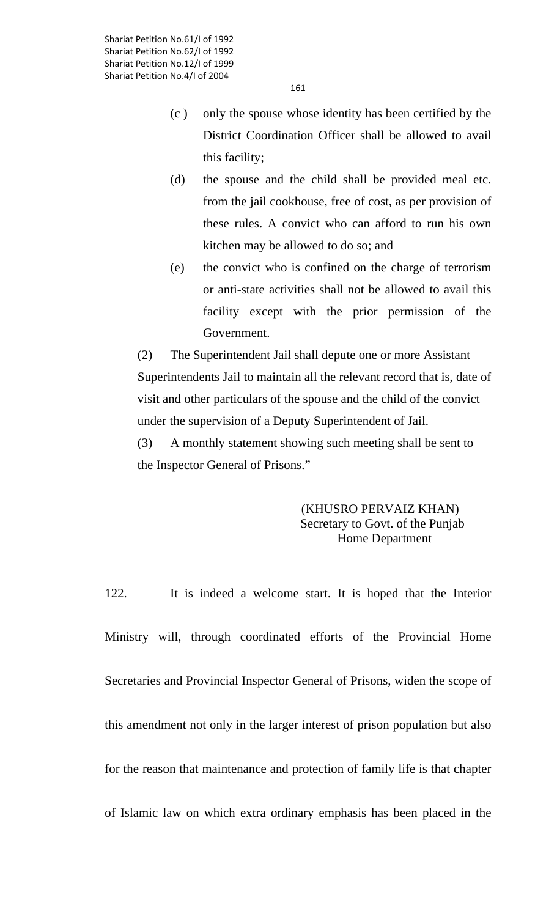(c ) only the spouse whose identity has been certified by the District Coordination Officer shall be allowed to avail this facility;

(d) the spouse and the child shall be provided meal etc. from the jail cookhouse, free of cost, as per provision of these rules. A convict who can afford to run his own kitchen may be allowed to do so; and

(e) the convict who is confined on the charge of terrorism or anti-state activities shall not be allowed to avail this facility except with the prior permission of the Government.

(2) The Superintendent Jail shall depute one or more Assistant Superintendents Jail to maintain all the relevant record that is, date of visit and other particulars of the spouse and the child of the convict under the supervision of a Deputy Superintendent of Jail.

(3) A monthly statement showing such meeting shall be sent to the Inspector General of Prisons."

(KHUSRO PERVAIZ KHAN)
Secretary to Govt. of the Punjab
Home Department

122. It is indeed a welcome start. It is hoped that the Interior Ministry will, through coordinated efforts of the Provincial Home Secretaries and Provincial Inspector General of Prisons, widen the scope of this amendment not only in the larger interest of prison population but also for the reason that maintenance and protection of family life is that chapter of Islamic law on which extra ordinary emphasis has been placed in the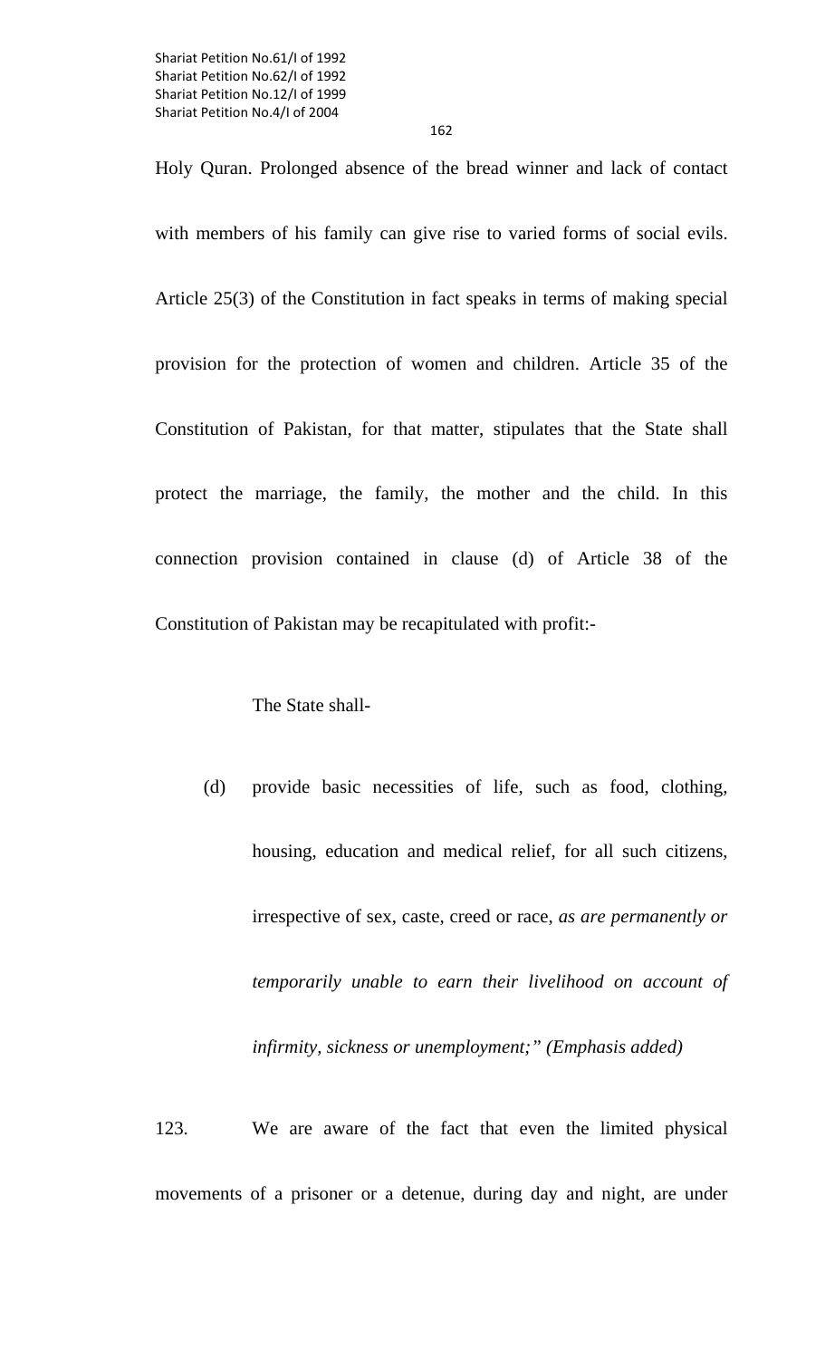Holy Quran. Prolonged absence of the bread winner and lack of contact with members of his family can give rise to varied forms of social evils. Article 25(3) of the Constitution in fact speaks in terms of making special provision for the protection of women and children. Article 35 of the Constitution of Pakistan, for that matter, stipulates that the State shall protect the marriage, the family, the mother and the child. In this connection provision contained in clause (d) of Article 38 of the Constitution of Pakistan may be recapitulated with profit:-

> The State shall-
>
> (d) provide basic necessities of life, such as food, clothing, housing, education and medical relief, for all such citizens, irrespective of sex, caste, creed or race, *as are permanently or temporarily unable to earn their livelihood on account of infirmity, sickness or unemployment;" (Emphasis added)*

123. We are aware of the fact that even the limited physical movements of a prisoner or a detenue, during day and night, are under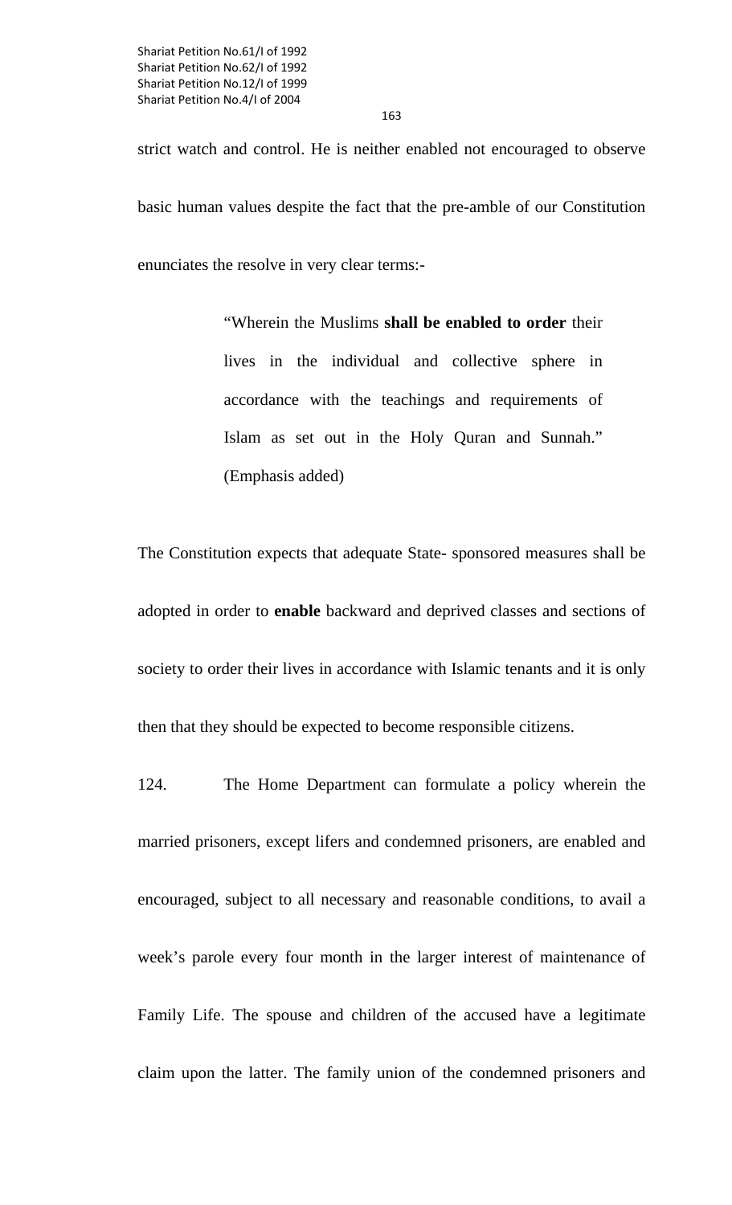strict watch and control. He is neither enabled not encouraged to observe basic human values despite the fact that the pre-amble of our Constitution enunciates the resolve in very clear terms:-

> "Wherein the Muslims **shall be enabled to order** their lives in the individual and collective sphere in accordance with the teachings and requirements of Islam as set out in the Holy Quran and Sunnah." (Emphasis added)

The Constitution expects that adequate State- sponsored measures shall be adopted in order to **enable** backward and deprived classes and sections of society to order their lives in accordance with Islamic tenants and it is only then that they should be expected to become responsible citizens.

124. The Home Department can formulate a policy wherein the married prisoners, except lifers and condemned prisoners, are enabled and encouraged, subject to all necessary and reasonable conditions, to avail a week's parole every four month in the larger interest of maintenance of Family Life. The spouse and children of the accused have a legitimate claim upon the latter. The family union of the condemned prisoners and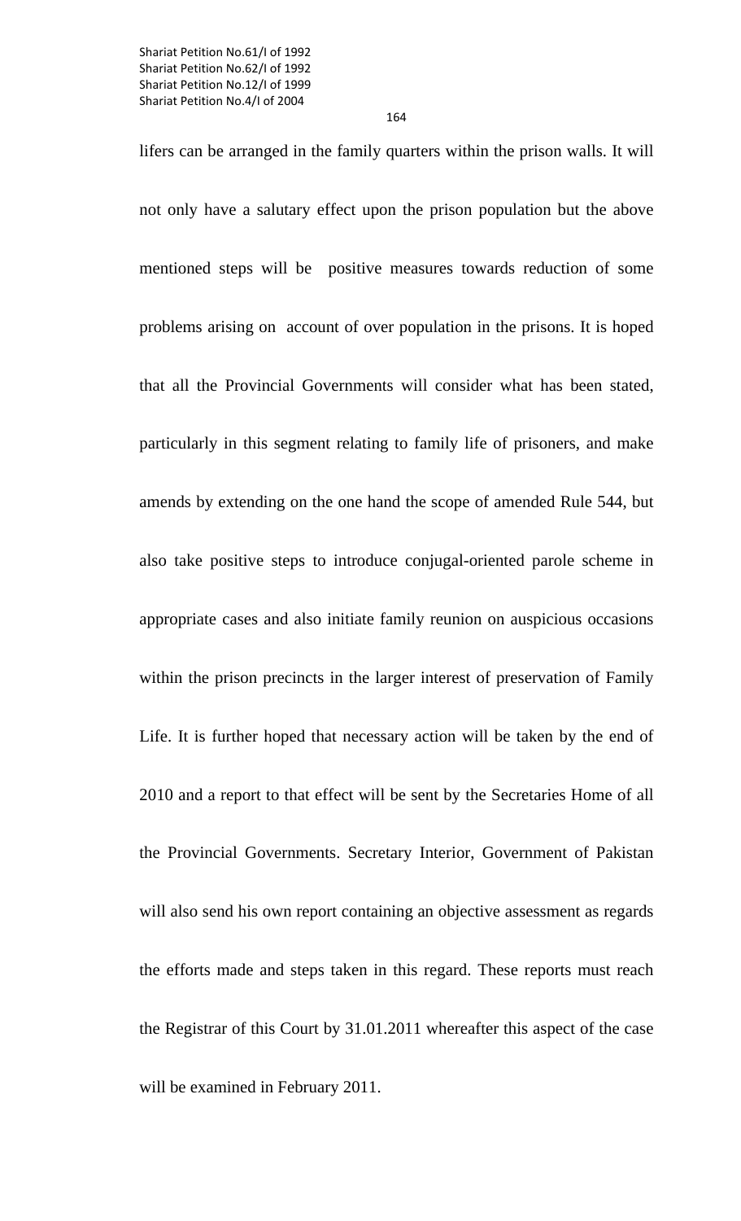lifers can be arranged in the family quarters within the prison walls. It will not only have a salutary effect upon the prison population but the above mentioned steps will be positive measures towards reduction of some problems arising on account of over population in the prisons. It is hoped that all the Provincial Governments will consider what has been stated, particularly in this segment relating to family life of prisoners, and make amends by extending on the one hand the scope of amended Rule 544, but also take positive steps to introduce conjugal-oriented parole scheme in appropriate cases and also initiate family reunion on auspicious occasions within the prison precincts in the larger interest of preservation of Family Life. It is further hoped that necessary action will be taken by the end of 2010 and a report to that effect will be sent by the Secretaries Home of all the Provincial Governments. Secretary Interior, Government of Pakistan will also send his own report containing an objective assessment as regards the efforts made and steps taken in this regard. These reports must reach the Registrar of this Court by 31.01.2011 whereafter this aspect of the case will be examined in February 2011.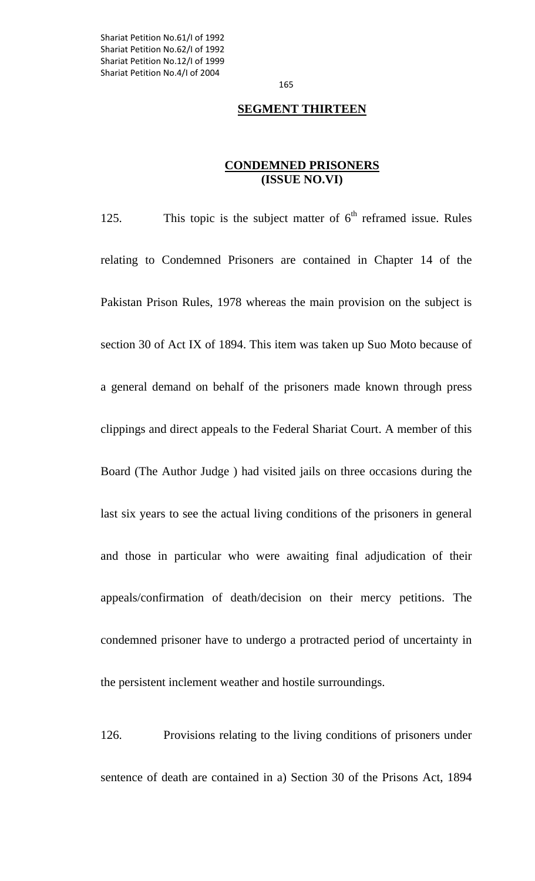## SEGMENT THIRTEEN

### CONDEMNED PRISONERS
### (ISSUE NO.VI)

125. This topic is the subject matter of 6th reframed issue. Rules relating to Condemned Prisoners are contained in Chapter 14 of the Pakistan Prison Rules, 1978 whereas the main provision on the subject is section 30 of Act IX of 1894. This item was taken up Suo Moto because of a general demand on behalf of the prisoners made known through press clippings and direct appeals to the Federal Shariat Court. A member of this Board (The Author Judge ) had visited jails on three occasions during the last six years to see the actual living conditions of the prisoners in general and those in particular who were awaiting final adjudication of their appeals/confirmation of death/decision on their mercy petitions. The condemned prisoner have to undergo a protracted period of uncertainty in the persistent inclement weather and hostile surroundings.

126. Provisions relating to the living conditions of prisoners under sentence of death are contained in a) Section 30 of the Prisons Act, 1894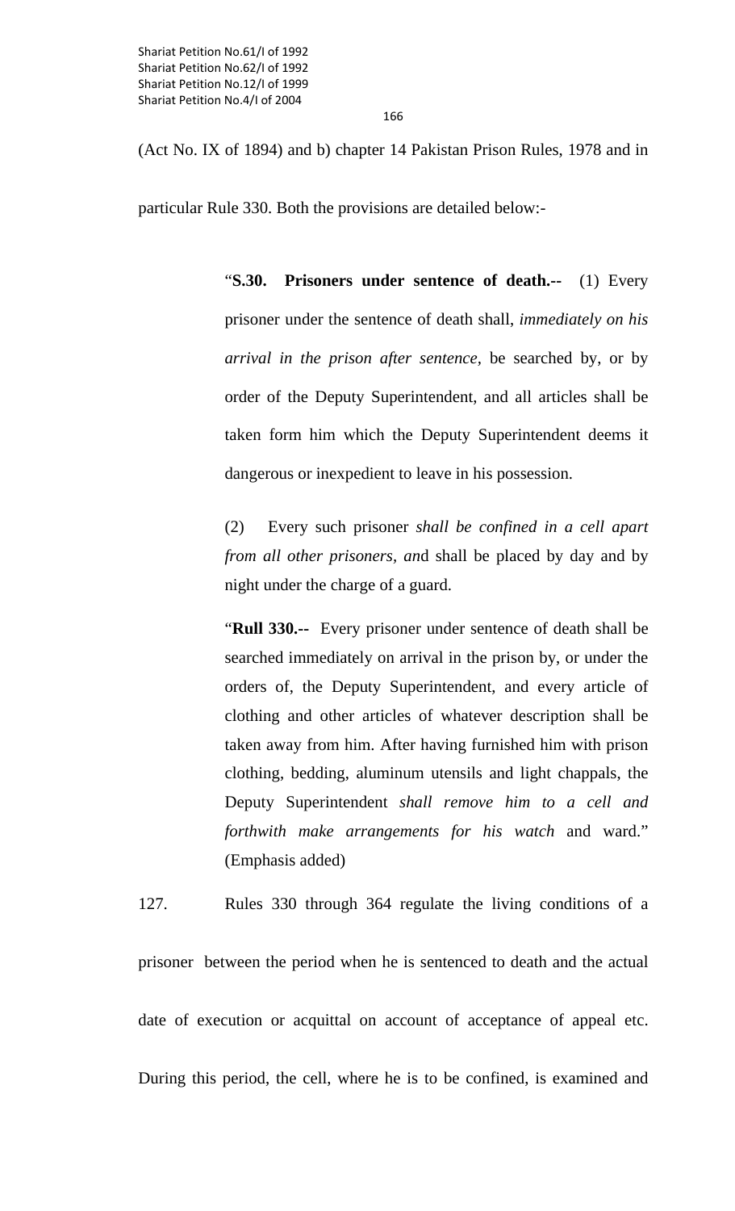(Act No. IX of 1894) and b) chapter 14 Pakistan Prison Rules, 1978 and in particular Rule 330. Both the provisions are detailed below:-

> "**S.30. Prisoners under sentence of death.--** (1) Every prisoner under the sentence of death shall, *immediately on his arrival in the prison after sentence*, be searched by, or by order of the Deputy Superintendent, and all articles shall be taken form him which the Deputy Superintendent deems it dangerous or inexpedient to leave in his possession.
>
> (2) Every such prisoner *shall be confined in a cell apart from all other prisoners, an*d shall be placed by day and by night under the charge of a guard.
>
> "**Rull 330.--** Every prisoner under sentence of death shall be searched immediately on arrival in the prison by, or under the orders of, the Deputy Superintendent, and every article of clothing and other articles of whatever description shall be taken away from him. After having furnished him with prison clothing, bedding, aluminum utensils and light chappals, the Deputy Superintendent *shall remove him to a cell and forthwith make arrangements for his watch* and ward." (Emphasis added)

127. Rules 330 through 364 regulate the living conditions of a prisoner between the period when he is sentenced to death and the actual date of execution or acquittal on account of acceptance of appeal etc. During this period, the cell, where he is to be confined, is examined and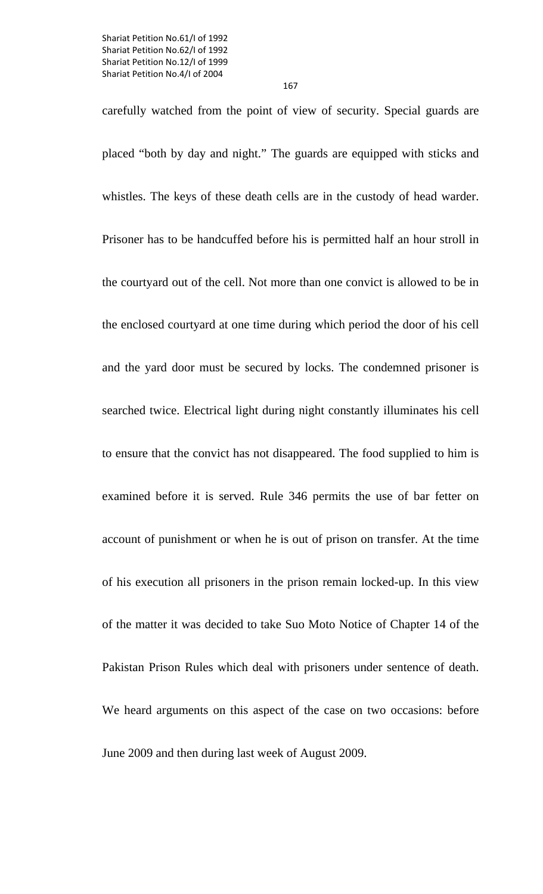carefully watched from the point of view of security. Special guards are placed "both by day and night." The guards are equipped with sticks and whistles. The keys of these death cells are in the custody of head warder. Prisoner has to be handcuffed before his is permitted half an hour stroll in the courtyard out of the cell. Not more than one convict is allowed to be in the enclosed courtyard at one time during which period the door of his cell and the yard door must be secured by locks. The condemned prisoner is searched twice. Electrical light during night constantly illuminates his cell to ensure that the convict has not disappeared. The food supplied to him is examined before it is served. Rule 346 permits the use of bar fetter on account of punishment or when he is out of prison on transfer. At the time of his execution all prisoners in the prison remain locked-up. In this view of the matter it was decided to take Suo Moto Notice of Chapter 14 of the Pakistan Prison Rules which deal with prisoners under sentence of death. We heard arguments on this aspect of the case on two occasions: before June 2009 and then during last week of August 2009.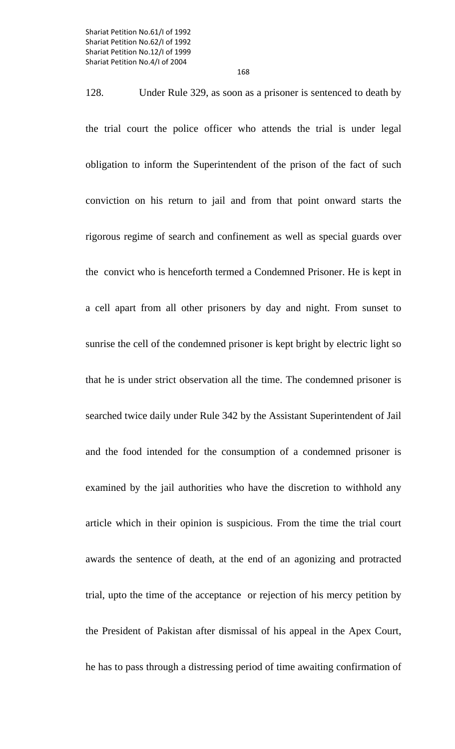128. Under Rule 329, as soon as a prisoner is sentenced to death by the trial court the police officer who attends the trial is under legal obligation to inform the Superintendent of the prison of the fact of such conviction on his return to jail and from that point onward starts the rigorous regime of search and confinement as well as special guards over the convict who is henceforth termed a Condemned Prisoner. He is kept in a cell apart from all other prisoners by day and night. From sunset to sunrise the cell of the condemned prisoner is kept bright by electric light so that he is under strict observation all the time. The condemned prisoner is searched twice daily under Rule 342 by the Assistant Superintendent of Jail and the food intended for the consumption of a condemned prisoner is examined by the jail authorities who have the discretion to withhold any article which in their opinion is suspicious. From the time the trial court awards the sentence of death, at the end of an agonizing and protracted trial, upto the time of the acceptance or rejection of his mercy petition by the President of Pakistan after dismissal of his appeal in the Apex Court, he has to pass through a distressing period of time awaiting confirmation of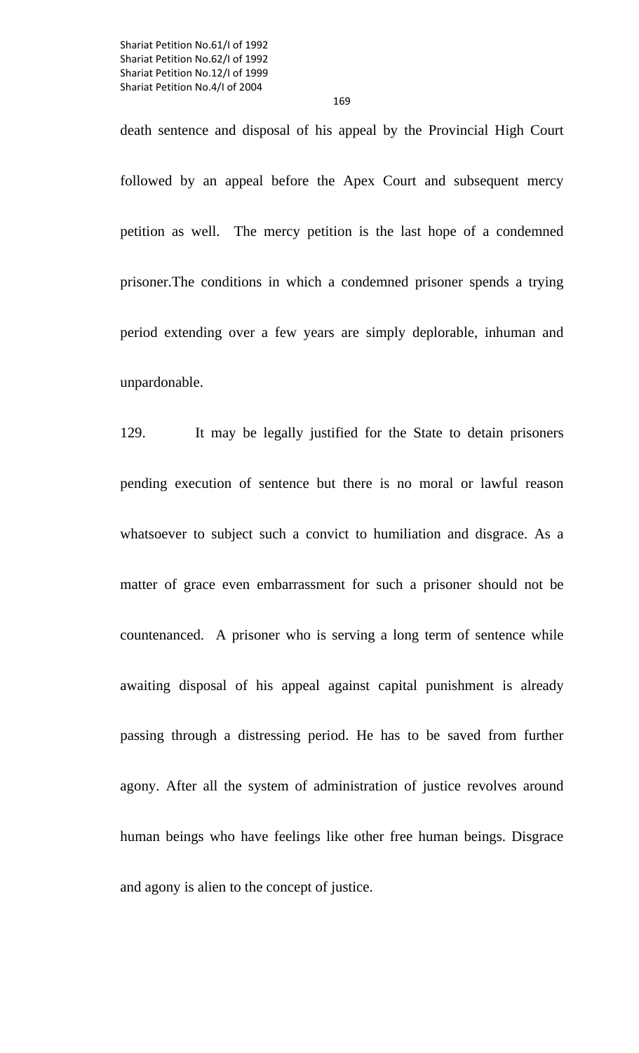death sentence and disposal of his appeal by the Provincial High Court followed by an appeal before the Apex Court and subsequent mercy petition as well. The mercy petition is the last hope of a condemned prisoner.The conditions in which a condemned prisoner spends a trying period extending over a few years are simply deplorable, inhuman and unpardonable.

129. It may be legally justified for the State to detain prisoners pending execution of sentence but there is no moral or lawful reason whatsoever to subject such a convict to humiliation and disgrace. As a matter of grace even embarrassment for such a prisoner should not be countenanced. A prisoner who is serving a long term of sentence while awaiting disposal of his appeal against capital punishment is already passing through a distressing period. He has to be saved from further agony. After all the system of administration of justice revolves around human beings who have feelings like other free human beings. Disgrace and agony is alien to the concept of justice.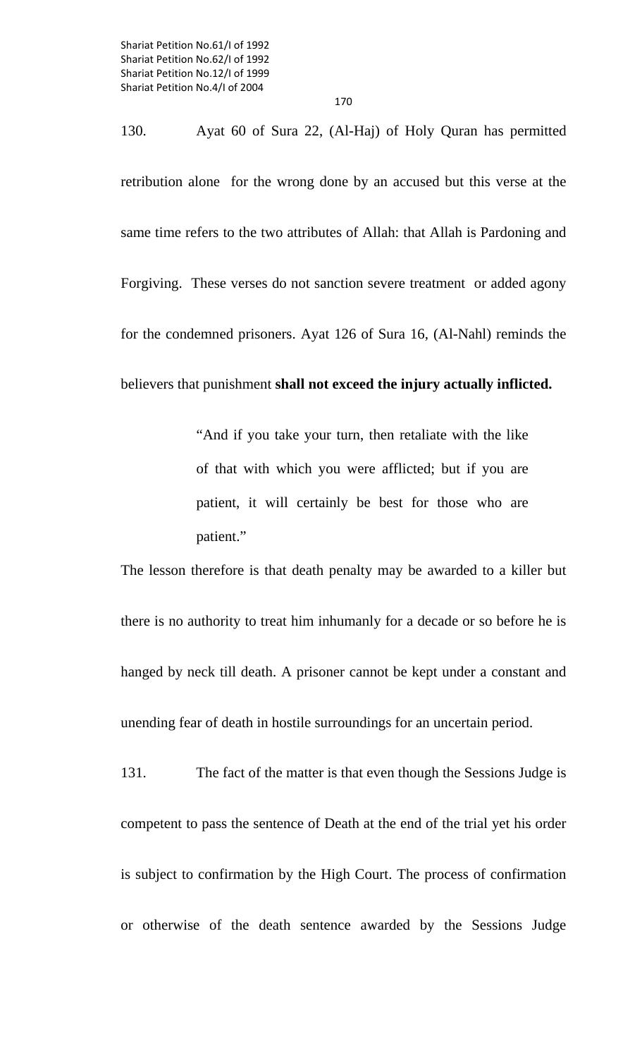130. Ayat 60 of Sura 22, (Al-Haj) of Holy Quran has permitted retribution alone for the wrong done by an accused but this verse at the same time refers to the two attributes of Allah: that Allah is Pardoning and Forgiving. These verses do not sanction severe treatment or added agony for the condemned prisoners. Ayat 126 of Sura 16, (Al-Nahl) reminds the believers that punishment **shall not exceed the injury actually inflicted.**

> "And if you take your turn, then retaliate with the like of that with which you were afflicted; but if you are patient, it will certainly be best for those who are patient."

The lesson therefore is that death penalty may be awarded to a killer but there is no authority to treat him inhumanly for a decade or so before he is hanged by neck till death. A prisoner cannot be kept under a constant and unending fear of death in hostile surroundings for an uncertain period.

131. The fact of the matter is that even though the Sessions Judge is competent to pass the sentence of Death at the end of the trial yet his order is subject to confirmation by the High Court. The process of confirmation or otherwise of the death sentence awarded by the Sessions Judge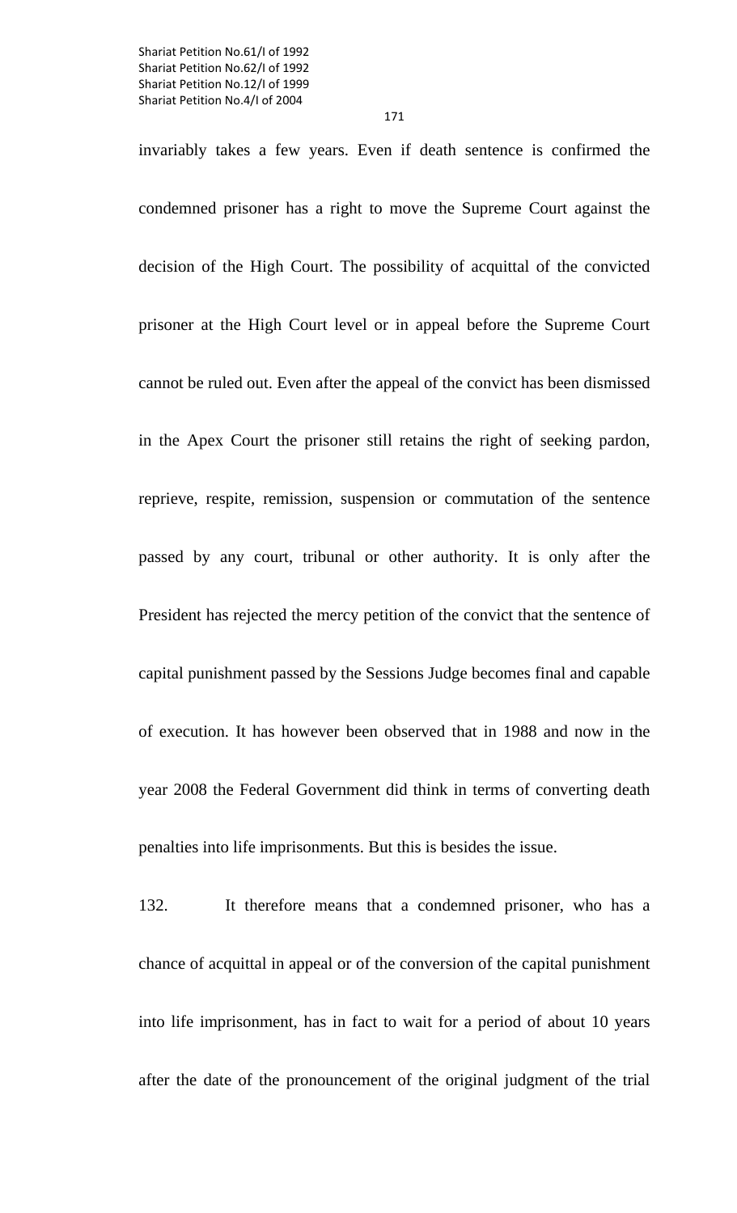invariably takes a few years. Even if death sentence is confirmed the condemned prisoner has a right to move the Supreme Court against the decision of the High Court. The possibility of acquittal of the convicted prisoner at the High Court level or in appeal before the Supreme Court cannot be ruled out. Even after the appeal of the convict has been dismissed in the Apex Court the prisoner still retains the right of seeking pardon, reprieve, respite, remission, suspension or commutation of the sentence passed by any court, tribunal or other authority. It is only after the President has rejected the mercy petition of the convict that the sentence of capital punishment passed by the Sessions Judge becomes final and capable of execution. It has however been observed that in 1988 and now in the year 2008 the Federal Government did think in terms of converting death penalties into life imprisonments. But this is besides the issue.

132. It therefore means that a condemned prisoner, who has a chance of acquittal in appeal or of the conversion of the capital punishment into life imprisonment, has in fact to wait for a period of about 10 years after the date of the pronouncement of the original judgment of the trial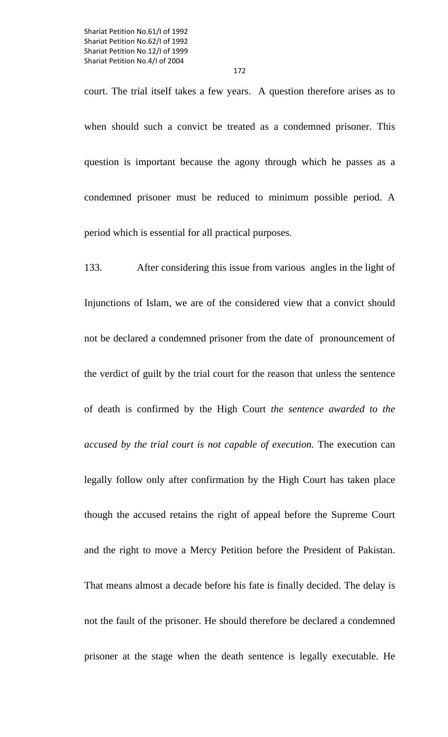court. The trial itself takes a few years. A question therefore arises as to when should such a convict be treated as a condemned prisoner. This question is important because the agony through which he passes as a condemned prisoner must be reduced to minimum possible period. A period which is essential for all practical purposes.

133. After considering this issue from various angles in the light of Injunctions of Islam, we are of the considered view that a convict should not be declared a condemned prisoner from the date of pronouncement of the verdict of guilt by the trial court for the reason that unless the sentence of death is confirmed by the High Court *the sentence awarded to the accused by the trial court is not capable of execution.* The execution can legally follow only after confirmation by the High Court has taken place though the accused retains the right of appeal before the Supreme Court and the right to move a Mercy Petition before the President of Pakistan. That means almost a decade before his fate is finally decided. The delay is not the fault of the prisoner. He should therefore be declared a condemned prisoner at the stage when the death sentence is legally executable. He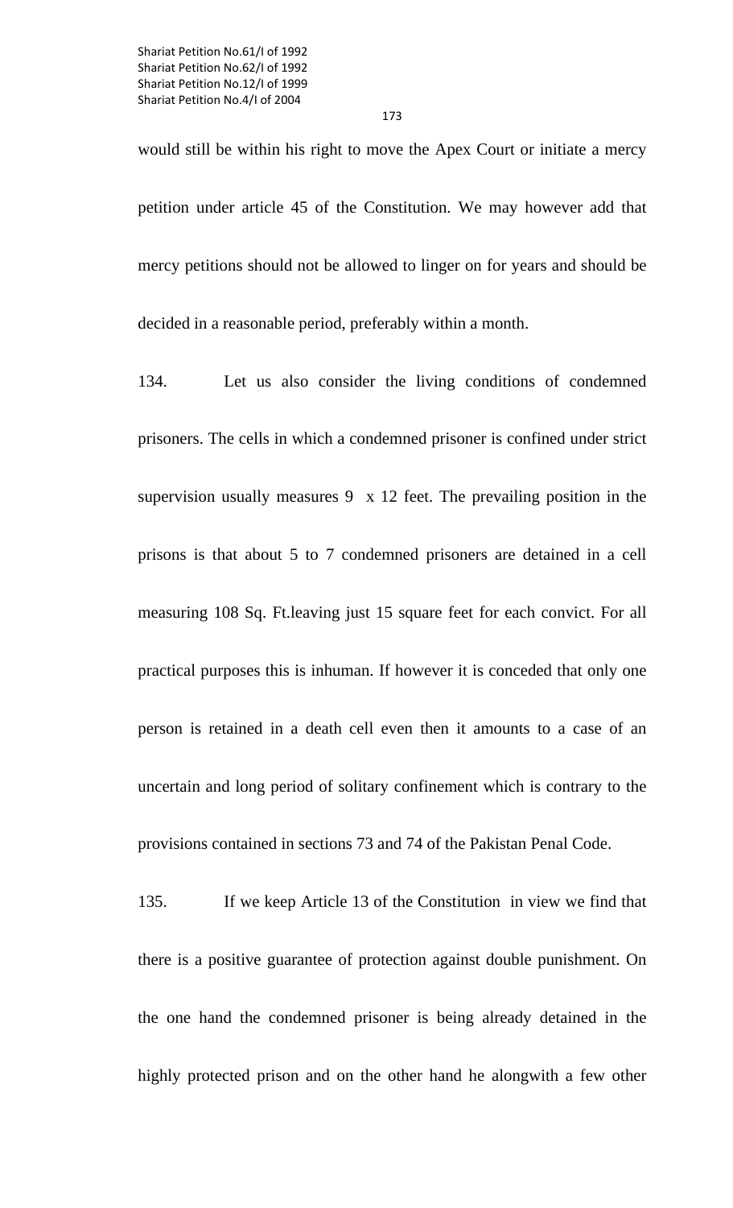would still be within his right to move the Apex Court or initiate a mercy petition under article 45 of the Constitution. We may however add that mercy petitions should not be allowed to linger on for years and should be decided in a reasonable period, preferably within a month.

134. Let us also consider the living conditions of condemned prisoners. The cells in which a condemned prisoner is confined under strict supervision usually measures 9 x 12 feet. The prevailing position in the prisons is that about 5 to 7 condemned prisoners are detained in a cell measuring 108 Sq. Ft.leaving just 15 square feet for each convict. For all practical purposes this is inhuman. If however it is conceded that only one person is retained in a death cell even then it amounts to a case of an uncertain and long period of solitary confinement which is contrary to the provisions contained in sections 73 and 74 of the Pakistan Penal Code.

135. If we keep Article 13 of the Constitution in view we find that there is a positive guarantee of protection against double punishment. On the one hand the condemned prisoner is being already detained in the highly protected prison and on the other hand he alongwith a few other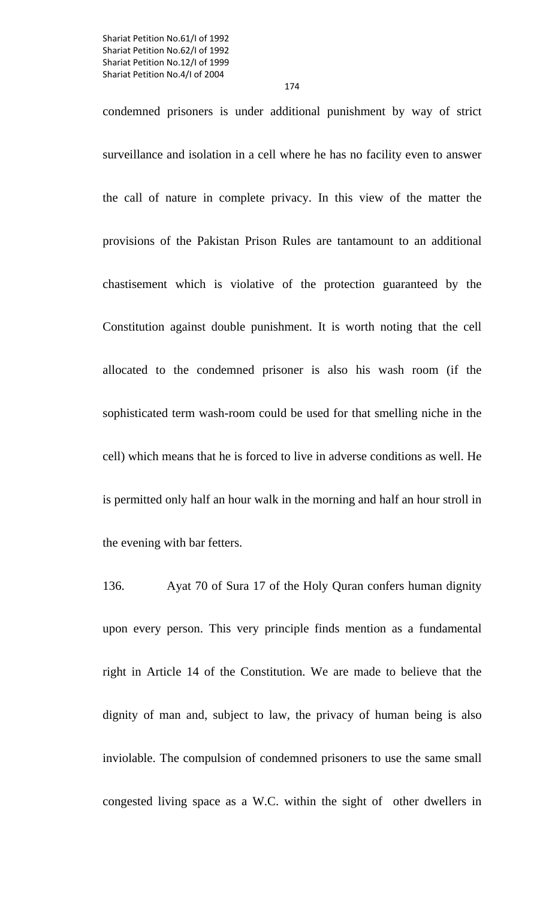condemned prisoners is under additional punishment by way of strict surveillance and isolation in a cell where he has no facility even to answer the call of nature in complete privacy. In this view of the matter the provisions of the Pakistan Prison Rules are tantamount to an additional chastisement which is violative of the protection guaranteed by the Constitution against double punishment. It is worth noting that the cell allocated to the condemned prisoner is also his wash room (if the sophisticated term wash-room could be used for that smelling niche in the cell) which means that he is forced to live in adverse conditions as well. He is permitted only half an hour walk in the morning and half an hour stroll in the evening with bar fetters.

136. Ayat 70 of Sura 17 of the Holy Quran confers human dignity upon every person. This very principle finds mention as a fundamental right in Article 14 of the Constitution. We are made to believe that the dignity of man and, subject to law, the privacy of human being is also inviolable. The compulsion of condemned prisoners to use the same small congested living space as a W.C. within the sight of other dwellers in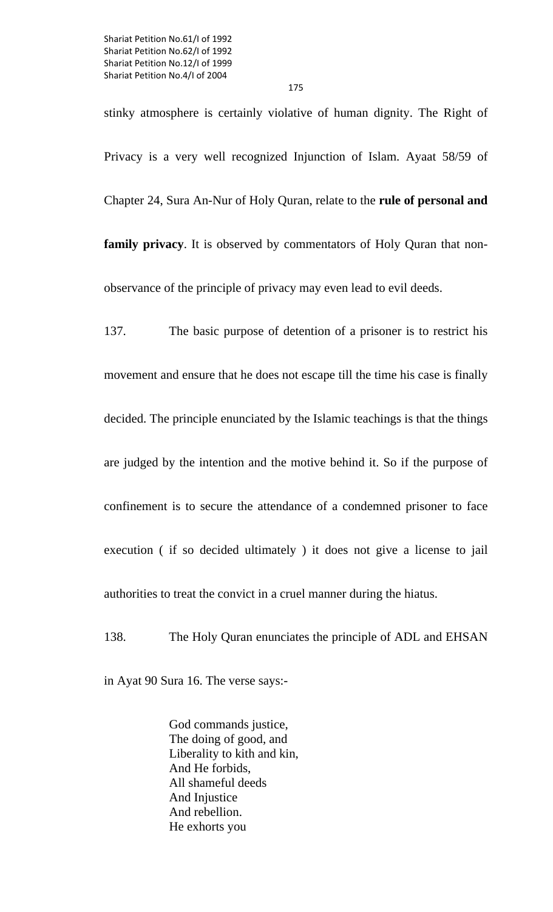stinky atmosphere is certainly violative of human dignity. The Right of Privacy is a very well recognized Injunction of Islam. Ayaat 58/59 of Chapter 24, Sura An-Nur of Holy Quran, relate to the **rule of personal and family privacy**. It is observed by commentators of Holy Quran that non-observance of the principle of privacy may even lead to evil deeds.

137. The basic purpose of detention of a prisoner is to restrict his movement and ensure that he does not escape till the time his case is finally decided. The principle enunciated by the Islamic teachings is that the things are judged by the intention and the motive behind it. So if the purpose of confinement is to secure the attendance of a condemned prisoner to face execution ( if so decided ultimately ) it does not give a license to jail authorities to treat the convict in a cruel manner during the hiatus.

138. The Holy Quran enunciates the principle of ADL and EHSAN in Ayat 90 Sura 16. The verse says:-

> God commands justice,
> The doing of good, and
> Liberality to kith and kin,
> And He forbids,
> All shameful deeds
> And Injustice
> And rebellion.
> He exhorts you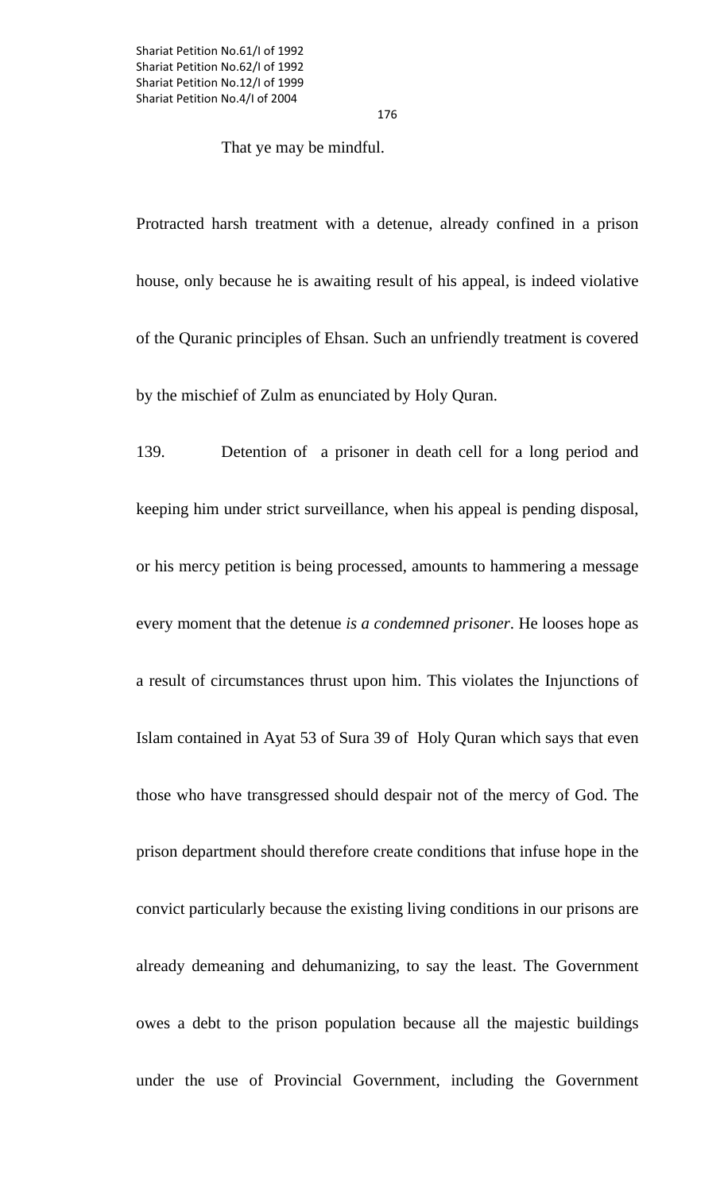That ye may be mindful.

Protracted harsh treatment with a detenue, already confined in a prison house, only because he is awaiting result of his appeal, is indeed violative of the Quranic principles of Ehsan. Such an unfriendly treatment is covered by the mischief of Zulm as enunciated by Holy Quran.

139. Detention of a prisoner in death cell for a long period and keeping him under strict surveillance, when his appeal is pending disposal, or his mercy petition is being processed, amounts to hammering a message every moment that the detenue *is a condemned prisoner*. He looses hope as a result of circumstances thrust upon him. This violates the Injunctions of Islam contained in Ayat 53 of Sura 39 of Holy Quran which says that even those who have transgressed should despair not of the mercy of God. The prison department should therefore create conditions that infuse hope in the convict particularly because the existing living conditions in our prisons are already demeaning and dehumanizing, to say the least. The Government owes a debt to the prison population because all the majestic buildings under the use of Provincial Government, including the Government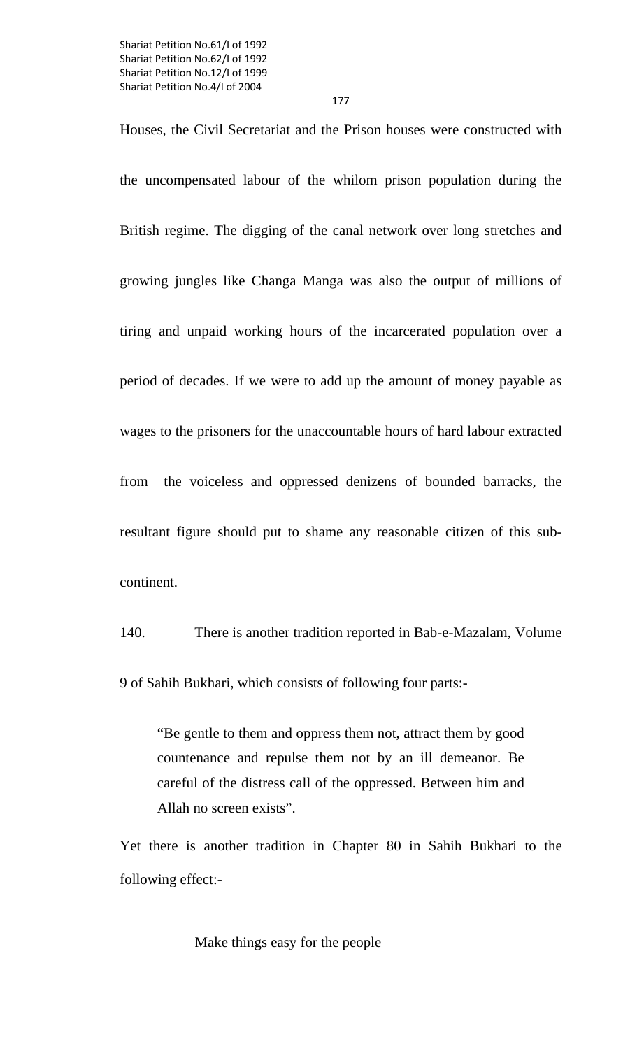Houses, the Civil Secretariat and the Prison houses were constructed with the uncompensated labour of the whilom prison population during the British regime. The digging of the canal network over long stretches and growing jungles like Changa Manga was also the output of millions of tiring and unpaid working hours of the incarcerated population over a period of decades. If we were to add up the amount of money payable as wages to the prisoners for the unaccountable hours of hard labour extracted from the voiceless and oppressed denizens of bounded barracks, the resultant figure should put to shame any reasonable citizen of this sub-continent.

140. There is another tradition reported in Bab-e-Mazalam, Volume 9 of Sahih Bukhari, which consists of following four parts:-

> "Be gentle to them and oppress them not, attract them by good countenance and repulse them not by an ill demeanor. Be careful of the distress call of the oppressed. Between him and Allah no screen exists".

Yet there is another tradition in Chapter 80 in Sahih Bukhari to the following effect:-

> Make things easy for the people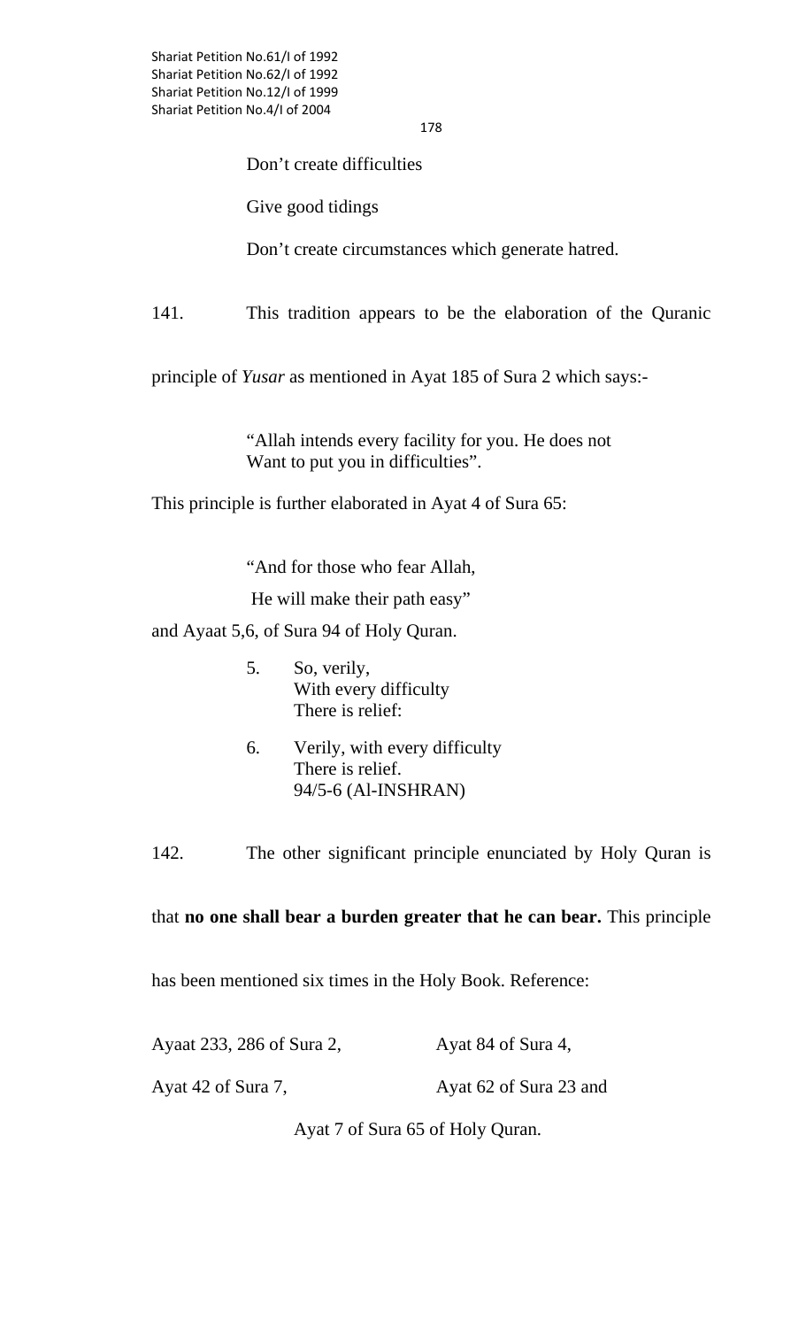Don't create difficulties

Give good tidings

Don't create circumstances which generate hatred.

141. This tradition appears to be the elaboration of the Quranic principle of *Yusar* as mentioned in Ayat 185 of Sura 2 which says:-

> "Allah intends every facility for you. He does not Want to put you in difficulties".

This principle is further elaborated in Ayat 4 of Sura 65:

> "And for those who fear Allah,
> He will make their path easy"

and Ayaat 5,6, of Sura 94 of Holy Quran.

> 5. So, verily,
> With every difficulty
> There is relief:
>
> 6. Verily, with every difficulty
> There is relief.
> 94/5-6 (Al-INSHRAN)

142. The other significant principle enunciated by Holy Quran is that **no one shall bear a burden greater that he can bear.** This principle has been mentioned six times in the Holy Book. Reference:

Ayaat 233, 286 of Sura 2, Ayat 84 of Sura 4,

Ayat 42 of Sura 7, Ayat 62 of Sura 23 and

Ayat 7 of Sura 65 of Holy Quran.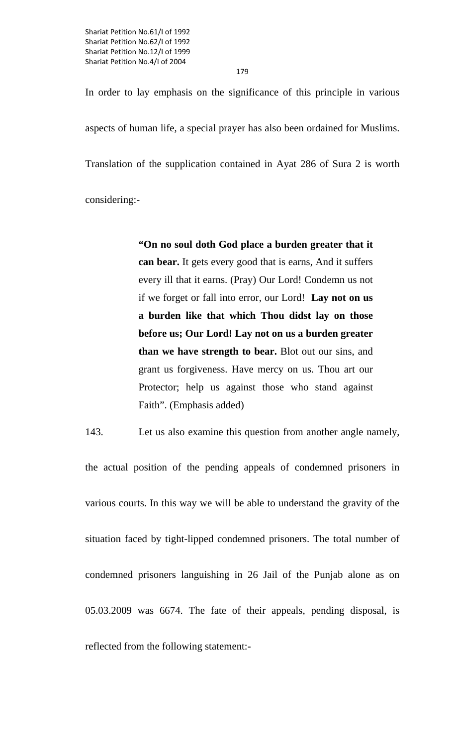In order to lay emphasis on the significance of this principle in various aspects of human life, a special prayer has also been ordained for Muslims. Translation of the supplication contained in Ayat 286 of Sura 2 is worth considering:-

> **"On no soul doth God place a burden greater that it can bear.** It gets every good that is earns, And it suffers every ill that it earns. (Pray) Our Lord! Condemn us not if we forget or fall into error, our Lord! **Lay not on us a burden like that which Thou didst lay on those before us; Our Lord! Lay not on us a burden greater than we have strength to bear.** Blot out our sins, and grant us forgiveness. Have mercy on us. Thou art our Protector; help us against those who stand against Faith". (Emphasis added)

143. Let us also examine this question from another angle namely, the actual position of the pending appeals of condemned prisoners in various courts. In this way we will be able to understand the gravity of the situation faced by tight-lipped condemned prisoners. The total number of condemned prisoners languishing in 26 Jail of the Punjab alone as on 05.03.2009 was 6674. The fate of their appeals, pending disposal, is reflected from the following statement:-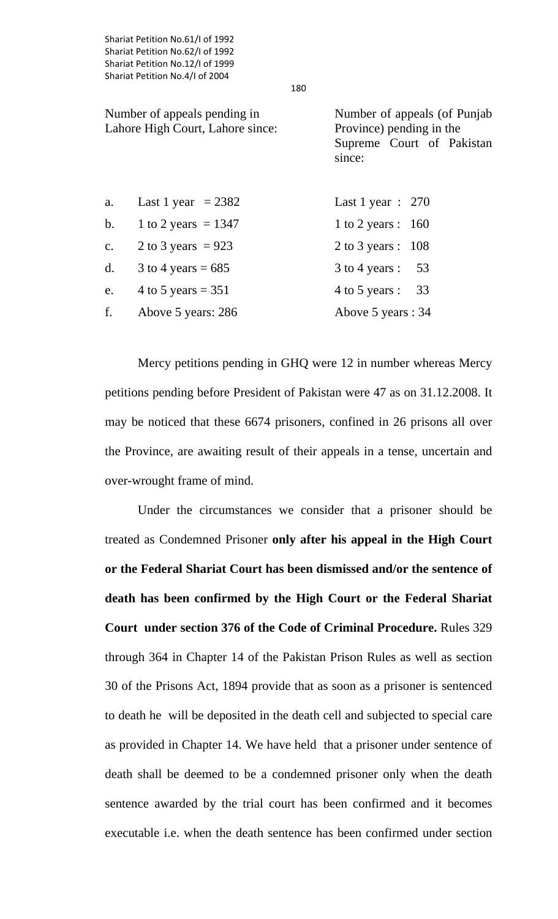| Number of appeals pending in Lahore High Court, Lahore since: | Number of appeals (of Punjab Province) pending in the Supreme Court of Pakistan since: |
|---|---|
| a. Last 1 year = 2382 | Last 1 year : 270 |
| b. 1 to 2 years = 1347 | 1 to 2 years : 160 |
| c. 2 to 3 years = 923 | 2 to 3 years : 108 |
| d. 3 to 4 years = 685 | 3 to 4 years : 53 |
| e. 4 to 5 years = 351 | 4 to 5 years : 33 |
| f. Above 5 years: 286 | Above 5 years : 34 |

Mercy petitions pending in GHQ were 12 in number whereas Mercy petitions pending before President of Pakistan were 47 as on 31.12.2008. It may be noticed that these 6674 prisoners, confined in 26 prisons all over the Province, are awaiting result of their appeals in a tense, uncertain and over-wrought frame of mind.

Under the circumstances we consider that a prisoner should be treated as Condemned Prisoner **only after his appeal in the High Court or the Federal Shariat Court has been dismissed and/or the sentence of death has been confirmed by the High Court or the Federal Shariat Court under section 376 of the Code of Criminal Procedure.** Rules 329 through 364 in Chapter 14 of the Pakistan Prison Rules as well as section 30 of the Prisons Act, 1894 provide that as soon as a prisoner is sentenced to death he will be deposited in the death cell and subjected to special care as provided in Chapter 14. We have held that a prisoner under sentence of death shall be deemed to be a condemned prisoner only when the death sentence awarded by the trial court has been confirmed and it becomes executable i.e. when the death sentence has been confirmed under section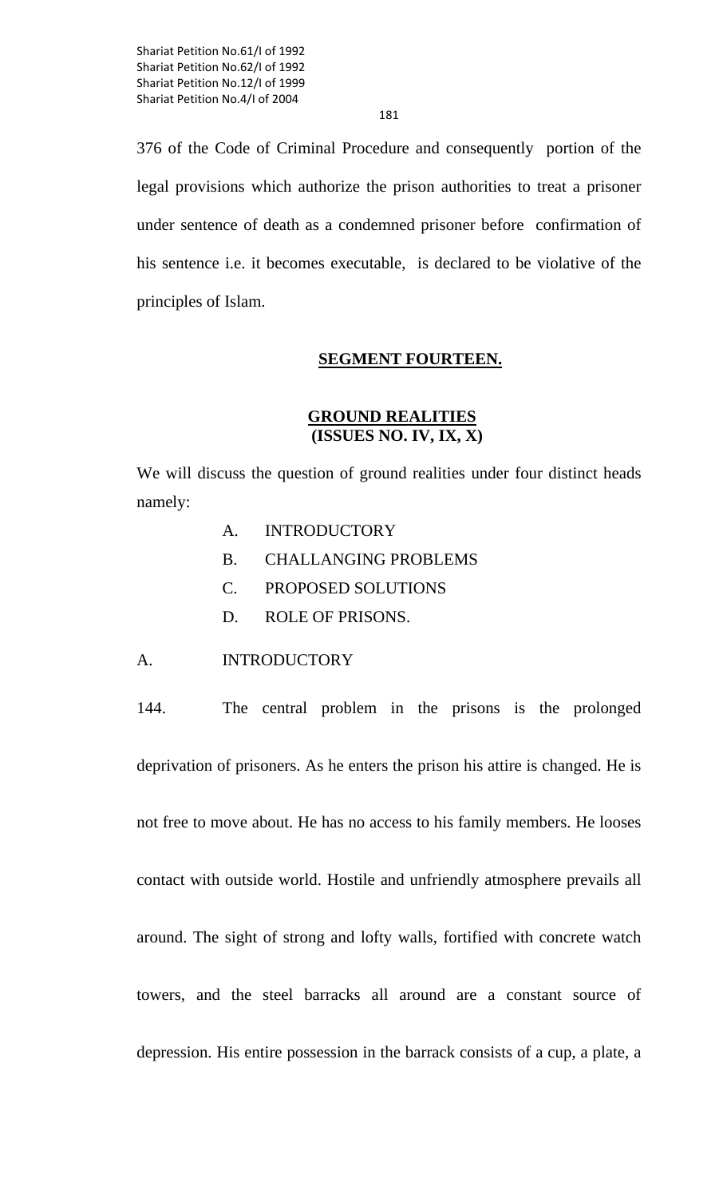376 of the Code of Criminal Procedure and consequently portion of the legal provisions which authorize the prison authorities to treat a prisoner under sentence of death as a condemned prisoner before confirmation of his sentence i.e. it becomes executable, is declared to be violative of the principles of Islam.

## SEGMENT FOURTEEN.

### GROUND REALITIES
### (ISSUES NO. IV, IX, X)

We will discuss the question of ground realities under four distinct heads namely:

- A. INTRODUCTORY
- B. CHALLANGING PROBLEMS
- C. PROPOSED SOLUTIONS
- D. ROLE OF PRISONS.

A. INTRODUCTORY

144. The central problem in the prisons is the prolonged deprivation of prisoners. As he enters the prison his attire is changed. He is not free to move about. He has no access to his family members. He looses contact with outside world. Hostile and unfriendly atmosphere prevails all around. The sight of strong and lofty walls, fortified with concrete watch towers, and the steel barracks all around are a constant source of depression. His entire possession in the barrack consists of a cup, a plate, a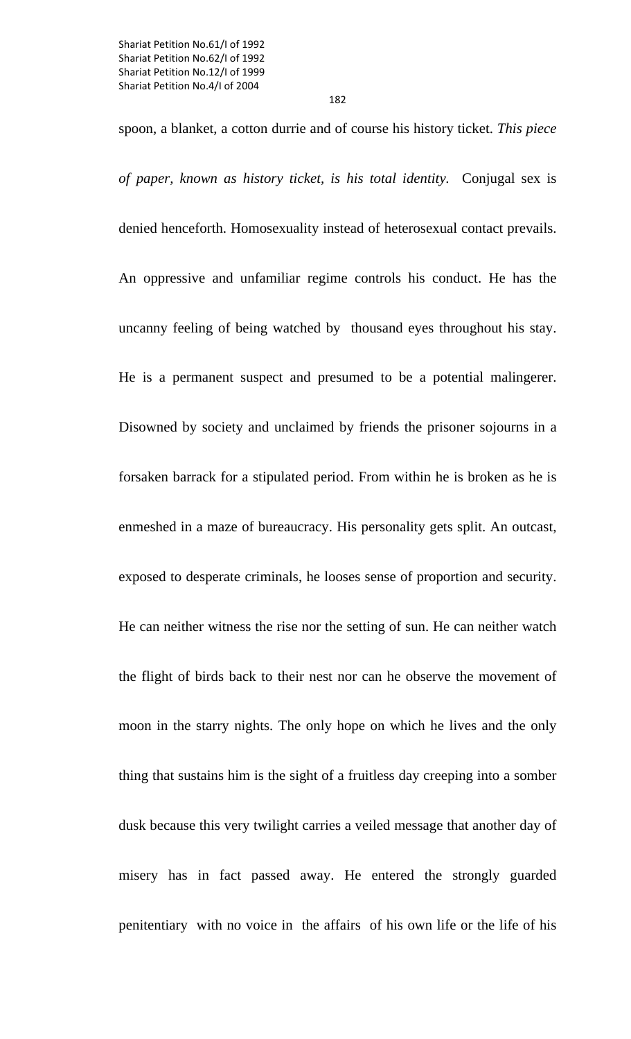spoon, a blanket, a cotton durrie and of course his history ticket. *This piece of paper, known as history ticket, is his total identity.* Conjugal sex is denied henceforth. Homosexuality instead of heterosexual contact prevails. An oppressive and unfamiliar regime controls his conduct. He has the uncanny feeling of being watched by thousand eyes throughout his stay. He is a permanent suspect and presumed to be a potential malingerer. Disowned by society and unclaimed by friends the prisoner sojourns in a forsaken barrack for a stipulated period. From within he is broken as he is enmeshed in a maze of bureaucracy. His personality gets split. An outcast, exposed to desperate criminals, he looses sense of proportion and security. He can neither witness the rise nor the setting of sun. He can neither watch the flight of birds back to their nest nor can he observe the movement of moon in the starry nights. The only hope on which he lives and the only thing that sustains him is the sight of a fruitless day creeping into a somber dusk because this very twilight carries a veiled message that another day of misery has in fact passed away. He entered the strongly guarded penitentiary with no voice in the affairs of his own life or the life of his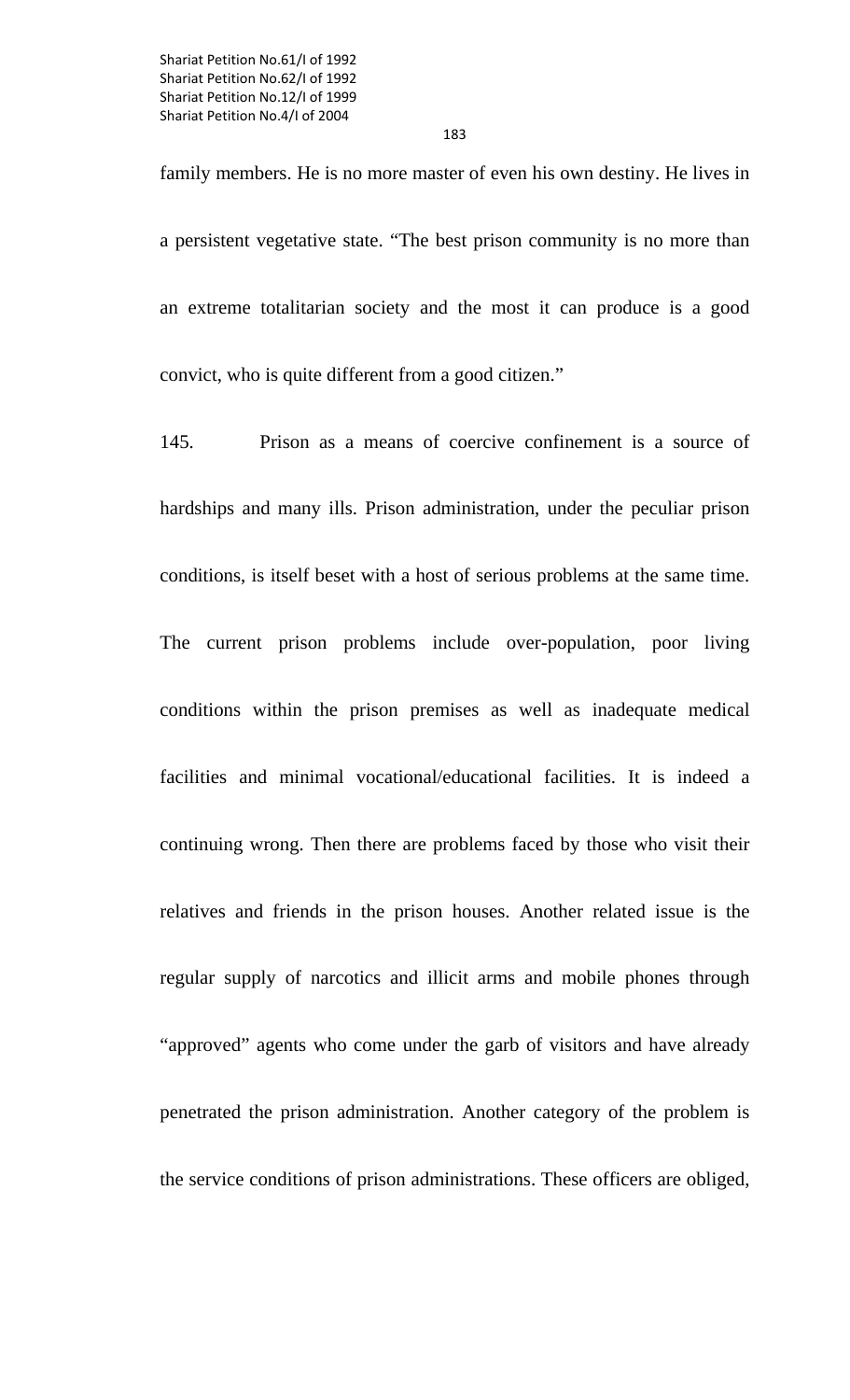family members. He is no more master of even his own destiny. He lives in a persistent vegetative state. "The best prison community is no more than an extreme totalitarian society and the most it can produce is a good convict, who is quite different from a good citizen."

145. Prison as a means of coercive confinement is a source of hardships and many ills. Prison administration, under the peculiar prison conditions, is itself beset with a host of serious problems at the same time. The current prison problems include over-population, poor living conditions within the prison premises as well as inadequate medical facilities and minimal vocational/educational facilities. It is indeed a continuing wrong. Then there are problems faced by those who visit their relatives and friends in the prison houses. Another related issue is the regular supply of narcotics and illicit arms and mobile phones through "approved" agents who come under the garb of visitors and have already penetrated the prison administration. Another category of the problem is the service conditions of prison administrations. These officers are obliged,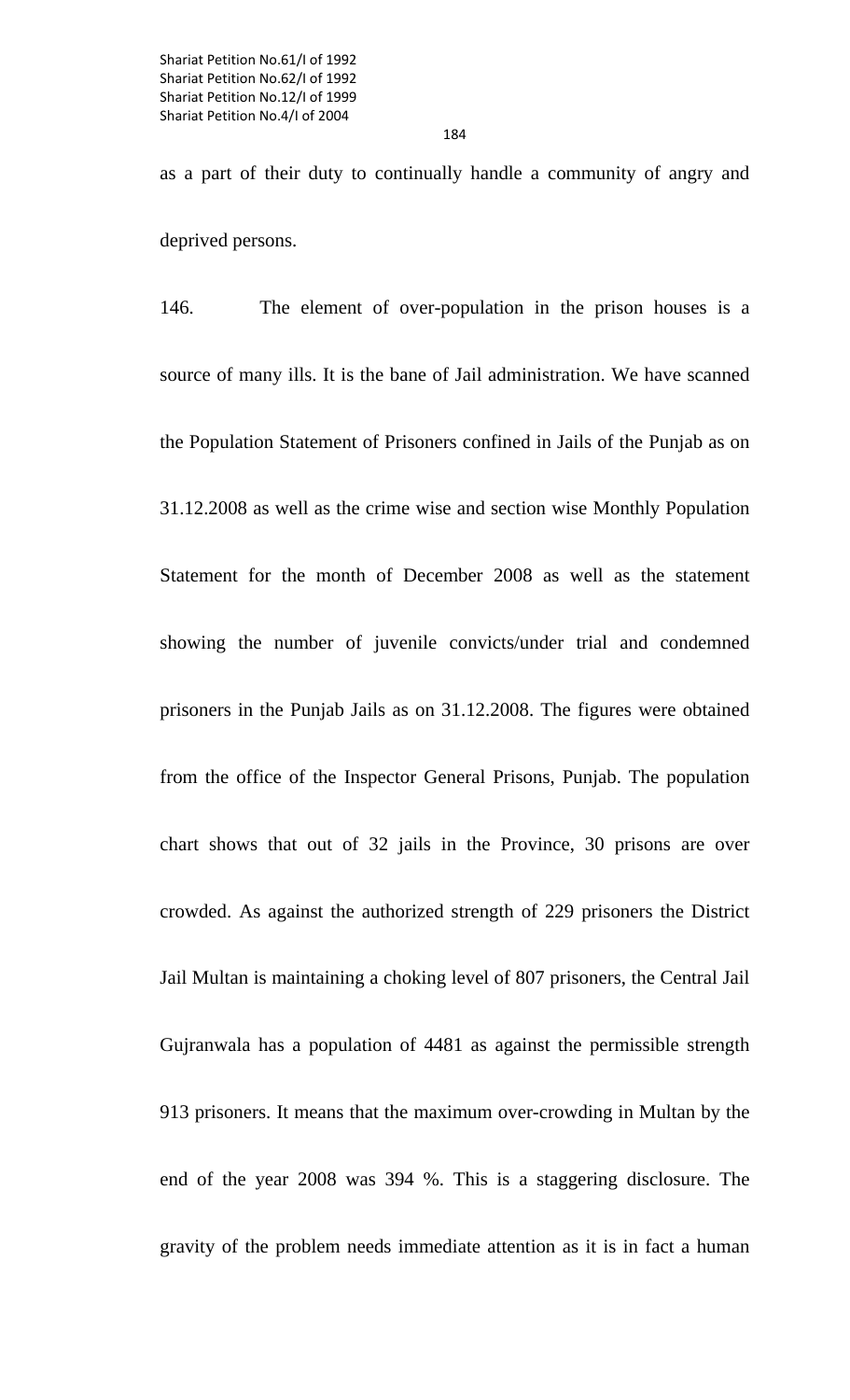as a part of their duty to continually handle a community of angry and deprived persons.

146. The element of over-population in the prison houses is a source of many ills. It is the bane of Jail administration. We have scanned the Population Statement of Prisoners confined in Jails of the Punjab as on 31.12.2008 as well as the crime wise and section wise Monthly Population Statement for the month of December 2008 as well as the statement showing the number of juvenile convicts/under trial and condemned prisoners in the Punjab Jails as on 31.12.2008. The figures were obtained from the office of the Inspector General Prisons, Punjab. The population chart shows that out of 32 jails in the Province, 30 prisons are over crowded. As against the authorized strength of 229 prisoners the District Jail Multan is maintaining a choking level of 807 prisoners, the Central Jail Gujranwala has a population of 4481 as against the permissible strength 913 prisoners. It means that the maximum over-crowding in Multan by the end of the year 2008 was 394 %. This is a staggering disclosure. The gravity of the problem needs immediate attention as it is in fact a human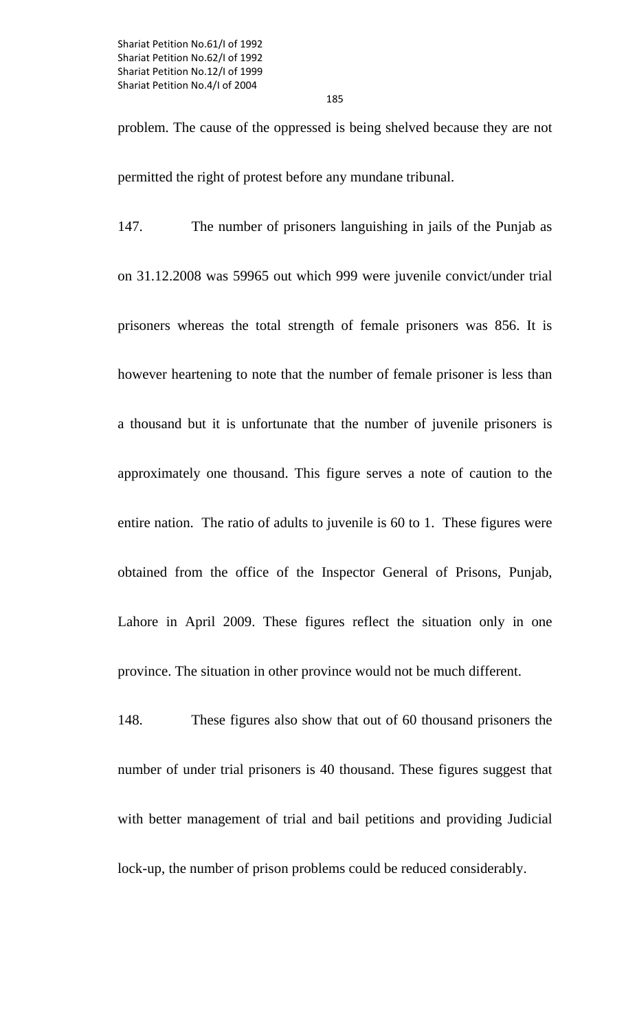problem. The cause of the oppressed is being shelved because they are not permitted the right of protest before any mundane tribunal.

147. The number of prisoners languishing in jails of the Punjab as on 31.12.2008 was 59965 out which 999 were juvenile convict/under trial prisoners whereas the total strength of female prisoners was 856. It is however heartening to note that the number of female prisoner is less than a thousand but it is unfortunate that the number of juvenile prisoners is approximately one thousand. This figure serves a note of caution to the entire nation. The ratio of adults to juvenile is 60 to 1. These figures were obtained from the office of the Inspector General of Prisons, Punjab, Lahore in April 2009. These figures reflect the situation only in one province. The situation in other province would not be much different.

148. These figures also show that out of 60 thousand prisoners the number of under trial prisoners is 40 thousand. These figures suggest that with better management of trial and bail petitions and providing Judicial lock-up, the number of prison problems could be reduced considerably.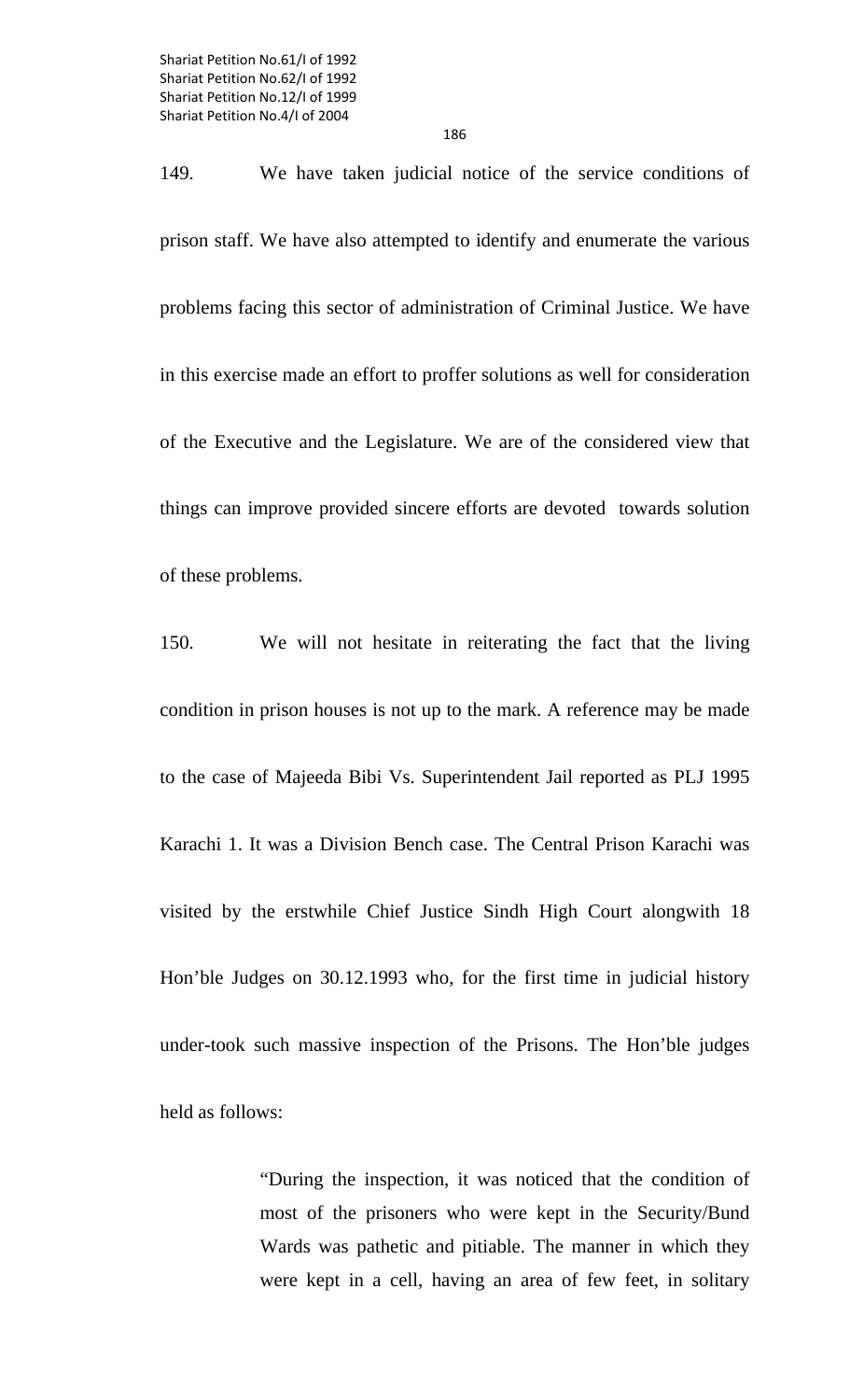149. We have taken judicial notice of the service conditions of prison staff. We have also attempted to identify and enumerate the various problems facing this sector of administration of Criminal Justice. We have in this exercise made an effort to proffer solutions as well for consideration of the Executive and the Legislature. We are of the considered view that things can improve provided sincere efforts are devoted towards solution of these problems.

150. We will not hesitate in reiterating the fact that the living condition in prison houses is not up to the mark. A reference may be made to the case of Majeeda Bibi Vs. Superintendent Jail reported as PLJ 1995 Karachi 1. It was a Division Bench case. The Central Prison Karachi was visited by the erstwhile Chief Justice Sindh High Court alongwith 18 Hon'ble Judges on 30.12.1993 who, for the first time in judicial history under-took such massive inspection of the Prisons. The Hon'ble judges held as follows:

> "During the inspection, it was noticed that the condition of most of the prisoners who were kept in the Security/Bund Wards was pathetic and pitiable. The manner in which they were kept in a cell, having an area of few feet, in solitary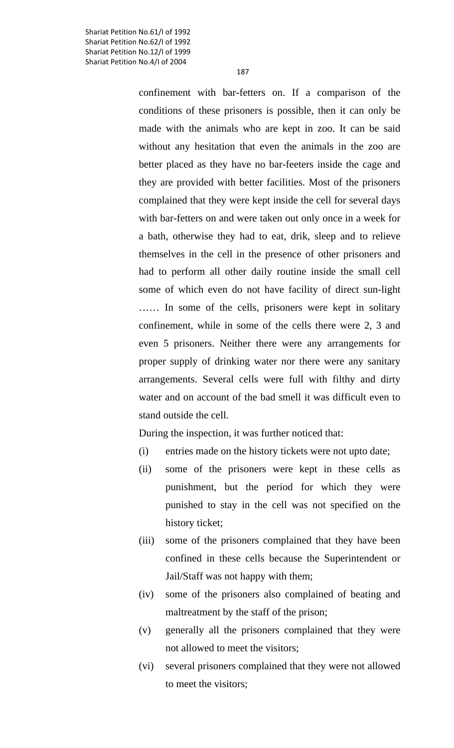confinement with bar-fetters on. If a comparison of the conditions of these prisoners is possible, then it can only be made with the animals who are kept in zoo. It can be said without any hesitation that even the animals in the zoo are better placed as they have no bar-feeters inside the cage and they are provided with better facilities. Most of the prisoners complained that they were kept inside the cell for several days with bar-fetters on and were taken out only once in a week for a bath, otherwise they had to eat, drik, sleep and to relieve themselves in the cell in the presence of other prisoners and had to perform all other daily routine inside the small cell some of which even do not have facility of direct sun-light …… In some of the cells, prisoners were kept in solitary confinement, while in some of the cells there were 2, 3 and even 5 prisoners. Neither there were any arrangements for proper supply of drinking water nor there were any sanitary arrangements. Several cells were full with filthy and dirty water and on account of the bad smell it was difficult even to stand outside the cell.

During the inspection, it was further noticed that:

(i) entries made on the history tickets were not upto date;

(ii) some of the prisoners were kept in these cells as punishment, but the period for which they were punished to stay in the cell was not specified on the history ticket;

(iii) some of the prisoners complained that they have been confined in these cells because the Superintendent or Jail/Staff was not happy with them;

(iv) some of the prisoners also complained of beating and maltreatment by the staff of the prison;

(v) generally all the prisoners complained that they were not allowed to meet the visitors;

(vi) several prisoners complained that they were not allowed to meet the visitors;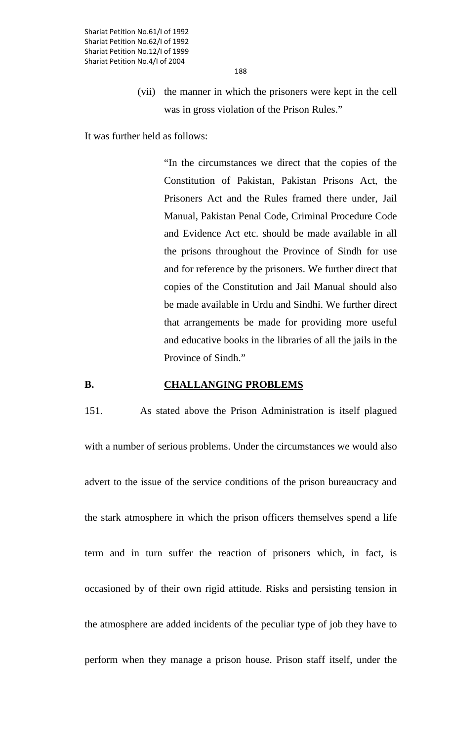(vii) the manner in which the prisoners were kept in the cell was in gross violation of the Prison Rules."

It was further held as follows:

> "In the circumstances we direct that the copies of the Constitution of Pakistan, Pakistan Prisons Act, the Prisoners Act and the Rules framed there under, Jail Manual, Pakistan Penal Code, Criminal Procedure Code and Evidence Act etc. should be made available in all the prisons throughout the Province of Sindh for use and for reference by the prisoners. We further direct that copies of the Constitution and Jail Manual should also be made available in Urdu and Sindhi. We further direct that arrangements be made for providing more useful and educative books in the libraries of all the jails in the Province of Sindh."

## B. CHALLANGING PROBLEMS

151. As stated above the Prison Administration is itself plagued with a number of serious problems. Under the circumstances we would also advert to the issue of the service conditions of the prison bureaucracy and the stark atmosphere in which the prison officers themselves spend a life term and in turn suffer the reaction of prisoners which, in fact, is occasioned by of their own rigid attitude. Risks and persisting tension in the atmosphere are added incidents of the peculiar type of job they have to perform when they manage a prison house. Prison staff itself, under the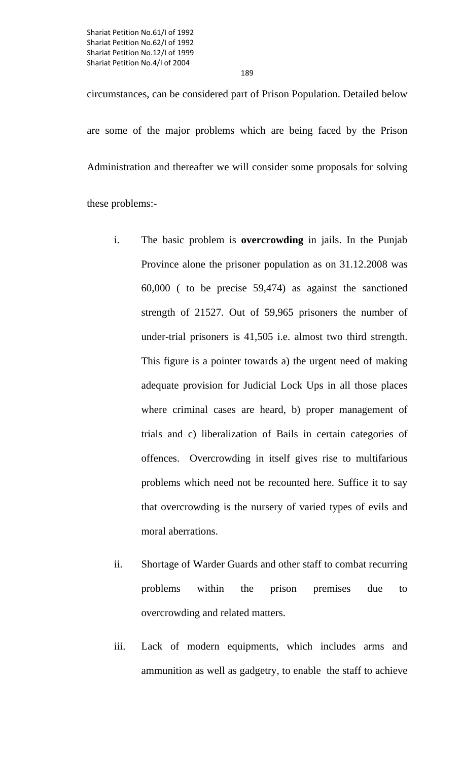circumstances, can be considered part of Prison Population. Detailed below are some of the major problems which are being faced by the Prison Administration and thereafter we will consider some proposals for solving these problems:-

i. The basic problem is **overcrowding** in jails. In the Punjab Province alone the prisoner population as on 31.12.2008 was 60,000 ( to be precise 59,474) as against the sanctioned strength of 21527. Out of 59,965 prisoners the number of under-trial prisoners is 41,505 i.e. almost two third strength. This figure is a pointer towards a) the urgent need of making adequate provision for Judicial Lock Ups in all those places where criminal cases are heard, b) proper management of trials and c) liberalization of Bails in certain categories of offences. Overcrowding in itself gives rise to multifarious problems which need not be recounted here. Suffice it to say that overcrowding is the nursery of varied types of evils and moral aberrations.

ii. Shortage of Warder Guards and other staff to combat recurring problems within the prison premises due to overcrowding and related matters.

iii. Lack of modern equipments, which includes arms and ammunition as well as gadgetry, to enable the staff to achieve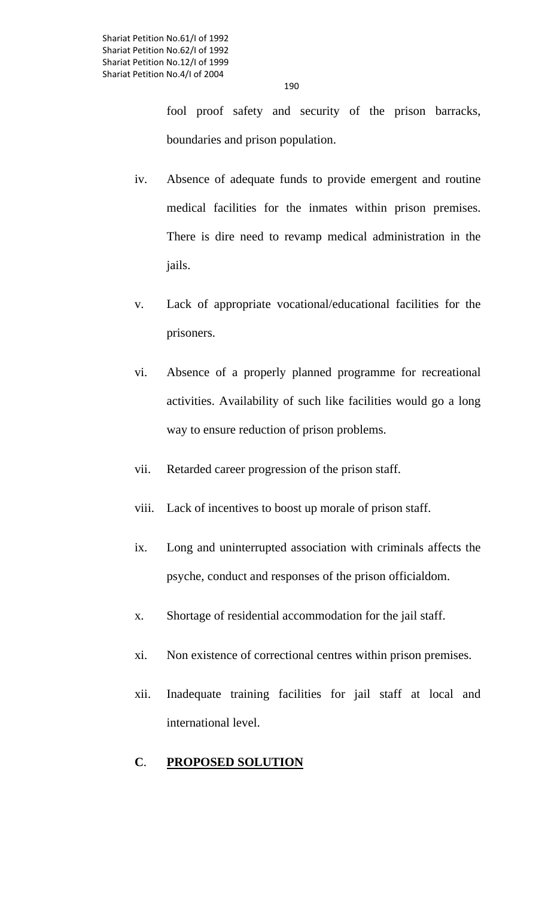fool proof safety and security of the prison barracks, boundaries and prison population.

iv. Absence of adequate funds to provide emergent and routine medical facilities for the inmates within prison premises. There is dire need to revamp medical administration in the jails.

v. Lack of appropriate vocational/educational facilities for the prisoners.

vi. Absence of a properly planned programme for recreational activities. Availability of such like facilities would go a long way to ensure reduction of prison problems.

vii. Retarded career progression of the prison staff.

viii. Lack of incentives to boost up morale of prison staff.

ix. Long and uninterrupted association with criminals affects the psyche, conduct and responses of the prison officialdom.

x. Shortage of residential accommodation for the jail staff.

xi. Non existence of correctional centres within prison premises.

xii. Inadequate training facilities for jail staff at local and international level.

**C**. **<u>PROPOSED SOLUTION</u>**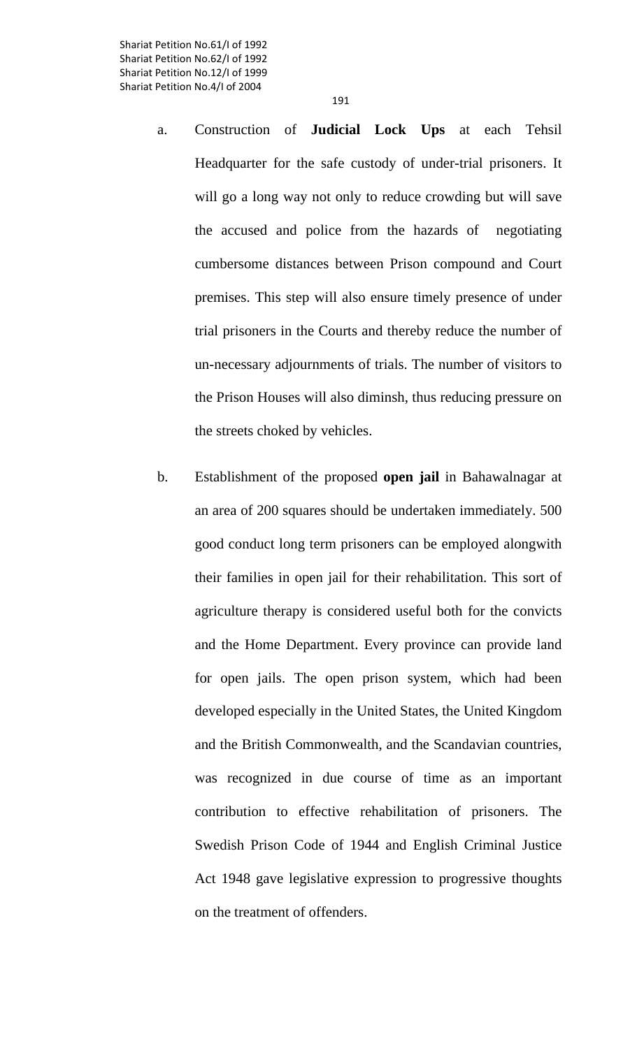a. Construction of **Judicial Lock Ups** at each Tehsil Headquarter for the safe custody of under-trial prisoners. It will go a long way not only to reduce crowding but will save the accused and police from the hazards of negotiating cumbersome distances between Prison compound and Court premises. This step will also ensure timely presence of under trial prisoners in the Courts and thereby reduce the number of un-necessary adjournments of trials. The number of visitors to the Prison Houses will also diminsh, thus reducing pressure on the streets choked by vehicles.

b. Establishment of the proposed **open jail** in Bahawalnagar at an area of 200 squares should be undertaken immediately. 500 good conduct long term prisoners can be employed alongwith their families in open jail for their rehabilitation. This sort of agriculture therapy is considered useful both for the convicts and the Home Department. Every province can provide land for open jails. The open prison system, which had been developed especially in the United States, the United Kingdom and the British Commonwealth, and the Scandavian countries, was recognized in due course of time as an important contribution to effective rehabilitation of prisoners. The Swedish Prison Code of 1944 and English Criminal Justice Act 1948 gave legislative expression to progressive thoughts on the treatment of offenders.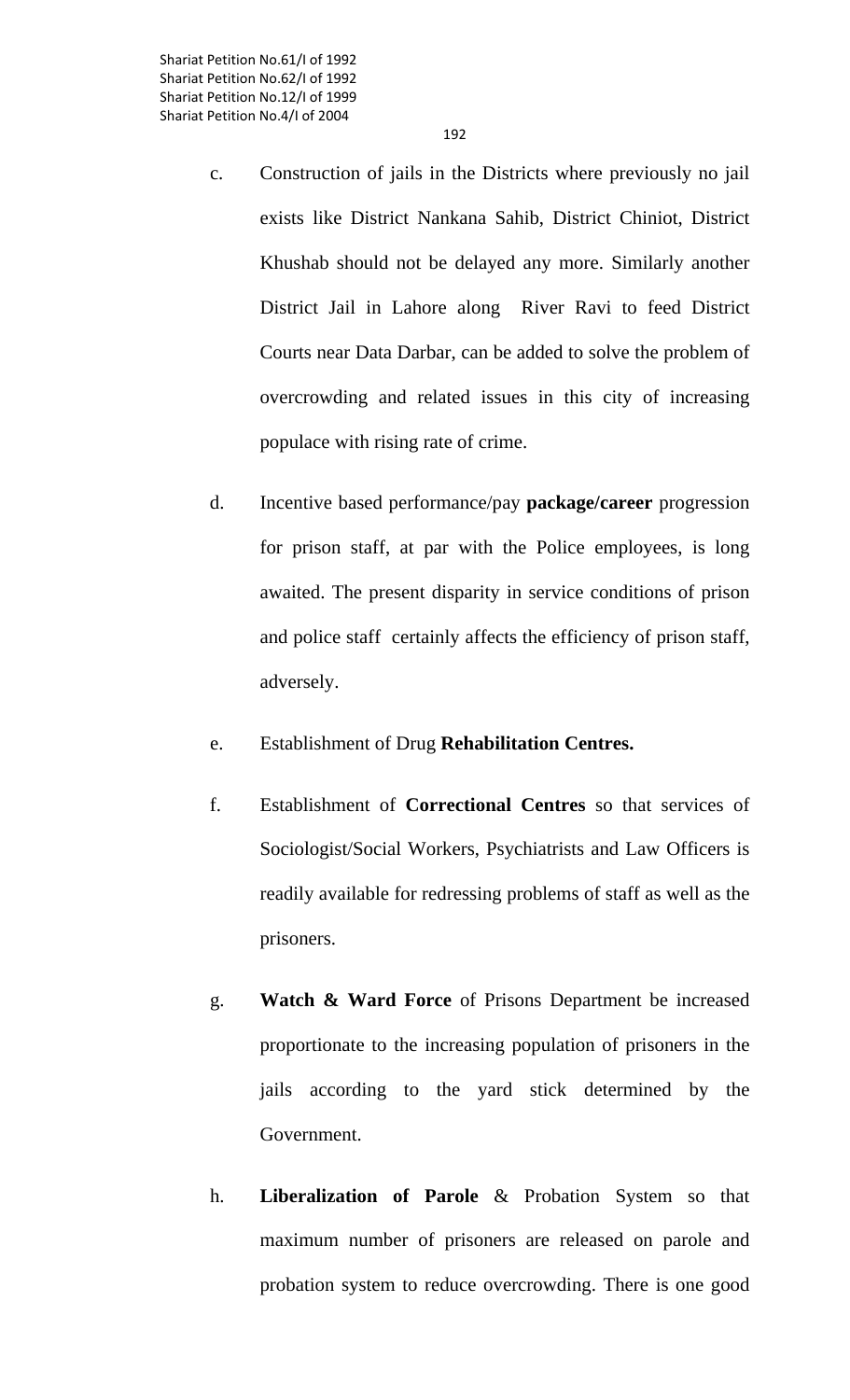c. Construction of jails in the Districts where previously no jail exists like District Nankana Sahib, District Chiniot, District Khushab should not be delayed any more. Similarly another District Jail in Lahore along River Ravi to feed District Courts near Data Darbar, can be added to solve the problem of overcrowding and related issues in this city of increasing populace with rising rate of crime.

d. Incentive based performance/pay **package/career** progression for prison staff, at par with the Police employees, is long awaited. The present disparity in service conditions of prison and police staff certainly affects the efficiency of prison staff, adversely.

e. Establishment of Drug **Rehabilitation Centres.**

f. Establishment of **Correctional Centres** so that services of Sociologist/Social Workers, Psychiatrists and Law Officers is readily available for redressing problems of staff as well as the prisoners.

g. **Watch & Ward Force** of Prisons Department be increased proportionate to the increasing population of prisoners in the jails according to the yard stick determined by the Government.

h. **Liberalization of Parole** & Probation System so that maximum number of prisoners are released on parole and probation system to reduce overcrowding. There is one good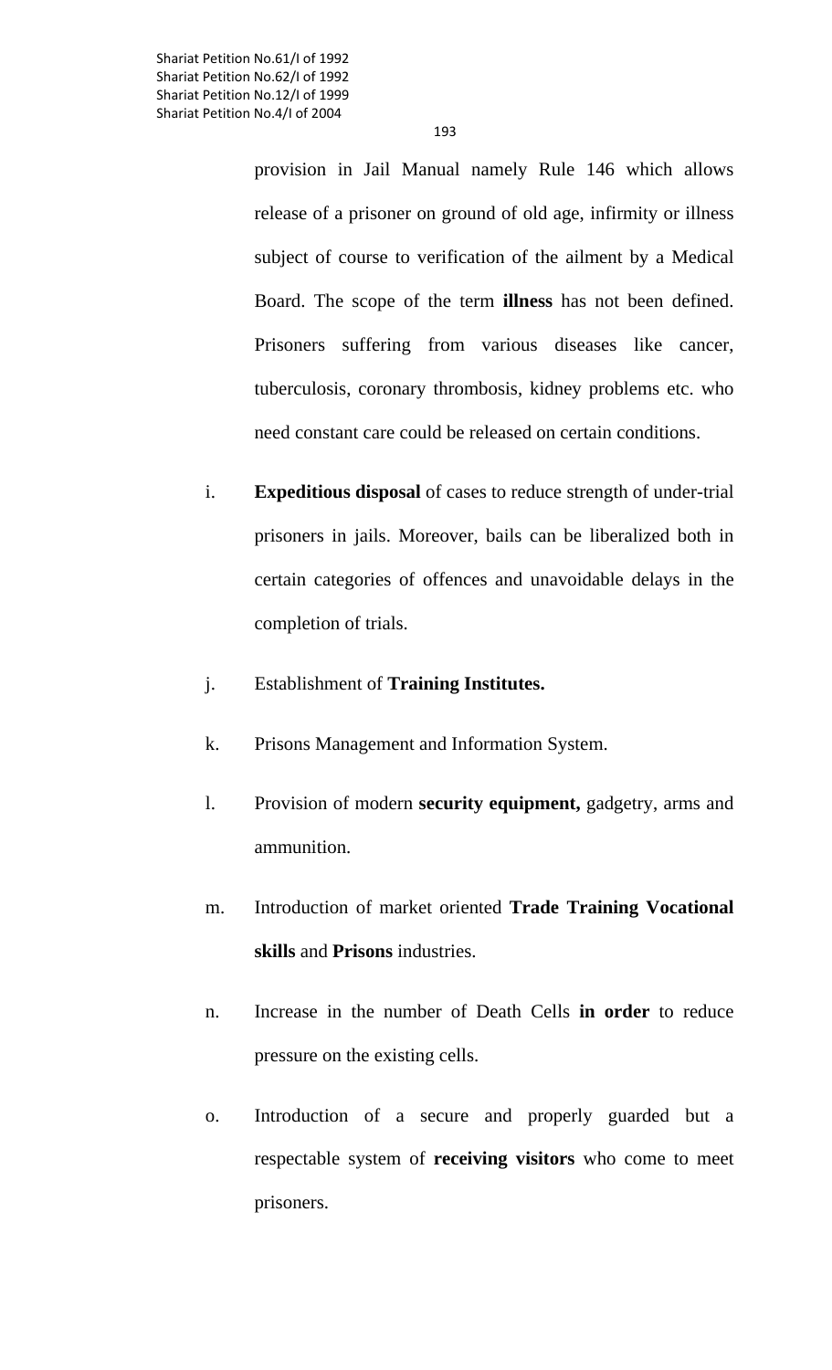provision in Jail Manual namely Rule 146 which allows release of a prisoner on ground of old age, infirmity or illness subject of course to verification of the ailment by a Medical Board. The scope of the term **illness** has not been defined. Prisoners suffering from various diseases like cancer, tuberculosis, coronary thrombosis, kidney problems etc. who need constant care could be released on certain conditions.

i. **Expeditious disposal** of cases to reduce strength of under-trial prisoners in jails. Moreover, bails can be liberalized both in certain categories of offences and unavoidable delays in the completion of trials.

j. Establishment of **Training Institutes.**

k. Prisons Management and Information System.

l. Provision of modern **security equipment,** gadgetry, arms and ammunition.

m. Introduction of market oriented **Trade Training Vocational skills** and **Prisons** industries.

n. Increase in the number of Death Cells **in order** to reduce pressure on the existing cells.

o. Introduction of a secure and properly guarded but a respectable system of **receiving visitors** who come to meet prisoners.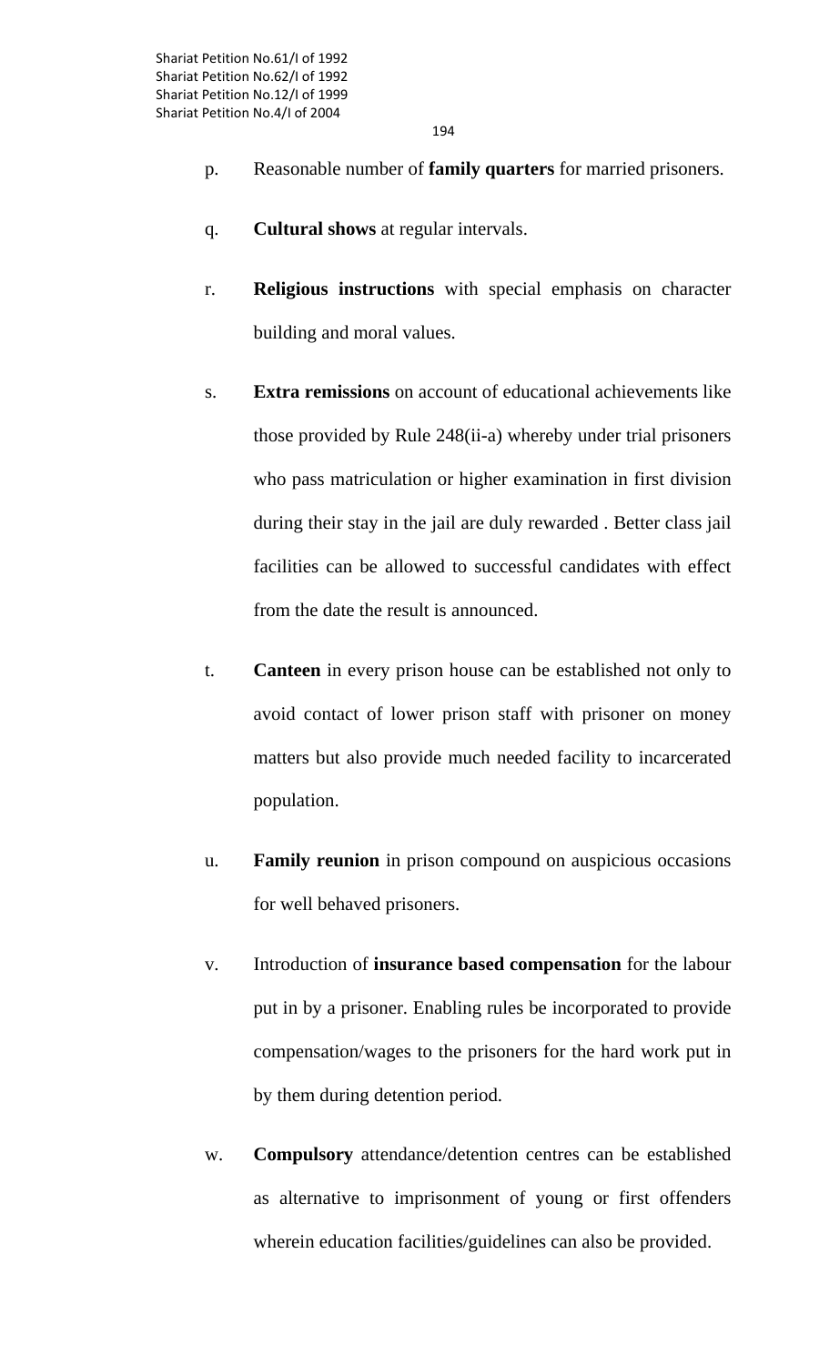p. Reasonable number of **family quarters** for married prisoners.

q. **Cultural shows** at regular intervals.

r. **Religious instructions** with special emphasis on character building and moral values.

s. **Extra remissions** on account of educational achievements like those provided by Rule 248(ii-a) whereby under trial prisoners who pass matriculation or higher examination in first division during their stay in the jail are duly rewarded . Better class jail facilities can be allowed to successful candidates with effect from the date the result is announced.

t. **Canteen** in every prison house can be established not only to avoid contact of lower prison staff with prisoner on money matters but also provide much needed facility to incarcerated population.

u. **Family reunion** in prison compound on auspicious occasions for well behaved prisoners.

v. Introduction of **insurance based compensation** for the labour put in by a prisoner. Enabling rules be incorporated to provide compensation/wages to the prisoners for the hard work put in by them during detention period.

w. **Compulsory** attendance/detention centres can be established as alternative to imprisonment of young or first offenders wherein education facilities/guidelines can also be provided.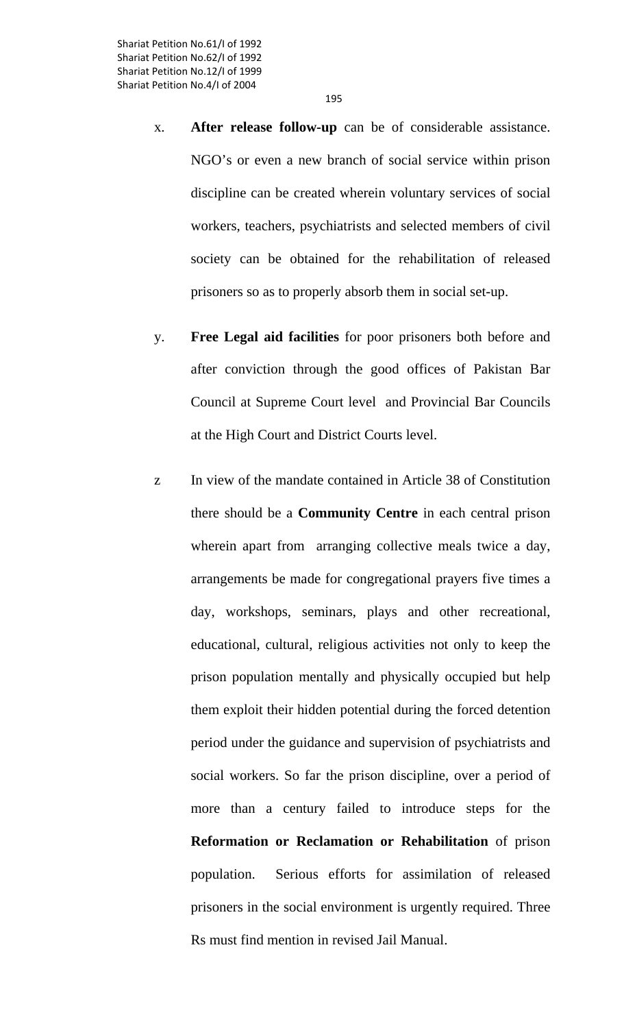x. **After release follow-up** can be of considerable assistance. NGO's or even a new branch of social service within prison discipline can be created wherein voluntary services of social workers, teachers, psychiatrists and selected members of civil society can be obtained for the rehabilitation of released prisoners so as to properly absorb them in social set-up.

y. **Free Legal aid facilities** for poor prisoners both before and after conviction through the good offices of Pakistan Bar Council at Supreme Court level and Provincial Bar Councils at the High Court and District Courts level.

z In view of the mandate contained in Article 38 of Constitution there should be a **Community Centre** in each central prison wherein apart from arranging collective meals twice a day, arrangements be made for congregational prayers five times a day, workshops, seminars, plays and other recreational, educational, cultural, religious activities not only to keep the prison population mentally and physically occupied but help them exploit their hidden potential during the forced detention period under the guidance and supervision of psychiatrists and social workers. So far the prison discipline, over a period of more than a century failed to introduce steps for the **Reformation or Reclamation or Rehabilitation** of prison population. Serious efforts for assimilation of released prisoners in the social environment is urgently required. Three Rs must find mention in revised Jail Manual.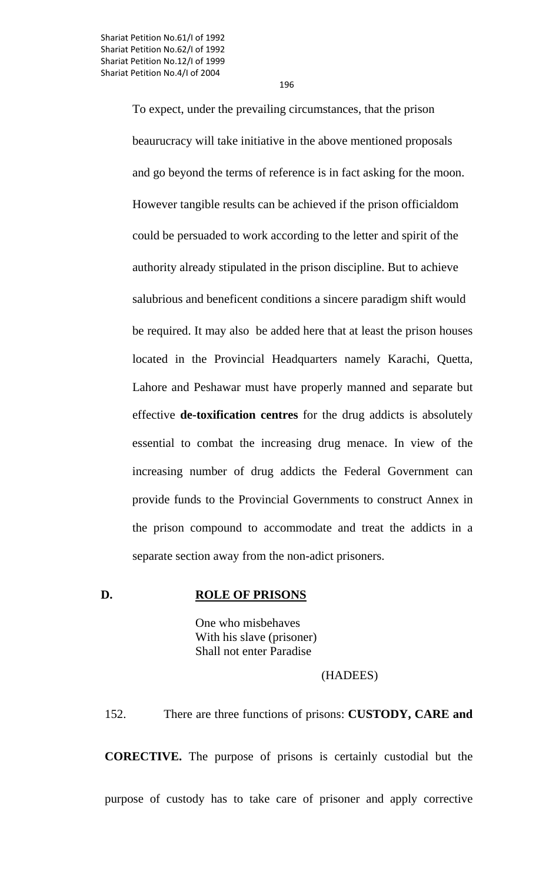To expect, under the prevailing circumstances, that the prison beaurucracy will take initiative in the above mentioned proposals and go beyond the terms of reference is in fact asking for the moon. However tangible results can be achieved if the prison officialdom could be persuaded to work according to the letter and spirit of the authority already stipulated in the prison discipline. But to achieve salubrious and beneficent conditions a sincere paradigm shift would be required. It may also be added here that at least the prison houses located in the Provincial Headquarters namely Karachi, Quetta, Lahore and Peshawar must have properly manned and separate but effective **de-toxification centres** for the drug addicts is absolutely essential to combat the increasing drug menace. In view of the increasing number of drug addicts the Federal Government can provide funds to the Provincial Governments to construct Annex in the prison compound to accommodate and treat the addicts in a separate section away from the non-adict prisoners.

## D. ROLE OF PRISONS

One who misbehaves
With his slave (prisoner)
Shall not enter Paradise

(HADEES)

152. There are three functions of prisons: **CUSTODY, CARE and CORECTIVE.** The purpose of prisons is certainly custodial but the purpose of custody has to take care of prisoner and apply corrective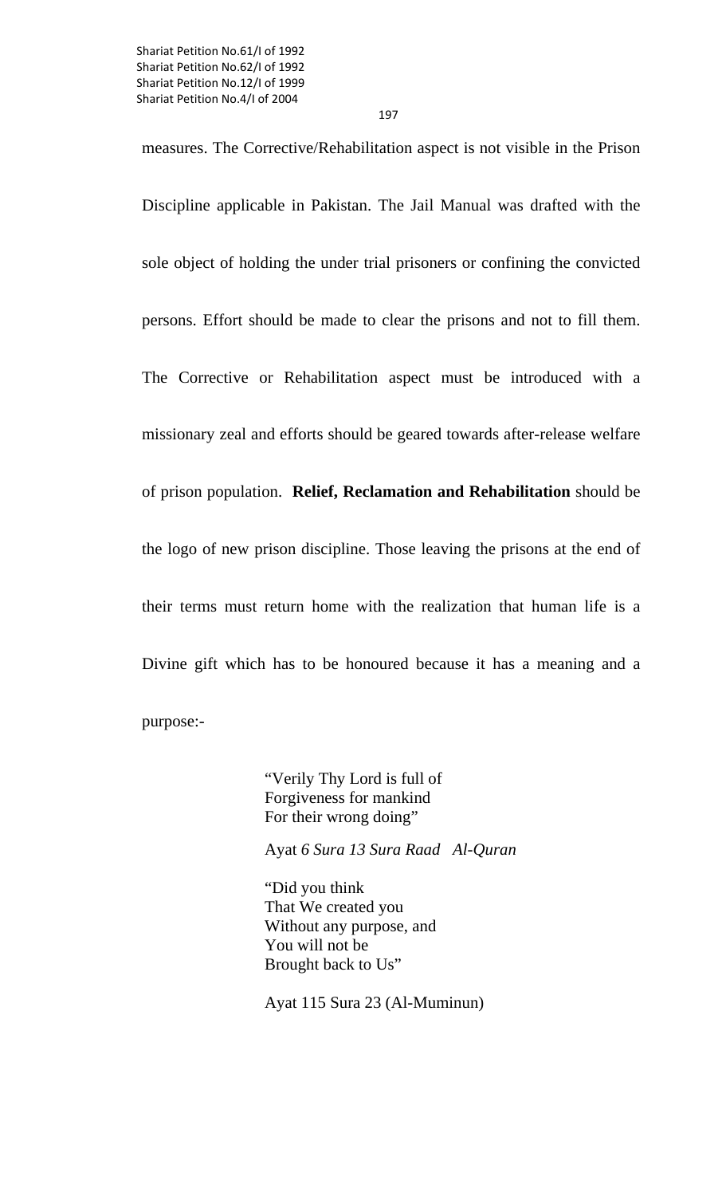measures. The Corrective/Rehabilitation aspect is not visible in the Prison Discipline applicable in Pakistan. The Jail Manual was drafted with the sole object of holding the under trial prisoners or confining the convicted persons. Effort should be made to clear the prisons and not to fill them. The Corrective or Rehabilitation aspect must be introduced with a missionary zeal and efforts should be geared towards after-release welfare of prison population. **Relief, Reclamation and Rehabilitation** should be the logo of new prison discipline. Those leaving the prisons at the end of their terms must return home with the realization that human life is a Divine gift which has to be honoured because it has a meaning and a purpose:-

> "Verily Thy Lord is full of
> Forgiveness for mankind
> For their wrong doing"
>
> Ayat *6 Sura 13 Sura Raad Al-Quran*
>
> "Did you think
> That We created you
> Without any purpose, and
> You will not be
> Brought back to Us"
>
> Ayat 115 Sura 23 (Al-Muminun)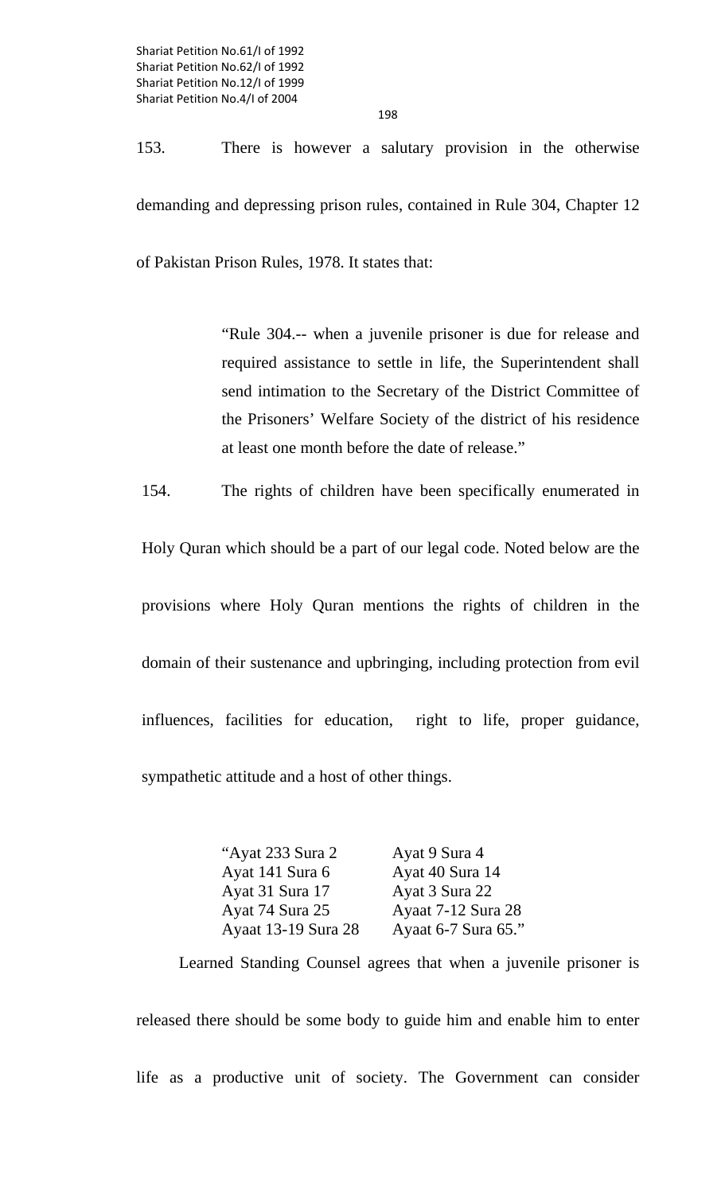153. There is however a salutary provision in the otherwise demanding and depressing prison rules, contained in Rule 304, Chapter 12 of Pakistan Prison Rules, 1978. It states that:

> "Rule 304.-- when a juvenile prisoner is due for release and required assistance to settle in life, the Superintendent shall send intimation to the Secretary of the District Committee of the Prisoners' Welfare Society of the district of his residence at least one month before the date of release."

154. The rights of children have been specifically enumerated in Holy Quran which should be a part of our legal code. Noted below are the provisions where Holy Quran mentions the rights of children in the domain of their sustenance and upbringing, including protection from evil influences, facilities for education, right to life, proper guidance, sympathetic attitude and a host of other things.

| | |
|---|---|
| "Ayat 233 Sura 2 | Ayat 9 Sura 4 |
| Ayat 141 Sura 6 | Ayat 40 Sura 14 |
| Ayat 31 Sura 17 | Ayat 3 Sura 22 |
| Ayat 74 Sura 25 | Ayaat 7-12 Sura 28 |
| Ayaat 13-19 Sura 28 | Ayaat 6-7 Sura 65." |

Learned Standing Counsel agrees that when a juvenile prisoner is released there should be some body to guide him and enable him to enter life as a productive unit of society. The Government can consider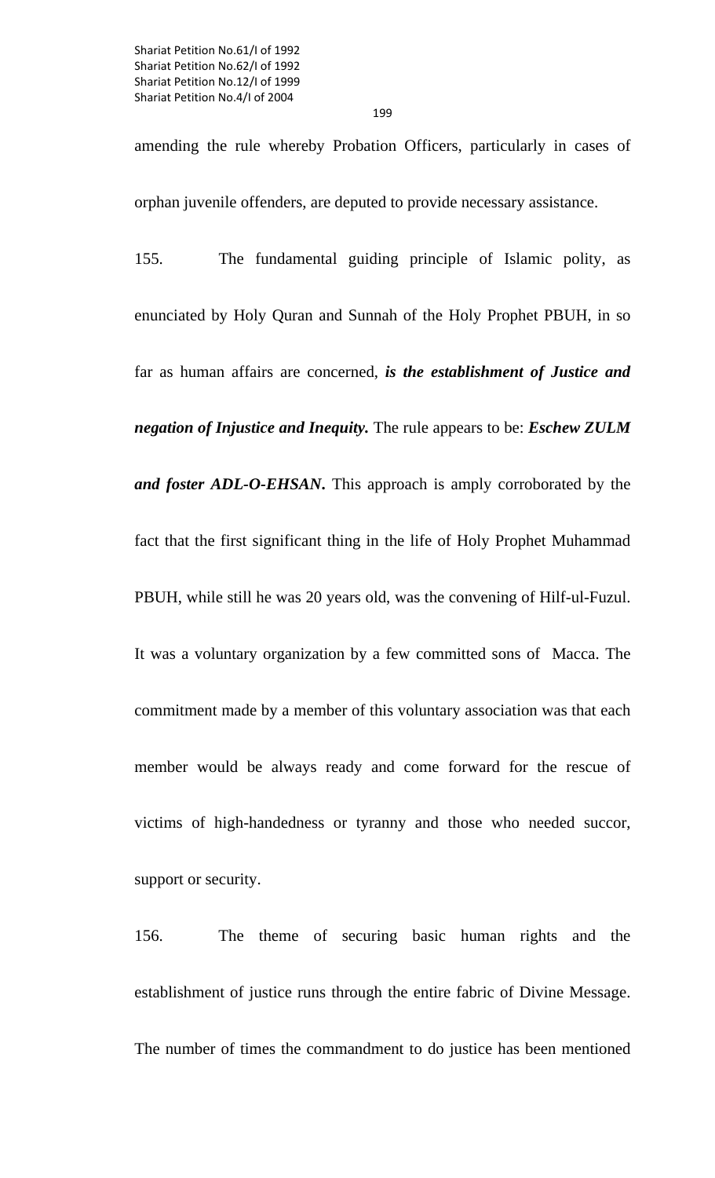amending the rule whereby Probation Officers, particularly in cases of orphan juvenile offenders, are deputed to provide necessary assistance.

155. The fundamental guiding principle of Islamic polity, as enunciated by Holy Quran and Sunnah of the Holy Prophet PBUH, in so far as human affairs are concerned, ***is the establishment of Justice and negation of Injustice and Inequity.*** The rule appears to be: ***Eschew ZULM and foster ADL-O-EHSAN.*** This approach is amply corroborated by the fact that the first significant thing in the life of Holy Prophet Muhammad PBUH, while still he was 20 years old, was the convening of Hilf-ul-Fuzul. It was a voluntary organization by a few committed sons of Macca. The commitment made by a member of this voluntary association was that each member would be always ready and come forward for the rescue of victims of high-handedness or tyranny and those who needed succor, support or security.

156. The theme of securing basic human rights and the establishment of justice runs through the entire fabric of Divine Message. The number of times the commandment to do justice has been mentioned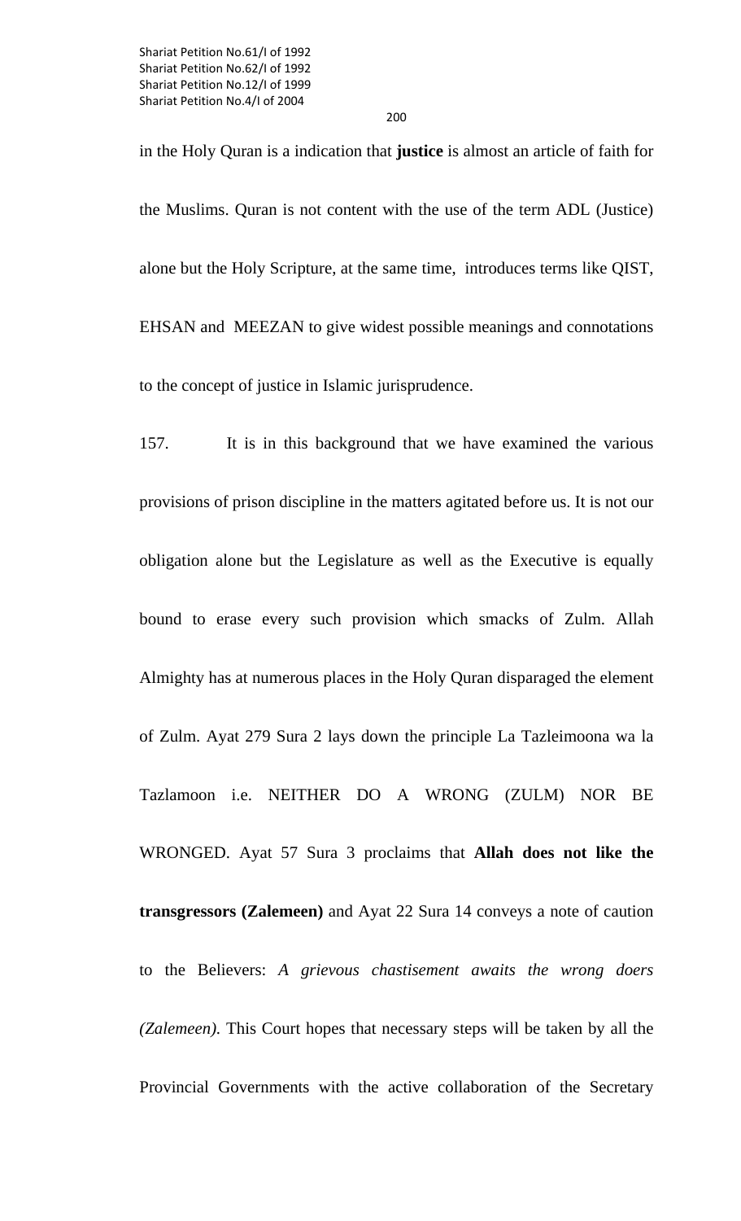in the Holy Quran is a indication that **justice** is almost an article of faith for the Muslims. Quran is not content with the use of the term ADL (Justice) alone but the Holy Scripture, at the same time, introduces terms like QIST, EHSAN and MEEZAN to give widest possible meanings and connotations to the concept of justice in Islamic jurisprudence.

157. It is in this background that we have examined the various provisions of prison discipline in the matters agitated before us. It is not our obligation alone but the Legislature as well as the Executive is equally bound to erase every such provision which smacks of Zulm. Allah Almighty has at numerous places in the Holy Quran disparaged the element of Zulm. Ayat 279 Sura 2 lays down the principle La Tazleimoona wa la Tazlamoon i.e. NEITHER DO A WRONG (ZULM) NOR BE WRONGED. Ayat 57 Sura 3 proclaims that **Allah does not like the transgressors (Zalemeen)** and Ayat 22 Sura 14 conveys a note of caution to the Believers: *A grievous chastisement awaits the wrong doers (Zalemeen).* This Court hopes that necessary steps will be taken by all the Provincial Governments with the active collaboration of the Secretary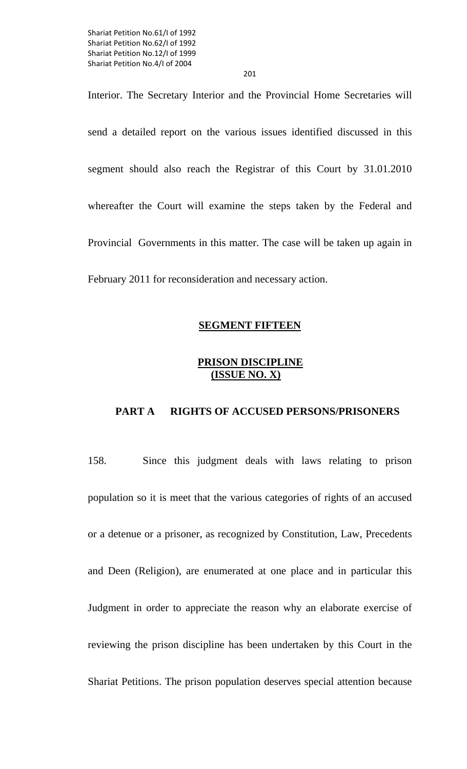Interior. The Secretary Interior and the Provincial Home Secretaries will send a detailed report on the various issues identified discussed in this segment should also reach the Registrar of this Court by 31.01.2010 whereafter the Court will examine the steps taken by the Federal and Provincial Governments in this matter. The case will be taken up again in February 2011 for reconsideration and necessary action.

## SEGMENT FIFTEEN

## PRISON DISCIPLINE
## (ISSUE NO. X)

### PART A RIGHTS OF ACCUSED PERSONS/PRISONERS

158. Since this judgment deals with laws relating to prison population so it is meet that the various categories of rights of an accused or a detenue or a prisoner, as recognized by Constitution, Law, Precedents and Deen (Religion), are enumerated at one place and in particular this Judgment in order to appreciate the reason why an elaborate exercise of reviewing the prison discipline has been undertaken by this Court in the Shariat Petitions. The prison population deserves special attention because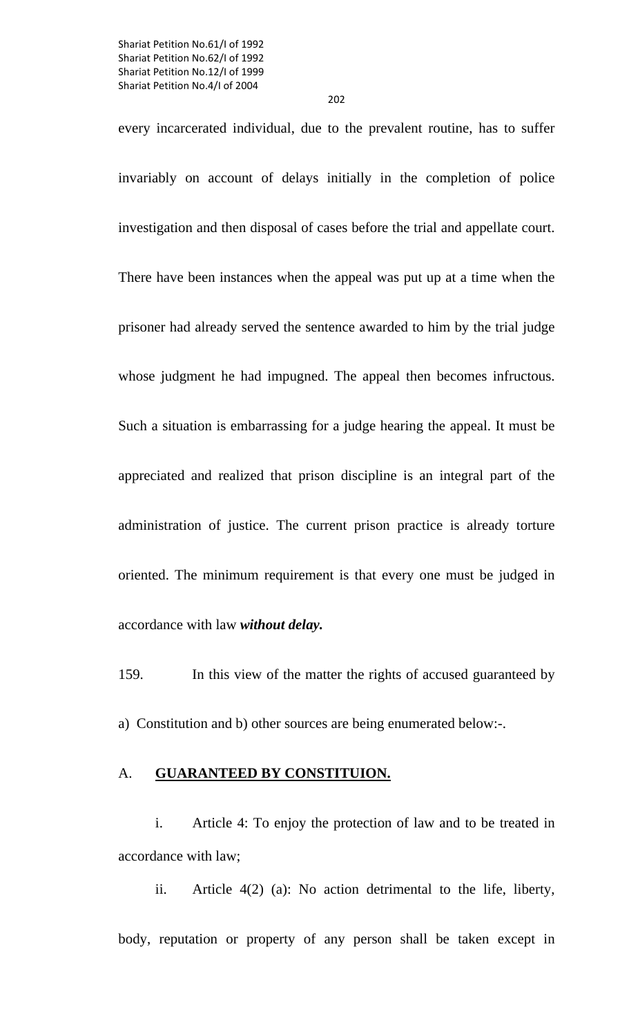every incarcerated individual, due to the prevalent routine, has to suffer invariably on account of delays initially in the completion of police investigation and then disposal of cases before the trial and appellate court. There have been instances when the appeal was put up at a time when the prisoner had already served the sentence awarded to him by the trial judge whose judgment he had impugned. The appeal then becomes infructous. Such a situation is embarrassing for a judge hearing the appeal. It must be appreciated and realized that prison discipline is an integral part of the administration of justice. The current prison practice is already torture oriented. The minimum requirement is that every one must be judged in accordance with law ***without delay.***

159. In this view of the matter the rights of accused guaranteed by a) Constitution and b) other sources are being enumerated below:-.

A. **GUARANTEED BY CONSTITUION.**

i. Article 4: To enjoy the protection of law and to be treated in accordance with law;

ii. Article 4(2) (a): No action detrimental to the life, liberty, body, reputation or property of any person shall be taken except in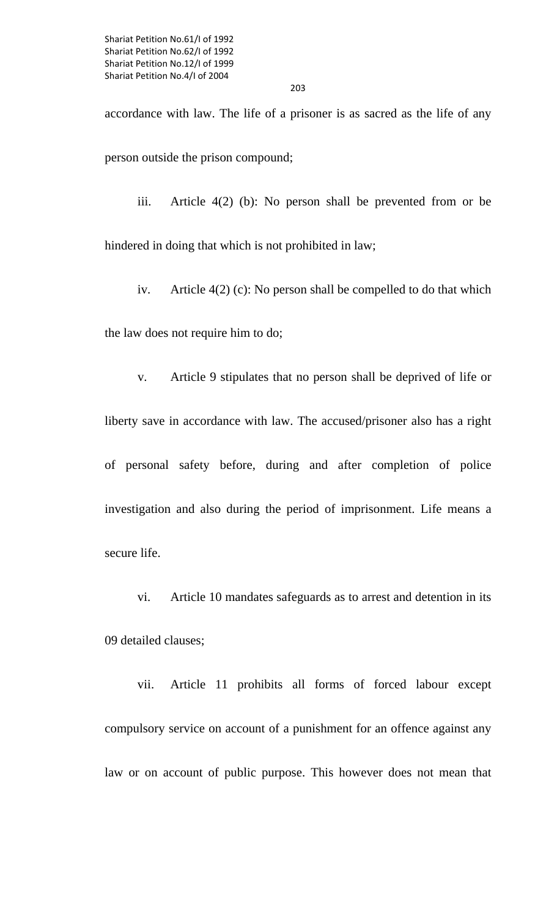accordance with law. The life of a prisoner is as sacred as the life of any person outside the prison compound;

iii. Article 4(2) (b): No person shall be prevented from or be hindered in doing that which is not prohibited in law;

iv. Article 4(2) (c): No person shall be compelled to do that which the law does not require him to do;

v. Article 9 stipulates that no person shall be deprived of life or liberty save in accordance with law. The accused/prisoner also has a right of personal safety before, during and after completion of police investigation and also during the period of imprisonment. Life means a secure life.

vi. Article 10 mandates safeguards as to arrest and detention in its 09 detailed clauses;

vii. Article 11 prohibits all forms of forced labour except compulsory service on account of a punishment for an offence against any law or on account of public purpose. This however does not mean that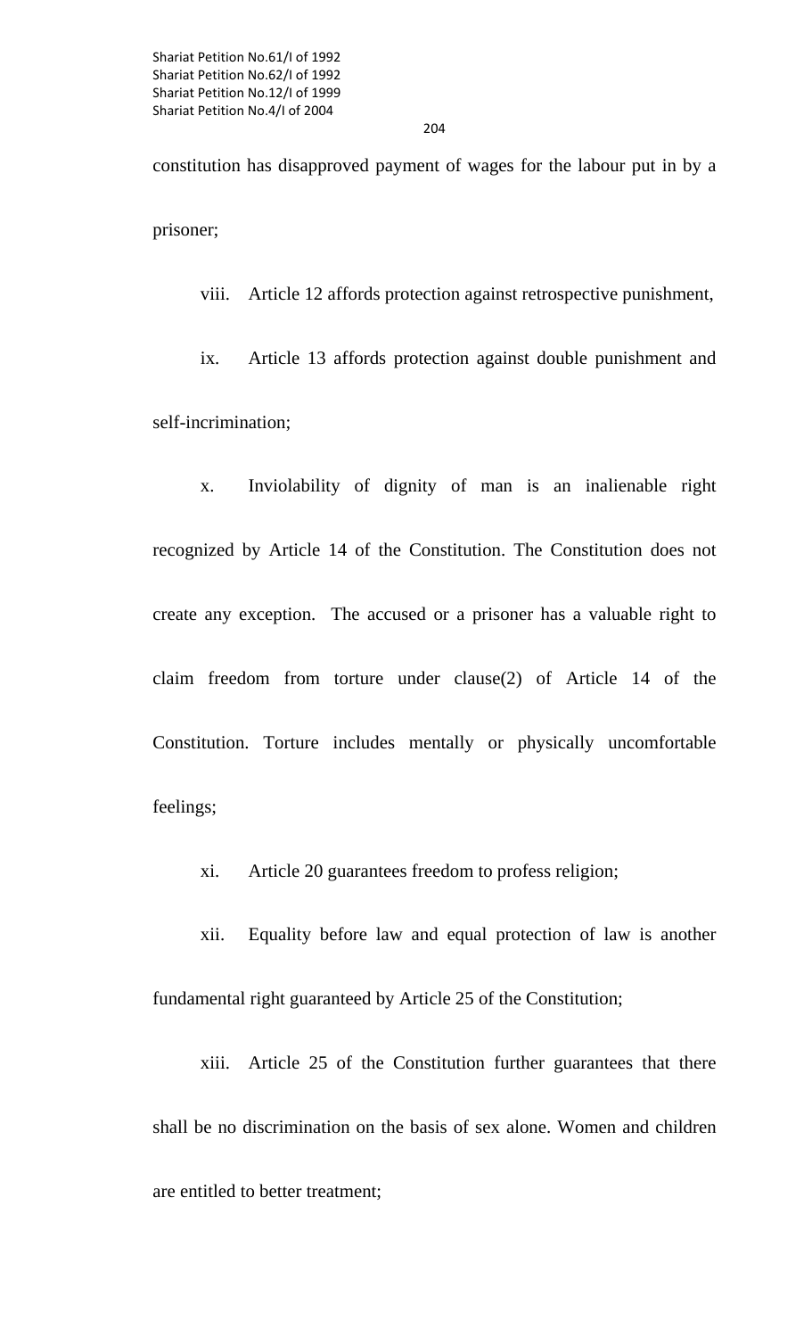constitution has disapproved payment of wages for the labour put in by a prisoner;

viii. Article 12 affords protection against retrospective punishment,

ix. Article 13 affords protection against double punishment and self-incrimination;

x. Inviolability of dignity of man is an inalienable right recognized by Article 14 of the Constitution. The Constitution does not create any exception. The accused or a prisoner has a valuable right to claim freedom from torture under clause(2) of Article 14 of the Constitution. Torture includes mentally or physically uncomfortable feelings;

xi. Article 20 guarantees freedom to profess religion;

xii. Equality before law and equal protection of law is another fundamental right guaranteed by Article 25 of the Constitution;

xiii. Article 25 of the Constitution further guarantees that there shall be no discrimination on the basis of sex alone. Women and children are entitled to better treatment;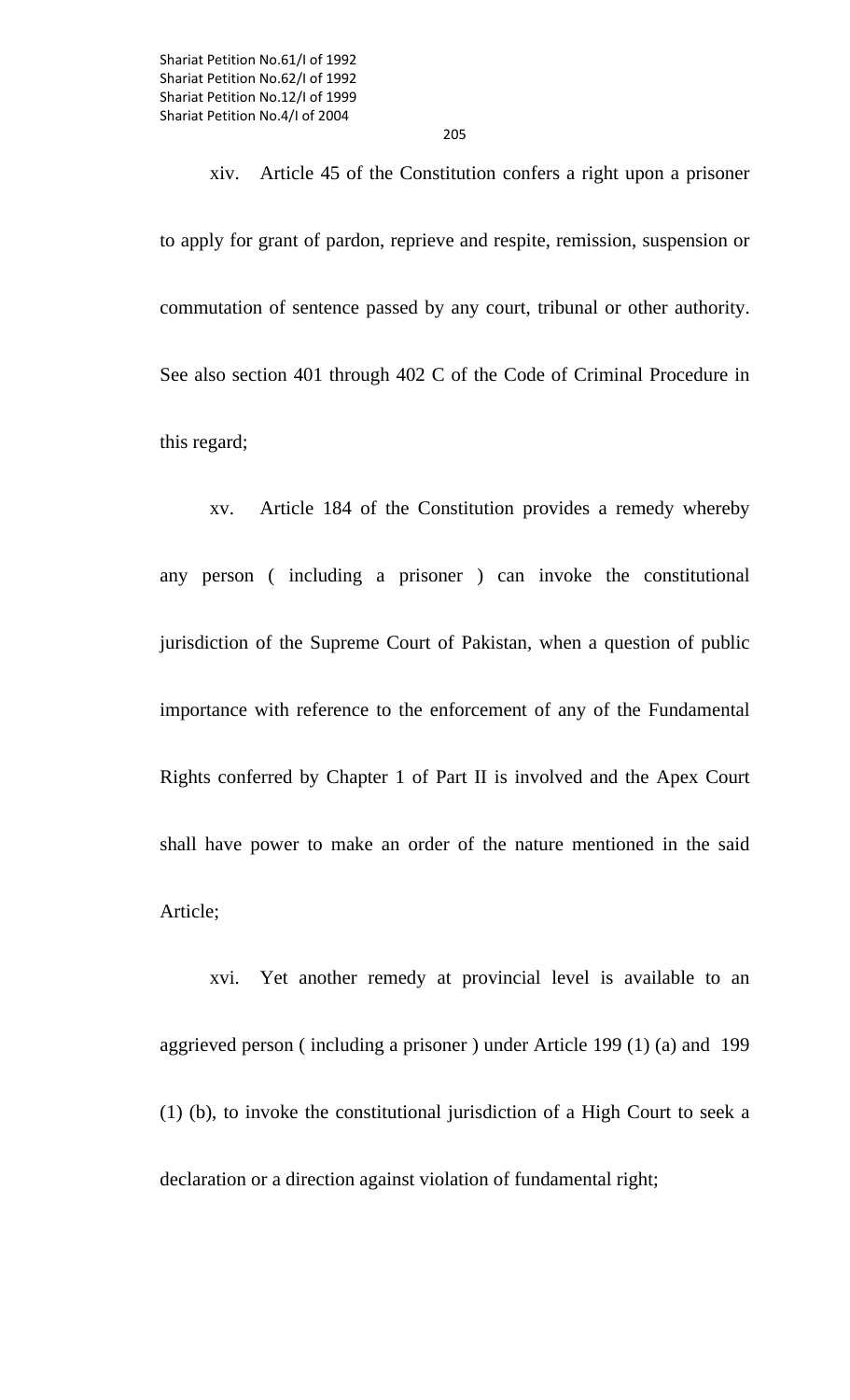xiv. Article 45 of the Constitution confers a right upon a prisoner to apply for grant of pardon, reprieve and respite, remission, suspension or commutation of sentence passed by any court, tribunal or other authority. See also section 401 through 402 C of the Code of Criminal Procedure in this regard;

xv. Article 184 of the Constitution provides a remedy whereby any person ( including a prisoner ) can invoke the constitutional jurisdiction of the Supreme Court of Pakistan, when a question of public importance with reference to the enforcement of any of the Fundamental Rights conferred by Chapter 1 of Part II is involved and the Apex Court shall have power to make an order of the nature mentioned in the said Article;

xvi. Yet another remedy at provincial level is available to an aggrieved person ( including a prisoner ) under Article 199 (1) (a) and 199 (1) (b), to invoke the constitutional jurisdiction of a High Court to seek a declaration or a direction against violation of fundamental right;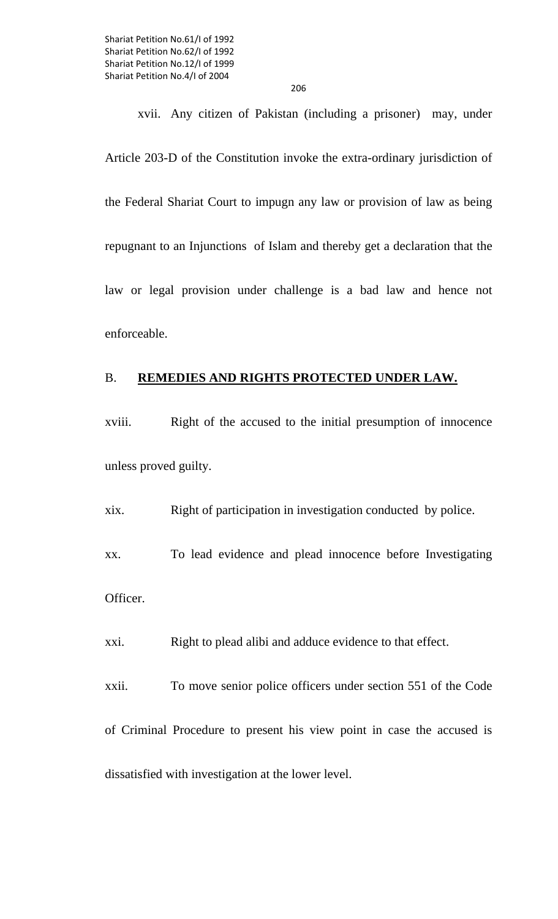xvii. Any citizen of Pakistan (including a prisoner) may, under Article 203-D of the Constitution invoke the extra-ordinary jurisdiction of the Federal Shariat Court to impugn any law or provision of law as being repugnant to an Injunctions of Islam and thereby get a declaration that the law or legal provision under challenge is a bad law and hence not enforceable.

## B. **REMEDIES AND RIGHTS PROTECTED UNDER LAW.**

xviii. Right of the accused to the initial presumption of innocence unless proved guilty.

xix. Right of participation in investigation conducted by police.

xx. To lead evidence and plead innocence before Investigating Officer.

xxi. Right to plead alibi and adduce evidence to that effect.

xxii. To move senior police officers under section 551 of the Code of Criminal Procedure to present his view point in case the accused is dissatisfied with investigation at the lower level.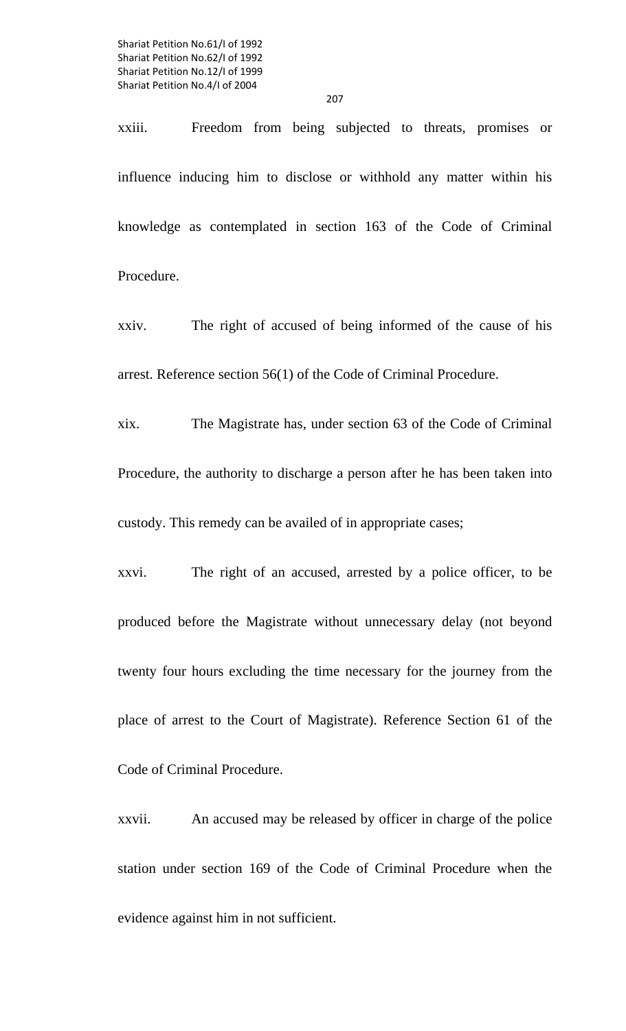xxiii. Freedom from being subjected to threats, promises or influence inducing him to disclose or withhold any matter within his knowledge as contemplated in section 163 of the Code of Criminal Procedure.

xxiv. The right of accused of being informed of the cause of his arrest. Reference section 56(1) of the Code of Criminal Procedure.

xix. The Magistrate has, under section 63 of the Code of Criminal Procedure, the authority to discharge a person after he has been taken into custody. This remedy can be availed of in appropriate cases;

xxvi. The right of an accused, arrested by a police officer, to be produced before the Magistrate without unnecessary delay (not beyond twenty four hours excluding the time necessary for the journey from the place of arrest to the Court of Magistrate). Reference Section 61 of the Code of Criminal Procedure.

xxvii. An accused may be released by officer in charge of the police station under section 169 of the Code of Criminal Procedure when the evidence against him in not sufficient.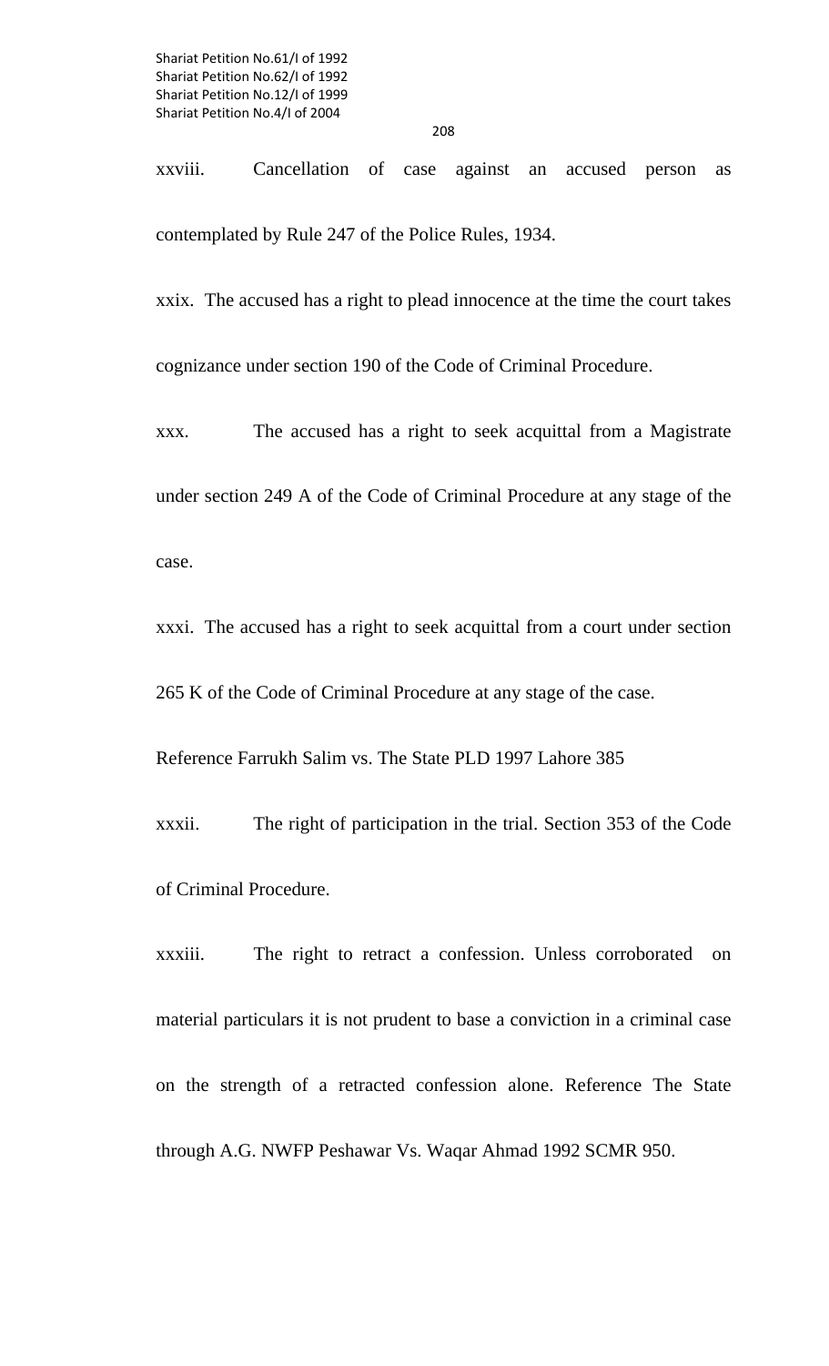xxviii. Cancellation of case against an accused person as contemplated by Rule 247 of the Police Rules, 1934.

xxix. The accused has a right to plead innocence at the time the court takes cognizance under section 190 of the Code of Criminal Procedure.

xxx. The accused has a right to seek acquittal from a Magistrate under section 249 A of the Code of Criminal Procedure at any stage of the case.

xxxi. The accused has a right to seek acquittal from a court under section 265 K of the Code of Criminal Procedure at any stage of the case.

Reference Farrukh Salim vs. The State PLD 1997 Lahore 385

xxxii. The right of participation in the trial. Section 353 of the Code of Criminal Procedure.

xxxiii. The right to retract a confession. Unless corroborated on material particulars it is not prudent to base a conviction in a criminal case on the strength of a retracted confession alone. Reference The State through A.G. NWFP Peshawar Vs. Waqar Ahmad 1992 SCMR 950.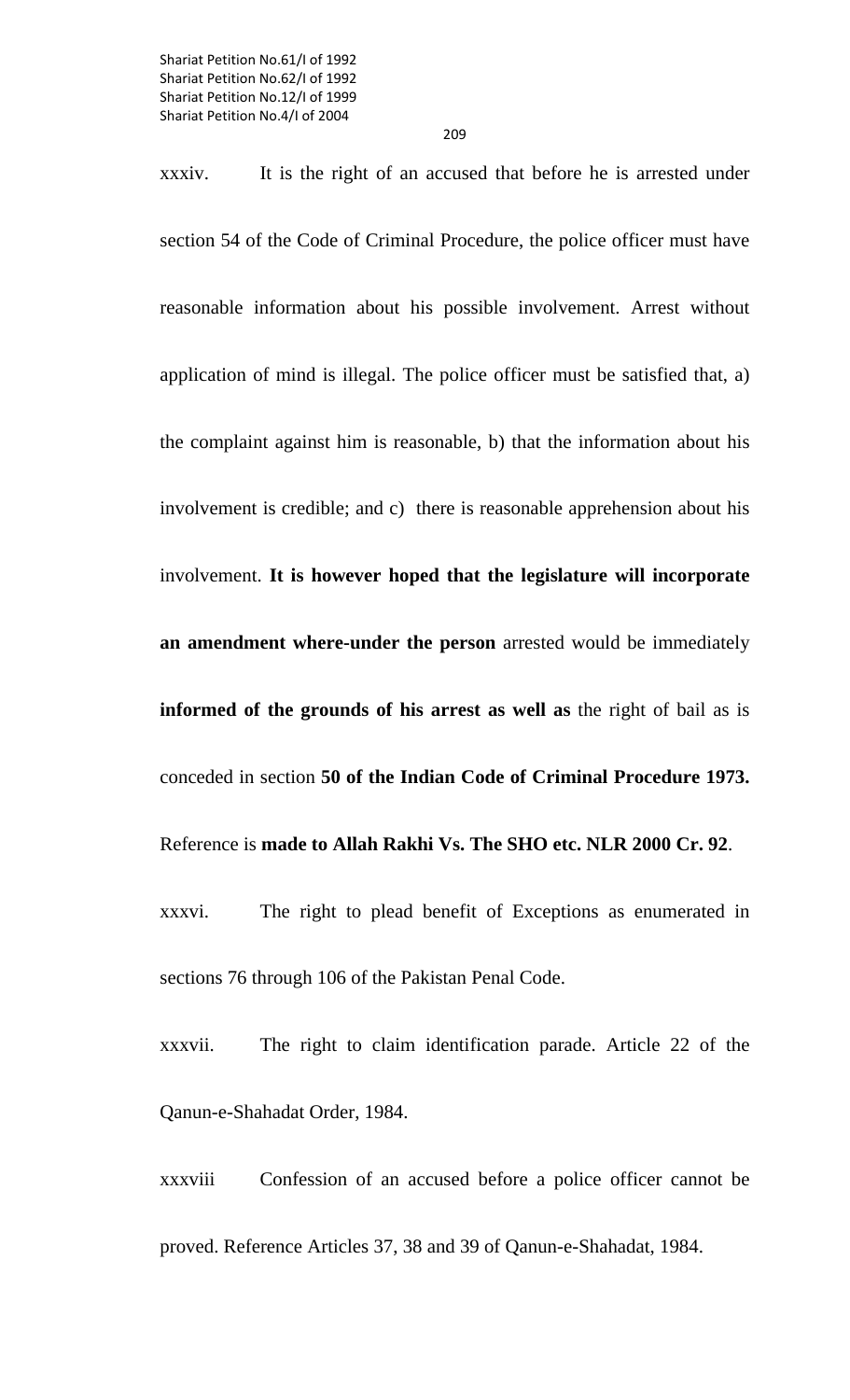xxxiv. It is the right of an accused that before he is arrested under section 54 of the Code of Criminal Procedure, the police officer must have reasonable information about his possible involvement. Arrest without application of mind is illegal. The police officer must be satisfied that, a) the complaint against him is reasonable, b) that the information about his involvement is credible; and c) there is reasonable apprehension about his involvement. **It is however hoped that the legislature will incorporate an amendment where-under the person** arrested would be immediately **informed of the grounds of his arrest as well as** the right of bail as is conceded in section **50 of the Indian Code of Criminal Procedure 1973.** Reference is **made to Allah Rakhi Vs. The SHO etc. NLR 2000 Cr. 92**.

xxxvi. The right to plead benefit of Exceptions as enumerated in sections 76 through 106 of the Pakistan Penal Code.

xxxvii. The right to claim identification parade. Article 22 of the Qanun-e-Shahadat Order, 1984.

xxxviii Confession of an accused before a police officer cannot be proved. Reference Articles 37, 38 and 39 of Qanun-e-Shahadat, 1984.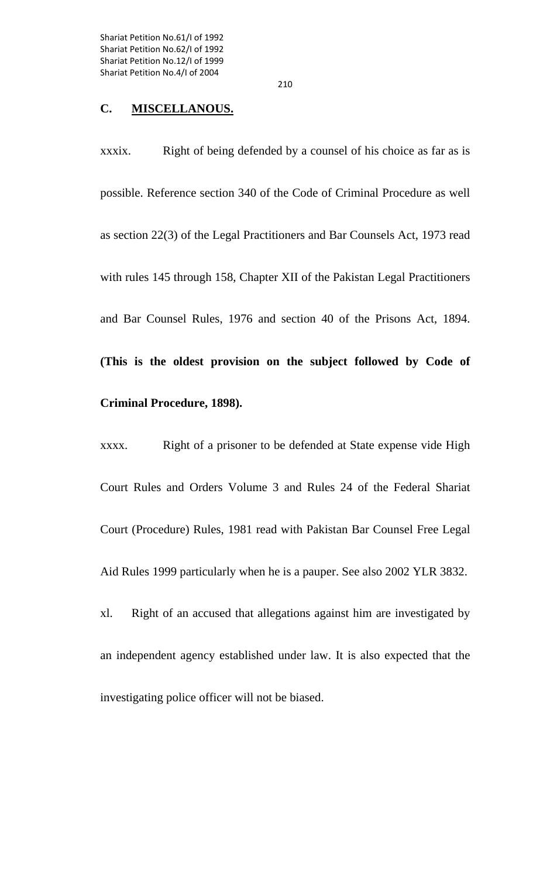## C. <u>MISCELLANOUS.</u>

xxxix. Right of being defended by a counsel of his choice as far as is possible. Reference section 340 of the Code of Criminal Procedure as well as section 22(3) of the Legal Practitioners and Bar Counsels Act, 1973 read with rules 145 through 158, Chapter XII of the Pakistan Legal Practitioners and Bar Counsel Rules, 1976 and section 40 of the Prisons Act, 1894. **(This is the oldest provision on the subject followed by Code of Criminal Procedure, 1898).**

xxxx. Right of a prisoner to be defended at State expense vide High Court Rules and Orders Volume 3 and Rules 24 of the Federal Shariat Court (Procedure) Rules, 1981 read with Pakistan Bar Counsel Free Legal Aid Rules 1999 particularly when he is a pauper. See also 2002 YLR 3832.

xl. Right of an accused that allegations against him are investigated by an independent agency established under law. It is also expected that the investigating police officer will not be biased.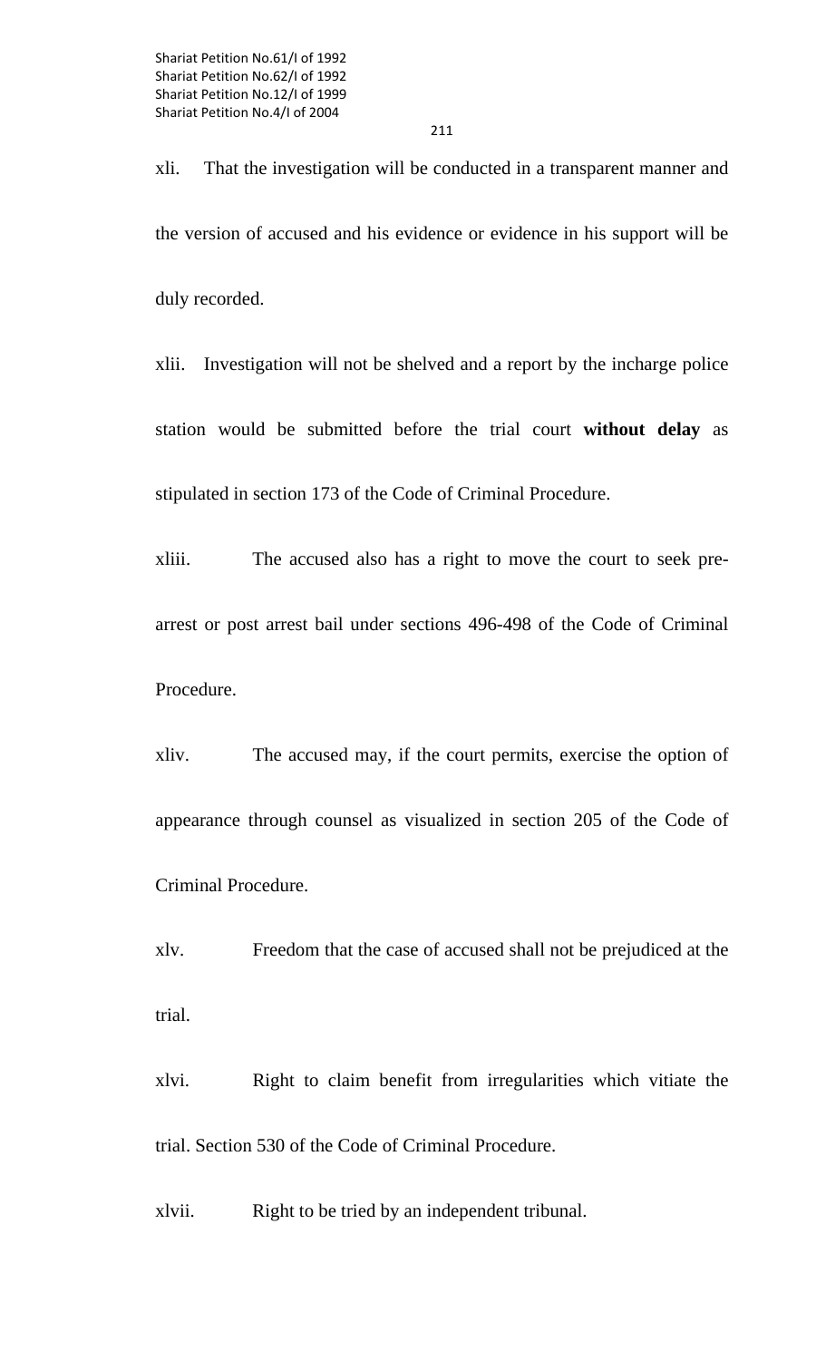xli. That the investigation will be conducted in a transparent manner and the version of accused and his evidence or evidence in his support will be duly recorded.

xlii. Investigation will not be shelved and a report by the incharge police station would be submitted before the trial court **without delay** as stipulated in section 173 of the Code of Criminal Procedure.

xliii. The accused also has a right to move the court to seek pre-arrest or post arrest bail under sections 496-498 of the Code of Criminal Procedure.

xliv. The accused may, if the court permits, exercise the option of appearance through counsel as visualized in section 205 of the Code of Criminal Procedure.

xlv. Freedom that the case of accused shall not be prejudiced at the trial.

xlvi. Right to claim benefit from irregularities which vitiate the trial. Section 530 of the Code of Criminal Procedure.

xlvii. Right to be tried by an independent tribunal.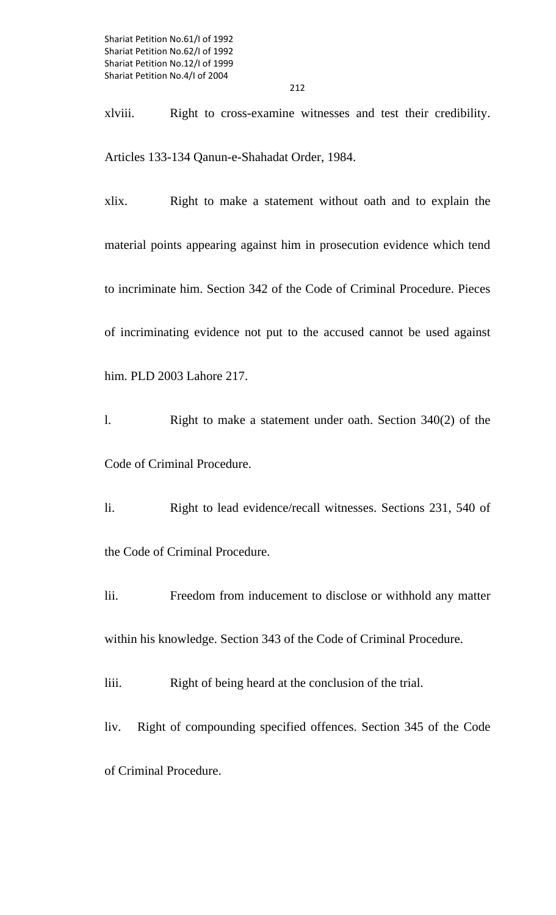xlviii. Right to cross-examine witnesses and test their credibility. Articles 133-134 Qanun-e-Shahadat Order, 1984.

xlix. Right to make a statement without oath and to explain the material points appearing against him in prosecution evidence which tend to incriminate him. Section 342 of the Code of Criminal Procedure. Pieces of incriminating evidence not put to the accused cannot be used against him. PLD 2003 Lahore 217.

l. Right to make a statement under oath. Section 340(2) of the Code of Criminal Procedure.

li. Right to lead evidence/recall witnesses. Sections 231, 540 of the Code of Criminal Procedure.

lii. Freedom from inducement to disclose or withhold any matter within his knowledge. Section 343 of the Code of Criminal Procedure.

liii. Right of being heard at the conclusion of the trial.

liv. Right of compounding specified offences. Section 345 of the Code of Criminal Procedure.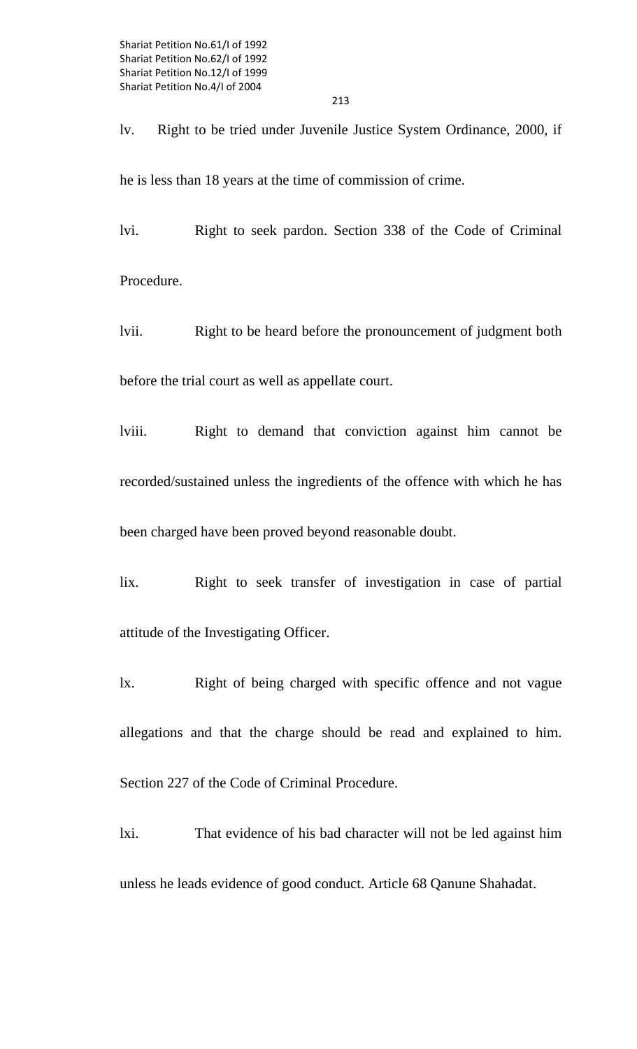lv. Right to be tried under Juvenile Justice System Ordinance, 2000, if he is less than 18 years at the time of commission of crime.

lvi. Right to seek pardon. Section 338 of the Code of Criminal Procedure.

lvii. Right to be heard before the pronouncement of judgment both before the trial court as well as appellate court.

lviii. Right to demand that conviction against him cannot be recorded/sustained unless the ingredients of the offence with which he has been charged have been proved beyond reasonable doubt.

lix. Right to seek transfer of investigation in case of partial attitude of the Investigating Officer.

lx. Right of being charged with specific offence and not vague allegations and that the charge should be read and explained to him. Section 227 of the Code of Criminal Procedure.

lxi. That evidence of his bad character will not be led against him unless he leads evidence of good conduct. Article 68 Qanune Shahadat.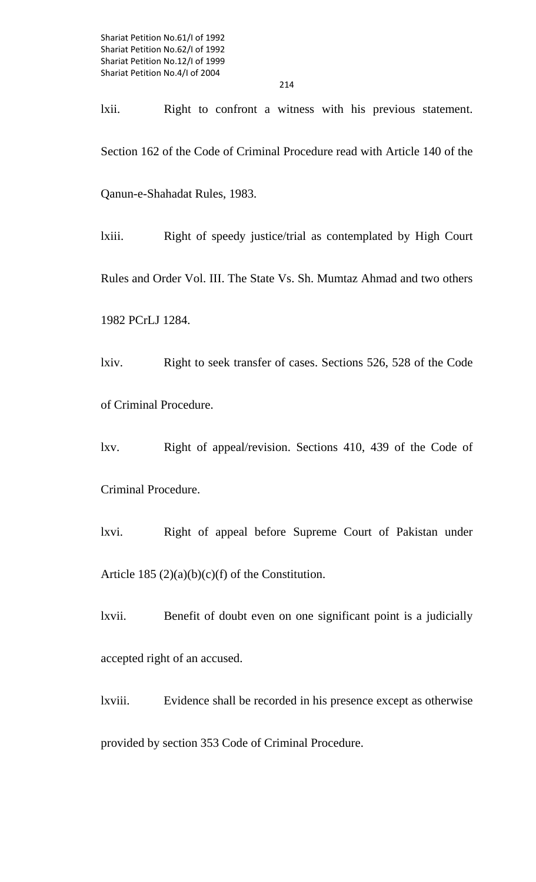lxii. Right to confront a witness with his previous statement. Section 162 of the Code of Criminal Procedure read with Article 140 of the Qanun-e-Shahadat Rules, 1983.

lxiii. Right of speedy justice/trial as contemplated by High Court Rules and Order Vol. III. The State Vs. Sh. Mumtaz Ahmad and two others 1982 PCrLJ 1284.

lxiv. Right to seek transfer of cases. Sections 526, 528 of the Code of Criminal Procedure.

lxv. Right of appeal/revision. Sections 410, 439 of the Code of Criminal Procedure.

lxvi. Right of appeal before Supreme Court of Pakistan under Article 185 (2)(a)(b)(c)(f) of the Constitution.

lxvii. Benefit of doubt even on one significant point is a judicially accepted right of an accused.

lxviii. Evidence shall be recorded in his presence except as otherwise provided by section 353 Code of Criminal Procedure.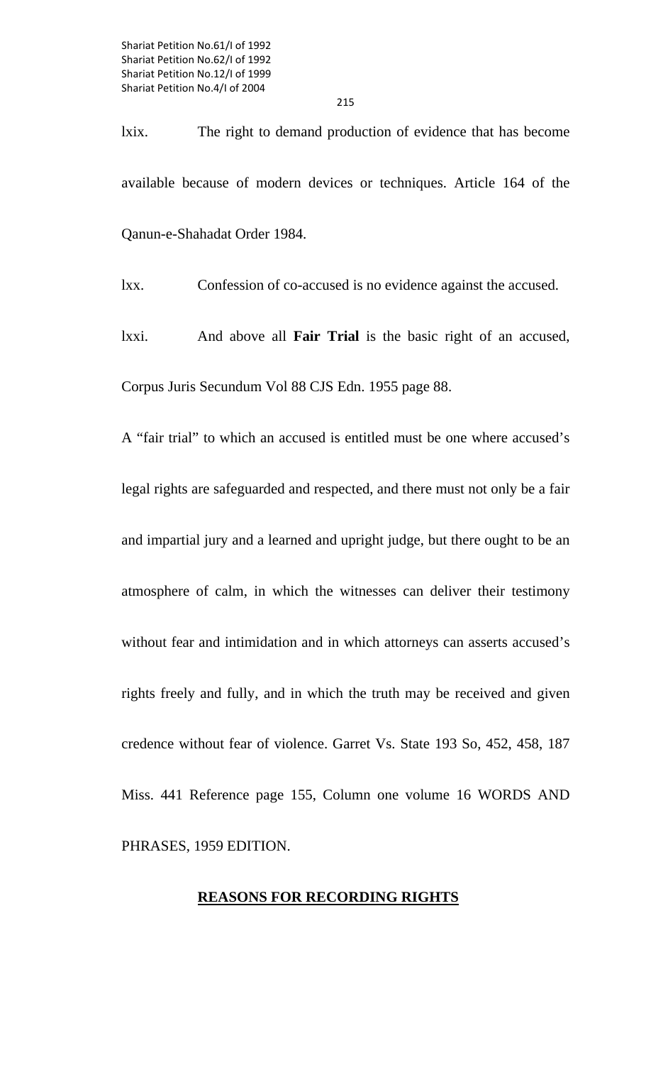lxix. The right to demand production of evidence that has become available because of modern devices or techniques. Article 164 of the Qanun-e-Shahadat Order 1984.

lxx. Confession of co-accused is no evidence against the accused.

lxxi. And above all **Fair Trial** is the basic right of an accused, Corpus Juris Secundum Vol 88 CJS Edn. 1955 page 88.

A "fair trial" to which an accused is entitled must be one where accused's legal rights are safeguarded and respected, and there must not only be a fair and impartial jury and a learned and upright judge, but there ought to be an atmosphere of calm, in which the witnesses can deliver their testimony without fear and intimidation and in which attorneys can asserts accused's rights freely and fully, and in which the truth may be received and given credence without fear of violence. Garret Vs. State 193 So, 452, 458, 187 Miss. 441 Reference page 155, Column one volume 16 WORDS AND PHRASES, 1959 EDITION.

## **REASONS FOR RECORDING RIGHTS**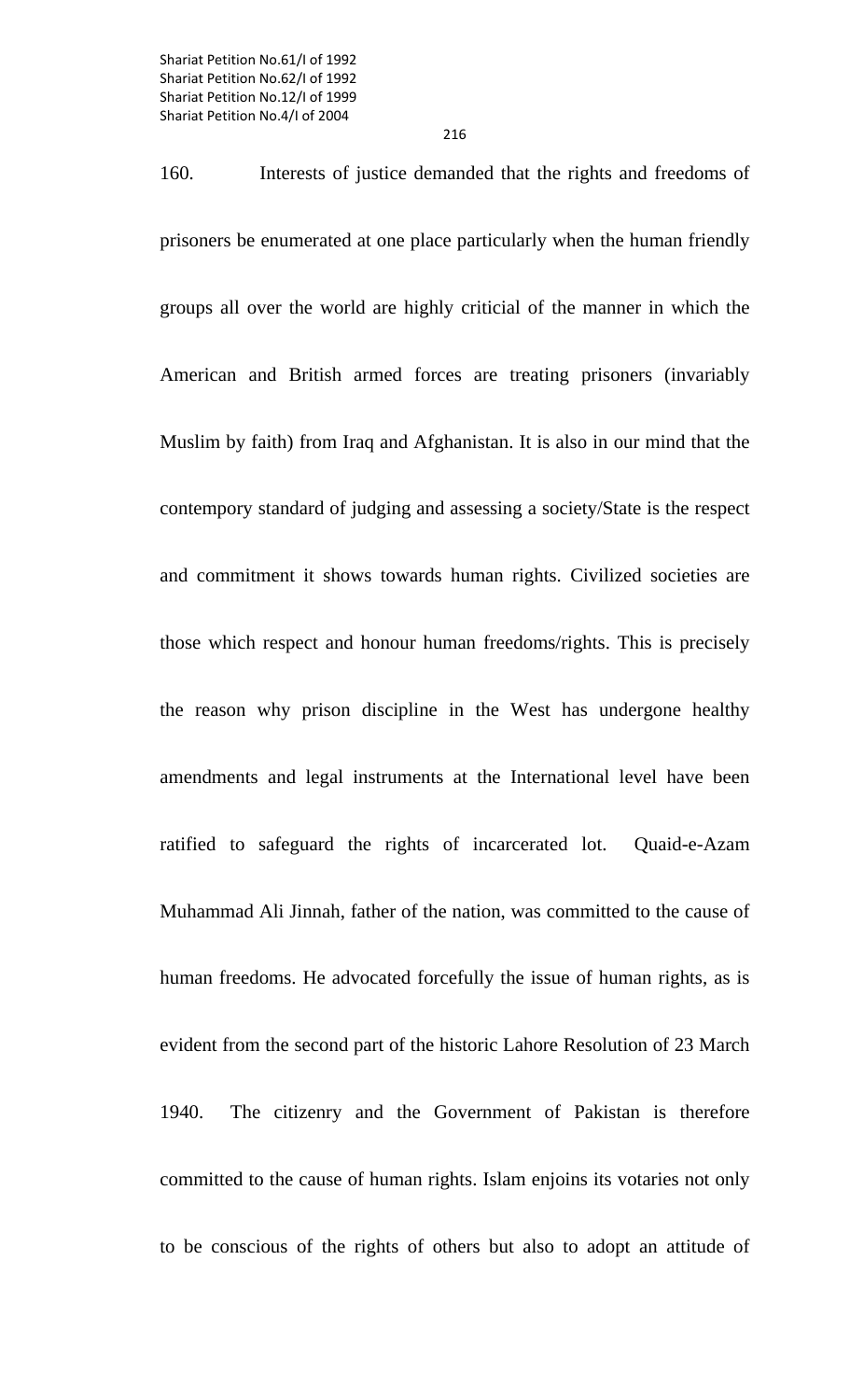160. Interests of justice demanded that the rights and freedoms of prisoners be enumerated at one place particularly when the human friendly groups all over the world are highly criticial of the manner in which the American and British armed forces are treating prisoners (invariably Muslim by faith) from Iraq and Afghanistan. It is also in our mind that the contempory standard of judging and assessing a society/State is the respect and commitment it shows towards human rights. Civilized societies are those which respect and honour human freedoms/rights. This is precisely the reason why prison discipline in the West has undergone healthy amendments and legal instruments at the International level have been ratified to safeguard the rights of incarcerated lot. Quaid-e-Azam Muhammad Ali Jinnah, father of the nation, was committed to the cause of human freedoms. He advocated forcefully the issue of human rights, as is evident from the second part of the historic Lahore Resolution of 23 March 1940. The citizenry and the Government of Pakistan is therefore committed to the cause of human rights. Islam enjoins its votaries not only to be conscious of the rights of others but also to adopt an attitude of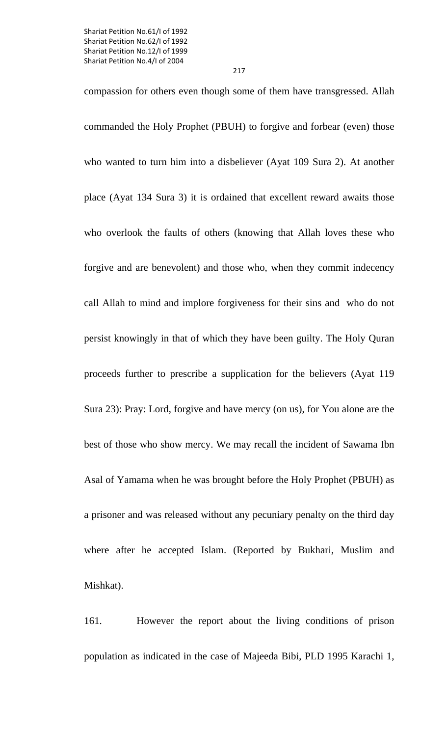compassion for others even though some of them have transgressed. Allah commanded the Holy Prophet (PBUH) to forgive and forbear (even) those who wanted to turn him into a disbeliever (Ayat 109 Sura 2). At another place (Ayat 134 Sura 3) it is ordained that excellent reward awaits those who overlook the faults of others (knowing that Allah loves these who forgive and are benevolent) and those who, when they commit indecency call Allah to mind and implore forgiveness for their sins and who do not persist knowingly in that of which they have been guilty. The Holy Quran proceeds further to prescribe a supplication for the believers (Ayat 119 Sura 23): Pray: Lord, forgive and have mercy (on us), for You alone are the best of those who show mercy. We may recall the incident of Sawama Ibn Asal of Yamama when he was brought before the Holy Prophet (PBUH) as a prisoner and was released without any pecuniary penalty on the third day where after he accepted Islam. (Reported by Bukhari, Muslim and Mishkat).

161. However the report about the living conditions of prison population as indicated in the case of Majeeda Bibi, PLD 1995 Karachi 1,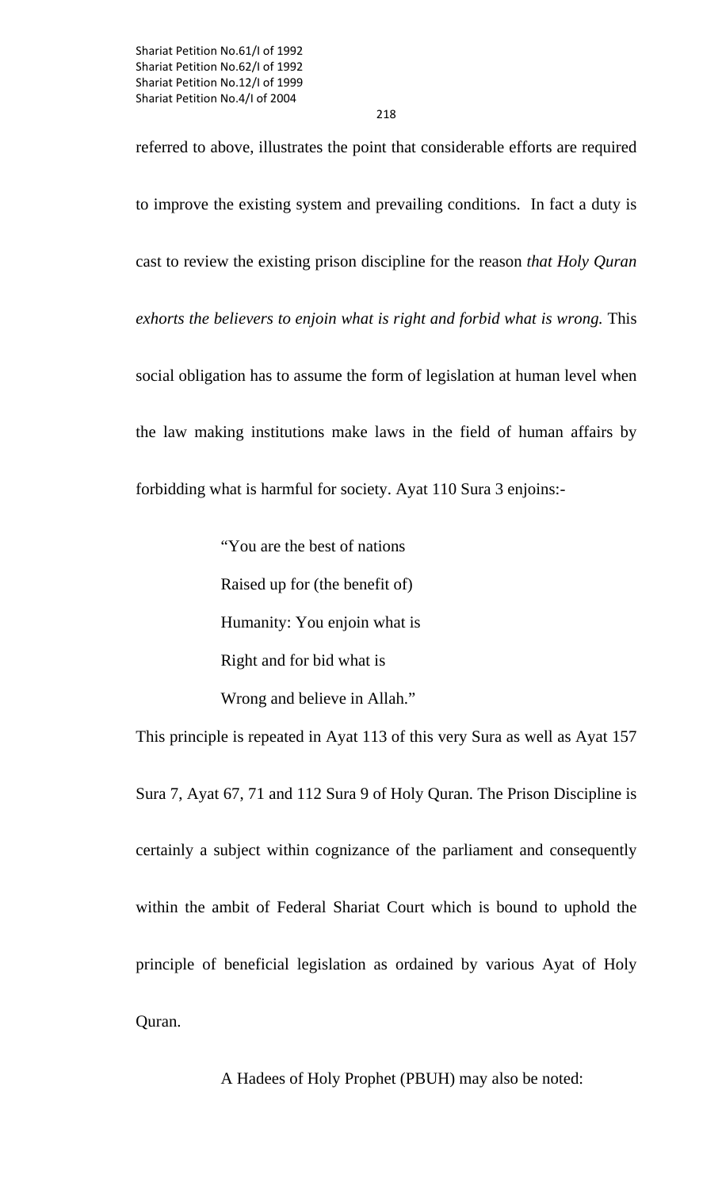referred to above, illustrates the point that considerable efforts are required to improve the existing system and prevailing conditions. In fact a duty is cast to review the existing prison discipline for the reason *that Holy Quran exhorts the believers to enjoin what is right and forbid what is wrong.* This social obligation has to assume the form of legislation at human level when the law making institutions make laws in the field of human affairs by forbidding what is harmful for society. Ayat 110 Sura 3 enjoins:-

> "You are the best of nations
> Raised up for (the benefit of)
> Humanity: You enjoin what is
> Right and for bid what is
> Wrong and believe in Allah."

This principle is repeated in Ayat 113 of this very Sura as well as Ayat 157 Sura 7, Ayat 67, 71 and 112 Sura 9 of Holy Quran. The Prison Discipline is certainly a subject within cognizance of the parliament and consequently within the ambit of Federal Shariat Court which is bound to uphold the principle of beneficial legislation as ordained by various Ayat of Holy Quran.

A Hadees of Holy Prophet (PBUH) may also be noted: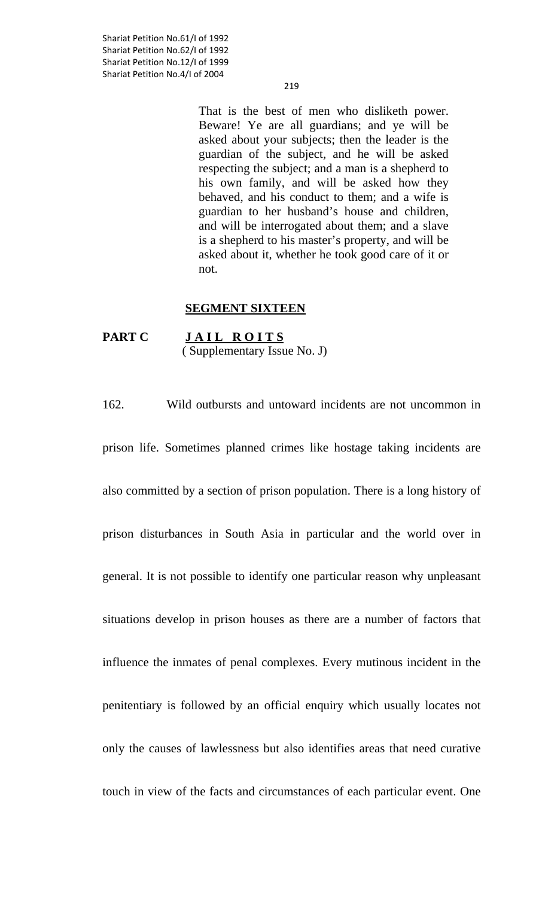> That is the best of men who disliketh power. Beware! Ye are all guardians; and ye will be asked about your subjects; then the leader is the guardian of the subject, and he will be asked respecting the subject; and a man is a shepherd to his own family, and will be asked how they behaved, and his conduct to them; and a wife is guardian to her husband's house and children, and will be interrogated about them; and a slave is a shepherd to his master's property, and will be asked about it, whether he took good care of it or not.

## SEGMENT SIXTEEN

**PART C** **J A I L R O I T S**
( Supplementary Issue No. J)

162. Wild outbursts and untoward incidents are not uncommon in prison life. Sometimes planned crimes like hostage taking incidents are also committed by a section of prison population. There is a long history of prison disturbances in South Asia in particular and the world over in general. It is not possible to identify one particular reason why unpleasant situations develop in prison houses as there are a number of factors that influence the inmates of penal complexes. Every mutinous incident in the penitentiary is followed by an official enquiry which usually locates not only the causes of lawlessness but also identifies areas that need curative touch in view of the facts and circumstances of each particular event. One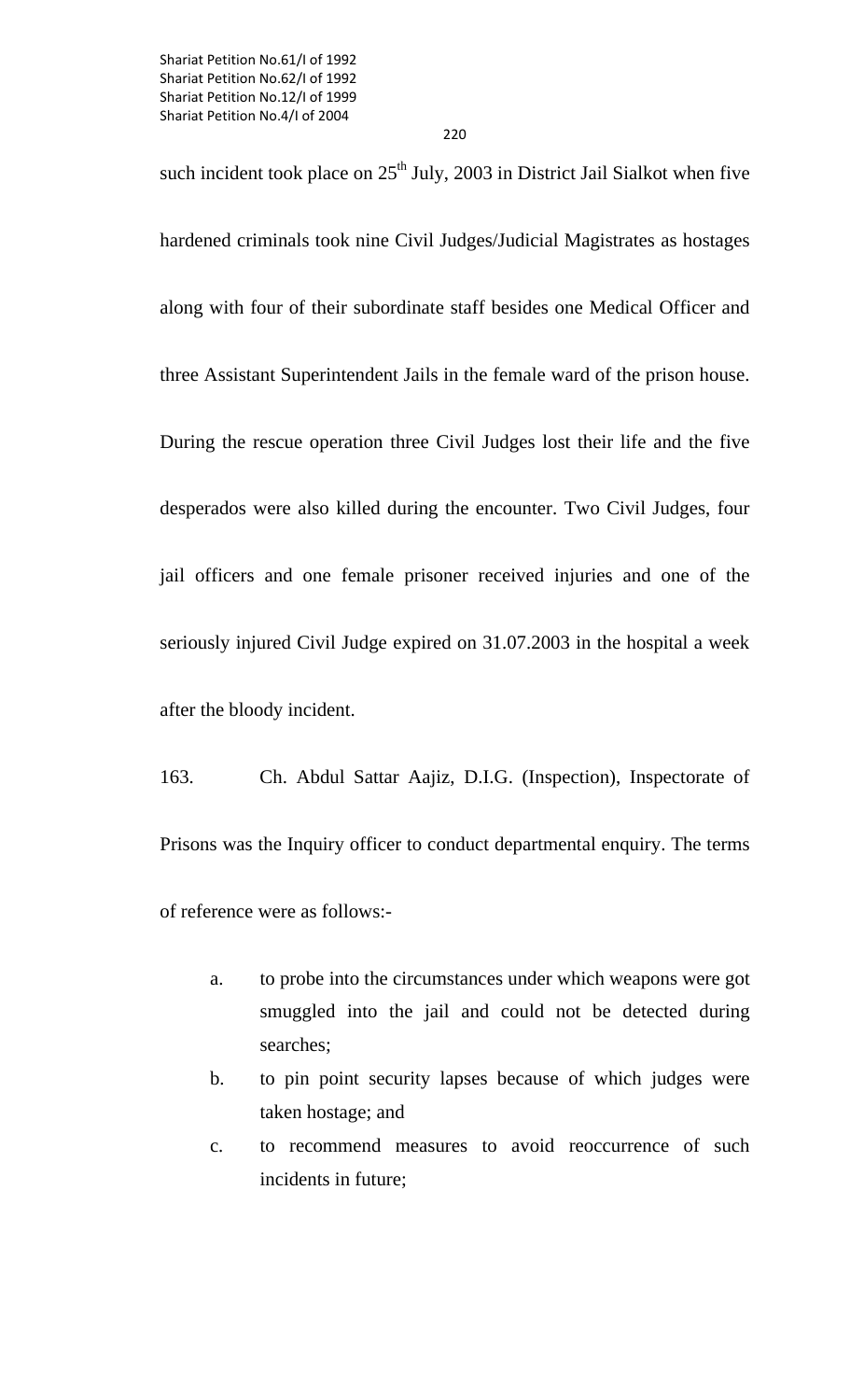such incident took place on 25th July, 2003 in District Jail Sialkot when five hardened criminals took nine Civil Judges/Judicial Magistrates as hostages along with four of their subordinate staff besides one Medical Officer and three Assistant Superintendent Jails in the female ward of the prison house. During the rescue operation three Civil Judges lost their life and the five desperados were also killed during the encounter. Two Civil Judges, four jail officers and one female prisoner received injuries and one of the seriously injured Civil Judge expired on 31.07.2003 in the hospital a week after the bloody incident.

163. Ch. Abdul Sattar Aajiz, D.I.G. (Inspection), Inspectorate of Prisons was the Inquiry officer to conduct departmental enquiry. The terms of reference were as follows:-

- a. to probe into the circumstances under which weapons were got smuggled into the jail and could not be detected during searches;
- b. to pin point security lapses because of which judges were taken hostage; and
- c. to recommend measures to avoid reoccurrence of such incidents in future;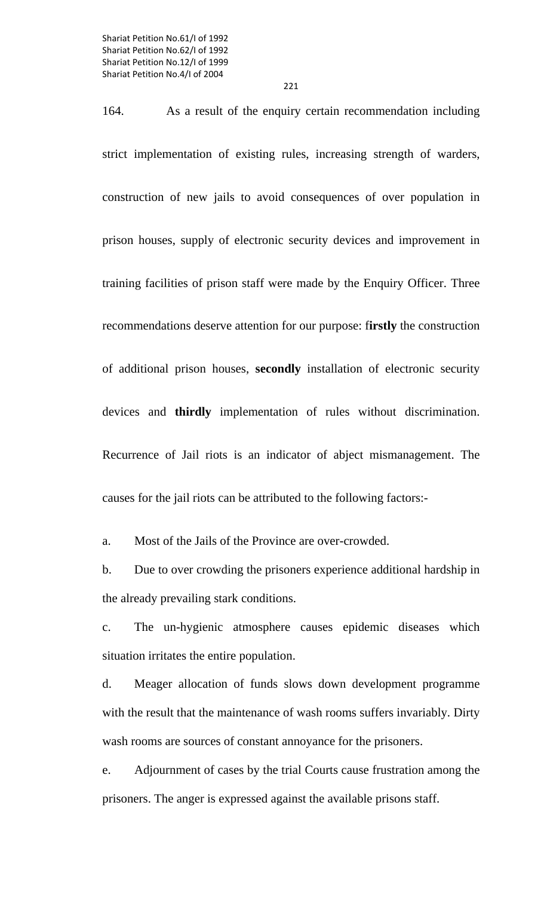164. As a result of the enquiry certain recommendation including strict implementation of existing rules, increasing strength of warders, construction of new jails to avoid consequences of over population in prison houses, supply of electronic security devices and improvement in training facilities of prison staff were made by the Enquiry Officer. Three recommendations deserve attention for our purpose: f**irstly** the construction of additional prison houses, **secondly** installation of electronic security devices and **thirdly** implementation of rules without discrimination. Recurrence of Jail riots is an indicator of abject mismanagement. The causes for the jail riots can be attributed to the following factors:-

a. Most of the Jails of the Province are over-crowded.

b. Due to over crowding the prisoners experience additional hardship in the already prevailing stark conditions.

c. The un-hygienic atmosphere causes epidemic diseases which situation irritates the entire population.

d. Meager allocation of funds slows down development programme with the result that the maintenance of wash rooms suffers invariably. Dirty wash rooms are sources of constant annoyance for the prisoners.

e. Adjournment of cases by the trial Courts cause frustration among the prisoners. The anger is expressed against the available prisons staff.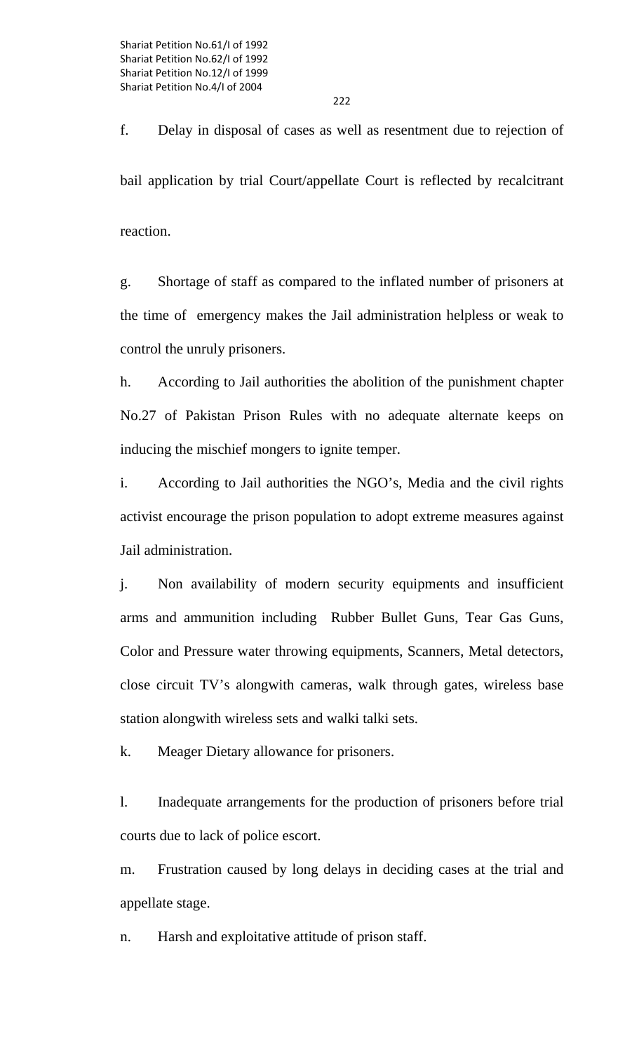f. Delay in disposal of cases as well as resentment due to rejection of bail application by trial Court/appellate Court is reflected by recalcitrant reaction.

g. Shortage of staff as compared to the inflated number of prisoners at the time of emergency makes the Jail administration helpless or weak to control the unruly prisoners.

h. According to Jail authorities the abolition of the punishment chapter No.27 of Pakistan Prison Rules with no adequate alternate keeps on inducing the mischief mongers to ignite temper.

i. According to Jail authorities the NGO's, Media and the civil rights activist encourage the prison population to adopt extreme measures against Jail administration.

j. Non availability of modern security equipments and insufficient arms and ammunition including Rubber Bullet Guns, Tear Gas Guns, Color and Pressure water throwing equipments, Scanners, Metal detectors, close circuit TV's alongwith cameras, walk through gates, wireless base station alongwith wireless sets and walki talki sets.

k. Meager Dietary allowance for prisoners.

l. Inadequate arrangements for the production of prisoners before trial courts due to lack of police escort.

m. Frustration caused by long delays in deciding cases at the trial and appellate stage.

n. Harsh and exploitative attitude of prison staff.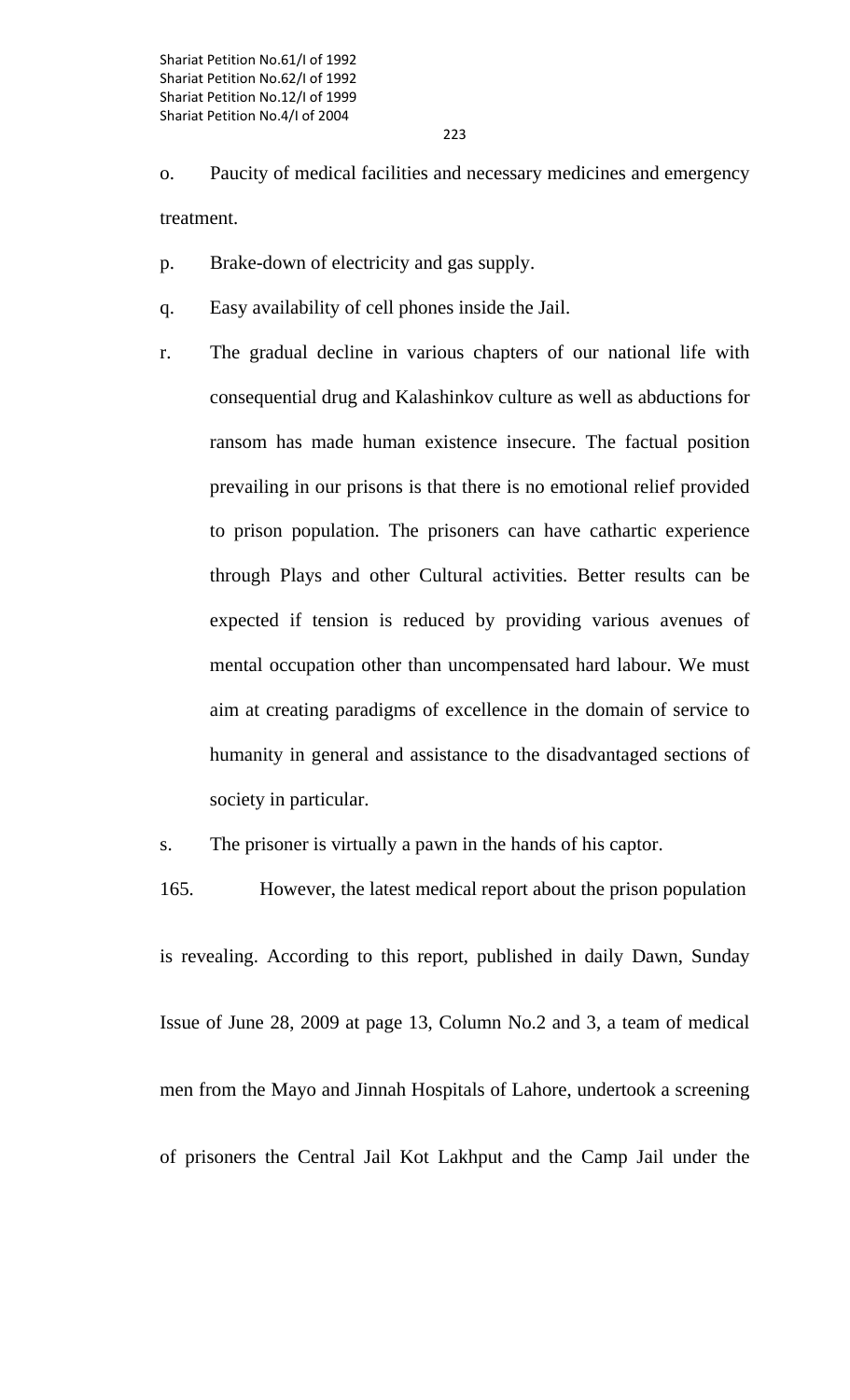o. Paucity of medical facilities and necessary medicines and emergency treatment.

p. Brake-down of electricity and gas supply.

q. Easy availability of cell phones inside the Jail.

r. The gradual decline in various chapters of our national life with consequential drug and Kalashinkov culture as well as abductions for ransom has made human existence insecure. The factual position prevailing in our prisons is that there is no emotional relief provided to prison population. The prisoners can have cathartic experience through Plays and other Cultural activities. Better results can be expected if tension is reduced by providing various avenues of mental occupation other than uncompensated hard labour. We must aim at creating paradigms of excellence in the domain of service to humanity in general and assistance to the disadvantaged sections of society in particular.

s. The prisoner is virtually a pawn in the hands of his captor.

165. However, the latest medical report about the prison population is revealing. According to this report, published in daily Dawn, Sunday Issue of June 28, 2009 at page 13, Column No.2 and 3, a team of medical men from the Mayo and Jinnah Hospitals of Lahore, undertook a screening of prisoners the Central Jail Kot Lakhput and the Camp Jail under the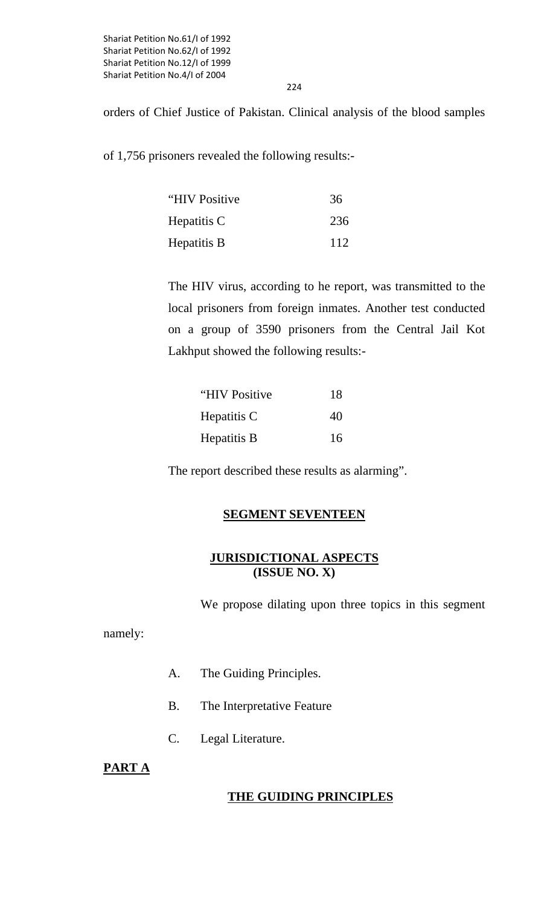orders of Chief Justice of Pakistan. Clinical analysis of the blood samples of 1,756 prisoners revealed the following results:-

| | |
|---|---|
| "HIV Positive | 36 |
| Hepatitis C | 236 |
| Hepatitis B | 112 |

The HIV virus, according to he report, was transmitted to the local prisoners from foreign inmates. Another test conducted on a group of 3590 prisoners from the Central Jail Kot Lakhput showed the following results:-

| | |
|---|---|
| "HIV Positive | 18 |
| Hepatitis C | 40 |
| Hepatitis B | 16 |

The report described these results as alarming".

## SEGMENT SEVENTEEN

## JURISDICTIONAL ASPECTS (ISSUE NO. X)

We propose dilating upon three topics in this segment namely:

A. The Guiding Principles.

B. The Interpretative Feature

C. Legal Literature.

### PART A

### THE GUIDING PRINCIPLES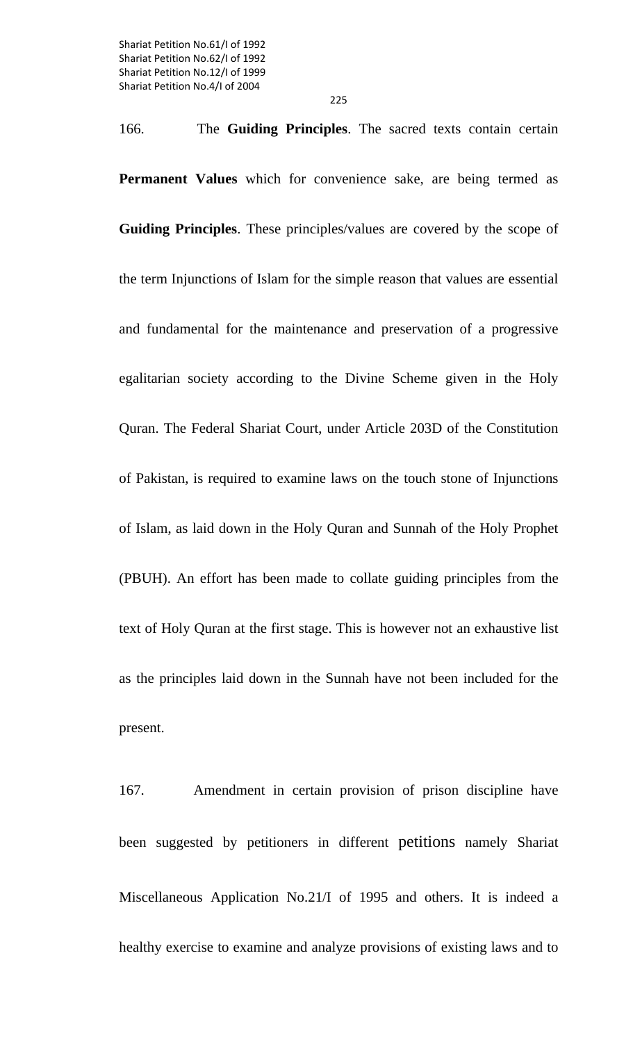166. The **Guiding Principles**. The sacred texts contain certain **Permanent Values** which for convenience sake, are being termed as **Guiding Principles**. These principles/values are covered by the scope of the term Injunctions of Islam for the simple reason that values are essential and fundamental for the maintenance and preservation of a progressive egalitarian society according to the Divine Scheme given in the Holy Quran. The Federal Shariat Court, under Article 203D of the Constitution of Pakistan, is required to examine laws on the touch stone of Injunctions of Islam, as laid down in the Holy Quran and Sunnah of the Holy Prophet (PBUH). An effort has been made to collate guiding principles from the text of Holy Quran at the first stage. This is however not an exhaustive list as the principles laid down in the Sunnah have not been included for the present.

167. Amendment in certain provision of prison discipline have been suggested by petitioners in different petitions namely Shariat Miscellaneous Application No.21/I of 1995 and others. It is indeed a healthy exercise to examine and analyze provisions of existing laws and to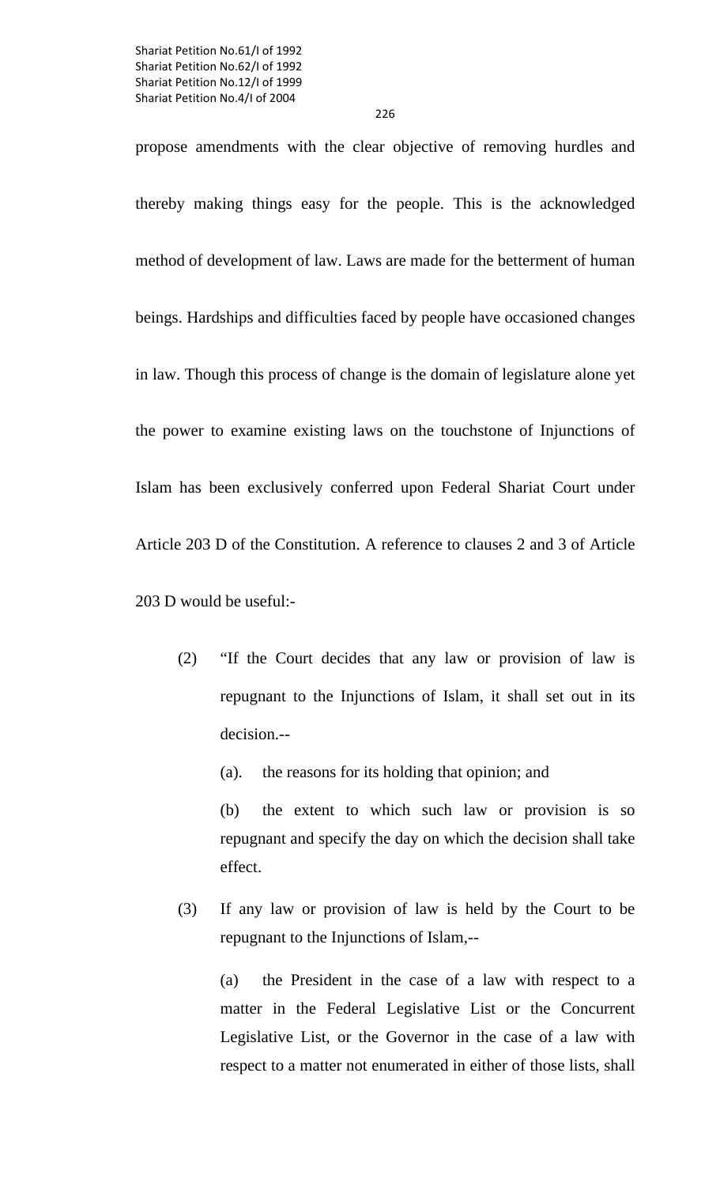propose amendments with the clear objective of removing hurdles and thereby making things easy for the people. This is the acknowledged method of development of law. Laws are made for the betterment of human beings. Hardships and difficulties faced by people have occasioned changes in law. Though this process of change is the domain of legislature alone yet the power to examine existing laws on the touchstone of Injunctions of Islam has been exclusively conferred upon Federal Shariat Court under Article 203 D of the Constitution. A reference to clauses 2 and 3 of Article 203 D would be useful:-

> (2) "If the Court decides that any law or provision of law is repugnant to the Injunctions of Islam, it shall set out in its decision.--
>
> (a). the reasons for its holding that opinion; and
>
> (b) the extent to which such law or provision is so repugnant and specify the day on which the decision shall take effect.
>
> (3) If any law or provision of law is held by the Court to be repugnant to the Injunctions of Islam,--
>
> (a) the President in the case of a law with respect to a matter in the Federal Legislative List or the Concurrent Legislative List, or the Governor in the case of a law with respect to a matter not enumerated in either of those lists, shall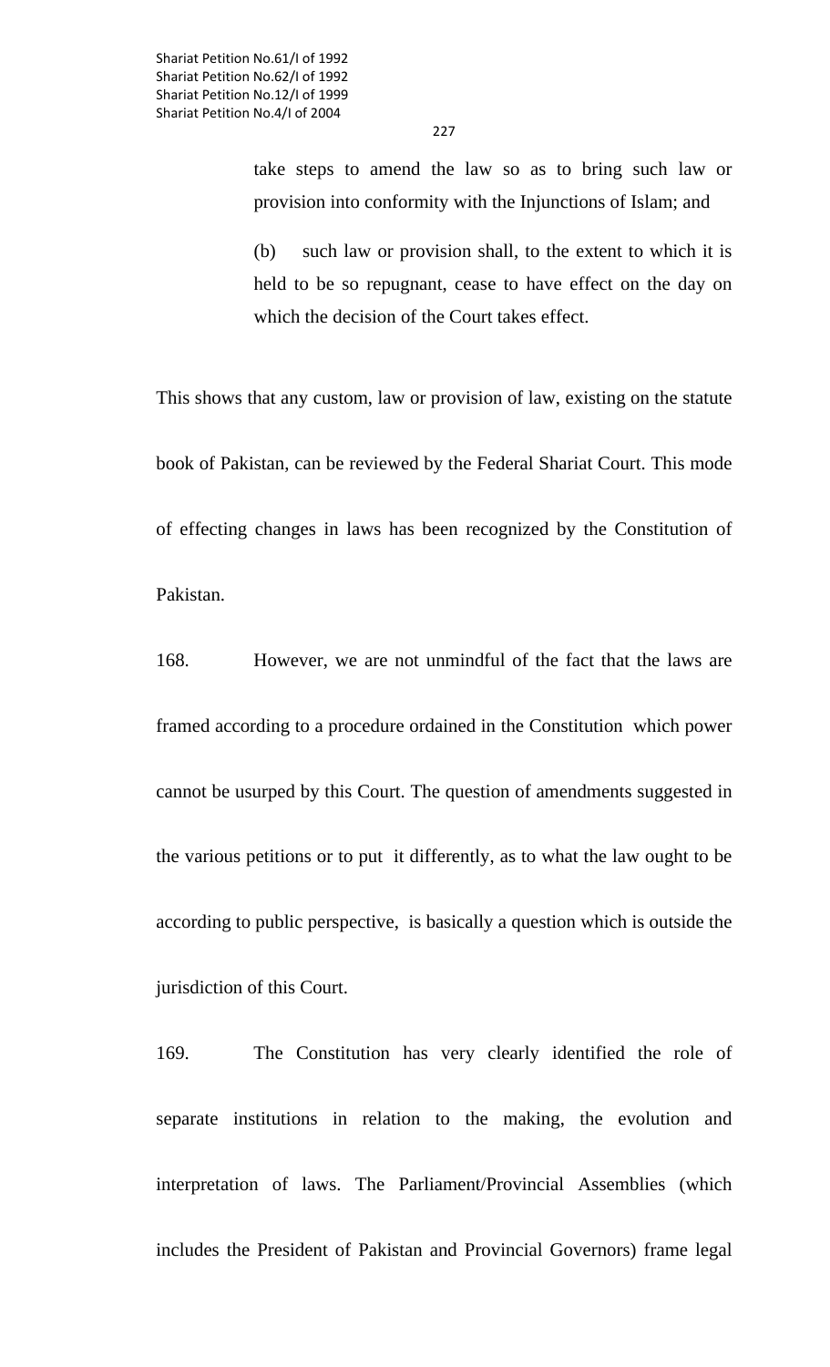take steps to amend the law so as to bring such law or provision into conformity with the Injunctions of Islam; and

(b) such law or provision shall, to the extent to which it is held to be so repugnant, cease to have effect on the day on which the decision of the Court takes effect.

This shows that any custom, law or provision of law, existing on the statute book of Pakistan, can be reviewed by the Federal Shariat Court. This mode of effecting changes in laws has been recognized by the Constitution of Pakistan.

168. However, we are not unmindful of the fact that the laws are framed according to a procedure ordained in the Constitution which power cannot be usurped by this Court. The question of amendments suggested in the various petitions or to put it differently, as to what the law ought to be according to public perspective, is basically a question which is outside the jurisdiction of this Court.

169. The Constitution has very clearly identified the role of separate institutions in relation to the making, the evolution and interpretation of laws. The Parliament/Provincial Assemblies (which includes the President of Pakistan and Provincial Governors) frame legal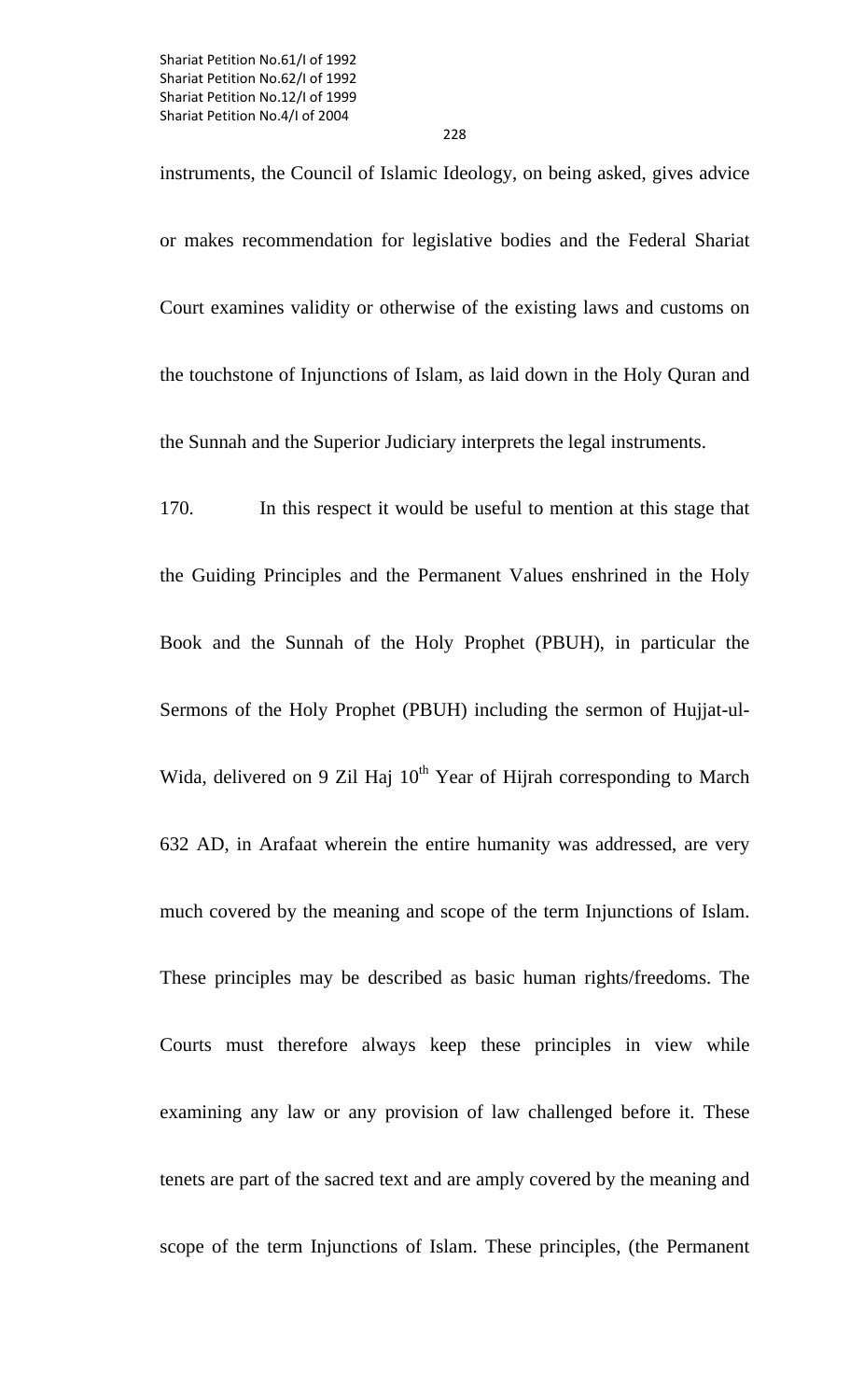instruments, the Council of Islamic Ideology, on being asked, gives advice or makes recommendation for legislative bodies and the Federal Shariat Court examines validity or otherwise of the existing laws and customs on the touchstone of Injunctions of Islam, as laid down in the Holy Quran and the Sunnah and the Superior Judiciary interprets the legal instruments.

170. In this respect it would be useful to mention at this stage that the Guiding Principles and the Permanent Values enshrined in the Holy Book and the Sunnah of the Holy Prophet (PBUH), in particular the Sermons of the Holy Prophet (PBUH) including the sermon of Hujjat-ul-Wida, delivered on 9 Zil Haj 10th Year of Hijrah corresponding to March 632 AD, in Arafaat wherein the entire humanity was addressed, are very much covered by the meaning and scope of the term Injunctions of Islam. These principles may be described as basic human rights/freedoms. The Courts must therefore always keep these principles in view while examining any law or any provision of law challenged before it. These tenets are part of the sacred text and are amply covered by the meaning and scope of the term Injunctions of Islam. These principles, (the Permanent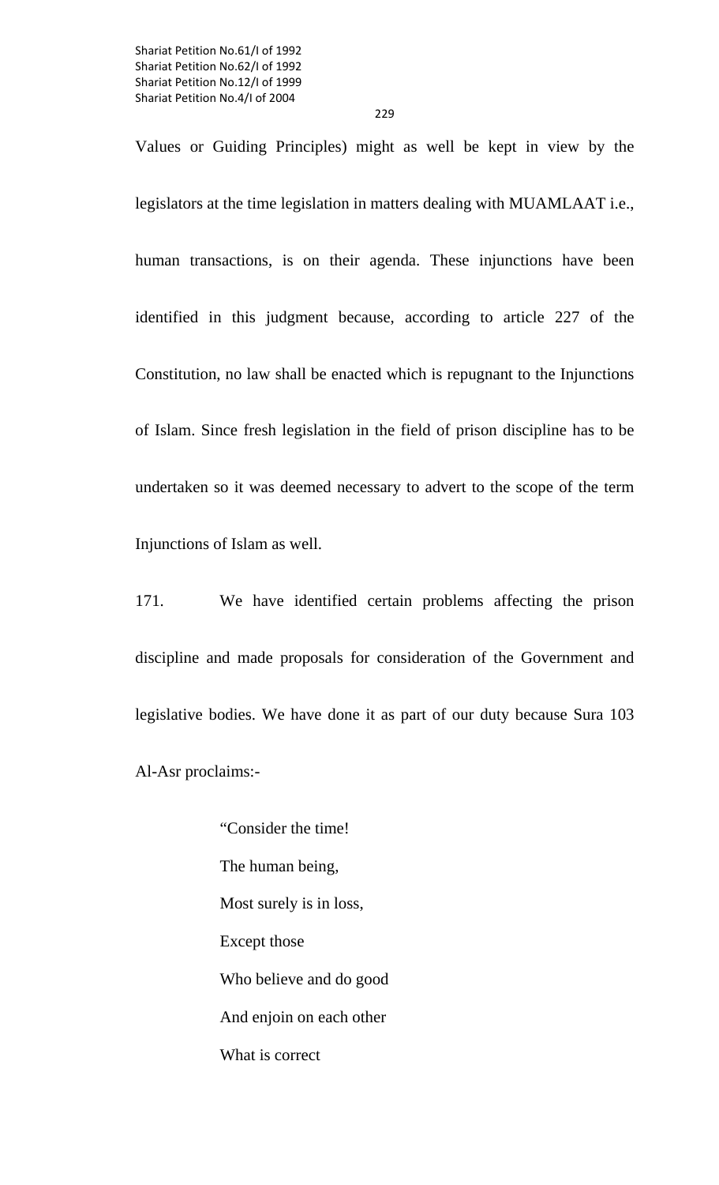Values or Guiding Principles) might as well be kept in view by the legislators at the time legislation in matters dealing with MUAMLAAT i.e., human transactions, is on their agenda. These injunctions have been identified in this judgment because, according to article 227 of the Constitution, no law shall be enacted which is repugnant to the Injunctions of Islam. Since fresh legislation in the field of prison discipline has to be undertaken so it was deemed necessary to advert to the scope of the term Injunctions of Islam as well.

171. We have identified certain problems affecting the prison discipline and made proposals for consideration of the Government and legislative bodies. We have done it as part of our duty because Sura 103 Al-Asr proclaims:-

> "Consider the time!
> The human being,
> Most surely is in loss,
> Except those
> Who believe and do good
> And enjoin on each other
> What is correct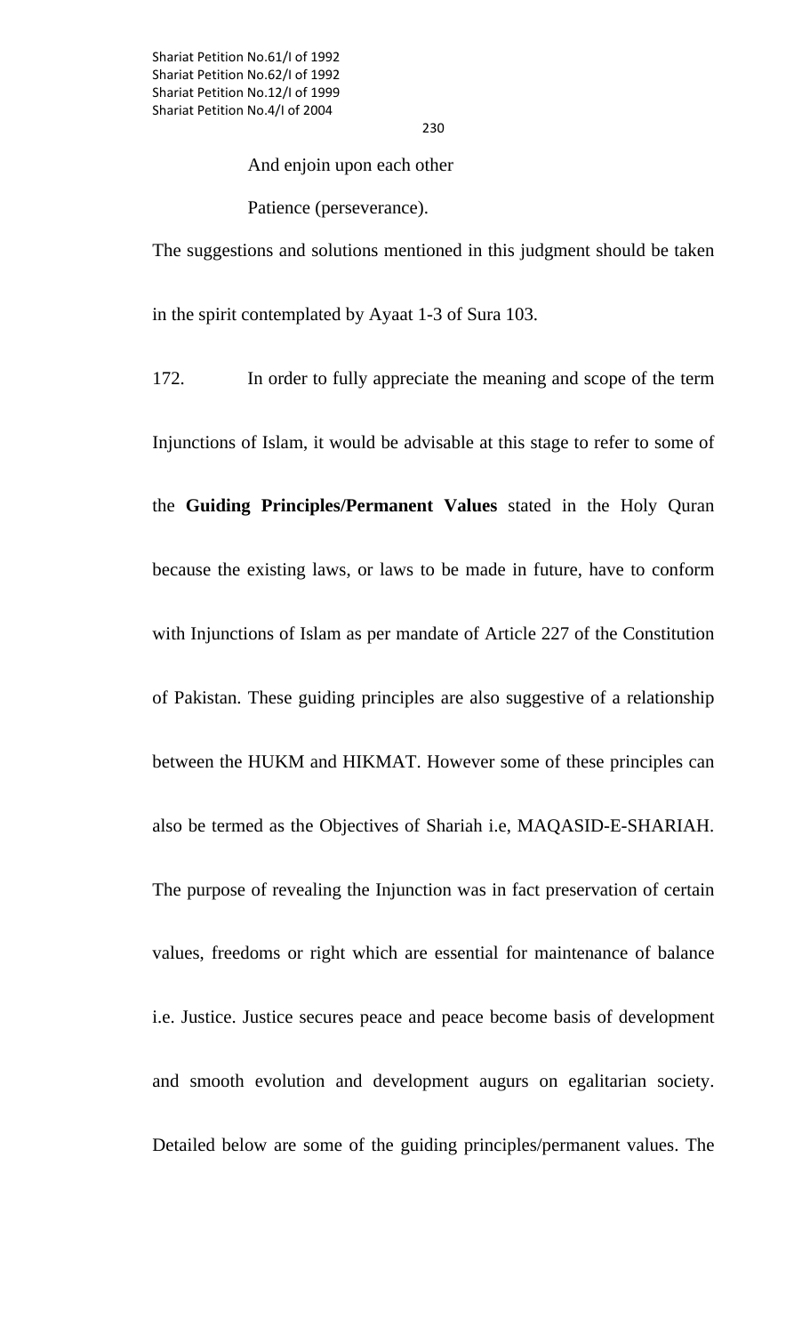And enjoin upon each other

Patience (perseverance).

The suggestions and solutions mentioned in this judgment should be taken in the spirit contemplated by Ayaat 1-3 of Sura 103.

172. In order to fully appreciate the meaning and scope of the term Injunctions of Islam, it would be advisable at this stage to refer to some of the **Guiding Principles/Permanent Values** stated in the Holy Quran because the existing laws, or laws to be made in future, have to conform with Injunctions of Islam as per mandate of Article 227 of the Constitution of Pakistan. These guiding principles are also suggestive of a relationship between the HUKM and HIKMAT. However some of these principles can also be termed as the Objectives of Shariah i.e, MAQASID-E-SHARIAH. The purpose of revealing the Injunction was in fact preservation of certain values, freedoms or right which are essential for maintenance of balance i.e. Justice. Justice secures peace and peace become basis of development and smooth evolution and development augurs on egalitarian society. Detailed below are some of the guiding principles/permanent values. The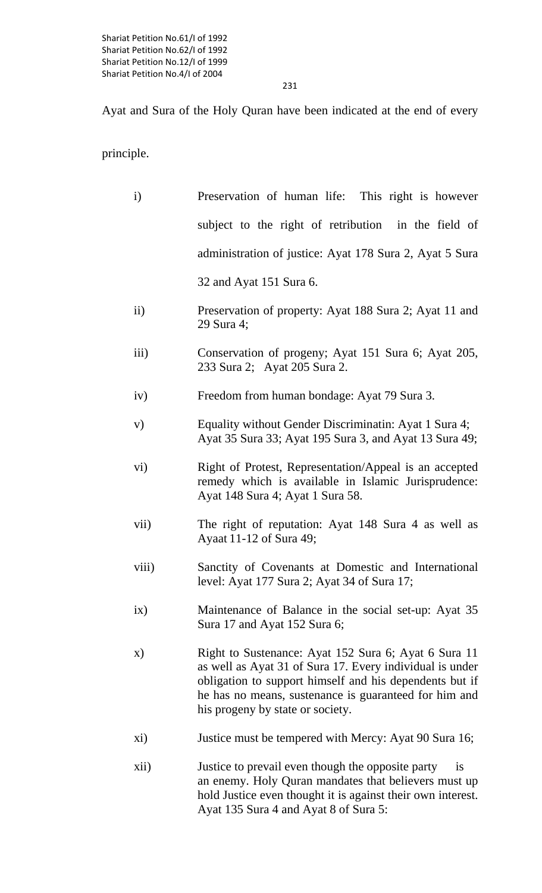Ayat and Sura of the Holy Quran have been indicated at the end of every principle.

i) Preservation of human life: This right is however subject to the right of retribution in the field of administration of justice: Ayat 178 Sura 2, Ayat 5 Sura 32 and Ayat 151 Sura 6.

ii) Preservation of property: Ayat 188 Sura 2; Ayat 11 and 29 Sura 4;

iii) Conservation of progeny; Ayat 151 Sura 6; Ayat 205, 233 Sura 2; Ayat 205 Sura 2.

iv) Freedom from human bondage: Ayat 79 Sura 3.

v) Equality without Gender Discriminatin: Ayat 1 Sura 4; Ayat 35 Sura 33; Ayat 195 Sura 3, and Ayat 13 Sura 49;

vi) Right of Protest, Representation/Appeal is an accepted remedy which is available in Islamic Jurisprudence: Ayat 148 Sura 4; Ayat 1 Sura 58.

vii) The right of reputation: Ayat 148 Sura 4 as well as Ayaat 11-12 of Sura 49;

viii) Sanctity of Covenants at Domestic and International level: Ayat 177 Sura 2; Ayat 34 of Sura 17;

ix) Maintenance of Balance in the social set-up: Ayat 35 Sura 17 and Ayat 152 Sura 6;

x) Right to Sustenance: Ayat 152 Sura 6; Ayat 6 Sura 11 as well as Ayat 31 of Sura 17. Every individual is under obligation to support himself and his dependents but if he has no means, sustenance is guaranteed for him and his progeny by state or society.

xi) Justice must be tempered with Mercy: Ayat 90 Sura 16;

xii) Justice to prevail even though the opposite party is an enemy. Holy Quran mandates that believers must up hold Justice even thought it is against their own interest. Ayat 135 Sura 4 and Ayat 8 of Sura 5: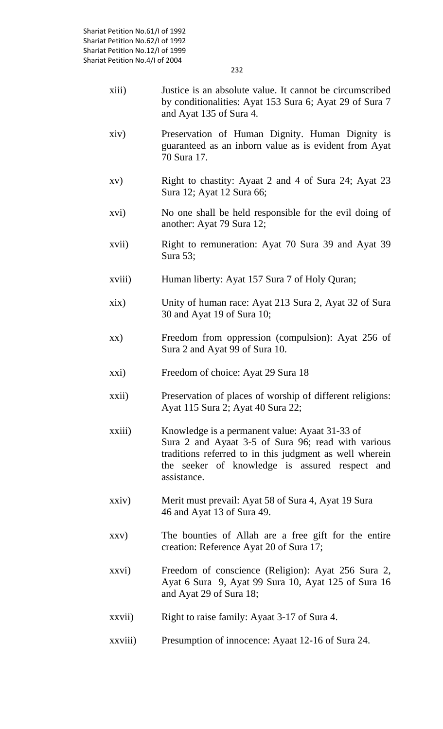xiii) Justice is an absolute value. It cannot be circumscribed by conditionalities: Ayat 153 Sura 6; Ayat 29 of Sura 7 and Ayat 135 of Sura 4.

xiv) Preservation of Human Dignity. Human Dignity is guaranteed as an inborn value as is evident from Ayat 70 Sura 17.

xv) Right to chastity: Ayaat 2 and 4 of Sura 24; Ayat 23 Sura 12; Ayat 12 Sura 66;

xvi) No one shall be held responsible for the evil doing of another: Ayat 79 Sura 12;

xvii) Right to remuneration: Ayat 70 Sura 39 and Ayat 39 Sura 53;

xviii) Human liberty: Ayat 157 Sura 7 of Holy Quran;

xix) Unity of human race: Ayat 213 Sura 2, Ayat 32 of Sura 30 and Ayat 19 of Sura 10;

xx) Freedom from oppression (compulsion): Ayat 256 of Sura 2 and Ayat 99 of Sura 10.

xxi) Freedom of choice: Ayat 29 Sura 18

xxii) Preservation of places of worship of different religions: Ayat 115 Sura 2; Ayat 40 Sura 22;

xxiii) Knowledge is a permanent value: Ayaat 31-33 of Sura 2 and Ayaat 3-5 of Sura 96; read with various traditions referred to in this judgment as well wherein the seeker of knowledge is assured respect and assistance.

xxiv) Merit must prevail: Ayat 58 of Sura 4, Ayat 19 Sura 46 and Ayat 13 of Sura 49.

xxv) The bounties of Allah are a free gift for the entire creation: Reference Ayat 20 of Sura 17;

xxvi) Freedom of conscience (Religion): Ayat 256 Sura 2, Ayat 6 Sura 9, Ayat 99 Sura 10, Ayat 125 of Sura 16 and Ayat 29 of Sura 18;

xxvii) Right to raise family: Ayaat 3-17 of Sura 4.

xxviii) Presumption of innocence: Ayaat 12-16 of Sura 24.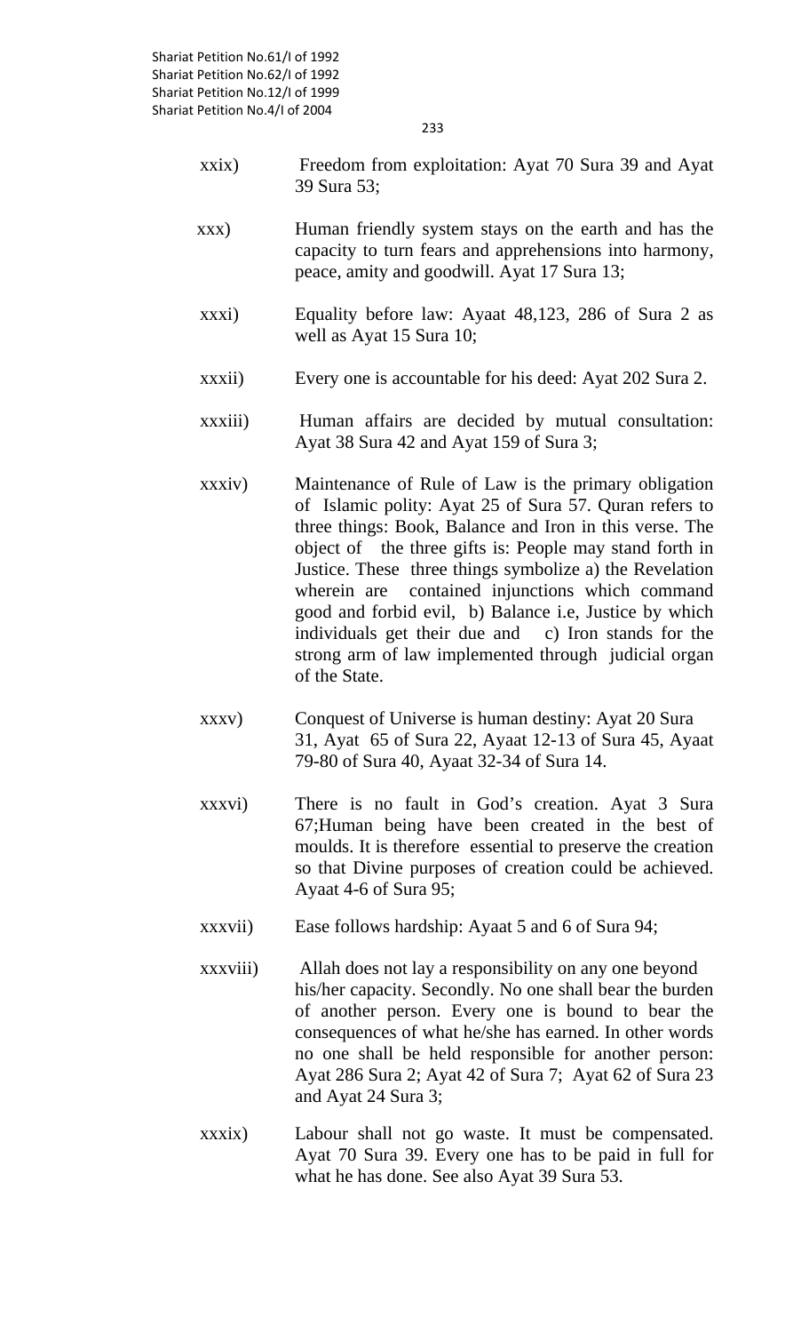xxix) Freedom from exploitation: Ayat 70 Sura 39 and Ayat 39 Sura 53;

xxx) Human friendly system stays on the earth and has the capacity to turn fears and apprehensions into harmony, peace, amity and goodwill. Ayat 17 Sura 13;

xxxi) Equality before law: Ayaat 48,123, 286 of Sura 2 as well as Ayat 15 Sura 10;

xxxii) Every one is accountable for his deed: Ayat 202 Sura 2.

xxxiii) Human affairs are decided by mutual consultation: Ayat 38 Sura 42 and Ayat 159 of Sura 3;

xxxiv) Maintenance of Rule of Law is the primary obligation of Islamic polity: Ayat 25 of Sura 57. Quran refers to three things: Book, Balance and Iron in this verse. The object of the three gifts is: People may stand forth in Justice. These three things symbolize a) the Revelation wherein are contained injunctions which command good and forbid evil, b) Balance i.e, Justice by which individuals get their due and c) Iron stands for the strong arm of law implemented through judicial organ of the State.

xxxv) Conquest of Universe is human destiny: Ayat 20 Sura 31, Ayat 65 of Sura 22, Ayaat 12-13 of Sura 45, Ayaat 79-80 of Sura 40, Ayaat 32-34 of Sura 14.

xxxvi) There is no fault in God's creation. Ayat 3 Sura 67;Human being have been created in the best of moulds. It is therefore essential to preserve the creation so that Divine purposes of creation could be achieved. Ayaat 4-6 of Sura 95;

xxxvii) Ease follows hardship: Ayaat 5 and 6 of Sura 94;

xxxviii) Allah does not lay a responsibility on any one beyond his/her capacity. Secondly. No one shall bear the burden of another person. Every one is bound to bear the consequences of what he/she has earned. In other words no one shall be held responsible for another person: Ayat 286 Sura 2; Ayat 42 of Sura 7; Ayat 62 of Sura 23 and Ayat 24 Sura 3;

xxxix) Labour shall not go waste. It must be compensated. Ayat 70 Sura 39. Every one has to be paid in full for what he has done. See also Ayat 39 Sura 53.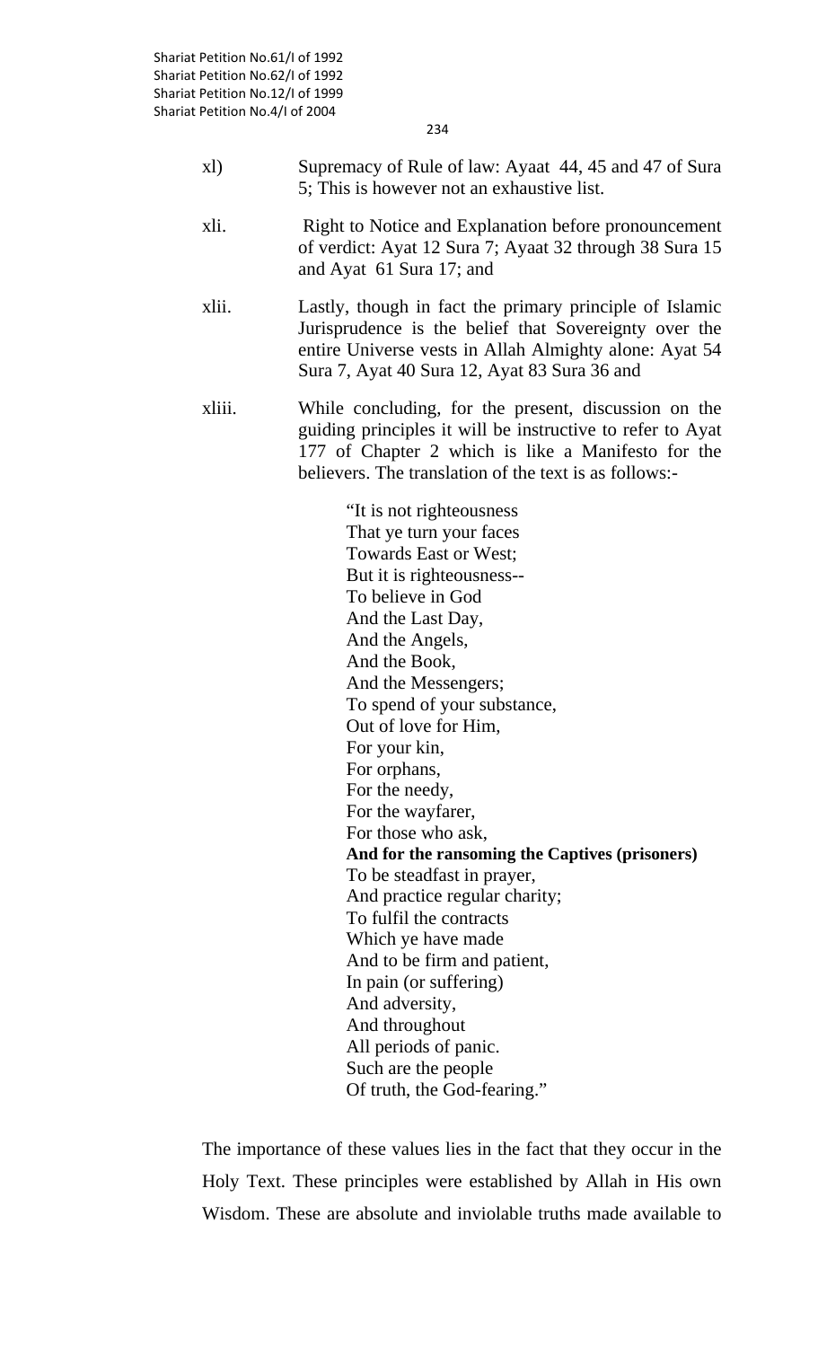xl) Supremacy of Rule of law: Ayaat 44, 45 and 47 of Sura 5; This is however not an exhaustive list.

xli. Right to Notice and Explanation before pronouncement of verdict: Ayat 12 Sura 7; Ayaat 32 through 38 Sura 15 and Ayat 61 Sura 17; and

xlii. Lastly, though in fact the primary principle of Islamic Jurisprudence is the belief that Sovereignty over the entire Universe vests in Allah Almighty alone: Ayat 54 Sura 7, Ayat 40 Sura 12, Ayat 83 Sura 36 and

xliii. While concluding, for the present, discussion on the guiding principles it will be instructive to refer to Ayat 177 of Chapter 2 which is like a Manifesto for the believers. The translation of the text is as follows:-

> "It is not righteousness  
> That ye turn your faces  
> Towards East or West;  
> But it is righteousness--  
> To believe in God  
> And the Last Day,  
> And the Angels,  
> And the Book,  
> And the Messengers;  
> To spend of your substance,  
> Out of love for Him,  
> For your kin,  
> For orphans,  
> For the needy,  
> For the wayfarer,  
> For those who ask,  
> **And for the ransoming the Captives (prisoners)**  
> To be steadfast in prayer,  
> And practice regular charity;  
> To fulfil the contracts  
> Which ye have made  
> And to be firm and patient,  
> In pain (or suffering)  
> And adversity,  
> And throughout  
> All periods of panic.  
> Such are the people  
> Of truth, the God-fearing."

The importance of these values lies in the fact that they occur in the Holy Text. These principles were established by Allah in His own Wisdom. These are absolute and inviolable truths made available to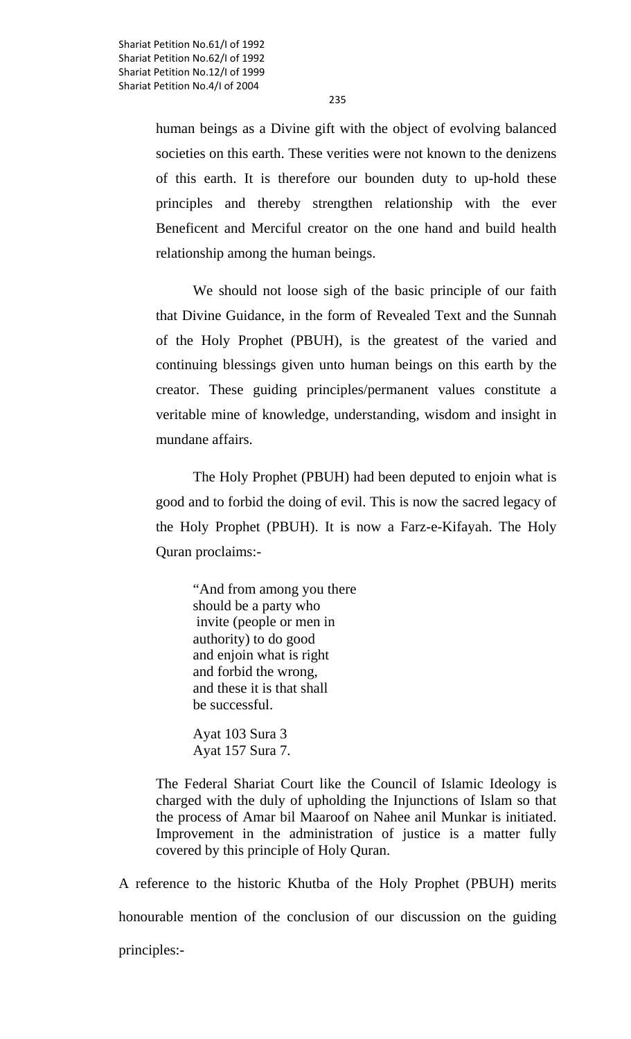human beings as a Divine gift with the object of evolving balanced societies on this earth. These verities were not known to the denizens of this earth. It is therefore our bounden duty to up-hold these principles and thereby strengthen relationship with the ever Beneficent and Merciful creator on the one hand and build health relationship among the human beings.

We should not loose sigh of the basic principle of our faith that Divine Guidance, in the form of Revealed Text and the Sunnah of the Holy Prophet (PBUH), is the greatest of the varied and continuing blessings given unto human beings on this earth by the creator. These guiding principles/permanent values constitute a veritable mine of knowledge, understanding, wisdom and insight in mundane affairs.

The Holy Prophet (PBUH) had been deputed to enjoin what is good and to forbid the doing of evil. This is now the sacred legacy of the Holy Prophet (PBUH). It is now a Farz-e-Kifayah. The Holy Quran proclaims:-

> "And from among you there should be a party who invite (people or men in authority) to do good and enjoin what is right and forbid the wrong, and these it is that shall be successful.
>
> Ayat 103 Sura 3
> Ayat 157 Sura 7.

The Federal Shariat Court like the Council of Islamic Ideology is charged with the duly of upholding the Injunctions of Islam so that the process of Amar bil Maaroof on Nahee anil Munkar is initiated. Improvement in the administration of justice is a matter fully covered by this principle of Holy Quran.

A reference to the historic Khutba of the Holy Prophet (PBUH) merits honourable mention of the conclusion of our discussion on the guiding principles:-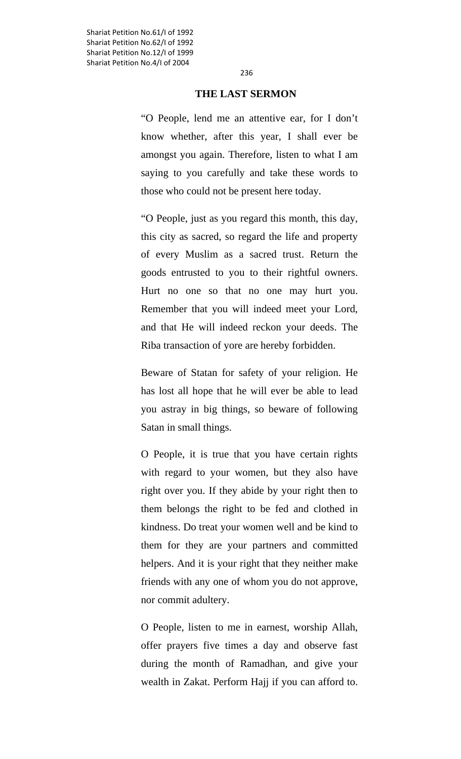## THE LAST SERMON

"O People, lend me an attentive ear, for I don't know whether, after this year, I shall ever be amongst you again. Therefore, listen to what I am saying to you carefully and take these words to those who could not be present here today.

"O People, just as you regard this month, this day, this city as sacred, so regard the life and property of every Muslim as a sacred trust. Return the goods entrusted to you to their rightful owners. Hurt no one so that no one may hurt you. Remember that you will indeed meet your Lord, and that He will indeed reckon your deeds. The Riba transaction of yore are hereby forbidden.

Beware of Statan for safety of your religion. He has lost all hope that he will ever be able to lead you astray in big things, so beware of following Satan in small things.

O People, it is true that you have certain rights with regard to your women, but they also have right over you. If they abide by your right then to them belongs the right to be fed and clothed in kindness. Do treat your women well and be kind to them for they are your partners and committed helpers. And it is your right that they neither make friends with any one of whom you do not approve, nor commit adultery.

O People, listen to me in earnest, worship Allah, offer prayers five times a day and observe fast during the month of Ramadhan, and give your wealth in Zakat. Perform Hajj if you can afford to.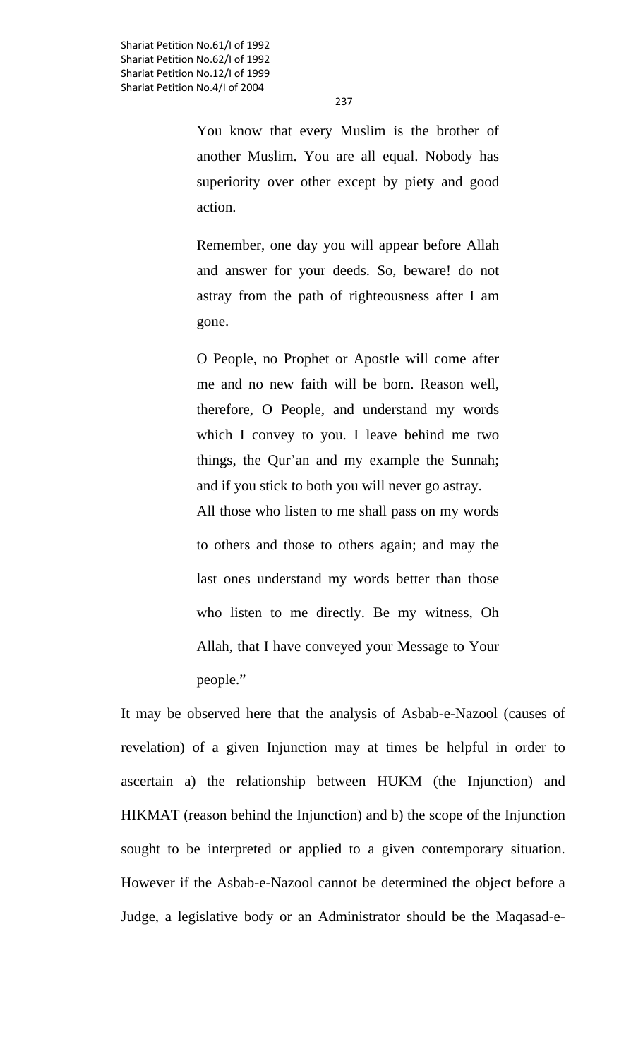> You know that every Muslim is the brother of another Muslim. You are all equal. Nobody has superiority over other except by piety and good action.
>
> Remember, one day you will appear before Allah and answer for your deeds. So, beware! do not astray from the path of righteousness after I am gone.
>
> O People, no Prophet or Apostle will come after me and no new faith will be born. Reason well, therefore, O People, and understand my words which I convey to you. I leave behind me two things, the Qur'an and my example the Sunnah; and if you stick to both you will never go astray.
>
> All those who listen to me shall pass on my words to others and those to others again; and may the last ones understand my words better than those who listen to me directly. Be my witness, Oh Allah, that I have conveyed your Message to Your people."

It may be observed here that the analysis of Asbab-e-Nazool (causes of revelation) of a given Injunction may at times be helpful in order to ascertain a) the relationship between HUKM (the Injunction) and HIKMAT (reason behind the Injunction) and b) the scope of the Injunction sought to be interpreted or applied to a given contemporary situation. However if the Asbab-e-Nazool cannot be determined the object before a Judge, a legislative body or an Administrator should be the Maqasad-e-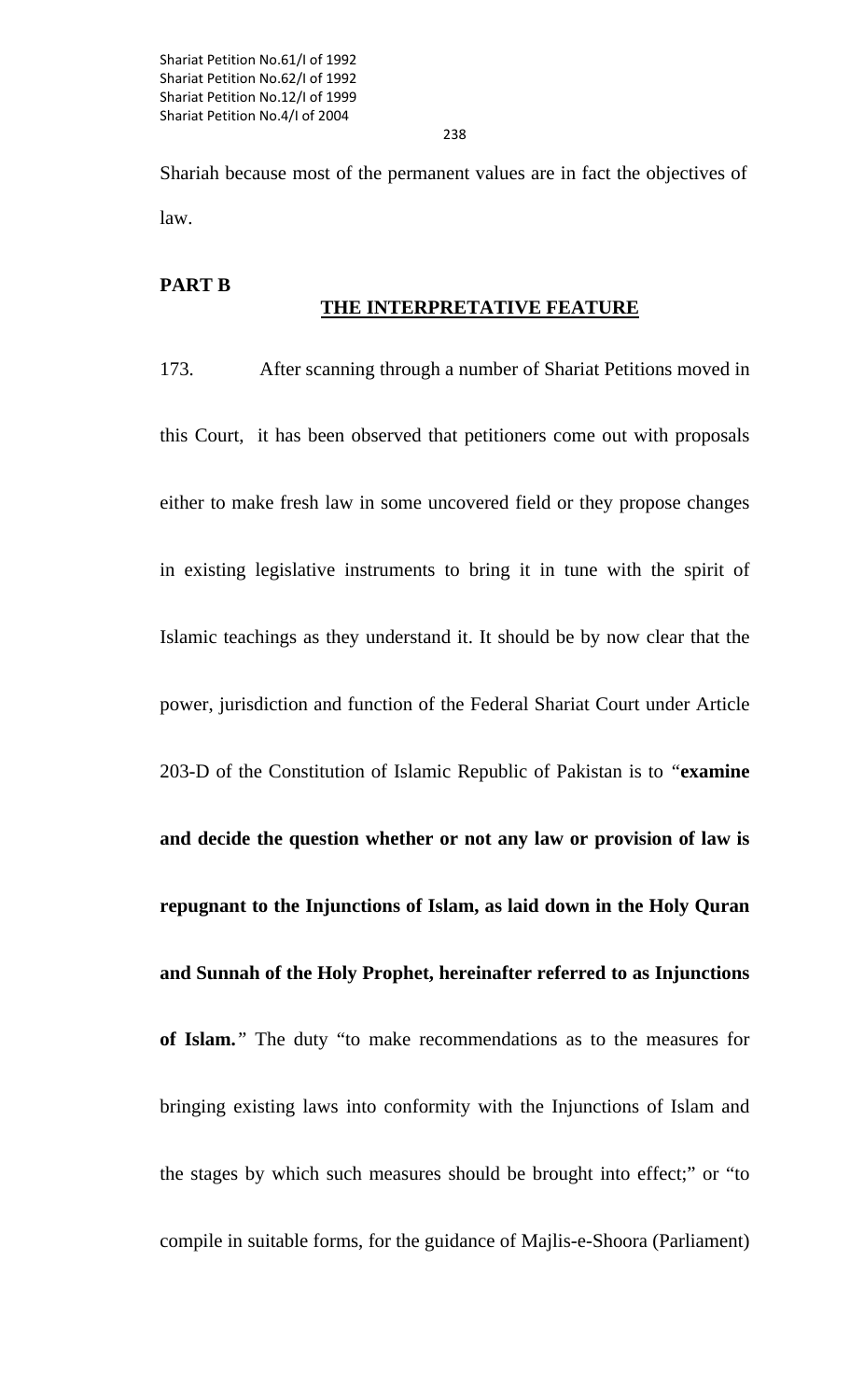Shariah because most of the permanent values are in fact the objectives of law.

**PART B**

## THE INTERPRETATIVE FEATURE

173. After scanning through a number of Shariat Petitions moved in this Court, it has been observed that petitioners come out with proposals either to make fresh law in some uncovered field or they propose changes in existing legislative instruments to bring it in tune with the spirit of Islamic teachings as they understand it. It should be by now clear that the power, jurisdiction and function of the Federal Shariat Court under Article 203-D of the Constitution of Islamic Republic of Pakistan is to *"**examine and decide the question whether or not any law or provision of law is repugnant to the Injunctions of Islam, as laid down in the Holy Quran and Sunnah of the Holy Prophet, hereinafter referred to as Injunctions of Islam.**"* The duty "to make recommendations as to the measures for bringing existing laws into conformity with the Injunctions of Islam and the stages by which such measures should be brought into effect;" or "to compile in suitable forms, for the guidance of Majlis-e-Shoora (Parliament)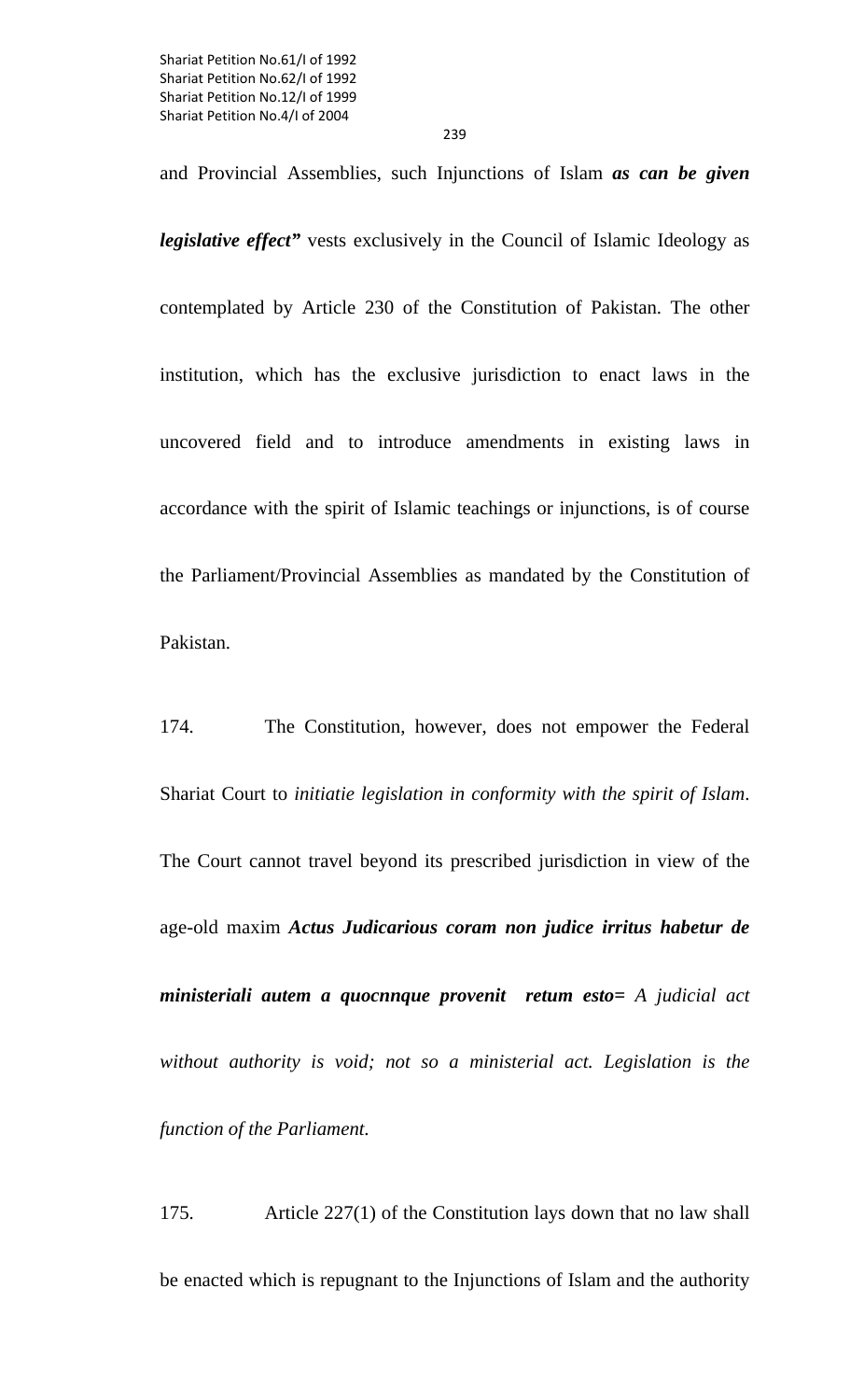and Provincial Assemblies, such Injunctions of Islam ***as can be given legislative effect"*** vests exclusively in the Council of Islamic Ideology as contemplated by Article 230 of the Constitution of Pakistan. The other institution, which has the exclusive jurisdiction to enact laws in the uncovered field and to introduce amendments in existing laws in accordance with the spirit of Islamic teachings or injunctions, is of course the Parliament/Provincial Assemblies as mandated by the Constitution of Pakistan.

174. The Constitution, however, does not empower the Federal Shariat Court to *initiatie legislation in conformity with the spirit of Islam*. The Court cannot travel beyond its prescribed jurisdiction in view of the age-old maxim ***Actus Judicarious coram non judice irritus habetur de ministeriali autem a quocnnque provenit retum esto=*** *A judicial act without authority is void; not so a ministerial act. Legislation is the function of the Parliament.*

175. Article 227(1) of the Constitution lays down that no law shall be enacted which is repugnant to the Injunctions of Islam and the authority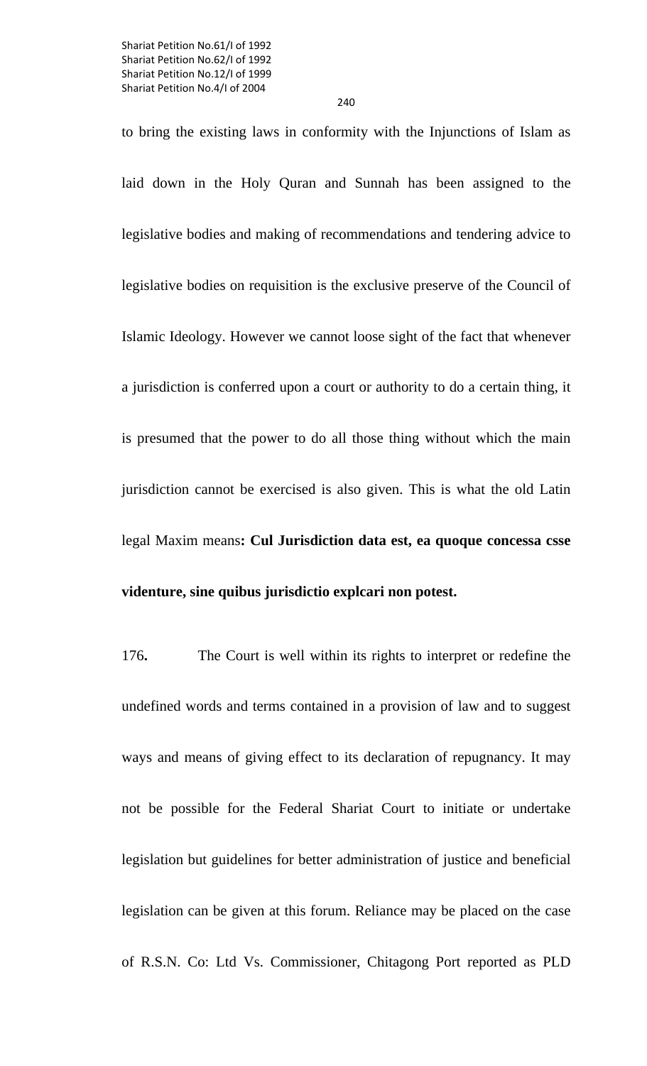to bring the existing laws in conformity with the Injunctions of Islam as laid down in the Holy Quran and Sunnah has been assigned to the legislative bodies and making of recommendations and tendering advice to legislative bodies on requisition is the exclusive preserve of the Council of Islamic Ideology. However we cannot loose sight of the fact that whenever a jurisdiction is conferred upon a court or authority to do a certain thing, it is presumed that the power to do all those thing without which the main jurisdiction cannot be exercised is also given. This is what the old Latin legal Maxim means**: Cul Jurisdiction data est, ea quoque concessa csse videnture, sine quibus jurisdictio explcari non potest.**

176**.** The Court is well within its rights to interpret or redefine the undefined words and terms contained in a provision of law and to suggest ways and means of giving effect to its declaration of repugnancy. It may not be possible for the Federal Shariat Court to initiate or undertake legislation but guidelines for better administration of justice and beneficial legislation can be given at this forum. Reliance may be placed on the case of R.S.N. Co: Ltd Vs. Commissioner, Chitagong Port reported as PLD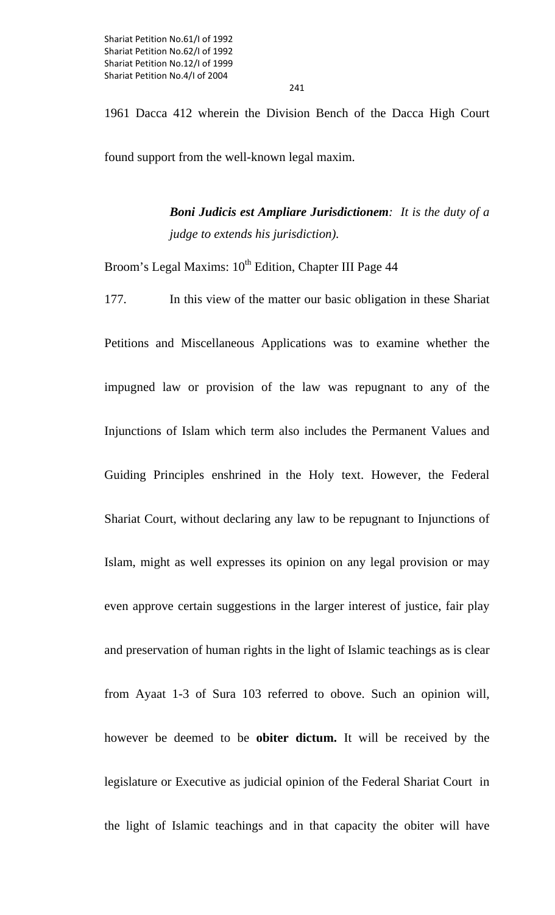1961 Dacca 412 wherein the Division Bench of the Dacca High Court found support from the well-known legal maxim.

> ***Boni Judicis est Ampliare Jurisdictionem****: It is the duty of a judge to extends his jurisdiction).*

Broom's Legal Maxims: 10th Edition, Chapter III Page 44

177. In this view of the matter our basic obligation in these Shariat Petitions and Miscellaneous Applications was to examine whether the impugned law or provision of the law was repugnant to any of the Injunctions of Islam which term also includes the Permanent Values and Guiding Principles enshrined in the Holy text. However, the Federal Shariat Court, without declaring any law to be repugnant to Injunctions of Islam, might as well expresses its opinion on any legal provision or may even approve certain suggestions in the larger interest of justice, fair play and preservation of human rights in the light of Islamic teachings as is clear from Ayaat 1-3 of Sura 103 referred to obove. Such an opinion will, however be deemed to be **obiter dictum.** It will be received by the legislature or Executive as judicial opinion of the Federal Shariat Court in the light of Islamic teachings and in that capacity the obiter will have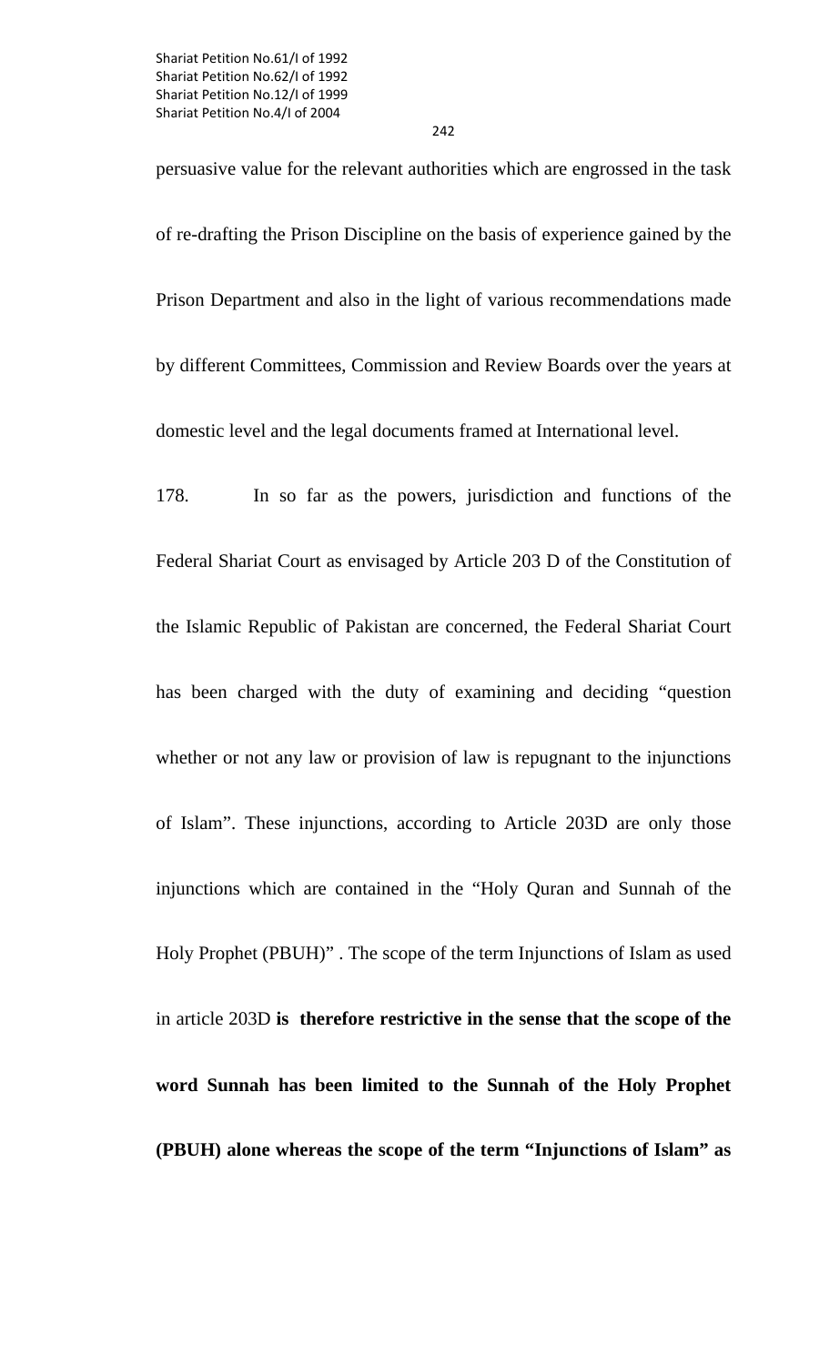persuasive value for the relevant authorities which are engrossed in the task of re-drafting the Prison Discipline on the basis of experience gained by the Prison Department and also in the light of various recommendations made by different Committees, Commission and Review Boards over the years at domestic level and the legal documents framed at International level.

178. In so far as the powers, jurisdiction and functions of the Federal Shariat Court as envisaged by Article 203 D of the Constitution of the Islamic Republic of Pakistan are concerned, the Federal Shariat Court has been charged with the duty of examining and deciding "question whether or not any law or provision of law is repugnant to the injunctions of Islam". These injunctions, according to Article 203D are only those injunctions which are contained in the "Holy Quran and Sunnah of the Holy Prophet (PBUH)" . The scope of the term Injunctions of Islam as used in article 203D **is therefore restrictive in the sense that the scope of the word Sunnah has been limited to the Sunnah of the Holy Prophet (PBUH) alone whereas the scope of the term "Injunctions of Islam" as**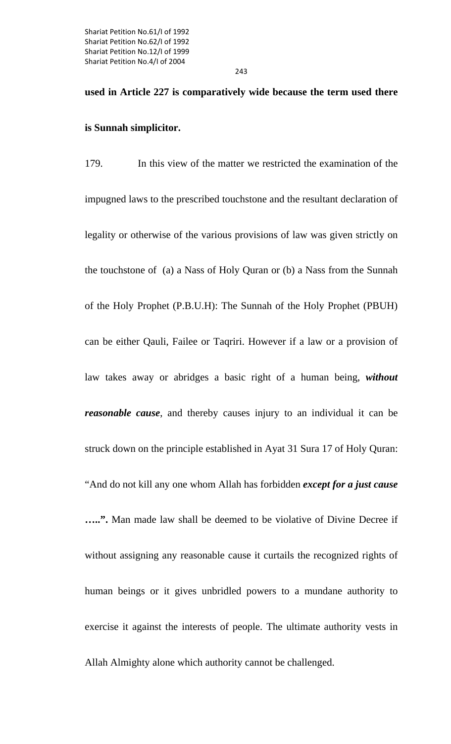**used in Article 227 is comparatively wide because the term used there is Sunnah simplicitor.**

179. In this view of the matter we restricted the examination of the impugned laws to the prescribed touchstone and the resultant declaration of legality or otherwise of the various provisions of law was given strictly on the touchstone of (a) a Nass of Holy Quran or (b) a Nass from the Sunnah of the Holy Prophet (P.B.U.H): The Sunnah of the Holy Prophet (PBUH) can be either Qauli, Failee or Taqriri. However if a law or a provision of law takes away or abridges a basic right of a human being, ***without reasonable cause***, and thereby causes injury to an individual it can be struck down on the principle established in Ayat 31 Sura 17 of Holy Quran: "And do not kill any one whom Allah has forbidden ***except for a just cause* …..".** Man made law shall be deemed to be violative of Divine Decree if without assigning any reasonable cause it curtails the recognized rights of human beings or it gives unbridled powers to a mundane authority to exercise it against the interests of people. The ultimate authority vests in Allah Almighty alone which authority cannot be challenged.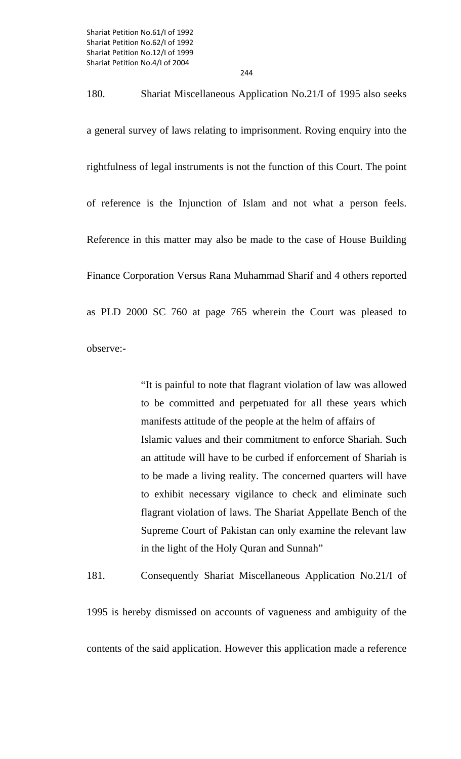180. Shariat Miscellaneous Application No.21/I of 1995 also seeks a general survey of laws relating to imprisonment. Roving enquiry into the rightfulness of legal instruments is not the function of this Court. The point of reference is the Injunction of Islam and not what a person feels. Reference in this matter may also be made to the case of House Building Finance Corporation Versus Rana Muhammad Sharif and 4 others reported as PLD 2000 SC 760 at page 765 wherein the Court was pleased to observe:-

> "It is painful to note that flagrant violation of law was allowed to be committed and perpetuated for all these years which manifests attitude of the people at the helm of affairs of Islamic values and their commitment to enforce Shariah. Such an attitude will have to be curbed if enforcement of Shariah is to be made a living reality. The concerned quarters will have to exhibit necessary vigilance to check and eliminate such flagrant violation of laws. The Shariat Appellate Bench of the Supreme Court of Pakistan can only examine the relevant law in the light of the Holy Quran and Sunnah"

181. Consequently Shariat Miscellaneous Application No.21/I of 1995 is hereby dismissed on accounts of vagueness and ambiguity of the contents of the said application. However this application made a reference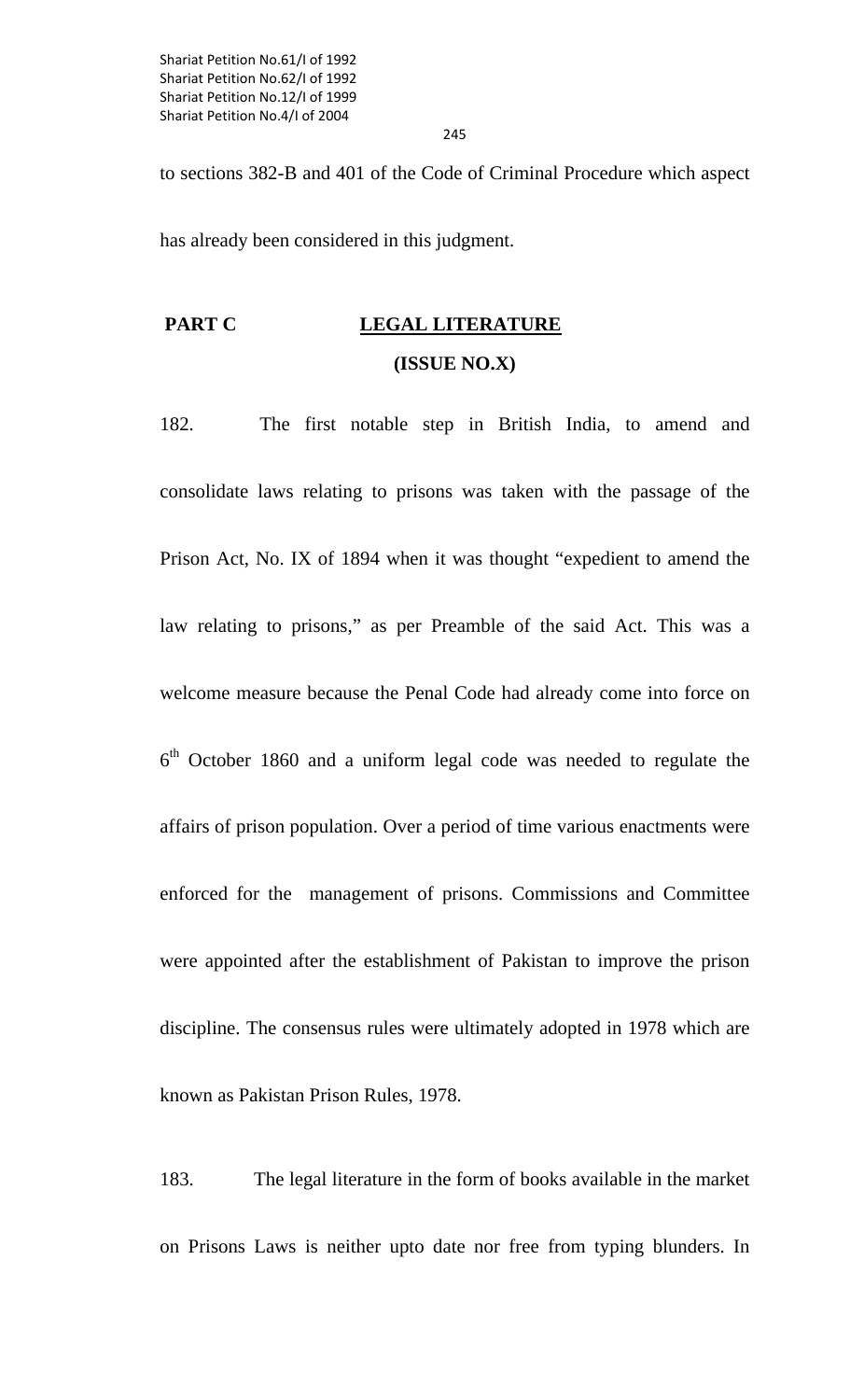to sections 382-B and 401 of the Code of Criminal Procedure which aspect has already been considered in this judgment.

## PART C LEGAL LITERATURE

### (ISSUE NO.X)

182. The first notable step in British India, to amend and consolidate laws relating to prisons was taken with the passage of the Prison Act, No. IX of 1894 when it was thought "expedient to amend the law relating to prisons," as per Preamble of the said Act. This was a welcome measure because the Penal Code had already come into force on 6th October 1860 and a uniform legal code was needed to regulate the affairs of prison population. Over a period of time various enactments were enforced for the management of prisons. Commissions and Committee were appointed after the establishment of Pakistan to improve the prison discipline. The consensus rules were ultimately adopted in 1978 which are known as Pakistan Prison Rules, 1978.

183. The legal literature in the form of books available in the market on Prisons Laws is neither upto date nor free from typing blunders. In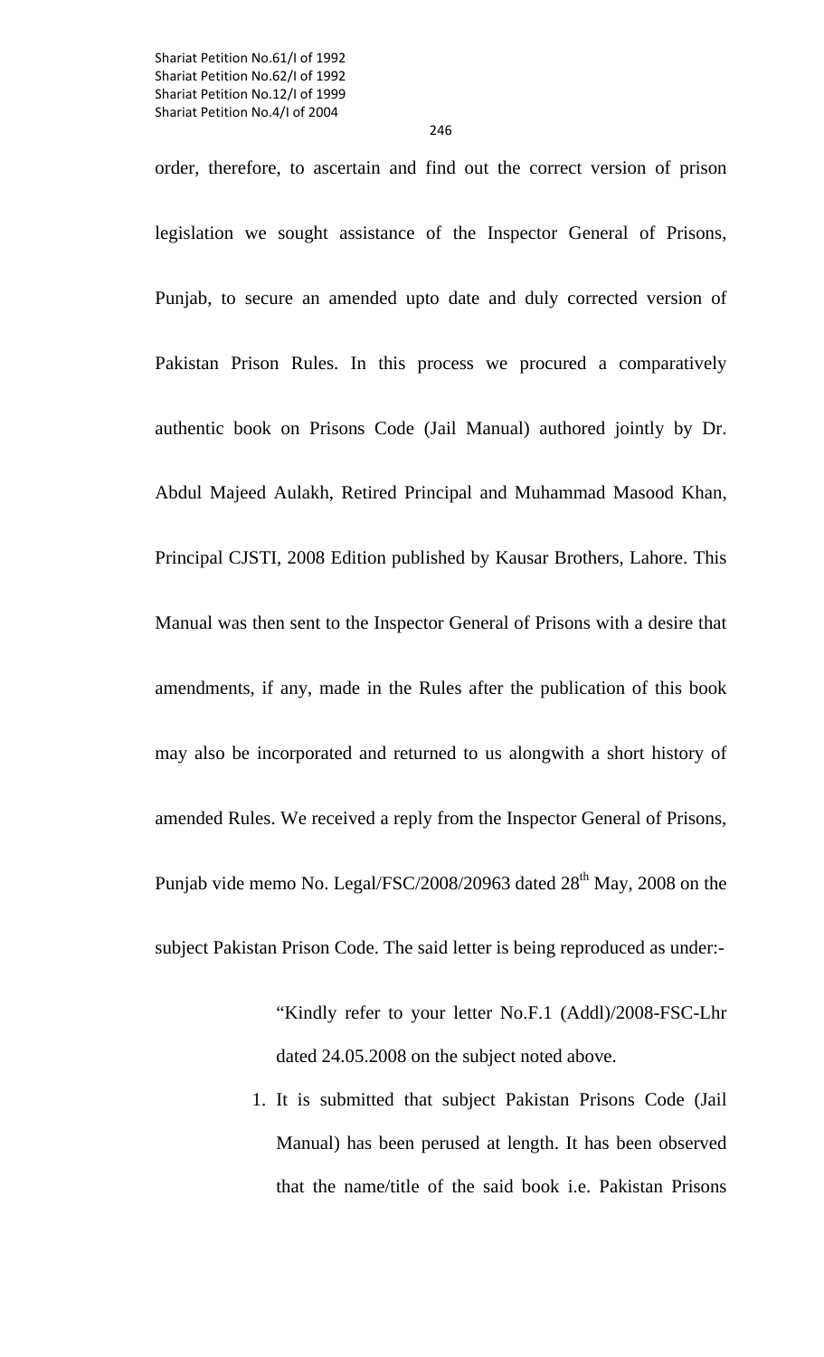order, therefore, to ascertain and find out the correct version of prison legislation we sought assistance of the Inspector General of Prisons, Punjab, to secure an amended upto date and duly corrected version of Pakistan Prison Rules. In this process we procured a comparatively authentic book on Prisons Code (Jail Manual) authored jointly by Dr. Abdul Majeed Aulakh, Retired Principal and Muhammad Masood Khan, Principal CJSTI, 2008 Edition published by Kausar Brothers, Lahore. This Manual was then sent to the Inspector General of Prisons with a desire that amendments, if any, made in the Rules after the publication of this book may also be incorporated and returned to us alongwith a short history of amended Rules. We received a reply from the Inspector General of Prisons, Punjab vide memo No. Legal/FSC/2008/20963 dated 28th May, 2008 on the subject Pakistan Prison Code. The said letter is being reproduced as under:-

> "Kindly refer to your letter No.F.1 (Addl)/2008-FSC-Lhr dated 24.05.2008 on the subject noted above.
>
> 1. It is submitted that subject Pakistan Prisons Code (Jail Manual) has been perused at length. It has been observed that the name/title of the said book i.e. Pakistan Prisons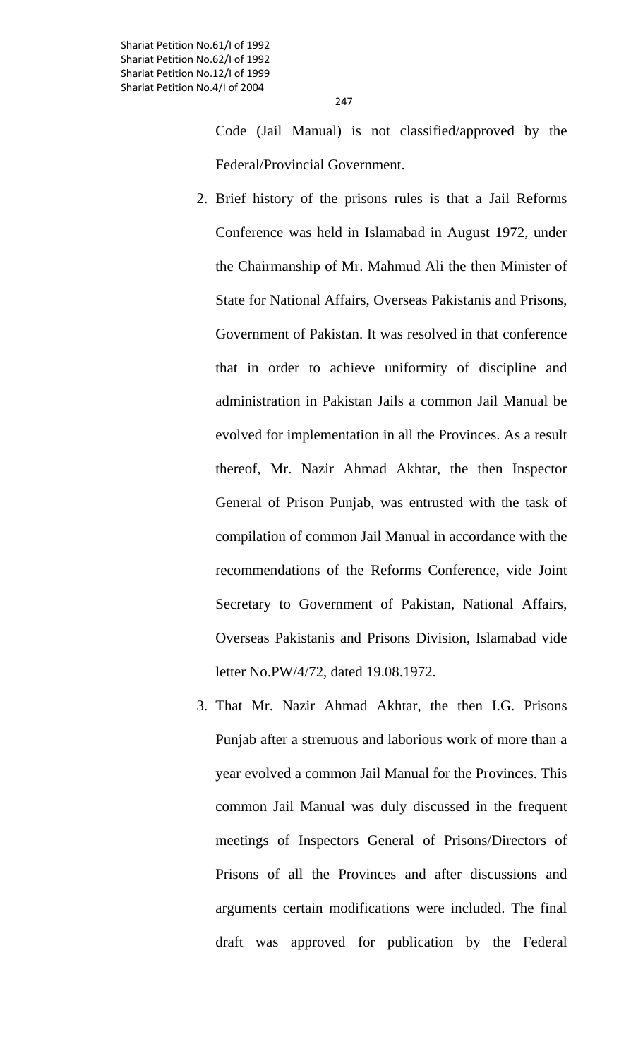Code (Jail Manual) is not classified/approved by the Federal/Provincial Government.

2. Brief history of the prisons rules is that a Jail Reforms Conference was held in Islamabad in August 1972, under the Chairmanship of Mr. Mahmud Ali the then Minister of State for National Affairs, Overseas Pakistanis and Prisons, Government of Pakistan. It was resolved in that conference that in order to achieve uniformity of discipline and administration in Pakistan Jails a common Jail Manual be evolved for implementation in all the Provinces. As a result thereof, Mr. Nazir Ahmad Akhtar, the then Inspector General of Prison Punjab, was entrusted with the task of compilation of common Jail Manual in accordance with the recommendations of the Reforms Conference, vide Joint Secretary to Government of Pakistan, National Affairs, Overseas Pakistanis and Prisons Division, Islamabad vide letter No.PW/4/72, dated 19.08.1972.

3. That Mr. Nazir Ahmad Akhtar, the then I.G. Prisons Punjab after a strenuous and laborious work of more than a year evolved a common Jail Manual for the Provinces. This common Jail Manual was duly discussed in the frequent meetings of Inspectors General of Prisons/Directors of Prisons of all the Provinces and after discussions and arguments certain modifications were included. The final draft was approved for publication by the Federal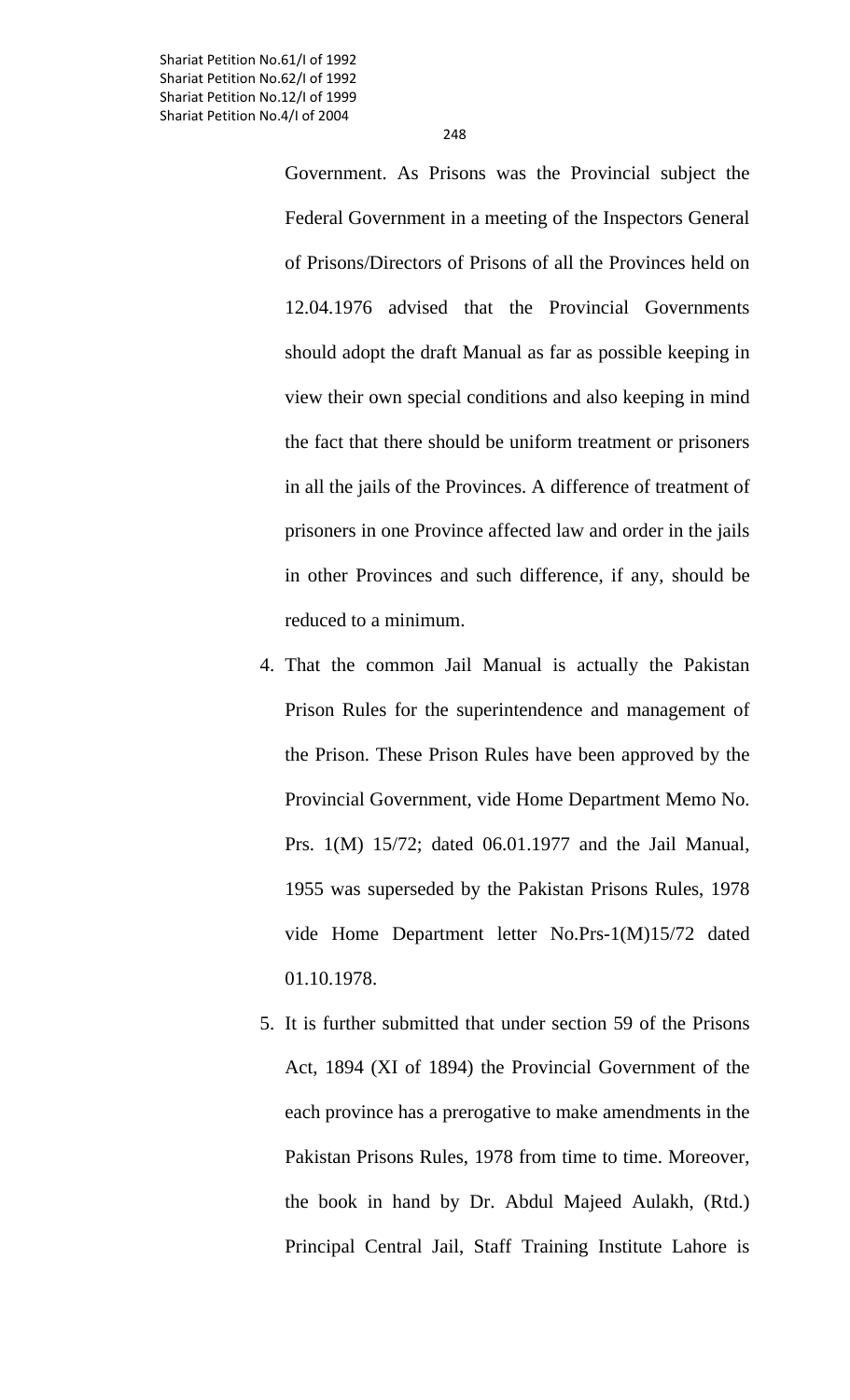Government. As Prisons was the Provincial subject the Federal Government in a meeting of the Inspectors General of Prisons/Directors of Prisons of all the Provinces held on 12.04.1976 advised that the Provincial Governments should adopt the draft Manual as far as possible keeping in view their own special conditions and also keeping in mind the fact that there should be uniform treatment or prisoners in all the jails of the Provinces. A difference of treatment of prisoners in one Province affected law and order in the jails in other Provinces and such difference, if any, should be reduced to a minimum.

4. That the common Jail Manual is actually the Pakistan Prison Rules for the superintendence and management of the Prison. These Prison Rules have been approved by the Provincial Government, vide Home Department Memo No. Prs. 1(M) 15/72; dated 06.01.1977 and the Jail Manual, 1955 was superseded by the Pakistan Prisons Rules, 1978 vide Home Department letter No.Prs-1(M)15/72 dated 01.10.1978.

5. It is further submitted that under section 59 of the Prisons Act, 1894 (XI of 1894) the Provincial Government of the each province has a prerogative to make amendments in the Pakistan Prisons Rules, 1978 from time to time. Moreover, the book in hand by Dr. Abdul Majeed Aulakh, (Rtd.) Principal Central Jail, Staff Training Institute Lahore is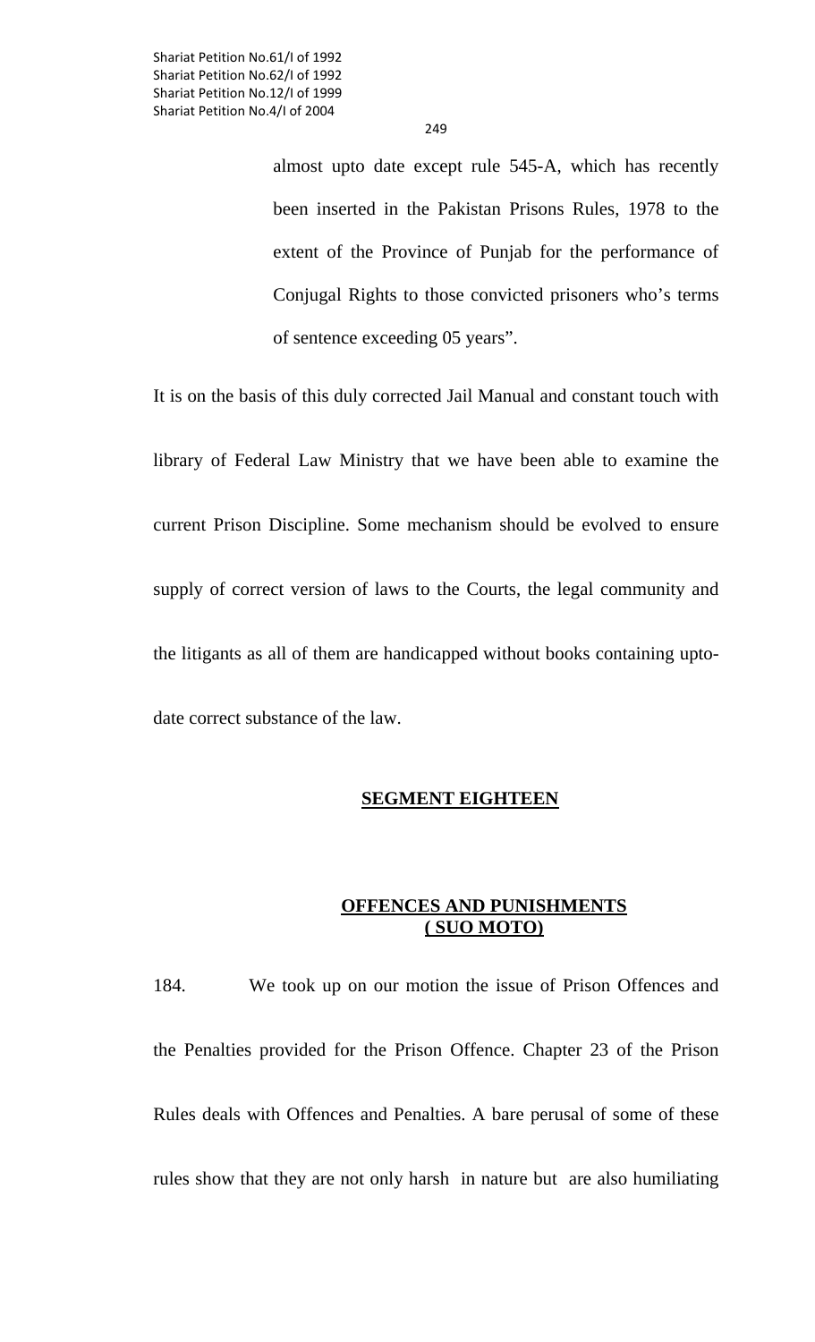almost upto date except rule 545-A, which has recently been inserted in the Pakistan Prisons Rules, 1978 to the extent of the Province of Punjab for the performance of Conjugal Rights to those convicted prisoners who's terms of sentence exceeding 05 years".

It is on the basis of this duly corrected Jail Manual and constant touch with library of Federal Law Ministry that we have been able to examine the current Prison Discipline. Some mechanism should be evolved to ensure supply of correct version of laws to the Courts, the legal community and the litigants as all of them are handicapped without books containing upto-date correct substance of the law.

## SEGMENT EIGHTEEN

### OFFENCES AND PUNISHMENTS ( SUO MOTO)

184. We took up on our motion the issue of Prison Offences and the Penalties provided for the Prison Offence. Chapter 23 of the Prison Rules deals with Offences and Penalties. A bare perusal of some of these rules show that they are not only harsh in nature but are also humiliating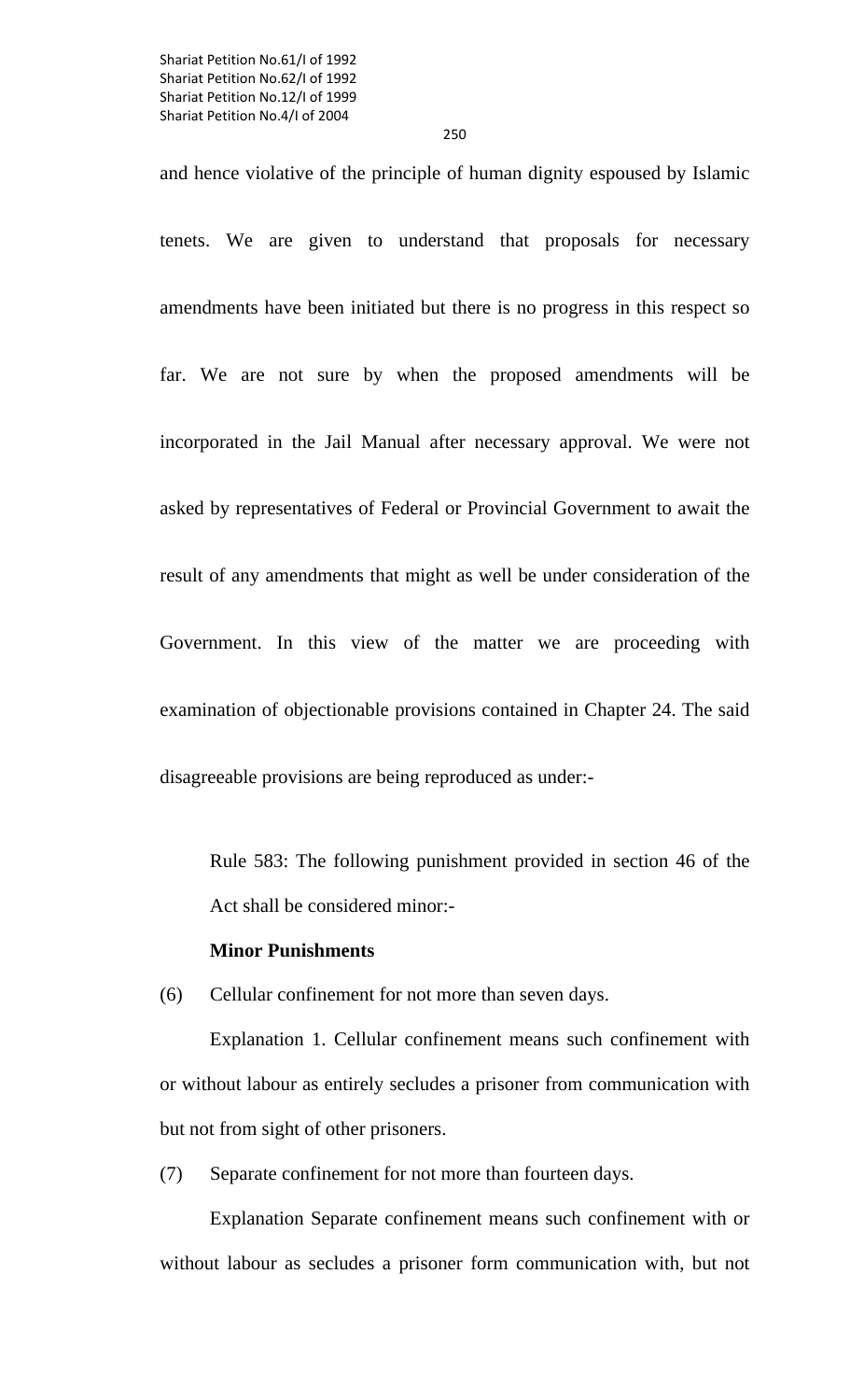and hence violative of the principle of human dignity espoused by Islamic tenets. We are given to understand that proposals for necessary amendments have been initiated but there is no progress in this respect so far. We are not sure by when the proposed amendments will be incorporated in the Jail Manual after necessary approval. We were not asked by representatives of Federal or Provincial Government to await the result of any amendments that might as well be under consideration of the Government. In this view of the matter we are proceeding with examination of objectionable provisions contained in Chapter 24. The said disagreeable provisions are being reproduced as under:-

> Rule 583: The following punishment provided in section 46 of the Act shall be considered minor:-
>
> **Minor Punishments**
>
> (6) Cellular confinement for not more than seven days.
>
> Explanation 1. Cellular confinement means such confinement with or without labour as entirely secludes a prisoner from communication with but not from sight of other prisoners.
>
> (7) Separate confinement for not more than fourteen days.
>
> Explanation Separate confinement means such confinement with or without labour as secludes a prisoner form communication with, but not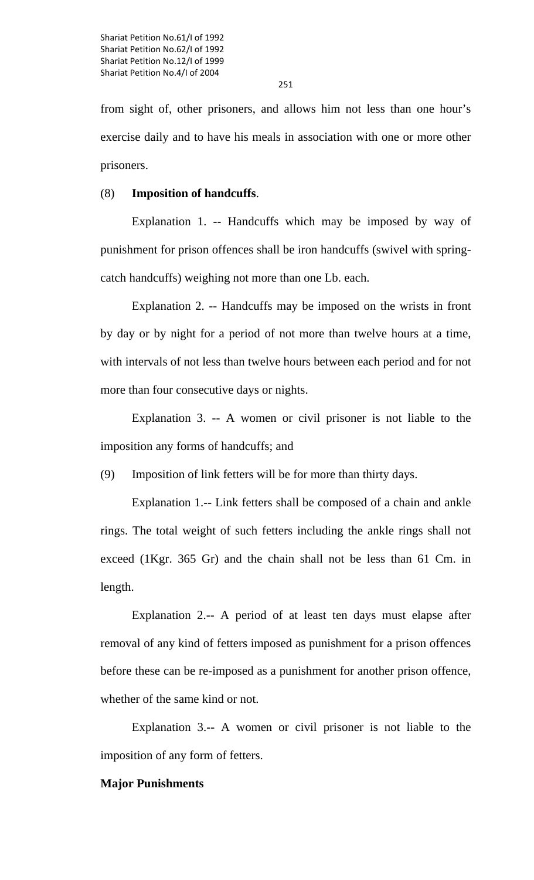from sight of, other prisoners, and allows him not less than one hour's exercise daily and to have his meals in association with one or more other prisoners.

(8) **Imposition of handcuffs**.

Explanation 1. -- Handcuffs which may be imposed by way of punishment for prison offences shall be iron handcuffs (swivel with spring-catch handcuffs) weighing not more than one Lb. each.

Explanation 2. -- Handcuffs may be imposed on the wrists in front by day or by night for a period of not more than twelve hours at a time, with intervals of not less than twelve hours between each period and for not more than four consecutive days or nights.

Explanation 3. -- A women or civil prisoner is not liable to the imposition any forms of handcuffs; and

(9) Imposition of link fetters will be for more than thirty days.

Explanation 1.-- Link fetters shall be composed of a chain and ankle rings. The total weight of such fetters including the ankle rings shall not exceed (1Kgr. 365 Gr) and the chain shall not be less than 61 Cm. in length.

Explanation 2.-- A period of at least ten days must elapse after removal of any kind of fetters imposed as punishment for a prison offences before these can be re-imposed as a punishment for another prison offence, whether of the same kind or not.

Explanation 3.-- A women or civil prisoner is not liable to the imposition of any form of fetters.

**Major Punishments**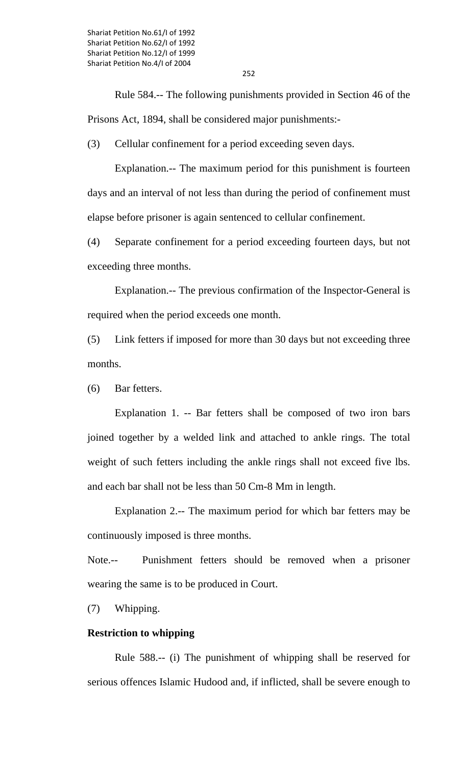Rule 584.-- The following punishments provided in Section 46 of the Prisons Act, 1894, shall be considered major punishments:-

(3) Cellular confinement for a period exceeding seven days.

Explanation.-- The maximum period for this punishment is fourteen days and an interval of not less than during the period of confinement must elapse before prisoner is again sentenced to cellular confinement.

(4) Separate confinement for a period exceeding fourteen days, but not exceeding three months.

Explanation.-- The previous confirmation of the Inspector-General is required when the period exceeds one month.

(5) Link fetters if imposed for more than 30 days but not exceeding three months.

(6) Bar fetters.

Explanation 1. -- Bar fetters shall be composed of two iron bars joined together by a welded link and attached to ankle rings. The total weight of such fetters including the ankle rings shall not exceed five lbs. and each bar shall not be less than 50 Cm-8 Mm in length.

Explanation 2.-- The maximum period for which bar fetters may be continuously imposed is three months.

Note.-- Punishment fetters should be removed when a prisoner wearing the same is to be produced in Court.

(7) Whipping.

**Restriction to whipping**

Rule 588.-- (i) The punishment of whipping shall be reserved for serious offences Islamic Hudood and, if inflicted, shall be severe enough to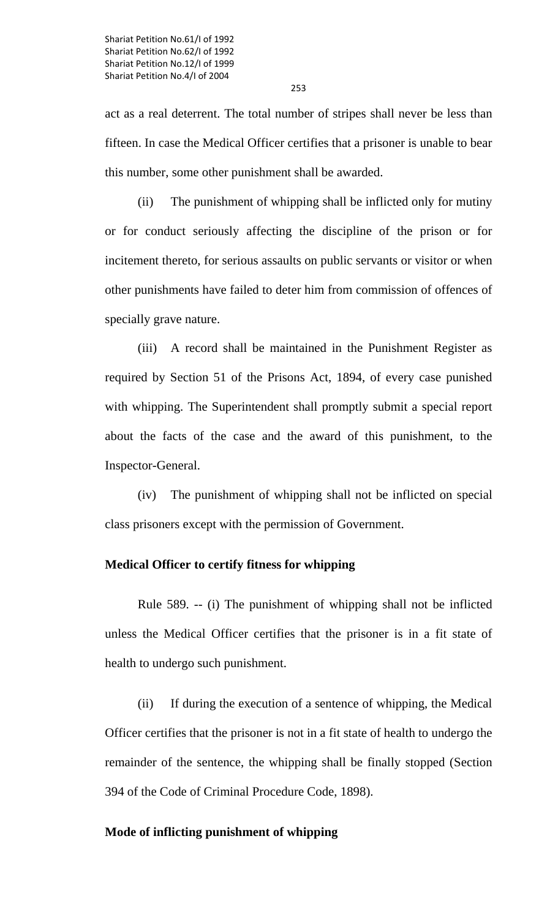act as a real deterrent. The total number of stripes shall never be less than fifteen. In case the Medical Officer certifies that a prisoner is unable to bear this number, some other punishment shall be awarded.

(ii) The punishment of whipping shall be inflicted only for mutiny or for conduct seriously affecting the discipline of the prison or for incitement thereto, for serious assaults on public servants or visitor or when other punishments have failed to deter him from commission of offences of specially grave nature.

(iii) A record shall be maintained in the Punishment Register as required by Section 51 of the Prisons Act, 1894, of every case punished with whipping. The Superintendent shall promptly submit a special report about the facts of the case and the award of this punishment, to the Inspector-General.

(iv) The punishment of whipping shall not be inflicted on special class prisoners except with the permission of Government.

**Medical Officer to certify fitness for whipping**

Rule 589. -- (i) The punishment of whipping shall not be inflicted unless the Medical Officer certifies that the prisoner is in a fit state of health to undergo such punishment.

(ii) If during the execution of a sentence of whipping, the Medical Officer certifies that the prisoner is not in a fit state of health to undergo the remainder of the sentence, the whipping shall be finally stopped (Section 394 of the Code of Criminal Procedure Code, 1898).

**Mode of inflicting punishment of whipping**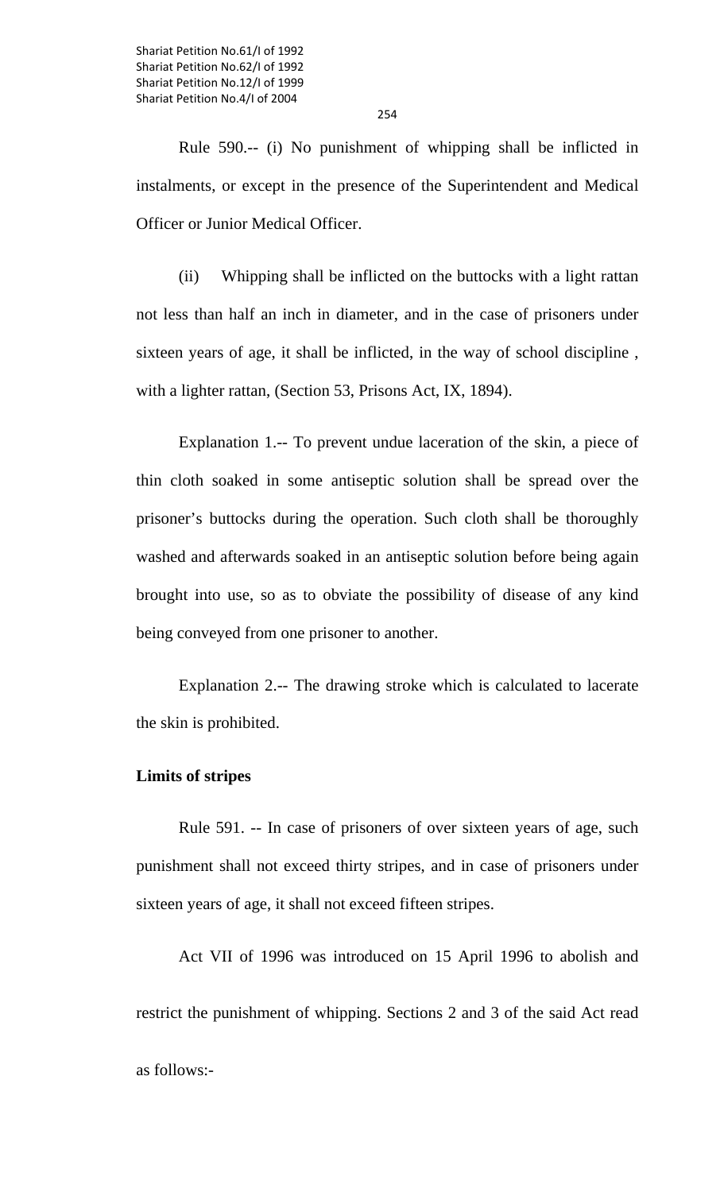Rule 590.-- (i) No punishment of whipping shall be inflicted in instalments, or except in the presence of the Superintendent and Medical Officer or Junior Medical Officer.

(ii) Whipping shall be inflicted on the buttocks with a light rattan not less than half an inch in diameter, and in the case of prisoners under sixteen years of age, it shall be inflicted, in the way of school discipline , with a lighter rattan, (Section 53, Prisons Act, IX, 1894).

Explanation 1.-- To prevent undue laceration of the skin, a piece of thin cloth soaked in some antiseptic solution shall be spread over the prisoner's buttocks during the operation. Such cloth shall be thoroughly washed and afterwards soaked in an antiseptic solution before being again brought into use, so as to obviate the possibility of disease of any kind being conveyed from one prisoner to another.

Explanation 2.-- The drawing stroke which is calculated to lacerate the skin is prohibited.

**Limits of stripes**

Rule 591. -- In case of prisoners of over sixteen years of age, such punishment shall not exceed thirty stripes, and in case of prisoners under sixteen years of age, it shall not exceed fifteen stripes.

Act VII of 1996 was introduced on 15 April 1996 to abolish and restrict the punishment of whipping. Sections 2 and 3 of the said Act read as follows:-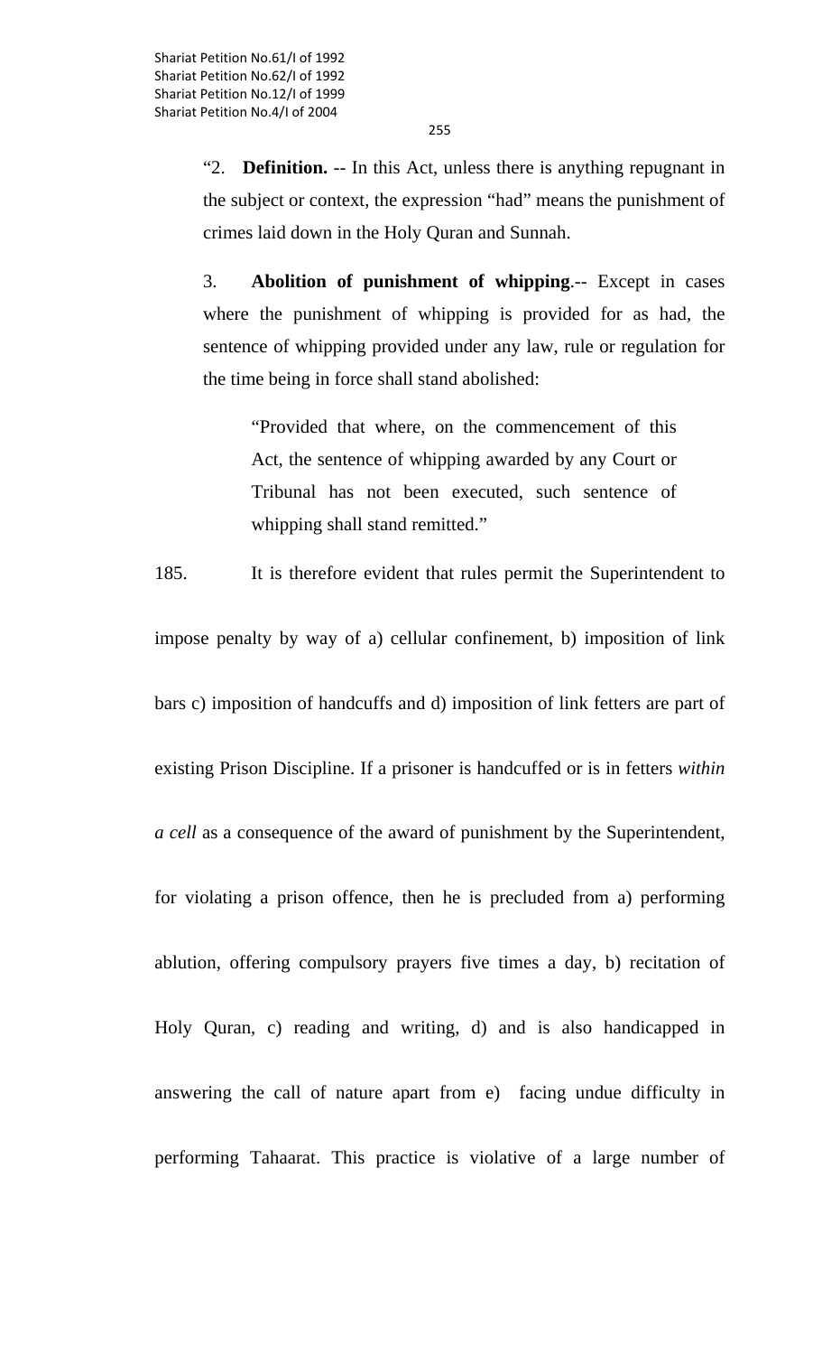"2. **Definition.** -- In this Act, unless there is anything repugnant in the subject or context, the expression "had" means the punishment of crimes laid down in the Holy Quran and Sunnah.

3. **Abolition of punishment of whipping**.-- Except in cases where the punishment of whipping is provided for as had, the sentence of whipping provided under any law, rule or regulation for the time being in force shall stand abolished:

> "Provided that where, on the commencement of this Act, the sentence of whipping awarded by any Court or Tribunal has not been executed, such sentence of whipping shall stand remitted."

185. It is therefore evident that rules permit the Superintendent to impose penalty by way of a) cellular confinement, b) imposition of link bars c) imposition of handcuffs and d) imposition of link fetters are part of existing Prison Discipline. If a prisoner is handcuffed or is in fetters *within a cell* as a consequence of the award of punishment by the Superintendent, for violating a prison offence, then he is precluded from a) performing ablution, offering compulsory prayers five times a day, b) recitation of Holy Quran, c) reading and writing, d) and is also handicapped in answering the call of nature apart from e) facing undue difficulty in performing Tahaarat. This practice is violative of a large number of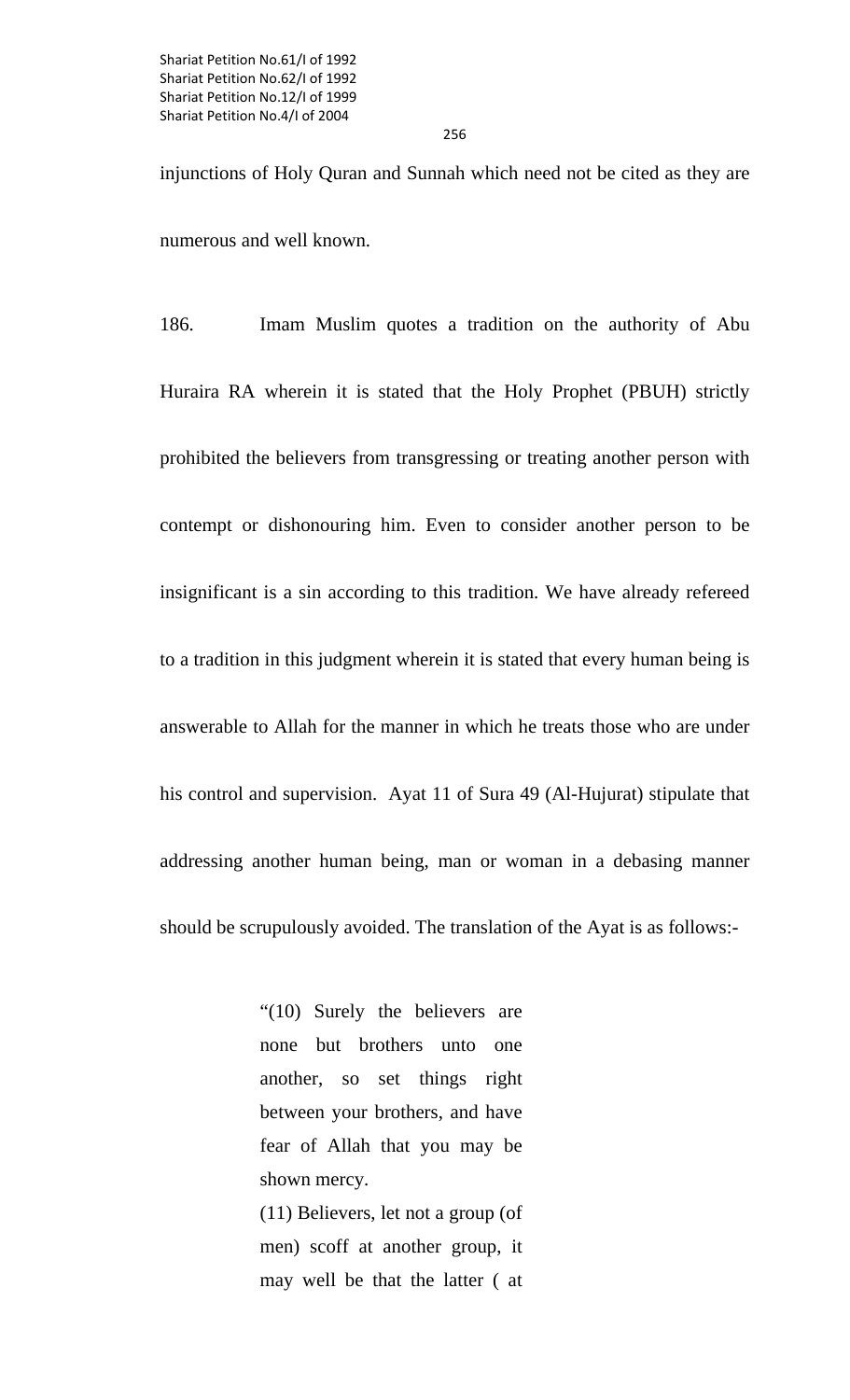injunctions of Holy Quran and Sunnah which need not be cited as they are numerous and well known.

186. Imam Muslim quotes a tradition on the authority of Abu Huraira RA wherein it is stated that the Holy Prophet (PBUH) strictly prohibited the believers from transgressing or treating another person with contempt or dishonouring him. Even to consider another person to be insignificant is a sin according to this tradition. We have already refereed to a tradition in this judgment wherein it is stated that every human being is answerable to Allah for the manner in which he treats those who are under his control and supervision. Ayat 11 of Sura 49 (Al-Hujurat) stipulate that addressing another human being, man or woman in a debasing manner should be scrupulously avoided. The translation of the Ayat is as follows:-

> "(10) Surely the believers are none but brothers unto one another, so set things right between your brothers, and have fear of Allah that you may be shown mercy.
>
> (11) Believers, let not a group (of men) scoff at another group, it may well be that the latter ( at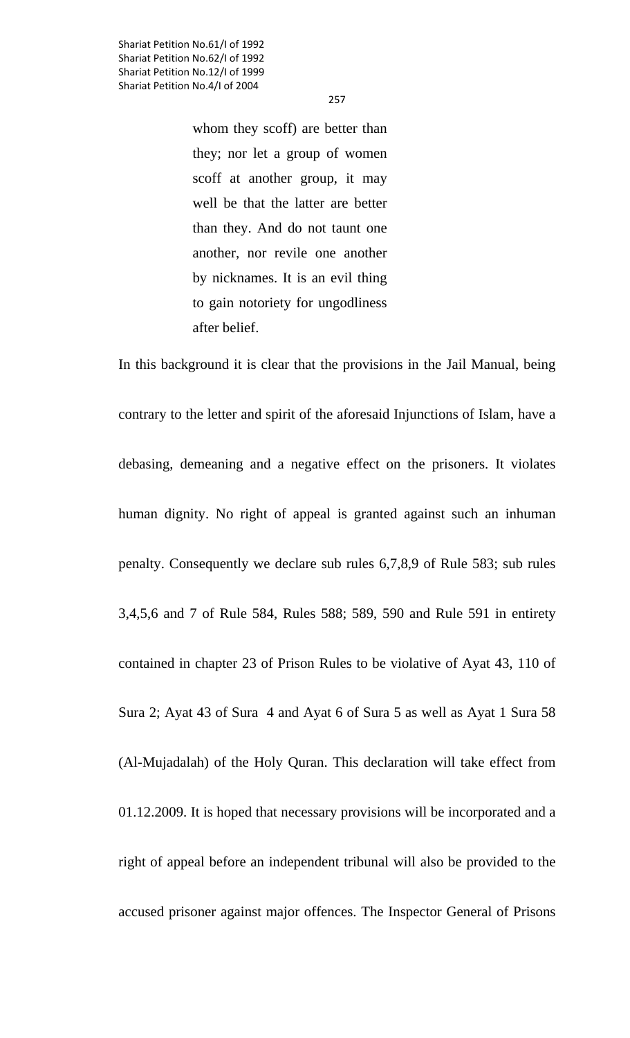> whom they scoff) are better than they; nor let a group of women scoff at another group, it may well be that the latter are better than they. And do not taunt one another, nor revile one another by nicknames. It is an evil thing to gain notoriety for ungodliness after belief.

In this background it is clear that the provisions in the Jail Manual, being contrary to the letter and spirit of the aforesaid Injunctions of Islam, have a debasing, demeaning and a negative effect on the prisoners. It violates human dignity. No right of appeal is granted against such an inhuman penalty. Consequently we declare sub rules 6,7,8,9 of Rule 583; sub rules 3,4,5,6 and 7 of Rule 584, Rules 588; 589, 590 and Rule 591 in entirety contained in chapter 23 of Prison Rules to be violative of Ayat 43, 110 of Sura 2; Ayat 43 of Sura 4 and Ayat 6 of Sura 5 as well as Ayat 1 Sura 58 (Al-Mujadalah) of the Holy Quran. This declaration will take effect from 01.12.2009. It is hoped that necessary provisions will be incorporated and a right of appeal before an independent tribunal will also be provided to the accused prisoner against major offences. The Inspector General of Prisons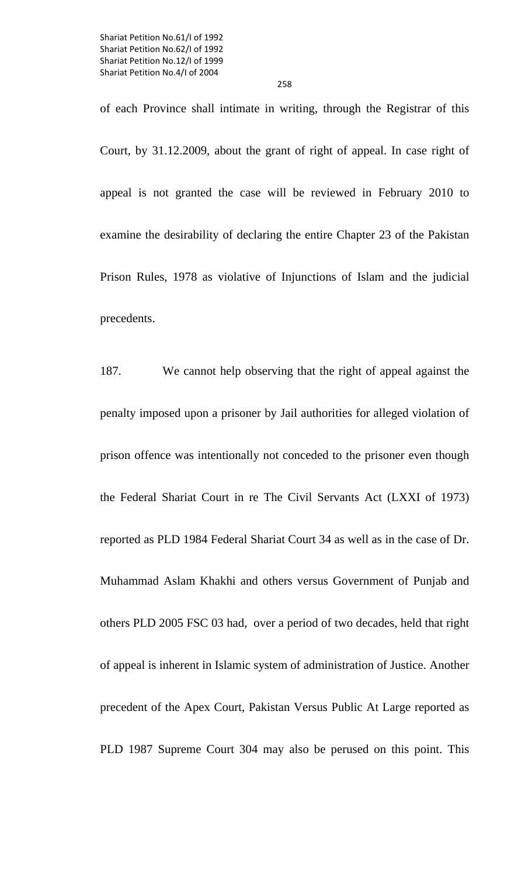of each Province shall intimate in writing, through the Registrar of this Court, by 31.12.2009, about the grant of right of appeal. In case right of appeal is not granted the case will be reviewed in February 2010 to examine the desirability of declaring the entire Chapter 23 of the Pakistan Prison Rules, 1978 as violative of Injunctions of Islam and the judicial precedents.

187. We cannot help observing that the right of appeal against the penalty imposed upon a prisoner by Jail authorities for alleged violation of prison offence was intentionally not conceded to the prisoner even though the Federal Shariat Court in re The Civil Servants Act (LXXI of 1973) reported as PLD 1984 Federal Shariat Court 34 as well as in the case of Dr. Muhammad Aslam Khakhi and others versus Government of Punjab and others PLD 2005 FSC 03 had, over a period of two decades, held that right of appeal is inherent in Islamic system of administration of Justice. Another precedent of the Apex Court, Pakistan Versus Public At Large reported as PLD 1987 Supreme Court 304 may also be perused on this point. This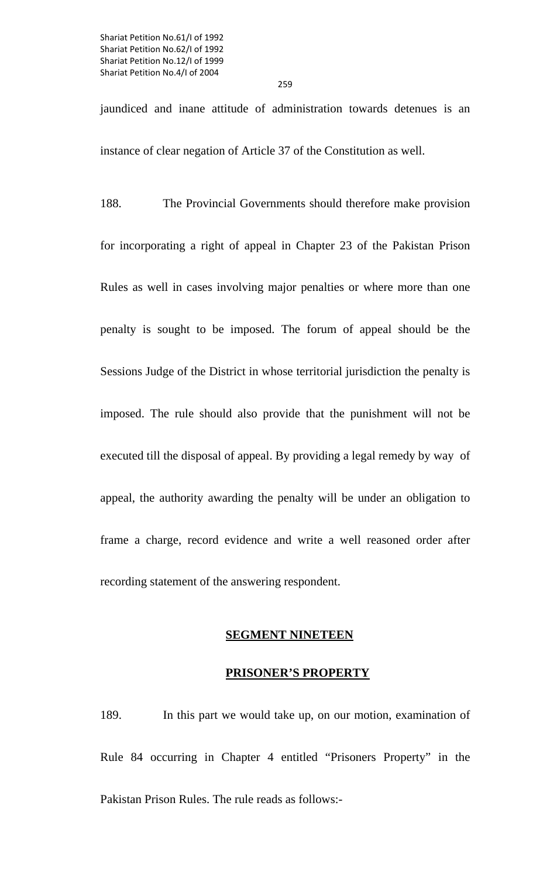jaundiced and inane attitude of administration towards detenues is an instance of clear negation of Article 37 of the Constitution as well.

188. The Provincial Governments should therefore make provision for incorporating a right of appeal in Chapter 23 of the Pakistan Prison Rules as well in cases involving major penalties or where more than one penalty is sought to be imposed. The forum of appeal should be the Sessions Judge of the District in whose territorial jurisdiction the penalty is imposed. The rule should also provide that the punishment will not be executed till the disposal of appeal. By providing a legal remedy by way of appeal, the authority awarding the penalty will be under an obligation to frame a charge, record evidence and write a well reasoned order after recording statement of the answering respondent.

## SEGMENT NINETEEN

## PRISONER'S PROPERTY

189. In this part we would take up, on our motion, examination of Rule 84 occurring in Chapter 4 entitled "Prisoners Property" in the Pakistan Prison Rules. The rule reads as follows:-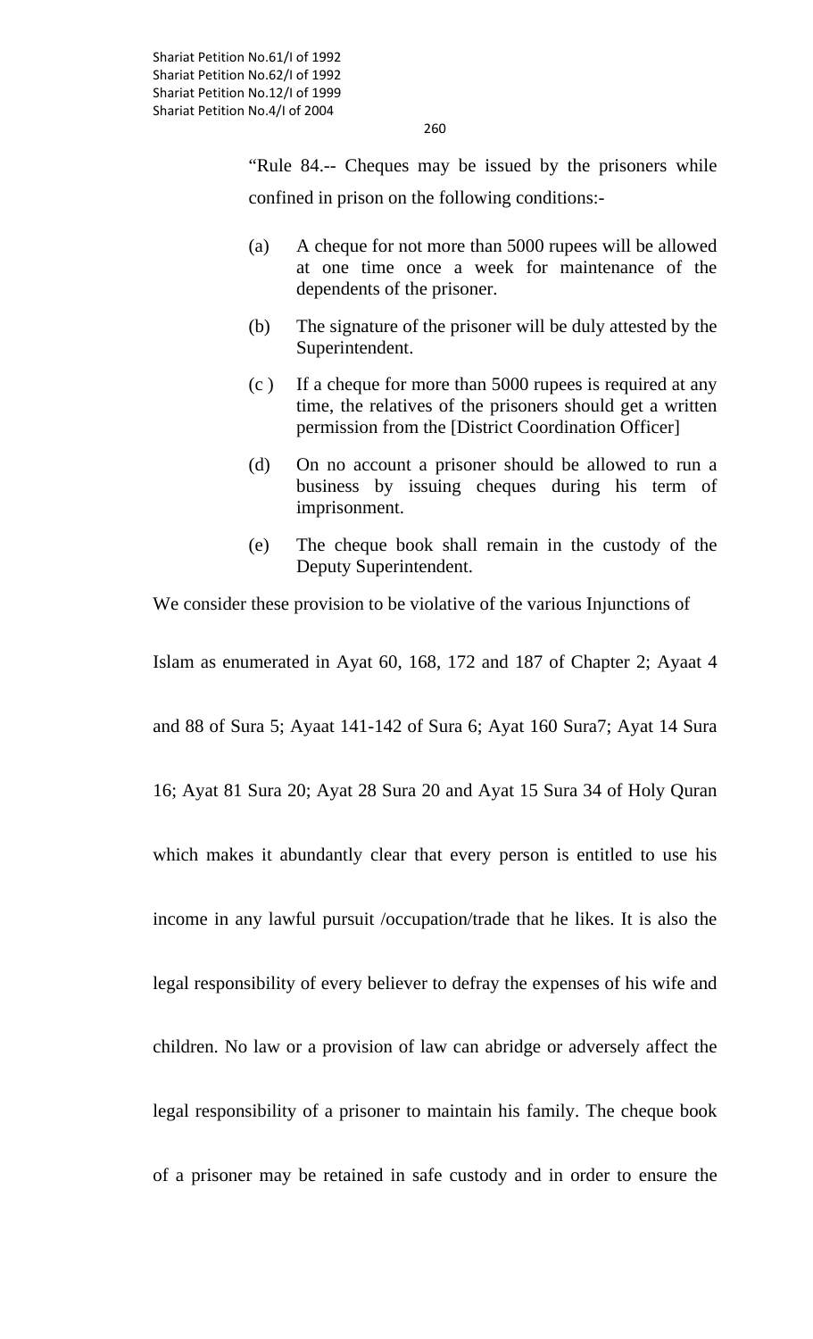"Rule 84.-- Cheques may be issued by the prisoners while confined in prison on the following conditions:-

(a) A cheque for not more than 5000 rupees will be allowed at one time once a week for maintenance of the dependents of the prisoner.

(b) The signature of the prisoner will be duly attested by the Superintendent.

(c ) If a cheque for more than 5000 rupees is required at any time, the relatives of the prisoners should get a written permission from the [District Coordination Officer]

(d) On no account a prisoner should be allowed to run a business by issuing cheques during his term of imprisonment.

(e) The cheque book shall remain in the custody of the Deputy Superintendent.

We consider these provision to be violative of the various Injunctions of Islam as enumerated in Ayat 60, 168, 172 and 187 of Chapter 2; Ayaat 4 and 88 of Sura 5; Ayaat 141-142 of Sura 6; Ayat 160 Sura7; Ayat 14 Sura 16; Ayat 81 Sura 20; Ayat 28 Sura 20 and Ayat 15 Sura 34 of Holy Quran which makes it abundantly clear that every person is entitled to use his income in any lawful pursuit /occupation/trade that he likes. It is also the legal responsibility of every believer to defray the expenses of his wife and children. No law or a provision of law can abridge or adversely affect the legal responsibility of a prisoner to maintain his family. The cheque book of a prisoner may be retained in safe custody and in order to ensure the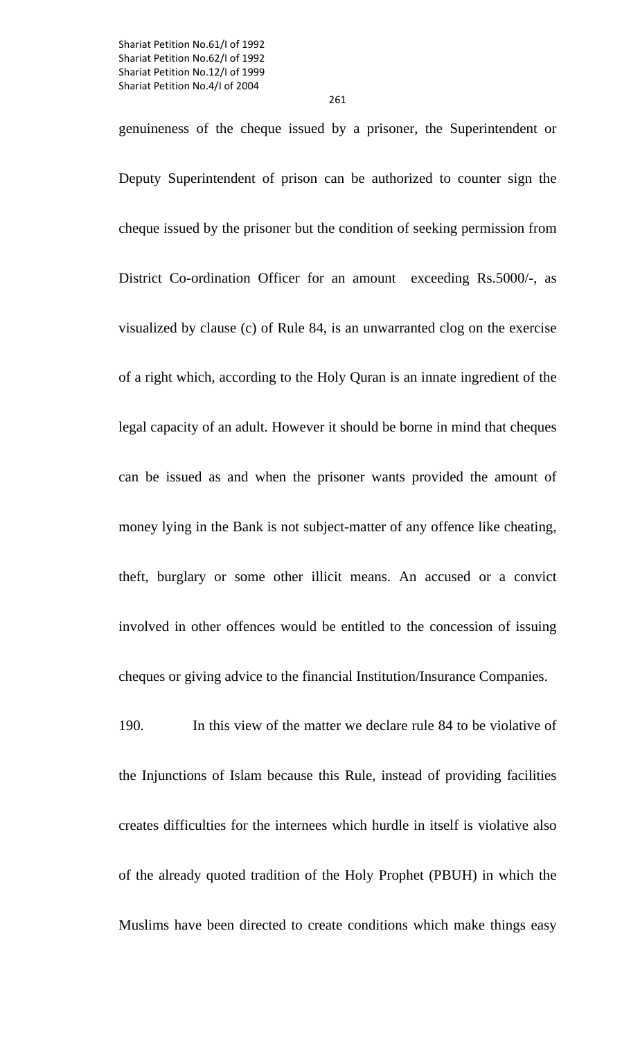genuineness of the cheque issued by a prisoner, the Superintendent or Deputy Superintendent of prison can be authorized to counter sign the cheque issued by the prisoner but the condition of seeking permission from District Co-ordination Officer for an amount exceeding Rs.5000/-, as visualized by clause (c) of Rule 84, is an unwarranted clog on the exercise of a right which, according to the Holy Quran is an innate ingredient of the legal capacity of an adult. However it should be borne in mind that cheques can be issued as and when the prisoner wants provided the amount of money lying in the Bank is not subject-matter of any offence like cheating, theft, burglary or some other illicit means. An accused or a convict involved in other offences would be entitled to the concession of issuing cheques or giving advice to the financial Institution/Insurance Companies.

190. In this view of the matter we declare rule 84 to be violative of the Injunctions of Islam because this Rule, instead of providing facilities creates difficulties for the internees which hurdle in itself is violative also of the already quoted tradition of the Holy Prophet (PBUH) in which the Muslims have been directed to create conditions which make things easy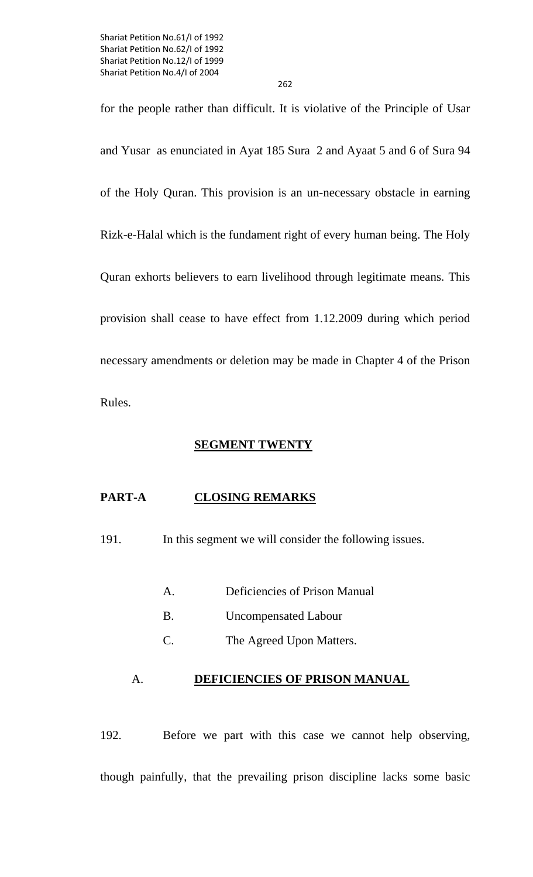for the people rather than difficult. It is violative of the Principle of Usar and Yusar as enunciated in Ayat 185 Sura 2 and Ayaat 5 and 6 of Sura 94 of the Holy Quran. This provision is an un-necessary obstacle in earning Rizk-e-Halal which is the fundament right of every human being. The Holy Quran exhorts believers to earn livelihood through legitimate means. This provision shall cease to have effect from 1.12.2009 during which period necessary amendments or deletion may be made in Chapter 4 of the Prison Rules.

## SEGMENT TWENTY

### PART-A CLOSING REMARKS

191. In this segment we will consider the following issues.

- A. Deficiencies of Prison Manual
- B. Uncompensated Labour
- C. The Agreed Upon Matters.

### A. DEFICIENCIES OF PRISON MANUAL

192. Before we part with this case we cannot help observing, though painfully, that the prevailing prison discipline lacks some basic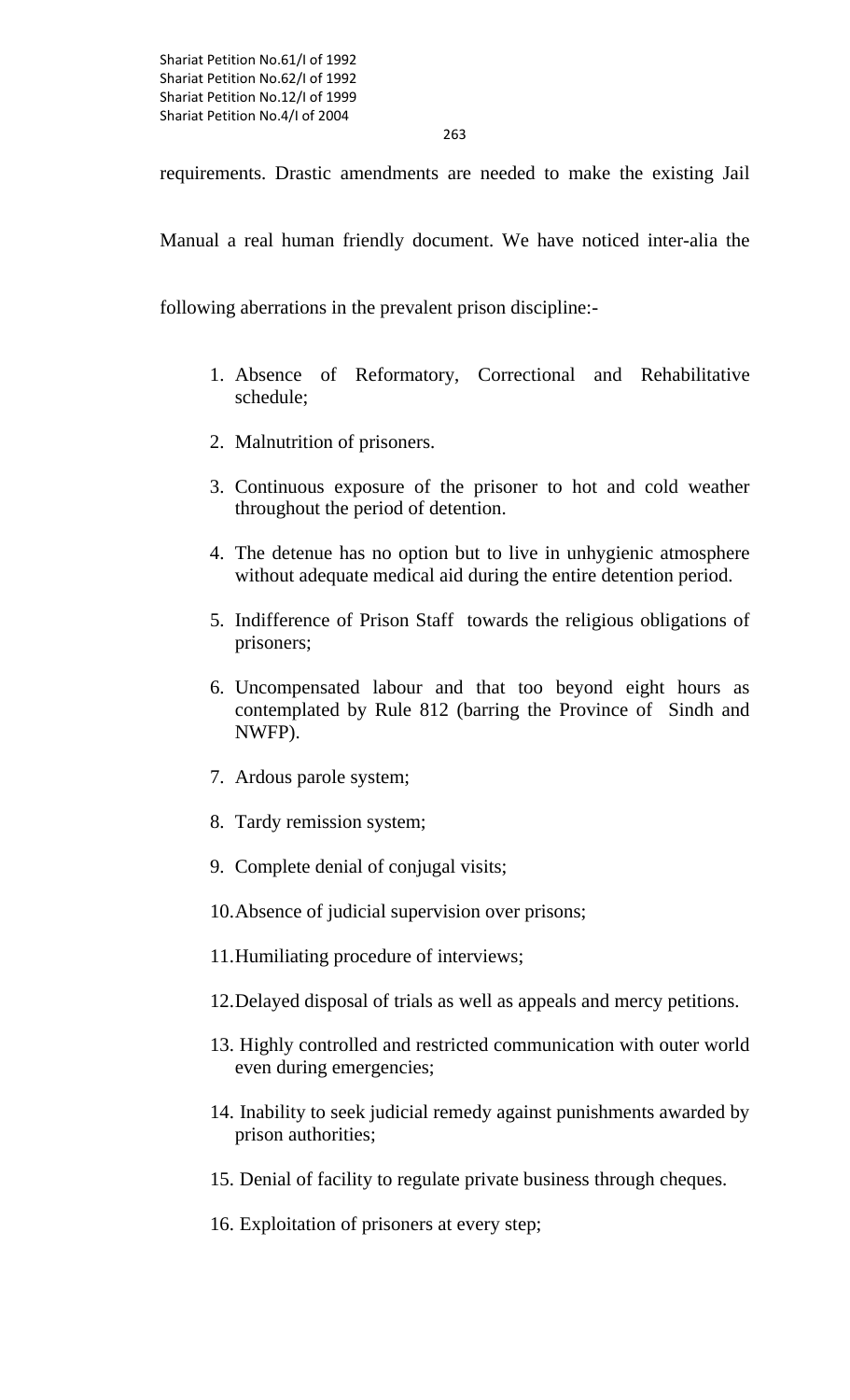requirements. Drastic amendments are needed to make the existing Jail Manual a real human friendly document. We have noticed inter-alia the following aberrations in the prevalent prison discipline:-

1. Absence of Reformatory, Correctional and Rehabilitative schedule;
2. Malnutrition of prisoners.
3. Continuous exposure of the prisoner to hot and cold weather throughout the period of detention.
4. The detenue has no option but to live in unhygienic atmosphere without adequate medical aid during the entire detention period.
5. Indifference of Prison Staff towards the religious obligations of prisoners;
6. Uncompensated labour and that too beyond eight hours as contemplated by Rule 812 (barring the Province of Sindh and NWFP).
7. Ardous parole system;
8. Tardy remission system;
9. Complete denial of conjugal visits;
10. Absence of judicial supervision over prisons;
11. Humiliating procedure of interviews;
12. Delayed disposal of trials as well as appeals and mercy petitions.
13. Highly controlled and restricted communication with outer world even during emergencies;
14. Inability to seek judicial remedy against punishments awarded by prison authorities;
15. Denial of facility to regulate private business through cheques.
16. Exploitation of prisoners at every step;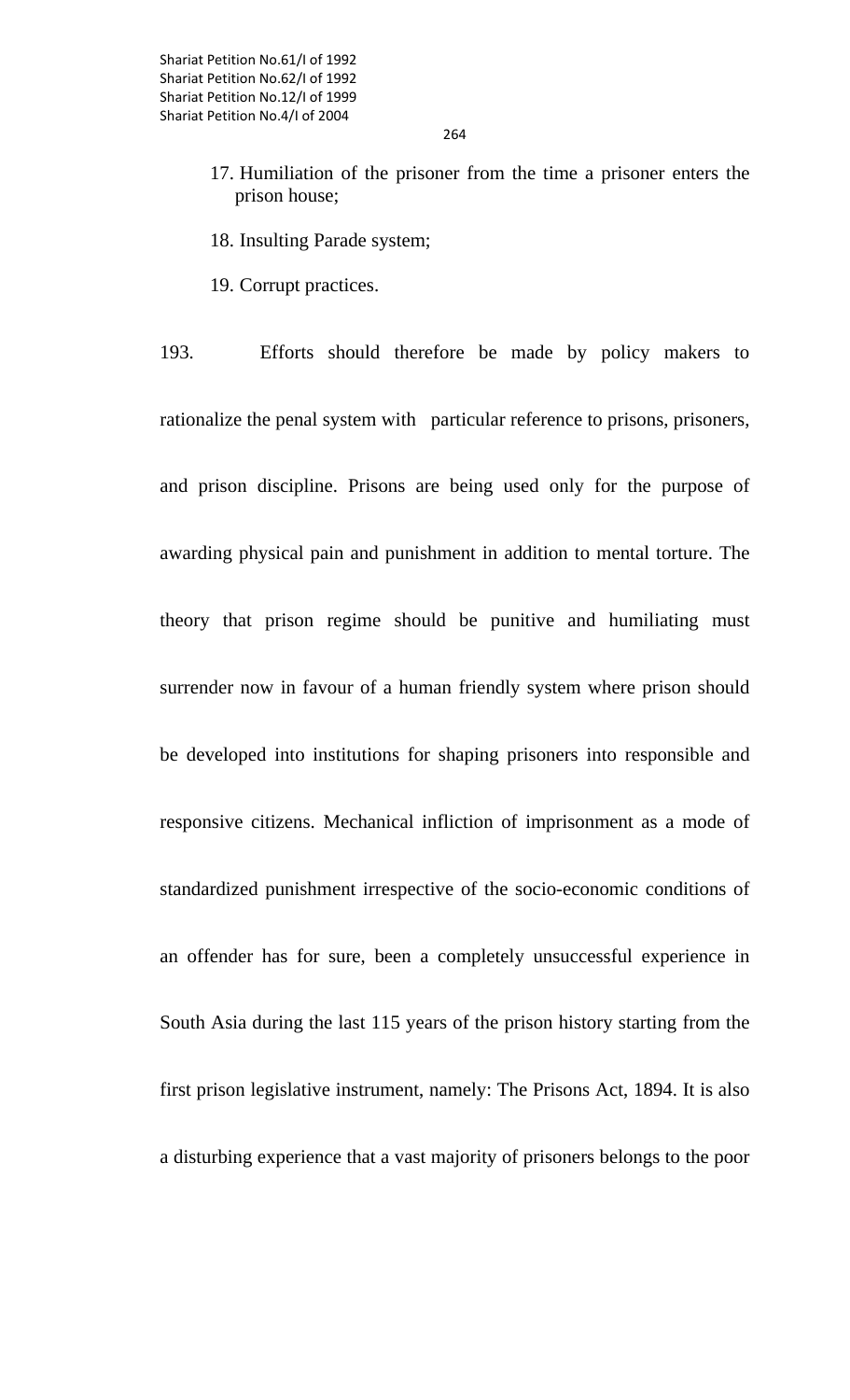17. Humiliation of the prisoner from the time a prisoner enters the prison house;

18. Insulting Parade system;

19. Corrupt practices.

193. Efforts should therefore be made by policy makers to rationalize the penal system with particular reference to prisons, prisoners, and prison discipline. Prisons are being used only for the purpose of awarding physical pain and punishment in addition to mental torture. The theory that prison regime should be punitive and humiliating must surrender now in favour of a human friendly system where prison should be developed into institutions for shaping prisoners into responsible and responsive citizens. Mechanical infliction of imprisonment as a mode of standardized punishment irrespective of the socio-economic conditions of an offender has for sure, been a completely unsuccessful experience in South Asia during the last 115 years of the prison history starting from the first prison legislative instrument, namely: The Prisons Act, 1894. It is also a disturbing experience that a vast majority of prisoners belongs to the poor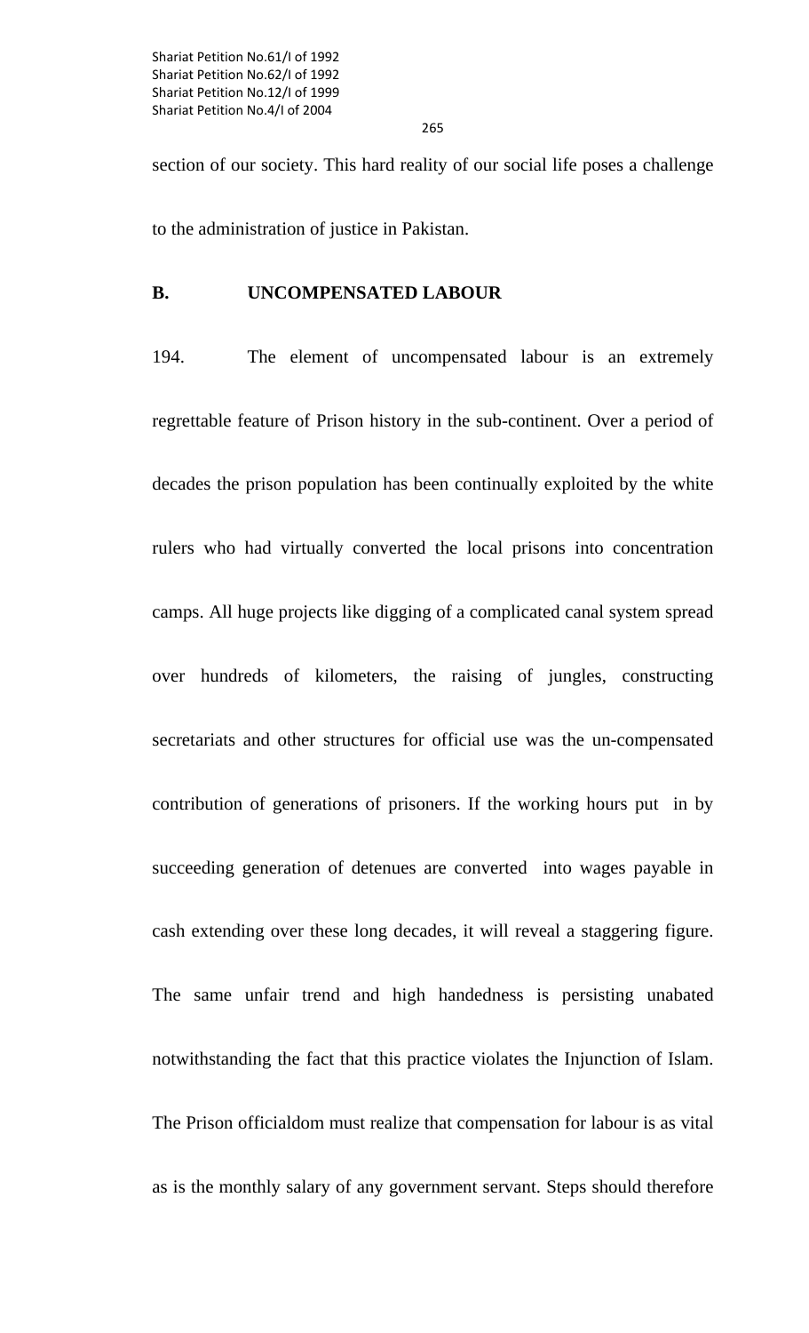section of our society. This hard reality of our social life poses a challenge to the administration of justice in Pakistan.

### B. UNCOMPENSATED LABOUR

194. The element of uncompensated labour is an extremely regrettable feature of Prison history in the sub-continent. Over a period of decades the prison population has been continually exploited by the white rulers who had virtually converted the local prisons into concentration camps. All huge projects like digging of a complicated canal system spread over hundreds of kilometers, the raising of jungles, constructing secretariats and other structures for official use was the un-compensated contribution of generations of prisoners. If the working hours put in by succeeding generation of detenues are converted into wages payable in cash extending over these long decades, it will reveal a staggering figure. The same unfair trend and high handedness is persisting unabated notwithstanding the fact that this practice violates the Injunction of Islam. The Prison officialdom must realize that compensation for labour is as vital as is the monthly salary of any government servant. Steps should therefore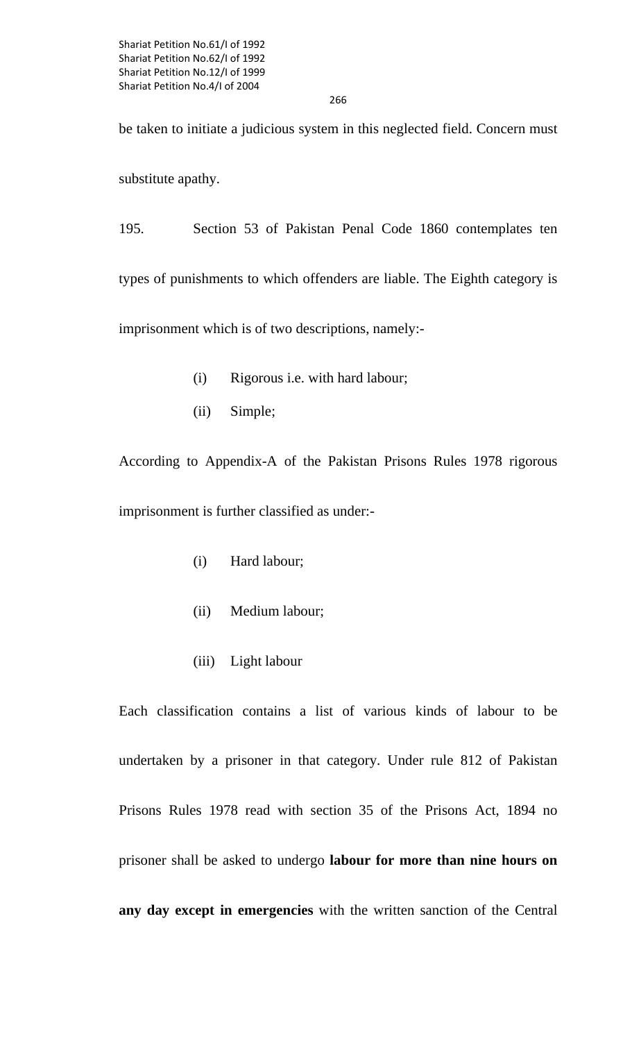be taken to initiate a judicious system in this neglected field. Concern must substitute apathy.

195. Section 53 of Pakistan Penal Code 1860 contemplates ten types of punishments to which offenders are liable. The Eighth category is imprisonment which is of two descriptions, namely:-

- (i) Rigorous i.e. with hard labour;
- (ii) Simple;

According to Appendix-A of the Pakistan Prisons Rules 1978 rigorous imprisonment is further classified as under:-

- (i) Hard labour;
- (ii) Medium labour;
- (iii) Light labour

Each classification contains a list of various kinds of labour to be undertaken by a prisoner in that category. Under rule 812 of Pakistan Prisons Rules 1978 read with section 35 of the Prisons Act, 1894 no prisoner shall be asked to undergo **labour for more than nine hours on any day except in emergencies** with the written sanction of the Central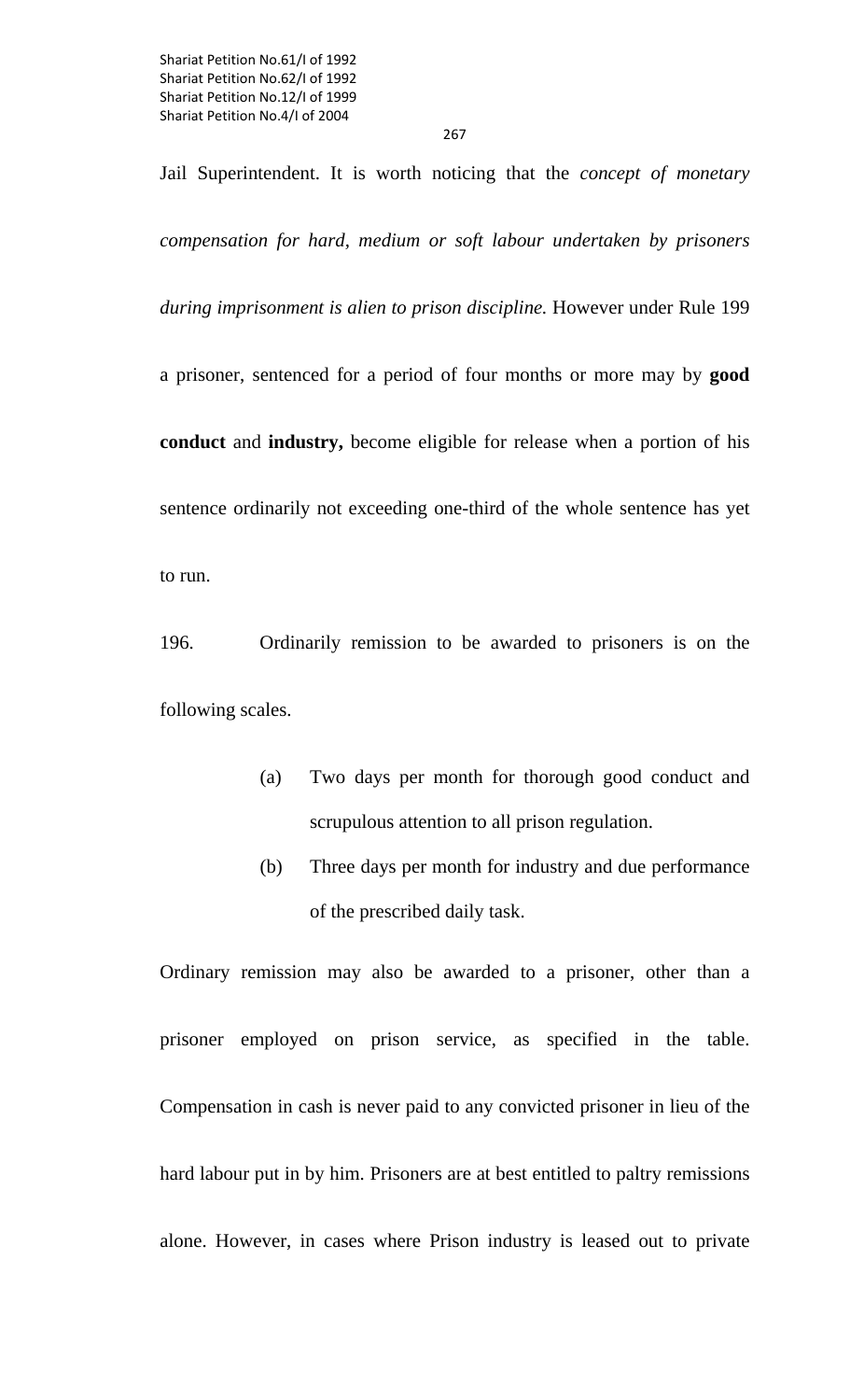Jail Superintendent. It is worth noticing that the *concept of monetary compensation for hard, medium or soft labour undertaken by prisoners during imprisonment is alien to prison discipline.* However under Rule 199 a prisoner, sentenced for a period of four months or more may by **good conduct** and **industry,** become eligible for release when a portion of his sentence ordinarily not exceeding one-third of the whole sentence has yet to run.

196. Ordinarily remission to be awarded to prisoners is on the following scales.

(a) Two days per month for thorough good conduct and scrupulous attention to all prison regulation.

(b) Three days per month for industry and due performance of the prescribed daily task.

Ordinary remission may also be awarded to a prisoner, other than a prisoner employed on prison service, as specified in the table. Compensation in cash is never paid to any convicted prisoner in lieu of the hard labour put in by him. Prisoners are at best entitled to paltry remissions alone. However, in cases where Prison industry is leased out to private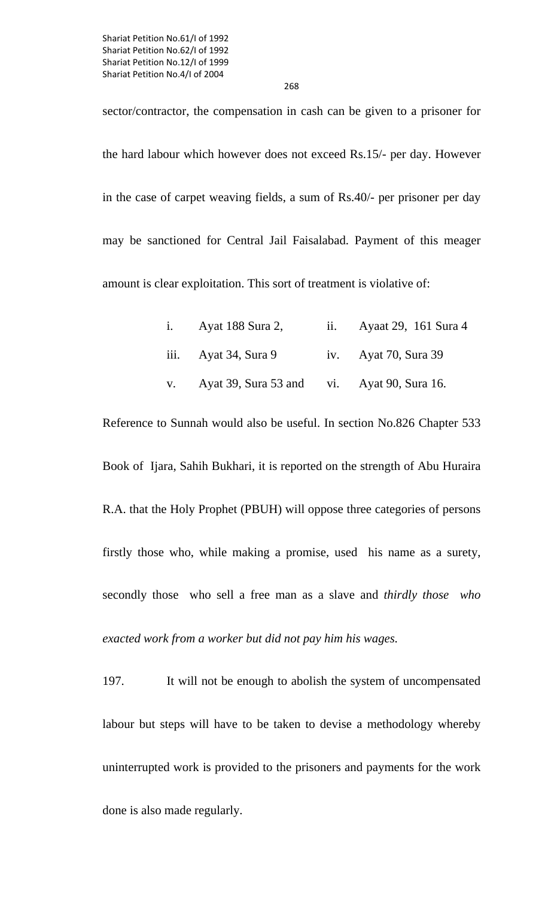sector/contractor, the compensation in cash can be given to a prisoner for the hard labour which however does not exceed Rs.15/- per day. However in the case of carpet weaving fields, a sum of Rs.40/- per prisoner per day may be sanctioned for Central Jail Faisalabad. Payment of this meager amount is clear exploitation. This sort of treatment is violative of:

i. Ayat 188 Sura 2,  ii. Ayaat 29, 161 Sura 4
iii. Ayat 34, Sura 9  iv. Ayat 70, Sura 39
v. Ayat 39, Sura 53 and  vi. Ayat 90, Sura 16.

Reference to Sunnah would also be useful. In section No.826 Chapter 533 Book of Ijara, Sahih Bukhari, it is reported on the strength of Abu Huraira R.A. that the Holy Prophet (PBUH) will oppose three categories of persons firstly those who, while making a promise, used his name as a surety, secondly those who sell a free man as a slave and *thirdly those who exacted work from a worker but did not pay him his wages.*

197. It will not be enough to abolish the system of uncompensated labour but steps will have to be taken to devise a methodology whereby uninterrupted work is provided to the prisoners and payments for the work done is also made regularly.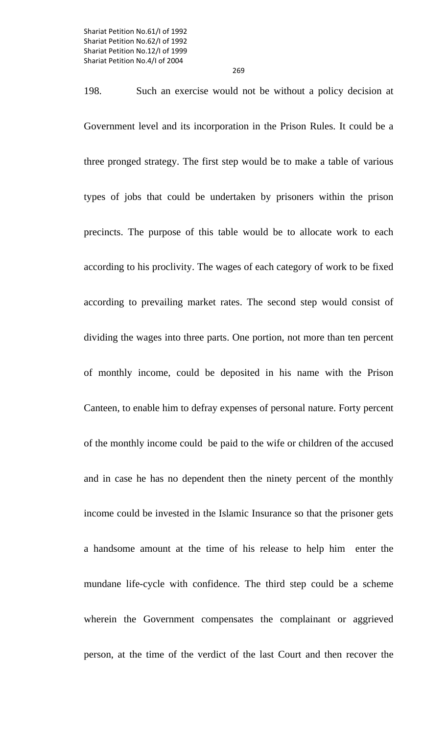198. Such an exercise would not be without a policy decision at Government level and its incorporation in the Prison Rules. It could be a three pronged strategy. The first step would be to make a table of various types of jobs that could be undertaken by prisoners within the prison precincts. The purpose of this table would be to allocate work to each according to his proclivity. The wages of each category of work to be fixed according to prevailing market rates. The second step would consist of dividing the wages into three parts. One portion, not more than ten percent of monthly income, could be deposited in his name with the Prison Canteen, to enable him to defray expenses of personal nature. Forty percent of the monthly income could be paid to the wife or children of the accused and in case he has no dependent then the ninety percent of the monthly income could be invested in the Islamic Insurance so that the prisoner gets a handsome amount at the time of his release to help him enter the mundane life-cycle with confidence. The third step could be a scheme wherein the Government compensates the complainant or aggrieved person, at the time of the verdict of the last Court and then recover the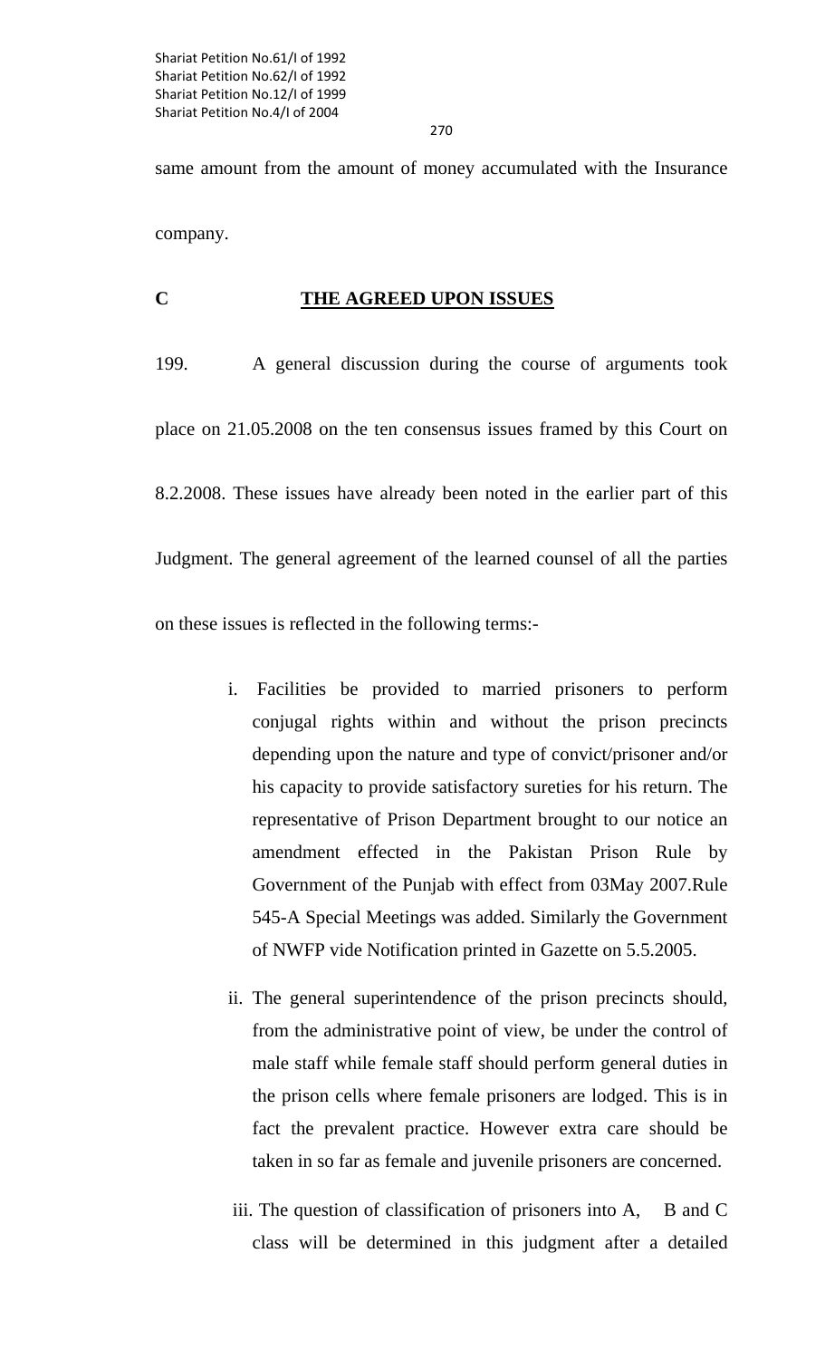same amount from the amount of money accumulated with the Insurance company.

## C THE AGREED UPON ISSUES

199. A general discussion during the course of arguments took place on 21.05.2008 on the ten consensus issues framed by this Court on 8.2.2008. These issues have already been noted in the earlier part of this Judgment. The general agreement of the learned counsel of all the parties on these issues is reflected in the following terms:-

i. Facilities be provided to married prisoners to perform conjugal rights within and without the prison precincts depending upon the nature and type of convict/prisoner and/or his capacity to provide satisfactory sureties for his return. The representative of Prison Department brought to our notice an amendment effected in the Pakistan Prison Rule by Government of the Punjab with effect from 03May 2007.Rule 545-A Special Meetings was added. Similarly the Government of NWFP vide Notification printed in Gazette on 5.5.2005.

ii. The general superintendence of the prison precincts should, from the administrative point of view, be under the control of male staff while female staff should perform general duties in the prison cells where female prisoners are lodged. This is in fact the prevalent practice. However extra care should be taken in so far as female and juvenile prisoners are concerned.

iii. The question of classification of prisoners into A, B and C class will be determined in this judgment after a detailed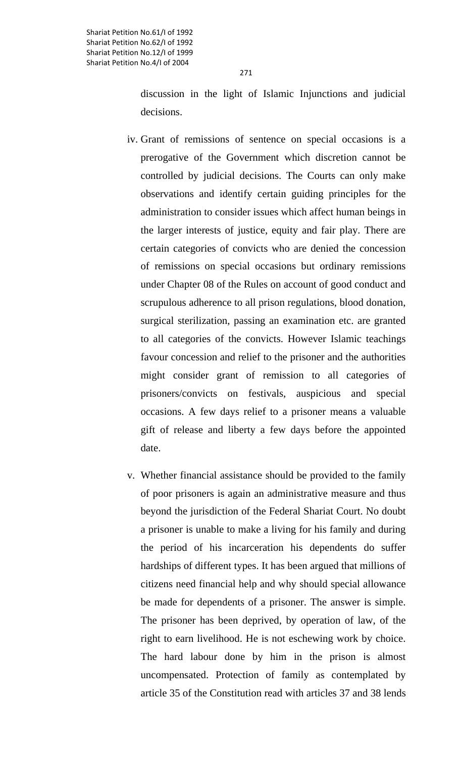discussion in the light of Islamic Injunctions and judicial decisions.

iv. Grant of remissions of sentence on special occasions is a prerogative of the Government which discretion cannot be controlled by judicial decisions. The Courts can only make observations and identify certain guiding principles for the administration to consider issues which affect human beings in the larger interests of justice, equity and fair play. There are certain categories of convicts who are denied the concession of remissions on special occasions but ordinary remissions under Chapter 08 of the Rules on account of good conduct and scrupulous adherence to all prison regulations, blood donation, surgical sterilization, passing an examination etc. are granted to all categories of the convicts. However Islamic teachings favour concession and relief to the prisoner and the authorities might consider grant of remission to all categories of prisoners/convicts on festivals, auspicious and special occasions. A few days relief to a prisoner means a valuable gift of release and liberty a few days before the appointed date.

v. Whether financial assistance should be provided to the family of poor prisoners is again an administrative measure and thus beyond the jurisdiction of the Federal Shariat Court. No doubt a prisoner is unable to make a living for his family and during the period of his incarceration his dependents do suffer hardships of different types. It has been argued that millions of citizens need financial help and why should special allowance be made for dependents of a prisoner. The answer is simple. The prisoner has been deprived, by operation of law, of the right to earn livelihood. He is not eschewing work by choice. The hard labour done by him in the prison is almost uncompensated. Protection of family as contemplated by article 35 of the Constitution read with articles 37 and 38 lends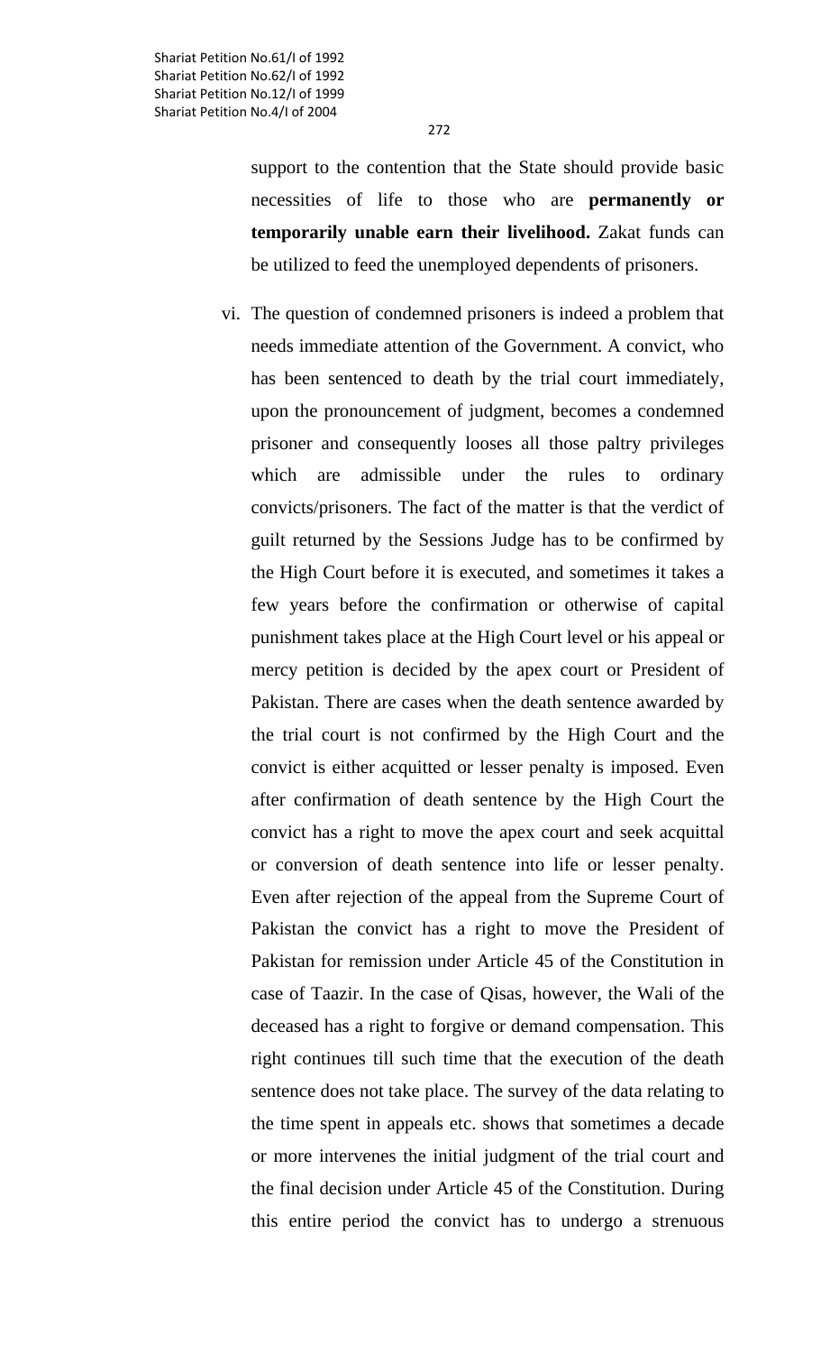support to the contention that the State should provide basic necessities of life to those who are **permanently or temporarily unable earn their livelihood.** Zakat funds can be utilized to feed the unemployed dependents of prisoners.

vi. The question of condemned prisoners is indeed a problem that needs immediate attention of the Government. A convict, who has been sentenced to death by the trial court immediately, upon the pronouncement of judgment, becomes a condemned prisoner and consequently looses all those paltry privileges which are admissible under the rules to ordinary convicts/prisoners. The fact of the matter is that the verdict of guilt returned by the Sessions Judge has to be confirmed by the High Court before it is executed, and sometimes it takes a few years before the confirmation or otherwise of capital punishment takes place at the High Court level or his appeal or mercy petition is decided by the apex court or President of Pakistan. There are cases when the death sentence awarded by the trial court is not confirmed by the High Court and the convict is either acquitted or lesser penalty is imposed. Even after confirmation of death sentence by the High Court the convict has a right to move the apex court and seek acquittal or conversion of death sentence into life or lesser penalty. Even after rejection of the appeal from the Supreme Court of Pakistan the convict has a right to move the President of Pakistan for remission under Article 45 of the Constitution in case of Taazir. In the case of Qisas, however, the Wali of the deceased has a right to forgive or demand compensation. This right continues till such time that the execution of the death sentence does not take place. The survey of the data relating to the time spent in appeals etc. shows that sometimes a decade or more intervenes the initial judgment of the trial court and the final decision under Article 45 of the Constitution. During this entire period the convict has to undergo a strenuous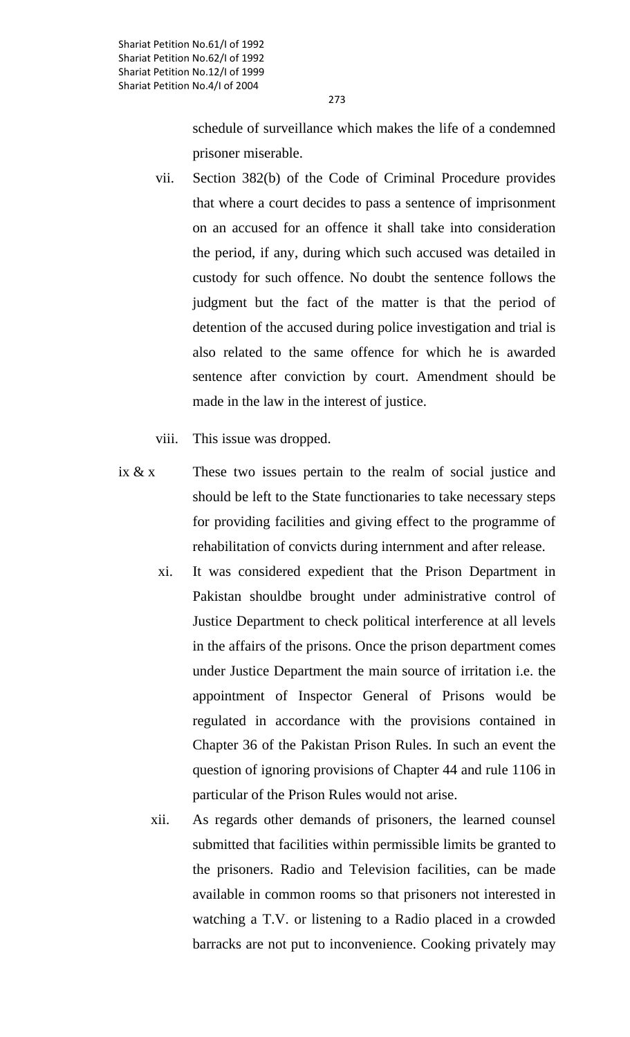schedule of surveillance which makes the life of a condemned prisoner miserable.

vii. Section 382(b) of the Code of Criminal Procedure provides that where a court decides to pass a sentence of imprisonment on an accused for an offence it shall take into consideration the period, if any, during which such accused was detailed in custody for such offence. No doubt the sentence follows the judgment but the fact of the matter is that the period of detention of the accused during police investigation and trial is also related to the same offence for which he is awarded sentence after conviction by court. Amendment should be made in the law in the interest of justice.

viii. This issue was dropped.

ix & x These two issues pertain to the realm of social justice and should be left to the State functionaries to take necessary steps for providing facilities and giving effect to the programme of rehabilitation of convicts during internment and after release.

xi. It was considered expedient that the Prison Department in Pakistan shouldbe brought under administrative control of Justice Department to check political interference at all levels in the affairs of the prisons. Once the prison department comes under Justice Department the main source of irritation i.e. the appointment of Inspector General of Prisons would be regulated in accordance with the provisions contained in Chapter 36 of the Pakistan Prison Rules. In such an event the question of ignoring provisions of Chapter 44 and rule 1106 in particular of the Prison Rules would not arise.

xii. As regards other demands of prisoners, the learned counsel submitted that facilities within permissible limits be granted to the prisoners. Radio and Television facilities, can be made available in common rooms so that prisoners not interested in watching a T.V. or listening to a Radio placed in a crowded barracks are not put to inconvenience. Cooking privately may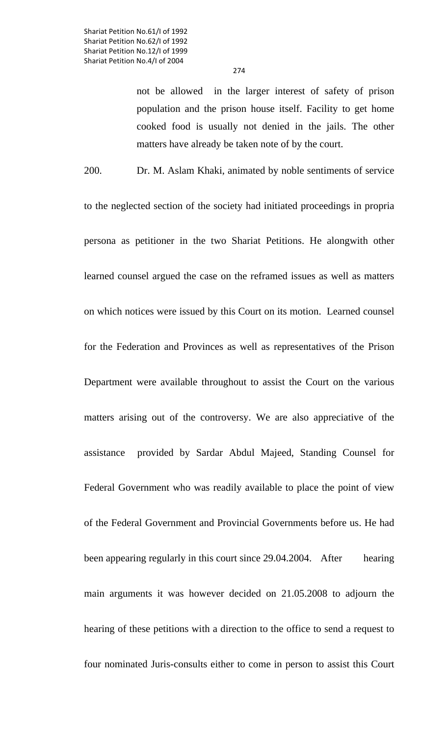not be allowed in the larger interest of safety of prison population and the prison house itself. Facility to get home cooked food is usually not denied in the jails. The other matters have already be taken note of by the court.

200. Dr. M. Aslam Khaki, animated by noble sentiments of service to the neglected section of the society had initiated proceedings in propria persona as petitioner in the two Shariat Petitions. He alongwith other learned counsel argued the case on the reframed issues as well as matters on which notices were issued by this Court on its motion. Learned counsel for the Federation and Provinces as well as representatives of the Prison Department were available throughout to assist the Court on the various matters arising out of the controversy. We are also appreciative of the assistance provided by Sardar Abdul Majeed, Standing Counsel for Federal Government who was readily available to place the point of view of the Federal Government and Provincial Governments before us. He had been appearing regularly in this court since 29.04.2004. After hearing main arguments it was however decided on 21.05.2008 to adjourn the hearing of these petitions with a direction to the office to send a request to four nominated Juris-consults either to come in person to assist this Court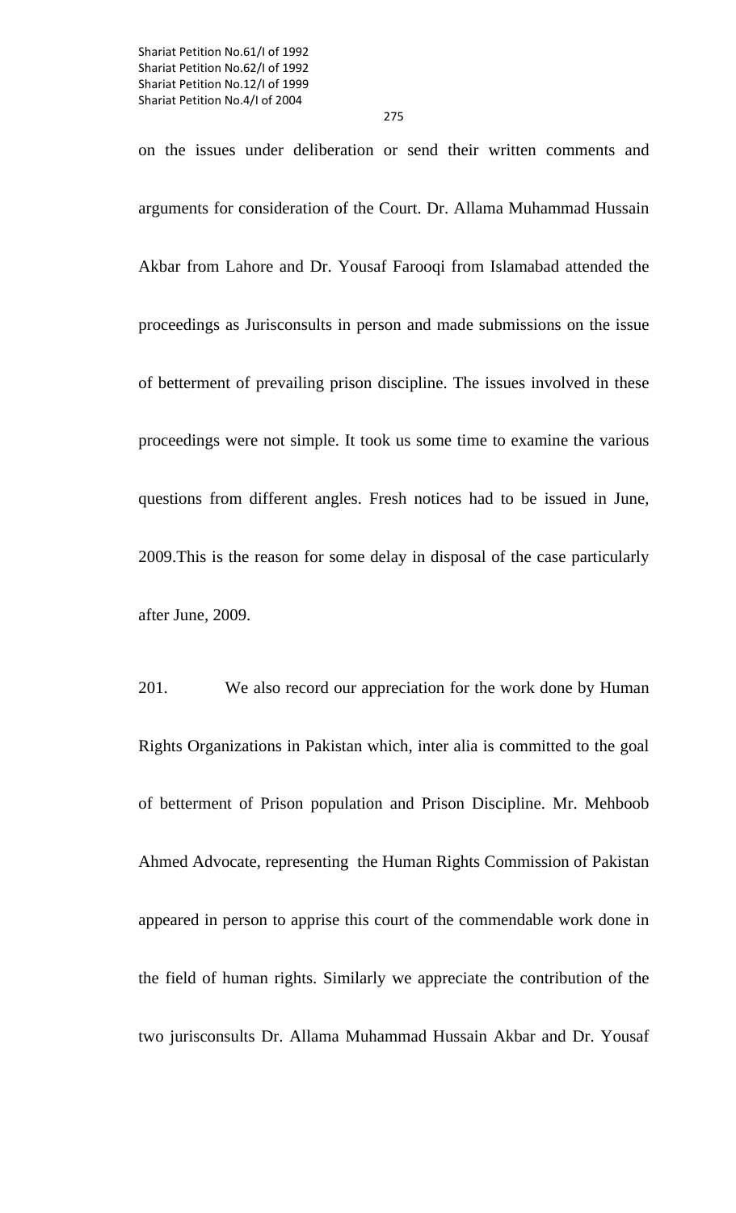on the issues under deliberation or send their written comments and arguments for consideration of the Court. Dr. Allama Muhammad Hussain Akbar from Lahore and Dr. Yousaf Farooqi from Islamabad attended the proceedings as Jurisconsults in person and made submissions on the issue of betterment of prevailing prison discipline. The issues involved in these proceedings were not simple. It took us some time to examine the various questions from different angles. Fresh notices had to be issued in June, 2009.This is the reason for some delay in disposal of the case particularly after June, 2009.

201. We also record our appreciation for the work done by Human Rights Organizations in Pakistan which, inter alia is committed to the goal of betterment of Prison population and Prison Discipline. Mr. Mehboob Ahmed Advocate, representing the Human Rights Commission of Pakistan appeared in person to apprise this court of the commendable work done in the field of human rights. Similarly we appreciate the contribution of the two jurisconsults Dr. Allama Muhammad Hussain Akbar and Dr. Yousaf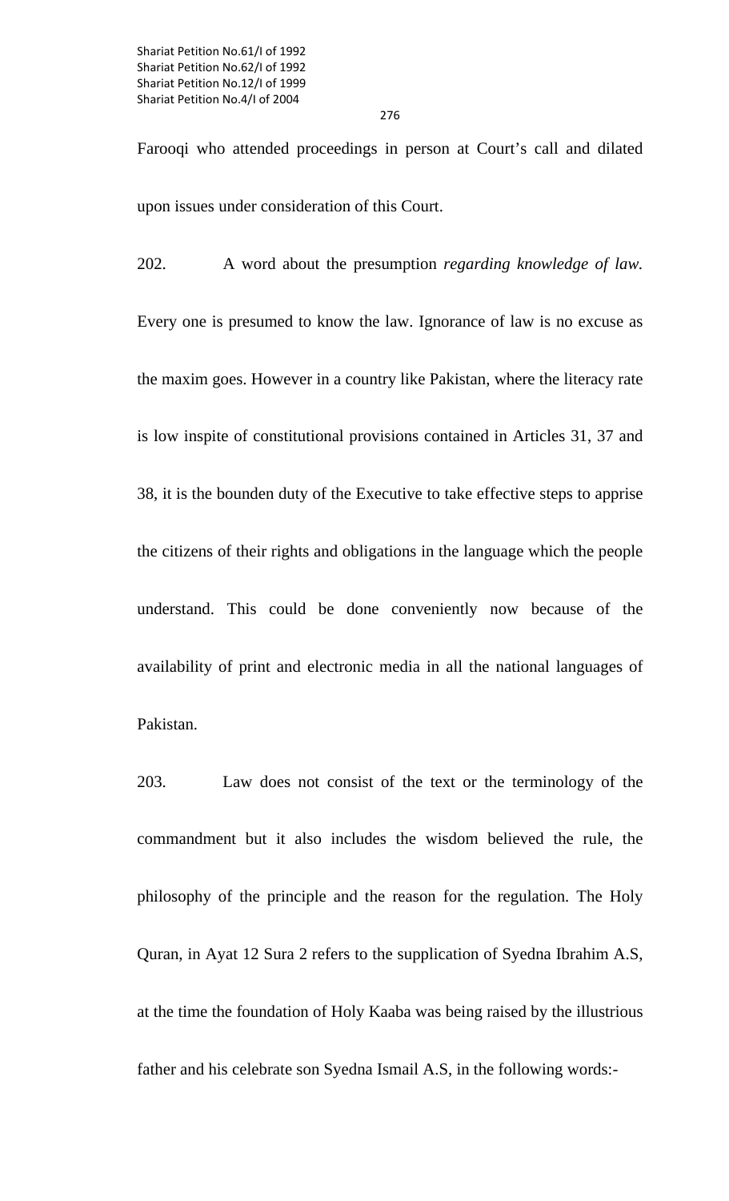Farooqi who attended proceedings in person at Court's call and dilated upon issues under consideration of this Court.

202. A word about the presumption *regarding knowledge of law.* Every one is presumed to know the law. Ignorance of law is no excuse as the maxim goes. However in a country like Pakistan, where the literacy rate is low inspite of constitutional provisions contained in Articles 31, 37 and 38, it is the bounden duty of the Executive to take effective steps to apprise the citizens of their rights and obligations in the language which the people understand. This could be done conveniently now because of the availability of print and electronic media in all the national languages of Pakistan.

203. Law does not consist of the text or the terminology of the commandment but it also includes the wisdom believed the rule, the philosophy of the principle and the reason for the regulation. The Holy Quran, in Ayat 12 Sura 2 refers to the supplication of Syedna Ibrahim A.S, at the time the foundation of Holy Kaaba was being raised by the illustrious father and his celebrate son Syedna Ismail A.S, in the following words:-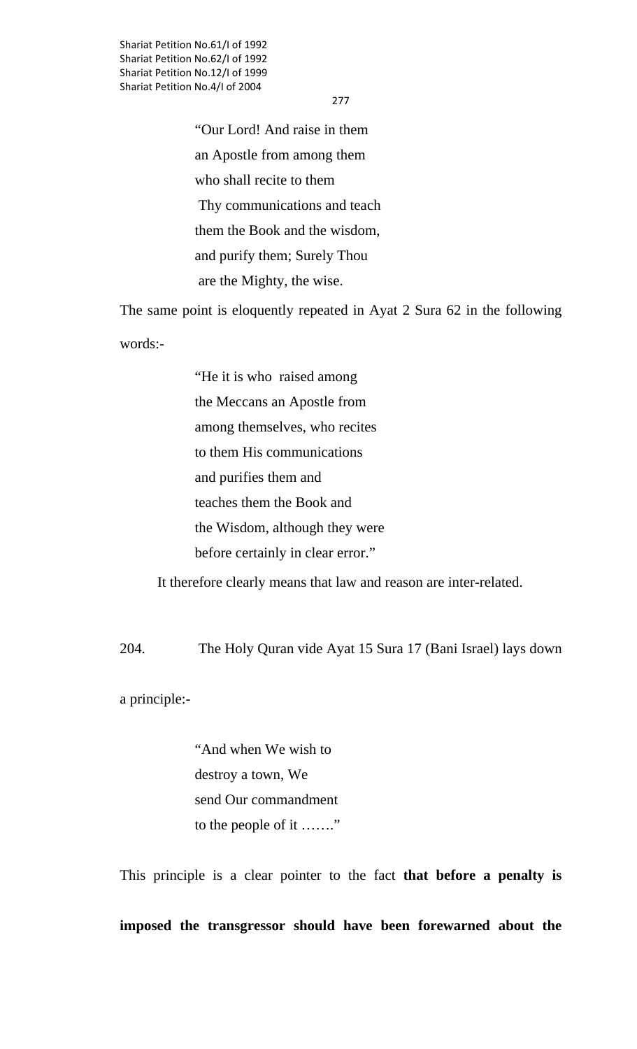> "Our Lord! And raise in them
> an Apostle from among them
> who shall recite to them
> Thy communications and teach
> them the Book and the wisdom,
> and purify them; Surely Thou
> are the Mighty, the wise.

The same point is eloquently repeated in Ayat 2 Sura 62 in the following words:-

> "He it is who raised among
> the Meccans an Apostle from
> among themselves, who recites
> to them His communications
> and purifies them and
> teaches them the Book and
> the Wisdom, although they were
> before certainly in clear error."

It therefore clearly means that law and reason are inter-related.

204. The Holy Quran vide Ayat 15 Sura 17 (Bani Israel) lays down a principle:-

> "And when We wish to
> destroy a town, We
> send Our commandment
> to the people of it ……."

This principle is a clear pointer to the fact **that before a penalty is imposed the transgressor should have been forewarned about the**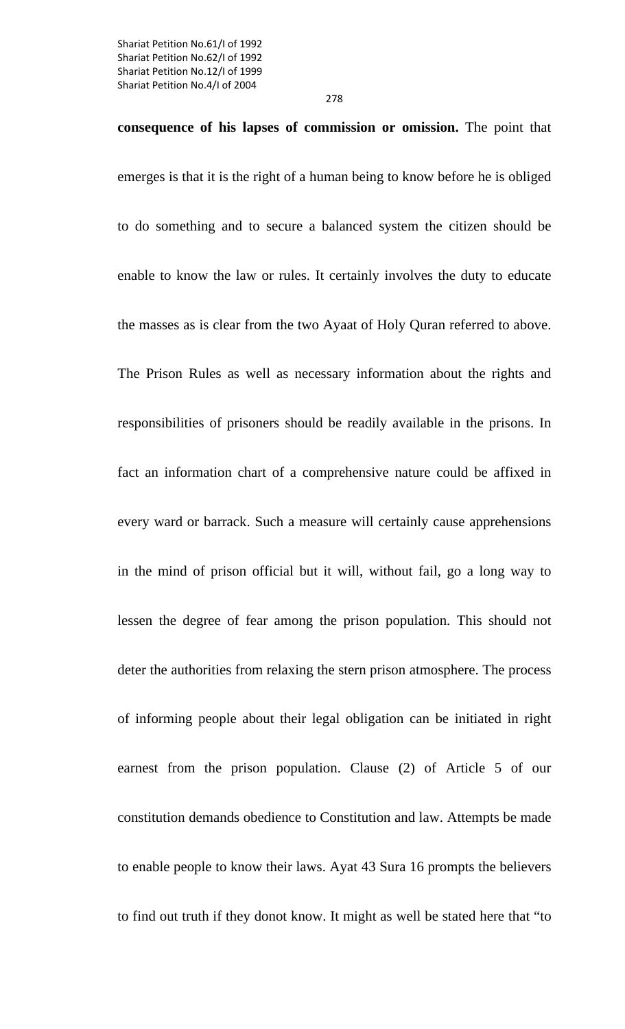**consequence of his lapses of commission or omission.** The point that emerges is that it is the right of a human being to know before he is obliged to do something and to secure a balanced system the citizen should be enable to know the law or rules. It certainly involves the duty to educate the masses as is clear from the two Ayaat of Holy Quran referred to above. The Prison Rules as well as necessary information about the rights and responsibilities of prisoners should be readily available in the prisons. In fact an information chart of a comprehensive nature could be affixed in every ward or barrack. Such a measure will certainly cause apprehensions in the mind of prison official but it will, without fail, go a long way to lessen the degree of fear among the prison population. This should not deter the authorities from relaxing the stern prison atmosphere. The process of informing people about their legal obligation can be initiated in right earnest from the prison population. Clause (2) of Article 5 of our constitution demands obedience to Constitution and law. Attempts be made to enable people to know their laws. Ayat 43 Sura 16 prompts the believers to find out truth if they donot know. It might as well be stated here that "to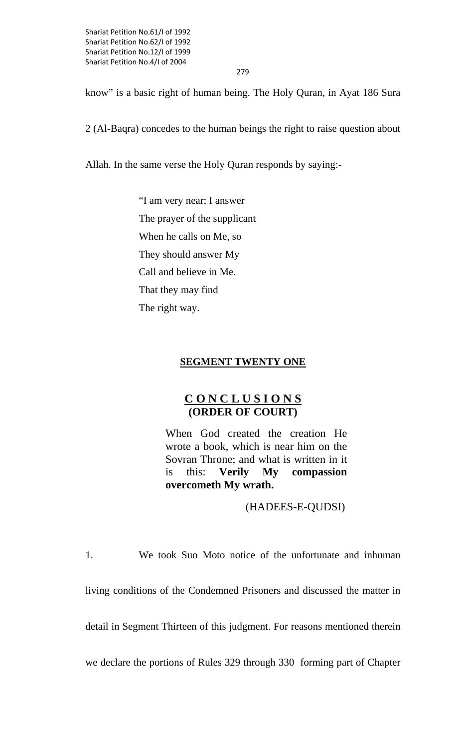know" is a basic right of human being. The Holy Quran, in Ayat 186 Sura 2 (Al-Baqra) concedes to the human beings the right to raise question about Allah. In the same verse the Holy Quran responds by saying:-

> "I am very near; I answer
> The prayer of the supplicant
> When he calls on Me, so
> They should answer My
> Call and believe in Me.
> That they may find
> The right way.

## SEGMENT TWENTY ONE

## C O N C L U S I O N S
## (ORDER OF COURT)

> When God created the creation He wrote a book, which is near him on the Sovran Throne; and what is written in it is this: **Verily My compassion overcometh My wrath.**
>
> (HADEES-E-QUDSI)

1. We took Suo Moto notice of the unfortunate and inhuman living conditions of the Condemned Prisoners and discussed the matter in detail in Segment Thirteen of this judgment. For reasons mentioned therein we declare the portions of Rules 329 through 330 forming part of Chapter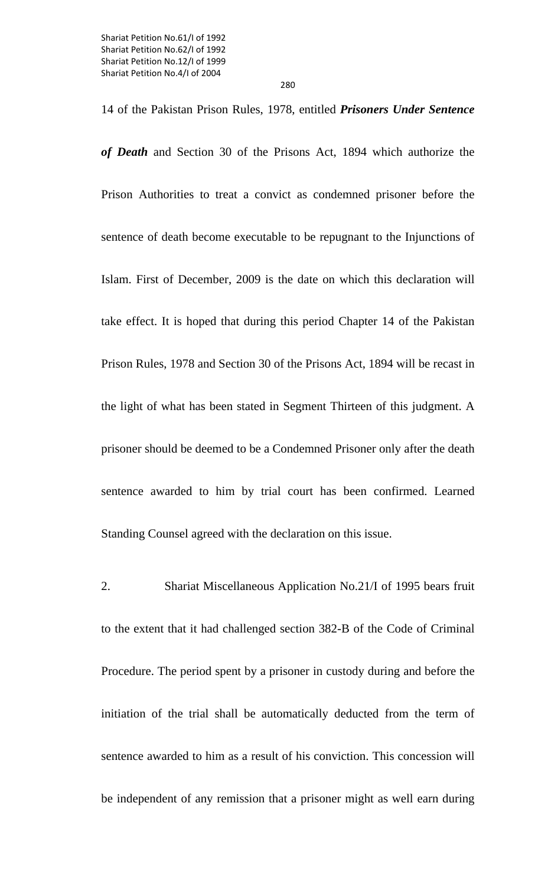14 of the Pakistan Prison Rules, 1978, entitled ***Prisoners Under Sentence of Death*** and Section 30 of the Prisons Act, 1894 which authorize the Prison Authorities to treat a convict as condemned prisoner before the sentence of death become executable to be repugnant to the Injunctions of Islam. First of December, 2009 is the date on which this declaration will take effect. It is hoped that during this period Chapter 14 of the Pakistan Prison Rules, 1978 and Section 30 of the Prisons Act, 1894 will be recast in the light of what has been stated in Segment Thirteen of this judgment. A prisoner should be deemed to be a Condemned Prisoner only after the death sentence awarded to him by trial court has been confirmed. Learned Standing Counsel agreed with the declaration on this issue.

2. Shariat Miscellaneous Application No.21/I of 1995 bears fruit to the extent that it had challenged section 382-B of the Code of Criminal Procedure. The period spent by a prisoner in custody during and before the initiation of the trial shall be automatically deducted from the term of sentence awarded to him as a result of his conviction. This concession will be independent of any remission that a prisoner might as well earn during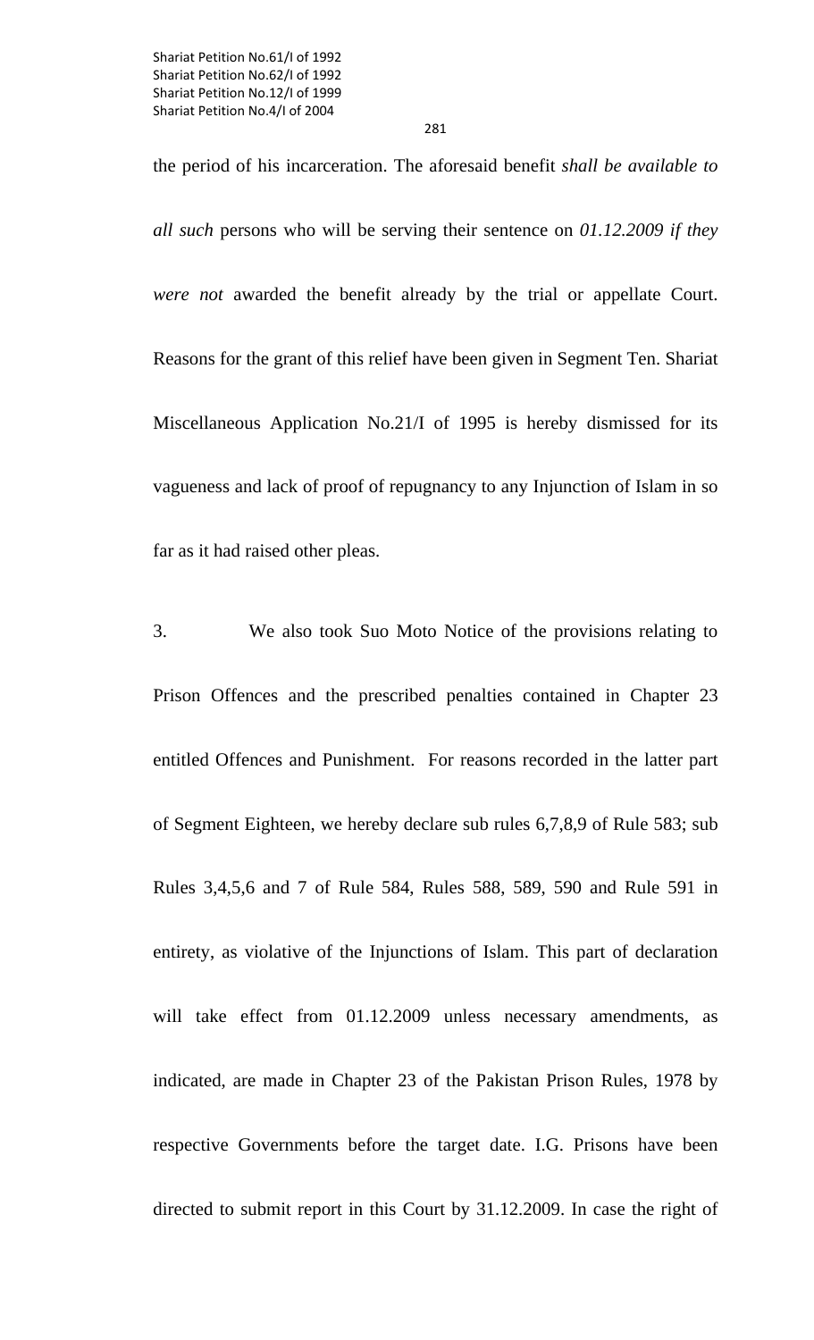the period of his incarceration. The aforesaid benefit *shall be available to all such* persons who will be serving their sentence on *01.12.2009 if they were not* awarded the benefit already by the trial or appellate Court. Reasons for the grant of this relief have been given in Segment Ten. Shariat Miscellaneous Application No.21/I of 1995 is hereby dismissed for its vagueness and lack of proof of repugnancy to any Injunction of Islam in so far as it had raised other pleas.

3. We also took Suo Moto Notice of the provisions relating to Prison Offences and the prescribed penalties contained in Chapter 23 entitled Offences and Punishment. For reasons recorded in the latter part of Segment Eighteen, we hereby declare sub rules 6,7,8,9 of Rule 583; sub Rules 3,4,5,6 and 7 of Rule 584, Rules 588, 589, 590 and Rule 591 in entirety, as violative of the Injunctions of Islam. This part of declaration will take effect from 01.12.2009 unless necessary amendments, as indicated, are made in Chapter 23 of the Pakistan Prison Rules, 1978 by respective Governments before the target date. I.G. Prisons have been directed to submit report in this Court by 31.12.2009. In case the right of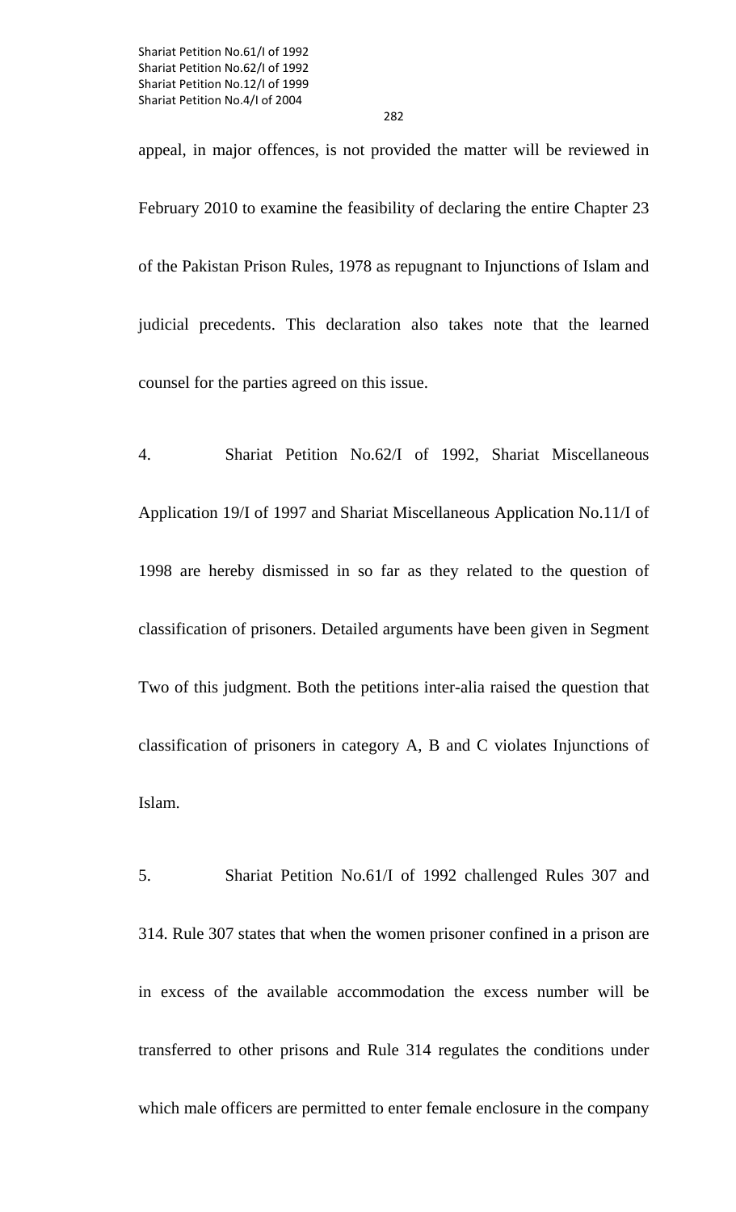appeal, in major offences, is not provided the matter will be reviewed in February 2010 to examine the feasibility of declaring the entire Chapter 23 of the Pakistan Prison Rules, 1978 as repugnant to Injunctions of Islam and judicial precedents. This declaration also takes note that the learned counsel for the parties agreed on this issue.

4. Shariat Petition No.62/I of 1992, Shariat Miscellaneous Application 19/I of 1997 and Shariat Miscellaneous Application No.11/I of 1998 are hereby dismissed in so far as they related to the question of classification of prisoners. Detailed arguments have been given in Segment Two of this judgment. Both the petitions inter-alia raised the question that classification of prisoners in category A, B and C violates Injunctions of Islam.

5. Shariat Petition No.61/I of 1992 challenged Rules 307 and 314. Rule 307 states that when the women prisoner confined in a prison are in excess of the available accommodation the excess number will be transferred to other prisons and Rule 314 regulates the conditions under which male officers are permitted to enter female enclosure in the company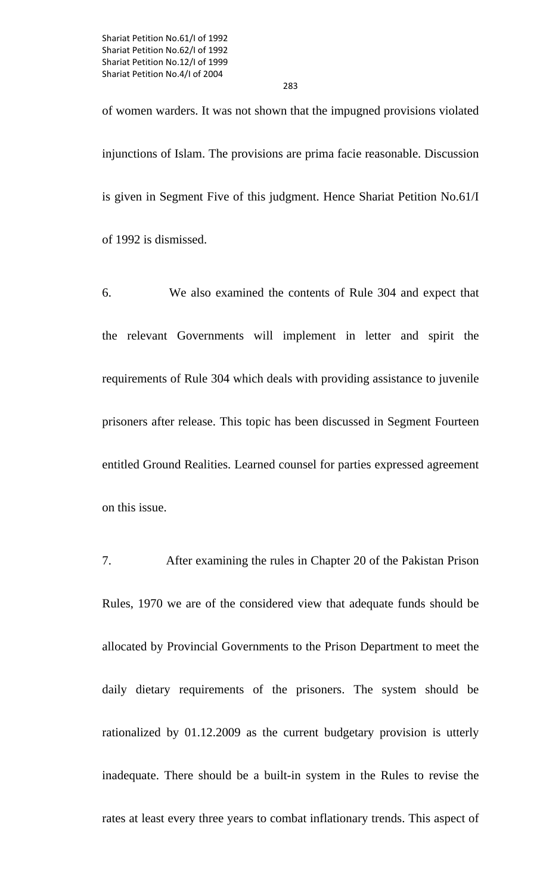of women warders. It was not shown that the impugned provisions violated injunctions of Islam. The provisions are prima facie reasonable. Discussion is given in Segment Five of this judgment. Hence Shariat Petition No.61/I of 1992 is dismissed.

6. We also examined the contents of Rule 304 and expect that the relevant Governments will implement in letter and spirit the requirements of Rule 304 which deals with providing assistance to juvenile prisoners after release. This topic has been discussed in Segment Fourteen entitled Ground Realities. Learned counsel for parties expressed agreement on this issue.

7. After examining the rules in Chapter 20 of the Pakistan Prison Rules, 1970 we are of the considered view that adequate funds should be allocated by Provincial Governments to the Prison Department to meet the daily dietary requirements of the prisoners. The system should be rationalized by 01.12.2009 as the current budgetary provision is utterly inadequate. There should be a built-in system in the Rules to revise the rates at least every three years to combat inflationary trends. This aspect of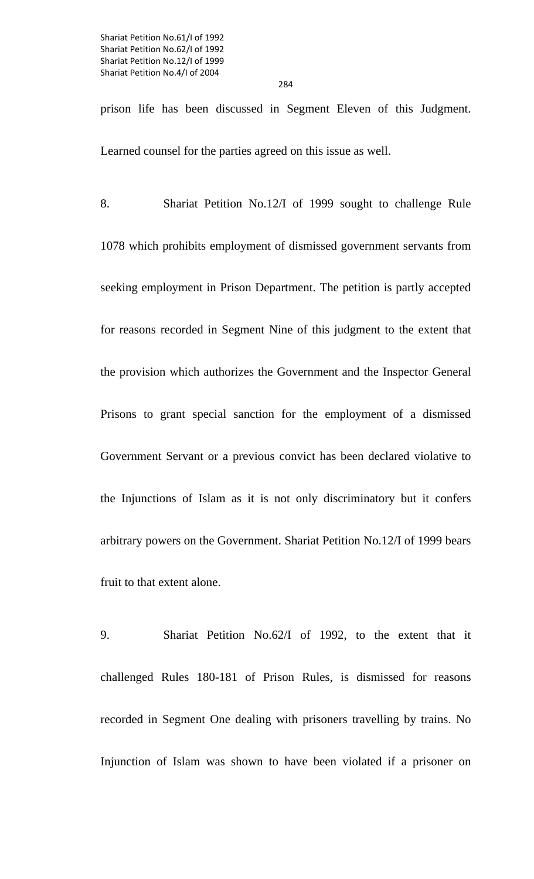prison life has been discussed in Segment Eleven of this Judgment. Learned counsel for the parties agreed on this issue as well.

8. Shariat Petition No.12/I of 1999 sought to challenge Rule 1078 which prohibits employment of dismissed government servants from seeking employment in Prison Department. The petition is partly accepted for reasons recorded in Segment Nine of this judgment to the extent that the provision which authorizes the Government and the Inspector General Prisons to grant special sanction for the employment of a dismissed Government Servant or a previous convict has been declared violative to the Injunctions of Islam as it is not only discriminatory but it confers arbitrary powers on the Government. Shariat Petition No.12/I of 1999 bears fruit to that extent alone.

9. Shariat Petition No.62/I of 1992, to the extent that it challenged Rules 180-181 of Prison Rules, is dismissed for reasons recorded in Segment One dealing with prisoners travelling by trains. No Injunction of Islam was shown to have been violated if a prisoner on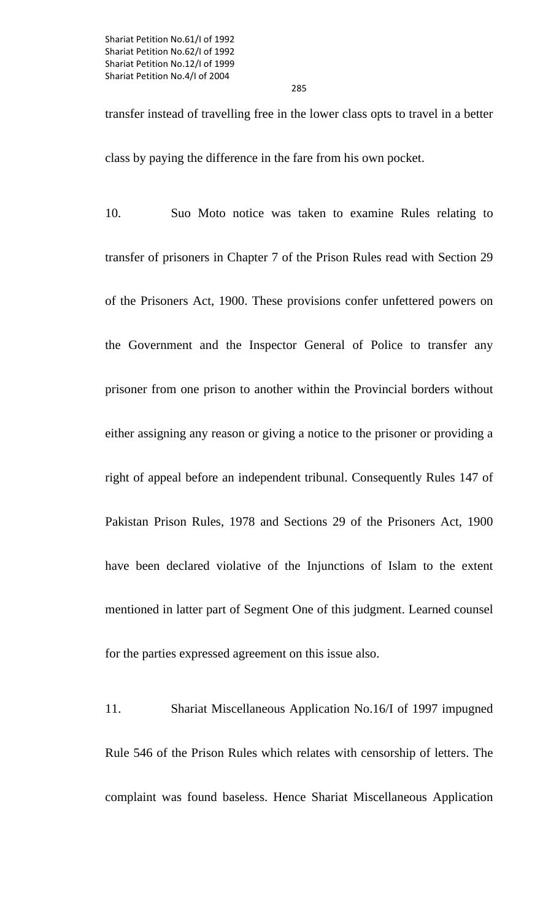transfer instead of travelling free in the lower class opts to travel in a better class by paying the difference in the fare from his own pocket.

10. Suo Moto notice was taken to examine Rules relating to transfer of prisoners in Chapter 7 of the Prison Rules read with Section 29 of the Prisoners Act, 1900. These provisions confer unfettered powers on the Government and the Inspector General of Police to transfer any prisoner from one prison to another within the Provincial borders without either assigning any reason or giving a notice to the prisoner or providing a right of appeal before an independent tribunal. Consequently Rules 147 of Pakistan Prison Rules, 1978 and Sections 29 of the Prisoners Act, 1900 have been declared violative of the Injunctions of Islam to the extent mentioned in latter part of Segment One of this judgment. Learned counsel for the parties expressed agreement on this issue also.

11. Shariat Miscellaneous Application No.16/I of 1997 impugned Rule 546 of the Prison Rules which relates with censorship of letters. The complaint was found baseless. Hence Shariat Miscellaneous Application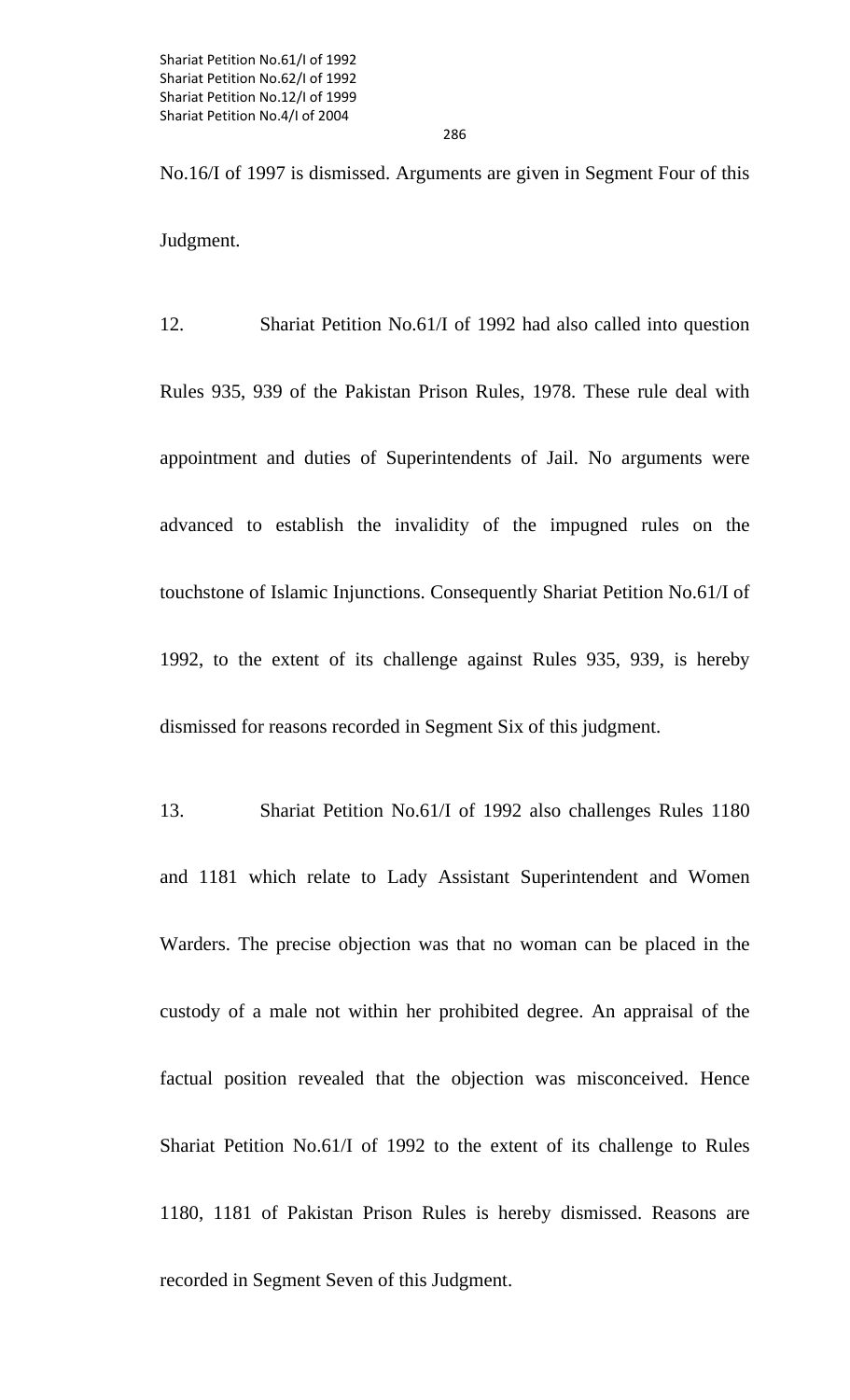No.16/I of 1997 is dismissed. Arguments are given in Segment Four of this Judgment.

12. Shariat Petition No.61/I of 1992 had also called into question Rules 935, 939 of the Pakistan Prison Rules, 1978. These rule deal with appointment and duties of Superintendents of Jail. No arguments were advanced to establish the invalidity of the impugned rules on the touchstone of Islamic Injunctions. Consequently Shariat Petition No.61/I of 1992, to the extent of its challenge against Rules 935, 939, is hereby dismissed for reasons recorded in Segment Six of this judgment.

13. Shariat Petition No.61/I of 1992 also challenges Rules 1180 and 1181 which relate to Lady Assistant Superintendent and Women Warders. The precise objection was that no woman can be placed in the custody of a male not within her prohibited degree. An appraisal of the factual position revealed that the objection was misconceived. Hence Shariat Petition No.61/I of 1992 to the extent of its challenge to Rules 1180, 1181 of Pakistan Prison Rules is hereby dismissed. Reasons are recorded in Segment Seven of this Judgment.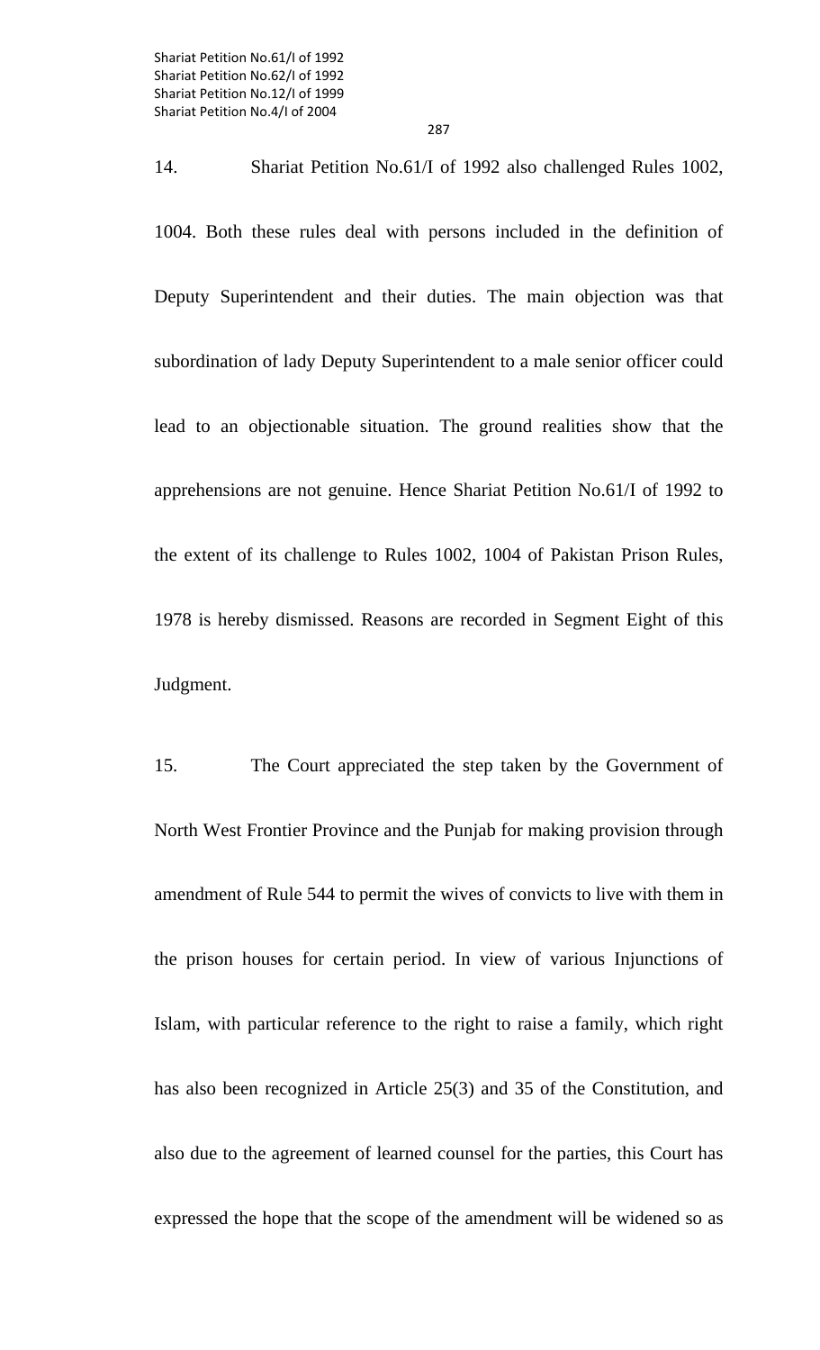14. Shariat Petition No.61/I of 1992 also challenged Rules 1002, 1004. Both these rules deal with persons included in the definition of Deputy Superintendent and their duties. The main objection was that subordination of lady Deputy Superintendent to a male senior officer could lead to an objectionable situation. The ground realities show that the apprehensions are not genuine. Hence Shariat Petition No.61/I of 1992 to the extent of its challenge to Rules 1002, 1004 of Pakistan Prison Rules, 1978 is hereby dismissed. Reasons are recorded in Segment Eight of this Judgment.

15. The Court appreciated the step taken by the Government of North West Frontier Province and the Punjab for making provision through amendment of Rule 544 to permit the wives of convicts to live with them in the prison houses for certain period. In view of various Injunctions of Islam, with particular reference to the right to raise a family, which right has also been recognized in Article 25(3) and 35 of the Constitution, and also due to the agreement of learned counsel for the parties, this Court has expressed the hope that the scope of the amendment will be widened so as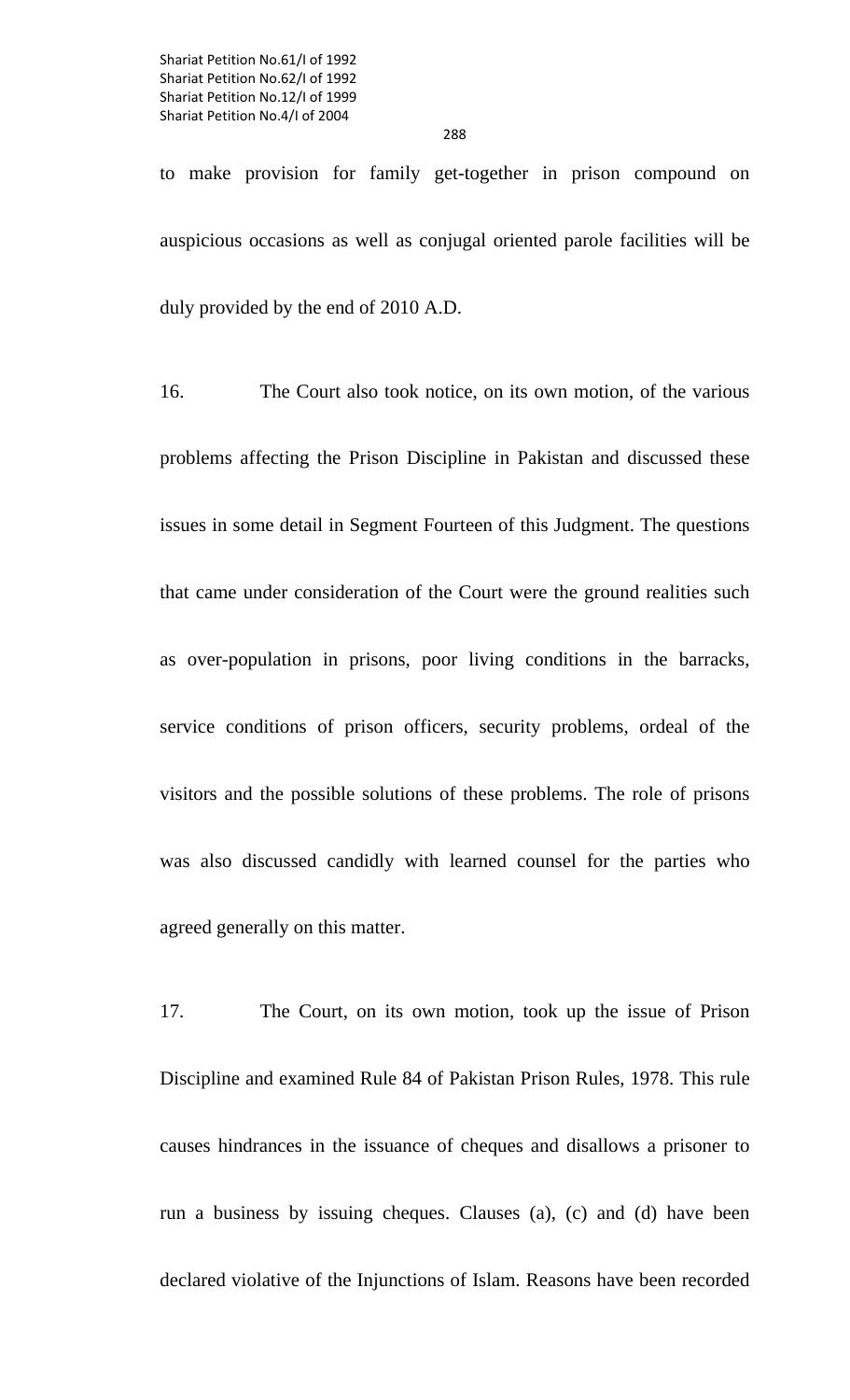to make provision for family get-together in prison compound on auspicious occasions as well as conjugal oriented parole facilities will be duly provided by the end of 2010 A.D.

16. The Court also took notice, on its own motion, of the various problems affecting the Prison Discipline in Pakistan and discussed these issues in some detail in Segment Fourteen of this Judgment. The questions that came under consideration of the Court were the ground realities such as over-population in prisons, poor living conditions in the barracks, service conditions of prison officers, security problems, ordeal of the visitors and the possible solutions of these problems. The role of prisons was also discussed candidly with learned counsel for the parties who agreed generally on this matter.

17. The Court, on its own motion, took up the issue of Prison Discipline and examined Rule 84 of Pakistan Prison Rules, 1978. This rule causes hindrances in the issuance of cheques and disallows a prisoner to run a business by issuing cheques. Clauses (a), (c) and (d) have been declared violative of the Injunctions of Islam. Reasons have been recorded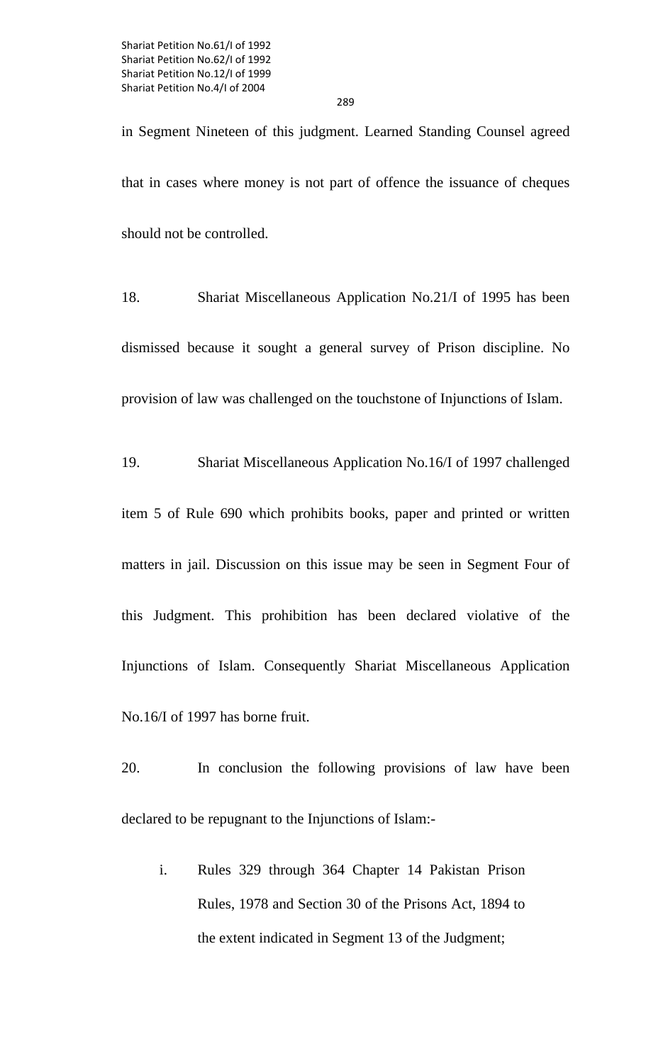in Segment Nineteen of this judgment. Learned Standing Counsel agreed that in cases where money is not part of offence the issuance of cheques should not be controlled.

18. Shariat Miscellaneous Application No.21/I of 1995 has been dismissed because it sought a general survey of Prison discipline. No provision of law was challenged on the touchstone of Injunctions of Islam.

19. Shariat Miscellaneous Application No.16/I of 1997 challenged item 5 of Rule 690 which prohibits books, paper and printed or written matters in jail. Discussion on this issue may be seen in Segment Four of this Judgment. This prohibition has been declared violative of the Injunctions of Islam. Consequently Shariat Miscellaneous Application No.16/I of 1997 has borne fruit.

20. In conclusion the following provisions of law have been declared to be repugnant to the Injunctions of Islam:-

i. Rules 329 through 364 Chapter 14 Pakistan Prison Rules, 1978 and Section 30 of the Prisons Act, 1894 to the extent indicated in Segment 13 of the Judgment;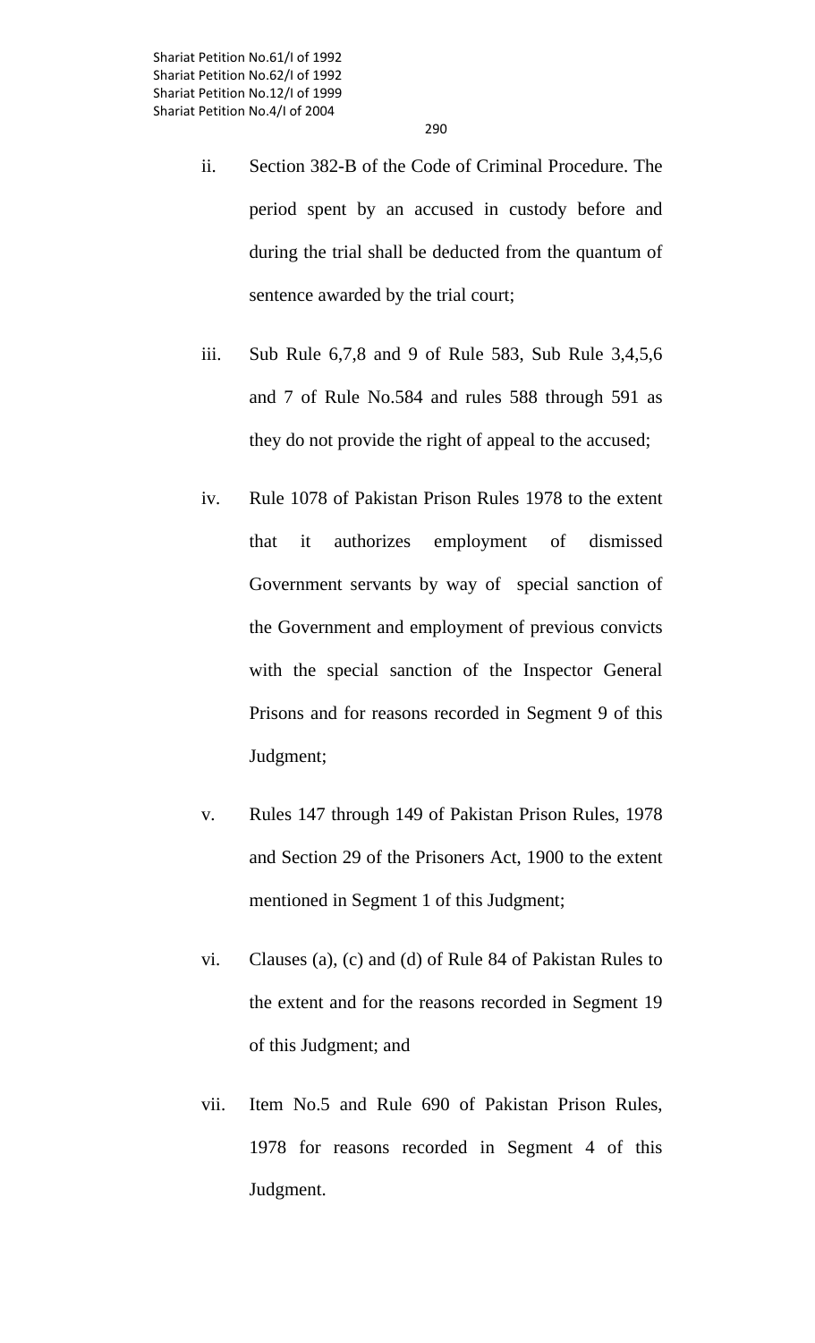ii. Section 382-B of the Code of Criminal Procedure. The period spent by an accused in custody before and during the trial shall be deducted from the quantum of sentence awarded by the trial court;

iii. Sub Rule 6,7,8 and 9 of Rule 583, Sub Rule 3,4,5,6 and 7 of Rule No.584 and rules 588 through 591 as they do not provide the right of appeal to the accused;

iv. Rule 1078 of Pakistan Prison Rules 1978 to the extent that it authorizes employment of dismissed Government servants by way of special sanction of the Government and employment of previous convicts with the special sanction of the Inspector General Prisons and for reasons recorded in Segment 9 of this Judgment;

v. Rules 147 through 149 of Pakistan Prison Rules, 1978 and Section 29 of the Prisoners Act, 1900 to the extent mentioned in Segment 1 of this Judgment;

vi. Clauses (a), (c) and (d) of Rule 84 of Pakistan Rules to the extent and for the reasons recorded in Segment 19 of this Judgment; and

vii. Item No.5 and Rule 690 of Pakistan Prison Rules, 1978 for reasons recorded in Segment 4 of this Judgment.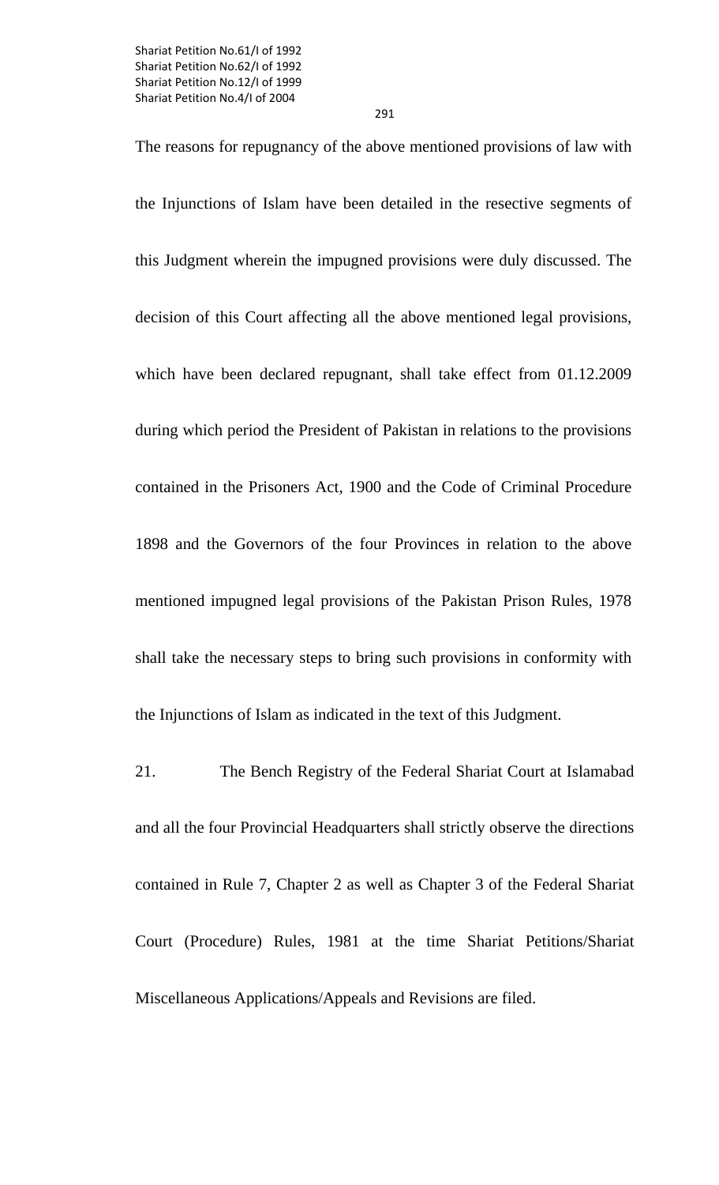The reasons for repugnancy of the above mentioned provisions of law with the Injunctions of Islam have been detailed in the resective segments of this Judgment wherein the impugned provisions were duly discussed. The decision of this Court affecting all the above mentioned legal provisions, which have been declared repugnant, shall take effect from 01.12.2009 during which period the President of Pakistan in relations to the provisions contained in the Prisoners Act, 1900 and the Code of Criminal Procedure 1898 and the Governors of the four Provinces in relation to the above mentioned impugned legal provisions of the Pakistan Prison Rules, 1978 shall take the necessary steps to bring such provisions in conformity with the Injunctions of Islam as indicated in the text of this Judgment.

21. The Bench Registry of the Federal Shariat Court at Islamabad and all the four Provincial Headquarters shall strictly observe the directions contained in Rule 7, Chapter 2 as well as Chapter 3 of the Federal Shariat Court (Procedure) Rules, 1981 at the time Shariat Petitions/Shariat Miscellaneous Applications/Appeals and Revisions are filed.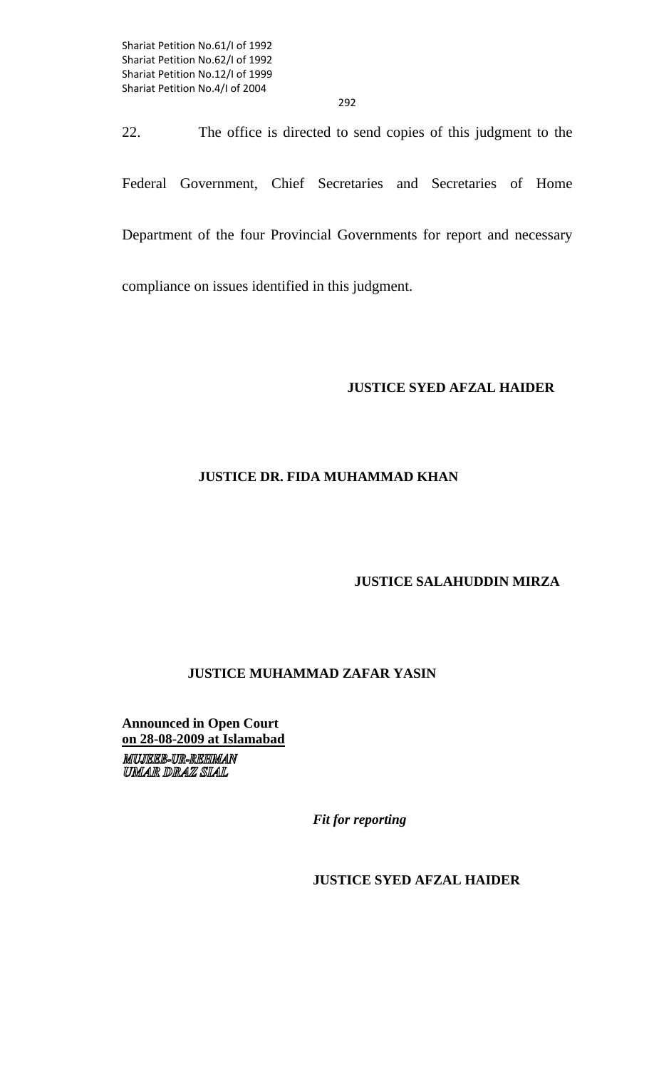22. The office is directed to send copies of this judgment to the Federal Government, Chief Secretaries and Secretaries of Home Department of the four Provincial Governments for report and necessary compliance on issues identified in this judgment.

**JUSTICE SYED AFZAL HAIDER**

**JUSTICE DR. FIDA MUHAMMAD KHAN**

**JUSTICE SALAHUDDIN MIRZA**

**JUSTICE MUHAMMAD ZAFAR YASIN**

**Announced in Open Court**
**on 28-08-2009 at Islamabad**

*MUJEEB-UR-REHMAN*
*UMAR DRAZ SIAL*

***Fit for reporting***

**JUSTICE SYED AFZAL HAIDER**